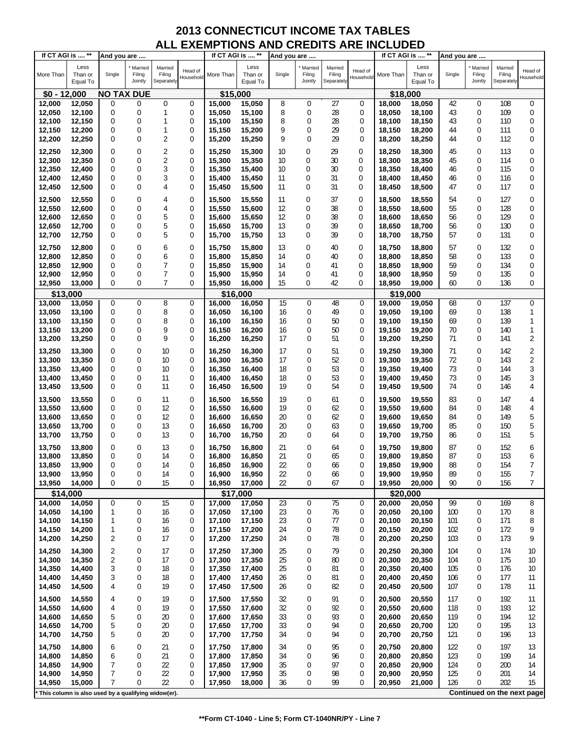# 2013 CONNECTICUT INCOME TAX TABLES
## ALL EXEMPTIONS AND CREDITS ARE INCLUDED

| If CT AGI is .... ** | | And you are .... | | | | If CT AGI is .... ** | | And you are .... | | | | If CT AGI is .... ** | | And you are .... | | | |
|---|---|---|---|---|---|---|---|---|---|---|---|---|---|---|---|---|---|
| More Than | Less Than or Equal To | Single | * Married Filing Jointly | Married Filing Separately | Head of Household | More Than | Less Than or Equal To | Single | * Married Filing Jointly | Married Filing Separately | Head of Household | More Than | Less Than or Equal To | Single | * Married Filing Jointly | Married Filing Separately | Head of Household |
| **$0 - 12,000** | | **NO TAX DUE** | | | | **$15,000** | | | | | | **$18,000** | | | | | |
| 12,000 | 12,050 | 0 | 0 | 0 | 0 | 15,000 | 15,050 | 8 | 0 | 27 | 0 | 18,000 | 18,050 | 42 | 0 | 108 | 0 |
| 12,050 | 12,100 | 0 | 0 | 1 | 0 | 15,050 | 15,100 | 8 | 0 | 28 | 0 | 18,050 | 18,100 | 43 | 0 | 109 | 0 |
| 12,100 | 12,150 | 0 | 0 | 1 | 0 | 15,100 | 15,150 | 8 | 0 | 28 | 0 | 18,100 | 18,150 | 43 | 0 | 110 | 0 |
| 12,150 | 12,200 | 0 | 0 | 1 | 0 | 15,150 | 15,200 | 9 | 0 | 29 | 0 | 18,150 | 18,200 | 44 | 0 | 111 | 0 |
| 12,200 | 12,250 | 0 | 0 | 2 | 0 | 15,200 | 15,250 | 9 | 0 | 29 | 0 | 18,200 | 18,250 | 44 | 0 | 112 | 0 |
| 12,250 | 12,300 | 0 | 0 | 2 | 0 | 15,250 | 15,300 | 10 | 0 | 29 | 0 | 18,250 | 18,300 | 45 | 0 | 113 | 0 |
| 12,300 | 12,350 | 0 | 0 | 2 | 0 | 15,300 | 15,350 | 10 | 0 | 30 | 0 | 18,300 | 18,350 | 45 | 0 | 114 | 0 |
| 12,350 | 12,400 | 0 | 0 | 3 | 0 | 15,350 | 15,400 | 10 | 0 | 30 | 0 | 18,350 | 18,400 | 46 | 0 | 115 | 0 |
| 12,400 | 12,450 | 0 | 0 | 3 | 0 | 15,400 | 15,450 | 11 | 0 | 31 | 0 | 18,400 | 18,450 | 46 | 0 | 116 | 0 |
| 12,450 | 12,500 | 0 | 0 | 4 | 0 | 15,450 | 15,500 | 11 | 0 | 31 | 0 | 18,450 | 18,500 | 47 | 0 | 117 | 0 |
| 12,500 | 12,550 | 0 | 0 | 4 | 0 | 15,500 | 15,550 | 11 | 0 | 37 | 0 | 18,500 | 18,550 | 54 | 0 | 127 | 0 |
| 12,550 | 12,600 | 0 | 0 | 4 | 0 | 15,550 | 15,600 | 12 | 0 | 38 | 0 | 18,550 | 18,600 | 55 | 0 | 128 | 0 |
| 12,600 | 12,650 | 0 | 0 | 5 | 0 | 15,600 | 15,650 | 12 | 0 | 38 | 0 | 18,600 | 18,650 | 56 | 0 | 129 | 0 |
| 12,650 | 12,700 | 0 | 0 | 5 | 0 | 15,650 | 15,700 | 13 | 0 | 39 | 0 | 18,650 | 18,700 | 56 | 0 | 130 | 0 |
| 12,700 | 12,750 | 0 | 0 | 5 | 0 | 15,700 | 15,750 | 13 | 0 | 39 | 0 | 18,700 | 18,750 | 57 | 0 | 131 | 0 |
| 12,750 | 12,800 | 0 | 0 | 6 | 0 | 15,750 | 15,800 | 13 | 0 | 40 | 0 | 18,750 | 18,800 | 57 | 0 | 132 | 0 |
| 12,800 | 12,850 | 0 | 0 | 6 | 0 | 15,800 | 15,850 | 14 | 0 | 40 | 0 | 18,800 | 18,850 | 58 | 0 | 133 | 0 |
| 12,850 | 12,900 | 0 | 0 | 7 | 0 | 15,850 | 15,900 | 14 | 0 | 41 | 0 | 18,850 | 18,900 | 59 | 0 | 134 | 0 |
| 12,900 | 12,950 | 0 | 0 | 7 | 0 | 15,900 | 15,950 | 14 | 0 | 41 | 0 | 18,900 | 18,950 | 59 | 0 | 135 | 0 |
| 12,950 | 13,000 | 0 | 0 | 7 | 0 | 15,950 | 16,000 | 15 | 0 | 42 | 0 | 18,950 | 19,000 | 60 | 0 | 136 | 0 |
| **$13,000** | | | | | | **$16,000** | | | | | | **$19,000** | | | | | |
| 13,000 | 13,050 | 0 | 0 | 8 | 0 | 16,000 | 16,050 | 15 | 0 | 48 | 0 | 19,000 | 19,050 | 68 | 0 | 137 | 0 |
| 13,050 | 13,100 | 0 | 0 | 8 | 0 | 16,050 | 16,100 | 16 | 0 | 49 | 0 | 19,050 | 19,100 | 69 | 0 | 138 | 1 |
| 13,100 | 13,150 | 0 | 0 | 8 | 0 | 16,100 | 16,150 | 16 | 0 | 50 | 0 | 19,100 | 19,150 | 69 | 0 | 139 | 1 |
| 13,150 | 13,200 | 0 | 0 | 9 | 0 | 16,150 | 16,200 | 16 | 0 | 50 | 0 | 19,150 | 19,200 | 70 | 0 | 140 | 1 |
| 13,200 | 13,250 | 0 | 0 | 9 | 0 | 16,200 | 16,250 | 17 | 0 | 51 | 0 | 19,200 | 19,250 | 71 | 0 | 141 | 2 |
| 13,250 | 13,300 | 0 | 0 | 10 | 0 | 16,250 | 16,300 | 17 | 0 | 51 | 0 | 19,250 | 19,300 | 71 | 0 | 142 | 2 |
| 13,300 | 13,350 | 0 | 0 | 10 | 0 | 16,300 | 16,350 | 17 | 0 | 52 | 0 | 19,300 | 19,350 | 72 | 0 | 143 | 2 |
| 13,350 | 13,400 | 0 | 0 | 10 | 0 | 16,350 | 16,400 | 18 | 0 | 53 | 0 | 19,350 | 19,400 | 73 | 0 | 144 | 3 |
| 13,400 | 13,450 | 0 | 0 | 11 | 0 | 16,400 | 16,450 | 18 | 0 | 53 | 0 | 19,400 | 19,450 | 73 | 0 | 145 | 3 |
| 13,450 | 13,500 | 0 | 0 | 11 | 0 | 16,450 | 16,500 | 19 | 0 | 54 | 0 | 19,450 | 19,500 | 74 | 0 | 146 | 4 |
| 13,500 | 13,550 | 0 | 0 | 11 | 0 | 16,500 | 16,550 | 19 | 0 | 61 | 0 | 19,500 | 19,550 | 83 | 0 | 147 | 4 |
| 13,550 | 13,600 | 0 | 0 | 12 | 0 | 16,550 | 16,600 | 19 | 0 | 62 | 0 | 19,550 | 19,600 | 84 | 0 | 148 | 4 |
| 13,600 | 13,650 | 0 | 0 | 12 | 0 | 16,600 | 16,650 | 20 | 0 | 62 | 0 | 19,600 | 19,650 | 84 | 0 | 149 | 5 |
| 13,650 | 13,700 | 0 | 0 | 13 | 0 | 16,650 | 16,700 | 20 | 0 | 63 | 0 | 19,650 | 19,700 | 85 | 0 | 150 | 5 |
| 13,700 | 13,750 | 0 | 0 | 13 | 0 | 16,700 | 16,750 | 20 | 0 | 64 | 0 | 19,700 | 19,750 | 86 | 0 | 151 | 5 |
| 13,750 | 13,800 | 0 | 0 | 13 | 0 | 16,750 | 16,800 | 21 | 0 | 64 | 0 | 19,750 | 19,800 | 87 | 0 | 152 | 6 |
| 13,800 | 13,850 | 0 | 0 | 14 | 0 | 16,800 | 16,850 | 21 | 0 | 65 | 0 | 19,800 | 19,850 | 87 | 0 | 153 | 6 |
| 13,850 | 13,900 | 0 | 0 | 14 | 0 | 16,850 | 16,900 | 22 | 0 | 66 | 0 | 19,850 | 19,900 | 88 | 0 | 154 | 7 |
| 13,900 | 13,950 | 0 | 0 | 14 | 0 | 16,900 | 16,950 | 22 | 0 | 66 | 0 | 19,900 | 19,950 | 89 | 0 | 155 | 7 |
| 13,950 | 14,000 | 0 | 0 | 15 | 0 | 16,950 | 17,000 | 22 | 0 | 67 | 0 | 19,950 | 20,000 | 90 | 0 | 156 | 7 |
| **$14,000** | | | | | | **$17,000** | | | | | | **$20,000** | | | | | |
| 14,000 | 14,050 | 0 | 0 | 15 | 0 | 17,000 | 17,050 | 23 | 0 | 75 | 0 | 20,000 | 20,050 | 99 | 0 | 169 | 8 |
| 14,050 | 14,100 | 1 | 0 | 16 | 0 | 17,050 | 17,100 | 23 | 0 | 76 | 0 | 20,050 | 20,100 | 100 | 0 | 170 | 8 |
| 14,100 | 14,150 | 1 | 0 | 16 | 0 | 17,100 | 17,150 | 23 | 0 | 77 | 0 | 20,100 | 20,150 | 101 | 0 | 171 | 8 |
| 14,150 | 14,200 | 1 | 0 | 16 | 0 | 17,150 | 17,200 | 24 | 0 | 78 | 0 | 20,150 | 20,200 | 102 | 0 | 172 | 9 |
| 14,200 | 14,250 | 2 | 0 | 17 | 0 | 17,200 | 17,250 | 24 | 0 | 78 | 0 | 20,200 | 20,250 | 103 | 0 | 173 | 9 |
| 14,250 | 14,300 | 2 | 0 | 17 | 0 | 17,250 | 17,300 | 25 | 0 | 79 | 0 | 20,250 | 20,300 | 104 | 0 | 174 | 10 |
| 14,300 | 14,350 | 2 | 0 | 17 | 0 | 17,300 | 17,350 | 25 | 0 | 80 | 0 | 20,300 | 20,350 | 104 | 0 | 175 | 10 |
| 14,350 | 14,400 | 3 | 0 | 18 | 0 | 17,350 | 17,400 | 25 | 0 | 81 | 0 | 20,350 | 20,400 | 105 | 0 | 176 | 10 |
| 14,400 | 14,450 | 3 | 0 | 18 | 0 | 17,400 | 17,450 | 26 | 0 | 81 | 0 | 20,400 | 20,450 | 106 | 0 | 177 | 11 |
| 14,450 | 14,500 | 4 | 0 | 19 | 0 | 17,450 | 17,500 | 26 | 0 | 82 | 0 | 20,450 | 20,500 | 107 | 0 | 178 | 11 |
| 14,500 | 14,550 | 4 | 0 | 19 | 0 | 17,500 | 17,550 | 32 | 0 | 91 | 0 | 20,500 | 20,550 | 117 | 0 | 192 | 11 |
| 14,550 | 14,600 | 4 | 0 | 19 | 0 | 17,550 | 17,600 | 32 | 0 | 92 | 0 | 20,550 | 20,600 | 118 | 0 | 193 | 12 |
| 14,600 | 14,650 | 5 | 0 | 20 | 0 | 17,600 | 17,650 | 33 | 0 | 93 | 0 | 20,600 | 20,650 | 119 | 0 | 194 | 12 |
| 14,650 | 14,700 | 5 | 0 | 20 | 0 | 17,650 | 17,700 | 33 | 0 | 94 | 0 | 20,650 | 20,700 | 120 | 0 | 195 | 13 |
| 14,700 | 14,750 | 5 | 0 | 20 | 0 | 17,700 | 17,750 | 34 | 0 | 94 | 0 | 20,700 | 20,750 | 121 | 0 | 196 | 13 |
| 14,750 | 14,800 | 6 | 0 | 21 | 0 | 17,750 | 17,800 | 34 | 0 | 95 | 0 | 20,750 | 20,800 | 122 | 0 | 197 | 13 |
| 14,800 | 14,850 | 6 | 0 | 21 | 0 | 17,800 | 17,850 | 34 | 0 | 96 | 0 | 20,800 | 20,850 | 123 | 0 | 199 | 14 |
| 14,850 | 14,900 | 7 | 0 | 22 | 0 | 17,850 | 17,900 | 35 | 0 | 97 | 0 | 20,850 | 20,900 | 124 | 0 | 200 | 14 |
| 14,900 | 14,950 | 7 | 0 | 22 | 0 | 17,900 | 17,950 | 35 | 0 | 98 | 0 | 20,900 | 20,950 | 125 | 0 | 201 | 14 |
| 14,950 | 15,000 | 7 | 0 | 22 | 0 | 17,950 | 18,000 | 36 | 0 | 99 | 0 | 20,950 | 21,000 | 126 | 0 | 202 | 15 |

* This column is also used by a qualifying widow(er).

**Continued on the next page**

**Form CT-1040 - Line 5; Form CT-1040NR/PY - Line 7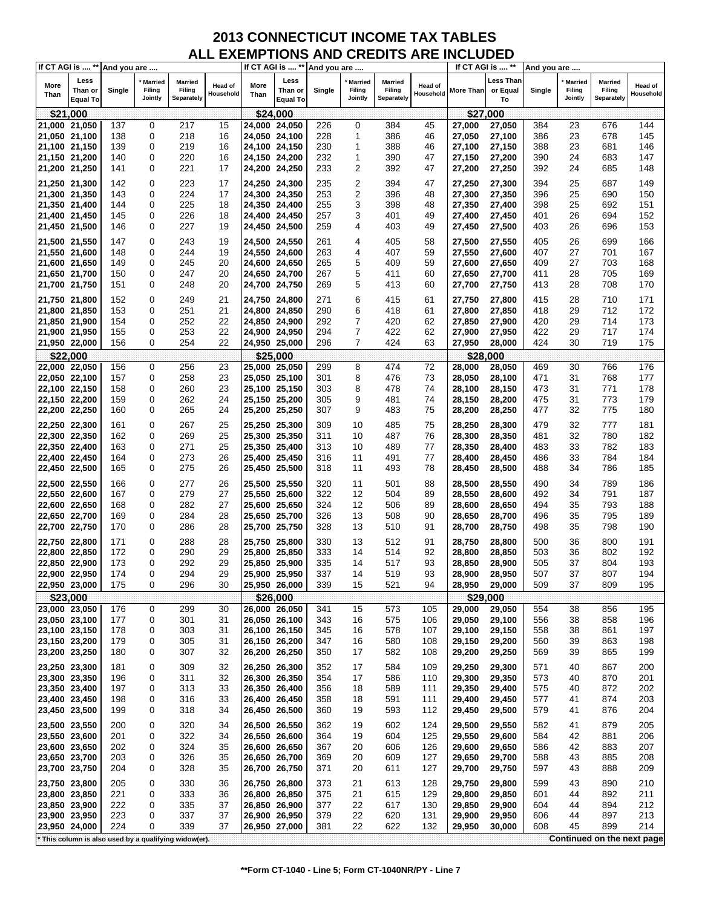# 2013 CONNECTICUT INCOME TAX TABLES
# ALL EXEMPTIONS AND CREDITS ARE INCLUDED

| If CT AGI is .... ** | | And you are .... | | | | If CT AGI is .... ** | | And you are .... | | | | If CT AGI is .... ** | | And you are .... | | | |
|---|---|---|---|---|---|---|---|---|---|---|---|---|---|---|---|---|---|
| More Than | Less Than or Equal To | Single | * Married Filing Jointly | Married Filing Separately | Head of Household | More Than | Less Than or Equal To | Single | * Married Filing Jointly | Married Filing Separately | Head of Household | More Than | Less Than or Equal To | Single | * Married Filing Jointly | Married Filing Separately | Head of Household |
| **$21,000** | | | | | | **$24,000** | | | | | | **$27,000** | | | | | |
| 21,000 | 21,050 | 137 | 0 | 217 | 15 | 24,000 | 24,050 | 226 | 0 | 384 | 45 | 27,000 | 27,050 | 384 | 23 | 676 | 144 |
| 21,050 | 21,100 | 138 | 0 | 218 | 16 | 24,050 | 24,100 | 228 | 1 | 386 | 46 | 27,050 | 27,100 | 386 | 23 | 678 | 145 |
| 21,100 | 21,150 | 139 | 0 | 219 | 16 | 24,100 | 24,150 | 230 | 1 | 388 | 46 | 27,100 | 27,150 | 388 | 23 | 681 | 146 |
| 21,150 | 21,200 | 140 | 0 | 220 | 16 | 24,150 | 24,200 | 232 | 1 | 390 | 47 | 27,150 | 27,200 | 390 | 24 | 683 | 147 |
| 21,200 | 21,250 | 141 | 0 | 221 | 17 | 24,200 | 24,250 | 233 | 2 | 392 | 47 | 27,200 | 27,250 | 392 | 24 | 685 | 148 |
| 21,250 | 21,300 | 142 | 0 | 223 | 17 | 24,250 | 24,300 | 235 | 2 | 394 | 47 | 27,250 | 27,300 | 394 | 25 | 687 | 149 |
| 21,300 | 21,350 | 143 | 0 | 224 | 17 | 24,300 | 24,350 | 253 | 2 | 396 | 48 | 27,300 | 27,350 | 396 | 25 | 690 | 150 |
| 21,350 | 21,400 | 144 | 0 | 225 | 18 | 24,350 | 24,400 | 255 | 3 | 398 | 48 | 27,350 | 27,400 | 398 | 25 | 692 | 151 |
| 21,400 | 21,450 | 145 | 0 | 226 | 18 | 24,400 | 24,450 | 257 | 3 | 401 | 49 | 27,400 | 27,450 | 401 | 26 | 694 | 152 |
| 21,450 | 21,500 | 146 | 0 | 227 | 19 | 24,450 | 24,500 | 259 | 4 | 403 | 49 | 27,450 | 27,500 | 403 | 26 | 696 | 153 |
| 21,500 | 21,550 | 147 | 0 | 243 | 19 | 24,500 | 24,550 | 261 | 4 | 405 | 58 | 27,500 | 27,550 | 405 | 26 | 699 | 166 |
| 21,550 | 21,600 | 148 | 0 | 244 | 19 | 24,550 | 24,600 | 263 | 4 | 407 | 59 | 27,550 | 27,600 | 407 | 27 | 701 | 167 |
| 21,600 | 21,650 | 149 | 0 | 245 | 20 | 24,600 | 24,650 | 265 | 5 | 409 | 59 | 27,600 | 27,650 | 409 | 27 | 703 | 168 |
| 21,650 | 21,700 | 150 | 0 | 247 | 20 | 24,650 | 24,700 | 267 | 5 | 411 | 60 | 27,650 | 27,700 | 411 | 28 | 705 | 169 |
| 21,700 | 21,750 | 151 | 0 | 248 | 20 | 24,700 | 24,750 | 269 | 5 | 413 | 60 | 27,700 | 27,750 | 413 | 28 | 708 | 170 |
| 21,750 | 21,800 | 152 | 0 | 249 | 21 | 24,750 | 24,800 | 271 | 6 | 415 | 61 | 27,750 | 27,800 | 415 | 28 | 710 | 171 |
| 21,800 | 21,850 | 153 | 0 | 251 | 21 | 24,800 | 24,850 | 290 | 6 | 418 | 61 | 27,800 | 27,850 | 418 | 29 | 712 | 172 |
| 21,850 | 21,900 | 154 | 0 | 252 | 22 | 24,850 | 24,900 | 292 | 7 | 420 | 62 | 27,850 | 27,900 | 420 | 29 | 714 | 173 |
| 21,900 | 21,950 | 155 | 0 | 253 | 22 | 24,900 | 24,950 | 294 | 7 | 422 | 62 | 27,900 | 27,950 | 422 | 29 | 717 | 174 |
| 21,950 | 22,000 | 156 | 0 | 254 | 22 | 24,950 | 25,000 | 296 | 7 | 424 | 63 | 27,950 | 28,000 | 424 | 30 | 719 | 175 |
| **$22,000** | | | | | | **$25,000** | | | | | | **$28,000** | | | | | |
| 22,000 | 22,050 | 156 | 0 | 256 | 23 | 25,000 | 25,050 | 299 | 8 | 474 | 72 | 28,000 | 28,050 | 469 | 30 | 766 | 176 |
| 22,050 | 22,100 | 157 | 0 | 258 | 23 | 25,050 | 25,100 | 301 | 8 | 476 | 73 | 28,050 | 28,100 | 471 | 31 | 768 | 177 |
| 22,100 | 22,150 | 158 | 0 | 260 | 23 | 25,100 | 25,150 | 303 | 8 | 478 | 74 | 28,100 | 28,150 | 473 | 31 | 771 | 178 |
| 22,150 | 22,200 | 159 | 0 | 262 | 24 | 25,150 | 25,200 | 305 | 9 | 481 | 74 | 28,150 | 28,200 | 475 | 31 | 773 | 179 |
| 22,200 | 22,250 | 160 | 0 | 265 | 24 | 25,200 | 25,250 | 307 | 9 | 483 | 75 | 28,200 | 28,250 | 477 | 32 | 775 | 180 |
| 22,250 | 22,300 | 161 | 0 | 267 | 25 | 25,250 | 25,300 | 309 | 10 | 485 | 75 | 28,250 | 28,300 | 479 | 32 | 777 | 181 |
| 22,300 | 22,350 | 162 | 0 | 269 | 25 | 25,300 | 25,350 | 311 | 10 | 487 | 76 | 28,300 | 28,350 | 481 | 32 | 780 | 182 |
| 22,350 | 22,400 | 163 | 0 | 271 | 25 | 25,350 | 25,400 | 313 | 10 | 489 | 77 | 28,350 | 28,400 | 483 | 33 | 782 | 183 |
| 22,400 | 22,450 | 164 | 0 | 273 | 26 | 25,400 | 25,450 | 316 | 11 | 491 | 77 | 28,400 | 28,450 | 486 | 33 | 784 | 184 |
| 22,450 | 22,500 | 165 | 0 | 275 | 26 | 25,450 | 25,500 | 318 | 11 | 493 | 78 | 28,450 | 28,500 | 488 | 34 | 786 | 185 |
| 22,500 | 22,550 | 166 | 0 | 277 | 26 | 25,500 | 25,550 | 320 | 11 | 501 | 88 | 28,500 | 28,550 | 490 | 34 | 789 | 186 |
| 22,550 | 22,600 | 167 | 0 | 279 | 27 | 25,550 | 25,600 | 322 | 12 | 504 | 89 | 28,550 | 28,600 | 492 | 34 | 791 | 187 |
| 22,600 | 22,650 | 168 | 0 | 282 | 27 | 25,600 | 25,650 | 324 | 12 | 506 | 89 | 28,600 | 28,650 | 494 | 35 | 793 | 188 |
| 22,650 | 22,700 | 169 | 0 | 284 | 28 | 25,650 | 25,700 | 326 | 13 | 508 | 90 | 28,650 | 28,700 | 496 | 35 | 795 | 189 |
| 22,700 | 22,750 | 170 | 0 | 286 | 28 | 25,700 | 25,750 | 328 | 13 | 510 | 91 | 28,700 | 28,750 | 498 | 35 | 798 | 190 |
| 22,750 | 22,800 | 171 | 0 | 288 | 28 | 25,750 | 25,800 | 330 | 13 | 512 | 91 | 28,750 | 28,800 | 500 | 36 | 800 | 191 |
| 22,800 | 22,850 | 172 | 0 | 290 | 29 | 25,800 | 25,850 | 333 | 14 | 514 | 92 | 28,800 | 28,850 | 503 | 36 | 802 | 192 |
| 22,850 | 22,900 | 173 | 0 | 292 | 29 | 25,850 | 25,900 | 335 | 14 | 517 | 93 | 28,850 | 28,900 | 505 | 37 | 804 | 193 |
| 22,900 | 22,950 | 174 | 0 | 294 | 29 | 25,900 | 25,950 | 337 | 14 | 519 | 93 | 28,900 | 28,950 | 507 | 37 | 807 | 194 |
| 22,950 | 23,000 | 175 | 0 | 296 | 30 | 25,950 | 26,000 | 339 | 15 | 521 | 94 | 28,950 | 29,000 | 509 | 37 | 809 | 195 |
| **$23,000** | | | | | | **$26,000** | | | | | | **$29,000** | | | | | |
| 23,000 | 23,050 | 176 | 0 | 299 | 30 | 26,000 | 26,050 | 341 | 15 | 573 | 105 | 29,000 | 29,050 | 554 | 38 | 856 | 195 |
| 23,050 | 23,100 | 177 | 0 | 301 | 31 | 26,050 | 26,100 | 343 | 16 | 575 | 106 | 29,050 | 29,100 | 556 | 38 | 858 | 196 |
| 23,100 | 23,150 | 178 | 0 | 303 | 31 | 26,100 | 26,150 | 345 | 16 | 578 | 107 | 29,100 | 29,150 | 558 | 38 | 861 | 197 |
| 23,150 | 23,200 | 179 | 0 | 305 | 31 | 26,150 | 26,200 | 347 | 16 | 580 | 108 | 29,150 | 29,200 | 560 | 39 | 863 | 198 |
| 23,200 | 23,250 | 180 | 0 | 307 | 32 | 26,200 | 26,250 | 350 | 17 | 582 | 108 | 29,200 | 29,250 | 569 | 39 | 865 | 199 |
| 23,250 | 23,300 | 181 | 0 | 309 | 32 | 26,250 | 26,300 | 352 | 17 | 584 | 109 | 29,250 | 29,300 | 571 | 40 | 867 | 200 |
| 23,300 | 23,350 | 196 | 0 | 311 | 32 | 26,300 | 26,350 | 354 | 17 | 586 | 110 | 29,300 | 29,350 | 573 | 40 | 870 | 201 |
| 23,350 | 23,400 | 197 | 0 | 313 | 33 | 26,350 | 26,400 | 356 | 18 | 589 | 111 | 29,350 | 29,400 | 575 | 40 | 872 | 202 |
| 23,400 | 23,450 | 198 | 0 | 316 | 33 | 26,400 | 26,450 | 358 | 18 | 591 | 111 | 29,400 | 29,450 | 577 | 41 | 874 | 203 |
| 23,450 | 23,500 | 199 | 0 | 318 | 34 | 26,450 | 26,500 | 360 | 19 | 593 | 112 | 29,450 | 29,500 | 579 | 41 | 876 | 204 |
| 23,500 | 23,550 | 200 | 0 | 320 | 34 | 26,500 | 26,550 | 362 | 19 | 602 | 124 | 29,500 | 29,550 | 582 | 41 | 879 | 205 |
| 23,550 | 23,600 | 201 | 0 | 322 | 34 | 26,550 | 26,600 | 364 | 19 | 604 | 125 | 29,550 | 29,600 | 584 | 42 | 881 | 206 |
| 23,600 | 23,650 | 202 | 0 | 324 | 35 | 26,600 | 26,650 | 367 | 20 | 606 | 126 | 29,600 | 29,650 | 586 | 42 | 883 | 207 |
| 23,650 | 23,700 | 203 | 0 | 326 | 35 | 26,650 | 26,700 | 369 | 20 | 609 | 127 | 29,650 | 29,700 | 588 | 43 | 885 | 208 |
| 23,700 | 23,750 | 204 | 0 | 328 | 35 | 26,700 | 26,750 | 371 | 20 | 611 | 127 | 29,700 | 29,750 | 597 | 43 | 888 | 209 |
| 23,750 | 23,800 | 205 | 0 | 330 | 36 | 26,750 | 26,800 | 373 | 21 | 613 | 128 | 29,750 | 29,800 | 599 | 43 | 890 | 210 |
| 23,800 | 23,850 | 221 | 0 | 333 | 36 | 26,800 | 26,850 | 375 | 21 | 615 | 129 | 29,800 | 29,850 | 601 | 44 | 892 | 211 |
| 23,850 | 23,900 | 222 | 0 | 335 | 37 | 26,850 | 26,900 | 377 | 22 | 617 | 130 | 29,850 | 29,900 | 604 | 44 | 894 | 212 |
| 23,900 | 23,950 | 223 | 0 | 337 | 37 | 26,900 | 26,950 | 379 | 22 | 620 | 131 | 29,900 | 29,950 | 606 | 44 | 897 | 213 |
| 23,950 | 24,000 | 224 | 0 | 339 | 37 | 26,950 | 27,000 | 381 | 22 | 622 | 132 | 29,950 | 30,000 | 608 | 45 | 899 | 214 |

* This column is also used by a qualifying widow(er).

**Continued on the next page**

**Form CT-1040 - Line 5; Form CT-1040NR/PY - Line 7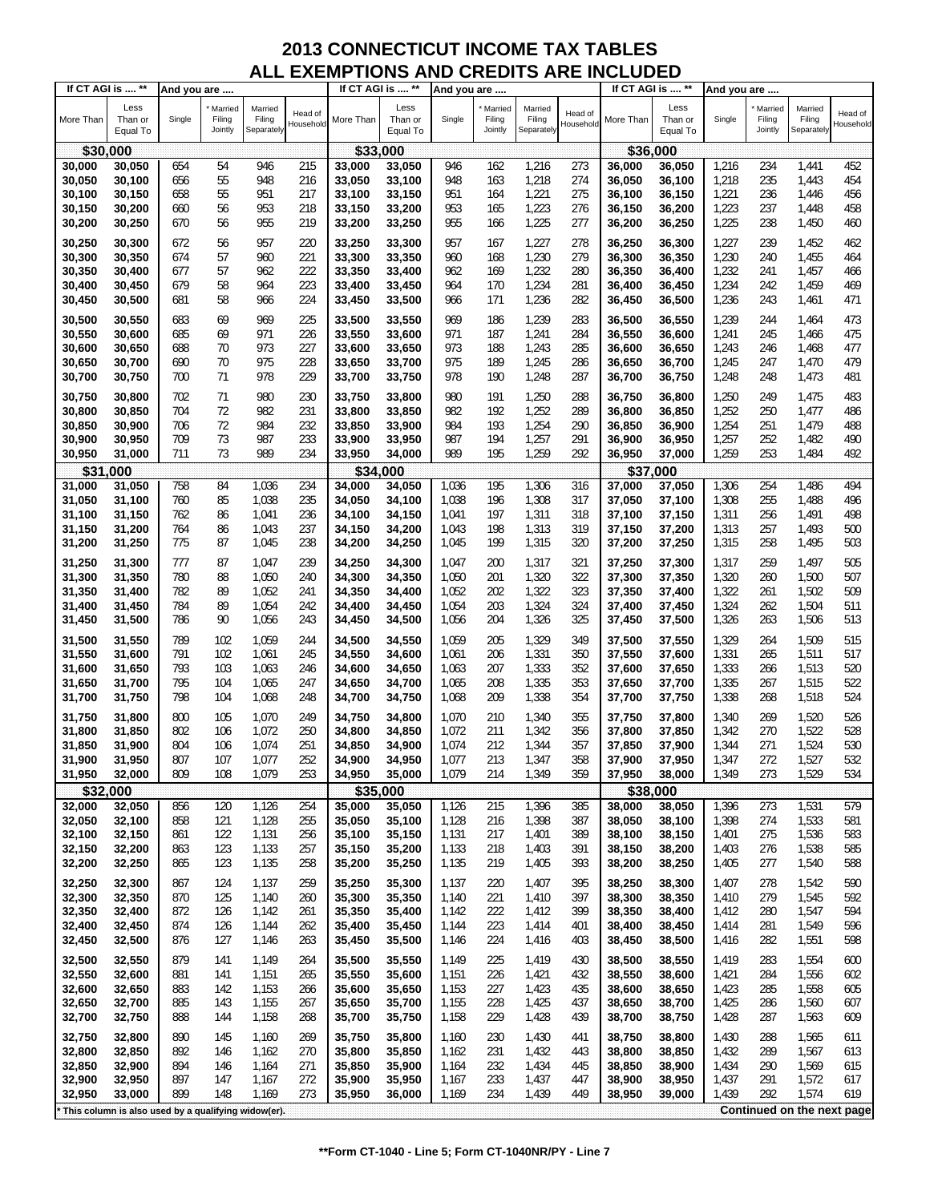# 2013 CONNECTICUT INCOME TAX TABLES
## ALL EXEMPTIONS AND CREDITS ARE INCLUDED

| If CT AGI is .... ** | | And you are .... | | | | If CT AGI is .... ** | | And you are .... | | | | If CT AGI is .... ** | | And you are .... | | | |
|---|---|---|---|---|---|---|---|---|---|---|---|---|---|---|---|---|---|
| More Than | Less Than or Equal To | Single | * Married Filing Jointly | Married Filing Separately | Head of Household | More Than | Less Than or Equal To | Single | * Married Filing Jointly | Married Filing Separately | Head of Household | More Than | Less Than or Equal To | Single | * Married Filing Jointly | Married Filing Separately | Head of Household |
| **$30,000** | | | | | | **$33,000** | | | | | | **$36,000** | | | | | |
| 30,000 | 30,050 | 654 | 54 | 946 | 215 | 33,000 | 33,050 | 946 | 162 | 1,216 | 273 | 36,000 | 36,050 | 1,216 | 234 | 1,441 | 452 |
| 30,050 | 30,100 | 656 | 55 | 948 | 216 | 33,050 | 33,100 | 948 | 163 | 1,218 | 274 | 36,050 | 36,100 | 1,218 | 235 | 1,443 | 454 |
| 30,100 | 30,150 | 658 | 55 | 951 | 217 | 33,100 | 33,150 | 951 | 164 | 1,221 | 275 | 36,100 | 36,150 | 1,221 | 236 | 1,446 | 456 |
| 30,150 | 30,200 | 660 | 56 | 953 | 218 | 33,150 | 33,200 | 953 | 165 | 1,223 | 276 | 36,150 | 36,200 | 1,223 | 237 | 1,448 | 458 |
| 30,200 | 30,250 | 670 | 56 | 955 | 219 | 33,200 | 33,250 | 955 | 166 | 1,225 | 277 | 36,200 | 36,250 | 1,225 | 238 | 1,450 | 460 |
| 30,250 | 30,300 | 672 | 56 | 957 | 220 | 33,250 | 33,300 | 957 | 167 | 1,227 | 278 | 36,250 | 36,300 | 1,227 | 239 | 1,452 | 462 |
| 30,300 | 30,350 | 674 | 57 | 960 | 221 | 33,300 | 33,350 | 960 | 168 | 1,230 | 279 | 36,300 | 36,350 | 1,230 | 240 | 1,455 | 464 |
| 30,350 | 30,400 | 677 | 57 | 962 | 222 | 33,350 | 33,400 | 962 | 169 | 1,232 | 280 | 36,350 | 36,400 | 1,232 | 241 | 1,457 | 466 |
| 30,400 | 30,450 | 679 | 58 | 964 | 223 | 33,400 | 33,450 | 964 | 170 | 1,234 | 281 | 36,400 | 36,450 | 1,234 | 242 | 1,459 | 469 |
| 30,450 | 30,500 | 681 | 58 | 966 | 224 | 33,450 | 33,500 | 966 | 171 | 1,236 | 282 | 36,450 | 36,500 | 1,236 | 243 | 1,461 | 471 |
| 30,500 | 30,550 | 683 | 69 | 969 | 225 | 33,500 | 33,550 | 969 | 186 | 1,239 | 283 | 36,500 | 36,550 | 1,239 | 244 | 1,464 | 473 |
| 30,550 | 30,600 | 685 | 69 | 971 | 226 | 33,550 | 33,600 | 971 | 187 | 1,241 | 284 | 36,550 | 36,600 | 1,241 | 245 | 1,466 | 475 |
| 30,600 | 30,650 | 688 | 70 | 973 | 227 | 33,600 | 33,650 | 973 | 188 | 1,243 | 285 | 36,600 | 36,650 | 1,243 | 246 | 1,468 | 477 |
| 30,650 | 30,700 | 690 | 70 | 975 | 228 | 33,650 | 33,700 | 975 | 189 | 1,245 | 286 | 36,650 | 36,700 | 1,245 | 247 | 1,470 | 479 |
| 30,700 | 30,750 | 700 | 71 | 978 | 229 | 33,700 | 33,750 | 978 | 190 | 1,248 | 287 | 36,700 | 36,750 | 1,248 | 248 | 1,473 | 481 |
| 30,750 | 30,800 | 702 | 71 | 980 | 230 | 33,750 | 33,800 | 980 | 191 | 1,250 | 288 | 36,750 | 36,800 | 1,250 | 249 | 1,475 | 483 |
| 30,800 | 30,850 | 704 | 72 | 982 | 231 | 33,800 | 33,850 | 982 | 192 | 1,252 | 289 | 36,800 | 36,850 | 1,252 | 250 | 1,477 | 486 |
| 30,850 | 30,900 | 706 | 72 | 984 | 232 | 33,850 | 33,900 | 984 | 193 | 1,254 | 290 | 36,850 | 36,900 | 1,254 | 251 | 1,479 | 488 |
| 30,900 | 30,950 | 709 | 73 | 987 | 233 | 33,900 | 33,950 | 987 | 194 | 1,257 | 291 | 36,900 | 36,950 | 1,257 | 252 | 1,482 | 490 |
| 30,950 | 31,000 | 711 | 73 | 989 | 234 | 33,950 | 34,000 | 989 | 195 | 1,259 | 292 | 36,950 | 37,000 | 1,259 | 253 | 1,484 | 492 |
| **$31,000** | | | | | | **$34,000** | | | | | | **$37,000** | | | | | |
| 31,000 | 31,050 | 758 | 84 | 1,036 | 234 | 34,000 | 34,050 | 1,036 | 195 | 1,306 | 316 | 37,000 | 37,050 | 1,306 | 254 | 1,486 | 494 |
| 31,050 | 31,100 | 760 | 85 | 1,038 | 235 | 34,050 | 34,100 | 1,038 | 196 | 1,308 | 317 | 37,050 | 37,100 | 1,308 | 255 | 1,488 | 496 |
| 31,100 | 31,150 | 762 | 86 | 1,041 | 236 | 34,100 | 34,150 | 1,041 | 197 | 1,311 | 318 | 37,100 | 37,150 | 1,311 | 256 | 1,491 | 498 |
| 31,150 | 31,200 | 764 | 86 | 1,043 | 237 | 34,150 | 34,200 | 1,043 | 198 | 1,313 | 319 | 37,150 | 37,200 | 1,313 | 257 | 1,493 | 500 |
| 31,200 | 31,250 | 775 | 87 | 1,045 | 238 | 34,200 | 34,250 | 1,045 | 199 | 1,315 | 320 | 37,200 | 37,250 | 1,315 | 258 | 1,495 | 503 |
| 31,250 | 31,300 | 777 | 87 | 1,047 | 239 | 34,250 | 34,300 | 1,047 | 200 | 1,317 | 321 | 37,250 | 37,300 | 1,317 | 259 | 1,497 | 505 |
| 31,300 | 31,350 | 780 | 88 | 1,050 | 240 | 34,300 | 34,350 | 1,050 | 201 | 1,320 | 322 | 37,300 | 37,350 | 1,320 | 260 | 1,500 | 507 |
| 31,350 | 31,400 | 782 | 89 | 1,052 | 241 | 34,350 | 34,400 | 1,052 | 202 | 1,322 | 323 | 37,350 | 37,400 | 1,322 | 261 | 1,502 | 509 |
| 31,400 | 31,450 | 784 | 89 | 1,054 | 242 | 34,400 | 34,450 | 1,054 | 203 | 1,324 | 324 | 37,400 | 37,450 | 1,324 | 262 | 1,504 | 511 |
| 31,450 | 31,500 | 786 | 90 | 1,056 | 243 | 34,450 | 34,500 | 1,056 | 204 | 1,326 | 325 | 37,450 | 37,500 | 1,326 | 263 | 1,506 | 513 |
| 31,500 | 31,550 | 789 | 102 | 1,059 | 244 | 34,500 | 34,550 | 1,059 | 205 | 1,329 | 349 | 37,500 | 37,550 | 1,329 | 264 | 1,509 | 515 |
| 31,550 | 31,600 | 791 | 102 | 1,061 | 245 | 34,550 | 34,600 | 1,061 | 206 | 1,331 | 350 | 37,550 | 37,600 | 1,331 | 265 | 1,511 | 517 |
| 31,600 | 31,650 | 793 | 103 | 1,063 | 246 | 34,600 | 34,650 | 1,063 | 207 | 1,333 | 352 | 37,600 | 37,650 | 1,333 | 266 | 1,513 | 520 |
| 31,650 | 31,700 | 795 | 104 | 1,065 | 247 | 34,650 | 34,700 | 1,065 | 208 | 1,335 | 353 | 37,650 | 37,700 | 1,335 | 267 | 1,515 | 522 |
| 31,700 | 31,750 | 798 | 104 | 1,068 | 248 | 34,700 | 34,750 | 1,068 | 209 | 1,338 | 354 | 37,700 | 37,750 | 1,338 | 268 | 1,518 | 524 |
| 31,750 | 31,800 | 800 | 105 | 1,070 | 249 | 34,750 | 34,800 | 1,070 | 210 | 1,340 | 355 | 37,750 | 37,800 | 1,340 | 269 | 1,520 | 526 |
| 31,800 | 31,850 | 802 | 106 | 1,072 | 250 | 34,800 | 34,850 | 1,072 | 211 | 1,342 | 356 | 37,800 | 37,850 | 1,342 | 270 | 1,522 | 528 |
| 31,850 | 31,900 | 804 | 106 | 1,074 | 251 | 34,850 | 34,900 | 1,074 | 212 | 1,344 | 357 | 37,850 | 37,900 | 1,344 | 271 | 1,524 | 530 |
| 31,900 | 31,950 | 807 | 107 | 1,077 | 252 | 34,900 | 34,950 | 1,077 | 213 | 1,347 | 358 | 37,900 | 37,950 | 1,347 | 272 | 1,527 | 532 |
| 31,950 | 32,000 | 809 | 108 | 1,079 | 253 | 34,950 | 35,000 | 1,079 | 214 | 1,349 | 359 | 37,950 | 38,000 | 1,349 | 273 | 1,529 | 534 |
| **$32,000** | | | | | | **$35,000** | | | | | | **$38,000** | | | | | |
| 32,000 | 32,050 | 856 | 120 | 1,126 | 254 | 35,000 | 35,050 | 1,126 | 215 | 1,396 | 385 | 38,000 | 38,050 | 1,396 | 273 | 1,531 | 579 |
| 32,050 | 32,100 | 858 | 121 | 1,128 | 255 | 35,050 | 35,100 | 1,128 | 216 | 1,398 | 387 | 38,050 | 38,100 | 1,398 | 274 | 1,533 | 581 |
| 32,100 | 32,150 | 861 | 122 | 1,131 | 256 | 35,100 | 35,150 | 1,131 | 217 | 1,401 | 389 | 38,100 | 38,150 | 1,401 | 275 | 1,536 | 583 |
| 32,150 | 32,200 | 863 | 123 | 1,133 | 257 | 35,150 | 35,200 | 1,133 | 218 | 1,403 | 391 | 38,150 | 38,200 | 1,403 | 276 | 1,538 | 585 |
| 32,200 | 32,250 | 865 | 123 | 1,135 | 258 | 35,200 | 35,250 | 1,135 | 219 | 1,405 | 393 | 38,200 | 38,250 | 1,405 | 277 | 1,540 | 588 |
| 32,250 | 32,300 | 867 | 124 | 1,137 | 259 | 35,250 | 35,300 | 1,137 | 220 | 1,407 | 395 | 38,250 | 38,300 | 1,407 | 278 | 1,542 | 590 |
| 32,300 | 32,350 | 870 | 125 | 1,140 | 260 | 35,300 | 35,350 | 1,140 | 221 | 1,410 | 397 | 38,300 | 38,350 | 1,410 | 279 | 1,545 | 592 |
| 32,350 | 32,400 | 872 | 126 | 1,142 | 261 | 35,350 | 35,400 | 1,142 | 222 | 1,412 | 399 | 38,350 | 38,400 | 1,412 | 280 | 1,547 | 594 |
| 32,400 | 32,450 | 874 | 126 | 1,144 | 262 | 35,400 | 35,450 | 1,144 | 223 | 1,414 | 401 | 38,400 | 38,450 | 1,414 | 281 | 1,549 | 596 |
| 32,450 | 32,500 | 876 | 127 | 1,146 | 263 | 35,450 | 35,500 | 1,146 | 224 | 1,416 | 403 | 38,450 | 38,500 | 1,416 | 282 | 1,551 | 598 |
| 32,500 | 32,550 | 879 | 141 | 1,149 | 264 | 35,500 | 35,550 | 1,149 | 225 | 1,419 | 430 | 38,500 | 38,550 | 1,419 | 283 | 1,554 | 600 |
| 32,550 | 32,600 | 881 | 141 | 1,151 | 265 | 35,550 | 35,600 | 1,151 | 226 | 1,421 | 432 | 38,550 | 38,600 | 1,421 | 284 | 1,556 | 602 |
| 32,600 | 32,650 | 883 | 142 | 1,153 | 266 | 35,600 | 35,650 | 1,153 | 227 | 1,423 | 435 | 38,600 | 38,650 | 1,423 | 285 | 1,558 | 605 |
| 32,650 | 32,700 | 885 | 143 | 1,155 | 267 | 35,650 | 35,700 | 1,155 | 228 | 1,425 | 437 | 38,650 | 38,700 | 1,425 | 286 | 1,560 | 607 |
| 32,700 | 32,750 | 888 | 144 | 1,158 | 268 | 35,700 | 35,750 | 1,158 | 229 | 1,428 | 439 | 38,700 | 38,750 | 1,428 | 287 | 1,563 | 609 |
| 32,750 | 32,800 | 890 | 145 | 1,160 | 269 | 35,750 | 35,800 | 1,160 | 230 | 1,430 | 441 | 38,750 | 38,800 | 1,430 | 288 | 1,565 | 611 |
| 32,800 | 32,850 | 892 | 146 | 1,162 | 270 | 35,800 | 35,850 | 1,162 | 231 | 1,432 | 443 | 38,800 | 38,850 | 1,432 | 289 | 1,567 | 613 |
| 32,850 | 32,900 | 894 | 146 | 1,164 | 271 | 35,850 | 35,900 | 1,164 | 232 | 1,434 | 445 | 38,850 | 38,900 | 1,434 | 290 | 1,569 | 615 |
| 32,900 | 32,950 | 897 | 147 | 1,167 | 272 | 35,900 | 35,950 | 1,167 | 233 | 1,437 | 447 | 38,900 | 38,950 | 1,437 | 291 | 1,572 | 617 |
| 32,950 | 33,000 | 899 | 148 | 1,169 | 273 | 35,950 | 36,000 | 1,169 | 234 | 1,439 | 449 | 38,950 | 39,000 | 1,439 | 292 | 1,574 | 619 |

\* This column is also used by a qualifying widow(er).

**Continued on the next page**

**\*\*Form CT-1040 - Line 5; Form CT-1040NR/PY - Line 7**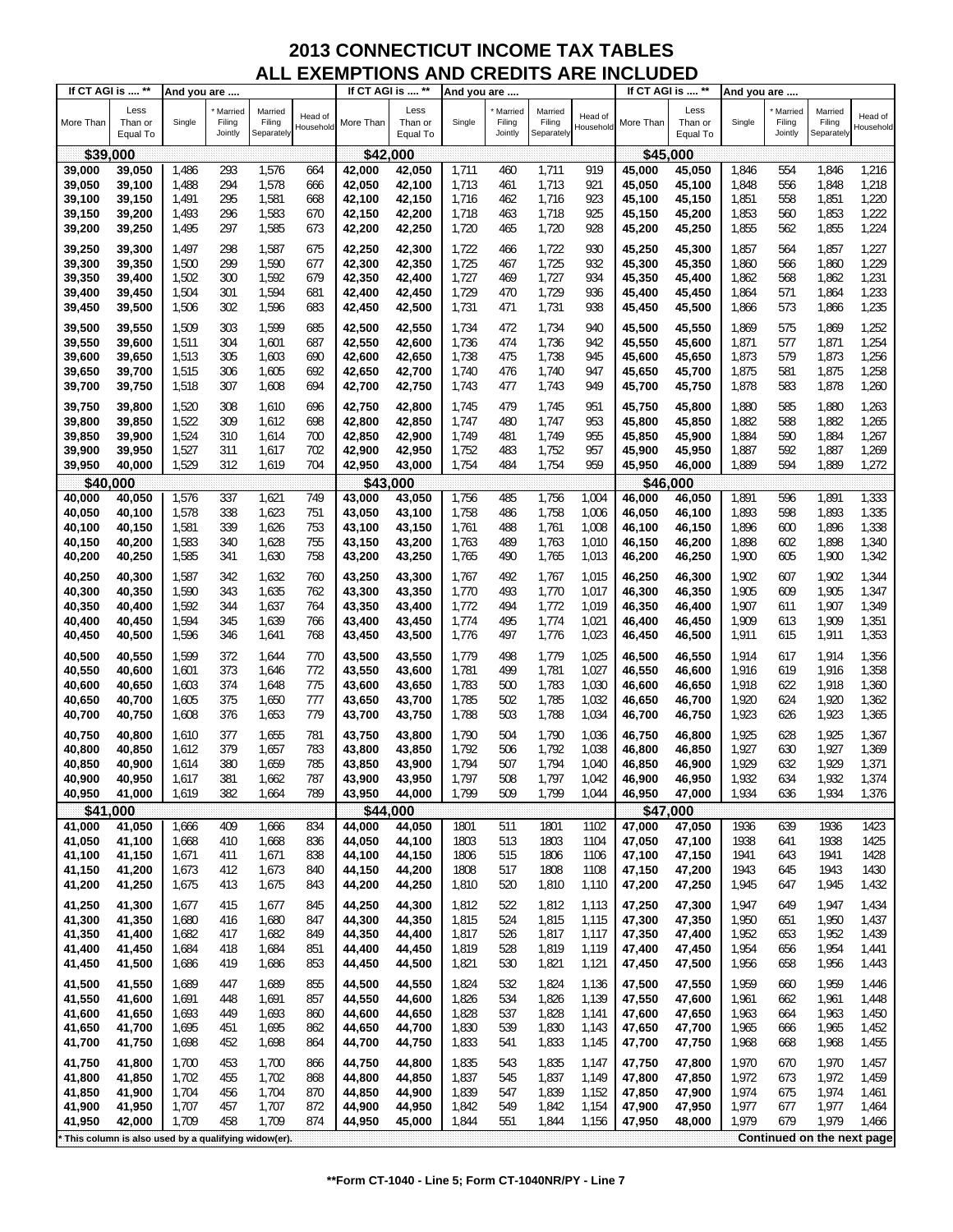# 2013 CONNECTICUT INCOME TAX TABLES
## ALL EXEMPTIONS AND CREDITS ARE INCLUDED

| If CT AGI is .... ** | | And you are .... | | | | If CT AGI is .... ** | | And you are .... | | | | If CT AGI is .... ** | | And you are .... | | | |
|---|---|---|---|---|---|---|---|---|---|---|---|---|---|---|---|---|---|
| More Than | Less Than or Equal To | Single | * Married Filing Jointly | Married Filing Separately | Head of Household | More Than | Less Than or Equal To | Single | * Married Filing Jointly | Married Filing Separately | Head of Household | More Than | Less Than or Equal To | Single | * Married Filing Jointly | Married Filing Separately | Head of Household |
| **$39,000** | | | | | | **$42,000** | | | | | | **$45,000** | | | | | |
| 39,000 | 39,050 | 1,486 | 293 | 1,576 | 664 | 42,000 | 42,050 | 1,711 | 460 | 1,711 | 919 | 45,000 | 45,050 | 1,846 | 554 | 1,846 | 1,216 |
| 39,050 | 39,100 | 1,488 | 294 | 1,578 | 666 | 42,050 | 42,100 | 1,713 | 461 | 1,713 | 921 | 45,050 | 45,100 | 1,848 | 556 | 1,848 | 1,218 |
| 39,100 | 39,150 | 1,491 | 295 | 1,581 | 668 | 42,100 | 42,150 | 1,716 | 462 | 1,716 | 923 | 45,100 | 45,150 | 1,851 | 558 | 1,851 | 1,220 |
| 39,150 | 39,200 | 1,493 | 296 | 1,583 | 670 | 42,150 | 42,200 | 1,718 | 463 | 1,718 | 925 | 45,150 | 45,200 | 1,853 | 560 | 1,853 | 1,222 |
| 39,200 | 39,250 | 1,495 | 297 | 1,585 | 673 | 42,200 | 42,250 | 1,720 | 465 | 1,720 | 928 | 45,200 | 45,250 | 1,855 | 562 | 1,855 | 1,224 |
| 39,250 | 39,300 | 1,497 | 298 | 1,587 | 675 | 42,250 | 42,300 | 1,722 | 466 | 1,722 | 930 | 45,250 | 45,300 | 1,857 | 564 | 1,857 | 1,227 |
| 39,300 | 39,350 | 1,500 | 299 | 1,590 | 677 | 42,300 | 42,350 | 1,725 | 467 | 1,725 | 932 | 45,300 | 45,350 | 1,860 | 566 | 1,860 | 1,229 |
| 39,350 | 39,400 | 1,502 | 300 | 1,592 | 679 | 42,350 | 42,400 | 1,727 | 469 | 1,727 | 934 | 45,350 | 45,400 | 1,862 | 568 | 1,862 | 1,231 |
| 39,400 | 39,450 | 1,504 | 301 | 1,594 | 681 | 42,400 | 42,450 | 1,729 | 470 | 1,729 | 936 | 45,400 | 45,450 | 1,864 | 571 | 1,864 | 1,233 |
| 39,450 | 39,500 | 1,506 | 302 | 1,596 | 683 | 42,450 | 42,500 | 1,731 | 471 | 1,731 | 938 | 45,450 | 45,500 | 1,866 | 573 | 1,866 | 1,235 |
| 39,500 | 39,550 | 1,509 | 303 | 1,599 | 685 | 42,500 | 42,550 | 1,734 | 472 | 1,734 | 940 | 45,500 | 45,550 | 1,869 | 575 | 1,869 | 1,252 |
| 39,550 | 39,600 | 1,511 | 304 | 1,601 | 687 | 42,550 | 42,600 | 1,736 | 474 | 1,736 | 942 | 45,550 | 45,600 | 1,871 | 577 | 1,871 | 1,254 |
| 39,600 | 39,650 | 1,513 | 305 | 1,603 | 690 | 42,600 | 42,650 | 1,738 | 475 | 1,738 | 945 | 45,600 | 45,650 | 1,873 | 579 | 1,873 | 1,256 |
| 39,650 | 39,700 | 1,515 | 306 | 1,605 | 692 | 42,650 | 42,700 | 1,740 | 476 | 1,740 | 947 | 45,650 | 45,700 | 1,875 | 581 | 1,875 | 1,258 |
| 39,700 | 39,750 | 1,518 | 307 | 1,608 | 694 | 42,700 | 42,750 | 1,743 | 477 | 1,743 | 949 | 45,700 | 45,750 | 1,878 | 583 | 1,878 | 1,260 |
| 39,750 | 39,800 | 1,520 | 308 | 1,610 | 696 | 42,750 | 42,800 | 1,745 | 479 | 1,745 | 951 | 45,750 | 45,800 | 1,880 | 585 | 1,880 | 1,263 |
| 39,800 | 39,850 | 1,522 | 309 | 1,612 | 698 | 42,800 | 42,850 | 1,747 | 480 | 1,747 | 953 | 45,800 | 45,850 | 1,882 | 588 | 1,882 | 1,265 |
| 39,850 | 39,900 | 1,524 | 310 | 1,614 | 700 | 42,850 | 42,900 | 1,749 | 481 | 1,749 | 955 | 45,850 | 45,900 | 1,884 | 590 | 1,884 | 1,267 |
| 39,900 | 39,950 | 1,527 | 311 | 1,617 | 702 | 42,900 | 42,950 | 1,752 | 483 | 1,752 | 957 | 45,900 | 45,950 | 1,887 | 592 | 1,887 | 1,269 |
| 39,950 | 40,000 | 1,529 | 312 | 1,619 | 704 | 42,950 | 43,000 | 1,754 | 484 | 1,754 | 959 | 45,950 | 46,000 | 1,889 | 594 | 1,889 | 1,272 |
| **$40,000** | | | | | | **$43,000** | | | | | | **$46,000** | | | | | |
| 40,000 | 40,050 | 1,576 | 337 | 1,621 | 749 | 43,000 | 43,050 | 1,756 | 485 | 1,756 | 1,004 | 46,000 | 46,050 | 1,891 | 596 | 1,891 | 1,333 |
| 40,050 | 40,100 | 1,578 | 338 | 1,623 | 751 | 43,050 | 43,100 | 1,758 | 486 | 1,758 | 1,006 | 46,050 | 46,100 | 1,893 | 598 | 1,893 | 1,335 |
| 40,100 | 40,150 | 1,581 | 339 | 1,626 | 753 | 43,100 | 43,150 | 1,761 | 488 | 1,761 | 1,008 | 46,100 | 46,150 | 1,896 | 600 | 1,896 | 1,338 |
| 40,150 | 40,200 | 1,583 | 340 | 1,628 | 755 | 43,150 | 43,200 | 1,763 | 489 | 1,763 | 1,010 | 46,150 | 46,200 | 1,898 | 602 | 1,898 | 1,340 |
| 40,200 | 40,250 | 1,585 | 341 | 1,630 | 758 | 43,200 | 43,250 | 1,765 | 490 | 1,765 | 1,013 | 46,200 | 46,250 | 1,900 | 605 | 1,900 | 1,342 |
| 40,250 | 40,300 | 1,587 | 342 | 1,632 | 760 | 43,250 | 43,300 | 1,767 | 492 | 1,767 | 1,015 | 46,250 | 46,300 | 1,902 | 607 | 1,902 | 1,344 |
| 40,300 | 40,350 | 1,590 | 343 | 1,635 | 762 | 43,300 | 43,350 | 1,770 | 493 | 1,770 | 1,017 | 46,300 | 46,350 | 1,905 | 609 | 1,905 | 1,347 |
| 40,350 | 40,400 | 1,592 | 344 | 1,637 | 764 | 43,350 | 43,400 | 1,772 | 494 | 1,772 | 1,019 | 46,350 | 46,400 | 1,907 | 611 | 1,907 | 1,349 |
| 40,400 | 40,450 | 1,594 | 345 | 1,639 | 766 | 43,400 | 43,450 | 1,774 | 495 | 1,774 | 1,021 | 46,400 | 46,450 | 1,909 | 613 | 1,909 | 1,351 |
| 40,450 | 40,500 | 1,596 | 346 | 1,641 | 768 | 43,450 | 43,500 | 1,776 | 497 | 1,776 | 1,023 | 46,450 | 46,500 | 1,911 | 615 | 1,911 | 1,353 |
| 40,500 | 40,550 | 1,599 | 372 | 1,644 | 770 | 43,500 | 43,550 | 1,779 | 498 | 1,779 | 1,025 | 46,500 | 46,550 | 1,914 | 617 | 1,914 | 1,356 |
| 40,550 | 40,600 | 1,601 | 373 | 1,646 | 772 | 43,550 | 43,600 | 1,781 | 499 | 1,781 | 1,027 | 46,550 | 46,600 | 1,916 | 619 | 1,916 | 1,358 |
| 40,600 | 40,650 | 1,603 | 374 | 1,648 | 775 | 43,600 | 43,650 | 1,783 | 500 | 1,783 | 1,030 | 46,600 | 46,650 | 1,918 | 622 | 1,918 | 1,360 |
| 40,650 | 40,700 | 1,605 | 375 | 1,650 | 777 | 43,650 | 43,700 | 1,785 | 502 | 1,785 | 1,032 | 46,650 | 46,700 | 1,920 | 624 | 1,920 | 1,362 |
| 40,700 | 40,750 | 1,608 | 376 | 1,653 | 779 | 43,700 | 43,750 | 1,788 | 503 | 1,788 | 1,034 | 46,700 | 46,750 | 1,923 | 626 | 1,923 | 1,365 |
| 40,750 | 40,800 | 1,610 | 377 | 1,655 | 781 | 43,750 | 43,800 | 1,790 | 504 | 1,790 | 1,036 | 46,750 | 46,800 | 1,925 | 628 | 1,925 | 1,367 |
| 40,800 | 40,850 | 1,612 | 379 | 1,657 | 783 | 43,800 | 43,850 | 1,792 | 506 | 1,792 | 1,038 | 46,800 | 46,850 | 1,927 | 630 | 1,927 | 1,369 |
| 40,850 | 40,900 | 1,614 | 380 | 1,659 | 785 | 43,850 | 43,900 | 1,794 | 507 | 1,794 | 1,040 | 46,850 | 46,900 | 1,929 | 632 | 1,929 | 1,371 |
| 40,900 | 40,950 | 1,617 | 381 | 1,662 | 787 | 43,900 | 43,950 | 1,797 | 508 | 1,797 | 1,042 | 46,900 | 46,950 | 1,932 | 634 | 1,932 | 1,374 |
| 40,950 | 41,000 | 1,619 | 382 | 1,664 | 789 | 43,950 | 44,000 | 1,799 | 509 | 1,799 | 1,044 | 46,950 | 47,000 | 1,934 | 636 | 1,934 | 1,376 |
| **$41,000** | | | | | | **$44,000** | | | | | | **$47,000** | | | | | |
| 41,000 | 41,050 | 1,666 | 409 | 1,666 | 834 | 44,000 | 44,050 | 1801 | 511 | 1801 | 1102 | 47,000 | 47,050 | 1936 | 639 | 1936 | 1423 |
| 41,050 | 41,100 | 1,668 | 410 | 1,668 | 836 | 44,050 | 44,100 | 1803 | 513 | 1803 | 1104 | 47,050 | 47,100 | 1938 | 641 | 1938 | 1425 |
| 41,100 | 41,150 | 1,671 | 411 | 1,671 | 838 | 44,100 | 44,150 | 1806 | 515 | 1806 | 1106 | 47,100 | 47,150 | 1941 | 643 | 1941 | 1428 |
| 41,150 | 41,200 | 1,673 | 412 | 1,673 | 840 | 44,150 | 44,200 | 1808 | 517 | 1808 | 1108 | 47,150 | 47,200 | 1943 | 645 | 1943 | 1430 |
| 41,200 | 41,250 | 1,675 | 413 | 1,675 | 843 | 44,200 | 44,250 | 1,810 | 520 | 1,810 | 1,110 | 47,200 | 47,250 | 1,945 | 647 | 1,945 | 1,432 |
| 41,250 | 41,300 | 1,677 | 415 | 1,677 | 845 | 44,250 | 44,300 | 1,812 | 522 | 1,812 | 1,113 | 47,250 | 47,300 | 1,947 | 649 | 1,947 | 1,434 |
| 41,300 | 41,350 | 1,680 | 416 | 1,680 | 847 | 44,300 | 44,350 | 1,815 | 524 | 1,815 | 1,115 | 47,300 | 47,350 | 1,950 | 651 | 1,950 | 1,437 |
| 41,350 | 41,400 | 1,682 | 417 | 1,682 | 849 | 44,350 | 44,400 | 1,817 | 526 | 1,817 | 1,117 | 47,350 | 47,400 | 1,952 | 653 | 1,952 | 1,439 |
| 41,400 | 41,450 | 1,684 | 418 | 1,684 | 851 | 44,400 | 44,450 | 1,819 | 528 | 1,819 | 1,119 | 47,400 | 47,450 | 1,954 | 656 | 1,954 | 1,441 |
| 41,450 | 41,500 | 1,686 | 419 | 1,686 | 853 | 44,450 | 44,500 | 1,821 | 530 | 1,821 | 1,121 | 47,450 | 47,500 | 1,956 | 658 | 1,956 | 1,443 |
| 41,500 | 41,550 | 1,689 | 447 | 1,689 | 855 | 44,500 | 44,550 | 1,824 | 532 | 1,824 | 1,136 | 47,500 | 47,550 | 1,959 | 660 | 1,959 | 1,446 |
| 41,550 | 41,600 | 1,691 | 448 | 1,691 | 857 | 44,550 | 44,600 | 1,826 | 534 | 1,826 | 1,139 | 47,550 | 47,600 | 1,961 | 662 | 1,961 | 1,448 |
| 41,600 | 41,650 | 1,693 | 449 | 1,693 | 860 | 44,600 | 44,650 | 1,828 | 537 | 1,828 | 1,141 | 47,600 | 47,650 | 1,963 | 664 | 1,963 | 1,450 |
| 41,650 | 41,700 | 1,695 | 451 | 1,695 | 862 | 44,650 | 44,700 | 1,830 | 539 | 1,830 | 1,143 | 47,650 | 47,700 | 1,965 | 666 | 1,965 | 1,452 |
| 41,700 | 41,750 | 1,698 | 452 | 1,698 | 864 | 44,700 | 44,750 | 1,833 | 541 | 1,833 | 1,145 | 47,700 | 47,750 | 1,968 | 668 | 1,968 | 1,455 |
| 41,750 | 41,800 | 1,700 | 453 | 1,700 | 866 | 44,750 | 44,800 | 1,835 | 543 | 1,835 | 1,147 | 47,750 | 47,800 | 1,970 | 670 | 1,970 | 1,457 |
| 41,800 | 41,850 | 1,702 | 455 | 1,702 | 868 | 44,800 | 44,850 | 1,837 | 545 | 1,837 | 1,149 | 47,800 | 47,850 | 1,972 | 673 | 1,972 | 1,459 |
| 41,850 | 41,900 | 1,704 | 456 | 1,704 | 870 | 44,850 | 44,900 | 1,839 | 547 | 1,839 | 1,152 | 47,850 | 47,900 | 1,974 | 675 | 1,974 | 1,461 |
| 41,900 | 41,950 | 1,707 | 457 | 1,707 | 872 | 44,900 | 44,950 | 1,842 | 549 | 1,842 | 1,154 | 47,900 | 47,950 | 1,977 | 677 | 1,977 | 1,464 |
| 41,950 | 42,000 | 1,709 | 458 | 1,709 | 874 | 44,950 | 45,000 | 1,844 | 551 | 1,844 | 1,156 | 47,950 | 48,000 | 1,979 | 679 | 1,979 | 1,466 |

\* This column is also used by a qualifying widow(er).

**Continued on the next page**

**\*\*Form CT-1040 - Line 5; Form CT-1040NR/PY - Line 7**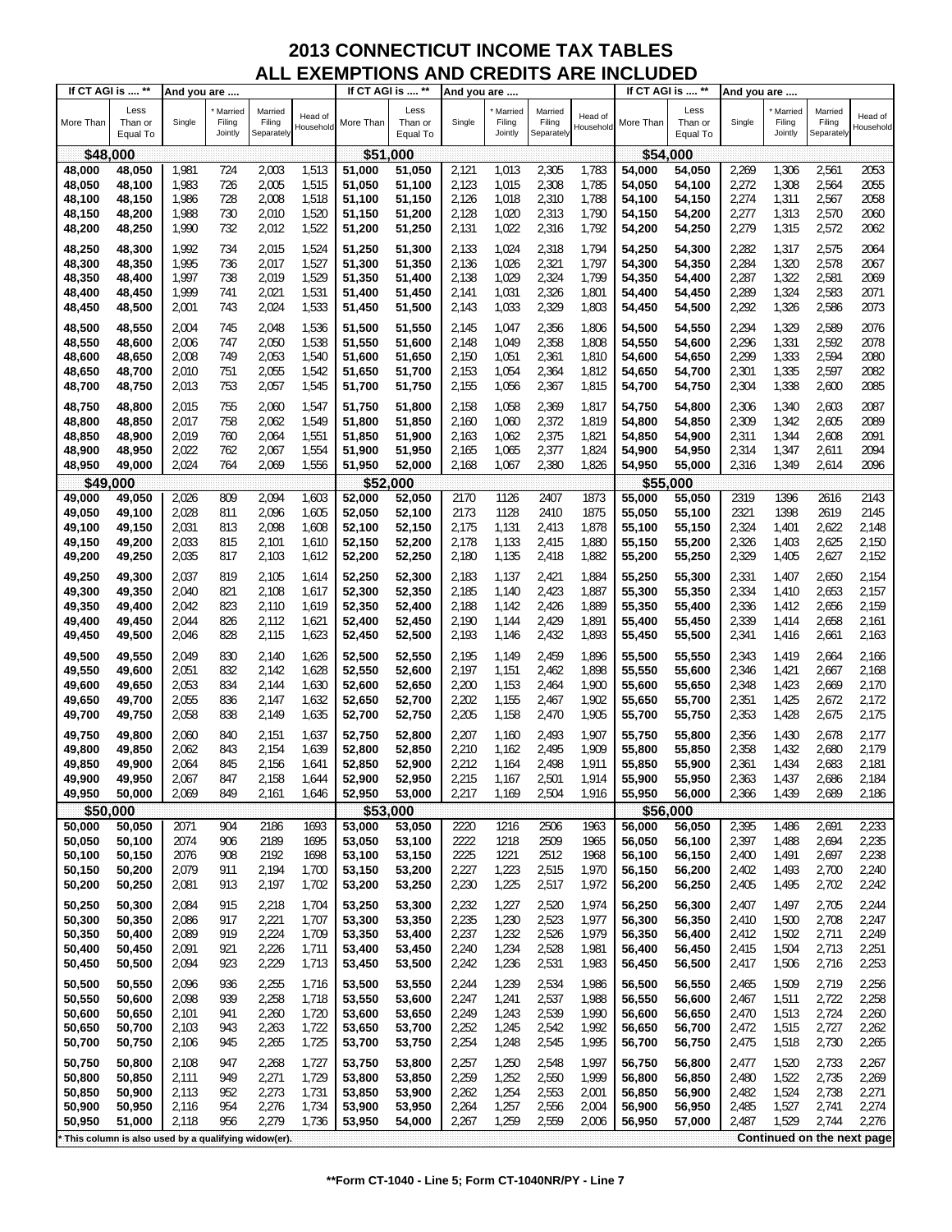# 2013 CONNECTICUT INCOME TAX TABLES
## ALL EXEMPTIONS AND CREDITS ARE INCLUDED

| If CT AGI is .... ** | | And you are .... | | | | If CT AGI is .... ** | | And you are .... | | | | If CT AGI is .... ** | | And you are .... | | | |
|---|---|---|---|---|---|---|---|---|---|---|---|---|---|---|---|---|---|
| More Than | Less Than or Equal To | Single | * Married Filing Jointly | Married Filing Separately | Head of Household | More Than | Less Than or Equal To | Single | * Married Filing Jointly | Married Filing Separately | Head of Household | More Than | Less Than or Equal To | Single | * Married Filing Jointly | Married Filing Separately | Head of Household |
| **$48,000** | | | | | | **$51,000** | | | | | | **$54,000** | | | | | |
| 48,000 | 48,050 | 1,981 | 724 | 2,003 | 1,513 | 51,000 | 51,050 | 2,121 | 1,013 | 2,305 | 1,783 | 54,000 | 54,050 | 2,269 | 1,306 | 2,561 | 2053 |
| 48,050 | 48,100 | 1,983 | 726 | 2,005 | 1,515 | 51,050 | 51,100 | 2,123 | 1,015 | 2,308 | 1,785 | 54,050 | 54,100 | 2,272 | 1,308 | 2,564 | 2055 |
| 48,100 | 48,150 | 1,986 | 728 | 2,008 | 1,518 | 51,100 | 51,150 | 2,126 | 1,018 | 2,310 | 1,788 | 54,100 | 54,150 | 2,274 | 1,311 | 2,567 | 2058 |
| 48,150 | 48,200 | 1,988 | 730 | 2,010 | 1,520 | 51,150 | 51,200 | 2,128 | 1,020 | 2,313 | 1,790 | 54,150 | 54,200 | 2,277 | 1,313 | 2,570 | 2060 |
| 48,200 | 48,250 | 1,990 | 732 | 2,012 | 1,522 | 51,200 | 51,250 | 2,131 | 1,022 | 2,316 | 1,792 | 54,200 | 54,250 | 2,279 | 1,315 | 2,572 | 2062 |
| 48,250 | 48,300 | 1,992 | 734 | 2,015 | 1,524 | 51,250 | 51,300 | 2,133 | 1,024 | 2,318 | 1,794 | 54,250 | 54,300 | 2,282 | 1,317 | 2,575 | 2064 |
| 48,300 | 48,350 | 1,995 | 736 | 2,017 | 1,527 | 51,300 | 51,350 | 2,136 | 1,026 | 2,321 | 1,797 | 54,300 | 54,350 | 2,284 | 1,320 | 2,578 | 2067 |
| 48,350 | 48,400 | 1,997 | 738 | 2,019 | 1,529 | 51,350 | 51,400 | 2,138 | 1,029 | 2,324 | 1,799 | 54,350 | 54,400 | 2,287 | 1,322 | 2,581 | 2069 |
| 48,400 | 48,450 | 1,999 | 741 | 2,021 | 1,531 | 51,400 | 51,450 | 2,141 | 1,031 | 2,326 | 1,801 | 54,400 | 54,450 | 2,289 | 1,324 | 2,583 | 2071 |
| 48,450 | 48,500 | 2,001 | 743 | 2,024 | 1,533 | 51,450 | 51,500 | 2,143 | 1,033 | 2,329 | 1,803 | 54,450 | 54,500 | 2,292 | 1,326 | 2,586 | 2073 |
| 48,500 | 48,550 | 2,004 | 745 | 2,048 | 1,536 | 51,500 | 51,550 | 2,145 | 1,047 | 2,356 | 1,806 | 54,500 | 54,550 | 2,294 | 1,329 | 2,589 | 2076 |
| 48,550 | 48,600 | 2,006 | 747 | 2,050 | 1,538 | 51,550 | 51,600 | 2,148 | 1,049 | 2,358 | 1,808 | 54,550 | 54,600 | 2,296 | 1,331 | 2,592 | 2078 |
| 48,600 | 48,650 | 2,008 | 749 | 2,053 | 1,540 | 51,600 | 51,650 | 2,150 | 1,051 | 2,361 | 1,810 | 54,600 | 54,650 | 2,299 | 1,333 | 2,594 | 2080 |
| 48,650 | 48,700 | 2,010 | 751 | 2,055 | 1,542 | 51,650 | 51,700 | 2,153 | 1,054 | 2,364 | 1,812 | 54,650 | 54,700 | 2,301 | 1,335 | 2,597 | 2082 |
| 48,700 | 48,750 | 2,013 | 753 | 2,057 | 1,545 | 51,700 | 51,750 | 2,155 | 1,056 | 2,367 | 1,815 | 54,700 | 54,750 | 2,304 | 1,338 | 2,600 | 2085 |
| 48,750 | 48,800 | 2,015 | 755 | 2,060 | 1,547 | 51,750 | 51,800 | 2,158 | 1,058 | 2,369 | 1,817 | 54,750 | 54,800 | 2,306 | 1,340 | 2,603 | 2087 |
| 48,800 | 48,850 | 2,017 | 758 | 2,062 | 1,549 | 51,800 | 51,850 | 2,160 | 1,060 | 2,372 | 1,819 | 54,800 | 54,850 | 2,309 | 1,342 | 2,605 | 2089 |
| 48,850 | 48,900 | 2,019 | 760 | 2,064 | 1,551 | 51,850 | 51,900 | 2,163 | 1,062 | 2,375 | 1,821 | 54,850 | 54,900 | 2,311 | 1,344 | 2,608 | 2091 |
| 48,900 | 48,950 | 2,022 | 762 | 2,067 | 1,554 | 51,900 | 51,950 | 2,165 | 1,065 | 2,377 | 1,824 | 54,900 | 54,950 | 2,314 | 1,347 | 2,611 | 2094 |
| 48,950 | 49,000 | 2,024 | 764 | 2,069 | 1,556 | 51,950 | 52,000 | 2,168 | 1,067 | 2,380 | 1,826 | 54,950 | 55,000 | 2,316 | 1,349 | 2,614 | 2096 |
| **$49,000** | | | | | | **$52,000** | | | | | | **$55,000** | | | | | |
| 49,000 | 49,050 | 2,026 | 809 | 2,094 | 1,603 | 52,000 | 52,050 | 2170 | 1126 | 2407 | 1873 | 55,000 | 55,050 | 2319 | 1396 | 2616 | 2143 |
| 49,050 | 49,100 | 2,028 | 811 | 2,096 | 1,605 | 52,050 | 52,100 | 2173 | 1128 | 2410 | 1875 | 55,050 | 55,100 | 2321 | 1398 | 2619 | 2145 |
| 49,100 | 49,150 | 2,031 | 813 | 2,098 | 1,608 | 52,100 | 52,150 | 2,175 | 1,131 | 2,413 | 1,878 | 55,100 | 55,150 | 2,324 | 1,401 | 2,622 | 2,148 |
| 49,150 | 49,200 | 2,033 | 815 | 2,101 | 1,610 | 52,150 | 52,200 | 2,178 | 1,133 | 2,415 | 1,880 | 55,150 | 55,200 | 2,326 | 1,403 | 2,625 | 2,150 |
| 49,200 | 49,250 | 2,035 | 817 | 2,103 | 1,612 | 52,200 | 52,250 | 2,180 | 1,135 | 2,418 | 1,882 | 55,200 | 55,250 | 2,329 | 1,405 | 2,627 | 2,152 |
| 49,250 | 49,300 | 2,037 | 819 | 2,105 | 1,614 | 52,250 | 52,300 | 2,183 | 1,137 | 2,421 | 1,884 | 55,250 | 55,300 | 2,331 | 1,407 | 2,650 | 2,154 |
| 49,300 | 49,350 | 2,040 | 821 | 2,108 | 1,617 | 52,300 | 52,350 | 2,185 | 1,140 | 2,423 | 1,887 | 55,300 | 55,350 | 2,334 | 1,410 | 2,653 | 2,157 |
| 49,350 | 49,400 | 2,042 | 823 | 2,110 | 1,619 | 52,350 | 52,400 | 2,188 | 1,142 | 2,426 | 1,889 | 55,350 | 55,400 | 2,336 | 1,412 | 2,656 | 2,159 |
| 49,400 | 49,450 | 2,044 | 826 | 2,112 | 1,621 | 52,400 | 52,450 | 2,190 | 1,144 | 2,429 | 1,891 | 55,400 | 55,450 | 2,339 | 1,414 | 2,658 | 2,161 |
| 49,450 | 49,500 | 2,046 | 828 | 2,115 | 1,623 | 52,450 | 52,500 | 2,193 | 1,146 | 2,432 | 1,893 | 55,450 | 55,500 | 2,341 | 1,416 | 2,661 | 2,163 |
| 49,500 | 49,550 | 2,049 | 830 | 2,140 | 1,626 | 52,500 | 52,550 | 2,195 | 1,149 | 2,459 | 1,896 | 55,500 | 55,550 | 2,343 | 1,419 | 2,664 | 2,166 |
| 49,550 | 49,600 | 2,051 | 832 | 2,142 | 1,628 | 52,550 | 52,600 | 2,197 | 1,151 | 2,462 | 1,898 | 55,550 | 55,600 | 2,346 | 1,421 | 2,667 | 2,168 |
| 49,600 | 49,650 | 2,053 | 834 | 2,144 | 1,630 | 52,600 | 52,650 | 2,200 | 1,153 | 2,464 | 1,900 | 55,600 | 55,650 | 2,348 | 1,423 | 2,669 | 2,170 |
| 49,650 | 49,700 | 2,055 | 836 | 2,147 | 1,632 | 52,650 | 52,700 | 2,202 | 1,155 | 2,467 | 1,902 | 55,650 | 55,700 | 2,351 | 1,425 | 2,672 | 2,172 |
| 49,700 | 49,750 | 2,058 | 838 | 2,149 | 1,635 | 52,700 | 52,750 | 2,205 | 1,158 | 2,470 | 1,905 | 55,700 | 55,750 | 2,353 | 1,428 | 2,675 | 2,175 |
| 49,750 | 49,800 | 2,060 | 840 | 2,151 | 1,637 | 52,750 | 52,800 | 2,207 | 1,160 | 2,493 | 1,907 | 55,750 | 55,800 | 2,356 | 1,430 | 2,678 | 2,177 |
| 49,800 | 49,850 | 2,062 | 843 | 2,154 | 1,639 | 52,800 | 52,850 | 2,210 | 1,162 | 2,495 | 1,909 | 55,800 | 55,850 | 2,358 | 1,432 | 2,680 | 2,179 |
| 49,850 | 49,900 | 2,064 | 845 | 2,156 | 1,641 | 52,850 | 52,900 | 2,212 | 1,164 | 2,498 | 1,911 | 55,850 | 55,900 | 2,361 | 1,434 | 2,683 | 2,181 |
| 49,900 | 49,950 | 2,067 | 847 | 2,158 | 1,644 | 52,900 | 52,950 | 2,215 | 1,167 | 2,501 | 1,914 | 55,900 | 55,950 | 2,363 | 1,437 | 2,686 | 2,184 |
| 49,950 | 50,000 | 2,069 | 849 | 2,161 | 1,646 | 52,950 | 53,000 | 2,217 | 1,169 | 2,504 | 1,916 | 55,950 | 56,000 | 2,366 | 1,439 | 2,689 | 2,186 |
| **$50,000** | | | | | | **$53,000** | | | | | | **$56,000** | | | | | |
| 50,000 | 50,050 | 2071 | 904 | 2186 | 1693 | 53,000 | 53,050 | 2220 | 1216 | 2506 | 1963 | 56,000 | 56,050 | 2,395 | 1,486 | 2,691 | 2,233 |
| 50,050 | 50,100 | 2074 | 906 | 2189 | 1695 | 53,050 | 53,100 | 2222 | 1218 | 2509 | 1965 | 56,050 | 56,100 | 2,397 | 1,488 | 2,694 | 2,235 |
| 50,100 | 50,150 | 2076 | 908 | 2192 | 1698 | 53,100 | 53,150 | 2225 | 1221 | 2512 | 1968 | 56,100 | 56,150 | 2,400 | 1,491 | 2,697 | 2,238 |
| 50,150 | 50,200 | 2,079 | 911 | 2,194 | 1,700 | 53,150 | 53,200 | 2,227 | 1,223 | 2,515 | 1,970 | 56,150 | 56,200 | 2,402 | 1,493 | 2,700 | 2,240 |
| 50,200 | 50,250 | 2,081 | 913 | 2,197 | 1,702 | 53,200 | 53,250 | 2,230 | 1,225 | 2,517 | 1,972 | 56,200 | 56,250 | 2,405 | 1,495 | 2,702 | 2,242 |
| 50,250 | 50,300 | 2,084 | 915 | 2,218 | 1,704 | 53,250 | 53,300 | 2,232 | 1,227 | 2,520 | 1,974 | 56,250 | 56,300 | 2,407 | 1,497 | 2,705 | 2,244 |
| 50,300 | 50,350 | 2,086 | 917 | 2,221 | 1,707 | 53,300 | 53,350 | 2,235 | 1,230 | 2,523 | 1,977 | 56,300 | 56,350 | 2,410 | 1,500 | 2,708 | 2,247 |
| 50,350 | 50,400 | 2,089 | 919 | 2,224 | 1,709 | 53,350 | 53,400 | 2,237 | 1,232 | 2,526 | 1,979 | 56,350 | 56,400 | 2,412 | 1,502 | 2,711 | 2,249 |
| 50,400 | 50,450 | 2,091 | 921 | 2,226 | 1,711 | 53,400 | 53,450 | 2,240 | 1,234 | 2,528 | 1,981 | 56,400 | 56,450 | 2,415 | 1,504 | 2,713 | 2,251 |
| 50,450 | 50,500 | 2,094 | 923 | 2,229 | 1,713 | 53,450 | 53,500 | 2,242 | 1,236 | 2,531 | 1,983 | 56,450 | 56,500 | 2,417 | 1,506 | 2,716 | 2,253 |
| 50,500 | 50,550 | 2,096 | 936 | 2,255 | 1,716 | 53,500 | 53,550 | 2,244 | 1,239 | 2,534 | 1,986 | 56,500 | 56,550 | 2,465 | 1,509 | 2,719 | 2,256 |
| 50,550 | 50,600 | 2,098 | 939 | 2,258 | 1,718 | 53,550 | 53,600 | 2,247 | 1,241 | 2,537 | 1,988 | 56,550 | 56,600 | 2,467 | 1,511 | 2,722 | 2,258 |
| 50,600 | 50,650 | 2,101 | 941 | 2,260 | 1,720 | 53,600 | 53,650 | 2,249 | 1,243 | 2,539 | 1,990 | 56,600 | 56,650 | 2,470 | 1,513 | 2,724 | 2,260 |
| 50,650 | 50,700 | 2,103 | 943 | 2,263 | 1,722 | 53,650 | 53,700 | 2,252 | 1,245 | 2,542 | 1,992 | 56,650 | 56,700 | 2,472 | 1,515 | 2,727 | 2,262 |
| 50,700 | 50,750 | 2,106 | 945 | 2,265 | 1,725 | 53,700 | 53,750 | 2,254 | 1,248 | 2,545 | 1,995 | 56,700 | 56,750 | 2,475 | 1,518 | 2,730 | 2,265 |
| 50,750 | 50,800 | 2,108 | 947 | 2,268 | 1,727 | 53,750 | 53,800 | 2,257 | 1,250 | 2,548 | 1,997 | 56,750 | 56,800 | 2,477 | 1,520 | 2,733 | 2,267 |
| 50,800 | 50,850 | 2,111 | 949 | 2,271 | 1,729 | 53,800 | 53,850 | 2,259 | 1,252 | 2,550 | 1,999 | 56,800 | 56,850 | 2,480 | 1,522 | 2,735 | 2,269 |
| 50,850 | 50,900 | 2,113 | 952 | 2,273 | 1,731 | 53,850 | 53,900 | 2,262 | 1,254 | 2,553 | 2,001 | 56,850 | 56,900 | 2,482 | 1,524 | 2,738 | 2,271 |
| 50,900 | 50,950 | 2,116 | 954 | 2,276 | 1,734 | 53,900 | 53,950 | 2,264 | 1,257 | 2,556 | 2,004 | 56,900 | 56,950 | 2,485 | 1,527 | 2,741 | 2,274 |
| 50,950 | 51,000 | 2,118 | 956 | 2,279 | 1,736 | 53,950 | 54,000 | 2,267 | 1,259 | 2,559 | 2,006 | 56,950 | 57,000 | 2,487 | 1,529 | 2,744 | 2,276 |

* This column is also used by a qualifying widow(er).

**Continued on the next page**

**Form CT-1040 - Line 5; Form CT-1040NR/PY - Line 7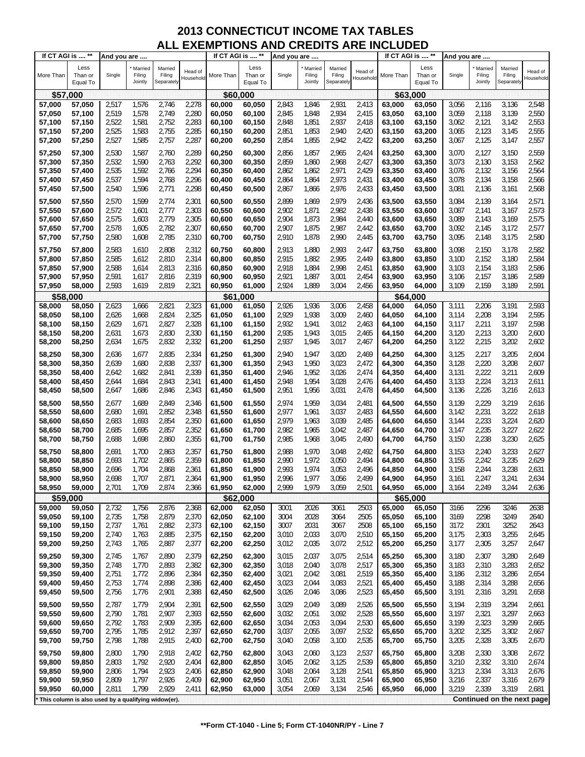# 2013 CONNECTICUT INCOME TAX TABLES
## ALL EXEMPTIONS AND CREDITS ARE INCLUDED

| If CT AGI is .... ** | | And you are .... | | | | If CT AGI is .... ** | | And you are .... | | | | If CT AGI is .... ** | | And you are .... | | | |
|---|---|---|---|---|---|---|---|---|---|---|---|---|---|---|---|---|---|
| More Than | Less Than or Equal To | Single | * Married Filing Jointly | Married Filing Separately | Head of Household | More Than | Less Than or Equal To | Single | * Married Filing Jointly | Married Filing Separately | Head of Household | More Than | Less Than or Equal To | Single | * Married Filing Jointly | Married Filing Separately | Head of Household |
| **$57,000** | | | | | | **$60,000** | | | | | | **$63,000** | | | | | |
| 57,000 | 57,050 | 2,517 | 1,576 | 2,746 | 2,278 | 60,000 | 60,050 | 2,843 | 1,846 | 2,931 | 2,413 | 63,000 | 63,050 | 3,056 | 2,116 | 3,136 | 2,548 |
| 57,050 | 57,100 | 2,519 | 1,578 | 2,749 | 2,280 | 60,050 | 60,100 | 2,845 | 1,848 | 2,934 | 2,415 | 63,050 | 63,100 | 3,059 | 2,118 | 3,139 | 2,550 |
| 57,100 | 57,150 | 2,522 | 1,581 | 2,752 | 2,283 | 60,100 | 60,150 | 2,848 | 1,851 | 2,937 | 2,418 | 63,100 | 63,150 | 3,062 | 2,121 | 3,142 | 2,553 |
| 57,150 | 57,200 | 2,525 | 1,583 | 2,755 | 2,285 | 60,150 | 60,200 | 2,851 | 1,853 | 2,940 | 2,420 | 63,150 | 63,200 | 3,065 | 2,123 | 3,145 | 2,555 |
| 57,200 | 57,250 | 2,527 | 1,585 | 2,757 | 2,287 | 60,200 | 60,250 | 2,854 | 1,855 | 2,942 | 2,422 | 63,200 | 63,250 | 3,067 | 2,125 | 3,147 | 2,557 |
| 57,250 | 57,300 | 2,530 | 1,587 | 2,760 | 2,289 | 60,250 | 60,300 | 2,856 | 1,857 | 2,965 | 2,424 | 63,250 | 63,300 | 3,070 | 2,127 | 3,150 | 2,559 |
| 57,300 | 57,350 | 2,532 | 1,590 | 2,763 | 2,292 | 60,300 | 60,350 | 2,859 | 1,860 | 2,968 | 2,427 | 63,300 | 63,350 | 3,073 | 2,130 | 3,153 | 2,562 |
| 57,350 | 57,400 | 2,535 | 1,592 | 2,766 | 2,294 | 60,350 | 60,400 | 2,862 | 1,862 | 2,971 | 2,429 | 63,350 | 63,400 | 3,076 | 2,132 | 3,156 | 2,564 |
| 57,400 | 57,450 | 2,537 | 1,594 | 2,768 | 2,296 | 60,400 | 60,450 | 2,864 | 1,864 | 2,973 | 2,431 | 63,400 | 63,450 | 3,078 | 2,134 | 3,158 | 2,566 |
| 57,450 | 57,500 | 2,540 | 1,596 | 2,771 | 2,298 | 60,450 | 60,500 | 2,867 | 1,866 | 2,976 | 2,433 | 63,450 | 63,500 | 3,081 | 2,136 | 3,161 | 2,568 |
| 57,500 | 57,550 | 2,570 | 1,599 | 2,774 | 2,301 | 60,500 | 60,550 | 2,899 | 1,869 | 2,979 | 2,436 | 63,500 | 63,550 | 3,084 | 2,139 | 3,164 | 2,571 |
| 57,550 | 57,600 | 2,572 | 1,601 | 2,777 | 2,303 | 60,550 | 60,600 | 2,902 | 1,871 | 2,982 | 2,438 | 63,550 | 63,600 | 3,087 | 2,141 | 3,167 | 2,573 |
| 57,600 | 57,650 | 2,575 | 1,603 | 2,779 | 2,305 | 60,600 | 60,650 | 2,904 | 1,873 | 2,984 | 2,440 | 63,600 | 63,650 | 3,089 | 2,143 | 3,169 | 2,575 |
| 57,650 | 57,700 | 2,578 | 1,605 | 2,782 | 2,307 | 60,650 | 60,700 | 2,907 | 1,875 | 2,987 | 2,442 | 63,650 | 63,700 | 3,092 | 2,145 | 3,172 | 2,577 |
| 57,700 | 57,750 | 2,580 | 1,608 | 2,785 | 2,310 | 60,700 | 60,750 | 2,910 | 1,878 | 2,990 | 2,445 | 63,700 | 63,750 | 3,095 | 2,148 | 3,175 | 2,580 |
| 57,750 | 57,800 | 2,583 | 1,610 | 2,808 | 2,312 | 60,750 | 60,800 | 2,913 | 1,880 | 2,993 | 2,447 | 63,750 | 63,800 | 3,098 | 2,150 | 3,178 | 2,582 |
| 57,800 | 57,850 | 2,585 | 1,612 | 2,810 | 2,314 | 60,800 | 60,850 | 2,915 | 1,882 | 2,995 | 2,449 | 63,800 | 63,850 | 3,100 | 2,152 | 3,180 | 2,584 |
| 57,850 | 57,900 | 2,588 | 1,614 | 2,813 | 2,316 | 60,850 | 60,900 | 2,918 | 1,884 | 2,998 | 2,451 | 63,850 | 63,900 | 3,103 | 2,154 | 3,183 | 2,586 |
| 57,900 | 57,950 | 2,591 | 1,617 | 2,816 | 2,319 | 60,900 | 60,950 | 2,921 | 1,887 | 3,001 | 2,454 | 63,900 | 63,950 | 3,106 | 2,157 | 3,186 | 2,589 |
| 57,950 | 58,000 | 2,593 | 1,619 | 2,819 | 2,321 | 60,950 | 61,000 | 2,924 | 1,889 | 3,004 | 2,456 | 63,950 | 64,000 | 3,109 | 2,159 | 3,189 | 2,591 |
| **$58,000** | | | | | | **$61,000** | | | | | | **$64,000** | | | | | |
| 58,000 | 58,050 | 2,623 | 1,666 | 2,821 | 2,323 | 61,000 | 61,050 | 2,926 | 1,936 | 3,006 | 2,458 | 64,000 | 64,050 | 3,111 | 2,206 | 3,191 | 2,593 |
| 58,050 | 58,100 | 2,626 | 1,668 | 2,824 | 2,325 | 61,050 | 61,100 | 2,929 | 1,938 | 3,009 | 2,460 | 64,050 | 64,100 | 3,114 | 2,208 | 3,194 | 2,595 |
| 58,100 | 58,150 | 2,629 | 1,671 | 2,827 | 2,328 | 61,100 | 61,150 | 2,932 | 1,941 | 3,012 | 2,463 | 64,100 | 64,150 | 3,117 | 2,211 | 3,197 | 2,598 |
| 58,150 | 58,200 | 2,631 | 1,673 | 2,830 | 2,330 | 61,150 | 61,200 | 2,935 | 1,943 | 3,015 | 2,465 | 64,150 | 64,200 | 3,120 | 2,213 | 3,200 | 2,600 |
| 58,200 | 58,250 | 2,634 | 1,675 | 2,832 | 2,332 | 61,200 | 61,250 | 2,937 | 1,945 | 3,017 | 2,467 | 64,200 | 64,250 | 3,122 | 2,215 | 3,202 | 2,602 |
| 58,250 | 58,300 | 2,636 | 1,677 | 2,835 | 2,334 | 61,250 | 61,300 | 2,940 | 1,947 | 3,020 | 2,469 | 64,250 | 64,300 | 3,125 | 2,217 | 3,205 | 2,604 |
| 58,300 | 58,350 | 2,639 | 1,680 | 2,838 | 2,337 | 61,300 | 61,350 | 2,943 | 1,950 | 3,023 | 2,472 | 64,300 | 64,350 | 3,128 | 2,220 | 3,208 | 2,607 |
| 58,350 | 58,400 | 2,642 | 1,682 | 2,841 | 2,339 | 61,350 | 61,400 | 2,946 | 1,952 | 3,026 | 2,474 | 64,350 | 64,400 | 3,131 | 2,222 | 3,211 | 2,609 |
| 58,400 | 58,450 | 2,644 | 1,684 | 2,843 | 2,341 | 61,400 | 61,450 | 2,948 | 1,954 | 3,028 | 2,476 | 64,400 | 64,450 | 3,133 | 2,224 | 3,213 | 2,611 |
| 58,450 | 58,500 | 2,647 | 1,686 | 2,846 | 2,343 | 61,450 | 61,500 | 2,951 | 1,956 | 3,031 | 2,478 | 64,450 | 64,500 | 3,136 | 2,226 | 3,216 | 2,613 |
| 58,500 | 58,550 | 2,677 | 1,689 | 2,849 | 2,346 | 61,500 | 61,550 | 2,974 | 1,959 | 3,034 | 2,481 | 64,500 | 64,550 | 3,139 | 2,229 | 3,219 | 2,616 |
| 58,550 | 58,600 | 2,680 | 1,691 | 2,852 | 2,348 | 61,550 | 61,600 | 2,977 | 1,961 | 3,037 | 2,483 | 64,550 | 64,600 | 3,142 | 2,231 | 3,222 | 2,618 |
| 58,600 | 58,650 | 2,683 | 1,693 | 2,854 | 2,350 | 61,600 | 61,650 | 2,979 | 1,963 | 3,039 | 2,485 | 64,600 | 64,650 | 3,144 | 2,233 | 3,224 | 2,620 |
| 58,650 | 58,700 | 2,685 | 1,695 | 2,857 | 2,352 | 61,650 | 61,700 | 2,982 | 1,965 | 3,042 | 2,487 | 64,650 | 64,700 | 3,147 | 2,235 | 3,227 | 2,622 |
| 58,700 | 58,750 | 2,688 | 1,698 | 2,860 | 2,355 | 61,700 | 61,750 | 2,985 | 1,968 | 3,045 | 2,490 | 64,700 | 64,750 | 3,150 | 2,238 | 3,230 | 2,625 |
| 58,750 | 58,800 | 2,691 | 1,700 | 2,863 | 2,357 | 61,750 | 61,800 | 2,988 | 1,970 | 3,048 | 2,492 | 64,750 | 64,800 | 3,153 | 2,240 | 3,233 | 2,627 |
| 58,800 | 58,850 | 2,693 | 1,702 | 2,865 | 2,359 | 61,800 | 61,850 | 2,990 | 1,972 | 3,050 | 2,494 | 64,800 | 64,850 | 3,155 | 2,242 | 3,235 | 2,629 |
| 58,850 | 58,900 | 2,696 | 1,704 | 2,868 | 2,361 | 61,850 | 61,900 | 2,993 | 1,974 | 3,053 | 2,496 | 64,850 | 64,900 | 3,158 | 2,244 | 3,238 | 2,631 |
| 58,900 | 58,950 | 2,698 | 1,707 | 2,871 | 2,364 | 61,900 | 61,950 | 2,996 | 1,977 | 3,056 | 2,499 | 64,900 | 64,950 | 3,161 | 2,247 | 3,241 | 2,634 |
| 58,950 | 59,000 | 2,701 | 1,709 | 2,874 | 2,366 | 61,950 | 62,000 | 2,999 | 1,979 | 3,059 | 2,501 | 64,950 | 65,000 | 3,164 | 2,249 | 3,244 | 2,636 |
| **$59,000** | | | | | | **$62,000** | | | | | | **$65,000** | | | | | |
| 59,000 | 59,050 | 2,732 | 1,756 | 2,876 | 2,368 | 62,000 | 62,050 | 3001 | 2026 | 3061 | 2503 | 65,000 | 65,050 | 3166 | 2296 | 3246 | 2638 |
| 59,050 | 59,100 | 2,735 | 1,758 | 2,879 | 2,370 | 62,050 | 62,100 | 3004 | 2028 | 3064 | 2505 | 65,050 | 65,100 | 3169 | 2298 | 3249 | 2640 |
| 59,100 | 59,150 | 2,737 | 1,761 | 2,882 | 2,373 | 62,100 | 62,150 | 3007 | 2031 | 3067 | 2508 | 65,100 | 65,150 | 3172 | 2301 | 3252 | 2643 |
| 59,150 | 59,200 | 2,740 | 1,763 | 2,885 | 2,375 | 62,150 | 62,200 | 3,010 | 2,033 | 3,070 | 2,510 | 65,150 | 65,200 | 3,175 | 2,303 | 3,255 | 2,645 |
| 59,200 | 59,250 | 2,743 | 1,765 | 2,887 | 2,377 | 62,200 | 62,250 | 3,012 | 2,035 | 3,072 | 2,512 | 65,200 | 65,250 | 3,177 | 2,305 | 3,257 | 2,647 |
| 59,250 | 59,300 | 2,745 | 1,767 | 2,890 | 2,379 | 62,250 | 62,300 | 3,015 | 2,037 | 3,075 | 2,514 | 65,250 | 65,300 | 3,180 | 2,307 | 3,280 | 2,649 |
| 59,300 | 59,350 | 2,748 | 1,770 | 2,893 | 2,382 | 62,300 | 62,350 | 3,018 | 2,040 | 3,078 | 2,517 | 65,300 | 65,350 | 3,183 | 2,310 | 3,283 | 2,652 |
| 59,350 | 59,400 | 2,751 | 1,772 | 2,896 | 2,384 | 62,350 | 62,400 | 3,021 | 2,042 | 3,081 | 2,519 | 65,350 | 65,400 | 3,186 | 2,312 | 3,286 | 2,654 |
| 59,400 | 59,450 | 2,753 | 1,774 | 2,898 | 2,386 | 62,400 | 62,450 | 3,023 | 2,044 | 3,083 | 2,521 | 65,400 | 65,450 | 3,188 | 2,314 | 3,288 | 2,656 |
| 59,450 | 59,500 | 2,756 | 1,776 | 2,901 | 2,388 | 62,450 | 62,500 | 3,026 | 2,046 | 3,086 | 2,523 | 65,450 | 65,500 | 3,191 | 2,316 | 3,291 | 2,658 |
| 59,500 | 59,550 | 2,787 | 1,779 | 2,904 | 2,391 | 62,500 | 62,550 | 3,029 | 2,049 | 3,089 | 2,526 | 65,500 | 65,550 | 3,194 | 2,319 | 3,294 | 2,661 |
| 59,550 | 59,600 | 2,790 | 1,781 | 2,907 | 2,393 | 62,550 | 62,600 | 3,032 | 2,051 | 3,092 | 2,528 | 65,550 | 65,600 | 3,197 | 2,321 | 3,297 | 2,663 |
| 59,600 | 59,650 | 2,792 | 1,783 | 2,909 | 2,395 | 62,600 | 62,650 | 3,034 | 2,053 | 3,094 | 2,530 | 65,600 | 65,650 | 3,199 | 2,323 | 3,299 | 2,665 |
| 59,650 | 59,700 | 2,795 | 1,785 | 2,912 | 2,397 | 62,650 | 62,700 | 3,037 | 2,055 | 3,097 | 2,532 | 65,650 | 65,700 | 3,202 | 2,325 | 3,302 | 2,667 |
| 59,700 | 59,750 | 2,798 | 1,788 | 2,915 | 2,400 | 62,700 | 62,750 | 3,040 | 2,058 | 3,100 | 2,535 | 65,700 | 65,750 | 3,205 | 2,328 | 3,305 | 2,670 |
| 59,750 | 59,800 | 2,800 | 1,790 | 2,918 | 2,402 | 62,750 | 62,800 | 3,043 | 2,060 | 3,123 | 2,537 | 65,750 | 65,800 | 3,208 | 2,330 | 3,308 | 2,672 |
| 59,800 | 59,850 | 2,803 | 1,792 | 2,920 | 2,404 | 62,800 | 62,850 | 3,045 | 2,062 | 3,125 | 2,539 | 65,800 | 65,850 | 3,210 | 2,332 | 3,310 | 2,674 |
| 59,850 | 59,900 | 2,806 | 1,794 | 2,923 | 2,406 | 62,850 | 62,900 | 3,048 | 2,064 | 3,128 | 2,541 | 65,850 | 65,900 | 3,213 | 2,334 | 3,313 | 2,676 |
| 59,900 | 59,950 | 2,809 | 1,797 | 2,926 | 2,409 | 62,900 | 62,950 | 3,051 | 2,067 | 3,131 | 2,544 | 65,900 | 65,950 | 3,216 | 2,337 | 3,316 | 2,679 |
| 59,950 | 60,000 | 2,811 | 1,799 | 2,929 | 2,411 | 62,950 | 63,000 | 3,054 | 2,069 | 3,134 | 2,546 | 65,950 | 66,000 | 3,219 | 2,339 | 3,319 | 2,681 |

* This column is also used by a qualifying widow(er).

**Continued on the next page**

**Form CT-1040 - Line 5; Form CT-1040NR/PY - Line 7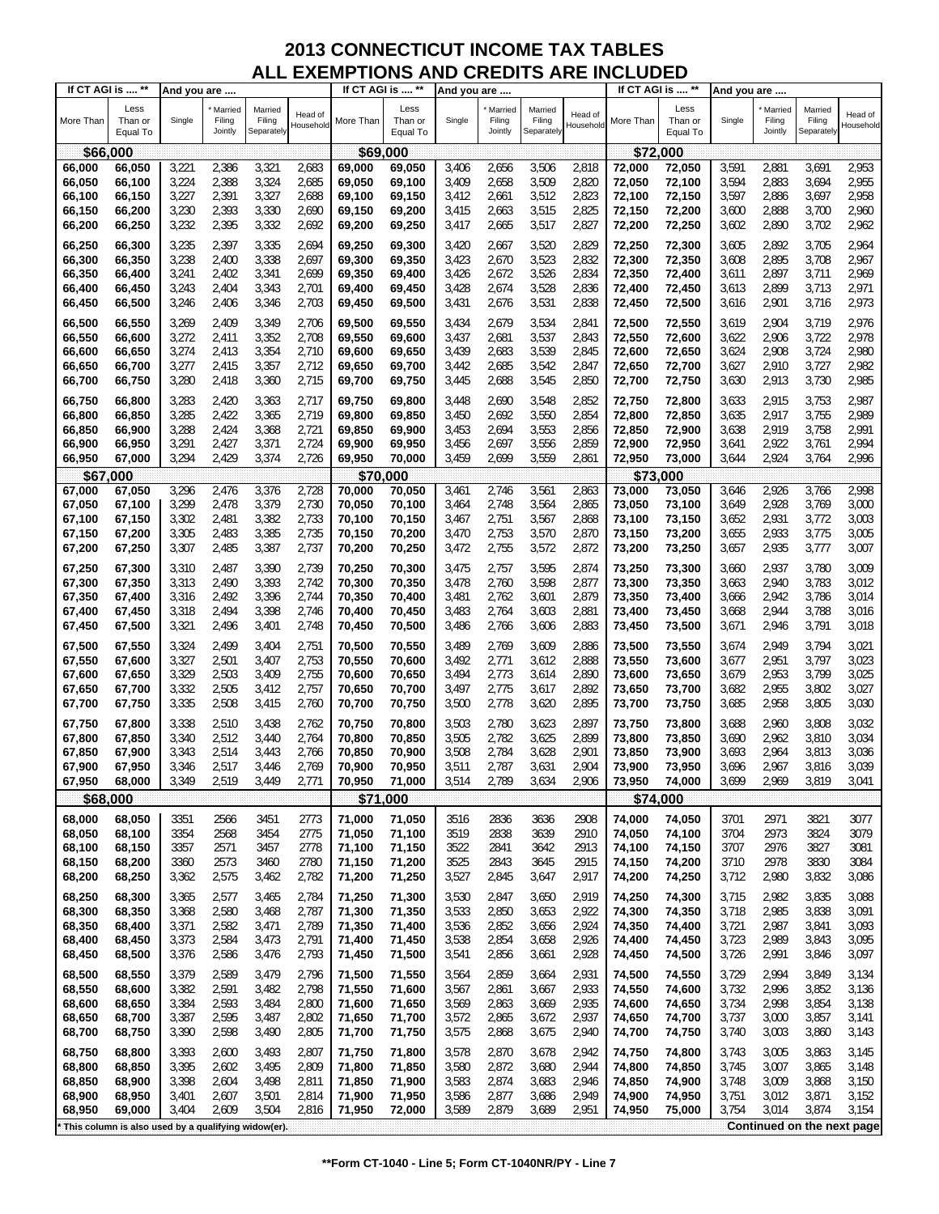# 2013 CONNECTICUT INCOME TAX TABLES
## ALL EXEMPTIONS AND CREDITS ARE INCLUDED

| If CT AGI is .... ** | | And you are .... | | | | If CT AGI is .... ** | | And you are .... | | | | If CT AGI is .... ** | | And you are .... | | | |
|---|---|---|---|---|---|---|---|---|---|---|---|---|---|---|---|---|---|
| More Than | Less Than or Equal To | Single | * Married Filing Jointly | Married Filing Separately | Head of Household | More Than | Less Than or Equal To | Single | * Married Filing Jointly | Married Filing Separately | Head of Household | More Than | Less Than or Equal To | Single | * Married Filing Jointly | Married Filing Separately | Head of Household |
| **$66,000** | | | | | | **$69,000** | | | | | | **$72,000** | | | | | |
| 66,000 | 66,050 | 3,221 | 2,386 | 3,321 | 2,683 | 69,000 | 69,050 | 3,406 | 2,656 | 3,506 | 2,818 | 72,000 | 72,050 | 3,591 | 2,881 | 3,691 | 2,953 |
| 66,050 | 66,100 | 3,224 | 2,388 | 3,324 | 2,685 | 69,050 | 69,100 | 3,409 | 2,658 | 3,509 | 2,820 | 72,050 | 72,100 | 3,594 | 2,883 | 3,694 | 2,955 |
| 66,100 | 66,150 | 3,227 | 2,391 | 3,327 | 2,688 | 69,100 | 69,150 | 3,412 | 2,661 | 3,512 | 2,823 | 72,100 | 72,150 | 3,597 | 2,886 | 3,697 | 2,958 |
| 66,150 | 66,200 | 3,230 | 2,393 | 3,330 | 2,690 | 69,150 | 69,200 | 3,415 | 2,663 | 3,515 | 2,825 | 72,150 | 72,200 | 3,600 | 2,888 | 3,700 | 2,960 |
| 66,200 | 66,250 | 3,232 | 2,395 | 3,332 | 2,692 | 69,200 | 69,250 | 3,417 | 2,665 | 3,517 | 2,827 | 72,200 | 72,250 | 3,602 | 2,890 | 3,702 | 2,962 |
| 66,250 | 66,300 | 3,235 | 2,397 | 3,335 | 2,694 | 69,250 | 69,300 | 3,420 | 2,667 | 3,520 | 2,829 | 72,250 | 72,300 | 3,605 | 2,892 | 3,705 | 2,964 |
| 66,300 | 66,350 | 3,238 | 2,400 | 3,338 | 2,697 | 69,300 | 69,350 | 3,423 | 2,670 | 3,523 | 2,832 | 72,300 | 72,350 | 3,608 | 2,895 | 3,708 | 2,967 |
| 66,350 | 66,400 | 3,241 | 2,402 | 3,341 | 2,699 | 69,350 | 69,400 | 3,426 | 2,672 | 3,526 | 2,834 | 72,350 | 72,400 | 3,611 | 2,897 | 3,711 | 2,969 |
| 66,400 | 66,450 | 3,243 | 2,404 | 3,343 | 2,701 | 69,400 | 69,450 | 3,428 | 2,674 | 3,528 | 2,836 | 72,400 | 72,450 | 3,613 | 2,899 | 3,713 | 2,971 |
| 66,450 | 66,500 | 3,246 | 2,406 | 3,346 | 2,703 | 69,450 | 69,500 | 3,431 | 2,676 | 3,531 | 2,838 | 72,450 | 72,500 | 3,616 | 2,901 | 3,716 | 2,973 |
| 66,500 | 66,550 | 3,269 | 2,409 | 3,349 | 2,706 | 69,500 | 69,550 | 3,434 | 2,679 | 3,534 | 2,841 | 72,500 | 72,550 | 3,619 | 2,904 | 3,719 | 2,976 |
| 66,550 | 66,600 | 3,272 | 2,411 | 3,352 | 2,708 | 69,550 | 69,600 | 3,437 | 2,681 | 3,537 | 2,843 | 72,550 | 72,600 | 3,622 | 2,906 | 3,722 | 2,978 |
| 66,600 | 66,650 | 3,274 | 2,413 | 3,354 | 2,710 | 69,600 | 69,650 | 3,439 | 2,683 | 3,539 | 2,845 | 72,600 | 72,650 | 3,624 | 2,908 | 3,724 | 2,980 |
| 66,650 | 66,700 | 3,277 | 2,415 | 3,357 | 2,712 | 69,650 | 69,700 | 3,442 | 2,685 | 3,542 | 2,847 | 72,650 | 72,700 | 3,627 | 2,910 | 3,727 | 2,982 |
| 66,700 | 66,750 | 3,280 | 2,418 | 3,360 | 2,715 | 69,700 | 69,750 | 3,445 | 2,688 | 3,545 | 2,850 | 72,700 | 72,750 | 3,630 | 2,913 | 3,730 | 2,985 |
| 66,750 | 66,800 | 3,283 | 2,420 | 3,363 | 2,717 | 69,750 | 69,800 | 3,448 | 2,690 | 3,548 | 2,852 | 72,750 | 72,800 | 3,633 | 2,915 | 3,753 | 2,987 |
| 66,800 | 66,850 | 3,285 | 2,422 | 3,365 | 2,719 | 69,800 | 69,850 | 3,450 | 2,692 | 3,550 | 2,854 | 72,800 | 72,850 | 3,635 | 2,917 | 3,755 | 2,989 |
| 66,850 | 66,900 | 3,288 | 2,424 | 3,368 | 2,721 | 69,850 | 69,900 | 3,453 | 2,694 | 3,553 | 2,856 | 72,850 | 72,900 | 3,638 | 2,919 | 3,758 | 2,991 |
| 66,900 | 66,950 | 3,291 | 2,427 | 3,371 | 2,724 | 69,900 | 69,950 | 3,456 | 2,697 | 3,556 | 2,859 | 72,900 | 72,950 | 3,641 | 2,922 | 3,761 | 2,994 |
| 66,950 | 67,000 | 3,294 | 2,429 | 3,374 | 2,726 | 69,950 | 70,000 | 3,459 | 2,699 | 3,559 | 2,861 | 72,950 | 73,000 | 3,644 | 2,924 | 3,764 | 2,996 |
| **$67,000** | | | | | | **$70,000** | | | | | | **$73,000** | | | | | |
| 67,000 | 67,050 | 3,296 | 2,476 | 3,376 | 2,728 | 70,000 | 70,050 | 3,461 | 2,746 | 3,561 | 2,863 | 73,000 | 73,050 | 3,646 | 2,926 | 3,766 | 2,998 |
| 67,050 | 67,100 | 3,299 | 2,478 | 3,379 | 2,730 | 70,050 | 70,100 | 3,464 | 2,748 | 3,564 | 2,865 | 73,050 | 73,100 | 3,649 | 2,928 | 3,769 | 3,000 |
| 67,100 | 67,150 | 3,302 | 2,481 | 3,382 | 2,733 | 70,100 | 70,150 | 3,467 | 2,751 | 3,567 | 2,868 | 73,100 | 73,150 | 3,652 | 2,931 | 3,772 | 3,003 |
| 67,150 | 67,200 | 3,305 | 2,483 | 3,385 | 2,735 | 70,150 | 70,200 | 3,470 | 2,753 | 3,570 | 2,870 | 73,150 | 73,200 | 3,655 | 2,933 | 3,775 | 3,005 |
| 67,200 | 67,250 | 3,307 | 2,485 | 3,387 | 2,737 | 70,200 | 70,250 | 3,472 | 2,755 | 3,572 | 2,872 | 73,200 | 73,250 | 3,657 | 2,935 | 3,777 | 3,007 |
| 67,250 | 67,300 | 3,310 | 2,487 | 3,390 | 2,739 | 70,250 | 70,300 | 3,475 | 2,757 | 3,595 | 2,874 | 73,250 | 73,300 | 3,660 | 2,937 | 3,780 | 3,009 |
| 67,300 | 67,350 | 3,313 | 2,490 | 3,393 | 2,742 | 70,300 | 70,350 | 3,478 | 2,760 | 3,598 | 2,877 | 73,300 | 73,350 | 3,663 | 2,940 | 3,783 | 3,012 |
| 67,350 | 67,400 | 3,316 | 2,492 | 3,396 | 2,744 | 70,350 | 70,400 | 3,481 | 2,762 | 3,601 | 2,879 | 73,350 | 73,400 | 3,666 | 2,942 | 3,786 | 3,014 |
| 67,400 | 67,450 | 3,318 | 2,494 | 3,398 | 2,746 | 70,400 | 70,450 | 3,483 | 2,764 | 3,603 | 2,881 | 73,400 | 73,450 | 3,668 | 2,944 | 3,788 | 3,016 |
| 67,450 | 67,500 | 3,321 | 2,496 | 3,401 | 2,748 | 70,450 | 70,500 | 3,486 | 2,766 | 3,606 | 2,883 | 73,450 | 73,500 | 3,671 | 2,946 | 3,791 | 3,018 |
| 67,500 | 67,550 | 3,324 | 2,499 | 3,404 | 2,751 | 70,500 | 70,550 | 3,489 | 2,769 | 3,609 | 2,886 | 73,500 | 73,550 | 3,674 | 2,949 | 3,794 | 3,021 |
| 67,550 | 67,600 | 3,327 | 2,501 | 3,407 | 2,753 | 70,550 | 70,600 | 3,492 | 2,771 | 3,612 | 2,888 | 73,550 | 73,600 | 3,677 | 2,951 | 3,797 | 3,023 |
| 67,600 | 67,650 | 3,329 | 2,503 | 3,409 | 2,755 | 70,600 | 70,650 | 3,494 | 2,773 | 3,614 | 2,890 | 73,600 | 73,650 | 3,679 | 2,953 | 3,799 | 3,025 |
| 67,650 | 67,700 | 3,332 | 2,505 | 3,412 | 2,757 | 70,650 | 70,700 | 3,497 | 2,775 | 3,617 | 2,892 | 73,650 | 73,700 | 3,682 | 2,955 | 3,802 | 3,027 |
| 67,700 | 67,750 | 3,335 | 2,508 | 3,415 | 2,760 | 70,700 | 70,750 | 3,500 | 2,778 | 3,620 | 2,895 | 73,700 | 73,750 | 3,685 | 2,958 | 3,805 | 3,030 |
| 67,750 | 67,800 | 3,338 | 2,510 | 3,438 | 2,762 | 70,750 | 70,800 | 3,503 | 2,780 | 3,623 | 2,897 | 73,750 | 73,800 | 3,688 | 2,960 | 3,808 | 3,032 |
| 67,800 | 67,850 | 3,340 | 2,512 | 3,440 | 2,764 | 70,800 | 70,850 | 3,505 | 2,782 | 3,625 | 2,899 | 73,800 | 73,850 | 3,690 | 2,962 | 3,810 | 3,034 |
| 67,850 | 67,900 | 3,343 | 2,514 | 3,443 | 2,766 | 70,850 | 70,900 | 3,508 | 2,784 | 3,628 | 2,901 | 73,850 | 73,900 | 3,693 | 2,964 | 3,813 | 3,036 |
| 67,900 | 67,950 | 3,346 | 2,517 | 3,446 | 2,769 | 70,900 | 70,950 | 3,511 | 2,787 | 3,631 | 2,904 | 73,900 | 73,950 | 3,696 | 2,967 | 3,816 | 3,039 |
| 67,950 | 68,000 | 3,349 | 2,519 | 3,449 | 2,771 | 70,950 | 71,000 | 3,514 | 2,789 | 3,634 | 2,906 | 73,950 | 74,000 | 3,699 | 2,969 | 3,819 | 3,041 |
| **$68,000** | | | | | | **$71,000** | | | | | | **$74,000** | | | | | |
| 68,000 | 68,050 | 3351 | 2566 | 3451 | 2773 | 71,000 | 71,050 | 3516 | 2836 | 3636 | 2908 | 74,000 | 74,050 | 3701 | 2971 | 3821 | 3077 |
| 68,050 | 68,100 | 3354 | 2568 | 3454 | 2775 | 71,050 | 71,100 | 3519 | 2838 | 3639 | 2910 | 74,050 | 74,100 | 3704 | 2973 | 3824 | 3079 |
| 68,100 | 68,150 | 3357 | 2571 | 3457 | 2778 | 71,100 | 71,150 | 3522 | 2841 | 3642 | 2913 | 74,100 | 74,150 | 3707 | 2976 | 3827 | 3081 |
| 68,150 | 68,200 | 3360 | 2573 | 3460 | 2780 | 71,150 | 71,200 | 3525 | 2843 | 3645 | 2915 | 74,150 | 74,200 | 3710 | 2978 | 3830 | 3084 |
| 68,200 | 68,250 | 3,362 | 2,575 | 3,462 | 2,782 | 71,200 | 71,250 | 3,527 | 2,845 | 3,647 | 2,917 | 74,200 | 74,250 | 3,712 | 2,980 | 3,832 | 3,086 |
| 68,250 | 68,300 | 3,365 | 2,577 | 3,465 | 2,784 | 71,250 | 71,300 | 3,530 | 2,847 | 3,650 | 2,919 | 74,250 | 74,300 | 3,715 | 2,982 | 3,835 | 3,088 |
| 68,300 | 68,350 | 3,368 | 2,580 | 3,468 | 2,787 | 71,300 | 71,350 | 3,533 | 2,850 | 3,653 | 2,922 | 74,300 | 74,350 | 3,718 | 2,985 | 3,838 | 3,091 |
| 68,350 | 68,400 | 3,371 | 2,582 | 3,471 | 2,789 | 71,350 | 71,400 | 3,536 | 2,852 | 3,656 | 2,924 | 74,350 | 74,400 | 3,721 | 2,987 | 3,841 | 3,093 |
| 68,400 | 68,450 | 3,373 | 2,584 | 3,473 | 2,791 | 71,400 | 71,450 | 3,538 | 2,854 | 3,658 | 2,926 | 74,400 | 74,450 | 3,723 | 2,989 | 3,843 | 3,095 |
| 68,450 | 68,500 | 3,376 | 2,586 | 3,476 | 2,793 | 71,450 | 71,500 | 3,541 | 2,856 | 3,661 | 2,928 | 74,450 | 74,500 | 3,726 | 2,991 | 3,846 | 3,097 |
| 68,500 | 68,550 | 3,379 | 2,589 | 3,479 | 2,796 | 71,500 | 71,550 | 3,564 | 2,859 | 3,664 | 2,931 | 74,500 | 74,550 | 3,729 | 2,994 | 3,849 | 3,134 |
| 68,550 | 68,600 | 3,382 | 2,591 | 3,482 | 2,798 | 71,550 | 71,600 | 3,567 | 2,861 | 3,667 | 2,933 | 74,550 | 74,600 | 3,732 | 2,996 | 3,852 | 3,136 |
| 68,600 | 68,650 | 3,384 | 2,593 | 3,484 | 2,800 | 71,600 | 71,650 | 3,569 | 2,863 | 3,669 | 2,935 | 74,600 | 74,650 | 3,734 | 2,998 | 3,854 | 3,138 |
| 68,650 | 68,700 | 3,387 | 2,595 | 3,487 | 2,802 | 71,650 | 71,700 | 3,572 | 2,865 | 3,672 | 2,937 | 74,650 | 74,700 | 3,737 | 3,000 | 3,857 | 3,141 |
| 68,700 | 68,750 | 3,390 | 2,598 | 3,490 | 2,805 | 71,700 | 71,750 | 3,575 | 2,868 | 3,675 | 2,940 | 74,700 | 74,750 | 3,740 | 3,003 | 3,860 | 3,143 |
| 68,750 | 68,800 | 3,393 | 2,600 | 3,493 | 2,807 | 71,750 | 71,800 | 3,578 | 2,870 | 3,678 | 2,942 | 74,750 | 74,800 | 3,743 | 3,005 | 3,863 | 3,145 |
| 68,800 | 68,850 | 3,395 | 2,602 | 3,495 | 2,809 | 71,800 | 71,850 | 3,580 | 2,872 | 3,680 | 2,944 | 74,800 | 74,850 | 3,745 | 3,007 | 3,865 | 3,148 |
| 68,850 | 68,900 | 3,398 | 2,604 | 3,498 | 2,811 | 71,850 | 71,900 | 3,583 | 2,874 | 3,683 | 2,946 | 74,850 | 74,900 | 3,748 | 3,009 | 3,868 | 3,150 |
| 68,900 | 68,950 | 3,401 | 2,607 | 3,501 | 2,814 | 71,900 | 71,950 | 3,586 | 2,877 | 3,686 | 2,949 | 74,900 | 74,950 | 3,751 | 3,012 | 3,871 | 3,152 |
| 68,950 | 69,000 | 3,404 | 2,609 | 3,504 | 2,816 | 71,950 | 72,000 | 3,589 | 2,879 | 3,689 | 2,951 | 74,950 | 75,000 | 3,754 | 3,014 | 3,874 | 3,154 |

\* This column is also used by a qualifying widow(er).

**Continued on the next page**

**\*\*Form CT-1040 - Line 5; Form CT-1040NR/PY - Line 7**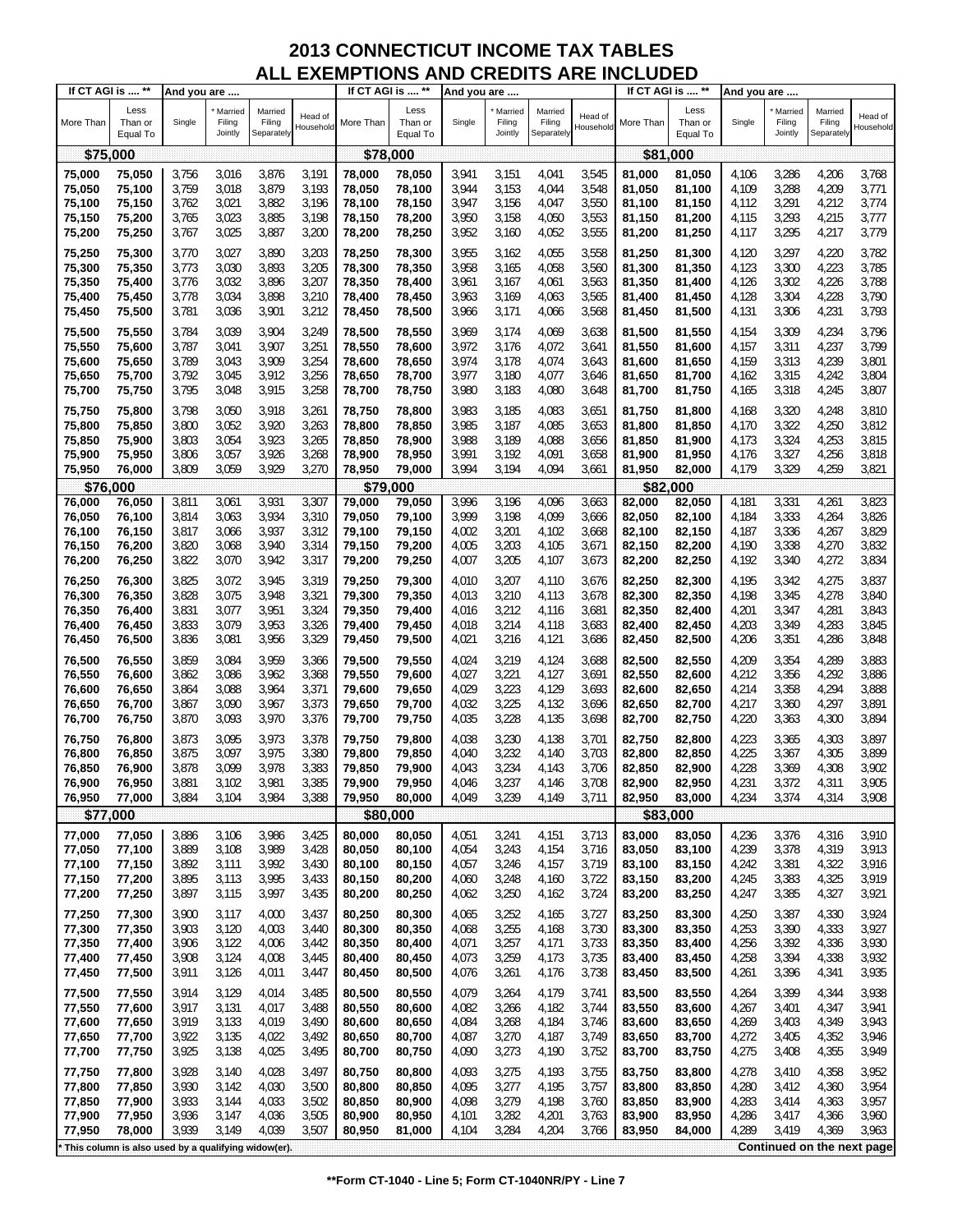# 2013 CONNECTICUT INCOME TAX TABLES
## ALL EXEMPTIONS AND CREDITS ARE INCLUDED

| If CT AGI is .... ** | | And you are .... | | | | If CT AGI is .... ** | | And you are .... | | | | If CT AGI is .... ** | | And you are .... | | | |
|---|---|---|---|---|---|---|---|---|---|---|---|---|---|---|---|---|---|
| More Than | Less Than or Equal To | Single | * Married Filing Jointly | Married Filing Separately | Head of Household | More Than | Less Than or Equal To | Single | * Married Filing Jointly | Married Filing Separately | Head of Household | More Than | Less Than or Equal To | Single | * Married Filing Jointly | Married Filing Separately | Head of Household |
| **$75,000** | | | | | | **$78,000** | | | | | | **$81,000** | | | | | |
| 75,000 | 75,050 | 3,756 | 3,016 | 3,876 | 3,191 | 78,000 | 78,050 | 3,941 | 3,151 | 4,041 | 3,545 | 81,000 | 81,050 | 4,106 | 3,286 | 4,206 | 3,768 |
| 75,050 | 75,100 | 3,759 | 3,018 | 3,879 | 3,193 | 78,050 | 78,100 | 3,944 | 3,153 | 4,044 | 3,548 | 81,050 | 81,100 | 4,109 | 3,288 | 4,209 | 3,771 |
| 75,100 | 75,150 | 3,762 | 3,021 | 3,882 | 3,196 | 78,100 | 78,150 | 3,947 | 3,156 | 4,047 | 3,550 | 81,100 | 81,150 | 4,112 | 3,291 | 4,212 | 3,774 |
| 75,150 | 75,200 | 3,765 | 3,023 | 3,885 | 3,198 | 78,150 | 78,200 | 3,950 | 3,158 | 4,050 | 3,553 | 81,150 | 81,200 | 4,115 | 3,293 | 4,215 | 3,777 |
| 75,200 | 75,250 | 3,767 | 3,025 | 3,887 | 3,200 | 78,200 | 78,250 | 3,952 | 3,160 | 4,052 | 3,555 | 81,200 | 81,250 | 4,117 | 3,295 | 4,217 | 3,779 |
| 75,250 | 75,300 | 3,770 | 3,027 | 3,890 | 3,203 | 78,250 | 78,300 | 3,955 | 3,162 | 4,055 | 3,558 | 81,250 | 81,300 | 4,120 | 3,297 | 4,220 | 3,782 |
| 75,300 | 75,350 | 3,773 | 3,030 | 3,893 | 3,205 | 78,300 | 78,350 | 3,958 | 3,165 | 4,058 | 3,560 | 81,300 | 81,350 | 4,123 | 3,300 | 4,223 | 3,785 |
| 75,350 | 75,400 | 3,776 | 3,032 | 3,896 | 3,207 | 78,350 | 78,400 | 3,961 | 3,167 | 4,061 | 3,563 | 81,350 | 81,400 | 4,126 | 3,302 | 4,226 | 3,788 |
| 75,400 | 75,450 | 3,778 | 3,034 | 3,898 | 3,210 | 78,400 | 78,450 | 3,963 | 3,169 | 4,063 | 3,565 | 81,400 | 81,450 | 4,128 | 3,304 | 4,228 | 3,790 |
| 75,450 | 75,500 | 3,781 | 3,036 | 3,901 | 3,212 | 78,450 | 78,500 | 3,966 | 3,171 | 4,066 | 3,568 | 81,450 | 81,500 | 4,131 | 3,306 | 4,231 | 3,793 |
| 75,500 | 75,550 | 3,784 | 3,039 | 3,904 | 3,249 | 78,500 | 78,550 | 3,969 | 3,174 | 4,069 | 3,638 | 81,500 | 81,550 | 4,154 | 3,309 | 4,234 | 3,796 |
| 75,550 | 75,600 | 3,787 | 3,041 | 3,907 | 3,251 | 78,550 | 78,600 | 3,972 | 3,176 | 4,072 | 3,641 | 81,550 | 81,600 | 4,157 | 3,311 | 4,237 | 3,799 |
| 75,600 | 75,650 | 3,789 | 3,043 | 3,909 | 3,254 | 78,600 | 78,650 | 3,974 | 3,178 | 4,074 | 3,643 | 81,600 | 81,650 | 4,159 | 3,313 | 4,239 | 3,801 |
| 75,650 | 75,700 | 3,792 | 3,045 | 3,912 | 3,256 | 78,650 | 78,700 | 3,977 | 3,180 | 4,077 | 3,646 | 81,650 | 81,700 | 4,162 | 3,315 | 4,242 | 3,804 |
| 75,700 | 75,750 | 3,795 | 3,048 | 3,915 | 3,258 | 78,700 | 78,750 | 3,980 | 3,183 | 4,080 | 3,648 | 81,700 | 81,750 | 4,165 | 3,318 | 4,245 | 3,807 |
| 75,750 | 75,800 | 3,798 | 3,050 | 3,918 | 3,261 | 78,750 | 78,800 | 3,983 | 3,185 | 4,083 | 3,651 | 81,750 | 81,800 | 4,168 | 3,320 | 4,248 | 3,810 |
| 75,800 | 75,850 | 3,800 | 3,052 | 3,920 | 3,263 | 78,800 | 78,850 | 3,985 | 3,187 | 4,085 | 3,653 | 81,800 | 81,850 | 4,170 | 3,322 | 4,250 | 3,812 |
| 75,850 | 75,900 | 3,803 | 3,054 | 3,923 | 3,265 | 78,850 | 78,900 | 3,988 | 3,189 | 4,088 | 3,656 | 81,850 | 81,900 | 4,173 | 3,324 | 4,253 | 3,815 |
| 75,900 | 75,950 | 3,806 | 3,057 | 3,926 | 3,268 | 78,900 | 78,950 | 3,991 | 3,192 | 4,091 | 3,658 | 81,900 | 81,950 | 4,176 | 3,327 | 4,256 | 3,818 |
| 75,950 | 76,000 | 3,809 | 3,059 | 3,929 | 3,270 | 78,950 | 79,000 | 3,994 | 3,194 | 4,094 | 3,661 | 81,950 | 82,000 | 4,179 | 3,329 | 4,259 | 3,821 |
| **$76,000** | | | | | | **$79,000** | | | | | | **$82,000** | | | | | |
| 76,000 | 76,050 | 3,811 | 3,061 | 3,931 | 3,307 | 79,000 | 79,050 | 3,996 | 3,196 | 4,096 | 3,663 | 82,000 | 82,050 | 4,181 | 3,331 | 4,261 | 3,823 |
| 76,050 | 76,100 | 3,814 | 3,063 | 3,934 | 3,310 | 79,050 | 79,100 | 3,999 | 3,198 | 4,099 | 3,666 | 82,050 | 82,100 | 4,184 | 3,333 | 4,264 | 3,826 |
| 76,100 | 76,150 | 3,817 | 3,066 | 3,937 | 3,312 | 79,100 | 79,150 | 4,002 | 3,201 | 4,102 | 3,668 | 82,100 | 82,150 | 4,187 | 3,336 | 4,267 | 3,829 |
| 76,150 | 76,200 | 3,820 | 3,068 | 3,940 | 3,314 | 79,150 | 79,200 | 4,005 | 3,203 | 4,105 | 3,671 | 82,150 | 82,200 | 4,190 | 3,338 | 4,270 | 3,832 |
| 76,200 | 76,250 | 3,822 | 3,070 | 3,942 | 3,317 | 79,200 | 79,250 | 4,007 | 3,205 | 4,107 | 3,673 | 82,200 | 82,250 | 4,192 | 3,340 | 4,272 | 3,834 |
| 76,250 | 76,300 | 3,825 | 3,072 | 3,945 | 3,319 | 79,250 | 79,300 | 4,010 | 3,207 | 4,110 | 3,676 | 82,250 | 82,300 | 4,195 | 3,342 | 4,275 | 3,837 |
| 76,300 | 76,350 | 3,828 | 3,075 | 3,948 | 3,321 | 79,300 | 79,350 | 4,013 | 3,210 | 4,113 | 3,678 | 82,300 | 82,350 | 4,198 | 3,345 | 4,278 | 3,840 |
| 76,350 | 76,400 | 3,831 | 3,077 | 3,951 | 3,324 | 79,350 | 79,400 | 4,016 | 3,212 | 4,116 | 3,681 | 82,350 | 82,400 | 4,201 | 3,347 | 4,281 | 3,843 |
| 76,400 | 76,450 | 3,833 | 3,079 | 3,953 | 3,326 | 79,400 | 79,450 | 4,018 | 3,214 | 4,118 | 3,683 | 82,400 | 82,450 | 4,203 | 3,349 | 4,283 | 3,845 |
| 76,450 | 76,500 | 3,836 | 3,081 | 3,956 | 3,329 | 79,450 | 79,500 | 4,021 | 3,216 | 4,121 | 3,686 | 82,450 | 82,500 | 4,206 | 3,351 | 4,286 | 3,848 |
| 76,500 | 76,550 | 3,859 | 3,084 | 3,959 | 3,366 | 79,500 | 79,550 | 4,024 | 3,219 | 4,124 | 3,688 | 82,500 | 82,550 | 4,209 | 3,354 | 4,289 | 3,883 |
| 76,550 | 76,600 | 3,862 | 3,086 | 3,962 | 3,368 | 79,550 | 79,600 | 4,027 | 3,221 | 4,127 | 3,691 | 82,550 | 82,600 | 4,212 | 3,356 | 4,292 | 3,886 |
| 76,600 | 76,650 | 3,864 | 3,088 | 3,964 | 3,371 | 79,600 | 79,650 | 4,029 | 3,223 | 4,129 | 3,693 | 82,600 | 82,650 | 4,214 | 3,358 | 4,294 | 3,888 |
| 76,650 | 76,700 | 3,867 | 3,090 | 3,967 | 3,373 | 79,650 | 79,700 | 4,032 | 3,225 | 4,132 | 3,696 | 82,650 | 82,700 | 4,217 | 3,360 | 4,297 | 3,891 |
| 76,700 | 76,750 | 3,870 | 3,093 | 3,970 | 3,376 | 79,700 | 79,750 | 4,035 | 3,228 | 4,135 | 3,698 | 82,700 | 82,750 | 4,220 | 3,363 | 4,300 | 3,894 |
| 76,750 | 76,800 | 3,873 | 3,095 | 3,973 | 3,378 | 79,750 | 79,800 | 4,038 | 3,230 | 4,138 | 3,701 | 82,750 | 82,800 | 4,223 | 3,365 | 4,303 | 3,897 |
| 76,800 | 76,850 | 3,875 | 3,097 | 3,975 | 3,380 | 79,800 | 79,850 | 4,040 | 3,232 | 4,140 | 3,703 | 82,800 | 82,850 | 4,225 | 3,367 | 4,305 | 3,899 |
| 76,850 | 76,900 | 3,878 | 3,099 | 3,978 | 3,383 | 79,850 | 79,900 | 4,043 | 3,234 | 4,143 | 3,706 | 82,850 | 82,900 | 4,228 | 3,369 | 4,308 | 3,902 |
| 76,900 | 76,950 | 3,881 | 3,102 | 3,981 | 3,385 | 79,900 | 79,950 | 4,046 | 3,237 | 4,146 | 3,708 | 82,900 | 82,950 | 4,231 | 3,372 | 4,311 | 3,905 |
| 76,950 | 77,000 | 3,884 | 3,104 | 3,984 | 3,388 | 79,950 | 80,000 | 4,049 | 3,239 | 4,149 | 3,711 | 82,950 | 83,000 | 4,234 | 3,374 | 4,314 | 3,908 |
| **$77,000** | | | | | | **$80,000** | | | | | | **$83,000** | | | | | |
| 77,000 | 77,050 | 3,886 | 3,106 | 3,986 | 3,425 | 80,000 | 80,050 | 4,051 | 3,241 | 4,151 | 3,713 | 83,000 | 83,050 | 4,236 | 3,376 | 4,316 | 3,910 |
| 77,050 | 77,100 | 3,889 | 3,108 | 3,989 | 3,428 | 80,050 | 80,100 | 4,054 | 3,243 | 4,154 | 3,716 | 83,050 | 83,100 | 4,239 | 3,378 | 4,319 | 3,913 |
| 77,100 | 77,150 | 3,892 | 3,111 | 3,992 | 3,430 | 80,100 | 80,150 | 4,057 | 3,246 | 4,157 | 3,719 | 83,100 | 83,150 | 4,242 | 3,381 | 4,322 | 3,916 |
| 77,150 | 77,200 | 3,895 | 3,113 | 3,995 | 3,433 | 80,150 | 80,200 | 4,060 | 3,248 | 4,160 | 3,722 | 83,150 | 83,200 | 4,245 | 3,383 | 4,325 | 3,919 |
| 77,200 | 77,250 | 3,897 | 3,115 | 3,997 | 3,435 | 80,200 | 80,250 | 4,062 | 3,250 | 4,162 | 3,724 | 83,200 | 83,250 | 4,247 | 3,385 | 4,327 | 3,921 |
| 77,250 | 77,300 | 3,900 | 3,117 | 4,000 | 3,437 | 80,250 | 80,300 | 4,065 | 3,252 | 4,165 | 3,727 | 83,250 | 83,300 | 4,250 | 3,387 | 4,330 | 3,924 |
| 77,300 | 77,350 | 3,903 | 3,120 | 4,003 | 3,440 | 80,300 | 80,350 | 4,068 | 3,255 | 4,168 | 3,730 | 83,300 | 83,350 | 4,253 | 3,390 | 4,333 | 3,927 |
| 77,350 | 77,400 | 3,906 | 3,122 | 4,006 | 3,442 | 80,350 | 80,400 | 4,071 | 3,257 | 4,171 | 3,733 | 83,350 | 83,400 | 4,256 | 3,392 | 4,336 | 3,930 |
| 77,400 | 77,450 | 3,908 | 3,124 | 4,008 | 3,445 | 80,400 | 80,450 | 4,073 | 3,259 | 4,173 | 3,735 | 83,400 | 83,450 | 4,258 | 3,394 | 4,338 | 3,932 |
| 77,450 | 77,500 | 3,911 | 3,126 | 4,011 | 3,447 | 80,450 | 80,500 | 4,076 | 3,261 | 4,176 | 3,738 | 83,450 | 83,500 | 4,261 | 3,396 | 4,341 | 3,935 |
| 77,500 | 77,550 | 3,914 | 3,129 | 4,014 | 3,485 | 80,500 | 80,550 | 4,079 | 3,264 | 4,179 | 3,741 | 83,500 | 83,550 | 4,264 | 3,399 | 4,344 | 3,938 |
| 77,550 | 77,600 | 3,917 | 3,131 | 4,017 | 3,488 | 80,550 | 80,600 | 4,082 | 3,266 | 4,182 | 3,744 | 83,550 | 83,600 | 4,267 | 3,401 | 4,347 | 3,941 |
| 77,600 | 77,650 | 3,919 | 3,133 | 4,019 | 3,490 | 80,600 | 80,650 | 4,084 | 3,268 | 4,184 | 3,746 | 83,600 | 83,650 | 4,269 | 3,403 | 4,349 | 3,943 |
| 77,650 | 77,700 | 3,922 | 3,135 | 4,022 | 3,492 | 80,650 | 80,700 | 4,087 | 3,270 | 4,187 | 3,749 | 83,650 | 83,700 | 4,272 | 3,405 | 4,352 | 3,946 |
| 77,700 | 77,750 | 3,925 | 3,138 | 4,025 | 3,495 | 80,700 | 80,750 | 4,090 | 3,273 | 4,190 | 3,752 | 83,700 | 83,750 | 4,275 | 3,408 | 4,355 | 3,949 |
| 77,750 | 77,800 | 3,928 | 3,140 | 4,028 | 3,497 | 80,750 | 80,800 | 4,093 | 3,275 | 4,193 | 3,755 | 83,750 | 83,800 | 4,278 | 3,410 | 4,358 | 3,952 |
| 77,800 | 77,850 | 3,930 | 3,142 | 4,030 | 3,500 | 80,800 | 80,850 | 4,095 | 3,277 | 4,195 | 3,757 | 83,800 | 83,850 | 4,280 | 3,412 | 4,360 | 3,954 |
| 77,850 | 77,900 | 3,933 | 3,144 | 4,033 | 3,502 | 80,850 | 80,900 | 4,098 | 3,279 | 4,198 | 3,760 | 83,850 | 83,900 | 4,283 | 3,414 | 4,363 | 3,957 |
| 77,900 | 77,950 | 3,936 | 3,147 | 4,036 | 3,505 | 80,900 | 80,950 | 4,101 | 3,282 | 4,201 | 3,763 | 83,900 | 83,950 | 4,286 | 3,417 | 4,366 | 3,960 |
| 77,950 | 78,000 | 3,939 | 3,149 | 4,039 | 3,507 | 80,950 | 81,000 | 4,104 | 3,284 | 4,204 | 3,766 | 83,950 | 84,000 | 4,289 | 3,419 | 4,369 | 3,963 |

\* This column is also used by a qualifying widow(er).

**Continued on the next page**

**\*\*Form CT-1040 - Line 5; Form CT-1040NR/PY - Line 7**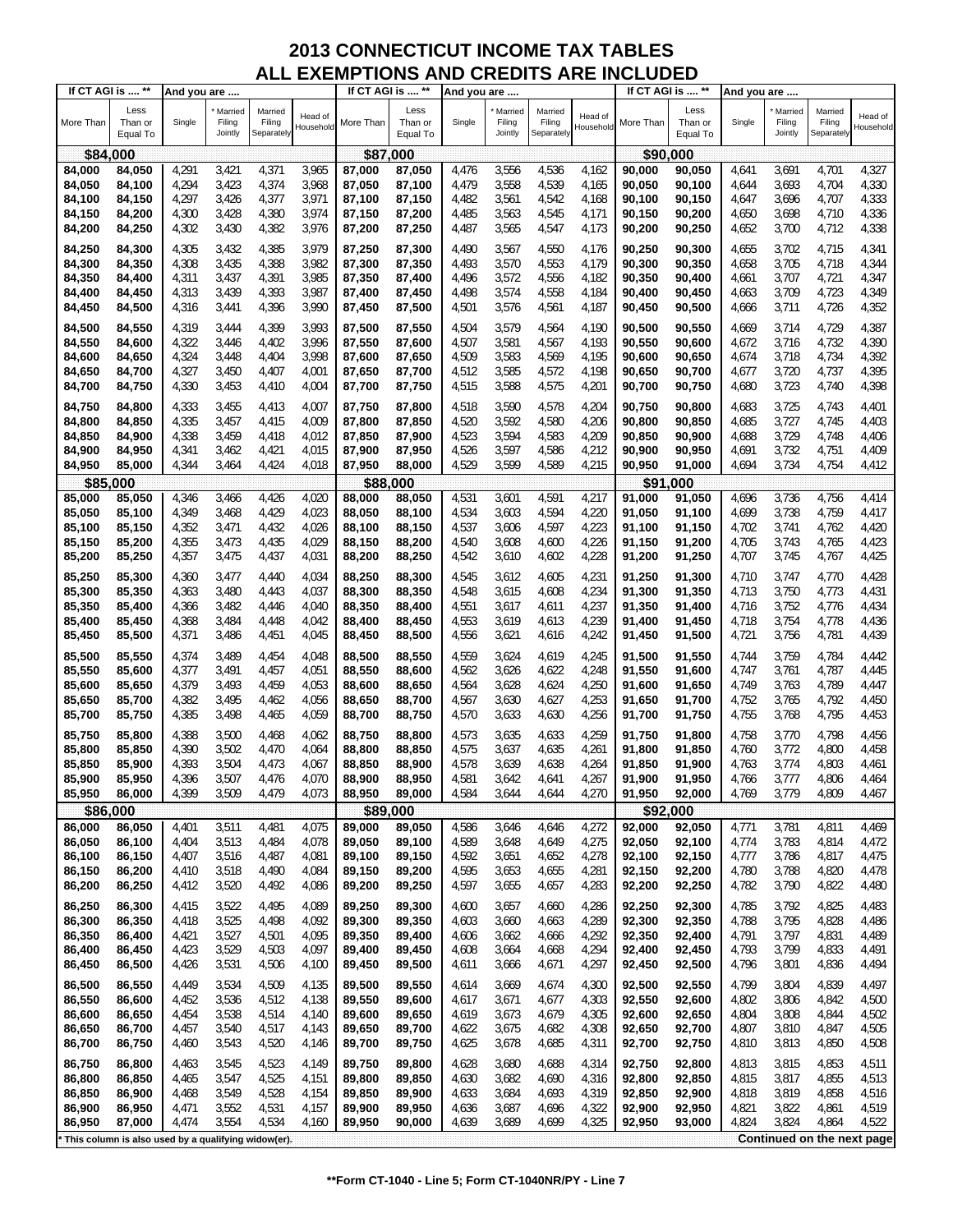# 2013 CONNECTICUT INCOME TAX TABLES
## ALL EXEMPTIONS AND CREDITS ARE INCLUDED

| If CT AGI is .... ** | | And you are .... | | | | If CT AGI is .... ** | | And you are .... | | | | If CT AGI is .... ** | | And you are .... | | | |
|---|---|---|---|---|---|---|---|---|---|---|---|---|---|---|---|---|---|
| More Than | Less Than or Equal To | Single | * Married Filing Jointly | Married Filing Separately | Head of Household | More Than | Less Than or Equal To | Single | * Married Filing Jointly | Married Filing Separately | Head of Household | More Than | Less Than or Equal To | Single | * Married Filing Jointly | Married Filing Separately | Head of Household |
| **$84,000** | | | | | | **$87,000** | | | | | | **$90,000** | | | | | |
| 84,000 | 84,050 | 4,291 | 3,421 | 4,371 | 3,965 | 87,000 | 87,050 | 4,476 | 3,556 | 4,536 | 4,162 | 90,000 | 90,050 | 4,641 | 3,691 | 4,701 | 4,327 |
| 84,050 | 84,100 | 4,294 | 3,423 | 4,374 | 3,968 | 87,050 | 87,100 | 4,479 | 3,558 | 4,539 | 4,165 | 90,050 | 90,100 | 4,644 | 3,693 | 4,704 | 4,330 |
| 84,100 | 84,150 | 4,297 | 3,426 | 4,377 | 3,971 | 87,100 | 87,150 | 4,482 | 3,561 | 4,542 | 4,168 | 90,100 | 90,150 | 4,647 | 3,696 | 4,707 | 4,333 |
| 84,150 | 84,200 | 4,300 | 3,428 | 4,380 | 3,974 | 87,150 | 87,200 | 4,485 | 3,563 | 4,545 | 4,171 | 90,150 | 90,200 | 4,650 | 3,698 | 4,710 | 4,336 |
| 84,200 | 84,250 | 4,302 | 3,430 | 4,382 | 3,976 | 87,200 | 87,250 | 4,487 | 3,565 | 4,547 | 4,173 | 90,200 | 90,250 | 4,652 | 3,700 | 4,712 | 4,338 |
| 84,250 | 84,300 | 4,305 | 3,432 | 4,385 | 3,979 | 87,250 | 87,300 | 4,490 | 3,567 | 4,550 | 4,176 | 90,250 | 90,300 | 4,655 | 3,702 | 4,715 | 4,341 |
| 84,300 | 84,350 | 4,308 | 3,435 | 4,388 | 3,982 | 87,300 | 87,350 | 4,493 | 3,570 | 4,553 | 4,179 | 90,300 | 90,350 | 4,658 | 3,705 | 4,718 | 4,344 |
| 84,350 | 84,400 | 4,311 | 3,437 | 4,391 | 3,985 | 87,350 | 87,400 | 4,496 | 3,572 | 4,556 | 4,182 | 90,350 | 90,400 | 4,661 | 3,707 | 4,721 | 4,347 |
| 84,400 | 84,450 | 4,313 | 3,439 | 4,393 | 3,987 | 87,400 | 87,450 | 4,498 | 3,574 | 4,558 | 4,184 | 90,400 | 90,450 | 4,663 | 3,709 | 4,723 | 4,349 |
| 84,450 | 84,500 | 4,316 | 3,441 | 4,396 | 3,990 | 87,450 | 87,500 | 4,501 | 3,576 | 4,561 | 4,187 | 90,450 | 90,500 | 4,666 | 3,711 | 4,726 | 4,352 |
| 84,500 | 84,550 | 4,319 | 3,444 | 4,399 | 3,993 | 87,500 | 87,550 | 4,504 | 3,579 | 4,564 | 4,190 | 90,500 | 90,550 | 4,669 | 3,714 | 4,729 | 4,387 |
| 84,550 | 84,600 | 4,322 | 3,446 | 4,402 | 3,996 | 87,550 | 87,600 | 4,507 | 3,581 | 4,567 | 4,193 | 90,550 | 90,600 | 4,672 | 3,716 | 4,732 | 4,390 |
| 84,600 | 84,650 | 4,324 | 3,448 | 4,404 | 3,998 | 87,600 | 87,650 | 4,509 | 3,583 | 4,569 | 4,195 | 90,600 | 90,650 | 4,674 | 3,718 | 4,734 | 4,392 |
| 84,650 | 84,700 | 4,327 | 3,450 | 4,407 | 4,001 | 87,650 | 87,700 | 4,512 | 3,585 | 4,572 | 4,198 | 90,650 | 90,700 | 4,677 | 3,720 | 4,737 | 4,395 |
| 84,700 | 84,750 | 4,330 | 3,453 | 4,410 | 4,004 | 87,700 | 87,750 | 4,515 | 3,588 | 4,575 | 4,201 | 90,700 | 90,750 | 4,680 | 3,723 | 4,740 | 4,398 |
| 84,750 | 84,800 | 4,333 | 3,455 | 4,413 | 4,007 | 87,750 | 87,800 | 4,518 | 3,590 | 4,578 | 4,204 | 90,750 | 90,800 | 4,683 | 3,725 | 4,743 | 4,401 |
| 84,800 | 84,850 | 4,335 | 3,457 | 4,415 | 4,009 | 87,800 | 87,850 | 4,520 | 3,592 | 4,580 | 4,206 | 90,800 | 90,850 | 4,685 | 3,727 | 4,745 | 4,403 |
| 84,850 | 84,900 | 4,338 | 3,459 | 4,418 | 4,012 | 87,850 | 87,900 | 4,523 | 3,594 | 4,583 | 4,209 | 90,850 | 90,900 | 4,688 | 3,729 | 4,748 | 4,406 |
| 84,900 | 84,950 | 4,341 | 3,462 | 4,421 | 4,015 | 87,900 | 87,950 | 4,526 | 3,597 | 4,586 | 4,212 | 90,900 | 90,950 | 4,691 | 3,732 | 4,751 | 4,409 |
| 84,950 | 85,000 | 4,344 | 3,464 | 4,424 | 4,018 | 87,950 | 88,000 | 4,529 | 3,599 | 4,589 | 4,215 | 90,950 | 91,000 | 4,694 | 3,734 | 4,754 | 4,412 |
| **$85,000** | | | | | | **$88,000** | | | | | | **$91,000** | | | | | |
| 85,000 | 85,050 | 4,346 | 3,466 | 4,426 | 4,020 | 88,000 | 88,050 | 4,531 | 3,601 | 4,591 | 4,217 | 91,000 | 91,050 | 4,696 | 3,736 | 4,756 | 4,414 |
| 85,050 | 85,100 | 4,349 | 3,468 | 4,429 | 4,023 | 88,050 | 88,100 | 4,534 | 3,603 | 4,594 | 4,220 | 91,050 | 91,100 | 4,699 | 3,738 | 4,759 | 4,417 |
| 85,100 | 85,150 | 4,352 | 3,471 | 4,432 | 4,026 | 88,100 | 88,150 | 4,537 | 3,606 | 4,597 | 4,223 | 91,100 | 91,150 | 4,702 | 3,741 | 4,762 | 4,420 |
| 85,150 | 85,200 | 4,355 | 3,473 | 4,435 | 4,029 | 88,150 | 88,200 | 4,540 | 3,608 | 4,600 | 4,226 | 91,150 | 91,200 | 4,705 | 3,743 | 4,765 | 4,423 |
| 85,200 | 85,250 | 4,357 | 3,475 | 4,437 | 4,031 | 88,200 | 88,250 | 4,542 | 3,610 | 4,602 | 4,228 | 91,200 | 91,250 | 4,707 | 3,745 | 4,767 | 4,425 |
| 85,250 | 85,300 | 4,360 | 3,477 | 4,440 | 4,034 | 88,250 | 88,300 | 4,545 | 3,612 | 4,605 | 4,231 | 91,250 | 91,300 | 4,710 | 3,747 | 4,770 | 4,428 |
| 85,300 | 85,350 | 4,363 | 3,480 | 4,443 | 4,037 | 88,300 | 88,350 | 4,548 | 3,615 | 4,608 | 4,234 | 91,300 | 91,350 | 4,713 | 3,750 | 4,773 | 4,431 |
| 85,350 | 85,400 | 4,366 | 3,482 | 4,446 | 4,040 | 88,350 | 88,400 | 4,551 | 3,617 | 4,611 | 4,237 | 91,350 | 91,400 | 4,716 | 3,752 | 4,776 | 4,434 |
| 85,400 | 85,450 | 4,368 | 3,484 | 4,448 | 4,042 | 88,400 | 88,450 | 4,553 | 3,619 | 4,613 | 4,239 | 91,400 | 91,450 | 4,718 | 3,754 | 4,778 | 4,436 |
| 85,450 | 85,500 | 4,371 | 3,486 | 4,451 | 4,045 | 88,450 | 88,500 | 4,556 | 3,621 | 4,616 | 4,242 | 91,450 | 91,500 | 4,721 | 3,756 | 4,781 | 4,439 |
| 85,500 | 85,550 | 4,374 | 3,489 | 4,454 | 4,048 | 88,500 | 88,550 | 4,559 | 3,624 | 4,619 | 4,245 | 91,500 | 91,550 | 4,744 | 3,759 | 4,784 | 4,442 |
| 85,550 | 85,600 | 4,377 | 3,491 | 4,457 | 4,051 | 88,550 | 88,600 | 4,562 | 3,626 | 4,622 | 4,248 | 91,550 | 91,600 | 4,747 | 3,761 | 4,787 | 4,445 |
| 85,600 | 85,650 | 4,379 | 3,493 | 4,459 | 4,053 | 88,600 | 88,650 | 4,564 | 3,628 | 4,624 | 4,250 | 91,600 | 91,650 | 4,749 | 3,763 | 4,789 | 4,447 |
| 85,650 | 85,700 | 4,382 | 3,495 | 4,462 | 4,056 | 88,650 | 88,700 | 4,567 | 3,630 | 4,627 | 4,253 | 91,650 | 91,700 | 4,752 | 3,765 | 4,792 | 4,450 |
| 85,700 | 85,750 | 4,385 | 3,498 | 4,465 | 4,059 | 88,700 | 88,750 | 4,570 | 3,633 | 4,630 | 4,256 | 91,700 | 91,750 | 4,755 | 3,768 | 4,795 | 4,453 |
| 85,750 | 85,800 | 4,388 | 3,500 | 4,468 | 4,062 | 88,750 | 88,800 | 4,573 | 3,635 | 4,633 | 4,259 | 91,750 | 91,800 | 4,758 | 3,770 | 4,798 | 4,456 |
| 85,800 | 85,850 | 4,390 | 3,502 | 4,470 | 4,064 | 88,800 | 88,850 | 4,575 | 3,637 | 4,635 | 4,261 | 91,800 | 91,850 | 4,760 | 3,772 | 4,800 | 4,458 |
| 85,850 | 85,900 | 4,393 | 3,504 | 4,473 | 4,067 | 88,850 | 88,900 | 4,578 | 3,639 | 4,638 | 4,264 | 91,850 | 91,900 | 4,763 | 3,774 | 4,803 | 4,461 |
| 85,900 | 85,950 | 4,396 | 3,507 | 4,476 | 4,070 | 88,900 | 88,950 | 4,581 | 3,642 | 4,641 | 4,267 | 91,900 | 91,950 | 4,766 | 3,777 | 4,806 | 4,464 |
| 85,950 | 86,000 | 4,399 | 3,509 | 4,479 | 4,073 | 88,950 | 89,000 | 4,584 | 3,644 | 4,644 | 4,270 | 91,950 | 92,000 | 4,769 | 3,779 | 4,809 | 4,467 |
| **$86,000** | | | | | | **$89,000** | | | | | | **$92,000** | | | | | |
| 86,000 | 86,050 | 4,401 | 3,511 | 4,481 | 4,075 | 89,000 | 89,050 | 4,586 | 3,646 | 4,646 | 4,272 | 92,000 | 92,050 | 4,771 | 3,781 | 4,811 | 4,469 |
| 86,050 | 86,100 | 4,404 | 3,513 | 4,484 | 4,078 | 89,050 | 89,100 | 4,589 | 3,648 | 4,649 | 4,275 | 92,050 | 92,100 | 4,774 | 3,783 | 4,814 | 4,472 |
| 86,100 | 86,150 | 4,407 | 3,516 | 4,487 | 4,081 | 89,100 | 89,150 | 4,592 | 3,651 | 4,652 | 4,278 | 92,100 | 92,150 | 4,777 | 3,786 | 4,817 | 4,475 |
| 86,150 | 86,200 | 4,410 | 3,518 | 4,490 | 4,084 | 89,150 | 89,200 | 4,595 | 3,653 | 4,655 | 4,281 | 92,150 | 92,200 | 4,780 | 3,788 | 4,820 | 4,478 |
| 86,200 | 86,250 | 4,412 | 3,520 | 4,492 | 4,086 | 89,200 | 89,250 | 4,597 | 3,655 | 4,657 | 4,283 | 92,200 | 92,250 | 4,782 | 3,790 | 4,822 | 4,480 |
| 86,250 | 86,300 | 4,415 | 3,522 | 4,495 | 4,089 | 89,250 | 89,300 | 4,600 | 3,657 | 4,660 | 4,286 | 92,250 | 92,300 | 4,785 | 3,792 | 4,825 | 4,483 |
| 86,300 | 86,350 | 4,418 | 3,525 | 4,498 | 4,092 | 89,300 | 89,350 | 4,603 | 3,660 | 4,663 | 4,289 | 92,300 | 92,350 | 4,788 | 3,795 | 4,828 | 4,486 |
| 86,350 | 86,400 | 4,421 | 3,527 | 4,501 | 4,095 | 89,350 | 89,400 | 4,606 | 3,662 | 4,666 | 4,292 | 92,350 | 92,400 | 4,791 | 3,797 | 4,831 | 4,489 |
| 86,400 | 86,450 | 4,423 | 3,529 | 4,503 | 4,097 | 89,400 | 89,450 | 4,608 | 3,664 | 4,668 | 4,294 | 92,400 | 92,450 | 4,793 | 3,799 | 4,833 | 4,491 |
| 86,450 | 86,500 | 4,426 | 3,531 | 4,506 | 4,100 | 89,450 | 89,500 | 4,611 | 3,666 | 4,671 | 4,297 | 92,450 | 92,500 | 4,796 | 3,801 | 4,836 | 4,494 |
| 86,500 | 86,550 | 4,449 | 3,534 | 4,509 | 4,135 | 89,500 | 89,550 | 4,614 | 3,669 | 4,674 | 4,300 | 92,500 | 92,550 | 4,799 | 3,804 | 4,839 | 4,497 |
| 86,550 | 86,600 | 4,452 | 3,536 | 4,512 | 4,138 | 89,550 | 89,600 | 4,617 | 3,671 | 4,677 | 4,303 | 92,550 | 92,600 | 4,802 | 3,806 | 4,842 | 4,500 |
| 86,600 | 86,650 | 4,454 | 3,538 | 4,514 | 4,140 | 89,600 | 89,650 | 4,619 | 3,673 | 4,679 | 4,305 | 92,600 | 92,650 | 4,804 | 3,808 | 4,844 | 4,502 |
| 86,650 | 86,700 | 4,457 | 3,540 | 4,517 | 4,143 | 89,650 | 89,700 | 4,622 | 3,675 | 4,682 | 4,308 | 92,650 | 92,700 | 4,807 | 3,810 | 4,847 | 4,505 |
| 86,700 | 86,750 | 4,460 | 3,543 | 4,520 | 4,146 | 89,700 | 89,750 | 4,625 | 3,678 | 4,685 | 4,311 | 92,700 | 92,750 | 4,810 | 3,813 | 4,850 | 4,508 |
| 86,750 | 86,800 | 4,463 | 3,545 | 4,523 | 4,149 | 89,750 | 89,800 | 4,628 | 3,680 | 4,688 | 4,314 | 92,750 | 92,800 | 4,813 | 3,815 | 4,853 | 4,511 |
| 86,800 | 86,850 | 4,465 | 3,547 | 4,525 | 4,151 | 89,800 | 89,850 | 4,630 | 3,682 | 4,690 | 4,316 | 92,800 | 92,850 | 4,815 | 3,817 | 4,855 | 4,513 |
| 86,850 | 86,900 | 4,468 | 3,549 | 4,528 | 4,154 | 89,850 | 89,900 | 4,633 | 3,684 | 4,693 | 4,319 | 92,850 | 92,900 | 4,818 | 3,819 | 4,858 | 4,516 |
| 86,900 | 86,950 | 4,471 | 3,552 | 4,531 | 4,157 | 89,900 | 89,950 | 4,636 | 3,687 | 4,696 | 4,322 | 92,900 | 92,950 | 4,821 | 3,822 | 4,861 | 4,519 |
| 86,950 | 87,000 | 4,474 | 3,554 | 4,534 | 4,160 | 89,950 | 90,000 | 4,639 | 3,689 | 4,699 | 4,325 | 92,950 | 93,000 | 4,824 | 3,824 | 4,864 | 4,522 |

* This column is also used by a qualifying widow(er).

**Continued on the next page**

**Form CT-1040 - Line 5; Form CT-1040NR/PY - Line 7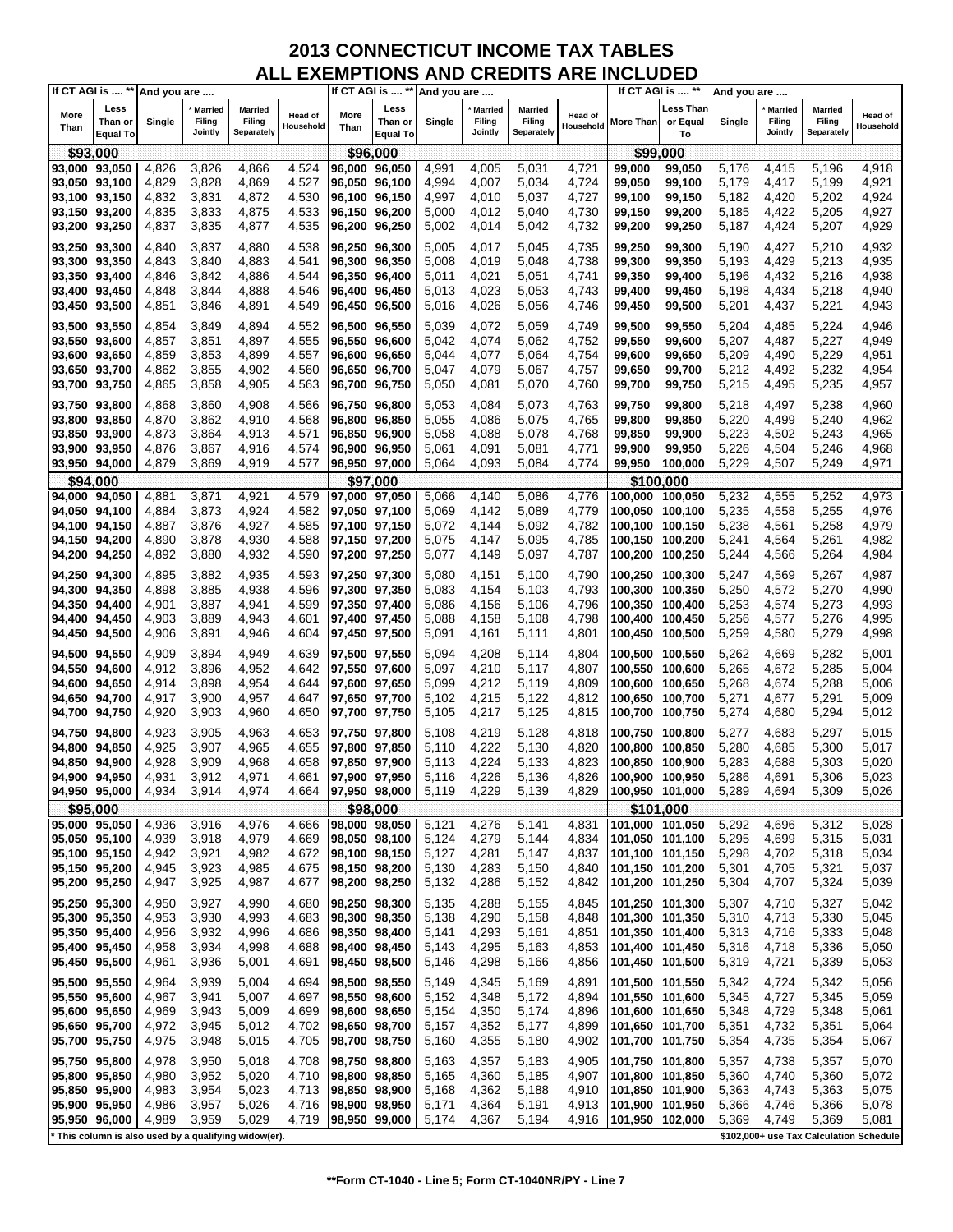# 2013 CONNECTICUT INCOME TAX TABLES
## ALL EXEMPTIONS AND CREDITS ARE INCLUDED

| If CT AGI is .... ** | | And you are .... | | | | If CT AGI is .... ** | | And you are .... | | | | If CT AGI is .... ** | | And you are .... | | | |
|---|---|---|---|---|---|---|---|---|---|---|---|---|---|---|---|---|---|
| More Than | Less Than or Equal To | Single | * Married Filing Jointly | Married Filing Separately | Head of Household | More Than | Less Than or Equal To | Single | * Married Filing Jointly | Married Filing Separately | Head of Household | More Than | Less Than or Equal To | Single | * Married Filing Jointly | Married Filing Separately | Head of Household |
| **$93,000** | | | | | | **$96,000** | | | | | | **$99,000** | | | | | |
| 93,000 | 93,050 | 4,826 | 3,826 | 4,866 | 4,524 | 96,000 | 96,050 | 4,991 | 4,005 | 5,031 | 4,721 | 99,000 | 99,050 | 5,176 | 4,415 | 5,196 | 4,918 |
| 93,050 | 93,100 | 4,829 | 3,828 | 4,869 | 4,527 | 96,050 | 96,100 | 4,994 | 4,007 | 5,034 | 4,724 | 99,050 | 99,100 | 5,179 | 4,417 | 5,199 | 4,921 |
| 93,100 | 93,150 | 4,832 | 3,831 | 4,872 | 4,530 | 96,100 | 96,150 | 4,997 | 4,010 | 5,037 | 4,727 | 99,100 | 99,150 | 5,182 | 4,420 | 5,202 | 4,924 |
| 93,150 | 93,200 | 4,835 | 3,833 | 4,875 | 4,533 | 96,150 | 96,200 | 5,000 | 4,012 | 5,040 | 4,730 | 99,150 | 99,200 | 5,185 | 4,422 | 5,205 | 4,927 |
| 93,200 | 93,250 | 4,837 | 3,835 | 4,877 | 4,535 | 96,200 | 96,250 | 5,002 | 4,014 | 5,042 | 4,732 | 99,200 | 99,250 | 5,187 | 4,424 | 5,207 | 4,929 |
| 93,250 | 93,300 | 4,840 | 3,837 | 4,880 | 4,538 | 96,250 | 96,300 | 5,005 | 4,017 | 5,045 | 4,735 | 99,250 | 99,300 | 5,190 | 4,427 | 5,210 | 4,932 |
| 93,300 | 93,350 | 4,843 | 3,840 | 4,883 | 4,541 | 96,300 | 96,350 | 5,008 | 4,019 | 5,048 | 4,738 | 99,300 | 99,350 | 5,193 | 4,429 | 5,213 | 4,935 |
| 93,350 | 93,400 | 4,846 | 3,842 | 4,886 | 4,544 | 96,350 | 96,400 | 5,011 | 4,021 | 5,051 | 4,741 | 99,350 | 99,400 | 5,196 | 4,432 | 5,216 | 4,938 |
| 93,400 | 93,450 | 4,848 | 3,844 | 4,888 | 4,546 | 96,400 | 96,450 | 5,013 | 4,023 | 5,053 | 4,743 | 99,400 | 99,450 | 5,198 | 4,434 | 5,218 | 4,940 |
| 93,450 | 93,500 | 4,851 | 3,846 | 4,891 | 4,549 | 96,450 | 96,500 | 5,016 | 4,026 | 5,056 | 4,746 | 99,450 | 99,500 | 5,201 | 4,437 | 5,221 | 4,943 |
| 93,500 | 93,550 | 4,854 | 3,849 | 4,894 | 4,552 | 96,500 | 96,550 | 5,039 | 4,072 | 5,059 | 4,749 | 99,500 | 99,550 | 5,204 | 4,485 | 5,224 | 4,946 |
| 93,550 | 93,600 | 4,857 | 3,851 | 4,897 | 4,555 | 96,550 | 96,600 | 5,042 | 4,074 | 5,062 | 4,752 | 99,550 | 99,600 | 5,207 | 4,487 | 5,227 | 4,949 |
| 93,600 | 93,650 | 4,859 | 3,853 | 4,899 | 4,557 | 96,600 | 96,650 | 5,044 | 4,077 | 5,064 | 4,754 | 99,600 | 99,650 | 5,209 | 4,490 | 5,229 | 4,951 |
| 93,650 | 93,700 | 4,862 | 3,855 | 4,902 | 4,560 | 96,650 | 96,700 | 5,047 | 4,079 | 5,067 | 4,757 | 99,650 | 99,700 | 5,212 | 4,492 | 5,232 | 4,954 |
| 93,700 | 93,750 | 4,865 | 3,858 | 4,905 | 4,563 | 96,700 | 96,750 | 5,050 | 4,081 | 5,070 | 4,760 | 99,700 | 99,750 | 5,215 | 4,495 | 5,235 | 4,957 |
| 93,750 | 93,800 | 4,868 | 3,860 | 4,908 | 4,566 | 96,750 | 96,800 | 5,053 | 4,084 | 5,073 | 4,763 | 99,750 | 99,800 | 5,218 | 4,497 | 5,238 | 4,960 |
| 93,800 | 93,850 | 4,870 | 3,862 | 4,910 | 4,568 | 96,800 | 96,850 | 5,055 | 4,086 | 5,075 | 4,765 | 99,800 | 99,850 | 5,220 | 4,499 | 5,240 | 4,962 |
| 93,850 | 93,900 | 4,873 | 3,864 | 4,913 | 4,571 | 96,850 | 96,900 | 5,058 | 4,088 | 5,078 | 4,768 | 99,850 | 99,900 | 5,223 | 4,502 | 5,243 | 4,965 |
| 93,900 | 93,950 | 4,876 | 3,867 | 4,916 | 4,574 | 96,900 | 96,950 | 5,061 | 4,091 | 5,081 | 4,771 | 99,900 | 99,950 | 5,226 | 4,504 | 5,246 | 4,968 |
| 93,950 | 94,000 | 4,879 | 3,869 | 4,919 | 4,577 | 96,950 | 97,000 | 5,064 | 4,093 | 5,084 | 4,774 | 99,950 | 100,000 | 5,229 | 4,507 | 5,249 | 4,971 |
| **$94,000** | | | | | | **$97,000** | | | | | | **$100,000** | | | | | |
| 94,000 | 94,050 | 4,881 | 3,871 | 4,921 | 4,579 | 97,000 | 97,050 | 5,066 | 4,140 | 5,086 | 4,776 | 100,000 | 100,050 | 5,232 | 4,555 | 5,252 | 4,973 |
| 94,050 | 94,100 | 4,884 | 3,873 | 4,924 | 4,582 | 97,050 | 97,100 | 5,069 | 4,142 | 5,089 | 4,779 | 100,050 | 100,100 | 5,235 | 4,558 | 5,255 | 4,976 |
| 94,100 | 94,150 | 4,887 | 3,876 | 4,927 | 4,585 | 97,100 | 97,150 | 5,072 | 4,144 | 5,092 | 4,782 | 100,100 | 100,150 | 5,238 | 4,561 | 5,258 | 4,979 |
| 94,150 | 94,200 | 4,890 | 3,878 | 4,930 | 4,588 | 97,150 | 97,200 | 5,075 | 4,147 | 5,095 | 4,785 | 100,150 | 100,200 | 5,241 | 4,564 | 5,261 | 4,982 |
| 94,200 | 94,250 | 4,892 | 3,880 | 4,932 | 4,590 | 97,200 | 97,250 | 5,077 | 4,149 | 5,097 | 4,787 | 100,200 | 100,250 | 5,244 | 4,566 | 5,264 | 4,984 |
| 94,250 | 94,300 | 4,895 | 3,882 | 4,935 | 4,593 | 97,250 | 97,300 | 5,080 | 4,151 | 5,100 | 4,790 | 100,250 | 100,300 | 5,247 | 4,569 | 5,267 | 4,987 |
| 94,300 | 94,350 | 4,898 | 3,885 | 4,938 | 4,596 | 97,300 | 97,350 | 5,083 | 4,154 | 5,103 | 4,793 | 100,300 | 100,350 | 5,250 | 4,572 | 5,270 | 4,990 |
| 94,350 | 94,400 | 4,901 | 3,887 | 4,941 | 4,599 | 97,350 | 97,400 | 5,086 | 4,156 | 5,106 | 4,796 | 100,350 | 100,400 | 5,253 | 4,574 | 5,273 | 4,993 |
| 94,400 | 94,450 | 4,903 | 3,889 | 4,943 | 4,601 | 97,400 | 97,450 | 5,088 | 4,158 | 5,108 | 4,798 | 100,400 | 100,450 | 5,256 | 4,577 | 5,276 | 4,995 |
| 94,450 | 94,500 | 4,906 | 3,891 | 4,946 | 4,604 | 97,450 | 97,500 | 5,091 | 4,161 | 5,111 | 4,801 | 100,450 | 100,500 | 5,259 | 4,580 | 5,279 | 4,998 |
| 94,500 | 94,550 | 4,909 | 3,894 | 4,949 | 4,639 | 97,500 | 97,550 | 5,094 | 4,208 | 5,114 | 4,804 | 100,500 | 100,550 | 5,262 | 4,669 | 5,282 | 5,001 |
| 94,550 | 94,600 | 4,912 | 3,896 | 4,952 | 4,642 | 97,550 | 97,600 | 5,097 | 4,210 | 5,117 | 4,807 | 100,550 | 100,600 | 5,265 | 4,672 | 5,285 | 5,004 |
| 94,600 | 94,650 | 4,914 | 3,898 | 4,954 | 4,644 | 97,600 | 97,650 | 5,099 | 4,212 | 5,119 | 4,809 | 100,600 | 100,650 | 5,268 | 4,674 | 5,288 | 5,006 |
| 94,650 | 94,700 | 4,917 | 3,900 | 4,957 | 4,647 | 97,650 | 97,700 | 5,102 | 4,215 | 5,122 | 4,812 | 100,650 | 100,700 | 5,271 | 4,677 | 5,291 | 5,009 |
| 94,700 | 94,750 | 4,920 | 3,903 | 4,960 | 4,650 | 97,700 | 97,750 | 5,105 | 4,217 | 5,125 | 4,815 | 100,700 | 100,750 | 5,274 | 4,680 | 5,294 | 5,012 |
| 94,750 | 94,800 | 4,923 | 3,905 | 4,963 | 4,653 | 97,750 | 97,800 | 5,108 | 4,219 | 5,128 | 4,818 | 100,750 | 100,800 | 5,277 | 4,683 | 5,297 | 5,015 |
| 94,800 | 94,850 | 4,925 | 3,907 | 4,965 | 4,655 | 97,800 | 97,850 | 5,110 | 4,222 | 5,130 | 4,820 | 100,800 | 100,850 | 5,280 | 4,685 | 5,300 | 5,017 |
| 94,850 | 94,900 | 4,928 | 3,909 | 4,968 | 4,658 | 97,850 | 97,900 | 5,113 | 4,224 | 5,133 | 4,823 | 100,850 | 100,900 | 5,283 | 4,688 | 5,303 | 5,020 |
| 94,900 | 94,950 | 4,931 | 3,912 | 4,971 | 4,661 | 97,900 | 97,950 | 5,116 | 4,226 | 5,136 | 4,826 | 100,900 | 100,950 | 5,286 | 4,691 | 5,306 | 5,023 |
| 94,950 | 95,000 | 4,934 | 3,914 | 4,974 | 4,664 | 97,950 | 98,000 | 5,119 | 4,229 | 5,139 | 4,829 | 100,950 | 101,000 | 5,289 | 4,694 | 5,309 | 5,026 |
| **$95,000** | | | | | | **$98,000** | | | | | | **$101,000** | | | | | |
| 95,000 | 95,050 | 4,936 | 3,916 | 4,976 | 4,666 | 98,000 | 98,050 | 5,121 | 4,276 | 5,141 | 4,831 | 101,000 | 101,050 | 5,292 | 4,696 | 5,312 | 5,028 |
| 95,050 | 95,100 | 4,939 | 3,918 | 4,979 | 4,669 | 98,050 | 98,100 | 5,124 | 4,279 | 5,144 | 4,834 | 101,050 | 101,100 | 5,295 | 4,699 | 5,315 | 5,031 |
| 95,100 | 95,150 | 4,942 | 3,921 | 4,982 | 4,672 | 98,100 | 98,150 | 5,127 | 4,281 | 5,147 | 4,837 | 101,100 | 101,150 | 5,298 | 4,702 | 5,318 | 5,034 |
| 95,150 | 95,200 | 4,945 | 3,923 | 4,985 | 4,675 | 98,150 | 98,200 | 5,130 | 4,283 | 5,150 | 4,840 | 101,150 | 101,200 | 5,301 | 4,705 | 5,321 | 5,037 |
| 95,200 | 95,250 | 4,947 | 3,925 | 4,987 | 4,677 | 98,200 | 98,250 | 5,132 | 4,286 | 5,152 | 4,842 | 101,200 | 101,250 | 5,304 | 4,707 | 5,324 | 5,039 |
| 95,250 | 95,300 | 4,950 | 3,927 | 4,990 | 4,680 | 98,250 | 98,300 | 5,135 | 4,288 | 5,155 | 4,845 | 101,250 | 101,300 | 5,307 | 4,710 | 5,327 | 5,042 |
| 95,300 | 95,350 | 4,953 | 3,930 | 4,993 | 4,683 | 98,300 | 98,350 | 5,138 | 4,290 | 5,158 | 4,848 | 101,300 | 101,350 | 5,310 | 4,713 | 5,330 | 5,045 |
| 95,350 | 95,400 | 4,956 | 3,932 | 4,996 | 4,686 | 98,350 | 98,400 | 5,141 | 4,293 | 5,161 | 4,851 | 101,350 | 101,400 | 5,313 | 4,716 | 5,333 | 5,048 |
| 95,400 | 95,450 | 4,958 | 3,934 | 4,998 | 4,688 | 98,400 | 98,450 | 5,143 | 4,295 | 5,163 | 4,853 | 101,400 | 101,450 | 5,316 | 4,718 | 5,336 | 5,050 |
| 95,450 | 95,500 | 4,961 | 3,936 | 5,001 | 4,691 | 98,450 | 98,500 | 5,146 | 4,298 | 5,166 | 4,856 | 101,450 | 101,500 | 5,319 | 4,721 | 5,339 | 5,053 |
| 95,500 | 95,550 | 4,964 | 3,939 | 5,004 | 4,694 | 98,500 | 98,550 | 5,149 | 4,345 | 5,169 | 4,891 | 101,500 | 101,550 | 5,342 | 4,724 | 5,342 | 5,056 |
| 95,550 | 95,600 | 4,967 | 3,941 | 5,007 | 4,697 | 98,550 | 98,600 | 5,152 | 4,348 | 5,172 | 4,894 | 101,550 | 101,600 | 5,345 | 4,727 | 5,345 | 5,059 |
| 95,600 | 95,650 | 4,969 | 3,943 | 5,009 | 4,699 | 98,600 | 98,650 | 5,154 | 4,350 | 5,174 | 4,896 | 101,600 | 101,650 | 5,348 | 4,729 | 5,348 | 5,061 |
| 95,650 | 95,700 | 4,972 | 3,945 | 5,012 | 4,702 | 98,650 | 98,700 | 5,157 | 4,352 | 5,177 | 4,899 | 101,650 | 101,700 | 5,351 | 4,732 | 5,351 | 5,064 |
| 95,700 | 95,750 | 4,975 | 3,948 | 5,015 | 4,705 | 98,700 | 98,750 | 5,160 | 4,355 | 5,180 | 4,902 | 101,700 | 101,750 | 5,354 | 4,735 | 5,354 | 5,067 |
| 95,750 | 95,800 | 4,978 | 3,950 | 5,018 | 4,708 | 98,750 | 98,800 | 5,163 | 4,357 | 5,183 | 4,905 | 101,750 | 101,800 | 5,357 | 4,738 | 5,357 | 5,070 |
| 95,800 | 95,850 | 4,980 | 3,952 | 5,020 | 4,710 | 98,800 | 98,850 | 5,165 | 4,360 | 5,185 | 4,907 | 101,800 | 101,850 | 5,360 | 4,740 | 5,360 | 5,072 |
| 95,850 | 95,900 | 4,983 | 3,954 | 5,023 | 4,713 | 98,850 | 98,900 | 5,168 | 4,362 | 5,188 | 4,910 | 101,850 | 101,900 | 5,363 | 4,743 | 5,363 | 5,075 |
| 95,900 | 95,950 | 4,986 | 3,957 | 5,026 | 4,716 | 98,900 | 98,950 | 5,171 | 4,364 | 5,191 | 4,913 | 101,900 | 101,950 | 5,366 | 4,746 | 5,366 | 5,078 |
| 95,950 | 96,000 | 4,989 | 3,959 | 5,029 | 4,719 | 98,950 | 99,000 | 5,174 | 4,367 | 5,194 | 4,916 | 101,950 | 102,000 | 5,369 | 4,749 | 5,369 | 5,081 |

\* This column is also used by a qualifying widow(er).

$102,000+ use Tax Calculation Schedule

**Form CT-1040 - Line 5; Form CT-1040NR/PY - Line 7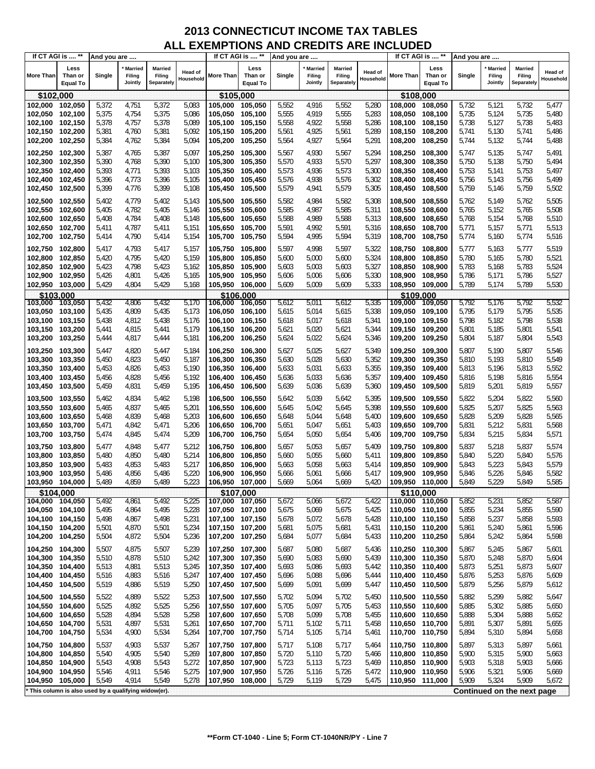# 2013 CONNECTICUT INCOME TAX TABLES
## ALL EXEMPTIONS AND CREDITS ARE INCLUDED

| If CT AGI is .... ** | | And you are .... | | | | If CT AGI is .... ** | | And you are .... | | | | If CT AGI is .... ** | | And you are .... | | | |
|---|---|---|---|---|---|---|---|---|---|---|---|---|---|---|---|---|---|
| More Than | Less Than or Equal To | Single | * Married Filing Jointly | Married Filing Separately | Head of Household | More Than | Less Than or Equal To | Single | * Married Filing Jointly | Married Filing Separately | Head of Household | More Than | Less Than or Equal To | Single | * Married Filing Jointly | Married Filing Separately | Head of Household |
| **$102,000** | | | | | | **$105,000** | | | | | | **$108,000** | | | | | |
| 102,000 | 102,050 | 5,372 | 4,751 | 5,372 | 5,083 | 105,000 | 105,050 | 5,552 | 4,916 | 5,552 | 5,280 | 108,000 | 108,050 | 5,732 | 5,121 | 5,732 | 5,477 |
| 102,050 | 102,100 | 5,375 | 4,754 | 5,375 | 5,086 | 105,050 | 105,100 | 5,555 | 4,919 | 5,555 | 5,283 | 108,050 | 108,100 | 5,735 | 5,124 | 5,735 | 5,480 |
| 102,100 | 102,150 | 5,378 | 4,757 | 5,378 | 5,089 | 105,100 | 105,150 | 5,558 | 4,922 | 5,558 | 5,286 | 108,100 | 108,150 | 5,738 | 5,127 | 5,738 | 5,483 |
| 102,150 | 102,200 | 5,381 | 4,760 | 5,381 | 5,092 | 105,150 | 105,200 | 5,561 | 4,925 | 5,561 | 5,289 | 108,150 | 108,200 | 5,741 | 5,130 | 5,741 | 5,486 |
| 102,200 | 102,250 | 5,384 | 4,762 | 5,384 | 5,094 | 105,200 | 105,250 | 5,564 | 4,927 | 5,564 | 5,291 | 108,200 | 108,250 | 5,744 | 5,132 | 5,744 | 5,488 |
| 102,250 | 102,300 | 5,387 | 4,765 | 5,387 | 5,097 | 105,250 | 105,300 | 5,567 | 4,930 | 5,567 | 5,294 | 108,250 | 108,300 | 5,747 | 5,135 | 5,747 | 5,491 |
| 102,300 | 102,350 | 5,390 | 4,768 | 5,390 | 5,100 | 105,300 | 105,350 | 5,570 | 4,933 | 5,570 | 5,297 | 108,300 | 108,350 | 5,750 | 5,138 | 5,750 | 5,494 |
| 102,350 | 102,400 | 5,393 | 4,771 | 5,393 | 5,103 | 105,350 | 105,400 | 5,573 | 4,936 | 5,573 | 5,300 | 108,350 | 108,400 | 5,753 | 5,141 | 5,753 | 5,497 |
| 102,400 | 102,450 | 5,396 | 4,773 | 5,396 | 5,105 | 105,400 | 105,450 | 5,576 | 4,938 | 5,576 | 5,302 | 108,400 | 108,450 | 5,756 | 5,143 | 5,756 | 5,499 |
| 102,450 | 102,500 | 5,399 | 4,776 | 5,399 | 5,108 | 105,450 | 105,500 | 5,579 | 4,941 | 5,579 | 5,305 | 108,450 | 108,500 | 5,759 | 5,146 | 5,759 | 5,502 |
| 102,500 | 102,550 | 5,402 | 4,779 | 5,402 | 5,143 | 105,500 | 105,550 | 5,582 | 4,984 | 5,582 | 5,308 | 108,500 | 108,550 | 5,762 | 5,149 | 5,762 | 5,505 |
| 102,550 | 102,600 | 5,405 | 4,782 | 5,405 | 5,146 | 105,550 | 105,600 | 5,585 | 4,987 | 5,585 | 5,311 | 108,550 | 108,600 | 5,765 | 5,152 | 5,765 | 5,508 |
| 102,600 | 102,650 | 5,408 | 4,784 | 5,408 | 5,148 | 105,600 | 105,650 | 5,588 | 4,989 | 5,588 | 5,313 | 108,600 | 108,650 | 5,768 | 5,154 | 5,768 | 5,510 |
| 102,650 | 102,700 | 5,411 | 4,787 | 5,411 | 5,151 | 105,650 | 105,700 | 5,591 | 4,992 | 5,591 | 5,316 | 108,650 | 108,700 | 5,771 | 5,157 | 5,771 | 5,513 |
| 102,700 | 102,750 | 5,414 | 4,790 | 5,414 | 5,154 | 105,700 | 105,750 | 5,594 | 4,995 | 5,594 | 5,319 | 108,700 | 108,750 | 5,774 | 5,160 | 5,774 | 5,516 |
| 102,750 | 102,800 | 5,417 | 4,793 | 5,417 | 5,157 | 105,750 | 105,800 | 5,597 | 4,998 | 5,597 | 5,322 | 108,750 | 108,800 | 5,777 | 5,163 | 5,777 | 5,519 |
| 102,800 | 102,850 | 5,420 | 4,795 | 5,420 | 5,159 | 105,800 | 105,850 | 5,600 | 5,000 | 5,600 | 5,324 | 108,800 | 108,850 | 5,780 | 5,165 | 5,780 | 5,521 |
| 102,850 | 102,900 | 5,423 | 4,798 | 5,423 | 5,162 | 105,850 | 105,900 | 5,603 | 5,003 | 5,603 | 5,327 | 108,850 | 108,900 | 5,783 | 5,168 | 5,783 | 5,524 |
| 102,900 | 102,950 | 5,426 | 4,801 | 5,426 | 5,165 | 105,900 | 105,950 | 5,606 | 5,006 | 5,606 | 5,330 | 108,900 | 108,950 | 5,786 | 5,171 | 5,786 | 5,527 |
| 102,950 | 103,000 | 5,429 | 4,804 | 5,429 | 5,168 | 105,950 | 106,000 | 5,609 | 5,009 | 5,609 | 5,333 | 108,950 | 109,000 | 5,789 | 5,174 | 5,789 | 5,530 |
| **$103,000** | | | | | | **$106,000** | | | | | | **$109,000** | | | | | |
| 103,000 | 103,050 | 5,432 | 4,806 | 5,432 | 5,170 | 106,000 | 106,050 | 5,612 | 5,011 | 5,612 | 5,335 | 109,000 | 109,050 | 5,792 | 5,176 | 5,792 | 5,532 |
| 103,050 | 103,100 | 5,435 | 4,809 | 5,435 | 5,173 | 106,050 | 106,100 | 5,615 | 5,014 | 5,615 | 5,338 | 109,050 | 109,100 | 5,795 | 5,179 | 5,795 | 5,535 |
| 103,100 | 103,150 | 5,438 | 4,812 | 5,438 | 5,176 | 106,100 | 106,150 | 5,618 | 5,017 | 5,618 | 5,341 | 109,100 | 109,150 | 5,798 | 5,182 | 5,798 | 5,538 |
| 103,150 | 103,200 | 5,441 | 4,815 | 5,441 | 5,179 | 106,150 | 106,200 | 5,621 | 5,020 | 5,621 | 5,344 | 109,150 | 109,200 | 5,801 | 5,185 | 5,801 | 5,541 |
| 103,200 | 103,250 | 5,444 | 4,817 | 5,444 | 5,181 | 106,200 | 106,250 | 5,624 | 5,022 | 5,624 | 5,346 | 109,200 | 109,250 | 5,804 | 5,187 | 5,804 | 5,543 |
| 103,250 | 103,300 | 5,447 | 4,820 | 5,447 | 5,184 | 106,250 | 106,300 | 5,627 | 5,025 | 5,627 | 5,349 | 109,250 | 109,300 | 5,807 | 5,190 | 5,807 | 5,546 |
| 103,300 | 103,350 | 5,450 | 4,823 | 5,450 | 5,187 | 106,300 | 106,350 | 5,630 | 5,028 | 5,630 | 5,352 | 109,300 | 109,350 | 5,810 | 5,193 | 5,810 | 5,549 |
| 103,350 | 103,400 | 5,453 | 4,826 | 5,453 | 5,190 | 106,350 | 106,400 | 5,633 | 5,031 | 5,633 | 5,355 | 109,350 | 109,400 | 5,813 | 5,196 | 5,813 | 5,552 |
| 103,400 | 103,450 | 5,456 | 4,828 | 5,456 | 5,192 | 106,400 | 106,450 | 5,636 | 5,033 | 5,636 | 5,357 | 109,400 | 109,450 | 5,816 | 5,198 | 5,816 | 5,554 |
| 103,450 | 103,500 | 5,459 | 4,831 | 5,459 | 5,195 | 106,450 | 106,500 | 5,639 | 5,036 | 5,639 | 5,360 | 109,450 | 109,500 | 5,819 | 5,201 | 5,819 | 5,557 |
| 103,500 | 103,550 | 5,462 | 4,834 | 5,462 | 5,198 | 106,500 | 106,550 | 5,642 | 5,039 | 5,642 | 5,395 | 109,500 | 109,550 | 5,822 | 5,204 | 5,822 | 5,560 |
| 103,550 | 103,600 | 5,465 | 4,837 | 5,465 | 5,201 | 106,550 | 106,600 | 5,645 | 5,042 | 5,645 | 5,398 | 109,550 | 109,600 | 5,825 | 5,207 | 5,825 | 5,563 |
| 103,600 | 103,650 | 5,468 | 4,839 | 5,468 | 5,203 | 106,600 | 106,650 | 5,648 | 5,044 | 5,648 | 5,400 | 109,600 | 109,650 | 5,828 | 5,209 | 5,828 | 5,565 |
| 103,650 | 103,700 | 5,471 | 4,842 | 5,471 | 5,206 | 106,650 | 106,700 | 5,651 | 5,047 | 5,651 | 5,403 | 109,650 | 109,700 | 5,831 | 5,212 | 5,831 | 5,568 |
| 103,700 | 103,750 | 5,474 | 4,845 | 5,474 | 5,209 | 106,700 | 106,750 | 5,654 | 5,050 | 5,654 | 5,406 | 109,700 | 109,750 | 5,834 | 5,215 | 5,834 | 5,571 |
| 103,750 | 103,800 | 5,477 | 4,848 | 5,477 | 5,212 | 106,750 | 106,800 | 5,657 | 5,053 | 5,657 | 5,409 | 109,750 | 109,800 | 5,837 | 5,218 | 5,837 | 5,574 |
| 103,800 | 103,850 | 5,480 | 4,850 | 5,480 | 5,214 | 106,800 | 106,850 | 5,660 | 5,055 | 5,660 | 5,411 | 109,800 | 109,850 | 5,840 | 5,220 | 5,840 | 5,576 |
| 103,850 | 103,900 | 5,483 | 4,853 | 5,483 | 5,217 | 106,850 | 106,900 | 5,663 | 5,058 | 5,663 | 5,414 | 109,850 | 109,900 | 5,843 | 5,223 | 5,843 | 5,579 |
| 103,900 | 103,950 | 5,486 | 4,856 | 5,486 | 5,220 | 106,900 | 106,950 | 5,666 | 5,061 | 5,666 | 5,417 | 109,900 | 109,950 | 5,846 | 5,226 | 5,846 | 5,582 |
| 103,950 | 104,000 | 5,489 | 4,859 | 5,489 | 5,223 | 106,950 | 107,000 | 5,669 | 5,064 | 5,669 | 5,420 | 109,950 | 110,000 | 5,849 | 5,229 | 5,849 | 5,585 |
| **$104,000** | | | | | | **$107,000** | | | | | | **$110,000** | | | | | |
| 104,000 | 104,050 | 5,492 | 4,861 | 5,492 | 5,225 | 107,000 | 107,050 | 5,672 | 5,066 | 5,672 | 5,422 | 110,000 | 110,050 | 5,852 | 5,231 | 5,852 | 5,587 |
| 104,050 | 104,100 | 5,495 | 4,864 | 5,495 | 5,228 | 107,050 | 107,100 | 5,675 | 5,069 | 5,675 | 5,425 | 110,050 | 110,100 | 5,855 | 5,234 | 5,855 | 5,590 |
| 104,100 | 104,150 | 5,498 | 4,867 | 5,498 | 5,231 | 107,100 | 107,150 | 5,678 | 5,072 | 5,678 | 5,428 | 110,100 | 110,150 | 5,858 | 5,237 | 5,858 | 5,593 |
| 104,150 | 104,200 | 5,501 | 4,870 | 5,501 | 5,234 | 107,150 | 107,200 | 5,681 | 5,075 | 5,681 | 5,431 | 110,150 | 110,200 | 5,861 | 5,240 | 5,861 | 5,596 |
| 104,200 | 104,250 | 5,504 | 4,872 | 5,504 | 5,236 | 107,200 | 107,250 | 5,684 | 5,077 | 5,684 | 5,433 | 110,200 | 110,250 | 5,864 | 5,242 | 5,864 | 5,598 |
| 104,250 | 104,300 | 5,507 | 4,875 | 5,507 | 5,239 | 107,250 | 107,300 | 5,687 | 5,080 | 5,687 | 5,436 | 110,250 | 110,300 | 5,867 | 5,245 | 5,867 | 5,601 |
| 104,300 | 104,350 | 5,510 | 4,878 | 5,510 | 5,242 | 107,300 | 107,350 | 5,690 | 5,083 | 5,690 | 5,439 | 110,300 | 110,350 | 5,870 | 5,248 | 5,870 | 5,604 |
| 104,350 | 104,400 | 5,513 | 4,881 | 5,513 | 5,245 | 107,350 | 107,400 | 5,693 | 5,086 | 5,693 | 5,442 | 110,350 | 110,400 | 5,873 | 5,251 | 5,873 | 5,607 |
| 104,400 | 104,450 | 5,516 | 4,883 | 5,516 | 5,247 | 107,400 | 107,450 | 5,696 | 5,088 | 5,696 | 5,444 | 110,400 | 110,450 | 5,876 | 5,253 | 5,876 | 5,609 |
| 104,450 | 104,500 | 5,519 | 4,886 | 5,519 | 5,250 | 107,450 | 107,500 | 5,699 | 5,091 | 5,699 | 5,447 | 110,450 | 110,500 | 5,879 | 5,256 | 5,879 | 5,612 |
| 104,500 | 104,550 | 5,522 | 4,889 | 5,522 | 5,253 | 107,500 | 107,550 | 5,702 | 5,094 | 5,702 | 5,450 | 110,500 | 110,550 | 5,882 | 5,299 | 5,882 | 5,647 |
| 104,550 | 104,600 | 5,525 | 4,892 | 5,525 | 5,256 | 107,550 | 107,600 | 5,705 | 5,097 | 5,705 | 5,453 | 110,550 | 110,600 | 5,885 | 5,302 | 5,885 | 5,650 |
| 104,600 | 104,650 | 5,528 | 4,894 | 5,528 | 5,258 | 107,600 | 107,650 | 5,708 | 5,099 | 5,708 | 5,455 | 110,600 | 110,650 | 5,888 | 5,304 | 5,888 | 5,652 |
| 104,650 | 104,700 | 5,531 | 4,897 | 5,531 | 5,261 | 107,650 | 107,700 | 5,711 | 5,102 | 5,711 | 5,458 | 110,650 | 110,700 | 5,891 | 5,307 | 5,891 | 5,655 |
| 104,700 | 104,750 | 5,534 | 4,900 | 5,534 | 5,264 | 107,700 | 107,750 | 5,714 | 5,105 | 5,714 | 5,461 | 110,700 | 110,750 | 5,894 | 5,310 | 5,894 | 5,658 |
| 104,750 | 104,800 | 5,537 | 4,903 | 5,537 | 5,267 | 107,750 | 107,800 | 5,717 | 5,108 | 5,717 | 5,464 | 110,750 | 110,800 | 5,897 | 5,313 | 5,897 | 5,661 |
| 104,800 | 104,850 | 5,540 | 4,905 | 5,540 | 5,269 | 107,800 | 107,850 | 5,720 | 5,110 | 5,720 | 5,466 | 110,800 | 110,850 | 5,900 | 5,315 | 5,900 | 5,663 |
| 104,850 | 104,900 | 5,543 | 4,908 | 5,543 | 5,272 | 107,850 | 107,900 | 5,723 | 5,113 | 5,723 | 5,469 | 110,850 | 110,900 | 5,903 | 5,318 | 5,903 | 5,666 |
| 104,900 | 104,950 | 5,546 | 4,911 | 5,546 | 5,275 | 107,900 | 107,950 | 5,726 | 5,116 | 5,726 | 5,472 | 110,900 | 110,950 | 5,906 | 5,321 | 5,906 | 5,669 |
| 104,950 | 105,000 | 5,549 | 4,914 | 5,549 | 5,278 | 107,950 | 108,000 | 5,729 | 5,119 | 5,729 | 5,475 | 110,950 | 111,000 | 5,909 | 5,324 | 5,909 | 5,672 |

\* This column is also used by a qualifying widow(er).

**Continued on the next page**

**\*\*Form CT-1040 - Line 5; Form CT-1040NR/PY - Line 7**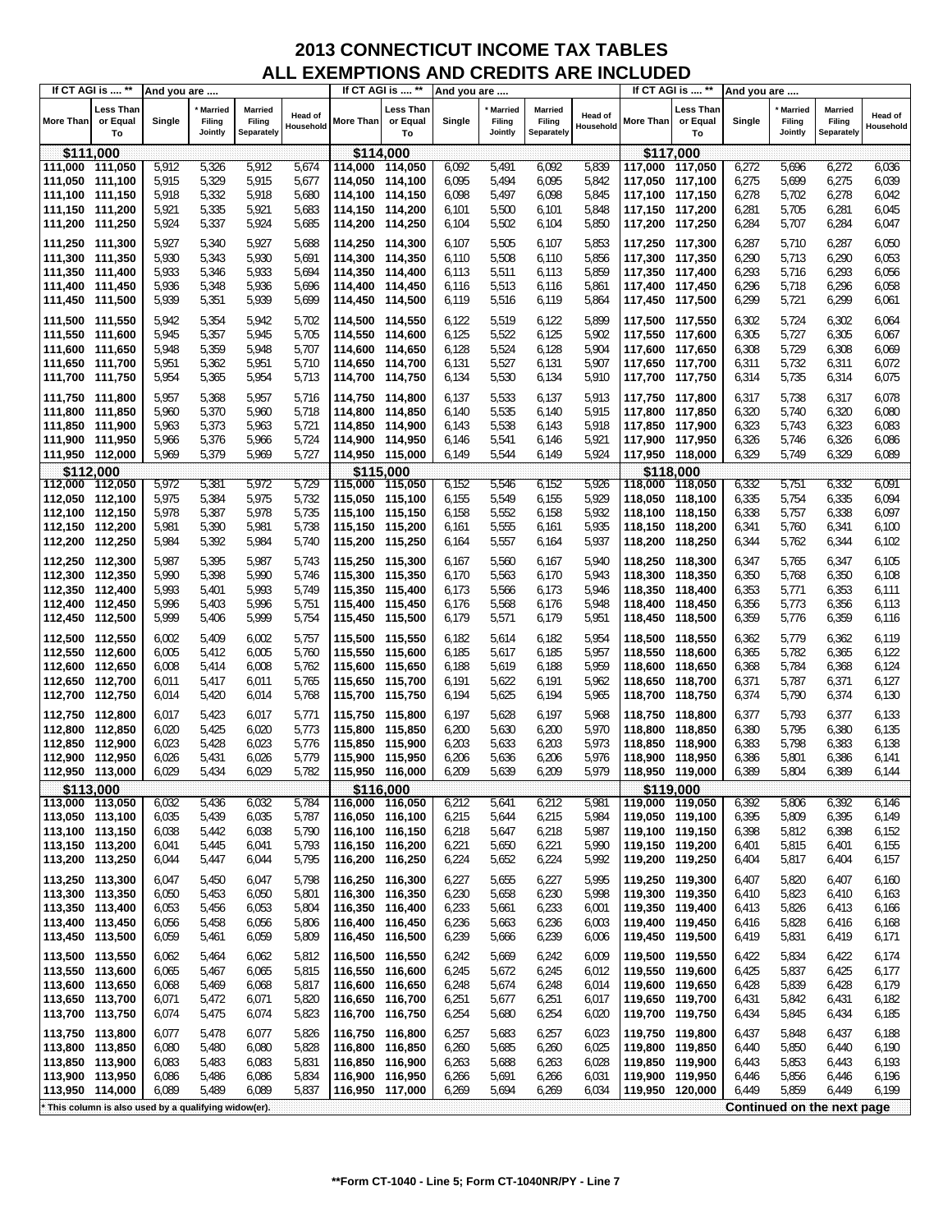# 2013 CONNECTICUT INCOME TAX TABLES
## ALL EXEMPTIONS AND CREDITS ARE INCLUDED

| If CT AGI is .... ** | | And you are .... | | | | If CT AGI is .... ** | | And you are .... | | | | If CT AGI is .... ** | | And you are .... | | | |
|---|---|---|---|---|---|---|---|---|---|---|---|---|---|---|---|---|---|
| More Than | Less Than or Equal To | Single | * Married Filing Jointly | Married Filing Separately | Head of Household | More Than | Less Than or Equal To | Single | * Married Filing Jointly | Married Filing Separately | Head of Household | More Than | Less Than or Equal To | Single | * Married Filing Jointly | Married Filing Separately | Head of Household |
| **$111,000** | | | | | | **$114,000** | | | | | | **$117,000** | | | | | |
| 111,000 | 111,050 | 5,912 | 5,326 | 5,912 | 5,674 | 114,000 | 114,050 | 6,092 | 5,491 | 6,092 | 5,839 | 117,000 | 117,050 | 6,272 | 5,696 | 6,272 | 6,036 |
| 111,050 | 111,100 | 5,915 | 5,329 | 5,915 | 5,677 | 114,050 | 114,100 | 6,095 | 5,494 | 6,095 | 5,842 | 117,050 | 117,100 | 6,275 | 5,699 | 6,275 | 6,039 |
| 111,100 | 111,150 | 5,918 | 5,332 | 5,918 | 5,680 | 114,100 | 114,150 | 6,098 | 5,497 | 6,098 | 5,845 | 117,100 | 117,150 | 6,278 | 5,702 | 6,278 | 6,042 |
| 111,150 | 111,200 | 5,921 | 5,335 | 5,921 | 5,683 | 114,150 | 114,200 | 6,101 | 5,500 | 6,101 | 5,848 | 117,150 | 117,200 | 6,281 | 5,705 | 6,281 | 6,045 |
| 111,200 | 111,250 | 5,924 | 5,337 | 5,924 | 5,685 | 114,200 | 114,250 | 6,104 | 5,502 | 6,104 | 5,850 | 117,200 | 117,250 | 6,284 | 5,707 | 6,284 | 6,047 |
| 111,250 | 111,300 | 5,927 | 5,340 | 5,927 | 5,688 | 114,250 | 114,300 | 6,107 | 5,505 | 6,107 | 5,853 | 117,250 | 117,300 | 6,287 | 5,710 | 6,287 | 6,050 |
| 111,300 | 111,350 | 5,930 | 5,343 | 5,930 | 5,691 | 114,300 | 114,350 | 6,110 | 5,508 | 6,110 | 5,856 | 117,300 | 117,350 | 6,290 | 5,713 | 6,290 | 6,053 |
| 111,350 | 111,400 | 5,933 | 5,346 | 5,933 | 5,694 | 114,350 | 114,400 | 6,113 | 5,511 | 6,113 | 5,859 | 117,350 | 117,400 | 6,293 | 5,716 | 6,293 | 6,056 |
| 111,400 | 111,450 | 5,936 | 5,348 | 5,936 | 5,696 | 114,400 | 114,450 | 6,116 | 5,513 | 6,116 | 5,861 | 117,400 | 117,450 | 6,296 | 5,718 | 6,296 | 6,058 |
| 111,450 | 111,500 | 5,939 | 5,351 | 5,939 | 5,699 | 114,450 | 114,500 | 6,119 | 5,516 | 6,119 | 5,864 | 117,450 | 117,500 | 6,299 | 5,721 | 6,299 | 6,061 |
| 111,500 | 111,550 | 5,942 | 5,354 | 5,942 | 5,702 | 114,500 | 114,550 | 6,122 | 5,519 | 6,122 | 5,899 | 117,500 | 117,550 | 6,302 | 5,724 | 6,302 | 6,064 |
| 111,550 | 111,600 | 5,945 | 5,357 | 5,945 | 5,705 | 114,550 | 114,600 | 6,125 | 5,522 | 6,125 | 5,902 | 117,550 | 117,600 | 6,305 | 5,727 | 6,305 | 6,067 |
| 111,600 | 111,650 | 5,948 | 5,359 | 5,948 | 5,707 | 114,600 | 114,650 | 6,128 | 5,524 | 6,128 | 5,904 | 117,600 | 117,650 | 6,308 | 5,729 | 6,308 | 6,069 |
| 111,650 | 111,700 | 5,951 | 5,362 | 5,951 | 5,710 | 114,650 | 114,700 | 6,131 | 5,527 | 6,131 | 5,907 | 117,650 | 117,700 | 6,311 | 5,732 | 6,311 | 6,072 |
| 111,700 | 111,750 | 5,954 | 5,365 | 5,954 | 5,713 | 114,700 | 114,750 | 6,134 | 5,530 | 6,134 | 5,910 | 117,700 | 117,750 | 6,314 | 5,735 | 6,314 | 6,075 |
| 111,750 | 111,800 | 5,957 | 5,368 | 5,957 | 5,716 | 114,750 | 114,800 | 6,137 | 5,533 | 6,137 | 5,913 | 117,750 | 117,800 | 6,317 | 5,738 | 6,317 | 6,078 |
| 111,800 | 111,850 | 5,960 | 5,370 | 5,960 | 5,718 | 114,800 | 114,850 | 6,140 | 5,535 | 6,140 | 5,915 | 117,800 | 117,850 | 6,320 | 5,740 | 6,320 | 6,080 |
| 111,850 | 111,900 | 5,963 | 5,373 | 5,963 | 5,721 | 114,850 | 114,900 | 6,143 | 5,538 | 6,143 | 5,918 | 117,850 | 117,900 | 6,323 | 5,743 | 6,323 | 6,083 |
| 111,900 | 111,950 | 5,966 | 5,376 | 5,966 | 5,724 | 114,900 | 114,950 | 6,146 | 5,541 | 6,146 | 5,921 | 117,900 | 117,950 | 6,326 | 5,746 | 6,326 | 6,086 |
| 111,950 | 112,000 | 5,969 | 5,379 | 5,969 | 5,727 | 114,950 | 115,000 | 6,149 | 5,544 | 6,149 | 5,924 | 117,950 | 118,000 | 6,329 | 5,749 | 6,329 | 6,089 |
| **$112,000** | | | | | | **$115,000** | | | | | | **$118,000** | | | | | |
| 112,000 | 112,050 | 5,972 | 5,381 | 5,972 | 5,729 | 115,000 | 115,050 | 6,152 | 5,546 | 6,152 | 5,926 | 118,000 | 118,050 | 6,332 | 5,751 | 6,332 | 6,091 |
| 112,050 | 112,100 | 5,975 | 5,384 | 5,975 | 5,732 | 115,050 | 115,100 | 6,155 | 5,549 | 6,155 | 5,929 | 118,050 | 118,100 | 6,335 | 5,754 | 6,335 | 6,094 |
| 112,100 | 112,150 | 5,978 | 5,387 | 5,978 | 5,735 | 115,100 | 115,150 | 6,158 | 5,552 | 6,158 | 5,932 | 118,100 | 118,150 | 6,338 | 5,757 | 6,338 | 6,097 |
| 112,150 | 112,200 | 5,981 | 5,390 | 5,981 | 5,738 | 115,150 | 115,200 | 6,161 | 5,555 | 6,161 | 5,935 | 118,150 | 118,200 | 6,341 | 5,760 | 6,341 | 6,100 |
| 112,200 | 112,250 | 5,984 | 5,392 | 5,984 | 5,740 | 115,200 | 115,250 | 6,164 | 5,557 | 6,164 | 5,937 | 118,200 | 118,250 | 6,344 | 5,762 | 6,344 | 6,102 |
| 112,250 | 112,300 | 5,987 | 5,395 | 5,987 | 5,743 | 115,250 | 115,300 | 6,167 | 5,560 | 6,167 | 5,940 | 118,250 | 118,300 | 6,347 | 5,765 | 6,347 | 6,105 |
| 112,300 | 112,350 | 5,990 | 5,398 | 5,990 | 5,746 | 115,300 | 115,350 | 6,170 | 5,563 | 6,170 | 5,943 | 118,300 | 118,350 | 6,350 | 5,768 | 6,350 | 6,108 |
| 112,350 | 112,400 | 5,993 | 5,401 | 5,993 | 5,749 | 115,350 | 115,400 | 6,173 | 5,566 | 6,173 | 5,946 | 118,350 | 118,400 | 6,353 | 5,771 | 6,353 | 6,111 |
| 112,400 | 112,450 | 5,996 | 5,403 | 5,996 | 5,751 | 115,400 | 115,450 | 6,176 | 5,568 | 6,176 | 5,948 | 118,400 | 118,450 | 6,356 | 5,773 | 6,356 | 6,113 |
| 112,450 | 112,500 | 5,999 | 5,406 | 5,999 | 5,754 | 115,450 | 115,500 | 6,179 | 5,571 | 6,179 | 5,951 | 118,450 | 118,500 | 6,359 | 5,776 | 6,359 | 6,116 |
| 112,500 | 112,550 | 6,002 | 5,409 | 6,002 | 5,757 | 115,500 | 115,550 | 6,182 | 5,614 | 6,182 | 5,954 | 118,500 | 118,550 | 6,362 | 5,779 | 6,362 | 6,119 |
| 112,550 | 112,600 | 6,005 | 5,412 | 6,005 | 5,760 | 115,550 | 115,600 | 6,185 | 5,617 | 6,185 | 5,957 | 118,550 | 118,600 | 6,365 | 5,782 | 6,365 | 6,122 |
| 112,600 | 112,650 | 6,008 | 5,414 | 6,008 | 5,762 | 115,600 | 115,650 | 6,188 | 5,619 | 6,188 | 5,959 | 118,600 | 118,650 | 6,368 | 5,784 | 6,368 | 6,124 |
| 112,650 | 112,700 | 6,011 | 5,417 | 6,011 | 5,765 | 115,650 | 115,700 | 6,191 | 5,622 | 6,191 | 5,962 | 118,650 | 118,700 | 6,371 | 5,787 | 6,371 | 6,127 |
| 112,700 | 112,750 | 6,014 | 5,420 | 6,014 | 5,768 | 115,700 | 115,750 | 6,194 | 5,625 | 6,194 | 5,965 | 118,700 | 118,750 | 6,374 | 5,790 | 6,374 | 6,130 |
| 112,750 | 112,800 | 6,017 | 5,423 | 6,017 | 5,771 | 115,750 | 115,800 | 6,197 | 5,628 | 6,197 | 5,968 | 118,750 | 118,800 | 6,377 | 5,793 | 6,377 | 6,133 |
| 112,800 | 112,850 | 6,020 | 5,425 | 6,020 | 5,773 | 115,800 | 115,850 | 6,200 | 5,630 | 6,200 | 5,970 | 118,800 | 118,850 | 6,380 | 5,795 | 6,380 | 6,135 |
| 112,850 | 112,900 | 6,023 | 5,428 | 6,023 | 5,776 | 115,850 | 115,900 | 6,203 | 5,633 | 6,203 | 5,973 | 118,850 | 118,900 | 6,383 | 5,798 | 6,383 | 6,138 |
| 112,900 | 112,950 | 6,026 | 5,431 | 6,026 | 5,779 | 115,900 | 115,950 | 6,206 | 5,636 | 6,206 | 5,976 | 118,900 | 118,950 | 6,386 | 5,801 | 6,386 | 6,141 |
| 112,950 | 113,000 | 6,029 | 5,434 | 6,029 | 5,782 | 115,950 | 116,000 | 6,209 | 5,639 | 6,209 | 5,979 | 118,950 | 119,000 | 6,389 | 5,804 | 6,389 | 6,144 |
| **$113,000** | | | | | | **$116,000** | | | | | | **$119,000** | | | | | |
| 113,000 | 113,050 | 6,032 | 5,436 | 6,032 | 5,784 | 116,000 | 116,050 | 6,212 | 5,641 | 6,212 | 5,981 | 119,000 | 119,050 | 6,392 | 5,806 | 6,392 | 6,146 |
| 113,050 | 113,100 | 6,035 | 5,439 | 6,035 | 5,787 | 116,050 | 116,100 | 6,215 | 5,644 | 6,215 | 5,984 | 119,050 | 119,100 | 6,395 | 5,809 | 6,395 | 6,149 |
| 113,100 | 113,150 | 6,038 | 5,442 | 6,038 | 5,790 | 116,100 | 116,150 | 6,218 | 5,647 | 6,218 | 5,987 | 119,100 | 119,150 | 6,398 | 5,812 | 6,398 | 6,152 |
| 113,150 | 113,200 | 6,041 | 5,445 | 6,041 | 5,793 | 116,150 | 116,200 | 6,221 | 5,650 | 6,221 | 5,990 | 119,150 | 119,200 | 6,401 | 5,815 | 6,401 | 6,155 |
| 113,200 | 113,250 | 6,044 | 5,447 | 6,044 | 5,795 | 116,200 | 116,250 | 6,224 | 5,652 | 6,224 | 5,992 | 119,200 | 119,250 | 6,404 | 5,817 | 6,404 | 6,157 |
| 113,250 | 113,300 | 6,047 | 5,450 | 6,047 | 5,798 | 116,250 | 116,300 | 6,227 | 5,655 | 6,227 | 5,995 | 119,250 | 119,300 | 6,407 | 5,820 | 6,407 | 6,160 |
| 113,300 | 113,350 | 6,050 | 5,453 | 6,050 | 5,801 | 116,300 | 116,350 | 6,230 | 5,658 | 6,230 | 5,998 | 119,300 | 119,350 | 6,410 | 5,823 | 6,410 | 6,163 |
| 113,350 | 113,400 | 6,053 | 5,456 | 6,053 | 5,804 | 116,350 | 116,400 | 6,233 | 5,661 | 6,233 | 6,001 | 119,350 | 119,400 | 6,413 | 5,826 | 6,413 | 6,166 |
| 113,400 | 113,450 | 6,056 | 5,458 | 6,056 | 5,806 | 116,400 | 116,450 | 6,236 | 5,663 | 6,236 | 6,003 | 119,400 | 119,450 | 6,416 | 5,828 | 6,416 | 6,168 |
| 113,450 | 113,500 | 6,059 | 5,461 | 6,059 | 5,809 | 116,450 | 116,500 | 6,239 | 5,666 | 6,239 | 6,006 | 119,450 | 119,500 | 6,419 | 5,831 | 6,419 | 6,171 |
| 113,500 | 113,550 | 6,062 | 5,464 | 6,062 | 5,812 | 116,500 | 116,550 | 6,242 | 5,669 | 6,242 | 6,009 | 119,500 | 119,550 | 6,422 | 5,834 | 6,422 | 6,174 |
| 113,550 | 113,600 | 6,065 | 5,467 | 6,065 | 5,815 | 116,550 | 116,600 | 6,245 | 5,672 | 6,245 | 6,012 | 119,550 | 119,600 | 6,425 | 5,837 | 6,425 | 6,177 |
| 113,600 | 113,650 | 6,068 | 5,469 | 6,068 | 5,817 | 116,600 | 116,650 | 6,248 | 5,674 | 6,248 | 6,014 | 119,600 | 119,650 | 6,428 | 5,839 | 6,428 | 6,179 |
| 113,650 | 113,700 | 6,071 | 5,472 | 6,071 | 5,820 | 116,650 | 116,700 | 6,251 | 5,677 | 6,251 | 6,017 | 119,650 | 119,700 | 6,431 | 5,842 | 6,431 | 6,182 |
| 113,700 | 113,750 | 6,074 | 5,475 | 6,074 | 5,823 | 116,700 | 116,750 | 6,254 | 5,680 | 6,254 | 6,020 | 119,700 | 119,750 | 6,434 | 5,845 | 6,434 | 6,185 |
| 113,750 | 113,800 | 6,077 | 5,478 | 6,077 | 5,826 | 116,750 | 116,800 | 6,257 | 5,683 | 6,257 | 6,023 | 119,750 | 119,800 | 6,437 | 5,848 | 6,437 | 6,188 |
| 113,800 | 113,850 | 6,080 | 5,480 | 6,080 | 5,828 | 116,800 | 116,850 | 6,260 | 5,685 | 6,260 | 6,025 | 119,800 | 119,850 | 6,440 | 5,850 | 6,440 | 6,190 |
| 113,850 | 113,900 | 6,083 | 5,483 | 6,083 | 5,831 | 116,850 | 116,900 | 6,263 | 5,688 | 6,263 | 6,028 | 119,850 | 119,900 | 6,443 | 5,853 | 6,443 | 6,193 |
| 113,900 | 113,950 | 6,086 | 5,486 | 6,086 | 5,834 | 116,900 | 116,950 | 6,266 | 5,691 | 6,266 | 6,031 | 119,900 | 119,950 | 6,446 | 5,856 | 6,446 | 6,196 |
| 113,950 | 114,000 | 6,089 | 5,489 | 6,089 | 5,837 | 116,950 | 117,000 | 6,269 | 5,694 | 6,269 | 6,034 | 119,950 | 120,000 | 6,449 | 5,859 | 6,449 | 6,199 |

* This column is also used by a qualifying widow(er).

**Continued on the next page**

**Form CT-1040 - Line 5; Form CT-1040NR/PY - Line 7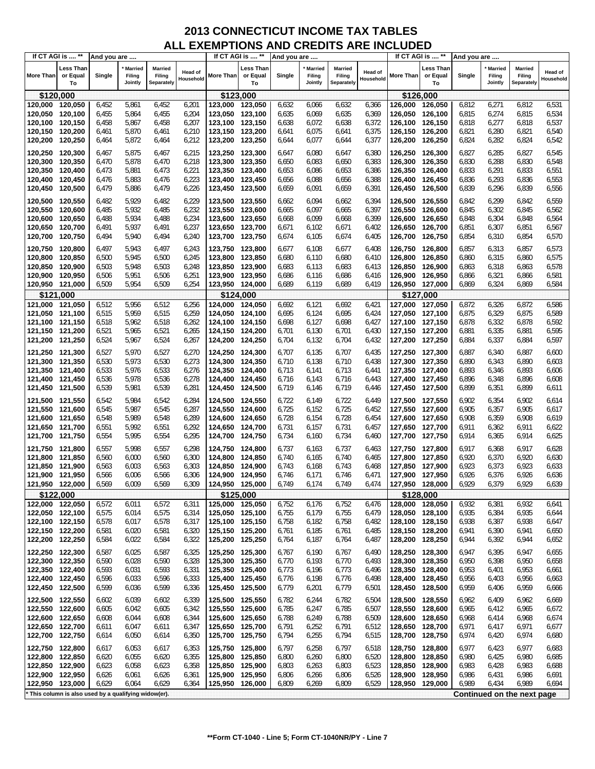# 2013 CONNECTICUT INCOME TAX TABLES
## ALL EXEMPTIONS AND CREDITS ARE INCLUDED

| If CT AGI is .... ** | | And you are .... | | | | If CT AGI is .... ** | | And you are .... | | | | If CT AGI is .... ** | | And you are .... | | | |
|---|---|---|---|---|---|---|---|---|---|---|---|---|---|---|---|---|---|
| More Than | Less Than or Equal To | Single | * Married Filing Jointly | Married Filing Separately | Head of Household | More Than | Less Than or Equal To | Single | * Married Filing Jointly | Married Filing Separately | Head of Household | More Than | Less Than or Equal To | Single | * Married Filing Jointly | Married Filing Separately | Head of Household |
| **$120,000** | | | | | | **$123,000** | | | | | | **$126,000** | | | | | |
| 120,000 | 120,050 | 6,452 | 5,861 | 6,452 | 6,201 | 123,000 | 123,050 | 6,632 | 6,066 | 6,632 | 6,366 | 126,000 | 126,050 | 6,812 | 6,271 | 6,812 | 6,531 |
| 120,050 | 120,100 | 6,455 | 5,864 | 6,455 | 6,204 | 123,050 | 123,100 | 6,635 | 6,069 | 6,635 | 6,369 | 126,050 | 126,100 | 6,815 | 6,274 | 6,815 | 6,534 |
| 120,100 | 120,150 | 6,458 | 5,867 | 6,458 | 6,207 | 123,100 | 123,150 | 6,638 | 6,072 | 6,638 | 6,372 | 126,100 | 126,150 | 6,818 | 6,277 | 6,818 | 6,537 |
| 120,150 | 120,200 | 6,461 | 5,870 | 6,461 | 6,210 | 123,150 | 123,200 | 6,641 | 6,075 | 6,641 | 6,375 | 126,150 | 126,200 | 6,821 | 6,280 | 6,821 | 6,540 |
| 120,200 | 120,250 | 6,464 | 5,872 | 6,464 | 6,212 | 123,200 | 123,250 | 6,644 | 6,077 | 6,644 | 6,377 | 126,200 | 126,250 | 6,824 | 6,282 | 6,824 | 6,542 |
| 120,250 | 120,300 | 6,467 | 5,875 | 6,467 | 6,215 | 123,250 | 123,300 | 6,647 | 6,080 | 6,647 | 6,380 | 126,250 | 126,300 | 6,827 | 6,285 | 6,827 | 6,545 |
| 120,300 | 120,350 | 6,470 | 5,878 | 6,470 | 6,218 | 123,300 | 123,350 | 6,650 | 6,083 | 6,650 | 6,383 | 126,300 | 126,350 | 6,830 | 6,288 | 6,830 | 6,548 |
| 120,350 | 120,400 | 6,473 | 5,881 | 6,473 | 6,221 | 123,350 | 123,400 | 6,653 | 6,086 | 6,653 | 6,386 | 126,350 | 126,400 | 6,833 | 6,291 | 6,833 | 6,551 |
| 120,400 | 120,450 | 6,476 | 5,883 | 6,476 | 6,223 | 123,400 | 123,450 | 6,656 | 6,088 | 6,656 | 6,388 | 126,400 | 126,450 | 6,836 | 6,293 | 6,836 | 6,553 |
| 120,450 | 120,500 | 6,479 | 5,886 | 6,479 | 6,226 | 123,450 | 123,500 | 6,659 | 6,091 | 6,659 | 6,391 | 126,450 | 126,500 | 6,839 | 6,296 | 6,839 | 6,556 |
| 120,500 | 120,550 | 6,482 | 5,929 | 6,482 | 6,229 | 123,500 | 123,550 | 6,662 | 6,094 | 6,662 | 6,394 | 126,500 | 126,550 | 6,842 | 6,299 | 6,842 | 6,559 |
| 120,550 | 120,600 | 6,485 | 5,932 | 6,485 | 6,232 | 123,550 | 123,600 | 6,665 | 6,097 | 6,665 | 6,397 | 126,550 | 126,600 | 6,845 | 6,302 | 6,845 | 6,562 |
| 120,600 | 120,650 | 6,488 | 5,934 | 6,488 | 6,234 | 123,600 | 123,650 | 6,668 | 6,099 | 6,668 | 6,399 | 126,600 | 126,650 | 6,848 | 6,304 | 6,848 | 6,564 |
| 120,650 | 120,700 | 6,491 | 5,937 | 6,491 | 6,237 | 123,650 | 123,700 | 6,671 | 6,102 | 6,671 | 6,402 | 126,650 | 126,700 | 6,851 | 6,307 | 6,851 | 6,567 |
| 120,700 | 120,750 | 6,494 | 5,940 | 6,494 | 6,240 | 123,700 | 123,750 | 6,674 | 6,105 | 6,674 | 6,405 | 126,700 | 126,750 | 6,854 | 6,310 | 6,854 | 6,570 |
| 120,750 | 120,800 | 6,497 | 5,943 | 6,497 | 6,243 | 123,750 | 123,800 | 6,677 | 6,108 | 6,677 | 6,408 | 126,750 | 126,800 | 6,857 | 6,313 | 6,857 | 6,573 |
| 120,800 | 120,850 | 6,500 | 5,945 | 6,500 | 6,245 | 123,800 | 123,850 | 6,680 | 6,110 | 6,680 | 6,410 | 126,800 | 126,850 | 6,860 | 6,315 | 6,860 | 6,575 |
| 120,850 | 120,900 | 6,503 | 5,948 | 6,503 | 6,248 | 123,850 | 123,900 | 6,683 | 6,113 | 6,683 | 6,413 | 126,850 | 126,900 | 6,863 | 6,318 | 6,863 | 6,578 |
| 120,900 | 120,950 | 6,506 | 5,951 | 6,506 | 6,251 | 123,900 | 123,950 | 6,686 | 6,116 | 6,686 | 6,416 | 126,900 | 126,950 | 6,866 | 6,321 | 6,866 | 6,581 |
| 120,950 | 121,000 | 6,509 | 5,954 | 6,509 | 6,254 | 123,950 | 124,000 | 6,689 | 6,119 | 6,689 | 6,419 | 126,950 | 127,000 | 6,869 | 6,324 | 6,869 | 6,584 |
| **$121,000** | | | | | | **$124,000** | | | | | | **$127,000** | | | | | |
| 121,000 | 121,050 | 6,512 | 5,956 | 6,512 | 6,256 | 124,000 | 124,050 | 6,692 | 6,121 | 6,692 | 6,421 | 127,000 | 127,050 | 6,872 | 6,326 | 6,872 | 6,586 |
| 121,050 | 121,100 | 6,515 | 5,959 | 6,515 | 6,259 | 124,050 | 124,100 | 6,695 | 6,124 | 6,695 | 6,424 | 127,050 | 127,100 | 6,875 | 6,329 | 6,875 | 6,589 |
| 121,100 | 121,150 | 6,518 | 5,962 | 6,518 | 6,262 | 124,100 | 124,150 | 6,698 | 6,127 | 6,698 | 6,427 | 127,100 | 127,150 | 6,878 | 6,332 | 6,878 | 6,592 |
| 121,150 | 121,200 | 6,521 | 5,965 | 6,521 | 6,265 | 124,150 | 124,200 | 6,701 | 6,130 | 6,701 | 6,430 | 127,150 | 127,200 | 6,881 | 6,335 | 6,881 | 6,595 |
| 121,200 | 121,250 | 6,524 | 5,967 | 6,524 | 6,267 | 124,200 | 124,250 | 6,704 | 6,132 | 6,704 | 6,432 | 127,200 | 127,250 | 6,884 | 6,337 | 6,884 | 6,597 |
| 121,250 | 121,300 | 6,527 | 5,970 | 6,527 | 6,270 | 124,250 | 124,300 | 6,707 | 6,135 | 6,707 | 6,435 | 127,250 | 127,300 | 6,887 | 6,340 | 6,887 | 6,600 |
| 121,300 | 121,350 | 6,530 | 5,973 | 6,530 | 6,273 | 124,300 | 124,350 | 6,710 | 6,138 | 6,710 | 6,438 | 127,300 | 127,350 | 6,890 | 6,343 | 6,890 | 6,603 |
| 121,350 | 121,400 | 6,533 | 5,976 | 6,533 | 6,276 | 124,350 | 124,400 | 6,713 | 6,141 | 6,713 | 6,441 | 127,350 | 127,400 | 6,893 | 6,346 | 6,893 | 6,606 |
| 121,400 | 121,450 | 6,536 | 5,978 | 6,536 | 6,278 | 124,400 | 124,450 | 6,716 | 6,143 | 6,716 | 6,443 | 127,400 | 127,450 | 6,896 | 6,348 | 6,896 | 6,608 |
| 121,450 | 121,500 | 6,539 | 5,981 | 6,539 | 6,281 | 124,450 | 124,500 | 6,719 | 6,146 | 6,719 | 6,446 | 127,450 | 127,500 | 6,899 | 6,351 | 6,899 | 6,611 |
| 121,500 | 121,550 | 6,542 | 5,984 | 6,542 | 6,284 | 124,500 | 124,550 | 6,722 | 6,149 | 6,722 | 6,449 | 127,500 | 127,550 | 6,902 | 6,354 | 6,902 | 6,614 |
| 121,550 | 121,600 | 6,545 | 5,987 | 6,545 | 6,287 | 124,550 | 124,600 | 6,725 | 6,152 | 6,725 | 6,452 | 127,550 | 127,600 | 6,905 | 6,357 | 6,905 | 6,617 |
| 121,600 | 121,650 | 6,548 | 5,989 | 6,548 | 6,289 | 124,600 | 124,650 | 6,728 | 6,154 | 6,728 | 6,454 | 127,600 | 127,650 | 6,908 | 6,359 | 6,908 | 6,619 |
| 121,650 | 121,700 | 6,551 | 5,992 | 6,551 | 6,292 | 124,650 | 124,700 | 6,731 | 6,157 | 6,731 | 6,457 | 127,650 | 127,700 | 6,911 | 6,362 | 6,911 | 6,622 |
| 121,700 | 121,750 | 6,554 | 5,995 | 6,554 | 6,295 | 124,700 | 124,750 | 6,734 | 6,160 | 6,734 | 6,460 | 127,700 | 127,750 | 6,914 | 6,365 | 6,914 | 6,625 |
| 121,750 | 121,800 | 6,557 | 5,998 | 6,557 | 6,298 | 124,750 | 124,800 | 6,737 | 6,163 | 6,737 | 6,463 | 127,750 | 127,800 | 6,917 | 6,368 | 6,917 | 6,628 |
| 121,800 | 121,850 | 6,560 | 6,000 | 6,560 | 6,300 | 124,800 | 124,850 | 6,740 | 6,165 | 6,740 | 6,465 | 127,800 | 127,850 | 6,920 | 6,370 | 6,920 | 6,630 |
| 121,850 | 121,900 | 6,563 | 6,003 | 6,563 | 6,303 | 124,850 | 124,900 | 6,743 | 6,168 | 6,743 | 6,468 | 127,850 | 127,900 | 6,923 | 6,373 | 6,923 | 6,633 |
| 121,900 | 121,950 | 6,566 | 6,006 | 6,566 | 6,306 | 124,900 | 124,950 | 6,746 | 6,171 | 6,746 | 6,471 | 127,900 | 127,950 | 6,926 | 6,376 | 6,926 | 6,636 |
| 121,950 | 122,000 | 6,569 | 6,009 | 6,569 | 6,309 | 124,950 | 125,000 | 6,749 | 6,174 | 6,749 | 6,474 | 127,950 | 128,000 | 6,929 | 6,379 | 6,929 | 6,639 |
| **$122,000** | | | | | | **$125,000** | | | | | | **$128,000** | | | | | |
| 122,000 | 122,050 | 6,572 | 6,011 | 6,572 | 6,311 | 125,000 | 125,050 | 6,752 | 6,176 | 6,752 | 6,476 | 128,000 | 128,050 | 6,932 | 6,381 | 6,932 | 6,641 |
| 122,050 | 122,100 | 6,575 | 6,014 | 6,575 | 6,314 | 125,050 | 125,100 | 6,755 | 6,179 | 6,755 | 6,479 | 128,050 | 128,100 | 6,935 | 6,384 | 6,935 | 6,644 |
| 122,100 | 122,150 | 6,578 | 6,017 | 6,578 | 6,317 | 125,100 | 125,150 | 6,758 | 6,182 | 6,758 | 6,482 | 128,100 | 128,150 | 6,938 | 6,387 | 6,938 | 6,647 |
| 122,150 | 122,200 | 6,581 | 6,020 | 6,581 | 6,320 | 125,150 | 125,200 | 6,761 | 6,185 | 6,761 | 6,485 | 128,150 | 128,200 | 6,941 | 6,390 | 6,941 | 6,650 |
| 122,200 | 122,250 | 6,584 | 6,022 | 6,584 | 6,322 | 125,200 | 125,250 | 6,764 | 6,187 | 6,764 | 6,487 | 128,200 | 128,250 | 6,944 | 6,392 | 6,944 | 6,652 |
| 122,250 | 122,300 | 6,587 | 6,025 | 6,587 | 6,325 | 125,250 | 125,300 | 6,767 | 6,190 | 6,767 | 6,490 | 128,250 | 128,300 | 6,947 | 6,395 | 6,947 | 6,655 |
| 122,300 | 122,350 | 6,590 | 6,028 | 6,590 | 6,328 | 125,300 | 125,350 | 6,770 | 6,193 | 6,770 | 6,493 | 128,300 | 128,350 | 6,950 | 6,398 | 6,950 | 6,658 |
| 122,350 | 122,400 | 6,593 | 6,031 | 6,593 | 6,331 | 125,350 | 125,400 | 6,773 | 6,196 | 6,773 | 6,496 | 128,350 | 128,400 | 6,953 | 6,401 | 6,953 | 6,661 |
| 122,400 | 122,450 | 6,596 | 6,033 | 6,596 | 6,333 | 125,400 | 125,450 | 6,776 | 6,198 | 6,776 | 6,498 | 128,400 | 128,450 | 6,956 | 6,403 | 6,956 | 6,663 |
| 122,450 | 122,500 | 6,599 | 6,036 | 6,599 | 6,336 | 125,450 | 125,500 | 6,779 | 6,201 | 6,779 | 6,501 | 128,450 | 128,500 | 6,959 | 6,406 | 6,959 | 6,666 |
| 122,500 | 122,550 | 6,602 | 6,039 | 6,602 | 6,339 | 125,500 | 125,550 | 6,782 | 6,244 | 6,782 | 6,504 | 128,500 | 128,550 | 6,962 | 6,409 | 6,962 | 6,669 |
| 122,550 | 122,600 | 6,605 | 6,042 | 6,605 | 6,342 | 125,550 | 125,600 | 6,785 | 6,247 | 6,785 | 6,507 | 128,550 | 128,600 | 6,965 | 6,412 | 6,965 | 6,672 |
| 122,600 | 122,650 | 6,608 | 6,044 | 6,608 | 6,344 | 125,600 | 125,650 | 6,788 | 6,249 | 6,788 | 6,509 | 128,600 | 128,650 | 6,968 | 6,414 | 6,968 | 6,674 |
| 122,650 | 122,700 | 6,611 | 6,047 | 6,611 | 6,347 | 125,650 | 125,700 | 6,791 | 6,252 | 6,791 | 6,512 | 128,650 | 128,700 | 6,971 | 6,417 | 6,971 | 6,677 |
| 122,700 | 122,750 | 6,614 | 6,050 | 6,614 | 6,350 | 125,700 | 125,750 | 6,794 | 6,255 | 6,794 | 6,515 | 128,700 | 128,750 | 6,974 | 6,420 | 6,974 | 6,680 |
| 122,750 | 122,800 | 6,617 | 6,053 | 6,617 | 6,353 | 125,750 | 125,800 | 6,797 | 6,258 | 6,797 | 6,518 | 128,750 | 128,800 | 6,977 | 6,423 | 6,977 | 6,683 |
| 122,800 | 122,850 | 6,620 | 6,055 | 6,620 | 6,355 | 125,800 | 125,850 | 6,800 | 6,260 | 6,800 | 6,520 | 128,800 | 128,850 | 6,980 | 6,425 | 6,980 | 6,685 |
| 122,850 | 122,900 | 6,623 | 6,058 | 6,623 | 6,358 | 125,850 | 125,900 | 6,803 | 6,263 | 6,803 | 6,523 | 128,850 | 128,900 | 6,983 | 6,428 | 6,983 | 6,688 |
| 122,900 | 122,950 | 6,626 | 6,061 | 6,626 | 6,361 | 125,900 | 125,950 | 6,806 | 6,266 | 6,806 | 6,526 | 128,900 | 128,950 | 6,986 | 6,431 | 6,986 | 6,691 |
| 122,950 | 123,000 | 6,629 | 6,064 | 6,629 | 6,364 | 125,950 | 126,000 | 6,809 | 6,269 | 6,809 | 6,529 | 128,950 | 129,000 | 6,989 | 6,434 | 6,989 | 6,694 |

\* This column is also used by a qualifying widow(er).

**Continued on the next page**

**\*\*Form CT-1040 - Line 5; Form CT-1040NR/PY - Line 7**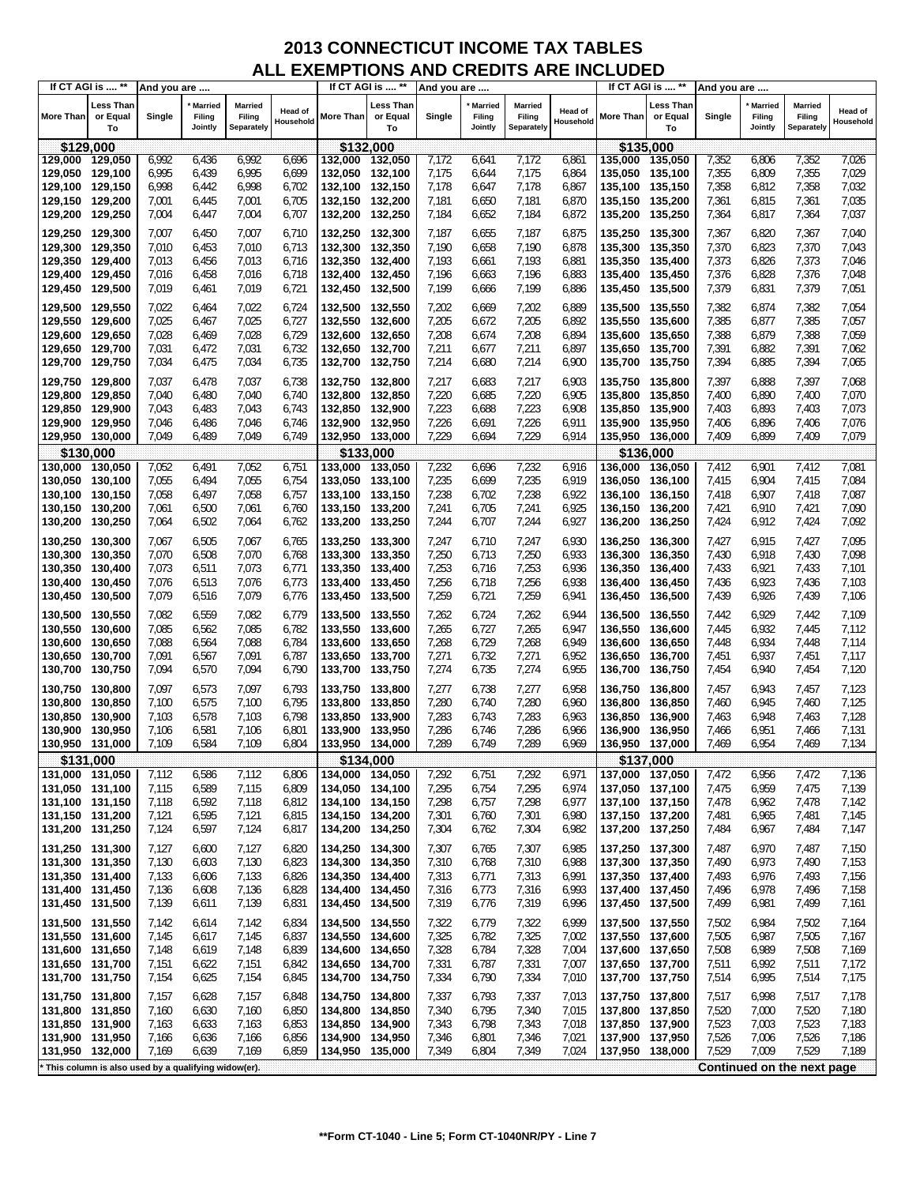# 2013 CONNECTICUT INCOME TAX TABLES
## ALL EXEMPTIONS AND CREDITS ARE INCLUDED

| If CT AGI is .... ** | | And you are .... | | | | If CT AGI is .... ** | | And you are .... | | | | If CT AGI is .... ** | | And you are .... | | | |
|---|---|---|---|---|---|---|---|---|---|---|---|---|---|---|---|---|---|
| More Than | Less Than or Equal To | Single | * Married Filing Jointly | Married Filing Separately | Head of Household | More Than | Less Than or Equal To | Single | * Married Filing Jointly | Married Filing Separately | Head of Household | More Than | Less Than or Equal To | Single | * Married Filing Jointly | Married Filing Separately | Head of Household |
| **$129,000** | | | | | | **$132,000** | | | | | | **$135,000** | | | | | |
| 129,000 | 129,050 | 6,992 | 6,436 | 6,992 | 6,696 | 132,000 | 132,050 | 7,172 | 6,641 | 7,172 | 6,861 | 135,000 | 135,050 | 7,352 | 6,806 | 7,352 | 7,026 |
| 129,050 | 129,100 | 6,995 | 6,439 | 6,995 | 6,699 | 132,050 | 132,100 | 7,175 | 6,644 | 7,175 | 6,864 | 135,050 | 135,100 | 7,355 | 6,809 | 7,355 | 7,029 |
| 129,100 | 129,150 | 6,998 | 6,442 | 6,998 | 6,702 | 132,100 | 132,150 | 7,178 | 6,647 | 7,178 | 6,867 | 135,100 | 135,150 | 7,358 | 6,812 | 7,358 | 7,032 |
| 129,150 | 129,200 | 7,001 | 6,445 | 7,001 | 6,705 | 132,150 | 132,200 | 7,181 | 6,650 | 7,181 | 6,870 | 135,150 | 135,200 | 7,361 | 6,815 | 7,361 | 7,035 |
| 129,200 | 129,250 | 7,004 | 6,447 | 7,004 | 6,707 | 132,200 | 132,250 | 7,184 | 6,652 | 7,184 | 6,872 | 135,200 | 135,250 | 7,364 | 6,817 | 7,364 | 7,037 |
| 129,250 | 129,300 | 7,007 | 6,450 | 7,007 | 6,710 | 132,250 | 132,300 | 7,187 | 6,655 | 7,187 | 6,875 | 135,250 | 135,300 | 7,367 | 6,820 | 7,367 | 7,040 |
| 129,300 | 129,350 | 7,010 | 6,453 | 7,010 | 6,713 | 132,300 | 132,350 | 7,190 | 6,658 | 7,190 | 6,878 | 135,300 | 135,350 | 7,370 | 6,823 | 7,370 | 7,043 |
| 129,350 | 129,400 | 7,013 | 6,456 | 7,013 | 6,716 | 132,350 | 132,400 | 7,193 | 6,661 | 7,193 | 6,881 | 135,350 | 135,400 | 7,373 | 6,826 | 7,373 | 7,046 |
| 129,400 | 129,450 | 7,016 | 6,458 | 7,016 | 6,718 | 132,400 | 132,450 | 7,196 | 6,663 | 7,196 | 6,883 | 135,400 | 135,450 | 7,376 | 6,828 | 7,376 | 7,048 |
| 129,450 | 129,500 | 7,019 | 6,461 | 7,019 | 6,721 | 132,450 | 132,500 | 7,199 | 6,666 | 7,199 | 6,886 | 135,450 | 135,500 | 7,379 | 6,831 | 7,379 | 7,051 |
| 129,500 | 129,550 | 7,022 | 6,464 | 7,022 | 6,724 | 132,500 | 132,550 | 7,202 | 6,669 | 7,202 | 6,889 | 135,500 | 135,550 | 7,382 | 6,874 | 7,382 | 7,054 |
| 129,550 | 129,600 | 7,025 | 6,467 | 7,025 | 6,727 | 132,550 | 132,600 | 7,205 | 6,672 | 7,205 | 6,892 | 135,550 | 135,600 | 7,385 | 6,877 | 7,385 | 7,057 |
| 129,600 | 129,650 | 7,028 | 6,469 | 7,028 | 6,729 | 132,600 | 132,650 | 7,208 | 6,674 | 7,208 | 6,894 | 135,600 | 135,650 | 7,388 | 6,879 | 7,388 | 7,059 |
| 129,650 | 129,700 | 7,031 | 6,472 | 7,031 | 6,732 | 132,650 | 132,700 | 7,211 | 6,677 | 7,211 | 6,897 | 135,650 | 135,700 | 7,391 | 6,882 | 7,391 | 7,062 |
| 129,700 | 129,750 | 7,034 | 6,475 | 7,034 | 6,735 | 132,700 | 132,750 | 7,214 | 6,680 | 7,214 | 6,900 | 135,700 | 135,750 | 7,394 | 6,885 | 7,394 | 7,065 |
| 129,750 | 129,800 | 7,037 | 6,478 | 7,037 | 6,738 | 132,750 | 132,800 | 7,217 | 6,683 | 7,217 | 6,903 | 135,750 | 135,800 | 7,397 | 6,888 | 7,397 | 7,068 |
| 129,800 | 129,850 | 7,040 | 6,480 | 7,040 | 6,740 | 132,800 | 132,850 | 7,220 | 6,685 | 7,220 | 6,905 | 135,800 | 135,850 | 7,400 | 6,890 | 7,400 | 7,070 |
| 129,850 | 129,900 | 7,043 | 6,483 | 7,043 | 6,743 | 132,850 | 132,900 | 7,223 | 6,688 | 7,223 | 6,908 | 135,850 | 135,900 | 7,403 | 6,893 | 7,403 | 7,073 |
| 129,900 | 129,950 | 7,046 | 6,486 | 7,046 | 6,746 | 132,900 | 132,950 | 7,226 | 6,691 | 7,226 | 6,911 | 135,900 | 135,950 | 7,406 | 6,896 | 7,406 | 7,076 |
| 129,950 | 130,000 | 7,049 | 6,489 | 7,049 | 6,749 | 132,950 | 133,000 | 7,229 | 6,694 | 7,229 | 6,914 | 135,950 | 136,000 | 7,409 | 6,899 | 7,409 | 7,079 |
| **$130,000** | | | | | | **$133,000** | | | | | | **$136,000** | | | | | |
| 130,000 | 130,050 | 7,052 | 6,491 | 7,052 | 6,751 | 133,000 | 133,050 | 7,232 | 6,696 | 7,232 | 6,916 | 136,000 | 136,050 | 7,412 | 6,901 | 7,412 | 7,081 |
| 130,050 | 130,100 | 7,055 | 6,494 | 7,055 | 6,754 | 133,050 | 133,100 | 7,235 | 6,699 | 7,235 | 6,919 | 136,050 | 136,100 | 7,415 | 6,904 | 7,415 | 7,084 |
| 130,100 | 130,150 | 7,058 | 6,497 | 7,058 | 6,757 | 133,100 | 133,150 | 7,238 | 6,702 | 7,238 | 6,922 | 136,100 | 136,150 | 7,418 | 6,907 | 7,418 | 7,087 |
| 130,150 | 130,200 | 7,061 | 6,500 | 7,061 | 6,760 | 133,150 | 133,200 | 7,241 | 6,705 | 7,241 | 6,925 | 136,150 | 136,200 | 7,421 | 6,910 | 7,421 | 7,090 |
| 130,200 | 130,250 | 7,064 | 6,502 | 7,064 | 6,762 | 133,200 | 133,250 | 7,244 | 6,707 | 7,244 | 6,927 | 136,200 | 136,250 | 7,424 | 6,912 | 7,424 | 7,092 |
| 130,250 | 130,300 | 7,067 | 6,505 | 7,067 | 6,765 | 133,250 | 133,300 | 7,247 | 6,710 | 7,247 | 6,930 | 136,250 | 136,300 | 7,427 | 6,915 | 7,427 | 7,095 |
| 130,300 | 130,350 | 7,070 | 6,508 | 7,070 | 6,768 | 133,300 | 133,350 | 7,250 | 6,713 | 7,250 | 6,933 | 136,300 | 136,350 | 7,430 | 6,918 | 7,430 | 7,098 |
| 130,350 | 130,400 | 7,073 | 6,511 | 7,073 | 6,771 | 133,350 | 133,400 | 7,253 | 6,716 | 7,253 | 6,936 | 136,350 | 136,400 | 7,433 | 6,921 | 7,433 | 7,101 |
| 130,400 | 130,450 | 7,076 | 6,513 | 7,076 | 6,773 | 133,400 | 133,450 | 7,256 | 6,718 | 7,256 | 6,938 | 136,400 | 136,450 | 7,436 | 6,923 | 7,436 | 7,103 |
| 130,450 | 130,500 | 7,079 | 6,516 | 7,079 | 6,776 | 133,450 | 133,500 | 7,259 | 6,721 | 7,259 | 6,941 | 136,450 | 136,500 | 7,439 | 6,926 | 7,439 | 7,106 |
| 130,500 | 130,550 | 7,082 | 6,559 | 7,082 | 6,779 | 133,500 | 133,550 | 7,262 | 6,724 | 7,262 | 6,944 | 136,500 | 136,550 | 7,442 | 6,929 | 7,442 | 7,109 |
| 130,550 | 130,600 | 7,085 | 6,562 | 7,085 | 6,782 | 133,550 | 133,600 | 7,265 | 6,727 | 7,265 | 6,947 | 136,550 | 136,600 | 7,445 | 6,932 | 7,445 | 7,112 |
| 130,600 | 130,650 | 7,088 | 6,564 | 7,088 | 6,784 | 133,600 | 133,650 | 7,268 | 6,729 | 7,268 | 6,949 | 136,600 | 136,650 | 7,448 | 6,934 | 7,448 | 7,114 |
| 130,650 | 130,700 | 7,091 | 6,567 | 7,091 | 6,787 | 133,650 | 133,700 | 7,271 | 6,732 | 7,271 | 6,952 | 136,650 | 136,700 | 7,451 | 6,937 | 7,451 | 7,117 |
| 130,700 | 130,750 | 7,094 | 6,570 | 7,094 | 6,790 | 133,700 | 133,750 | 7,274 | 6,735 | 7,274 | 6,955 | 136,700 | 136,750 | 7,454 | 6,940 | 7,454 | 7,120 |
| 130,750 | 130,800 | 7,097 | 6,573 | 7,097 | 6,793 | 133,750 | 133,800 | 7,277 | 6,738 | 7,277 | 6,958 | 136,750 | 136,800 | 7,457 | 6,943 | 7,457 | 7,123 |
| 130,800 | 130,850 | 7,100 | 6,575 | 7,100 | 6,795 | 133,800 | 133,850 | 7,280 | 6,740 | 7,280 | 6,960 | 136,800 | 136,850 | 7,460 | 6,945 | 7,460 | 7,125 |
| 130,850 | 130,900 | 7,103 | 6,578 | 7,103 | 6,798 | 133,850 | 133,900 | 7,283 | 6,743 | 7,283 | 6,963 | 136,850 | 136,900 | 7,463 | 6,948 | 7,463 | 7,128 |
| 130,900 | 130,950 | 7,106 | 6,581 | 7,106 | 6,801 | 133,900 | 133,950 | 7,286 | 6,746 | 7,286 | 6,966 | 136,900 | 136,950 | 7,466 | 6,951 | 7,466 | 7,131 |
| 130,950 | 131,000 | 7,109 | 6,584 | 7,109 | 6,804 | 133,950 | 134,000 | 7,289 | 6,749 | 7,289 | 6,969 | 136,950 | 137,000 | 7,469 | 6,954 | 7,469 | 7,134 |
| **$131,000** | | | | | | **$134,000** | | | | | | **$137,000** | | | | | |
| 131,000 | 131,050 | 7,112 | 6,586 | 7,112 | 6,806 | 134,000 | 134,050 | 7,292 | 6,751 | 7,292 | 6,971 | 137,000 | 137,050 | 7,472 | 6,956 | 7,472 | 7,136 |
| 131,050 | 131,100 | 7,115 | 6,589 | 7,115 | 6,809 | 134,050 | 134,100 | 7,295 | 6,754 | 7,295 | 6,974 | 137,050 | 137,100 | 7,475 | 6,959 | 7,475 | 7,139 |
| 131,100 | 131,150 | 7,118 | 6,592 | 7,118 | 6,812 | 134,100 | 134,150 | 7,298 | 6,757 | 7,298 | 6,977 | 137,100 | 137,150 | 7,478 | 6,962 | 7,478 | 7,142 |
| 131,150 | 131,200 | 7,121 | 6,595 | 7,121 | 6,815 | 134,150 | 134,200 | 7,301 | 6,760 | 7,301 | 6,980 | 137,150 | 137,200 | 7,481 | 6,965 | 7,481 | 7,145 |
| 131,200 | 131,250 | 7,124 | 6,597 | 7,124 | 6,817 | 134,200 | 134,250 | 7,304 | 6,762 | 7,304 | 6,982 | 137,200 | 137,250 | 7,484 | 6,967 | 7,484 | 7,147 |
| 131,250 | 131,300 | 7,127 | 6,600 | 7,127 | 6,820 | 134,250 | 134,300 | 7,307 | 6,765 | 7,307 | 6,985 | 137,250 | 137,300 | 7,487 | 6,970 | 7,487 | 7,150 |
| 131,300 | 131,350 | 7,130 | 6,603 | 7,130 | 6,823 | 134,300 | 134,350 | 7,310 | 6,768 | 7,310 | 6,988 | 137,300 | 137,350 | 7,490 | 6,973 | 7,490 | 7,153 |
| 131,350 | 131,400 | 7,133 | 6,606 | 7,133 | 6,826 | 134,350 | 134,400 | 7,313 | 6,771 | 7,313 | 6,991 | 137,350 | 137,400 | 7,493 | 6,976 | 7,493 | 7,156 |
| 131,400 | 131,450 | 7,136 | 6,608 | 7,136 | 6,828 | 134,400 | 134,450 | 7,316 | 6,773 | 7,316 | 6,993 | 137,400 | 137,450 | 7,496 | 6,978 | 7,496 | 7,158 |
| 131,450 | 131,500 | 7,139 | 6,611 | 7,139 | 6,831 | 134,450 | 134,500 | 7,319 | 6,776 | 7,319 | 6,996 | 137,450 | 137,500 | 7,499 | 6,981 | 7,499 | 7,161 |
| 131,500 | 131,550 | 7,142 | 6,614 | 7,142 | 6,834 | 134,500 | 134,550 | 7,322 | 6,779 | 7,322 | 6,999 | 137,500 | 137,550 | 7,502 | 6,984 | 7,502 | 7,164 |
| 131,550 | 131,600 | 7,145 | 6,617 | 7,145 | 6,837 | 134,550 | 134,600 | 7,325 | 6,782 | 7,325 | 7,002 | 137,550 | 137,600 | 7,505 | 6,987 | 7,505 | 7,167 |
| 131,600 | 131,650 | 7,148 | 6,619 | 7,148 | 6,839 | 134,600 | 134,650 | 7,328 | 6,784 | 7,328 | 7,004 | 137,600 | 137,650 | 7,508 | 6,989 | 7,508 | 7,169 |
| 131,650 | 131,700 | 7,151 | 6,622 | 7,151 | 6,842 | 134,650 | 134,700 | 7,331 | 6,787 | 7,331 | 7,007 | 137,650 | 137,700 | 7,511 | 6,992 | 7,511 | 7,172 |
| 131,700 | 131,750 | 7,154 | 6,625 | 7,154 | 6,845 | 134,700 | 134,750 | 7,334 | 6,790 | 7,334 | 7,010 | 137,700 | 137,750 | 7,514 | 6,995 | 7,514 | 7,175 |
| 131,750 | 131,800 | 7,157 | 6,628 | 7,157 | 6,848 | 134,750 | 134,800 | 7,337 | 6,793 | 7,337 | 7,013 | 137,750 | 137,800 | 7,517 | 6,998 | 7,517 | 7,178 |
| 131,800 | 131,850 | 7,160 | 6,630 | 7,160 | 6,850 | 134,800 | 134,850 | 7,340 | 6,795 | 7,340 | 7,015 | 137,800 | 137,850 | 7,520 | 7,000 | 7,520 | 7,180 |
| 131,850 | 131,900 | 7,163 | 6,633 | 7,163 | 6,853 | 134,850 | 134,900 | 7,343 | 6,798 | 7,343 | 7,018 | 137,850 | 137,900 | 7,523 | 7,003 | 7,523 | 7,183 |
| 131,900 | 131,950 | 7,166 | 6,636 | 7,166 | 6,856 | 134,900 | 134,950 | 7,346 | 6,801 | 7,346 | 7,021 | 137,900 | 137,950 | 7,526 | 7,006 | 7,526 | 7,186 |
| 131,950 | 132,000 | 7,169 | 6,639 | 7,169 | 6,859 | 134,950 | 135,000 | 7,349 | 6,804 | 7,349 | 7,024 | 137,950 | 138,000 | 7,529 | 7,009 | 7,529 | 7,189 |

\* This column is also used by a qualifying widow(er).

**Continued on the next page**

**\*\*Form CT-1040 - Line 5; Form CT-1040NR/PY - Line 7**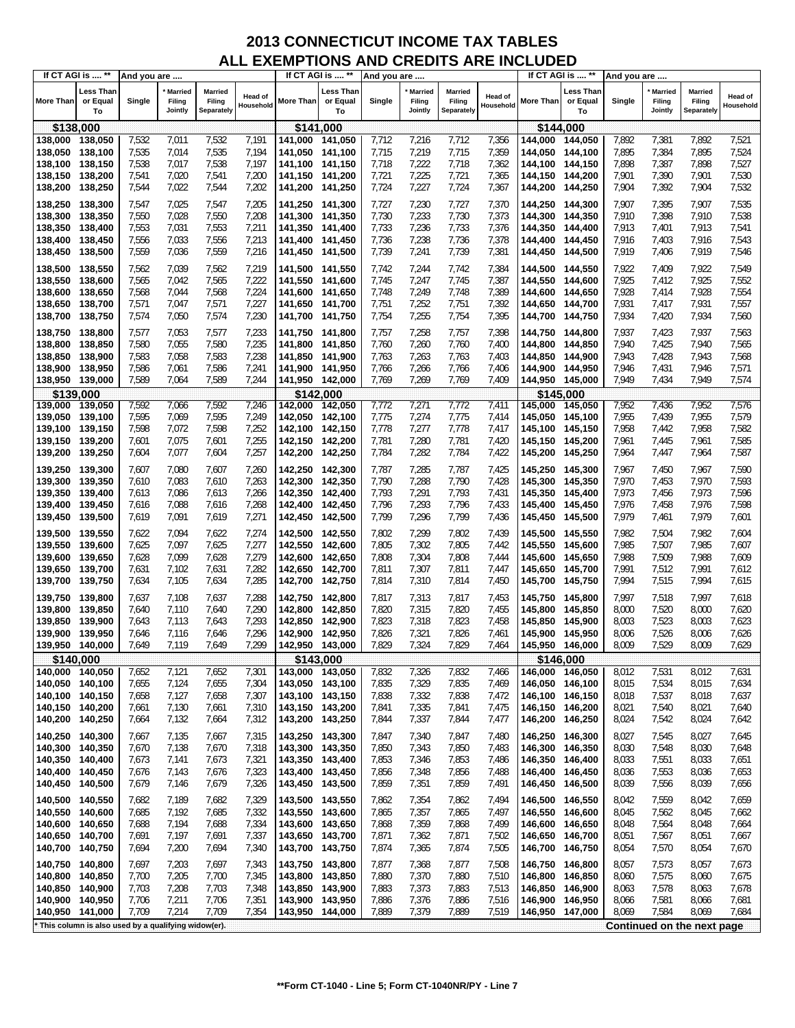# 2013 CONNECTICUT INCOME TAX TABLES
## ALL EXEMPTIONS AND CREDITS ARE INCLUDED

| If CT AGI is .... ** | | And you are .... | | | | If CT AGI is .... ** | | And you are .... | | | | If CT AGI is .... ** | | And you are .... | | | |
|---|---|---|---|---|---|---|---|---|---|---|---|---|---|---|---|---|---|
| More Than | Less Than or Equal To | Single | * Married Filing Jointly | Married Filing Separately | Head of Household | More Than | Less Than or Equal To | Single | * Married Filing Jointly | Married Filing Separately | Head of Household | More Than | Less Than or Equal To | Single | * Married Filing Jointly | Married Filing Separately | Head of Household |
| **$138,000** | | | | | | **$141,000** | | | | | | **$144,000** | | | | | |
| 138,000 | 138,050 | 7,532 | 7,011 | 7,532 | 7,191 | 141,000 | 141,050 | 7,712 | 7,216 | 7,712 | 7,356 | 144,000 | 144,050 | 7,892 | 7,381 | 7,892 | 7,521 |
| 138,050 | 138,100 | 7,535 | 7,014 | 7,535 | 7,194 | 141,050 | 141,100 | 7,715 | 7,219 | 7,715 | 7,359 | 144,050 | 144,100 | 7,895 | 7,384 | 7,895 | 7,524 |
| 138,100 | 138,150 | 7,538 | 7,017 | 7,538 | 7,197 | 141,100 | 141,150 | 7,718 | 7,222 | 7,718 | 7,362 | 144,100 | 144,150 | 7,898 | 7,387 | 7,898 | 7,527 |
| 138,150 | 138,200 | 7,541 | 7,020 | 7,541 | 7,200 | 141,150 | 141,200 | 7,721 | 7,225 | 7,721 | 7,365 | 144,150 | 144,200 | 7,901 | 7,390 | 7,901 | 7,530 |
| 138,200 | 138,250 | 7,544 | 7,022 | 7,544 | 7,202 | 141,200 | 141,250 | 7,724 | 7,227 | 7,724 | 7,367 | 144,200 | 144,250 | 7,904 | 7,392 | 7,904 | 7,532 |
| 138,250 | 138,300 | 7,547 | 7,025 | 7,547 | 7,205 | 141,250 | 141,300 | 7,727 | 7,230 | 7,727 | 7,370 | 144,250 | 144,300 | 7,907 | 7,395 | 7,907 | 7,535 |
| 138,300 | 138,350 | 7,550 | 7,028 | 7,550 | 7,208 | 141,300 | 141,350 | 7,730 | 7,233 | 7,730 | 7,373 | 144,300 | 144,350 | 7,910 | 7,398 | 7,910 | 7,538 |
| 138,350 | 138,400 | 7,553 | 7,031 | 7,553 | 7,211 | 141,350 | 141,400 | 7,733 | 7,236 | 7,733 | 7,376 | 144,350 | 144,400 | 7,913 | 7,401 | 7,913 | 7,541 |
| 138,400 | 138,450 | 7,556 | 7,033 | 7,556 | 7,213 | 141,400 | 141,450 | 7,736 | 7,238 | 7,736 | 7,378 | 144,400 | 144,450 | 7,916 | 7,403 | 7,916 | 7,543 |
| 138,450 | 138,500 | 7,559 | 7,036 | 7,559 | 7,216 | 141,450 | 141,500 | 7,739 | 7,241 | 7,739 | 7,381 | 144,450 | 144,500 | 7,919 | 7,406 | 7,919 | 7,546 |
| 138,500 | 138,550 | 7,562 | 7,039 | 7,562 | 7,219 | 141,500 | 141,550 | 7,742 | 7,244 | 7,742 | 7,384 | 144,500 | 144,550 | 7,922 | 7,409 | 7,922 | 7,549 |
| 138,550 | 138,600 | 7,565 | 7,042 | 7,565 | 7,222 | 141,550 | 141,600 | 7,745 | 7,247 | 7,745 | 7,387 | 144,550 | 144,600 | 7,925 | 7,412 | 7,925 | 7,552 |
| 138,600 | 138,650 | 7,568 | 7,044 | 7,568 | 7,224 | 141,600 | 141,650 | 7,748 | 7,249 | 7,748 | 7,389 | 144,600 | 144,650 | 7,928 | 7,414 | 7,928 | 7,554 |
| 138,650 | 138,700 | 7,571 | 7,047 | 7,571 | 7,227 | 141,650 | 141,700 | 7,751 | 7,252 | 7,751 | 7,392 | 144,650 | 144,700 | 7,931 | 7,417 | 7,931 | 7,557 |
| 138,700 | 138,750 | 7,574 | 7,050 | 7,574 | 7,230 | 141,700 | 141,750 | 7,754 | 7,255 | 7,754 | 7,395 | 144,700 | 144,750 | 7,934 | 7,420 | 7,934 | 7,560 |
| 138,750 | 138,800 | 7,577 | 7,053 | 7,577 | 7,233 | 141,750 | 141,800 | 7,757 | 7,258 | 7,757 | 7,398 | 144,750 | 144,800 | 7,937 | 7,423 | 7,937 | 7,563 |
| 138,800 | 138,850 | 7,580 | 7,055 | 7,580 | 7,235 | 141,800 | 141,850 | 7,760 | 7,260 | 7,760 | 7,400 | 144,800 | 144,850 | 7,940 | 7,425 | 7,940 | 7,565 |
| 138,850 | 138,900 | 7,583 | 7,058 | 7,583 | 7,238 | 141,850 | 141,900 | 7,763 | 7,263 | 7,763 | 7,403 | 144,850 | 144,900 | 7,943 | 7,428 | 7,943 | 7,568 |
| 138,900 | 138,950 | 7,586 | 7,061 | 7,586 | 7,241 | 141,900 | 141,950 | 7,766 | 7,266 | 7,766 | 7,406 | 144,900 | 144,950 | 7,946 | 7,431 | 7,946 | 7,571 |
| 138,950 | 139,000 | 7,589 | 7,064 | 7,589 | 7,244 | 141,950 | 142,000 | 7,769 | 7,269 | 7,769 | 7,409 | 144,950 | 145,000 | 7,949 | 7,434 | 7,949 | 7,574 |
| **$139,000** | | | | | | **$142,000** | | | | | | **$145,000** | | | | | |
| 139,000 | 139,050 | 7,592 | 7,066 | 7,592 | 7,246 | 142,000 | 142,050 | 7,772 | 7,271 | 7,772 | 7,411 | 145,000 | 145,050 | 7,952 | 7,436 | 7,952 | 7,576 |
| 139,050 | 139,100 | 7,595 | 7,069 | 7,595 | 7,249 | 142,050 | 142,100 | 7,775 | 7,274 | 7,775 | 7,414 | 145,050 | 145,100 | 7,955 | 7,439 | 7,955 | 7,579 |
| 139,100 | 139,150 | 7,598 | 7,072 | 7,598 | 7,252 | 142,100 | 142,150 | 7,778 | 7,277 | 7,778 | 7,417 | 145,100 | 145,150 | 7,958 | 7,442 | 7,958 | 7,582 |
| 139,150 | 139,200 | 7,601 | 7,075 | 7,601 | 7,255 | 142,150 | 142,200 | 7,781 | 7,280 | 7,781 | 7,420 | 145,150 | 145,200 | 7,961 | 7,445 | 7,961 | 7,585 |
| 139,200 | 139,250 | 7,604 | 7,077 | 7,604 | 7,257 | 142,200 | 142,250 | 7,784 | 7,282 | 7,784 | 7,422 | 145,200 | 145,250 | 7,964 | 7,447 | 7,964 | 7,587 |
| 139,250 | 139,300 | 7,607 | 7,080 | 7,607 | 7,260 | 142,250 | 142,300 | 7,787 | 7,285 | 7,787 | 7,425 | 145,250 | 145,300 | 7,967 | 7,450 | 7,967 | 7,590 |
| 139,300 | 139,350 | 7,610 | 7,083 | 7,610 | 7,263 | 142,300 | 142,350 | 7,790 | 7,288 | 7,790 | 7,428 | 145,300 | 145,350 | 7,970 | 7,453 | 7,970 | 7,593 |
| 139,350 | 139,400 | 7,613 | 7,086 | 7,613 | 7,266 | 142,350 | 142,400 | 7,793 | 7,291 | 7,793 | 7,431 | 145,350 | 145,400 | 7,973 | 7,456 | 7,973 | 7,596 |
| 139,400 | 139,450 | 7,616 | 7,088 | 7,616 | 7,268 | 142,400 | 142,450 | 7,796 | 7,293 | 7,796 | 7,433 | 145,400 | 145,450 | 7,976 | 7,458 | 7,976 | 7,598 |
| 139,450 | 139,500 | 7,619 | 7,091 | 7,619 | 7,271 | 142,450 | 142,500 | 7,799 | 7,296 | 7,799 | 7,436 | 145,450 | 145,500 | 7,979 | 7,461 | 7,979 | 7,601 |
| 139,500 | 139,550 | 7,622 | 7,094 | 7,622 | 7,274 | 142,500 | 142,550 | 7,802 | 7,299 | 7,802 | 7,439 | 145,500 | 145,550 | 7,982 | 7,504 | 7,982 | 7,604 |
| 139,550 | 139,600 | 7,625 | 7,097 | 7,625 | 7,277 | 142,550 | 142,600 | 7,805 | 7,302 | 7,805 | 7,442 | 145,550 | 145,600 | 7,985 | 7,507 | 7,985 | 7,607 |
| 139,600 | 139,650 | 7,628 | 7,099 | 7,628 | 7,279 | 142,600 | 142,650 | 7,808 | 7,304 | 7,808 | 7,444 | 145,600 | 145,650 | 7,988 | 7,509 | 7,988 | 7,609 |
| 139,650 | 139,700 | 7,631 | 7,102 | 7,631 | 7,282 | 142,650 | 142,700 | 7,811 | 7,307 | 7,811 | 7,447 | 145,650 | 145,700 | 7,991 | 7,512 | 7,991 | 7,612 |
| 139,700 | 139,750 | 7,634 | 7,105 | 7,634 | 7,285 | 142,700 | 142,750 | 7,814 | 7,310 | 7,814 | 7,450 | 145,700 | 145,750 | 7,994 | 7,515 | 7,994 | 7,615 |
| 139,750 | 139,800 | 7,637 | 7,108 | 7,637 | 7,288 | 142,750 | 142,800 | 7,817 | 7,313 | 7,817 | 7,453 | 145,750 | 145,800 | 7,997 | 7,518 | 7,997 | 7,618 |
| 139,800 | 139,850 | 7,640 | 7,110 | 7,640 | 7,290 | 142,800 | 142,850 | 7,820 | 7,315 | 7,820 | 7,455 | 145,800 | 145,850 | 8,000 | 7,520 | 8,000 | 7,620 |
| 139,850 | 139,900 | 7,643 | 7,113 | 7,643 | 7,293 | 142,850 | 142,900 | 7,823 | 7,318 | 7,823 | 7,458 | 145,850 | 145,900 | 8,003 | 7,523 | 8,003 | 7,623 |
| 139,900 | 139,950 | 7,646 | 7,116 | 7,646 | 7,296 | 142,900 | 142,950 | 7,826 | 7,321 | 7,826 | 7,461 | 145,900 | 145,950 | 8,006 | 7,526 | 8,006 | 7,626 |
| 139,950 | 140,000 | 7,649 | 7,119 | 7,649 | 7,299 | 142,950 | 143,000 | 7,829 | 7,324 | 7,829 | 7,464 | 145,950 | 146,000 | 8,009 | 7,529 | 8,009 | 7,629 |
| **$140,000** | | | | | | **$143,000** | | | | | | **$146,000** | | | | | |
| 140,000 | 140,050 | 7,652 | 7,121 | 7,652 | 7,301 | 143,000 | 143,050 | 7,832 | 7,326 | 7,832 | 7,466 | 146,000 | 146,050 | 8,012 | 7,531 | 8,012 | 7,631 |
| 140,050 | 140,100 | 7,655 | 7,124 | 7,655 | 7,304 | 143,050 | 143,100 | 7,835 | 7,329 | 7,835 | 7,469 | 146,050 | 146,100 | 8,015 | 7,534 | 8,015 | 7,634 |
| 140,100 | 140,150 | 7,658 | 7,127 | 7,658 | 7,307 | 143,100 | 143,150 | 7,838 | 7,332 | 7,838 | 7,472 | 146,100 | 146,150 | 8,018 | 7,537 | 8,018 | 7,637 |
| 140,150 | 140,200 | 7,661 | 7,130 | 7,661 | 7,310 | 143,150 | 143,200 | 7,841 | 7,335 | 7,841 | 7,475 | 146,150 | 146,200 | 8,021 | 7,540 | 8,021 | 7,640 |
| 140,200 | 140,250 | 7,664 | 7,132 | 7,664 | 7,312 | 143,200 | 143,250 | 7,844 | 7,337 | 7,844 | 7,477 | 146,200 | 146,250 | 8,024 | 7,542 | 8,024 | 7,642 |
| 140,250 | 140,300 | 7,667 | 7,135 | 7,667 | 7,315 | 143,250 | 143,300 | 7,847 | 7,340 | 7,847 | 7,480 | 146,250 | 146,300 | 8,027 | 7,545 | 8,027 | 7,645 |
| 140,300 | 140,350 | 7,670 | 7,138 | 7,670 | 7,318 | 143,300 | 143,350 | 7,850 | 7,343 | 7,850 | 7,483 | 146,300 | 146,350 | 8,030 | 7,548 | 8,030 | 7,648 |
| 140,350 | 140,400 | 7,673 | 7,141 | 7,673 | 7,321 | 143,350 | 143,400 | 7,853 | 7,346 | 7,853 | 7,486 | 146,350 | 146,400 | 8,033 | 7,551 | 8,033 | 7,651 |
| 140,400 | 140,450 | 7,676 | 7,143 | 7,676 | 7,323 | 143,400 | 143,450 | 7,856 | 7,348 | 7,856 | 7,488 | 146,400 | 146,450 | 8,036 | 7,553 | 8,036 | 7,653 |
| 140,450 | 140,500 | 7,679 | 7,146 | 7,679 | 7,326 | 143,450 | 143,500 | 7,859 | 7,351 | 7,859 | 7,491 | 146,450 | 146,500 | 8,039 | 7,556 | 8,039 | 7,656 |
| 140,500 | 140,550 | 7,682 | 7,189 | 7,682 | 7,329 | 143,500 | 143,550 | 7,862 | 7,354 | 7,862 | 7,494 | 146,500 | 146,550 | 8,042 | 7,559 | 8,042 | 7,659 |
| 140,550 | 140,600 | 7,685 | 7,192 | 7,685 | 7,332 | 143,550 | 143,600 | 7,865 | 7,357 | 7,865 | 7,497 | 146,550 | 146,600 | 8,045 | 7,562 | 8,045 | 7,662 |
| 140,600 | 140,650 | 7,688 | 7,194 | 7,688 | 7,334 | 143,600 | 143,650 | 7,868 | 7,359 | 7,868 | 7,499 | 146,600 | 146,650 | 8,048 | 7,564 | 8,048 | 7,664 |
| 140,650 | 140,700 | 7,691 | 7,197 | 7,691 | 7,337 | 143,650 | 143,700 | 7,871 | 7,362 | 7,871 | 7,502 | 146,650 | 146,700 | 8,051 | 7,567 | 8,051 | 7,667 |
| 140,700 | 140,750 | 7,694 | 7,200 | 7,694 | 7,340 | 143,700 | 143,750 | 7,874 | 7,365 | 7,874 | 7,505 | 146,700 | 146,750 | 8,054 | 7,570 | 8,054 | 7,670 |
| 140,750 | 140,800 | 7,697 | 7,203 | 7,697 | 7,343 | 143,750 | 143,800 | 7,877 | 7,368 | 7,877 | 7,508 | 146,750 | 146,800 | 8,057 | 7,573 | 8,057 | 7,673 |
| 140,800 | 140,850 | 7,700 | 7,205 | 7,700 | 7,345 | 143,800 | 143,850 | 7,880 | 7,370 | 7,880 | 7,510 | 146,800 | 146,850 | 8,060 | 7,575 | 8,060 | 7,675 |
| 140,850 | 140,900 | 7,703 | 7,208 | 7,703 | 7,348 | 143,850 | 143,900 | 7,883 | 7,373 | 7,883 | 7,513 | 146,850 | 146,900 | 8,063 | 7,578 | 8,063 | 7,678 |
| 140,900 | 140,950 | 7,706 | 7,211 | 7,706 | 7,351 | 143,900 | 143,950 | 7,886 | 7,376 | 7,886 | 7,516 | 146,900 | 146,950 | 8,066 | 7,581 | 8,066 | 7,681 |
| 140,950 | 141,000 | 7,709 | 7,214 | 7,709 | 7,354 | 143,950 | 144,000 | 7,889 | 7,379 | 7,889 | 7,519 | 146,950 | 147,000 | 8,069 | 7,584 | 8,069 | 7,684 |

* This column is also used by a qualifying widow(er).

**Continued on the next page**

**Form CT-1040 - Line 5; Form CT-1040NR/PY - Line 7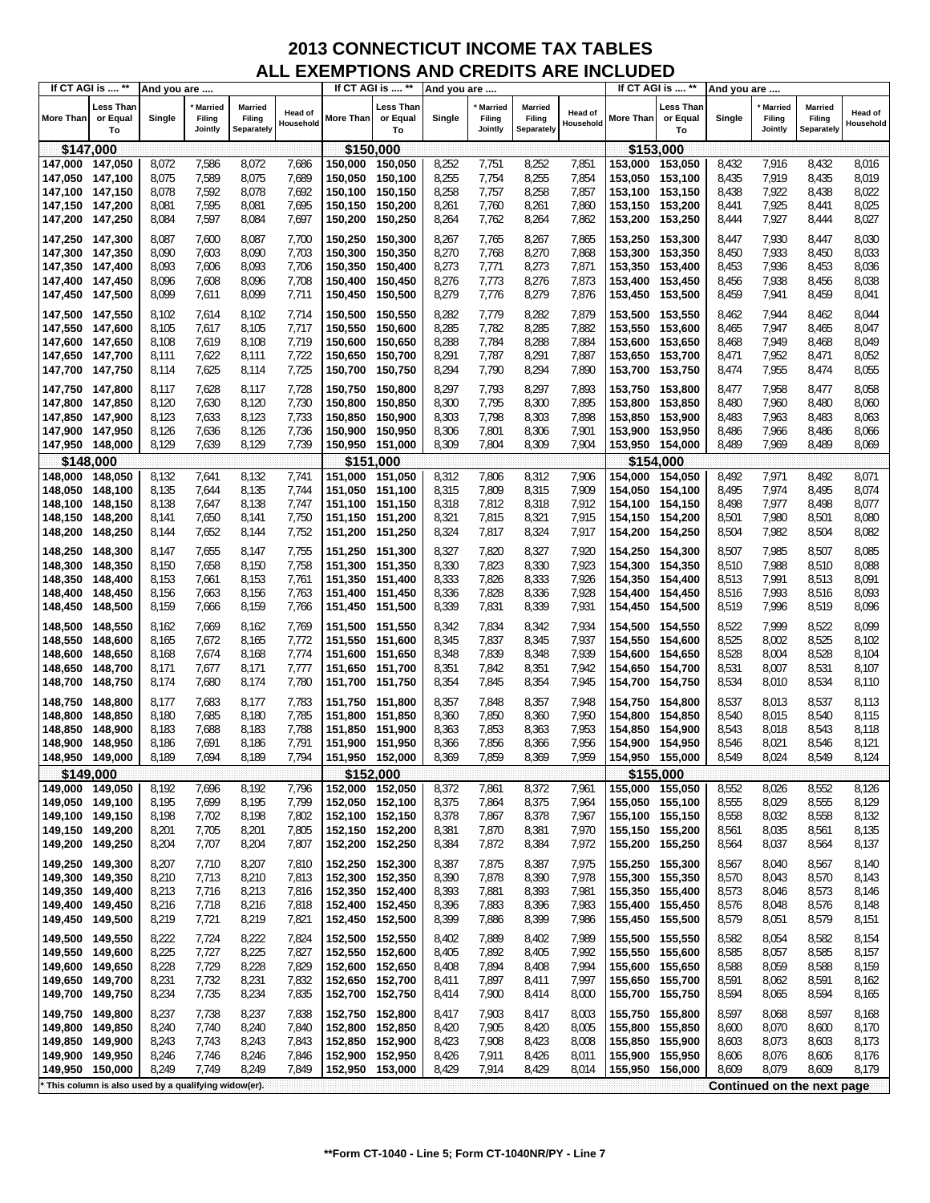# 2013 CONNECTICUT INCOME TAX TABLES
## ALL EXEMPTIONS AND CREDITS ARE INCLUDED

| If CT AGI is .... ** More Than | Less Than or Equal To | Single | * Married Filing Jointly | Married Filing Separately | Head of Household | If CT AGI is .... ** More Than | Less Than or Equal To | Single | * Married Filing Jointly | Married Filing Separately | Head of Household | If CT AGI is .... ** More Than | Less Than or Equal To | Single | * Married Filing Jointly | Married Filing Separately | Head of Household |
|---|---|---|---|---|---|---|---|---|---|---|---|---|---|---|---|---|---|
| **$147,000** | | | | | | **$150,000** | | | | | | **$153,000** | | | | | |
| 147,000 | 147,050 | 8,072 | 7,586 | 8,072 | 7,686 | 150,000 | 150,050 | 8,252 | 7,751 | 8,252 | 7,851 | 153,000 | 153,050 | 8,432 | 7,916 | 8,432 | 8,016 |
| 147,050 | 147,100 | 8,075 | 7,589 | 8,075 | 7,689 | 150,050 | 150,100 | 8,255 | 7,754 | 8,255 | 7,854 | 153,050 | 153,100 | 8,435 | 7,919 | 8,435 | 8,019 |
| 147,100 | 147,150 | 8,078 | 7,592 | 8,078 | 7,692 | 150,100 | 150,150 | 8,258 | 7,757 | 8,258 | 7,857 | 153,100 | 153,150 | 8,438 | 7,922 | 8,438 | 8,022 |
| 147,150 | 147,200 | 8,081 | 7,595 | 8,081 | 7,695 | 150,150 | 150,200 | 8,261 | 7,760 | 8,261 | 7,860 | 153,150 | 153,200 | 8,441 | 7,925 | 8,441 | 8,025 |
| 147,200 | 147,250 | 8,084 | 7,597 | 8,084 | 7,697 | 150,200 | 150,250 | 8,264 | 7,762 | 8,264 | 7,862 | 153,200 | 153,250 | 8,444 | 7,927 | 8,444 | 8,027 |
| 147,250 | 147,300 | 8,087 | 7,600 | 8,087 | 7,700 | 150,250 | 150,300 | 8,267 | 7,765 | 8,267 | 7,865 | 153,250 | 153,300 | 8,447 | 7,930 | 8,447 | 8,030 |
| 147,300 | 147,350 | 8,090 | 7,603 | 8,090 | 7,703 | 150,300 | 150,350 | 8,270 | 7,768 | 8,270 | 7,868 | 153,300 | 153,350 | 8,450 | 7,933 | 8,450 | 8,033 |
| 147,350 | 147,400 | 8,093 | 7,606 | 8,093 | 7,706 | 150,350 | 150,400 | 8,273 | 7,771 | 8,273 | 7,871 | 153,350 | 153,400 | 8,453 | 7,936 | 8,453 | 8,036 |
| 147,400 | 147,450 | 8,096 | 7,608 | 8,096 | 7,708 | 150,400 | 150,450 | 8,276 | 7,773 | 8,276 | 7,873 | 153,400 | 153,450 | 8,456 | 7,938 | 8,456 | 8,038 |
| 147,450 | 147,500 | 8,099 | 7,611 | 8,099 | 7,711 | 150,450 | 150,500 | 8,279 | 7,776 | 8,279 | 7,876 | 153,450 | 153,500 | 8,459 | 7,941 | 8,459 | 8,041 |
| 147,500 | 147,550 | 8,102 | 7,614 | 8,102 | 7,714 | 150,500 | 150,550 | 8,282 | 7,779 | 8,282 | 7,879 | 153,500 | 153,550 | 8,462 | 7,944 | 8,462 | 8,044 |
| 147,550 | 147,600 | 8,105 | 7,617 | 8,105 | 7,717 | 150,550 | 150,600 | 8,285 | 7,782 | 8,285 | 7,882 | 153,550 | 153,600 | 8,465 | 7,947 | 8,465 | 8,047 |
| 147,600 | 147,650 | 8,108 | 7,619 | 8,108 | 7,719 | 150,600 | 150,650 | 8,288 | 7,784 | 8,288 | 7,884 | 153,600 | 153,650 | 8,468 | 7,949 | 8,468 | 8,049 |
| 147,650 | 147,700 | 8,111 | 7,622 | 8,111 | 7,722 | 150,650 | 150,700 | 8,291 | 7,787 | 8,291 | 7,887 | 153,650 | 153,700 | 8,471 | 7,952 | 8,471 | 8,052 |
| 147,700 | 147,750 | 8,114 | 7,625 | 8,114 | 7,725 | 150,700 | 150,750 | 8,294 | 7,790 | 8,294 | 7,890 | 153,700 | 153,750 | 8,474 | 7,955 | 8,474 | 8,055 |
| 147,750 | 147,800 | 8,117 | 7,628 | 8,117 | 7,728 | 150,750 | 150,800 | 8,297 | 7,793 | 8,297 | 7,893 | 153,750 | 153,800 | 8,477 | 7,958 | 8,477 | 8,058 |
| 147,800 | 147,850 | 8,120 | 7,630 | 8,120 | 7,730 | 150,800 | 150,850 | 8,300 | 7,795 | 8,300 | 7,895 | 153,800 | 153,850 | 8,480 | 7,960 | 8,480 | 8,060 |
| 147,850 | 147,900 | 8,123 | 7,633 | 8,123 | 7,733 | 150,850 | 150,900 | 8,303 | 7,798 | 8,303 | 7,898 | 153,850 | 153,900 | 8,483 | 7,963 | 8,483 | 8,063 |
| 147,900 | 147,950 | 8,126 | 7,636 | 8,126 | 7,736 | 150,900 | 150,950 | 8,306 | 7,801 | 8,306 | 7,901 | 153,900 | 153,950 | 8,486 | 7,966 | 8,486 | 8,066 |
| 147,950 | 148,000 | 8,129 | 7,639 | 8,129 | 7,739 | 150,950 | 151,000 | 8,309 | 7,804 | 8,309 | 7,904 | 153,950 | 154,000 | 8,489 | 7,969 | 8,489 | 8,069 |
| **$148,000** | | | | | | **$151,000** | | | | | | **$154,000** | | | | | |
| 148,000 | 148,050 | 8,132 | 7,641 | 8,132 | 7,741 | 151,000 | 151,050 | 8,312 | 7,806 | 8,312 | 7,906 | 154,000 | 154,050 | 8,492 | 7,971 | 8,492 | 8,071 |
| 148,050 | 148,100 | 8,135 | 7,644 | 8,135 | 7,744 | 151,050 | 151,100 | 8,315 | 7,809 | 8,315 | 7,909 | 154,050 | 154,100 | 8,495 | 7,974 | 8,495 | 8,074 |
| 148,100 | 148,150 | 8,138 | 7,647 | 8,138 | 7,747 | 151,100 | 151,150 | 8,318 | 7,812 | 8,318 | 7,912 | 154,100 | 154,150 | 8,498 | 7,977 | 8,498 | 8,077 |
| 148,150 | 148,200 | 8,141 | 7,650 | 8,141 | 7,750 | 151,150 | 151,200 | 8,321 | 7,815 | 8,321 | 7,915 | 154,150 | 154,200 | 8,501 | 7,980 | 8,501 | 8,080 |
| 148,200 | 148,250 | 8,144 | 7,652 | 8,144 | 7,752 | 151,200 | 151,250 | 8,324 | 7,817 | 8,324 | 7,917 | 154,200 | 154,250 | 8,504 | 7,982 | 8,504 | 8,082 |
| 148,250 | 148,300 | 8,147 | 7,655 | 8,147 | 7,755 | 151,250 | 151,300 | 8,327 | 7,820 | 8,327 | 7,920 | 154,250 | 154,300 | 8,507 | 7,985 | 8,507 | 8,085 |
| 148,300 | 148,350 | 8,150 | 7,658 | 8,150 | 7,758 | 151,300 | 151,350 | 8,330 | 7,823 | 8,330 | 7,923 | 154,300 | 154,350 | 8,510 | 7,988 | 8,510 | 8,088 |
| 148,350 | 148,400 | 8,153 | 7,661 | 8,153 | 7,761 | 151,350 | 151,400 | 8,333 | 7,826 | 8,333 | 7,926 | 154,350 | 154,400 | 8,513 | 7,991 | 8,513 | 8,091 |
| 148,400 | 148,450 | 8,156 | 7,663 | 8,156 | 7,763 | 151,400 | 151,450 | 8,336 | 7,828 | 8,336 | 7,928 | 154,400 | 154,450 | 8,516 | 7,993 | 8,516 | 8,093 |
| 148,450 | 148,500 | 8,159 | 7,666 | 8,159 | 7,766 | 151,450 | 151,500 | 8,339 | 7,831 | 8,339 | 7,931 | 154,450 | 154,500 | 8,519 | 7,996 | 8,519 | 8,096 |
| 148,500 | 148,550 | 8,162 | 7,669 | 8,162 | 7,769 | 151,500 | 151,550 | 8,342 | 7,834 | 8,342 | 7,934 | 154,500 | 154,550 | 8,522 | 7,999 | 8,522 | 8,099 |
| 148,550 | 148,600 | 8,165 | 7,672 | 8,165 | 7,772 | 151,550 | 151,600 | 8,345 | 7,837 | 8,345 | 7,937 | 154,550 | 154,600 | 8,525 | 8,002 | 8,525 | 8,102 |
| 148,600 | 148,650 | 8,168 | 7,674 | 8,168 | 7,774 | 151,600 | 151,650 | 8,348 | 7,839 | 8,348 | 7,939 | 154,600 | 154,650 | 8,528 | 8,004 | 8,528 | 8,104 |
| 148,650 | 148,700 | 8,171 | 7,677 | 8,171 | 7,777 | 151,650 | 151,700 | 8,351 | 7,842 | 8,351 | 7,942 | 154,650 | 154,700 | 8,531 | 8,007 | 8,531 | 8,107 |
| 148,700 | 148,750 | 8,174 | 7,680 | 8,174 | 7,780 | 151,700 | 151,750 | 8,354 | 7,845 | 8,354 | 7,945 | 154,700 | 154,750 | 8,534 | 8,010 | 8,534 | 8,110 |
| 148,750 | 148,800 | 8,177 | 7,683 | 8,177 | 7,783 | 151,750 | 151,800 | 8,357 | 7,848 | 8,357 | 7,948 | 154,750 | 154,800 | 8,537 | 8,013 | 8,537 | 8,113 |
| 148,800 | 148,850 | 8,180 | 7,685 | 8,180 | 7,785 | 151,800 | 151,850 | 8,360 | 7,850 | 8,360 | 7,950 | 154,800 | 154,850 | 8,540 | 8,015 | 8,540 | 8,115 |
| 148,850 | 148,900 | 8,183 | 7,688 | 8,183 | 7,788 | 151,850 | 151,900 | 8,363 | 7,853 | 8,363 | 7,953 | 154,850 | 154,900 | 8,543 | 8,018 | 8,543 | 8,118 |
| 148,900 | 148,950 | 8,186 | 7,691 | 8,186 | 7,791 | 151,900 | 151,950 | 8,366 | 7,856 | 8,366 | 7,956 | 154,900 | 154,950 | 8,546 | 8,021 | 8,546 | 8,121 |
| 148,950 | 149,000 | 8,189 | 7,694 | 8,189 | 7,794 | 151,950 | 152,000 | 8,369 | 7,859 | 8,369 | 7,959 | 154,950 | 155,000 | 8,549 | 8,024 | 8,549 | 8,124 |
| **$149,000** | | | | | | **$152,000** | | | | | | **$155,000** | | | | | |
| 149,000 | 149,050 | 8,192 | 7,696 | 8,192 | 7,796 | 152,000 | 152,050 | 8,372 | 7,861 | 8,372 | 7,961 | 155,000 | 155,050 | 8,552 | 8,026 | 8,552 | 8,126 |
| 149,050 | 149,100 | 8,195 | 7,699 | 8,195 | 7,799 | 152,050 | 152,100 | 8,375 | 7,864 | 8,375 | 7,964 | 155,050 | 155,100 | 8,555 | 8,029 | 8,555 | 8,129 |
| 149,100 | 149,150 | 8,198 | 7,702 | 8,198 | 7,802 | 152,100 | 152,150 | 8,378 | 7,867 | 8,378 | 7,967 | 155,100 | 155,150 | 8,558 | 8,032 | 8,558 | 8,132 |
| 149,150 | 149,200 | 8,201 | 7,705 | 8,201 | 7,805 | 152,150 | 152,200 | 8,381 | 7,870 | 8,381 | 7,970 | 155,150 | 155,200 | 8,561 | 8,035 | 8,561 | 8,135 |
| 149,200 | 149,250 | 8,204 | 7,707 | 8,204 | 7,807 | 152,200 | 152,250 | 8,384 | 7,872 | 8,384 | 7,972 | 155,200 | 155,250 | 8,564 | 8,037 | 8,564 | 8,137 |
| 149,250 | 149,300 | 8,207 | 7,710 | 8,207 | 7,810 | 152,250 | 152,300 | 8,387 | 7,875 | 8,387 | 7,975 | 155,250 | 155,300 | 8,567 | 8,040 | 8,567 | 8,140 |
| 149,300 | 149,350 | 8,210 | 7,713 | 8,210 | 7,813 | 152,300 | 152,350 | 8,390 | 7,878 | 8,390 | 7,978 | 155,300 | 155,350 | 8,570 | 8,043 | 8,570 | 8,143 |
| 149,350 | 149,400 | 8,213 | 7,716 | 8,213 | 7,816 | 152,350 | 152,400 | 8,393 | 7,881 | 8,393 | 7,981 | 155,350 | 155,400 | 8,573 | 8,046 | 8,573 | 8,146 |
| 149,400 | 149,450 | 8,216 | 7,718 | 8,216 | 7,818 | 152,400 | 152,450 | 8,396 | 7,883 | 8,396 | 7,983 | 155,400 | 155,450 | 8,576 | 8,048 | 8,576 | 8,148 |
| 149,450 | 149,500 | 8,219 | 7,721 | 8,219 | 7,821 | 152,450 | 152,500 | 8,399 | 7,886 | 8,399 | 7,986 | 155,450 | 155,500 | 8,579 | 8,051 | 8,579 | 8,151 |
| 149,500 | 149,550 | 8,222 | 7,724 | 8,222 | 7,824 | 152,500 | 152,550 | 8,402 | 7,889 | 8,402 | 7,989 | 155,500 | 155,550 | 8,582 | 8,054 | 8,582 | 8,154 |
| 149,550 | 149,600 | 8,225 | 7,727 | 8,225 | 7,827 | 152,550 | 152,600 | 8,405 | 7,892 | 8,405 | 7,992 | 155,550 | 155,600 | 8,585 | 8,057 | 8,585 | 8,157 |
| 149,600 | 149,650 | 8,228 | 7,729 | 8,228 | 7,829 | 152,600 | 152,650 | 8,408 | 7,894 | 8,408 | 7,994 | 155,600 | 155,650 | 8,588 | 8,059 | 8,588 | 8,159 |
| 149,650 | 149,700 | 8,231 | 7,732 | 8,231 | 7,832 | 152,650 | 152,700 | 8,411 | 7,897 | 8,411 | 7,997 | 155,650 | 155,700 | 8,591 | 8,062 | 8,591 | 8,162 |
| 149,700 | 149,750 | 8,234 | 7,735 | 8,234 | 7,835 | 152,700 | 152,750 | 8,414 | 7,900 | 8,414 | 8,000 | 155,700 | 155,750 | 8,594 | 8,065 | 8,594 | 8,165 |
| 149,750 | 149,800 | 8,237 | 7,738 | 8,237 | 7,838 | 152,750 | 152,800 | 8,417 | 7,903 | 8,417 | 8,003 | 155,750 | 155,800 | 8,597 | 8,068 | 8,597 | 8,168 |
| 149,800 | 149,850 | 8,240 | 7,740 | 8,240 | 7,840 | 152,800 | 152,850 | 8,420 | 7,905 | 8,420 | 8,005 | 155,800 | 155,850 | 8,600 | 8,070 | 8,600 | 8,170 |
| 149,850 | 149,900 | 8,243 | 7,743 | 8,243 | 7,843 | 152,850 | 152,900 | 8,423 | 7,908 | 8,423 | 8,008 | 155,850 | 155,900 | 8,603 | 8,073 | 8,603 | 8,173 |
| 149,900 | 149,950 | 8,246 | 7,746 | 8,246 | 7,846 | 152,900 | 152,950 | 8,426 | 7,911 | 8,426 | 8,011 | 155,900 | 155,950 | 8,606 | 8,076 | 8,606 | 8,176 |
| 149,950 | 150,000 | 8,249 | 7,749 | 8,249 | 7,849 | 152,950 | 153,000 | 8,429 | 7,914 | 8,429 | 8,014 | 155,950 | 156,000 | 8,609 | 8,079 | 8,609 | 8,179 |

* This column is also used by a qualifying widow(er).

**Continued on the next page**

**Form CT-1040 - Line 5; Form CT-1040NR/PY - Line 7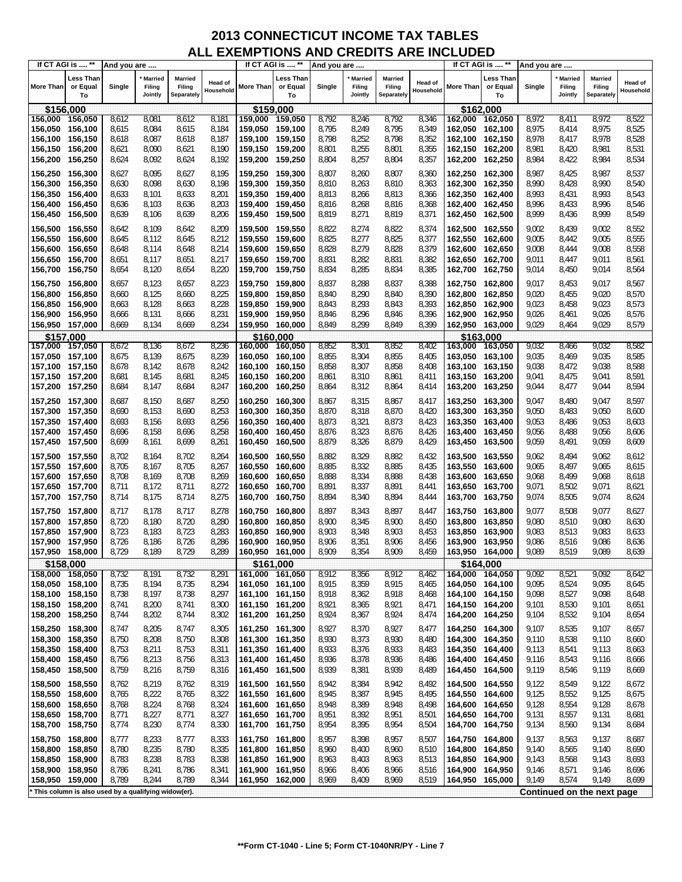# 2013 CONNECTICUT INCOME TAX TABLES
## ALL EXEMPTIONS AND CREDITS ARE INCLUDED

| If CT AGI is .... ** | | And you are .... | | | | If CT AGI is .... ** | | And you are .... | | | | If CT AGI is .... ** | | And you are .... | | | |
|---|---|---|---|---|---|---|---|---|---|---|---|---|---|---|---|---|---|
| More Than | Less Than or Equal To | Single | * Married Filing Jointly | Married Filing Separately | Head of Household | More Than | Less Than or Equal To | Single | * Married Filing Jointly | Married Filing Separately | Head of Household | More Than | Less Than or Equal To | Single | * Married Filing Jointly | Married Filing Separately | Head of Household |
| **$156,000** | | | | | | **$159,000** | | | | | | **$162,000** | | | | | |
| 156,000 | 156,050 | 8,612 | 8,081 | 8,612 | 8,181 | 159,000 | 159,050 | 8,792 | 8,246 | 8,792 | 8,346 | 162,000 | 162,050 | 8,972 | 8,411 | 8,972 | 8,522 |
| 156,050 | 156,100 | 8,615 | 8,084 | 8,615 | 8,184 | 159,050 | 159,100 | 8,795 | 8,249 | 8,795 | 8,349 | 162,050 | 162,100 | 8,975 | 8,414 | 8,975 | 8,525 |
| 156,100 | 156,150 | 8,618 | 8,087 | 8,618 | 8,187 | 159,100 | 159,150 | 8,798 | 8,252 | 8,798 | 8,352 | 162,100 | 162,150 | 8,978 | 8,417 | 8,978 | 8,528 |
| 156,150 | 156,200 | 8,621 | 8,090 | 8,621 | 8,190 | 159,150 | 159,200 | 8,801 | 8,255 | 8,801 | 8,355 | 162,150 | 162,200 | 8,981 | 8,420 | 8,981 | 8,531 |
| 156,200 | 156,250 | 8,624 | 8,092 | 8,624 | 8,192 | 159,200 | 159,250 | 8,804 | 8,257 | 8,804 | 8,357 | 162,200 | 162,250 | 8,984 | 8,422 | 8,984 | 8,534 |
| 156,250 | 156,300 | 8,627 | 8,095 | 8,627 | 8,195 | 159,250 | 159,300 | 8,807 | 8,260 | 8,807 | 8,360 | 162,250 | 162,300 | 8,987 | 8,425 | 8,987 | 8,537 |
| 156,300 | 156,350 | 8,630 | 8,098 | 8,630 | 8,198 | 159,300 | 159,350 | 8,810 | 8,263 | 8,810 | 8,363 | 162,300 | 162,350 | 8,990 | 8,428 | 8,990 | 8,540 |
| 156,350 | 156,400 | 8,633 | 8,101 | 8,633 | 8,201 | 159,350 | 159,400 | 8,813 | 8,266 | 8,813 | 8,366 | 162,350 | 162,400 | 8,993 | 8,431 | 8,993 | 8,543 |
| 156,400 | 156,450 | 8,636 | 8,103 | 8,636 | 8,203 | 159,400 | 159,450 | 8,816 | 8,268 | 8,816 | 8,368 | 162,400 | 162,450 | 8,996 | 8,433 | 8,996 | 8,546 |
| 156,450 | 156,500 | 8,639 | 8,106 | 8,639 | 8,206 | 159,450 | 159,500 | 8,819 | 8,271 | 8,819 | 8,371 | 162,450 | 162,500 | 8,999 | 8,436 | 8,999 | 8,549 |
| 156,500 | 156,550 | 8,642 | 8,109 | 8,642 | 8,209 | 159,500 | 159,550 | 8,822 | 8,274 | 8,822 | 8,374 | 162,500 | 162,550 | 9,002 | 8,439 | 9,002 | 8,552 |
| 156,550 | 156,600 | 8,645 | 8,112 | 8,645 | 8,212 | 159,550 | 159,600 | 8,825 | 8,277 | 8,825 | 8,377 | 162,550 | 162,600 | 9,005 | 8,442 | 9,005 | 8,555 |
| 156,600 | 156,650 | 8,648 | 8,114 | 8,648 | 8,214 | 159,600 | 159,650 | 8,828 | 8,279 | 8,828 | 8,379 | 162,600 | 162,650 | 9,008 | 8,444 | 9,008 | 8,558 |
| 156,650 | 156,700 | 8,651 | 8,117 | 8,651 | 8,217 | 159,650 | 159,700 | 8,831 | 8,282 | 8,831 | 8,382 | 162,650 | 162,700 | 9,011 | 8,447 | 9,011 | 8,561 |
| 156,700 | 156,750 | 8,654 | 8,120 | 8,654 | 8,220 | 159,700 | 159,750 | 8,834 | 8,285 | 8,834 | 8,385 | 162,700 | 162,750 | 9,014 | 8,450 | 9,014 | 8,564 |
| 156,750 | 156,800 | 8,657 | 8,123 | 8,657 | 8,223 | 159,750 | 159,800 | 8,837 | 8,288 | 8,837 | 8,388 | 162,750 | 162,800 | 9,017 | 8,453 | 9,017 | 8,567 |
| 156,800 | 156,850 | 8,660 | 8,125 | 8,660 | 8,225 | 159,800 | 159,850 | 8,840 | 8,290 | 8,840 | 8,390 | 162,800 | 162,850 | 9,020 | 8,455 | 9,020 | 8,570 |
| 156,850 | 156,900 | 8,663 | 8,128 | 8,663 | 8,228 | 159,850 | 159,900 | 8,843 | 8,293 | 8,843 | 8,393 | 162,850 | 162,900 | 9,023 | 8,458 | 9,023 | 8,573 |
| 156,900 | 156,950 | 8,666 | 8,131 | 8,666 | 8,231 | 159,900 | 159,950 | 8,846 | 8,296 | 8,846 | 8,396 | 162,900 | 162,950 | 9,026 | 8,461 | 9,026 | 8,576 |
| 156,950 | 157,000 | 8,669 | 8,134 | 8,669 | 8,234 | 159,950 | 160,000 | 8,849 | 8,299 | 8,849 | 8,399 | 162,950 | 163,000 | 9,029 | 8,464 | 9,029 | 8,579 |
| **$157,000** | | | | | | **$160,000** | | | | | | **$163,000** | | | | | |
| 157,000 | 157,050 | 8,672 | 8,136 | 8,672 | 8,236 | 160,000 | 160,050 | 8,852 | 8,301 | 8,852 | 8,402 | 163,000 | 163,050 | 9,032 | 8,466 | 9,032 | 8,582 |
| 157,050 | 157,100 | 8,675 | 8,139 | 8,675 | 8,239 | 160,050 | 160,100 | 8,855 | 8,304 | 8,855 | 8,405 | 163,050 | 163,100 | 9,035 | 8,469 | 9,035 | 8,585 |
| 157,100 | 157,150 | 8,678 | 8,142 | 8,678 | 8,242 | 160,100 | 160,150 | 8,858 | 8,307 | 8,858 | 8,408 | 163,100 | 163,150 | 9,038 | 8,472 | 9,038 | 8,588 |
| 157,150 | 157,200 | 8,681 | 8,145 | 8,681 | 8,245 | 160,150 | 160,200 | 8,861 | 8,310 | 8,861 | 8,411 | 163,150 | 163,200 | 9,041 | 8,475 | 9,041 | 8,591 |
| 157,200 | 157,250 | 8,684 | 8,147 | 8,684 | 8,247 | 160,200 | 160,250 | 8,864 | 8,312 | 8,864 | 8,414 | 163,200 | 163,250 | 9,044 | 8,477 | 9,044 | 8,594 |
| 157,250 | 157,300 | 8,687 | 8,150 | 8,687 | 8,250 | 160,250 | 160,300 | 8,867 | 8,315 | 8,867 | 8,417 | 163,250 | 163,300 | 9,047 | 8,480 | 9,047 | 8,597 |
| 157,300 | 157,350 | 8,690 | 8,153 | 8,690 | 8,253 | 160,300 | 160,350 | 8,870 | 8,318 | 8,870 | 8,420 | 163,300 | 163,350 | 9,050 | 8,483 | 9,050 | 8,600 |
| 157,350 | 157,400 | 8,693 | 8,156 | 8,693 | 8,256 | 160,350 | 160,400 | 8,873 | 8,321 | 8,873 | 8,423 | 163,350 | 163,400 | 9,053 | 8,486 | 9,053 | 8,603 |
| 157,400 | 157,450 | 8,696 | 8,158 | 8,696 | 8,258 | 160,400 | 160,450 | 8,876 | 8,323 | 8,876 | 8,426 | 163,400 | 163,450 | 9,056 | 8,488 | 9,056 | 8,606 |
| 157,450 | 157,500 | 8,699 | 8,161 | 8,699 | 8,261 | 160,450 | 160,500 | 8,879 | 8,326 | 8,879 | 8,429 | 163,450 | 163,500 | 9,059 | 8,491 | 9,059 | 8,609 |
| 157,500 | 157,550 | 8,702 | 8,164 | 8,702 | 8,264 | 160,500 | 160,550 | 8,882 | 8,329 | 8,882 | 8,432 | 163,500 | 163,550 | 9,062 | 8,494 | 9,062 | 8,612 |
| 157,550 | 157,600 | 8,705 | 8,167 | 8,705 | 8,267 | 160,550 | 160,600 | 8,885 | 8,332 | 8,885 | 8,435 | 163,550 | 163,600 | 9,065 | 8,497 | 9,065 | 8,615 |
| 157,600 | 157,650 | 8,708 | 8,169 | 8,708 | 8,269 | 160,600 | 160,650 | 8,888 | 8,334 | 8,888 | 8,438 | 163,600 | 163,650 | 9,068 | 8,499 | 9,068 | 8,618 |
| 157,650 | 157,700 | 8,711 | 8,172 | 8,711 | 8,272 | 160,650 | 160,700 | 8,891 | 8,337 | 8,891 | 8,441 | 163,650 | 163,700 | 9,071 | 8,502 | 9,071 | 8,621 |
| 157,700 | 157,750 | 8,714 | 8,175 | 8,714 | 8,275 | 160,700 | 160,750 | 8,894 | 8,340 | 8,894 | 8,444 | 163,700 | 163,750 | 9,074 | 8,505 | 9,074 | 8,624 |
| 157,750 | 157,800 | 8,717 | 8,178 | 8,717 | 8,278 | 160,750 | 160,800 | 8,897 | 8,343 | 8,897 | 8,447 | 163,750 | 163,800 | 9,077 | 8,508 | 9,077 | 8,627 |
| 157,800 | 157,850 | 8,720 | 8,180 | 8,720 | 8,280 | 160,800 | 160,850 | 8,900 | 8,345 | 8,900 | 8,450 | 163,800 | 163,850 | 9,080 | 8,510 | 9,080 | 8,630 |
| 157,850 | 157,900 | 8,723 | 8,183 | 8,723 | 8,283 | 160,850 | 160,900 | 8,903 | 8,348 | 8,903 | 8,453 | 163,850 | 163,900 | 9,083 | 8,513 | 9,083 | 8,633 |
| 157,900 | 157,950 | 8,726 | 8,186 | 8,726 | 8,286 | 160,900 | 160,950 | 8,906 | 8,351 | 8,906 | 8,456 | 163,900 | 163,950 | 9,086 | 8,516 | 9,086 | 8,636 |
| 157,950 | 158,000 | 8,729 | 8,189 | 8,729 | 8,289 | 160,950 | 161,000 | 8,909 | 8,354 | 8,909 | 8,459 | 163,950 | 164,000 | 9,089 | 8,519 | 9,089 | 8,639 |
| **$158,000** | | | | | | **$161,000** | | | | | | **$164,000** | | | | | |
| 158,000 | 158,050 | 8,732 | 8,191 | 8,732 | 8,291 | 161,000 | 161,050 | 8,912 | 8,356 | 8,912 | 8,462 | 164,000 | 164,050 | 9,092 | 8,521 | 9,092 | 8,642 |
| 158,050 | 158,100 | 8,735 | 8,194 | 8,735 | 8,294 | 161,050 | 161,100 | 8,915 | 8,359 | 8,915 | 8,465 | 164,050 | 164,100 | 9,095 | 8,524 | 9,095 | 8,645 |
| 158,100 | 158,150 | 8,738 | 8,197 | 8,738 | 8,297 | 161,100 | 161,150 | 8,918 | 8,362 | 8,918 | 8,468 | 164,100 | 164,150 | 9,098 | 8,527 | 9,098 | 8,648 |
| 158,150 | 158,200 | 8,741 | 8,200 | 8,741 | 8,300 | 161,150 | 161,200 | 8,921 | 8,365 | 8,921 | 8,471 | 164,150 | 164,200 | 9,101 | 8,530 | 9,101 | 8,651 |
| 158,200 | 158,250 | 8,744 | 8,202 | 8,744 | 8,302 | 161,200 | 161,250 | 8,924 | 8,367 | 8,924 | 8,474 | 164,200 | 164,250 | 9,104 | 8,532 | 9,104 | 8,654 |
| 158,250 | 158,300 | 8,747 | 8,205 | 8,747 | 8,305 | 161,250 | 161,300 | 8,927 | 8,370 | 8,927 | 8,477 | 164,250 | 164,300 | 9,107 | 8,535 | 9,107 | 8,657 |
| 158,300 | 158,350 | 8,750 | 8,208 | 8,750 | 8,308 | 161,300 | 161,350 | 8,930 | 8,373 | 8,930 | 8,480 | 164,300 | 164,350 | 9,110 | 8,538 | 9,110 | 8,660 |
| 158,350 | 158,400 | 8,753 | 8,211 | 8,753 | 8,311 | 161,350 | 161,400 | 8,933 | 8,376 | 8,933 | 8,483 | 164,350 | 164,400 | 9,113 | 8,541 | 9,113 | 8,663 |
| 158,400 | 158,450 | 8,756 | 8,213 | 8,756 | 8,313 | 161,400 | 161,450 | 8,936 | 8,378 | 8,936 | 8,486 | 164,400 | 164,450 | 9,116 | 8,543 | 9,116 | 8,666 |
| 158,450 | 158,500 | 8,759 | 8,216 | 8,759 | 8,316 | 161,450 | 161,500 | 8,939 | 8,381 | 8,939 | 8,489 | 164,450 | 164,500 | 9,119 | 8,546 | 9,119 | 8,669 |
| 158,500 | 158,550 | 8,762 | 8,219 | 8,762 | 8,319 | 161,500 | 161,550 | 8,942 | 8,384 | 8,942 | 8,492 | 164,500 | 164,550 | 9,122 | 8,549 | 9,122 | 8,672 |
| 158,550 | 158,600 | 8,765 | 8,222 | 8,765 | 8,322 | 161,550 | 161,600 | 8,945 | 8,387 | 8,945 | 8,495 | 164,550 | 164,600 | 9,125 | 8,552 | 9,125 | 8,675 |
| 158,600 | 158,650 | 8,768 | 8,224 | 8,768 | 8,324 | 161,600 | 161,650 | 8,948 | 8,389 | 8,948 | 8,498 | 164,600 | 164,650 | 9,128 | 8,554 | 9,128 | 8,678 |
| 158,650 | 158,700 | 8,771 | 8,227 | 8,771 | 8,327 | 161,650 | 161,700 | 8,951 | 8,392 | 8,951 | 8,501 | 164,650 | 164,700 | 9,131 | 8,557 | 9,131 | 8,681 |
| 158,700 | 158,750 | 8,774 | 8,230 | 8,774 | 8,330 | 161,700 | 161,750 | 8,954 | 8,395 | 8,954 | 8,504 | 164,700 | 164,750 | 9,134 | 8,560 | 9,134 | 8,684 |
| 158,750 | 158,800 | 8,777 | 8,233 | 8,777 | 8,333 | 161,750 | 161,800 | 8,957 | 8,398 | 8,957 | 8,507 | 164,750 | 164,800 | 9,137 | 8,563 | 9,137 | 8,687 |
| 158,800 | 158,850 | 8,780 | 8,235 | 8,780 | 8,335 | 161,800 | 161,850 | 8,960 | 8,400 | 8,960 | 8,510 | 164,800 | 164,850 | 9,140 | 8,565 | 9,140 | 8,690 |
| 158,850 | 158,900 | 8,783 | 8,238 | 8,783 | 8,338 | 161,850 | 161,900 | 8,963 | 8,403 | 8,963 | 8,513 | 164,850 | 164,900 | 9,143 | 8,568 | 9,143 | 8,693 |
| 158,900 | 158,950 | 8,786 | 8,241 | 8,786 | 8,341 | 161,900 | 161,950 | 8,966 | 8,406 | 8,966 | 8,516 | 164,900 | 164,950 | 9,146 | 8,571 | 9,146 | 8,696 |
| 158,950 | 159,000 | 8,789 | 8,244 | 8,789 | 8,344 | 161,950 | 162,000 | 8,969 | 8,409 | 8,969 | 8,519 | 164,950 | 165,000 | 9,149 | 8,574 | 9,149 | 8,699 |

\* This column is also used by a qualifying widow(er).

**Continued on the next page**

**\*\*Form CT-1040 - Line 5; Form CT-1040NR/PY - Line 7**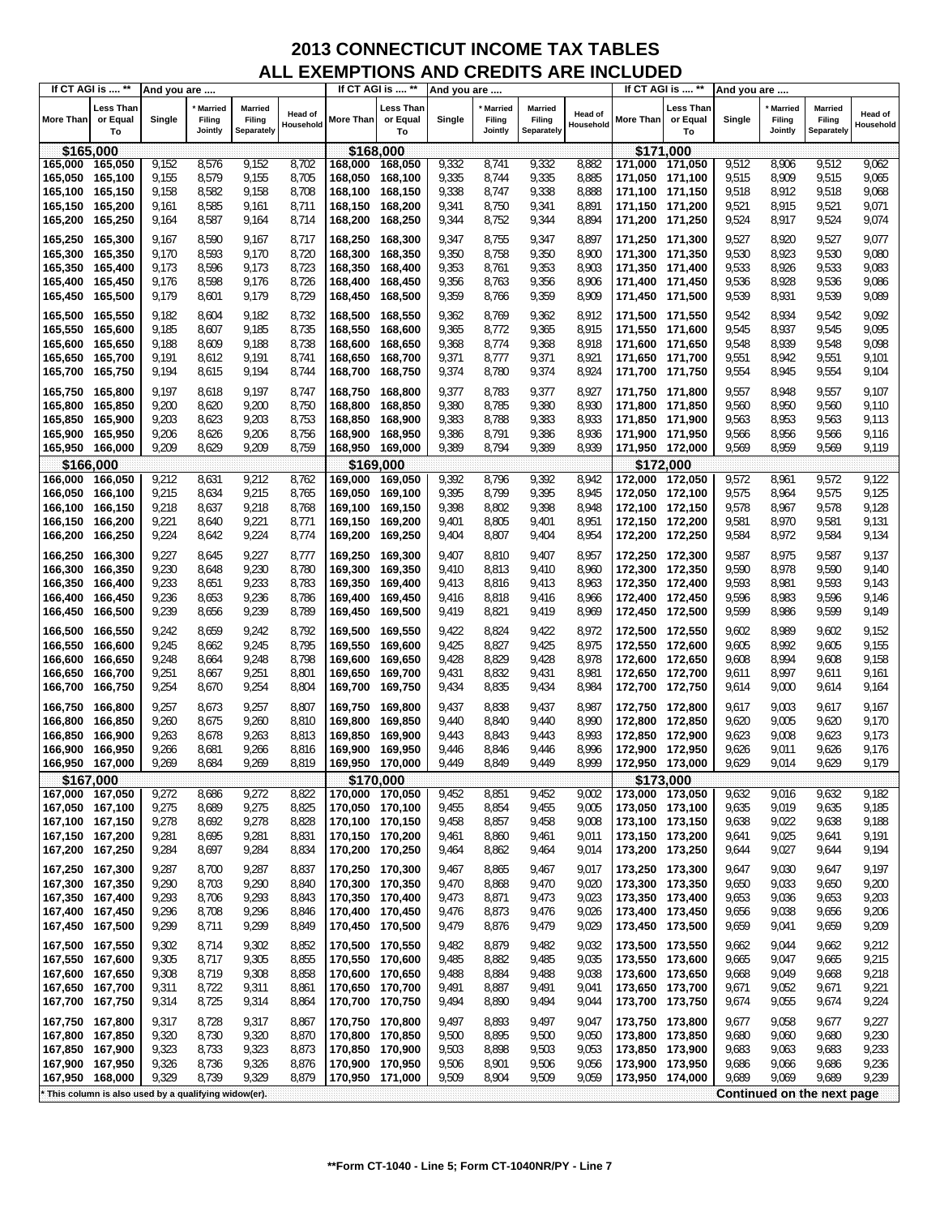# 2013 CONNECTICUT INCOME TAX TABLES
## ALL EXEMPTIONS AND CREDITS ARE INCLUDED

| If CT AGI is .... ** | | And you are .... | | | | If CT AGI is .... ** | | And you are .... | | | | If CT AGI is .... ** | | And you are .... | | | |
|---|---|---|---|---|---|---|---|---|---|---|---|---|---|---|---|---|---|
| More Than | Less Than or Equal To | Single | * Married Filing Jointly | Married Filing Separately | Head of Household | More Than | Less Than or Equal To | Single | * Married Filing Jointly | Married Filing Separately | Head of Household | More Than | Less Than or Equal To | Single | * Married Filing Jointly | Married Filing Separately | Head of Household |
| **$165,000** | | | | | | **$168,000** | | | | | | **$171,000** | | | | | |
| 165,000 | 165,050 | 9,152 | 8,576 | 9,152 | 8,702 | 168,000 | 168,050 | 9,332 | 8,741 | 9,332 | 8,882 | 171,000 | 171,050 | 9,512 | 8,906 | 9,512 | 9,062 |
| 165,050 | 165,100 | 9,155 | 8,579 | 9,155 | 8,705 | 168,050 | 168,100 | 9,335 | 8,744 | 9,335 | 8,885 | 171,050 | 171,100 | 9,515 | 8,909 | 9,515 | 9,065 |
| 165,100 | 165,150 | 9,158 | 8,582 | 9,158 | 8,708 | 168,100 | 168,150 | 9,338 | 8,747 | 9,338 | 8,888 | 171,100 | 171,150 | 9,518 | 8,912 | 9,518 | 9,068 |
| 165,150 | 165,200 | 9,161 | 8,585 | 9,161 | 8,711 | 168,150 | 168,200 | 9,341 | 8,750 | 9,341 | 8,891 | 171,150 | 171,200 | 9,521 | 8,915 | 9,521 | 9,071 |
| 165,200 | 165,250 | 9,164 | 8,587 | 9,164 | 8,714 | 168,200 | 168,250 | 9,344 | 8,752 | 9,344 | 8,894 | 171,200 | 171,250 | 9,524 | 8,917 | 9,524 | 9,074 |
| 165,250 | 165,300 | 9,167 | 8,590 | 9,167 | 8,717 | 168,250 | 168,300 | 9,347 | 8,755 | 9,347 | 8,897 | 171,250 | 171,300 | 9,527 | 8,920 | 9,527 | 9,077 |
| 165,300 | 165,350 | 9,170 | 8,593 | 9,170 | 8,720 | 168,300 | 168,350 | 9,350 | 8,758 | 9,350 | 8,900 | 171,300 | 171,350 | 9,530 | 8,923 | 9,530 | 9,080 |
| 165,350 | 165,400 | 9,173 | 8,596 | 9,173 | 8,723 | 168,350 | 168,400 | 9,353 | 8,761 | 9,353 | 8,903 | 171,350 | 171,400 | 9,533 | 8,926 | 9,533 | 9,083 |
| 165,400 | 165,450 | 9,176 | 8,598 | 9,176 | 8,726 | 168,400 | 168,450 | 9,356 | 8,763 | 9,356 | 8,906 | 171,400 | 171,450 | 9,536 | 8,928 | 9,536 | 9,086 |
| 165,450 | 165,500 | 9,179 | 8,601 | 9,179 | 8,729 | 168,450 | 168,500 | 9,359 | 8,766 | 9,359 | 8,909 | 171,450 | 171,500 | 9,539 | 8,931 | 9,539 | 9,089 |
| 165,500 | 165,550 | 9,182 | 8,604 | 9,182 | 8,732 | 168,500 | 168,550 | 9,362 | 8,769 | 9,362 | 8,912 | 171,500 | 171,550 | 9,542 | 8,934 | 9,542 | 9,092 |
| 165,550 | 165,600 | 9,185 | 8,607 | 9,185 | 8,735 | 168,550 | 168,600 | 9,365 | 8,772 | 9,365 | 8,915 | 171,550 | 171,600 | 9,545 | 8,937 | 9,545 | 9,095 |
| 165,600 | 165,650 | 9,188 | 8,609 | 9,188 | 8,738 | 168,600 | 168,650 | 9,368 | 8,774 | 9,368 | 8,918 | 171,600 | 171,650 | 9,548 | 8,939 | 9,548 | 9,098 |
| 165,650 | 165,700 | 9,191 | 8,612 | 9,191 | 8,741 | 168,650 | 168,700 | 9,371 | 8,777 | 9,371 | 8,921 | 171,650 | 171,700 | 9,551 | 8,942 | 9,551 | 9,101 |
| 165,700 | 165,750 | 9,194 | 8,615 | 9,194 | 8,744 | 168,700 | 168,750 | 9,374 | 8,780 | 9,374 | 8,924 | 171,700 | 171,750 | 9,554 | 8,945 | 9,554 | 9,104 |
| 165,750 | 165,800 | 9,197 | 8,618 | 9,197 | 8,747 | 168,750 | 168,800 | 9,377 | 8,783 | 9,377 | 8,927 | 171,750 | 171,800 | 9,557 | 8,948 | 9,557 | 9,107 |
| 165,800 | 165,850 | 9,200 | 8,620 | 9,200 | 8,750 | 168,800 | 168,850 | 9,380 | 8,785 | 9,380 | 8,930 | 171,800 | 171,850 | 9,560 | 8,950 | 9,560 | 9,110 |
| 165,850 | 165,900 | 9,203 | 8,623 | 9,203 | 8,753 | 168,850 | 168,900 | 9,383 | 8,788 | 9,383 | 8,933 | 171,850 | 171,900 | 9,563 | 8,953 | 9,563 | 9,113 |
| 165,900 | 165,950 | 9,206 | 8,626 | 9,206 | 8,756 | 168,900 | 168,950 | 9,386 | 8,791 | 9,386 | 8,936 | 171,900 | 171,950 | 9,566 | 8,956 | 9,566 | 9,116 |
| 165,950 | 166,000 | 9,209 | 8,629 | 9,209 | 8,759 | 168,950 | 169,000 | 9,389 | 8,794 | 9,389 | 8,939 | 171,950 | 172,000 | 9,569 | 8,959 | 9,569 | 9,119 |
| **$166,000** | | | | | | **$169,000** | | | | | | **$172,000** | | | | | |
| 166,000 | 166,050 | 9,212 | 8,631 | 9,212 | 8,762 | 169,000 | 169,050 | 9,392 | 8,796 | 9,392 | 8,942 | 172,000 | 172,050 | 9,572 | 8,961 | 9,572 | 9,122 |
| 166,050 | 166,100 | 9,215 | 8,634 | 9,215 | 8,765 | 169,050 | 169,100 | 9,395 | 8,799 | 9,395 | 8,945 | 172,050 | 172,100 | 9,575 | 8,964 | 9,575 | 9,125 |
| 166,100 | 166,150 | 9,218 | 8,637 | 9,218 | 8,768 | 169,100 | 169,150 | 9,398 | 8,802 | 9,398 | 8,948 | 172,100 | 172,150 | 9,578 | 8,967 | 9,578 | 9,128 |
| 166,150 | 166,200 | 9,221 | 8,640 | 9,221 | 8,771 | 169,150 | 169,200 | 9,401 | 8,805 | 9,401 | 8,951 | 172,150 | 172,200 | 9,581 | 8,970 | 9,581 | 9,131 |
| 166,200 | 166,250 | 9,224 | 8,642 | 9,224 | 8,774 | 169,200 | 169,250 | 9,404 | 8,807 | 9,404 | 8,954 | 172,200 | 172,250 | 9,584 | 8,972 | 9,584 | 9,134 |
| 166,250 | 166,300 | 9,227 | 8,645 | 9,227 | 8,777 | 169,250 | 169,300 | 9,407 | 8,810 | 9,407 | 8,957 | 172,250 | 172,300 | 9,587 | 8,975 | 9,587 | 9,137 |
| 166,300 | 166,350 | 9,230 | 8,648 | 9,230 | 8,780 | 169,300 | 169,350 | 9,410 | 8,813 | 9,410 | 8,960 | 172,300 | 172,350 | 9,590 | 8,978 | 9,590 | 9,140 |
| 166,350 | 166,400 | 9,233 | 8,651 | 9,233 | 8,783 | 169,350 | 169,400 | 9,413 | 8,816 | 9,413 | 8,963 | 172,350 | 172,400 | 9,593 | 8,981 | 9,593 | 9,143 |
| 166,400 | 166,450 | 9,236 | 8,653 | 9,236 | 8,786 | 169,400 | 169,450 | 9,416 | 8,818 | 9,416 | 8,966 | 172,400 | 172,450 | 9,596 | 8,983 | 9,596 | 9,146 |
| 166,450 | 166,500 | 9,239 | 8,656 | 9,239 | 8,789 | 169,450 | 169,500 | 9,419 | 8,821 | 9,419 | 8,969 | 172,450 | 172,500 | 9,599 | 8,986 | 9,599 | 9,149 |
| 166,500 | 166,550 | 9,242 | 8,659 | 9,242 | 8,792 | 169,500 | 169,550 | 9,422 | 8,824 | 9,422 | 8,972 | 172,500 | 172,550 | 9,602 | 8,989 | 9,602 | 9,152 |
| 166,550 | 166,600 | 9,245 | 8,662 | 9,245 | 8,795 | 169,550 | 169,600 | 9,425 | 8,827 | 9,425 | 8,975 | 172,550 | 172,600 | 9,605 | 8,992 | 9,605 | 9,155 |
| 166,600 | 166,650 | 9,248 | 8,664 | 9,248 | 8,798 | 169,600 | 169,650 | 9,428 | 8,829 | 9,428 | 8,978 | 172,600 | 172,650 | 9,608 | 8,994 | 9,608 | 9,158 |
| 166,650 | 166,700 | 9,251 | 8,667 | 9,251 | 8,801 | 169,650 | 169,700 | 9,431 | 8,832 | 9,431 | 8,981 | 172,650 | 172,700 | 9,611 | 8,997 | 9,611 | 9,161 |
| 166,700 | 166,750 | 9,254 | 8,670 | 9,254 | 8,804 | 169,700 | 169,750 | 9,434 | 8,835 | 9,434 | 8,984 | 172,700 | 172,750 | 9,614 | 9,000 | 9,614 | 9,164 |
| 166,750 | 166,800 | 9,257 | 8,673 | 9,257 | 8,807 | 169,750 | 169,800 | 9,437 | 8,838 | 9,437 | 8,987 | 172,750 | 172,800 | 9,617 | 9,003 | 9,617 | 9,167 |
| 166,800 | 166,850 | 9,260 | 8,675 | 9,260 | 8,810 | 169,800 | 169,850 | 9,440 | 8,840 | 9,440 | 8,990 | 172,800 | 172,850 | 9,620 | 9,005 | 9,620 | 9,170 |
| 166,850 | 166,900 | 9,263 | 8,678 | 9,263 | 8,813 | 169,850 | 169,900 | 9,443 | 8,843 | 9,443 | 8,993 | 172,850 | 172,900 | 9,623 | 9,008 | 9,623 | 9,173 |
| 166,900 | 166,950 | 9,266 | 8,681 | 9,266 | 8,816 | 169,900 | 169,950 | 9,446 | 8,846 | 9,446 | 8,996 | 172,900 | 172,950 | 9,626 | 9,011 | 9,626 | 9,176 |
| 166,950 | 167,000 | 9,269 | 8,684 | 9,269 | 8,819 | 169,950 | 170,000 | 9,449 | 8,849 | 9,449 | 8,999 | 172,950 | 173,000 | 9,629 | 9,014 | 9,629 | 9,179 |
| **$167,000** | | | | | | **$170,000** | | | | | | **$173,000** | | | | | |
| 167,000 | 167,050 | 9,272 | 8,686 | 9,272 | 8,822 | 170,000 | 170,050 | 9,452 | 8,851 | 9,452 | 9,002 | 173,000 | 173,050 | 9,632 | 9,016 | 9,632 | 9,182 |
| 167,050 | 167,100 | 9,275 | 8,689 | 9,275 | 8,825 | 170,050 | 170,100 | 9,455 | 8,854 | 9,455 | 9,005 | 173,050 | 173,100 | 9,635 | 9,019 | 9,635 | 9,185 |
| 167,100 | 167,150 | 9,278 | 8,692 | 9,278 | 8,828 | 170,100 | 170,150 | 9,458 | 8,857 | 9,458 | 9,008 | 173,100 | 173,150 | 9,638 | 9,022 | 9,638 | 9,188 |
| 167,150 | 167,200 | 9,281 | 8,695 | 9,281 | 8,831 | 170,150 | 170,200 | 9,461 | 8,860 | 9,461 | 9,011 | 173,150 | 173,200 | 9,641 | 9,025 | 9,641 | 9,191 |
| 167,200 | 167,250 | 9,284 | 8,697 | 9,284 | 8,834 | 170,200 | 170,250 | 9,464 | 8,862 | 9,464 | 9,014 | 173,200 | 173,250 | 9,644 | 9,027 | 9,644 | 9,194 |
| 167,250 | 167,300 | 9,287 | 8,700 | 9,287 | 8,837 | 170,250 | 170,300 | 9,467 | 8,865 | 9,467 | 9,017 | 173,250 | 173,300 | 9,647 | 9,030 | 9,647 | 9,197 |
| 167,300 | 167,350 | 9,290 | 8,703 | 9,290 | 8,840 | 170,300 | 170,350 | 9,470 | 8,868 | 9,470 | 9,020 | 173,300 | 173,350 | 9,650 | 9,033 | 9,650 | 9,200 |
| 167,350 | 167,400 | 9,293 | 8,706 | 9,293 | 8,843 | 170,350 | 170,400 | 9,473 | 8,871 | 9,473 | 9,023 | 173,350 | 173,400 | 9,653 | 9,036 | 9,653 | 9,203 |
| 167,400 | 167,450 | 9,296 | 8,708 | 9,296 | 8,846 | 170,400 | 170,450 | 9,476 | 8,873 | 9,476 | 9,026 | 173,400 | 173,450 | 9,656 | 9,038 | 9,656 | 9,206 |
| 167,450 | 167,500 | 9,299 | 8,711 | 9,299 | 8,849 | 170,450 | 170,500 | 9,479 | 8,876 | 9,479 | 9,029 | 173,450 | 173,500 | 9,659 | 9,041 | 9,659 | 9,209 |
| 167,500 | 167,550 | 9,302 | 8,714 | 9,302 | 8,852 | 170,500 | 170,550 | 9,482 | 8,879 | 9,482 | 9,032 | 173,500 | 173,550 | 9,662 | 9,044 | 9,662 | 9,212 |
| 167,550 | 167,600 | 9,305 | 8,717 | 9,305 | 8,855 | 170,550 | 170,600 | 9,485 | 8,882 | 9,485 | 9,035 | 173,550 | 173,600 | 9,665 | 9,047 | 9,665 | 9,215 |
| 167,600 | 167,650 | 9,308 | 8,719 | 9,308 | 8,858 | 170,600 | 170,650 | 9,488 | 8,884 | 9,488 | 9,038 | 173,600 | 173,650 | 9,668 | 9,049 | 9,668 | 9,218 |
| 167,650 | 167,700 | 9,311 | 8,722 | 9,311 | 8,861 | 170,650 | 170,700 | 9,491 | 8,887 | 9,491 | 9,041 | 173,650 | 173,700 | 9,671 | 9,052 | 9,671 | 9,221 |
| 167,700 | 167,750 | 9,314 | 8,725 | 9,314 | 8,864 | 170,700 | 170,750 | 9,494 | 8,890 | 9,494 | 9,044 | 173,700 | 173,750 | 9,674 | 9,055 | 9,674 | 9,224 |
| 167,750 | 167,800 | 9,317 | 8,728 | 9,317 | 8,867 | 170,750 | 170,800 | 9,497 | 8,893 | 9,497 | 9,047 | 173,750 | 173,800 | 9,677 | 9,058 | 9,677 | 9,227 |
| 167,800 | 167,850 | 9,320 | 8,730 | 9,320 | 8,870 | 170,800 | 170,850 | 9,500 | 8,895 | 9,500 | 9,050 | 173,800 | 173,850 | 9,680 | 9,060 | 9,680 | 9,230 |
| 167,850 | 167,900 | 9,323 | 8,733 | 9,323 | 8,873 | 170,850 | 170,900 | 9,503 | 8,898 | 9,503 | 9,053 | 173,850 | 173,900 | 9,683 | 9,063 | 9,683 | 9,233 |
| 167,900 | 167,950 | 9,326 | 8,736 | 9,326 | 8,876 | 170,900 | 170,950 | 9,506 | 8,901 | 9,506 | 9,056 | 173,900 | 173,950 | 9,686 | 9,066 | 9,686 | 9,236 |
| 167,950 | 168,000 | 9,329 | 8,739 | 9,329 | 8,879 | 170,950 | 171,000 | 9,509 | 8,904 | 9,509 | 9,059 | 173,950 | 174,000 | 9,689 | 9,069 | 9,689 | 9,239 |

\* This column is also used by a qualifying widow(er).

**Continued on the next page**

**\*\*Form CT-1040 - Line 5; Form CT-1040NR/PY - Line 7**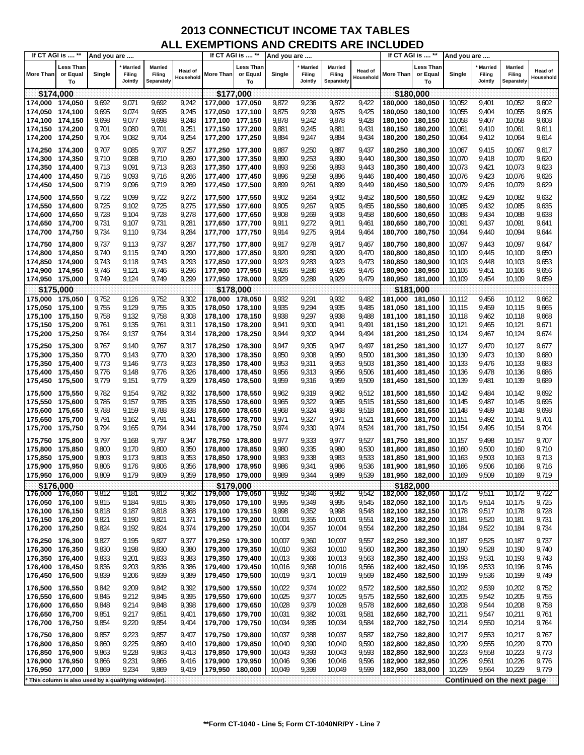# 2013 CONNECTICUT INCOME TAX TABLES
## ALL EXEMPTIONS AND CREDITS ARE INCLUDED

| If CT AGI is .... ** | | And you are .... | | | | If CT AGI is .... ** | | And you are .... | | | | If CT AGI is .... ** | | And you are .... | | | |
|---|---|---|---|---|---|---|---|---|---|---|---|---|---|---|---|---|---|
| More Than | Less Than or Equal To | Single | * Married Filing Jointly | Married Filing Separately | Head of Household | More Than | Less Than or Equal To | Single | * Married Filing Jointly | Married Filing Separately | Head of Household | More Than | Less Than or Equal To | Single | * Married Filing Jointly | Married Filing Separately | Head of Household |
| **$174,000** | | | | | | **$177,000** | | | | | | **$180,000** | | | | | |
| 174,000 | 174,050 | 9,692 | 9,071 | 9,692 | 9,242 | 177,000 | 177,050 | 9,872 | 9,236 | 9,872 | 9,422 | 180,000 | 180,050 | 10,052 | 9,401 | 10,052 | 9,602 |
| 174,050 | 174,100 | 9,695 | 9,074 | 9,695 | 9,245 | 177,050 | 177,100 | 9,875 | 9,239 | 9,875 | 9,425 | 180,050 | 180,100 | 10,055 | 9,404 | 10,055 | 9,605 |
| 174,100 | 174,150 | 9,698 | 9,077 | 9,698 | 9,248 | 177,100 | 177,150 | 9,878 | 9,242 | 9,878 | 9,428 | 180,100 | 180,150 | 10,058 | 9,407 | 10,058 | 9,608 |
| 174,150 | 174,200 | 9,701 | 9,080 | 9,701 | 9,251 | 177,150 | 177,200 | 9,881 | 9,245 | 9,881 | 9,431 | 180,150 | 180,200 | 10,061 | 9,410 | 10,061 | 9,611 |
| 174,200 | 174,250 | 9,704 | 9,082 | 9,704 | 9,254 | 177,200 | 177,250 | 9,884 | 9,247 | 9,884 | 9,434 | 180,200 | 180,250 | 10,064 | 9,412 | 10,064 | 9,614 |
| 174,250 | 174,300 | 9,707 | 9,085 | 9,707 | 9,257 | 177,250 | 177,300 | 9,887 | 9,250 | 9,887 | 9,437 | 180,250 | 180,300 | 10,067 | 9,415 | 10,067 | 9,617 |
| 174,300 | 174,350 | 9,710 | 9,088 | 9,710 | 9,260 | 177,300 | 177,350 | 9,890 | 9,253 | 9,890 | 9,440 | 180,300 | 180,350 | 10,070 | 9,418 | 10,070 | 9,620 |
| 174,350 | 174,400 | 9,713 | 9,091 | 9,713 | 9,263 | 177,350 | 177,400 | 9,893 | 9,256 | 9,893 | 9,443 | 180,350 | 180,400 | 10,073 | 9,421 | 10,073 | 9,623 |
| 174,400 | 174,450 | 9,716 | 9,093 | 9,716 | 9,266 | 177,400 | 177,450 | 9,896 | 9,258 | 9,896 | 9,446 | 180,400 | 180,450 | 10,076 | 9,423 | 10,076 | 9,626 |
| 174,450 | 174,500 | 9,719 | 9,096 | 9,719 | 9,269 | 177,450 | 177,500 | 9,899 | 9,261 | 9,899 | 9,449 | 180,450 | 180,500 | 10,079 | 9,426 | 10,079 | 9,629 |
| 174,500 | 174,550 | 9,722 | 9,099 | 9,722 | 9,272 | 177,500 | 177,550 | 9,902 | 9,264 | 9,902 | 9,452 | 180,500 | 180,550 | 10,082 | 9,429 | 10,082 | 9,632 |
| 174,550 | 174,600 | 9,725 | 9,102 | 9,725 | 9,275 | 177,550 | 177,600 | 9,905 | 9,267 | 9,905 | 9,455 | 180,550 | 180,600 | 10,085 | 9,432 | 10,085 | 9,635 |
| 174,600 | 174,650 | 9,728 | 9,104 | 9,728 | 9,278 | 177,600 | 177,650 | 9,908 | 9,269 | 9,908 | 9,458 | 180,600 | 180,650 | 10,088 | 9,434 | 10,088 | 9,638 |
| 174,650 | 174,700 | 9,731 | 9,107 | 9,731 | 9,281 | 177,650 | 177,700 | 9,911 | 9,272 | 9,911 | 9,461 | 180,650 | 180,700 | 10,091 | 9,437 | 10,091 | 9,641 |
| 174,700 | 174,750 | 9,734 | 9,110 | 9,734 | 9,284 | 177,700 | 177,750 | 9,914 | 9,275 | 9,914 | 9,464 | 180,700 | 180,750 | 10,094 | 9,440 | 10,094 | 9,644 |
| 174,750 | 174,800 | 9,737 | 9,113 | 9,737 | 9,287 | 177,750 | 177,800 | 9,917 | 9,278 | 9,917 | 9,467 | 180,750 | 180,800 | 10,097 | 9,443 | 10,097 | 9,647 |
| 174,800 | 174,850 | 9,740 | 9,115 | 9,740 | 9,290 | 177,800 | 177,850 | 9,920 | 9,280 | 9,920 | 9,470 | 180,800 | 180,850 | 10,100 | 9,445 | 10,100 | 9,650 |
| 174,850 | 174,900 | 9,743 | 9,118 | 9,743 | 9,293 | 177,850 | 177,900 | 9,923 | 9,283 | 9,923 | 9,473 | 180,850 | 180,900 | 10,103 | 9,448 | 10,103 | 9,653 |
| 174,900 | 174,950 | 9,746 | 9,121 | 9,746 | 9,296 | 177,900 | 177,950 | 9,926 | 9,286 | 9,926 | 9,476 | 180,900 | 180,950 | 10,106 | 9,451 | 10,106 | 9,656 |
| 174,950 | 175,000 | 9,749 | 9,124 | 9,749 | 9,299 | 177,950 | 178,000 | 9,929 | 9,289 | 9,929 | 9,479 | 180,950 | 181,000 | 10,109 | 9,454 | 10,109 | 9,659 |
| **$175,000** | | | | | | **$178,000** | | | | | | **$181,000** | | | | | |
| 175,000 | 175,050 | 9,752 | 9,126 | 9,752 | 9,302 | 178,000 | 178,050 | 9,932 | 9,291 | 9,932 | 9,482 | 181,000 | 181,050 | 10,112 | 9,456 | 10,112 | 9,662 |
| 175,050 | 175,100 | 9,755 | 9,129 | 9,755 | 9,305 | 178,050 | 178,100 | 9,935 | 9,294 | 9,935 | 9,485 | 181,050 | 181,100 | 10,115 | 9,459 | 10,115 | 9,665 |
| 175,100 | 175,150 | 9,758 | 9,132 | 9,758 | 9,308 | 178,100 | 178,150 | 9,938 | 9,297 | 9,938 | 9,488 | 181,100 | 181,150 | 10,118 | 9,462 | 10,118 | 9,668 |
| 175,150 | 175,200 | 9,761 | 9,135 | 9,761 | 9,311 | 178,150 | 178,200 | 9,941 | 9,300 | 9,941 | 9,491 | 181,150 | 181,200 | 10,121 | 9,465 | 10,121 | 9,671 |
| 175,200 | 175,250 | 9,764 | 9,137 | 9,764 | 9,314 | 178,200 | 178,250 | 9,944 | 9,302 | 9,944 | 9,494 | 181,200 | 181,250 | 10,124 | 9,467 | 10,124 | 9,674 |
| 175,250 | 175,300 | 9,767 | 9,140 | 9,767 | 9,317 | 178,250 | 178,300 | 9,947 | 9,305 | 9,947 | 9,497 | 181,250 | 181,300 | 10,127 | 9,470 | 10,127 | 9,677 |
| 175,300 | 175,350 | 9,770 | 9,143 | 9,770 | 9,320 | 178,300 | 178,350 | 9,950 | 9,308 | 9,950 | 9,500 | 181,300 | 181,350 | 10,130 | 9,473 | 10,130 | 9,680 |
| 175,350 | 175,400 | 9,773 | 9,146 | 9,773 | 9,323 | 178,350 | 178,400 | 9,953 | 9,311 | 9,953 | 9,503 | 181,350 | 181,400 | 10,133 | 9,476 | 10,133 | 9,683 |
| 175,400 | 175,450 | 9,776 | 9,148 | 9,776 | 9,326 | 178,400 | 178,450 | 9,956 | 9,313 | 9,956 | 9,506 | 181,400 | 181,450 | 10,136 | 9,478 | 10,136 | 9,686 |
| 175,450 | 175,500 | 9,779 | 9,151 | 9,779 | 9,329 | 178,450 | 178,500 | 9,959 | 9,316 | 9,959 | 9,509 | 181,450 | 181,500 | 10,139 | 9,481 | 10,139 | 9,689 |
| 175,500 | 175,550 | 9,782 | 9,154 | 9,782 | 9,332 | 178,500 | 178,550 | 9,962 | 9,319 | 9,962 | 9,512 | 181,500 | 181,550 | 10,142 | 9,484 | 10,142 | 9,692 |
| 175,550 | 175,600 | 9,785 | 9,157 | 9,785 | 9,335 | 178,550 | 178,600 | 9,965 | 9,322 | 9,965 | 9,515 | 181,550 | 181,600 | 10,145 | 9,487 | 10,145 | 9,695 |
| 175,600 | 175,650 | 9,788 | 9,159 | 9,788 | 9,338 | 178,600 | 178,650 | 9,968 | 9,324 | 9,968 | 9,518 | 181,600 | 181,650 | 10,148 | 9,489 | 10,148 | 9,698 |
| 175,650 | 175,700 | 9,791 | 9,162 | 9,791 | 9,341 | 178,650 | 178,700 | 9,971 | 9,327 | 9,971 | 9,521 | 181,650 | 181,700 | 10,151 | 9,492 | 10,151 | 9,701 |
| 175,700 | 175,750 | 9,794 | 9,165 | 9,794 | 9,344 | 178,700 | 178,750 | 9,974 | 9,330 | 9,974 | 9,524 | 181,700 | 181,750 | 10,154 | 9,495 | 10,154 | 9,704 |
| 175,750 | 175,800 | 9,797 | 9,168 | 9,797 | 9,347 | 178,750 | 178,800 | 9,977 | 9,333 | 9,977 | 9,527 | 181,750 | 181,800 | 10,157 | 9,498 | 10,157 | 9,707 |
| 175,800 | 175,850 | 9,800 | 9,170 | 9,800 | 9,350 | 178,800 | 178,850 | 9,980 | 9,335 | 9,980 | 9,530 | 181,800 | 181,850 | 10,160 | 9,500 | 10,160 | 9,710 |
| 175,850 | 175,900 | 9,803 | 9,173 | 9,803 | 9,353 | 178,850 | 178,900 | 9,983 | 9,338 | 9,983 | 9,533 | 181,850 | 181,900 | 10,163 | 9,503 | 10,163 | 9,713 |
| 175,900 | 175,950 | 9,806 | 9,176 | 9,806 | 9,356 | 178,900 | 178,950 | 9,986 | 9,341 | 9,986 | 9,536 | 181,900 | 181,950 | 10,166 | 9,506 | 10,166 | 9,716 |
| 175,950 | 176,000 | 9,809 | 9,179 | 9,809 | 9,359 | 178,950 | 179,000 | 9,989 | 9,344 | 9,989 | 9,539 | 181,950 | 182,000 | 10,169 | 9,509 | 10,169 | 9,719 |
| **$176,000** | | | | | | **$179,000** | | | | | | **$182,000** | | | | | |
| 176,000 | 176,050 | 9,812 | 9,181 | 9,812 | 9,362 | 179,000 | 179,050 | 9,992 | 9,346 | 9,992 | 9,542 | 182,000 | 182,050 | 10,172 | 9,511 | 10,172 | 9,722 |
| 176,050 | 176,100 | 9,815 | 9,184 | 9,815 | 9,365 | 179,050 | 179,100 | 9,995 | 9,349 | 9,995 | 9,545 | 182,050 | 182,100 | 10,175 | 9,514 | 10,175 | 9,725 |
| 176,100 | 176,150 | 9,818 | 9,187 | 9,818 | 9,368 | 179,100 | 179,150 | 9,998 | 9,352 | 9,998 | 9,548 | 182,100 | 182,150 | 10,178 | 9,517 | 10,178 | 9,728 |
| 176,150 | 176,200 | 9,821 | 9,190 | 9,821 | 9,371 | 179,150 | 179,200 | 10,001 | 9,355 | 10,001 | 9,551 | 182,150 | 182,200 | 10,181 | 9,520 | 10,181 | 9,731 |
| 176,200 | 176,250 | 9,824 | 9,192 | 9,824 | 9,374 | 179,200 | 179,250 | 10,004 | 9,357 | 10,004 | 9,554 | 182,200 | 182,250 | 10,184 | 9,522 | 10,184 | 9,734 |
| 176,250 | 176,300 | 9,827 | 9,195 | 9,827 | 9,377 | 179,250 | 179,300 | 10,007 | 9,360 | 10,007 | 9,557 | 182,250 | 182,300 | 10,187 | 9,525 | 10,187 | 9,737 |
| 176,300 | 176,350 | 9,830 | 9,198 | 9,830 | 9,380 | 179,300 | 179,350 | 10,010 | 9,363 | 10,010 | 9,560 | 182,300 | 182,350 | 10,190 | 9,528 | 10,190 | 9,740 |
| 176,350 | 176,400 | 9,833 | 9,201 | 9,833 | 9,383 | 179,350 | 179,400 | 10,013 | 9,366 | 10,013 | 9,563 | 182,350 | 182,400 | 10,193 | 9,531 | 10,193 | 9,743 |
| 176,400 | 176,450 | 9,836 | 9,203 | 9,836 | 9,386 | 179,400 | 179,450 | 10,016 | 9,368 | 10,016 | 9,566 | 182,400 | 182,450 | 10,196 | 9,533 | 10,196 | 9,746 |
| 176,450 | 176,500 | 9,839 | 9,206 | 9,839 | 9,389 | 179,450 | 179,500 | 10,019 | 9,371 | 10,019 | 9,569 | 182,450 | 182,500 | 10,199 | 9,536 | 10,199 | 9,749 |
| 176,500 | 176,550 | 9,842 | 9,209 | 9,842 | 9,392 | 179,500 | 179,550 | 10,022 | 9,374 | 10,022 | 9,572 | 182,500 | 182,550 | 10,202 | 9,539 | 10,202 | 9,752 |
| 176,550 | 176,600 | 9,845 | 9,212 | 9,845 | 9,395 | 179,550 | 179,600 | 10,025 | 9,377 | 10,025 | 9,575 | 182,550 | 182,600 | 10,205 | 9,542 | 10,205 | 9,755 |
| 176,600 | 176,650 | 9,848 | 9,214 | 9,848 | 9,398 | 179,600 | 179,650 | 10,028 | 9,379 | 10,028 | 9,578 | 182,600 | 182,650 | 10,208 | 9,544 | 10,208 | 9,758 |
| 176,650 | 176,700 | 9,851 | 9,217 | 9,851 | 9,401 | 179,650 | 179,700 | 10,031 | 9,382 | 10,031 | 9,581 | 182,650 | 182,700 | 10,211 | 9,547 | 10,211 | 9,761 |
| 176,700 | 176,750 | 9,854 | 9,220 | 9,854 | 9,404 | 179,700 | 179,750 | 10,034 | 9,385 | 10,034 | 9,584 | 182,700 | 182,750 | 10,214 | 9,550 | 10,214 | 9,764 |
| 176,750 | 176,800 | 9,857 | 9,223 | 9,857 | 9,407 | 179,750 | 179,800 | 10,037 | 9,388 | 10,037 | 9,587 | 182,750 | 182,800 | 10,217 | 9,553 | 10,217 | 9,767 |
| 176,800 | 176,850 | 9,860 | 9,225 | 9,860 | 9,410 | 179,800 | 179,850 | 10,040 | 9,390 | 10,040 | 9,590 | 182,800 | 182,850 | 10,220 | 9,555 | 10,220 | 9,770 |
| 176,850 | 176,900 | 9,863 | 9,228 | 9,863 | 9,413 | 179,850 | 179,900 | 10,043 | 9,393 | 10,043 | 9,593 | 182,850 | 182,900 | 10,223 | 9,558 | 10,223 | 9,773 |
| 176,900 | 176,950 | 9,866 | 9,231 | 9,866 | 9,416 | 179,900 | 179,950 | 10,046 | 9,396 | 10,046 | 9,596 | 182,900 | 182,950 | 10,226 | 9,561 | 10,226 | 9,776 |
| 176,950 | 177,000 | 9,869 | 9,234 | 9,869 | 9,419 | 179,950 | 180,000 | 10,049 | 9,399 | 10,049 | 9,599 | 182,950 | 183,000 | 10,229 | 9,564 | 10,229 | 9,779 |

* This column is also used by a qualifying widow(er).

**Continued on the next page**

**Form CT-1040 - Line 5; Form CT-1040NR/PY - Line 7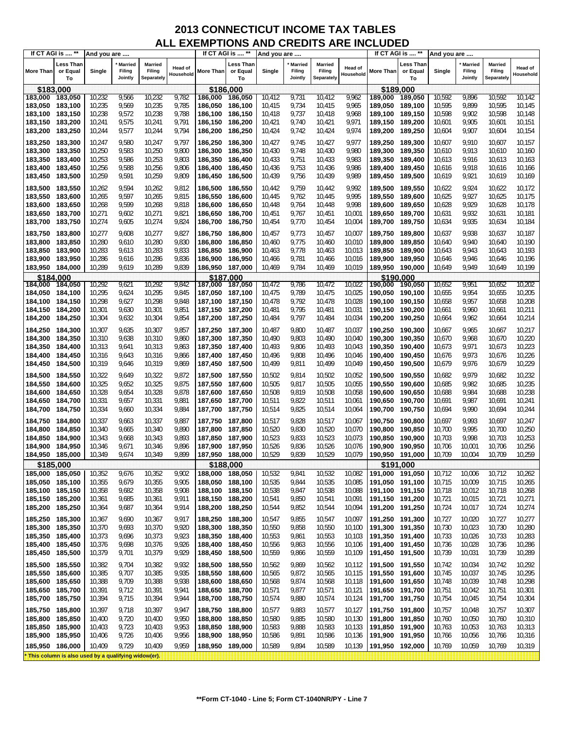# 2013 CONNECTICUT INCOME TAX TABLES
## ALL EXEMPTIONS AND CREDITS ARE INCLUDED

| If CT AGI is .... ** | | And you are .... | | | | If CT AGI is .... ** | | And you are .... | | | | If CT AGI is .... ** | | And you are .... | | | |
|---|---|---|---|---|---|---|---|---|---|---|---|---|---|---|---|---|---|
| More Than | Less Than or Equal To | Single | * Married Filing Jointly | Married Filing Separately | Head of Household | More Than | Less Than or Equal To | Single | * Married Filing Jointly | Married Filing Separately | Head of Household | More Than | Less Than or Equal To | Single | * Married Filing Jointly | Married Filing Separately | Head of Household |
| **$183,000** | | | | | | **$186,000** | | | | | | **$189,000** | | | | | |
| 183,000 | 183,050 | 10,232 | 9,566 | 10,232 | 9,782 | 186,000 | 186,050 | 10,412 | 9,731 | 10,412 | 9,962 | 189,000 | 189,050 | 10,592 | 9,896 | 10,592 | 10,142 |
| 183,050 | 183,100 | 10,235 | 9,569 | 10,235 | 9,785 | 186,050 | 186,100 | 10,415 | 9,734 | 10,415 | 9,965 | 189,050 | 189,100 | 10,595 | 9,899 | 10,595 | 10,145 |
| 183,100 | 183,150 | 10,238 | 9,572 | 10,238 | 9,788 | 186,100 | 186,150 | 10,418 | 9,737 | 10,418 | 9,968 | 189,100 | 189,150 | 10,598 | 9,902 | 10,598 | 10,148 |
| 183,150 | 183,200 | 10,241 | 9,575 | 10,241 | 9,791 | 186,150 | 186,200 | 10,421 | 9,740 | 10,421 | 9,971 | 189,150 | 189,200 | 10,601 | 9,905 | 10,601 | 10,151 |
| 183,200 | 183,250 | 10,244 | 9,577 | 10,244 | 9,794 | 186,200 | 186,250 | 10,424 | 9,742 | 10,424 | 9,974 | 189,200 | 189,250 | 10,604 | 9,907 | 10,604 | 10,154 |
| 183,250 | 183,300 | 10,247 | 9,580 | 10,247 | 9,797 | 186,250 | 186,300 | 10,427 | 9,745 | 10,427 | 9,977 | 189,250 | 189,300 | 10,607 | 9,910 | 10,607 | 10,157 |
| 183,300 | 183,350 | 10,250 | 9,583 | 10,250 | 9,800 | 186,300 | 186,350 | 10,430 | 9,748 | 10,430 | 9,980 | 189,300 | 189,350 | 10,610 | 9,913 | 10,610 | 10,160 |
| 183,350 | 183,400 | 10,253 | 9,586 | 10,253 | 9,803 | 186,350 | 186,400 | 10,433 | 9,751 | 10,433 | 9,983 | 189,350 | 189,400 | 10,613 | 9,916 | 10,613 | 10,163 |
| 183,400 | 183,450 | 10,256 | 9,588 | 10,256 | 9,806 | 186,400 | 186,450 | 10,436 | 9,753 | 10,436 | 9,986 | 189,400 | 189,450 | 10,616 | 9,918 | 10,616 | 10,166 |
| 183,450 | 183,500 | 10,259 | 9,591 | 10,259 | 9,809 | 186,450 | 186,500 | 10,439 | 9,756 | 10,439 | 9,989 | 189,450 | 189,500 | 10,619 | 9,921 | 10,619 | 10,169 |
| 183,500 | 183,550 | 10,262 | 9,594 | 10,262 | 9,812 | 186,500 | 186,550 | 10,442 | 9,759 | 10,442 | 9,992 | 189,500 | 189,550 | 10,622 | 9,924 | 10,622 | 10,172 |
| 183,550 | 183,600 | 10,265 | 9,597 | 10,265 | 9,815 | 186,550 | 186,600 | 10,445 | 9,762 | 10,445 | 9,995 | 189,550 | 189,600 | 10,625 | 9,927 | 10,625 | 10,175 |
| 183,600 | 183,650 | 10,268 | 9,599 | 10,268 | 9,818 | 186,600 | 186,650 | 10,448 | 9,764 | 10,448 | 9,998 | 189,600 | 189,650 | 10,628 | 9,929 | 10,628 | 10,178 |
| 183,650 | 183,700 | 10,271 | 9,602 | 10,271 | 9,821 | 186,650 | 186,700 | 10,451 | 9,767 | 10,451 | 10,001 | 189,650 | 189,700 | 10,631 | 9,932 | 10,631 | 10,181 |
| 183,700 | 183,750 | 10,274 | 9,605 | 10,274 | 9,824 | 186,700 | 186,750 | 10,454 | 9,770 | 10,454 | 10,004 | 189,700 | 189,750 | 10,634 | 9,935 | 10,634 | 10,184 |
| 183,750 | 183,800 | 10,277 | 9,608 | 10,277 | 9,827 | 186,750 | 186,800 | 10,457 | 9,773 | 10,457 | 10,007 | 189,750 | 189,800 | 10,637 | 9,938 | 10,637 | 10,187 |
| 183,800 | 183,850 | 10,280 | 9,610 | 10,280 | 9,830 | 186,800 | 186,850 | 10,460 | 9,775 | 10,460 | 10,010 | 189,800 | 189,850 | 10,640 | 9,940 | 10,640 | 10,190 |
| 183,850 | 183,900 | 10,283 | 9,613 | 10,283 | 9,833 | 186,850 | 186,900 | 10,463 | 9,778 | 10,463 | 10,013 | 189,850 | 189,900 | 10,643 | 9,943 | 10,643 | 10,193 |
| 183,900 | 183,950 | 10,286 | 9,616 | 10,286 | 9,836 | 186,900 | 186,950 | 10,466 | 9,781 | 10,466 | 10,016 | 189,900 | 189,950 | 10,646 | 9,946 | 10,646 | 10,196 |
| 183,950 | 184,000 | 10,289 | 9,619 | 10,289 | 9,839 | 186,950 | 187,000 | 10,469 | 9,784 | 10,469 | 10,019 | 189,950 | 190,000 | 10,649 | 9,949 | 10,649 | 10,199 |
| **$184,000** | | | | | | **$187,000** | | | | | | **$190,000** | | | | | |
| 184,000 | 184,050 | 10,292 | 9,621 | 10,292 | 9,842 | 187,000 | 187,050 | 10,472 | 9,786 | 10,472 | 10,022 | 190,000 | 190,050 | 10,652 | 9,951 | 10,652 | 10,202 |
| 184,050 | 184,100 | 10,295 | 9,624 | 10,295 | 9,845 | 187,050 | 187,100 | 10,475 | 9,789 | 10,475 | 10,025 | 190,050 | 190,100 | 10,655 | 9,954 | 10,655 | 10,205 |
| 184,100 | 184,150 | 10,298 | 9,627 | 10,298 | 9,848 | 187,100 | 187,150 | 10,478 | 9,792 | 10,478 | 10,028 | 190,100 | 190,150 | 10,658 | 9,957 | 10,658 | 10,208 |
| 184,150 | 184,200 | 10,301 | 9,630 | 10,301 | 9,851 | 187,150 | 187,200 | 10,481 | 9,795 | 10,481 | 10,031 | 190,150 | 190,200 | 10,661 | 9,960 | 10,661 | 10,211 |
| 184,200 | 184,250 | 10,304 | 9,632 | 10,304 | 9,854 | 187,200 | 187,250 | 10,484 | 9,797 | 10,484 | 10,034 | 190,200 | 190,250 | 10,664 | 9,962 | 10,664 | 10,214 |
| 184,250 | 184,300 | 10,307 | 9,635 | 10,307 | 9,857 | 187,250 | 187,300 | 10,487 | 9,800 | 10,487 | 10,037 | 190,250 | 190,300 | 10,667 | 9,965 | 10,667 | 10,217 |
| 184,300 | 184,350 | 10,310 | 9,638 | 10,310 | 9,860 | 187,300 | 187,350 | 10,490 | 9,803 | 10,490 | 10,040 | 190,300 | 190,350 | 10,670 | 9,968 | 10,670 | 10,220 |
| 184,350 | 184,400 | 10,313 | 9,641 | 10,313 | 9,863 | 187,350 | 187,400 | 10,493 | 9,806 | 10,493 | 10,043 | 190,350 | 190,400 | 10,673 | 9,971 | 10,673 | 10,223 |
| 184,400 | 184,450 | 10,316 | 9,643 | 10,316 | 9,866 | 187,400 | 187,450 | 10,496 | 9,808 | 10,496 | 10,046 | 190,400 | 190,450 | 10,676 | 9,973 | 10,676 | 10,226 |
| 184,450 | 184,500 | 10,319 | 9,646 | 10,319 | 9,869 | 187,450 | 187,500 | 10,499 | 9,811 | 10,499 | 10,049 | 190,450 | 190,500 | 10,679 | 9,976 | 10,679 | 10,229 |
| 184,500 | 184,550 | 10,322 | 9,649 | 10,322 | 9,872 | 187,500 | 187,550 | 10,502 | 9,814 | 10,502 | 10,052 | 190,500 | 190,550 | 10,682 | 9,979 | 10,682 | 10,232 |
| 184,550 | 184,600 | 10,325 | 9,652 | 10,325 | 9,875 | 187,550 | 187,600 | 10,505 | 9,817 | 10,505 | 10,055 | 190,550 | 190,600 | 10,685 | 9,982 | 10,685 | 10,235 |
| 184,600 | 184,650 | 10,328 | 9,654 | 10,328 | 9,878 | 187,600 | 187,650 | 10,508 | 9,819 | 10,508 | 10,058 | 190,600 | 190,650 | 10,688 | 9,984 | 10,688 | 10,238 |
| 184,650 | 184,700 | 10,331 | 9,657 | 10,331 | 9,881 | 187,650 | 187,700 | 10,511 | 9,822 | 10,511 | 10,061 | 190,650 | 190,700 | 10,691 | 9,987 | 10,691 | 10,241 |
| 184,700 | 184,750 | 10,334 | 9,660 | 10,334 | 9,884 | 187,700 | 187,750 | 10,514 | 9,825 | 10,514 | 10,064 | 190,700 | 190,750 | 10,694 | 9,990 | 10,694 | 10,244 |
| 184,750 | 184,800 | 10,337 | 9,663 | 10,337 | 9,887 | 187,750 | 187,800 | 10,517 | 9,828 | 10,517 | 10,067 | 190,750 | 190,800 | 10,697 | 9,993 | 10,697 | 10,247 |
| 184,800 | 184,850 | 10,340 | 9,665 | 10,340 | 9,890 | 187,800 | 187,850 | 10,520 | 9,830 | 10,520 | 10,070 | 190,800 | 190,850 | 10,700 | 9,995 | 10,700 | 10,250 |
| 184,850 | 184,900 | 10,343 | 9,668 | 10,343 | 9,893 | 187,850 | 187,900 | 10,523 | 9,833 | 10,523 | 10,073 | 190,850 | 190,900 | 10,703 | 9,998 | 10,703 | 10,253 |
| 184,900 | 184,950 | 10,346 | 9,671 | 10,346 | 9,896 | 187,900 | 187,950 | 10,526 | 9,836 | 10,526 | 10,076 | 190,900 | 190,950 | 10,706 | 10,001 | 10,706 | 10,256 |
| 184,950 | 185,000 | 10,349 | 9,674 | 10,349 | 9,899 | 187,950 | 188,000 | 10,529 | 9,839 | 10,529 | 10,079 | 190,950 | 191,000 | 10,709 | 10,004 | 10,709 | 10,259 |
| **$185,000** | | | | | | **$188,000** | | | | | | **$191,000** | | | | | |
| 185,000 | 185,050 | 10,352 | 9,676 | 10,352 | 9,902 | 188,000 | 188,050 | 10,532 | 9,841 | 10,532 | 10,082 | 191,000 | 191,050 | 10,712 | 10,006 | 10,712 | 10,262 |
| 185,050 | 185,100 | 10,355 | 9,679 | 10,355 | 9,905 | 188,050 | 188,100 | 10,535 | 9,844 | 10,535 | 10,085 | 191,050 | 191,100 | 10,715 | 10,009 | 10,715 | 10,265 |
| 185,100 | 185,150 | 10,358 | 9,682 | 10,358 | 9,908 | 188,100 | 188,150 | 10,538 | 9,847 | 10,538 | 10,088 | 191,100 | 191,150 | 10,718 | 10,012 | 10,718 | 10,268 |
| 185,150 | 185,200 | 10,361 | 9,685 | 10,361 | 9,911 | 188,150 | 188,200 | 10,541 | 9,850 | 10,541 | 10,091 | 191,150 | 191,200 | 10,721 | 10,015 | 10,721 | 10,271 |
| 185,200 | 185,250 | 10,364 | 9,687 | 10,364 | 9,914 | 188,200 | 188,250 | 10,544 | 9,852 | 10,544 | 10,094 | 191,200 | 191,250 | 10,724 | 10,017 | 10,724 | 10,274 |
| 185,250 | 185,300 | 10,367 | 9,690 | 10,367 | 9,917 | 188,250 | 188,300 | 10,547 | 9,855 | 10,547 | 10,097 | 191,250 | 191,300 | 10,727 | 10,020 | 10,727 | 10,277 |
| 185,300 | 185,350 | 10,370 | 9,693 | 10,370 | 9,920 | 188,300 | 188,350 | 10,550 | 9,858 | 10,550 | 10,100 | 191,300 | 191,350 | 10,730 | 10,023 | 10,730 | 10,280 |
| 185,350 | 185,400 | 10,373 | 9,696 | 10,373 | 9,923 | 188,350 | 188,400 | 10,553 | 9,861 | 10,553 | 10,103 | 191,350 | 191,400 | 10,733 | 10,026 | 10,733 | 10,283 |
| 185,400 | 185,450 | 10,376 | 9,698 | 10,376 | 9,926 | 188,400 | 188,450 | 10,556 | 9,863 | 10,556 | 10,106 | 191,400 | 191,450 | 10,736 | 10,028 | 10,736 | 10,286 |
| 185,450 | 185,500 | 10,379 | 9,701 | 10,379 | 9,929 | 188,450 | 188,500 | 10,559 | 9,866 | 10,559 | 10,109 | 191,450 | 191,500 | 10,739 | 10,031 | 10,739 | 10,289 |
| 185,500 | 185,550 | 10,382 | 9,704 | 10,382 | 9,932 | 188,500 | 188,550 | 10,562 | 9,869 | 10,562 | 10,112 | 191,500 | 191,550 | 10,742 | 10,034 | 10,742 | 10,292 |
| 185,550 | 185,600 | 10,385 | 9,707 | 10,385 | 9,935 | 188,550 | 188,600 | 10,565 | 9,872 | 10,565 | 10,115 | 191,550 | 191,600 | 10,745 | 10,037 | 10,745 | 10,295 |
| 185,600 | 185,650 | 10,388 | 9,709 | 10,388 | 9,938 | 188,600 | 188,650 | 10,568 | 9,874 | 10,568 | 10,118 | 191,600 | 191,650 | 10,748 | 10,039 | 10,748 | 10,298 |
| 185,650 | 185,700 | 10,391 | 9,712 | 10,391 | 9,941 | 188,650 | 188,700 | 10,571 | 9,877 | 10,571 | 10,121 | 191,650 | 191,700 | 10,751 | 10,042 | 10,751 | 10,301 |
| 185,700 | 185,750 | 10,394 | 9,715 | 10,394 | 9,944 | 188,700 | 188,750 | 10,574 | 9,880 | 10,574 | 10,124 | 191,700 | 191,750 | 10,754 | 10,045 | 10,754 | 10,304 |
| 185,750 | 185,800 | 10,397 | 9,718 | 10,397 | 9,947 | 188,750 | 188,800 | 10,577 | 9,883 | 10,577 | 10,127 | 191,750 | 191,800 | 10,757 | 10,048 | 10,757 | 10,307 |
| 185,800 | 185,850 | 10,400 | 9,720 | 10,400 | 9,950 | 188,800 | 188,850 | 10,580 | 9,885 | 10,580 | 10,130 | 191,800 | 191,850 | 10,760 | 10,050 | 10,760 | 10,310 |
| 185,850 | 185,900 | 10,403 | 9,723 | 10,403 | 9,953 | 188,850 | 188,900 | 10,583 | 9,888 | 10,583 | 10,133 | 191,850 | 191,900 | 10,763 | 10,053 | 10,763 | 10,313 |
| 185,900 | 185,950 | 10,406 | 9,726 | 10,406 | 9,956 | 188,900 | 188,950 | 10,586 | 9,891 | 10,586 | 10,136 | 191,900 | 191,950 | 10,766 | 10,056 | 10,766 | 10,316 |
| 185,950 | 186,000 | 10,409 | 9,729 | 10,409 | 9,959 | 188,950 | 189,000 | 10,589 | 9,894 | 10,589 | 10,139 | 191,950 | 192,000 | 10,769 | 10,059 | 10,769 | 10,319 |

* This column is also used by a qualifying widow(er).

**Form CT-1040 - Line 5; Form CT-1040NR/PY - Line 7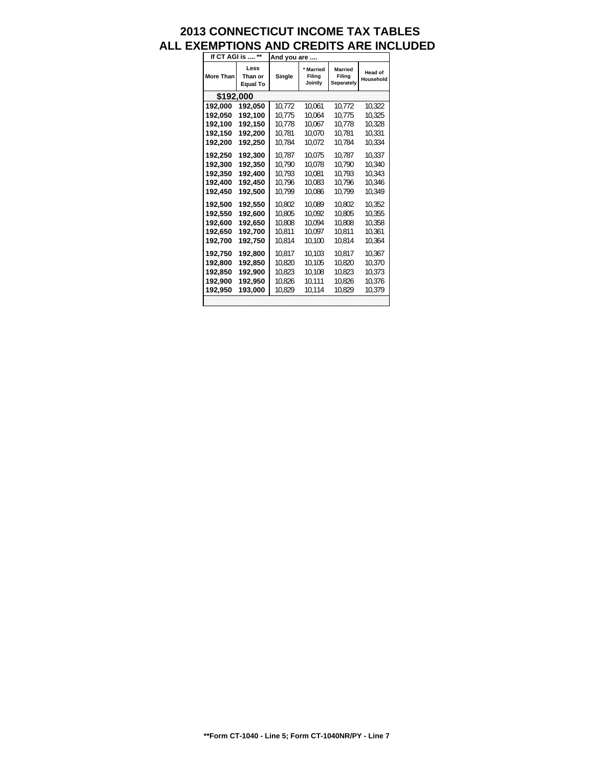# 2013 CONNECTICUT INCOME TAX TABLES
# ALL EXEMPTIONS AND CREDITS ARE INCLUDED

| If CT AGI is .... ** | | And you are .... | | | |
|---|---|---|---|---|---|
| More Than | Less Than or Equal To | Single | * Married Filing Jointly | Married Filing Separately | Head of Household |
| **$192,000** | | | | | |
| 192,000 | 192,050 | 10,772 | 10,061 | 10,772 | 10,322 |
| 192,050 | 192,100 | 10,775 | 10,064 | 10,775 | 10,325 |
| 192,100 | 192,150 | 10,778 | 10,067 | 10,778 | 10,328 |
| 192,150 | 192,200 | 10,781 | 10,070 | 10,781 | 10,331 |
| 192,200 | 192,250 | 10,784 | 10,072 | 10,784 | 10,334 |
| 192,250 | 192,300 | 10,787 | 10,075 | 10,787 | 10,337 |
| 192,300 | 192,350 | 10,790 | 10,078 | 10,790 | 10,340 |
| 192,350 | 192,400 | 10,793 | 10,081 | 10,793 | 10,343 |
| 192,400 | 192,450 | 10,796 | 10,083 | 10,796 | 10,346 |
| 192,450 | 192,500 | 10,799 | 10,086 | 10,799 | 10,349 |
| 192,500 | 192,550 | 10,802 | 10,089 | 10,802 | 10,352 |
| 192,550 | 192,600 | 10,805 | 10,092 | 10,805 | 10,355 |
| 192,600 | 192,650 | 10,808 | 10,094 | 10,808 | 10,358 |
| 192,650 | 192,700 | 10,811 | 10,097 | 10,811 | 10,361 |
| 192,700 | 192,750 | 10,814 | 10,100 | 10,814 | 10,364 |
| 192,750 | 192,800 | 10,817 | 10,103 | 10,817 | 10,367 |
| 192,800 | 192,850 | 10,820 | 10,105 | 10,820 | 10,370 |
| 192,850 | 192,900 | 10,823 | 10,108 | 10,823 | 10,373 |
| 192,900 | 192,950 | 10,826 | 10,111 | 10,826 | 10,376 |
| 192,950 | 193,000 | 10,829 | 10,114 | 10,829 | 10,379 |

**Form CT-1040 - Line 5; Form CT-1040NR/PY - Line 7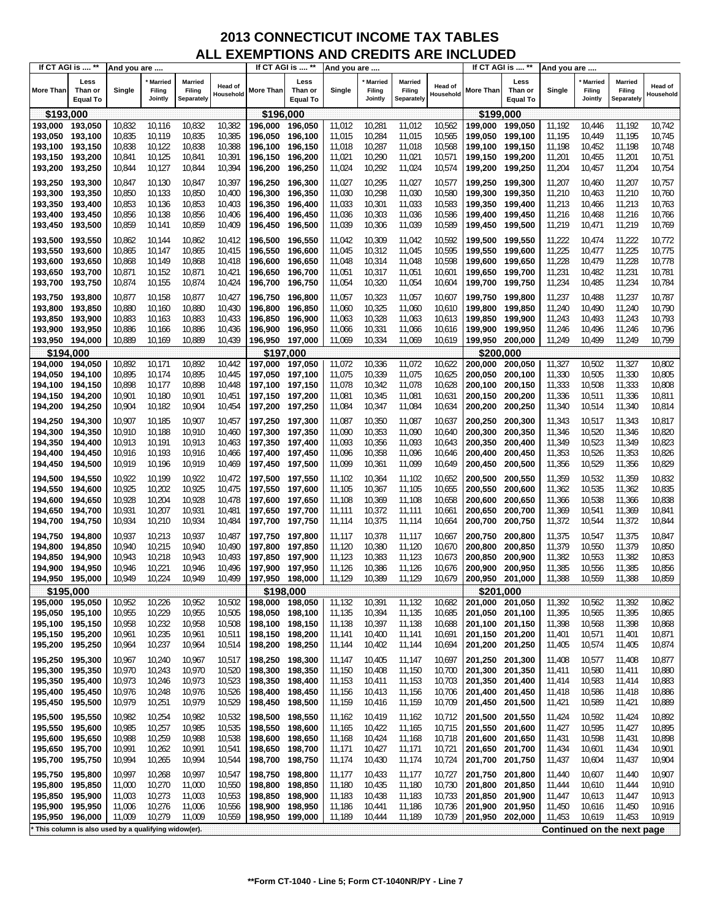# 2013 CONNECTICUT INCOME TAX TABLES
## ALL EXEMPTIONS AND CREDITS ARE INCLUDED

| If CT AGI is .... ** More Than | Less Than or Equal To | Single | * Married Filing Jointly | Married Filing Separately | Head of Household |
|---|---|---|---|---|---|
| **$193,000** | | | | | |
| 193,000 | 193,050 | 10,832 | 10,116 | 10,832 | 10,382 |
| 193,050 | 193,100 | 10,835 | 10,119 | 10,835 | 10,385 |
| 193,100 | 193,150 | 10,838 | 10,122 | 10,838 | 10,388 |
| 193,150 | 193,200 | 10,841 | 10,125 | 10,841 | 10,391 |
| 193,200 | 193,250 | 10,844 | 10,127 | 10,844 | 10,394 |
| 193,250 | 193,300 | 10,847 | 10,130 | 10,847 | 10,397 |
| 193,300 | 193,350 | 10,850 | 10,133 | 10,850 | 10,400 |
| 193,350 | 193,400 | 10,853 | 10,136 | 10,853 | 10,403 |
| 193,400 | 193,450 | 10,856 | 10,138 | 10,856 | 10,406 |
| 193,450 | 193,500 | 10,859 | 10,141 | 10,859 | 10,409 |
| 193,500 | 193,550 | 10,862 | 10,144 | 10,862 | 10,412 |
| 193,550 | 193,600 | 10,865 | 10,147 | 10,865 | 10,415 |
| 193,600 | 193,650 | 10,868 | 10,149 | 10,868 | 10,418 |
| 193,650 | 193,700 | 10,871 | 10,152 | 10,871 | 10,421 |
| 193,700 | 193,750 | 10,874 | 10,155 | 10,874 | 10,424 |
| 193,750 | 193,800 | 10,877 | 10,158 | 10,877 | 10,427 |
| 193,800 | 193,850 | 10,880 | 10,160 | 10,880 | 10,430 |
| 193,850 | 193,900 | 10,883 | 10,163 | 10,883 | 10,433 |
| 193,900 | 193,950 | 10,886 | 10,166 | 10,886 | 10,436 |
| 193,950 | 194,000 | 10,889 | 10,169 | 10,889 | 10,439 |
| **$194,000** | | | | | |
| 194,000 | 194,050 | 10,892 | 10,171 | 10,892 | 10,442 |
| 194,050 | 194,100 | 10,895 | 10,174 | 10,895 | 10,445 |
| 194,100 | 194,150 | 10,898 | 10,177 | 10,898 | 10,448 |
| 194,150 | 194,200 | 10,901 | 10,180 | 10,901 | 10,451 |
| 194,200 | 194,250 | 10,904 | 10,182 | 10,904 | 10,454 |
| 194,250 | 194,300 | 10,907 | 10,185 | 10,907 | 10,457 |
| 194,300 | 194,350 | 10,910 | 10,188 | 10,910 | 10,460 |
| 194,350 | 194,400 | 10,913 | 10,191 | 10,913 | 10,463 |
| 194,400 | 194,450 | 10,916 | 10,193 | 10,916 | 10,466 |
| 194,450 | 194,500 | 10,919 | 10,196 | 10,919 | 10,469 |
| 194,500 | 194,550 | 10,922 | 10,199 | 10,922 | 10,472 |
| 194,550 | 194,600 | 10,925 | 10,202 | 10,925 | 10,475 |
| 194,600 | 194,650 | 10,928 | 10,204 | 10,928 | 10,478 |
| 194,650 | 194,700 | 10,931 | 10,207 | 10,931 | 10,481 |
| 194,700 | 194,750 | 10,934 | 10,210 | 10,934 | 10,484 |
| 194,750 | 194,800 | 10,937 | 10,213 | 10,937 | 10,487 |
| 194,800 | 194,850 | 10,940 | 10,215 | 10,940 | 10,490 |
| 194,850 | 194,900 | 10,943 | 10,218 | 10,943 | 10,493 |
| 194,900 | 194,950 | 10,946 | 10,221 | 10,946 | 10,496 |
| 194,950 | 195,000 | 10,949 | 10,224 | 10,949 | 10,499 |
| **$195,000** | | | | | |
| 195,000 | 195,050 | 10,952 | 10,226 | 10,952 | 10,502 |
| 195,050 | 195,100 | 10,955 | 10,229 | 10,955 | 10,505 |
| 195,100 | 195,150 | 10,958 | 10,232 | 10,958 | 10,508 |
| 195,150 | 195,200 | 10,961 | 10,235 | 10,961 | 10,511 |
| 195,200 | 195,250 | 10,964 | 10,237 | 10,964 | 10,514 |
| 195,250 | 195,300 | 10,967 | 10,240 | 10,967 | 10,517 |
| 195,300 | 195,350 | 10,970 | 10,243 | 10,970 | 10,520 |
| 195,350 | 195,400 | 10,973 | 10,246 | 10,973 | 10,523 |
| 195,400 | 195,450 | 10,976 | 10,248 | 10,976 | 10,526 |
| 195,450 | 195,500 | 10,979 | 10,251 | 10,979 | 10,529 |
| 195,500 | 195,550 | 10,982 | 10,254 | 10,982 | 10,532 |
| 195,550 | 195,600 | 10,985 | 10,257 | 10,985 | 10,535 |
| 195,600 | 195,650 | 10,988 | 10,259 | 10,988 | 10,538 |
| 195,650 | 195,700 | 10,991 | 10,262 | 10,991 | 10,541 |
| 195,700 | 195,750 | 10,994 | 10,265 | 10,994 | 10,544 |
| 195,750 | 195,800 | 10,997 | 10,268 | 10,997 | 10,547 |
| 195,800 | 195,850 | 11,000 | 10,270 | 11,000 | 10,550 |
| 195,850 | 195,900 | 11,003 | 10,273 | 11,003 | 10,553 |
| 195,900 | 195,950 | 11,006 | 10,276 | 11,006 | 10,556 |
| 195,950 | 196,000 | 11,009 | 10,279 | 11,009 | 10,559 |
| **$196,000** | | | | | |
| 196,000 | 196,050 | 11,012 | 10,281 | 11,012 | 10,562 |
| 196,050 | 196,100 | 11,015 | 10,284 | 11,015 | 10,565 |
| 196,100 | 196,150 | 11,018 | 10,287 | 11,018 | 10,568 |
| 196,150 | 196,200 | 11,021 | 10,290 | 11,021 | 10,571 |
| 196,200 | 196,250 | 11,024 | 10,292 | 11,024 | 10,574 |
| 196,250 | 196,300 | 11,027 | 10,295 | 11,027 | 10,577 |
| 196,300 | 196,350 | 11,030 | 10,298 | 11,030 | 10,580 |
| 196,350 | 196,400 | 11,033 | 10,301 | 11,033 | 10,583 |
| 196,400 | 196,450 | 11,036 | 10,303 | 11,036 | 10,586 |
| 196,450 | 196,500 | 11,039 | 10,306 | 11,039 | 10,589 |
| 196,500 | 196,550 | 11,042 | 10,309 | 11,042 | 10,592 |
| 196,550 | 196,600 | 11,045 | 10,312 | 11,045 | 10,595 |
| 196,600 | 196,650 | 11,048 | 10,314 | 11,048 | 10,598 |
| 196,650 | 196,700 | 11,051 | 10,317 | 11,051 | 10,601 |
| 196,700 | 196,750 | 11,054 | 10,320 | 11,054 | 10,604 |
| 196,750 | 196,800 | 11,057 | 10,323 | 11,057 | 10,607 |
| 196,800 | 196,850 | 11,060 | 10,325 | 11,060 | 10,610 |
| 196,850 | 196,900 | 11,063 | 10,328 | 11,063 | 10,613 |
| 196,900 | 196,950 | 11,066 | 10,331 | 11,066 | 10,616 |
| 196,950 | 197,000 | 11,069 | 10,334 | 11,069 | 10,619 |
| **$197,000** | | | | | |
| 197,000 | 197,050 | 11,072 | 10,336 | 11,072 | 10,622 |
| 197,050 | 197,100 | 11,075 | 10,339 | 11,075 | 10,625 |
| 197,100 | 197,150 | 11,078 | 10,342 | 11,078 | 10,628 |
| 197,150 | 197,200 | 11,081 | 10,345 | 11,081 | 10,631 |
| 197,200 | 197,250 | 11,084 | 10,347 | 11,084 | 10,634 |
| 197,250 | 197,300 | 11,087 | 10,350 | 11,087 | 10,637 |
| 197,300 | 197,350 | 11,090 | 10,353 | 11,090 | 10,640 |
| 197,350 | 197,400 | 11,093 | 10,356 | 11,093 | 10,643 |
| 197,400 | 197,450 | 11,096 | 10,358 | 11,096 | 10,646 |
| 197,450 | 197,500 | 11,099 | 10,361 | 11,099 | 10,649 |
| 197,500 | 197,550 | 11,102 | 10,364 | 11,102 | 10,652 |
| 197,550 | 197,600 | 11,105 | 10,367 | 11,105 | 10,655 |
| 197,600 | 197,650 | 11,108 | 10,369 | 11,108 | 10,658 |
| 197,650 | 197,700 | 11,111 | 10,372 | 11,111 | 10,661 |
| 197,700 | 197,750 | 11,114 | 10,375 | 11,114 | 10,664 |
| 197,750 | 197,800 | 11,117 | 10,378 | 11,117 | 10,667 |
| 197,800 | 197,850 | 11,120 | 10,380 | 11,120 | 10,670 |
| 197,850 | 197,900 | 11,123 | 10,383 | 11,123 | 10,673 |
| 197,900 | 197,950 | 11,126 | 10,386 | 11,126 | 10,676 |
| 197,950 | 198,000 | 11,129 | 10,389 | 11,129 | 10,679 |
| **$198,000** | | | | | |
| 198,000 | 198,050 | 11,132 | 10,391 | 11,132 | 10,682 |
| 198,050 | 198,100 | 11,135 | 10,394 | 11,135 | 10,685 |
| 198,100 | 198,150 | 11,138 | 10,397 | 11,138 | 10,688 |
| 198,150 | 198,200 | 11,141 | 10,400 | 11,141 | 10,691 |
| 198,200 | 198,250 | 11,144 | 10,402 | 11,144 | 10,694 |
| 198,250 | 198,300 | 11,147 | 10,405 | 11,147 | 10,697 |
| 198,300 | 198,350 | 11,150 | 10,408 | 11,150 | 10,700 |
| 198,350 | 198,400 | 11,153 | 10,411 | 11,153 | 10,703 |
| 198,400 | 198,450 | 11,156 | 10,413 | 11,156 | 10,706 |
| 198,450 | 198,500 | 11,159 | 10,416 | 11,159 | 10,709 |
| 198,500 | 198,550 | 11,162 | 10,419 | 11,162 | 10,712 |
| 198,550 | 198,600 | 11,165 | 10,422 | 11,165 | 10,715 |
| 198,600 | 198,650 | 11,168 | 10,424 | 11,168 | 10,718 |
| 198,650 | 198,700 | 11,171 | 10,427 | 11,171 | 10,721 |
| 198,700 | 198,750 | 11,174 | 10,430 | 11,174 | 10,724 |
| 198,750 | 198,800 | 11,177 | 10,433 | 11,177 | 10,727 |
| 198,800 | 198,850 | 11,180 | 10,435 | 11,180 | 10,730 |
| 198,850 | 198,900 | 11,183 | 10,438 | 11,183 | 10,733 |
| 198,900 | 198,950 | 11,186 | 10,441 | 11,186 | 10,736 |
| 198,950 | 199,000 | 11,189 | 10,444 | 11,189 | 10,739 |
| **$199,000** | | | | | |
| 199,000 | 199,050 | 11,192 | 10,446 | 11,192 | 10,742 |
| 199,050 | 199,100 | 11,195 | 10,449 | 11,195 | 10,745 |
| 199,100 | 199,150 | 11,198 | 10,452 | 11,198 | 10,748 |
| 199,150 | 199,200 | 11,201 | 10,455 | 11,201 | 10,751 |
| 199,200 | 199,250 | 11,204 | 10,457 | 11,204 | 10,754 |
| 199,250 | 199,300 | 11,207 | 10,460 | 11,207 | 10,757 |
| 199,300 | 199,350 | 11,210 | 10,463 | 11,210 | 10,760 |
| 199,350 | 199,400 | 11,213 | 10,466 | 11,213 | 10,763 |
| 199,400 | 199,450 | 11,216 | 10,468 | 11,216 | 10,766 |
| 199,450 | 199,500 | 11,219 | 10,471 | 11,219 | 10,769 |
| 199,500 | 199,550 | 11,222 | 10,474 | 11,222 | 10,772 |
| 199,550 | 199,600 | 11,225 | 10,477 | 11,225 | 10,775 |
| 199,600 | 199,650 | 11,228 | 10,479 | 11,228 | 10,778 |
| 199,650 | 199,700 | 11,231 | 10,482 | 11,231 | 10,781 |
| 199,700 | 199,750 | 11,234 | 10,485 | 11,234 | 10,784 |
| 199,750 | 199,800 | 11,237 | 10,488 | 11,237 | 10,787 |
| 199,800 | 199,850 | 11,240 | 10,490 | 11,240 | 10,790 |
| 199,850 | 199,900 | 11,243 | 10,493 | 11,243 | 10,793 |
| 199,900 | 199,950 | 11,246 | 10,496 | 11,246 | 10,796 |
| 199,950 | 200,000 | 11,249 | 10,499 | 11,249 | 10,799 |
| **$200,000** | | | | | |
| 200,000 | 200,050 | 11,327 | 10,502 | 11,327 | 10,802 |
| 200,050 | 200,100 | 11,330 | 10,505 | 11,330 | 10,805 |
| 200,100 | 200,150 | 11,333 | 10,508 | 11,333 | 10,808 |
| 200,150 | 200,200 | 11,336 | 10,511 | 11,336 | 10,811 |
| 200,200 | 200,250 | 11,340 | 10,514 | 11,340 | 10,814 |
| 200,250 | 200,300 | 11,343 | 10,517 | 11,343 | 10,817 |
| 200,300 | 200,350 | 11,346 | 10,520 | 11,346 | 10,820 |
| 200,350 | 200,400 | 11,349 | 10,523 | 11,349 | 10,823 |
| 200,400 | 200,450 | 11,353 | 10,526 | 11,353 | 10,826 |
| 200,450 | 200,500 | 11,356 | 10,529 | 11,356 | 10,829 |
| 200,500 | 200,550 | 11,359 | 10,532 | 11,359 | 10,832 |
| 200,550 | 200,600 | 11,362 | 10,535 | 11,362 | 10,835 |
| 200,600 | 200,650 | 11,366 | 10,538 | 11,366 | 10,838 |
| 200,650 | 200,700 | 11,369 | 10,541 | 11,369 | 10,841 |
| 200,700 | 200,750 | 11,372 | 10,544 | 11,372 | 10,844 |
| 200,750 | 200,800 | 11,375 | 10,547 | 11,375 | 10,847 |
| 200,800 | 200,850 | 11,379 | 10,550 | 11,379 | 10,850 |
| 200,850 | 200,900 | 11,382 | 10,553 | 11,382 | 10,853 |
| 200,900 | 200,950 | 11,385 | 10,556 | 11,385 | 10,856 |
| 200,950 | 201,000 | 11,388 | 10,559 | 11,388 | 10,859 |
| **$201,000** | | | | | |
| 201,000 | 201,050 | 11,392 | 10,562 | 11,392 | 10,862 |
| 201,050 | 201,100 | 11,395 | 10,565 | 11,395 | 10,865 |
| 201,100 | 201,150 | 11,398 | 10,568 | 11,398 | 10,868 |
| 201,150 | 201,200 | 11,401 | 10,571 | 11,401 | 10,871 |
| 201,200 | 201,250 | 11,405 | 10,574 | 11,405 | 10,874 |
| 201,250 | 201,300 | 11,408 | 10,577 | 11,408 | 10,877 |
| 201,300 | 201,350 | 11,411 | 10,580 | 11,411 | 10,880 |
| 201,350 | 201,400 | 11,414 | 10,583 | 11,414 | 10,883 |
| 201,400 | 201,450 | 11,418 | 10,586 | 11,418 | 10,886 |
| 201,450 | 201,500 | 11,421 | 10,589 | 11,421 | 10,889 |
| 201,500 | 201,550 | 11,424 | 10,592 | 11,424 | 10,892 |
| 201,550 | 201,600 | 11,427 | 10,595 | 11,427 | 10,895 |
| 201,600 | 201,650 | 11,431 | 10,598 | 11,431 | 10,898 |
| 201,650 | 201,700 | 11,434 | 10,601 | 11,434 | 10,901 |
| 201,700 | 201,750 | 11,437 | 10,604 | 11,437 | 10,904 |
| 201,750 | 201,800 | 11,440 | 10,607 | 11,440 | 10,907 |
| 201,800 | 201,850 | 11,444 | 10,610 | 11,444 | 10,910 |
| 201,850 | 201,900 | 11,447 | 10,613 | 11,447 | 10,913 |
| 201,900 | 201,950 | 11,450 | 10,616 | 11,450 | 10,916 |
| 201,950 | 202,000 | 11,453 | 10,619 | 11,453 | 10,919 |

* This column is also used by a qualifying widow(er).

**Continued on the next page**

**Form CT-1040 - Line 5; Form CT-1040NR/PY - Line 7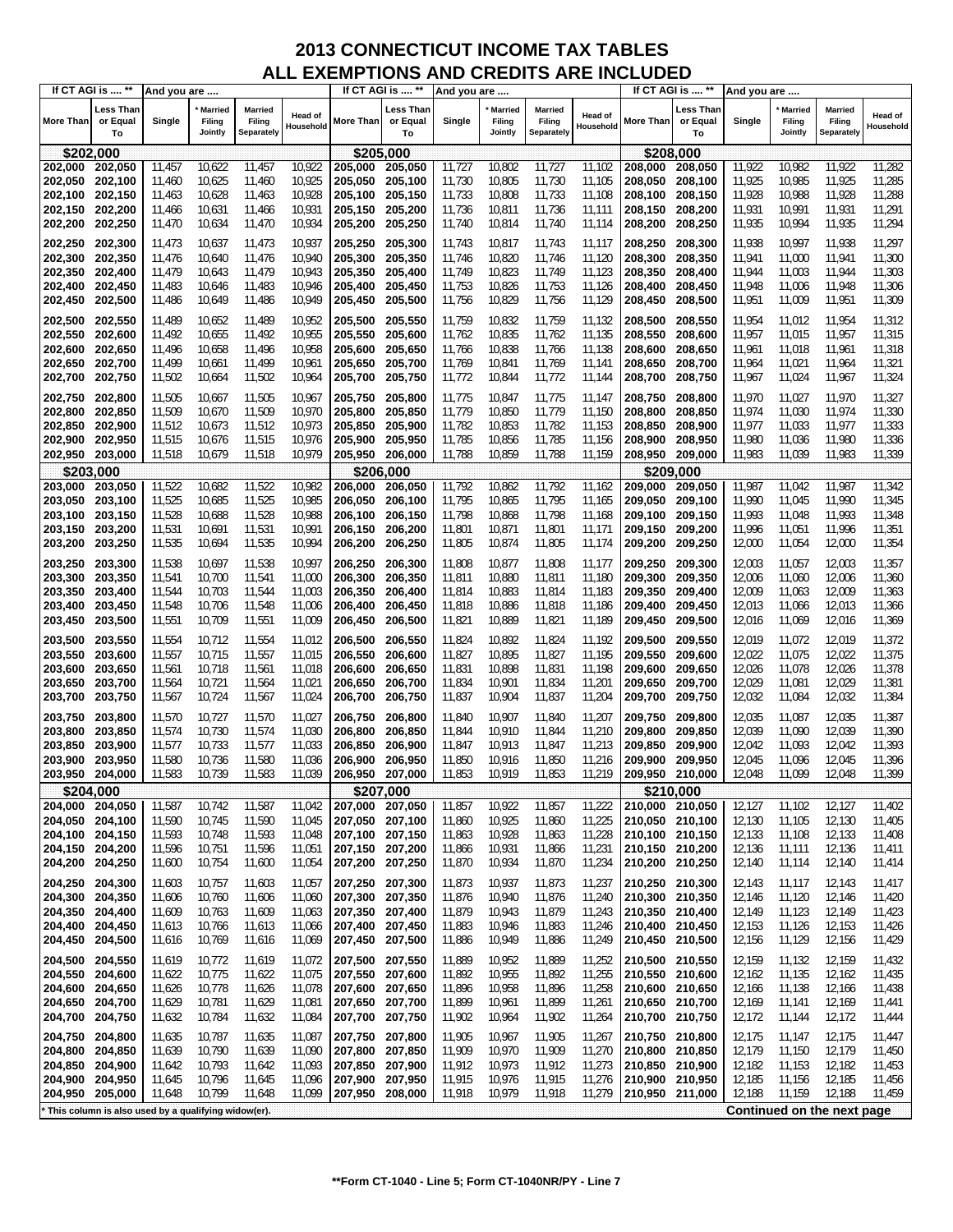# 2013 CONNECTICUT INCOME TAX TABLES
## ALL EXEMPTIONS AND CREDITS ARE INCLUDED

| If CT AGI is .... ** | | And you are .... | | | | If CT AGI is .... ** | | And you are .... | | | | If CT AGI is .... ** | | And you are .... | | | |
|---|---|---|---|---|---|---|---|---|---|---|---|---|---|---|---|---|---|
| More Than | Less Than or Equal To | Single | * Married Filing Jointly | Married Filing Separately | Head of Household | More Than | Less Than or Equal To | Single | * Married Filing Jointly | Married Filing Separately | Head of Household | More Than | Less Than or Equal To | Single | * Married Filing Jointly | Married Filing Separately | Head of Household |
| **$202,000** | | | | | | **$205,000** | | | | | | **$208,000** | | | | | |
| 202,000 | 202,050 | 11,457 | 10,622 | 11,457 | 10,922 | 205,000 | 205,050 | 11,727 | 10,802 | 11,727 | 11,102 | 208,000 | 208,050 | 11,922 | 10,982 | 11,922 | 11,282 |
| 202,050 | 202,100 | 11,460 | 10,625 | 11,460 | 10,925 | 205,050 | 205,100 | 11,730 | 10,805 | 11,730 | 11,105 | 208,050 | 208,100 | 11,925 | 10,985 | 11,925 | 11,285 |
| 202,100 | 202,150 | 11,463 | 10,628 | 11,463 | 10,928 | 205,100 | 205,150 | 11,733 | 10,808 | 11,733 | 11,108 | 208,100 | 208,150 | 11,928 | 10,988 | 11,928 | 11,288 |
| 202,150 | 202,200 | 11,466 | 10,631 | 11,466 | 10,931 | 205,150 | 205,200 | 11,736 | 10,811 | 11,736 | 11,111 | 208,150 | 208,200 | 11,931 | 10,991 | 11,931 | 11,291 |
| 202,200 | 202,250 | 11,470 | 10,634 | 11,470 | 10,934 | 205,200 | 205,250 | 11,740 | 10,814 | 11,740 | 11,114 | 208,200 | 208,250 | 11,935 | 10,994 | 11,935 | 11,294 |
| 202,250 | 202,300 | 11,473 | 10,637 | 11,473 | 10,937 | 205,250 | 205,300 | 11,743 | 10,817 | 11,743 | 11,117 | 208,250 | 208,300 | 11,938 | 10,997 | 11,938 | 11,297 |
| 202,300 | 202,350 | 11,476 | 10,640 | 11,476 | 10,940 | 205,300 | 205,350 | 11,746 | 10,820 | 11,746 | 11,120 | 208,300 | 208,350 | 11,941 | 11,000 | 11,941 | 11,300 |
| 202,350 | 202,400 | 11,479 | 10,643 | 11,479 | 10,943 | 205,350 | 205,400 | 11,749 | 10,823 | 11,749 | 11,123 | 208,350 | 208,400 | 11,944 | 11,003 | 11,944 | 11,303 |
| 202,400 | 202,450 | 11,483 | 10,646 | 11,483 | 10,946 | 205,400 | 205,450 | 11,753 | 10,826 | 11,753 | 11,126 | 208,400 | 208,450 | 11,948 | 11,006 | 11,948 | 11,306 |
| 202,450 | 202,500 | 11,486 | 10,649 | 11,486 | 10,949 | 205,450 | 205,500 | 11,756 | 10,829 | 11,756 | 11,129 | 208,450 | 208,500 | 11,951 | 11,009 | 11,951 | 11,309 |
| 202,500 | 202,550 | 11,489 | 10,652 | 11,489 | 10,952 | 205,500 | 205,550 | 11,759 | 10,832 | 11,759 | 11,132 | 208,500 | 208,550 | 11,954 | 11,012 | 11,954 | 11,312 |
| 202,550 | 202,600 | 11,492 | 10,655 | 11,492 | 10,955 | 205,550 | 205,600 | 11,762 | 10,835 | 11,762 | 11,135 | 208,550 | 208,600 | 11,957 | 11,015 | 11,957 | 11,315 |
| 202,600 | 202,650 | 11,496 | 10,658 | 11,496 | 10,958 | 205,600 | 205,650 | 11,766 | 10,838 | 11,766 | 11,138 | 208,600 | 208,650 | 11,961 | 11,018 | 11,961 | 11,318 |
| 202,650 | 202,700 | 11,499 | 10,661 | 11,499 | 10,961 | 205,650 | 205,700 | 11,769 | 10,841 | 11,769 | 11,141 | 208,650 | 208,700 | 11,964 | 11,021 | 11,964 | 11,321 |
| 202,700 | 202,750 | 11,502 | 10,664 | 11,502 | 10,964 | 205,700 | 205,750 | 11,772 | 10,844 | 11,772 | 11,144 | 208,700 | 208,750 | 11,967 | 11,024 | 11,967 | 11,324 |
| 202,750 | 202,800 | 11,505 | 10,667 | 11,505 | 10,967 | 205,750 | 205,800 | 11,775 | 10,847 | 11,775 | 11,147 | 208,750 | 208,800 | 11,970 | 11,027 | 11,970 | 11,327 |
| 202,800 | 202,850 | 11,509 | 10,670 | 11,509 | 10,970 | 205,800 | 205,850 | 11,779 | 10,850 | 11,779 | 11,150 | 208,800 | 208,850 | 11,974 | 11,030 | 11,974 | 11,330 |
| 202,850 | 202,900 | 11,512 | 10,673 | 11,512 | 10,973 | 205,850 | 205,900 | 11,782 | 10,853 | 11,782 | 11,153 | 208,850 | 208,900 | 11,977 | 11,033 | 11,977 | 11,333 |
| 202,900 | 202,950 | 11,515 | 10,676 | 11,515 | 10,976 | 205,900 | 205,950 | 11,785 | 10,856 | 11,785 | 11,156 | 208,900 | 208,950 | 11,980 | 11,036 | 11,980 | 11,336 |
| 202,950 | 203,000 | 11,518 | 10,679 | 11,518 | 10,979 | 205,950 | 206,000 | 11,788 | 10,859 | 11,788 | 11,159 | 208,950 | 209,000 | 11,983 | 11,039 | 11,983 | 11,339 |
| **$203,000** | | | | | | **$206,000** | | | | | | **$209,000** | | | | | |
| 203,000 | 203,050 | 11,522 | 10,682 | 11,522 | 10,982 | 206,000 | 206,050 | 11,792 | 10,862 | 11,792 | 11,162 | 209,000 | 209,050 | 11,987 | 11,042 | 11,987 | 11,342 |
| 203,050 | 203,100 | 11,525 | 10,685 | 11,525 | 10,985 | 206,050 | 206,100 | 11,795 | 10,865 | 11,795 | 11,165 | 209,050 | 209,100 | 11,990 | 11,045 | 11,990 | 11,345 |
| 203,100 | 203,150 | 11,528 | 10,688 | 11,528 | 10,988 | 206,100 | 206,150 | 11,798 | 10,868 | 11,798 | 11,168 | 209,100 | 209,150 | 11,993 | 11,048 | 11,993 | 11,348 |
| 203,150 | 203,200 | 11,531 | 10,691 | 11,531 | 10,991 | 206,150 | 206,200 | 11,801 | 10,871 | 11,801 | 11,171 | 209,150 | 209,200 | 11,996 | 11,051 | 11,996 | 11,351 |
| 203,200 | 203,250 | 11,535 | 10,694 | 11,535 | 10,994 | 206,200 | 206,250 | 11,805 | 10,874 | 11,805 | 11,174 | 209,200 | 209,250 | 12,000 | 11,054 | 12,000 | 11,354 |
| 203,250 | 203,300 | 11,538 | 10,697 | 11,538 | 10,997 | 206,250 | 206,300 | 11,808 | 10,877 | 11,808 | 11,177 | 209,250 | 209,300 | 12,003 | 11,057 | 12,003 | 11,357 |
| 203,300 | 203,350 | 11,541 | 10,700 | 11,541 | 11,000 | 206,300 | 206,350 | 11,811 | 10,880 | 11,811 | 11,180 | 209,300 | 209,350 | 12,006 | 11,060 | 12,006 | 11,360 |
| 203,350 | 203,400 | 11,544 | 10,703 | 11,544 | 11,003 | 206,350 | 206,400 | 11,814 | 10,883 | 11,814 | 11,183 | 209,350 | 209,400 | 12,009 | 11,063 | 12,009 | 11,363 |
| 203,400 | 203,450 | 11,548 | 10,706 | 11,548 | 11,006 | 206,400 | 206,450 | 11,818 | 10,886 | 11,818 | 11,186 | 209,400 | 209,450 | 12,013 | 11,066 | 12,013 | 11,366 |
| 203,450 | 203,500 | 11,551 | 10,709 | 11,551 | 11,009 | 206,450 | 206,500 | 11,821 | 10,889 | 11,821 | 11,189 | 209,450 | 209,500 | 12,016 | 11,069 | 12,016 | 11,369 |
| 203,500 | 203,550 | 11,554 | 10,712 | 11,554 | 11,012 | 206,500 | 206,550 | 11,824 | 10,892 | 11,824 | 11,192 | 209,500 | 209,550 | 12,019 | 11,072 | 12,019 | 11,372 |
| 203,550 | 203,600 | 11,557 | 10,715 | 11,557 | 11,015 | 206,550 | 206,600 | 11,827 | 10,895 | 11,827 | 11,195 | 209,550 | 209,600 | 12,022 | 11,075 | 12,022 | 11,375 |
| 203,600 | 203,650 | 11,561 | 10,718 | 11,561 | 11,018 | 206,600 | 206,650 | 11,831 | 10,898 | 11,831 | 11,198 | 209,600 | 209,650 | 12,026 | 11,078 | 12,026 | 11,378 |
| 203,650 | 203,700 | 11,564 | 10,721 | 11,564 | 11,021 | 206,650 | 206,700 | 11,834 | 10,901 | 11,834 | 11,201 | 209,650 | 209,700 | 12,029 | 11,081 | 12,029 | 11,381 |
| 203,700 | 203,750 | 11,567 | 10,724 | 11,567 | 11,024 | 206,700 | 206,750 | 11,837 | 10,904 | 11,837 | 11,204 | 209,700 | 209,750 | 12,032 | 11,084 | 12,032 | 11,384 |
| 203,750 | 203,800 | 11,570 | 10,727 | 11,570 | 11,027 | 206,750 | 206,800 | 11,840 | 10,907 | 11,840 | 11,207 | 209,750 | 209,800 | 12,035 | 11,087 | 12,035 | 11,387 |
| 203,800 | 203,850 | 11,574 | 10,730 | 11,574 | 11,030 | 206,800 | 206,850 | 11,844 | 10,910 | 11,844 | 11,210 | 209,800 | 209,850 | 12,039 | 11,090 | 12,039 | 11,390 |
| 203,850 | 203,900 | 11,577 | 10,733 | 11,577 | 11,033 | 206,850 | 206,900 | 11,847 | 10,913 | 11,847 | 11,213 | 209,850 | 209,900 | 12,042 | 11,093 | 12,042 | 11,393 |
| 203,900 | 203,950 | 11,580 | 10,736 | 11,580 | 11,036 | 206,900 | 206,950 | 11,850 | 10,916 | 11,850 | 11,216 | 209,900 | 209,950 | 12,045 | 11,096 | 12,045 | 11,396 |
| 203,950 | 204,000 | 11,583 | 10,739 | 11,583 | 11,039 | 206,950 | 207,000 | 11,853 | 10,919 | 11,853 | 11,219 | 209,950 | 210,000 | 12,048 | 11,099 | 12,048 | 11,399 |
| **$204,000** | | | | | | **$207,000** | | | | | | **$210,000** | | | | | |
| 204,000 | 204,050 | 11,587 | 10,742 | 11,587 | 11,042 | 207,000 | 207,050 | 11,857 | 10,922 | 11,857 | 11,222 | 210,000 | 210,050 | 12,127 | 11,102 | 12,127 | 11,402 |
| 204,050 | 204,100 | 11,590 | 10,745 | 11,590 | 11,045 | 207,050 | 207,100 | 11,860 | 10,925 | 11,860 | 11,225 | 210,050 | 210,100 | 12,130 | 11,105 | 12,130 | 11,405 |
| 204,100 | 204,150 | 11,593 | 10,748 | 11,593 | 11,048 | 207,100 | 207,150 | 11,863 | 10,928 | 11,863 | 11,228 | 210,100 | 210,150 | 12,133 | 11,108 | 12,133 | 11,408 |
| 204,150 | 204,200 | 11,596 | 10,751 | 11,596 | 11,051 | 207,150 | 207,200 | 11,866 | 10,931 | 11,866 | 11,231 | 210,150 | 210,200 | 12,136 | 11,111 | 12,136 | 11,411 |
| 204,200 | 204,250 | 11,600 | 10,754 | 11,600 | 11,054 | 207,200 | 207,250 | 11,870 | 10,934 | 11,870 | 11,234 | 210,200 | 210,250 | 12,140 | 11,114 | 12,140 | 11,414 |
| 204,250 | 204,300 | 11,603 | 10,757 | 11,603 | 11,057 | 207,250 | 207,300 | 11,873 | 10,937 | 11,873 | 11,237 | 210,250 | 210,300 | 12,143 | 11,117 | 12,143 | 11,417 |
| 204,300 | 204,350 | 11,606 | 10,760 | 11,606 | 11,060 | 207,300 | 207,350 | 11,876 | 10,940 | 11,876 | 11,240 | 210,300 | 210,350 | 12,146 | 11,120 | 12,146 | 11,420 |
| 204,350 | 204,400 | 11,609 | 10,763 | 11,609 | 11,063 | 207,350 | 207,400 | 11,879 | 10,943 | 11,879 | 11,243 | 210,350 | 210,400 | 12,149 | 11,123 | 12,149 | 11,423 |
| 204,400 | 204,450 | 11,613 | 10,766 | 11,613 | 11,066 | 207,400 | 207,450 | 11,883 | 10,946 | 11,883 | 11,246 | 210,400 | 210,450 | 12,153 | 11,126 | 12,153 | 11,426 |
| 204,450 | 204,500 | 11,616 | 10,769 | 11,616 | 11,069 | 207,450 | 207,500 | 11,886 | 10,949 | 11,886 | 11,249 | 210,450 | 210,500 | 12,156 | 11,129 | 12,156 | 11,429 |
| 204,500 | 204,550 | 11,619 | 10,772 | 11,619 | 11,072 | 207,500 | 207,550 | 11,889 | 10,952 | 11,889 | 11,252 | 210,500 | 210,550 | 12,159 | 11,132 | 12,159 | 11,432 |
| 204,550 | 204,600 | 11,622 | 10,775 | 11,622 | 11,075 | 207,550 | 207,600 | 11,892 | 10,955 | 11,892 | 11,255 | 210,550 | 210,600 | 12,162 | 11,135 | 12,162 | 11,435 |
| 204,600 | 204,650 | 11,626 | 10,778 | 11,626 | 11,078 | 207,600 | 207,650 | 11,896 | 10,958 | 11,896 | 11,258 | 210,600 | 210,650 | 12,166 | 11,138 | 12,166 | 11,438 |
| 204,650 | 204,700 | 11,629 | 10,781 | 11,629 | 11,081 | 207,650 | 207,700 | 11,899 | 10,961 | 11,899 | 11,261 | 210,650 | 210,700 | 12,169 | 11,141 | 12,169 | 11,441 |
| 204,700 | 204,750 | 11,632 | 10,784 | 11,632 | 11,084 | 207,700 | 207,750 | 11,902 | 10,964 | 11,902 | 11,264 | 210,700 | 210,750 | 12,172 | 11,144 | 12,172 | 11,444 |
| 204,750 | 204,800 | 11,635 | 10,787 | 11,635 | 11,087 | 207,750 | 207,800 | 11,905 | 10,967 | 11,905 | 11,267 | 210,750 | 210,800 | 12,175 | 11,147 | 12,175 | 11,447 |
| 204,800 | 204,850 | 11,639 | 10,790 | 11,639 | 11,090 | 207,800 | 207,850 | 11,909 | 10,970 | 11,909 | 11,270 | 210,800 | 210,850 | 12,179 | 11,150 | 12,179 | 11,450 |
| 204,850 | 204,900 | 11,642 | 10,793 | 11,642 | 11,093 | 207,850 | 207,900 | 11,912 | 10,973 | 11,912 | 11,273 | 210,850 | 210,900 | 12,182 | 11,153 | 12,182 | 11,453 |
| 204,900 | 204,950 | 11,645 | 10,796 | 11,645 | 11,096 | 207,900 | 207,950 | 11,915 | 10,976 | 11,915 | 11,276 | 210,900 | 210,950 | 12,185 | 11,156 | 12,185 | 11,456 |
| 204,950 | 205,000 | 11,648 | 10,799 | 11,648 | 11,099 | 207,950 | 208,000 | 11,918 | 10,979 | 11,918 | 11,279 | 210,950 | 211,000 | 12,188 | 11,159 | 12,188 | 11,459 |

* This column is also used by a qualifying widow(er).

**Continued on the next page**

**Form CT-1040 - Line 5; Form CT-1040NR/PY - Line 7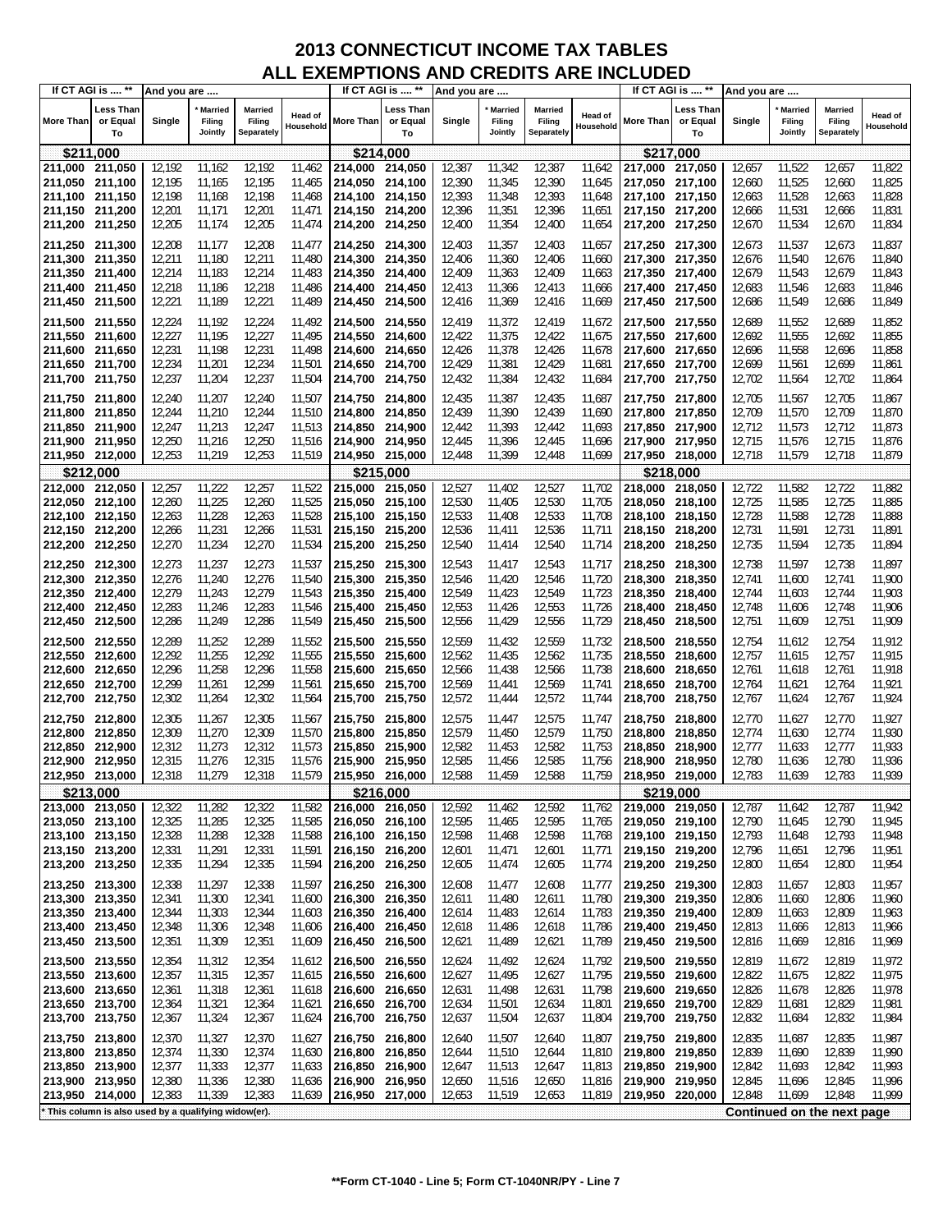# 2013 CONNECTICUT INCOME TAX TABLES
## ALL EXEMPTIONS AND CREDITS ARE INCLUDED

| If CT AGI is .... ** More Than | Less Than or Equal To | Single | * Married Filing Jointly | Married Filing Separately | Head of Household |
|---|---|---|---|---|---|
| **$211,000** | | | | | |
| 211,000 | 211,050 | 12,192 | 11,162 | 12,192 | 11,462 |
| 211,050 | 211,100 | 12,195 | 11,165 | 12,195 | 11,465 |
| 211,100 | 211,150 | 12,198 | 11,168 | 12,198 | 11,468 |
| 211,150 | 211,200 | 12,201 | 11,171 | 12,201 | 11,471 |
| 211,200 | 211,250 | 12,205 | 11,174 | 12,205 | 11,474 |
| 211,250 | 211,300 | 12,208 | 11,177 | 12,208 | 11,477 |
| 211,300 | 211,350 | 12,211 | 11,180 | 12,211 | 11,480 |
| 211,350 | 211,400 | 12,214 | 11,183 | 12,214 | 11,483 |
| 211,400 | 211,450 | 12,218 | 11,186 | 12,218 | 11,486 |
| 211,450 | 211,500 | 12,221 | 11,189 | 12,221 | 11,489 |
| 211,500 | 211,550 | 12,224 | 11,192 | 12,224 | 11,492 |
| 211,550 | 211,600 | 12,227 | 11,195 | 12,227 | 11,495 |
| 211,600 | 211,650 | 12,231 | 11,198 | 12,231 | 11,498 |
| 211,650 | 211,700 | 12,234 | 11,201 | 12,234 | 11,501 |
| 211,700 | 211,750 | 12,237 | 11,204 | 12,237 | 11,504 |
| 211,750 | 211,800 | 12,240 | 11,207 | 12,240 | 11,507 |
| 211,800 | 211,850 | 12,244 | 11,210 | 12,244 | 11,510 |
| 211,850 | 211,900 | 12,247 | 11,213 | 12,247 | 11,513 |
| 211,900 | 211,950 | 12,250 | 11,216 | 12,250 | 11,516 |
| 211,950 | 212,000 | 12,253 | 11,219 | 12,253 | 11,519 |
| **$212,000** | | | | | |
| 212,000 | 212,050 | 12,257 | 11,222 | 12,257 | 11,522 |
| 212,050 | 212,100 | 12,260 | 11,225 | 12,260 | 11,525 |
| 212,100 | 212,150 | 12,263 | 11,228 | 12,263 | 11,528 |
| 212,150 | 212,200 | 12,266 | 11,231 | 12,266 | 11,531 |
| 212,200 | 212,250 | 12,270 | 11,234 | 12,270 | 11,534 |
| 212,250 | 212,300 | 12,273 | 11,237 | 12,273 | 11,537 |
| 212,300 | 212,350 | 12,276 | 11,240 | 12,276 | 11,540 |
| 212,350 | 212,400 | 12,279 | 11,243 | 12,279 | 11,543 |
| 212,400 | 212,450 | 12,283 | 11,246 | 12,283 | 11,546 |
| 212,450 | 212,500 | 12,286 | 11,249 | 12,286 | 11,549 |
| 212,500 | 212,550 | 12,289 | 11,252 | 12,289 | 11,552 |
| 212,550 | 212,600 | 12,292 | 11,255 | 12,292 | 11,555 |
| 212,600 | 212,650 | 12,296 | 11,258 | 12,296 | 11,558 |
| 212,650 | 212,700 | 12,299 | 11,261 | 12,299 | 11,561 |
| 212,700 | 212,750 | 12,302 | 11,264 | 12,302 | 11,564 |
| 212,750 | 212,800 | 12,305 | 11,267 | 12,305 | 11,567 |
| 212,800 | 212,850 | 12,309 | 11,270 | 12,309 | 11,570 |
| 212,850 | 212,900 | 12,312 | 11,273 | 12,312 | 11,573 |
| 212,900 | 212,950 | 12,315 | 11,276 | 12,315 | 11,576 |
| 212,950 | 213,000 | 12,318 | 11,279 | 12,318 | 11,579 |
| **$213,000** | | | | | |
| 213,000 | 213,050 | 12,322 | 11,282 | 12,322 | 11,582 |
| 213,050 | 213,100 | 12,325 | 11,285 | 12,325 | 11,585 |
| 213,100 | 213,150 | 12,328 | 11,288 | 12,328 | 11,588 |
| 213,150 | 213,200 | 12,331 | 11,291 | 12,331 | 11,591 |
| 213,200 | 213,250 | 12,335 | 11,294 | 12,335 | 11,594 |
| 213,250 | 213,300 | 12,338 | 11,297 | 12,338 | 11,597 |
| 213,300 | 213,350 | 12,341 | 11,300 | 12,341 | 11,600 |
| 213,350 | 213,400 | 12,344 | 11,303 | 12,344 | 11,603 |
| 213,400 | 213,450 | 12,348 | 11,306 | 12,348 | 11,606 |
| 213,450 | 213,500 | 12,351 | 11,309 | 12,351 | 11,609 |
| 213,500 | 213,550 | 12,354 | 11,312 | 12,354 | 11,612 |
| 213,550 | 213,600 | 12,357 | 11,315 | 12,357 | 11,615 |
| 213,600 | 213,650 | 12,361 | 11,318 | 12,361 | 11,618 |
| 213,650 | 213,700 | 12,364 | 11,321 | 12,364 | 11,621 |
| 213,700 | 213,750 | 12,367 | 11,324 | 12,367 | 11,624 |
| 213,750 | 213,800 | 12,370 | 11,327 | 12,370 | 11,627 |
| 213,800 | 213,850 | 12,374 | 11,330 | 12,374 | 11,630 |
| 213,850 | 213,900 | 12,377 | 11,333 | 12,377 | 11,633 |
| 213,900 | 213,950 | 12,380 | 11,336 | 12,380 | 11,636 |
| 213,950 | 214,000 | 12,383 | 11,339 | 12,383 | 11,639 |
| **$214,000** | | | | | |
| 214,000 | 214,050 | 12,387 | 11,342 | 12,387 | 11,642 |
| 214,050 | 214,100 | 12,390 | 11,345 | 12,390 | 11,645 |
| 214,100 | 214,150 | 12,393 | 11,348 | 12,393 | 11,648 |
| 214,150 | 214,200 | 12,396 | 11,351 | 12,396 | 11,651 |
| 214,200 | 214,250 | 12,400 | 11,354 | 12,400 | 11,654 |
| 214,250 | 214,300 | 12,403 | 11,357 | 12,403 | 11,657 |
| 214,300 | 214,350 | 12,406 | 11,360 | 12,406 | 11,660 |
| 214,350 | 214,400 | 12,409 | 11,363 | 12,409 | 11,663 |
| 214,400 | 214,450 | 12,413 | 11,366 | 12,413 | 11,666 |
| 214,450 | 214,500 | 12,416 | 11,369 | 12,416 | 11,669 |
| 214,500 | 214,550 | 12,419 | 11,372 | 12,419 | 11,672 |
| 214,550 | 214,600 | 12,422 | 11,375 | 12,422 | 11,675 |
| 214,600 | 214,650 | 12,426 | 11,378 | 12,426 | 11,678 |
| 214,650 | 214,700 | 12,429 | 11,381 | 12,429 | 11,681 |
| 214,700 | 214,750 | 12,432 | 11,384 | 12,432 | 11,684 |
| 214,750 | 214,800 | 12,435 | 11,387 | 12,435 | 11,687 |
| 214,800 | 214,850 | 12,439 | 11,390 | 12,439 | 11,690 |
| 214,850 | 214,900 | 12,442 | 11,393 | 12,442 | 11,693 |
| 214,900 | 214,950 | 12,445 | 11,396 | 12,445 | 11,696 |
| 214,950 | 215,000 | 12,448 | 11,399 | 12,448 | 11,699 |
| **$215,000** | | | | | |
| 215,000 | 215,050 | 12,527 | 11,402 | 12,527 | 11,702 |
| 215,050 | 215,100 | 12,530 | 11,405 | 12,530 | 11,705 |
| 215,100 | 215,150 | 12,533 | 11,408 | 12,533 | 11,708 |
| 215,150 | 215,200 | 12,536 | 11,411 | 12,536 | 11,711 |
| 215,200 | 215,250 | 12,540 | 11,414 | 12,540 | 11,714 |
| 215,250 | 215,300 | 12,543 | 11,417 | 12,543 | 11,717 |
| 215,300 | 215,350 | 12,546 | 11,420 | 12,546 | 11,720 |
| 215,350 | 215,400 | 12,549 | 11,423 | 12,549 | 11,723 |
| 215,400 | 215,450 | 12,553 | 11,426 | 12,553 | 11,726 |
| 215,450 | 215,500 | 12,556 | 11,429 | 12,556 | 11,729 |
| 215,500 | 215,550 | 12,559 | 11,432 | 12,559 | 11,732 |
| 215,550 | 215,600 | 12,562 | 11,435 | 12,562 | 11,735 |
| 215,600 | 215,650 | 12,566 | 11,438 | 12,566 | 11,738 |
| 215,650 | 215,700 | 12,569 | 11,441 | 12,569 | 11,741 |
| 215,700 | 215,750 | 12,572 | 11,444 | 12,572 | 11,744 |
| 215,750 | 215,800 | 12,575 | 11,447 | 12,575 | 11,747 |
| 215,800 | 215,850 | 12,579 | 11,450 | 12,579 | 11,750 |
| 215,850 | 215,900 | 12,582 | 11,453 | 12,582 | 11,753 |
| 215,900 | 215,950 | 12,585 | 11,456 | 12,585 | 11,756 |
| 215,950 | 216,000 | 12,588 | 11,459 | 12,588 | 11,759 |
| **$216,000** | | | | | |
| 216,000 | 216,050 | 12,592 | 11,462 | 12,592 | 11,762 |
| 216,050 | 216,100 | 12,595 | 11,465 | 12,595 | 11,765 |
| 216,100 | 216,150 | 12,598 | 11,468 | 12,598 | 11,768 |
| 216,150 | 216,200 | 12,601 | 11,471 | 12,601 | 11,771 |
| 216,200 | 216,250 | 12,605 | 11,474 | 12,605 | 11,774 |
| 216,250 | 216,300 | 12,608 | 11,477 | 12,608 | 11,777 |
| 216,300 | 216,350 | 12,611 | 11,480 | 12,611 | 11,780 |
| 216,350 | 216,400 | 12,614 | 11,483 | 12,614 | 11,783 |
| 216,400 | 216,450 | 12,618 | 11,486 | 12,618 | 11,786 |
| 216,450 | 216,500 | 12,621 | 11,489 | 12,621 | 11,789 |
| 216,500 | 216,550 | 12,624 | 11,492 | 12,624 | 11,792 |
| 216,550 | 216,600 | 12,627 | 11,495 | 12,627 | 11,795 |
| 216,600 | 216,650 | 12,631 | 11,498 | 12,631 | 11,798 |
| 216,650 | 216,700 | 12,634 | 11,501 | 12,634 | 11,801 |
| 216,700 | 216,750 | 12,637 | 11,504 | 12,637 | 11,804 |
| 216,750 | 216,800 | 12,640 | 11,507 | 12,640 | 11,807 |
| 216,800 | 216,850 | 12,644 | 11,510 | 12,644 | 11,810 |
| 216,850 | 216,900 | 12,647 | 11,513 | 12,647 | 11,813 |
| 216,900 | 216,950 | 12,650 | 11,516 | 12,650 | 11,816 |
| 216,950 | 217,000 | 12,653 | 11,519 | 12,653 | 11,819 |
| **$217,000** | | | | | |
| 217,000 | 217,050 | 12,657 | 11,522 | 12,657 | 11,822 |
| 217,050 | 217,100 | 12,660 | 11,525 | 12,660 | 11,825 |
| 217,100 | 217,150 | 12,663 | 11,528 | 12,663 | 11,828 |
| 217,150 | 217,200 | 12,666 | 11,531 | 12,666 | 11,831 |
| 217,200 | 217,250 | 12,670 | 11,534 | 12,670 | 11,834 |
| 217,250 | 217,300 | 12,673 | 11,537 | 12,673 | 11,837 |
| 217,300 | 217,350 | 12,676 | 11,540 | 12,676 | 11,840 |
| 217,350 | 217,400 | 12,679 | 11,543 | 12,679 | 11,843 |
| 217,400 | 217,450 | 12,683 | 11,546 | 12,683 | 11,846 |
| 217,450 | 217,500 | 12,686 | 11,549 | 12,686 | 11,849 |
| 217,500 | 217,550 | 12,689 | 11,552 | 12,689 | 11,852 |
| 217,550 | 217,600 | 12,692 | 11,555 | 12,692 | 11,855 |
| 217,600 | 217,650 | 12,696 | 11,558 | 12,696 | 11,858 |
| 217,650 | 217,700 | 12,699 | 11,561 | 12,699 | 11,861 |
| 217,700 | 217,750 | 12,702 | 11,564 | 12,702 | 11,864 |
| 217,750 | 217,800 | 12,705 | 11,567 | 12,705 | 11,867 |
| 217,800 | 217,850 | 12,709 | 11,570 | 12,709 | 11,870 |
| 217,850 | 217,900 | 12,712 | 11,573 | 12,712 | 11,873 |
| 217,900 | 217,950 | 12,715 | 11,576 | 12,715 | 11,876 |
| 217,950 | 218,000 | 12,718 | 11,579 | 12,718 | 11,879 |
| **$218,000** | | | | | |
| 218,000 | 218,050 | 12,722 | 11,582 | 12,722 | 11,882 |
| 218,050 | 218,100 | 12,725 | 11,585 | 12,725 | 11,885 |
| 218,100 | 218,150 | 12,728 | 11,588 | 12,728 | 11,888 |
| 218,150 | 218,200 | 12,731 | 11,591 | 12,731 | 11,891 |
| 218,200 | 218,250 | 12,735 | 11,594 | 12,735 | 11,894 |
| 218,250 | 218,300 | 12,738 | 11,597 | 12,738 | 11,897 |
| 218,300 | 218,350 | 12,741 | 11,600 | 12,741 | 11,900 |
| 218,350 | 218,400 | 12,744 | 11,603 | 12,744 | 11,903 |
| 218,400 | 218,450 | 12,748 | 11,606 | 12,748 | 11,906 |
| 218,450 | 218,500 | 12,751 | 11,609 | 12,751 | 11,909 |
| 218,500 | 218,550 | 12,754 | 11,612 | 12,754 | 11,912 |
| 218,550 | 218,600 | 12,757 | 11,615 | 12,757 | 11,915 |
| 218,600 | 218,650 | 12,761 | 11,618 | 12,761 | 11,918 |
| 218,650 | 218,700 | 12,764 | 11,621 | 12,764 | 11,921 |
| 218,700 | 218,750 | 12,767 | 11,624 | 12,767 | 11,924 |
| 218,750 | 218,800 | 12,770 | 11,627 | 12,770 | 11,927 |
| 218,800 | 218,850 | 12,774 | 11,630 | 12,774 | 11,930 |
| 218,850 | 218,900 | 12,777 | 11,633 | 12,777 | 11,933 |
| 218,900 | 218,950 | 12,780 | 11,636 | 12,780 | 11,936 |
| 218,950 | 219,000 | 12,783 | 11,639 | 12,783 | 11,939 |
| **$219,000** | | | | | |
| 219,000 | 219,050 | 12,787 | 11,642 | 12,787 | 11,942 |
| 219,050 | 219,100 | 12,790 | 11,645 | 12,790 | 11,945 |
| 219,100 | 219,150 | 12,793 | 11,648 | 12,793 | 11,948 |
| 219,150 | 219,200 | 12,796 | 11,651 | 12,796 | 11,951 |
| 219,200 | 219,250 | 12,800 | 11,654 | 12,800 | 11,954 |
| 219,250 | 219,300 | 12,803 | 11,657 | 12,803 | 11,957 |
| 219,300 | 219,350 | 12,806 | 11,660 | 12,806 | 11,960 |
| 219,350 | 219,400 | 12,809 | 11,663 | 12,809 | 11,963 |
| 219,400 | 219,450 | 12,813 | 11,666 | 12,813 | 11,966 |
| 219,450 | 219,500 | 12,816 | 11,669 | 12,816 | 11,969 |
| 219,500 | 219,550 | 12,819 | 11,672 | 12,819 | 11,972 |
| 219,550 | 219,600 | 12,822 | 11,675 | 12,822 | 11,975 |
| 219,600 | 219,650 | 12,826 | 11,678 | 12,826 | 11,978 |
| 219,650 | 219,700 | 12,829 | 11,681 | 12,829 | 11,981 |
| 219,700 | 219,750 | 12,832 | 11,684 | 12,832 | 11,984 |
| 219,750 | 219,800 | 12,835 | 11,687 | 12,835 | 11,987 |
| 219,800 | 219,850 | 12,839 | 11,690 | 12,839 | 11,990 |
| 219,850 | 219,900 | 12,842 | 11,693 | 12,842 | 11,993 |
| 219,900 | 219,950 | 12,845 | 11,696 | 12,845 | 11,996 |
| 219,950 | 220,000 | 12,848 | 11,699 | 12,848 | 11,999 |

\* This column is also used by a qualifying widow(er).

**Continued on the next page**

**Form CT-1040 - Line 5; Form CT-1040NR/PY - Line 7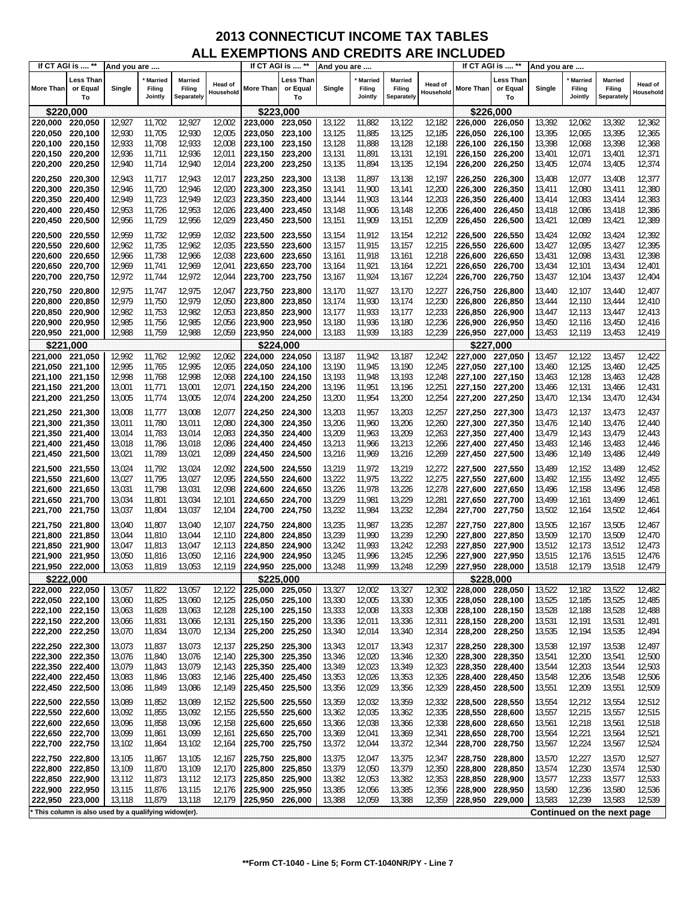# 2013 CONNECTICUT INCOME TAX TABLES
## ALL EXEMPTIONS AND CREDITS ARE INCLUDED

| If CT AGI is .... ** | | And you are .... | | | | If CT AGI is .... ** | | And you are .... | | | | If CT AGI is .... ** | | And you are .... | | | |
|---|---|---|---|---|---|---|---|---|---|---|---|---|---|---|---|---|---|
| More Than | Less Than or Equal To | Single | * Married Filing Jointly | Married Filing Separately | Head of Household | More Than | Less Than or Equal To | Single | * Married Filing Jointly | Married Filing Separately | Head of Household | More Than | Less Than or Equal To | Single | * Married Filing Jointly | Married Filing Separately | Head of Household |
| **$220,000** | | | | | | **$223,000** | | | | | | **$226,000** | | | | | |
| 220,000 | 220,050 | 12,927 | 11,702 | 12,927 | 12,002 | 223,000 | 223,050 | 13,122 | 11,882 | 13,122 | 12,182 | 226,000 | 226,050 | 13,392 | 12,062 | 13,392 | 12,362 |
| 220,050 | 220,100 | 12,930 | 11,705 | 12,930 | 12,005 | 223,050 | 223,100 | 13,125 | 11,885 | 13,125 | 12,185 | 226,050 | 226,100 | 13,395 | 12,065 | 13,395 | 12,365 |
| 220,100 | 220,150 | 12,933 | 11,708 | 12,933 | 12,008 | 223,100 | 223,150 | 13,128 | 11,888 | 13,128 | 12,188 | 226,100 | 226,150 | 13,398 | 12,068 | 13,398 | 12,368 |
| 220,150 | 220,200 | 12,936 | 11,711 | 12,936 | 12,011 | 223,150 | 223,200 | 13,131 | 11,891 | 13,131 | 12,191 | 226,150 | 226,200 | 13,401 | 12,071 | 13,401 | 12,371 |
| 220,200 | 220,250 | 12,940 | 11,714 | 12,940 | 12,014 | 223,200 | 223,250 | 13,135 | 11,894 | 13,135 | 12,194 | 226,200 | 226,250 | 13,405 | 12,074 | 13,405 | 12,374 |
| 220,250 | 220,300 | 12,943 | 11,717 | 12,943 | 12,017 | 223,250 | 223,300 | 13,138 | 11,897 | 13,138 | 12,197 | 226,250 | 226,300 | 13,408 | 12,077 | 13,408 | 12,377 |
| 220,300 | 220,350 | 12,946 | 11,720 | 12,946 | 12,020 | 223,300 | 223,350 | 13,141 | 11,900 | 13,141 | 12,200 | 226,300 | 226,350 | 13,411 | 12,080 | 13,411 | 12,380 |
| 220,350 | 220,400 | 12,949 | 11,723 | 12,949 | 12,023 | 223,350 | 223,400 | 13,144 | 11,903 | 13,144 | 12,203 | 226,350 | 226,400 | 13,414 | 12,083 | 13,414 | 12,383 |
| 220,400 | 220,450 | 12,953 | 11,726 | 12,953 | 12,026 | 223,400 | 223,450 | 13,148 | 11,906 | 13,148 | 12,206 | 226,400 | 226,450 | 13,418 | 12,086 | 13,418 | 12,386 |
| 220,450 | 220,500 | 12,956 | 11,729 | 12,956 | 12,029 | 223,450 | 223,500 | 13,151 | 11,909 | 13,151 | 12,209 | 226,450 | 226,500 | 13,421 | 12,089 | 13,421 | 12,389 |
| 220,500 | 220,550 | 12,959 | 11,732 | 12,959 | 12,032 | 223,500 | 223,550 | 13,154 | 11,912 | 13,154 | 12,212 | 226,500 | 226,550 | 13,424 | 12,092 | 13,424 | 12,392 |
| 220,550 | 220,600 | 12,962 | 11,735 | 12,962 | 12,035 | 223,550 | 223,600 | 13,157 | 11,915 | 13,157 | 12,215 | 226,550 | 226,600 | 13,427 | 12,095 | 13,427 | 12,395 |
| 220,600 | 220,650 | 12,966 | 11,738 | 12,966 | 12,038 | 223,600 | 223,650 | 13,161 | 11,918 | 13,161 | 12,218 | 226,600 | 226,650 | 13,431 | 12,098 | 13,431 | 12,398 |
| 220,650 | 220,700 | 12,969 | 11,741 | 12,969 | 12,041 | 223,650 | 223,700 | 13,164 | 11,921 | 13,164 | 12,221 | 226,650 | 226,700 | 13,434 | 12,101 | 13,434 | 12,401 |
| 220,700 | 220,750 | 12,972 | 11,744 | 12,972 | 12,044 | 223,700 | 223,750 | 13,167 | 11,924 | 13,167 | 12,224 | 226,700 | 226,750 | 13,437 | 12,104 | 13,437 | 12,404 |
| 220,750 | 220,800 | 12,975 | 11,747 | 12,975 | 12,047 | 223,750 | 223,800 | 13,170 | 11,927 | 13,170 | 12,227 | 226,750 | 226,800 | 13,440 | 12,107 | 13,440 | 12,407 |
| 220,800 | 220,850 | 12,979 | 11,750 | 12,979 | 12,050 | 223,800 | 223,850 | 13,174 | 11,930 | 13,174 | 12,230 | 226,800 | 226,850 | 13,444 | 12,110 | 13,444 | 12,410 |
| 220,850 | 220,900 | 12,982 | 11,753 | 12,982 | 12,053 | 223,850 | 223,900 | 13,177 | 11,933 | 13,177 | 12,233 | 226,850 | 226,900 | 13,447 | 12,113 | 13,447 | 12,413 |
| 220,900 | 220,950 | 12,985 | 11,756 | 12,985 | 12,056 | 223,900 | 223,950 | 13,180 | 11,936 | 13,180 | 12,236 | 226,900 | 226,950 | 13,450 | 12,116 | 13,450 | 12,416 |
| 220,950 | 221,000 | 12,988 | 11,759 | 12,988 | 12,059 | 223,950 | 224,000 | 13,183 | 11,939 | 13,183 | 12,239 | 226,950 | 227,000 | 13,453 | 12,119 | 13,453 | 12,419 |
| **$221,000** | | | | | | **$224,000** | | | | | | **$227,000** | | | | | |
| 221,000 | 221,050 | 12,992 | 11,762 | 12,992 | 12,062 | 224,000 | 224,050 | 13,187 | 11,942 | 13,187 | 12,242 | 227,000 | 227,050 | 13,457 | 12,122 | 13,457 | 12,422 |
| 221,050 | 221,100 | 12,995 | 11,765 | 12,995 | 12,065 | 224,050 | 224,100 | 13,190 | 11,945 | 13,190 | 12,245 | 227,050 | 227,100 | 13,460 | 12,125 | 13,460 | 12,425 |
| 221,100 | 221,150 | 12,998 | 11,768 | 12,998 | 12,068 | 224,100 | 224,150 | 13,193 | 11,948 | 13,193 | 12,248 | 227,100 | 227,150 | 13,463 | 12,128 | 13,463 | 12,428 |
| 221,150 | 221,200 | 13,001 | 11,771 | 13,001 | 12,071 | 224,150 | 224,200 | 13,196 | 11,951 | 13,196 | 12,251 | 227,150 | 227,200 | 13,466 | 12,131 | 13,466 | 12,431 |
| 221,200 | 221,250 | 13,005 | 11,774 | 13,005 | 12,074 | 224,200 | 224,250 | 13,200 | 11,954 | 13,200 | 12,254 | 227,200 | 227,250 | 13,470 | 12,134 | 13,470 | 12,434 |
| 221,250 | 221,300 | 13,008 | 11,777 | 13,008 | 12,077 | 224,250 | 224,300 | 13,203 | 11,957 | 13,203 | 12,257 | 227,250 | 227,300 | 13,473 | 12,137 | 13,473 | 12,437 |
| 221,300 | 221,350 | 13,011 | 11,780 | 13,011 | 12,080 | 224,300 | 224,350 | 13,206 | 11,960 | 13,206 | 12,260 | 227,300 | 227,350 | 13,476 | 12,140 | 13,476 | 12,440 |
| 221,350 | 221,400 | 13,014 | 11,783 | 13,014 | 12,083 | 224,350 | 224,400 | 13,209 | 11,963 | 13,209 | 12,263 | 227,350 | 227,400 | 13,479 | 12,143 | 13,479 | 12,443 |
| 221,400 | 221,450 | 13,018 | 11,786 | 13,018 | 12,086 | 224,400 | 224,450 | 13,213 | 11,966 | 13,213 | 12,266 | 227,400 | 227,450 | 13,483 | 12,146 | 13,483 | 12,446 |
| 221,450 | 221,500 | 13,021 | 11,789 | 13,021 | 12,089 | 224,450 | 224,500 | 13,216 | 11,969 | 13,216 | 12,269 | 227,450 | 227,500 | 13,486 | 12,149 | 13,486 | 12,449 |
| 221,500 | 221,550 | 13,024 | 11,792 | 13,024 | 12,092 | 224,500 | 224,550 | 13,219 | 11,972 | 13,219 | 12,272 | 227,500 | 227,550 | 13,489 | 12,152 | 13,489 | 12,452 |
| 221,550 | 221,600 | 13,027 | 11,795 | 13,027 | 12,095 | 224,550 | 224,600 | 13,222 | 11,975 | 13,222 | 12,275 | 227,550 | 227,600 | 13,492 | 12,155 | 13,492 | 12,455 |
| 221,600 | 221,650 | 13,031 | 11,798 | 13,031 | 12,098 | 224,600 | 224,650 | 13,226 | 11,978 | 13,226 | 12,278 | 227,600 | 227,650 | 13,496 | 12,158 | 13,496 | 12,458 |
| 221,650 | 221,700 | 13,034 | 11,801 | 13,034 | 12,101 | 224,650 | 224,700 | 13,229 | 11,981 | 13,229 | 12,281 | 227,650 | 227,700 | 13,499 | 12,161 | 13,499 | 12,461 |
| 221,700 | 221,750 | 13,037 | 11,804 | 13,037 | 12,104 | 224,700 | 224,750 | 13,232 | 11,984 | 13,232 | 12,284 | 227,700 | 227,750 | 13,502 | 12,164 | 13,502 | 12,464 |
| 221,750 | 221,800 | 13,040 | 11,807 | 13,040 | 12,107 | 224,750 | 224,800 | 13,235 | 11,987 | 13,235 | 12,287 | 227,750 | 227,800 | 13,505 | 12,167 | 13,505 | 12,467 |
| 221,800 | 221,850 | 13,044 | 11,810 | 13,044 | 12,110 | 224,800 | 224,850 | 13,239 | 11,990 | 13,239 | 12,290 | 227,800 | 227,850 | 13,509 | 12,170 | 13,509 | 12,470 |
| 221,850 | 221,900 | 13,047 | 11,813 | 13,047 | 12,113 | 224,850 | 224,900 | 13,242 | 11,993 | 13,242 | 12,293 | 227,850 | 227,900 | 13,512 | 12,173 | 13,512 | 12,473 |
| 221,900 | 221,950 | 13,050 | 11,816 | 13,050 | 12,116 | 224,900 | 224,950 | 13,245 | 11,996 | 13,245 | 12,296 | 227,900 | 227,950 | 13,515 | 12,176 | 13,515 | 12,476 |
| 221,950 | 222,000 | 13,053 | 11,819 | 13,053 | 12,119 | 224,950 | 225,000 | 13,248 | 11,999 | 13,248 | 12,299 | 227,950 | 228,000 | 13,518 | 12,179 | 13,518 | 12,479 |
| **$222,000** | | | | | | **$225,000** | | | | | | **$228,000** | | | | | |
| 222,000 | 222,050 | 13,057 | 11,822 | 13,057 | 12,122 | 225,000 | 225,050 | 13,327 | 12,002 | 13,327 | 12,302 | 228,000 | 228,050 | 13,522 | 12,182 | 13,522 | 12,482 |
| 222,050 | 222,100 | 13,060 | 11,825 | 13,060 | 12,125 | 225,050 | 225,100 | 13,330 | 12,005 | 13,330 | 12,305 | 228,050 | 228,100 | 13,525 | 12,185 | 13,525 | 12,485 |
| 222,100 | 222,150 | 13,063 | 11,828 | 13,063 | 12,128 | 225,100 | 225,150 | 13,333 | 12,008 | 13,333 | 12,308 | 228,100 | 228,150 | 13,528 | 12,188 | 13,528 | 12,488 |
| 222,150 | 222,200 | 13,066 | 11,831 | 13,066 | 12,131 | 225,150 | 225,200 | 13,336 | 12,011 | 13,336 | 12,311 | 228,150 | 228,200 | 13,531 | 12,191 | 13,531 | 12,491 |
| 222,200 | 222,250 | 13,070 | 11,834 | 13,070 | 12,134 | 225,200 | 225,250 | 13,340 | 12,014 | 13,340 | 12,314 | 228,200 | 228,250 | 13,535 | 12,194 | 13,535 | 12,494 |
| 222,250 | 222,300 | 13,073 | 11,837 | 13,073 | 12,137 | 225,250 | 225,300 | 13,343 | 12,017 | 13,343 | 12,317 | 228,250 | 228,300 | 13,538 | 12,197 | 13,538 | 12,497 |
| 222,300 | 222,350 | 13,076 | 11,840 | 13,076 | 12,140 | 225,300 | 225,350 | 13,346 | 12,020 | 13,346 | 12,320 | 228,300 | 228,350 | 13,541 | 12,200 | 13,541 | 12,500 |
| 222,350 | 222,400 | 13,079 | 11,843 | 13,079 | 12,143 | 225,350 | 225,400 | 13,349 | 12,023 | 13,349 | 12,323 | 228,350 | 228,400 | 13,544 | 12,203 | 13,544 | 12,503 |
| 222,400 | 222,450 | 13,083 | 11,846 | 13,083 | 12,146 | 225,400 | 225,450 | 13,353 | 12,026 | 13,353 | 12,326 | 228,400 | 228,450 | 13,548 | 12,206 | 13,548 | 12,506 |
| 222,450 | 222,500 | 13,086 | 11,849 | 13,086 | 12,149 | 225,450 | 225,500 | 13,356 | 12,029 | 13,356 | 12,329 | 228,450 | 228,500 | 13,551 | 12,209 | 13,551 | 12,509 |
| 222,500 | 222,550 | 13,089 | 11,852 | 13,089 | 12,152 | 225,500 | 225,550 | 13,359 | 12,032 | 13,359 | 12,332 | 228,500 | 228,550 | 13,554 | 12,212 | 13,554 | 12,512 |
| 222,550 | 222,600 | 13,092 | 11,855 | 13,092 | 12,155 | 225,550 | 225,600 | 13,362 | 12,035 | 13,362 | 12,335 | 228,550 | 228,600 | 13,557 | 12,215 | 13,557 | 12,515 |
| 222,600 | 222,650 | 13,096 | 11,858 | 13,096 | 12,158 | 225,600 | 225,650 | 13,366 | 12,038 | 13,366 | 12,338 | 228,600 | 228,650 | 13,561 | 12,218 | 13,561 | 12,518 |
| 222,650 | 222,700 | 13,099 | 11,861 | 13,099 | 12,161 | 225,650 | 225,700 | 13,369 | 12,041 | 13,369 | 12,341 | 228,650 | 228,700 | 13,564 | 12,221 | 13,564 | 12,521 |
| 222,700 | 222,750 | 13,102 | 11,864 | 13,102 | 12,164 | 225,700 | 225,750 | 13,372 | 12,044 | 13,372 | 12,344 | 228,700 | 228,750 | 13,567 | 12,224 | 13,567 | 12,524 |
| 222,750 | 222,800 | 13,105 | 11,867 | 13,105 | 12,167 | 225,750 | 225,800 | 13,375 | 12,047 | 13,375 | 12,347 | 228,750 | 228,800 | 13,570 | 12,227 | 13,570 | 12,527 |
| 222,800 | 222,850 | 13,109 | 11,870 | 13,109 | 12,170 | 225,800 | 225,850 | 13,379 | 12,050 | 13,379 | 12,350 | 228,800 | 228,850 | 13,574 | 12,230 | 13,574 | 12,530 |
| 222,850 | 222,900 | 13,112 | 11,873 | 13,112 | 12,173 | 225,850 | 225,900 | 13,382 | 12,053 | 13,382 | 12,353 | 228,850 | 228,900 | 13,577 | 12,233 | 13,577 | 12,533 |
| 222,900 | 222,950 | 13,115 | 11,876 | 13,115 | 12,176 | 225,900 | 225,950 | 13,385 | 12,056 | 13,385 | 12,356 | 228,900 | 228,950 | 13,580 | 12,236 | 13,580 | 12,536 |
| 222,950 | 223,000 | 13,118 | 11,879 | 13,118 | 12,179 | 225,950 | 226,000 | 13,388 | 12,059 | 13,388 | 12,359 | 228,950 | 229,000 | 13,583 | 12,239 | 13,583 | 12,539 |

* This column is also used by a qualifying widow(er).

**Continued on the next page**

**Form CT-1040 - Line 5; Form CT-1040NR/PY - Line 7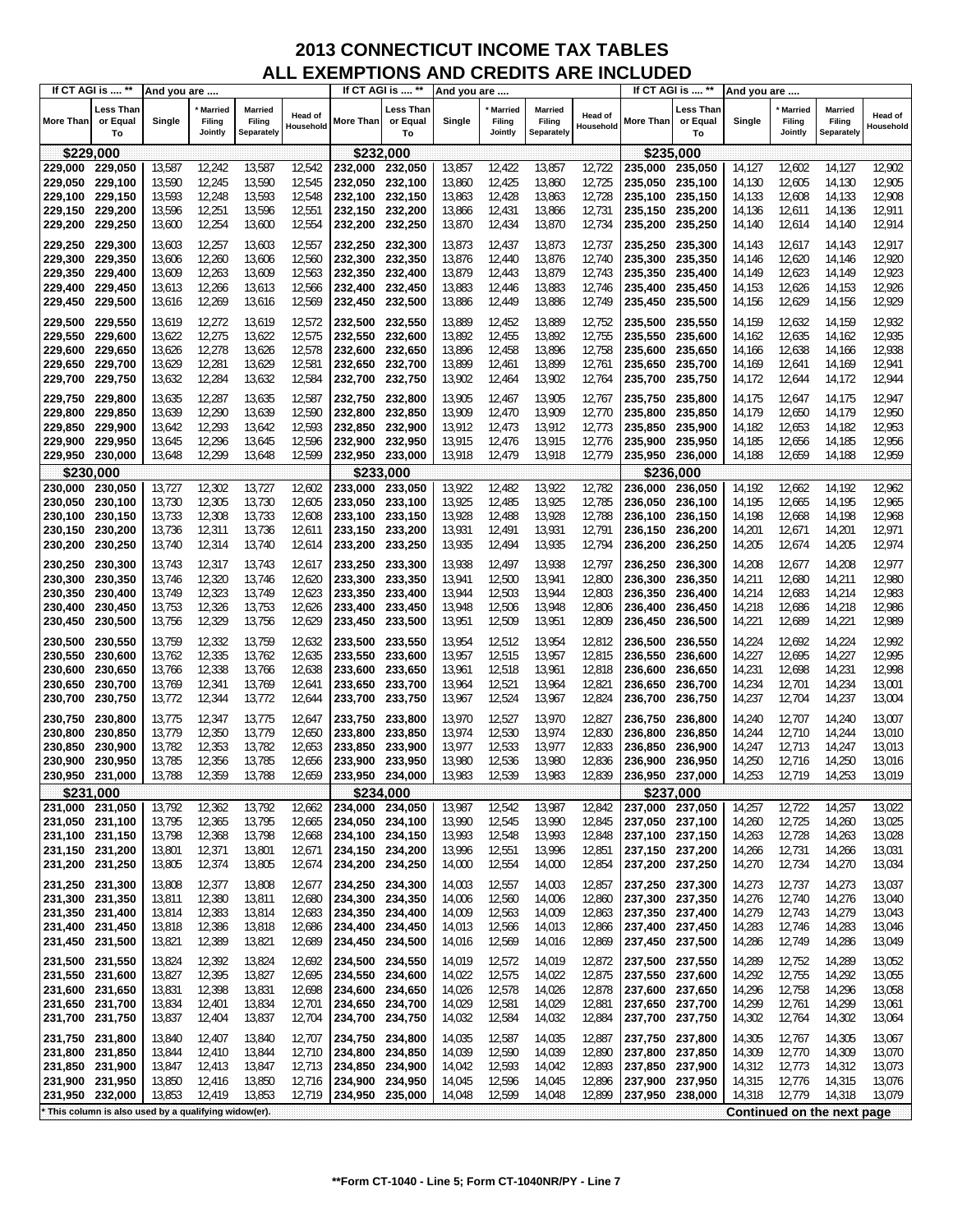# 2013 CONNECTICUT INCOME TAX TABLES
## ALL EXEMPTIONS AND CREDITS ARE INCLUDED

| More Than | Less Than or Equal To | Single | * Married Filing Jointly | Married Filing Separately | Head of Household |
|---|---|---|---|---|---|
| **$229,000** | | | | | |
| 229,000 | 229,050 | 13,587 | 12,242 | 13,587 | 12,542 |
| 229,050 | 229,100 | 13,590 | 12,245 | 13,590 | 12,545 |
| 229,100 | 229,150 | 13,593 | 12,248 | 13,593 | 12,548 |
| 229,150 | 229,200 | 13,596 | 12,251 | 13,596 | 12,551 |
| 229,200 | 229,250 | 13,600 | 12,254 | 13,600 | 12,554 |
| 229,250 | 229,300 | 13,603 | 12,257 | 13,603 | 12,557 |
| 229,300 | 229,350 | 13,606 | 12,260 | 13,606 | 12,560 |
| 229,350 | 229,400 | 13,609 | 12,263 | 13,609 | 12,563 |
| 229,400 | 229,450 | 13,613 | 12,266 | 13,613 | 12,566 |
| 229,450 | 229,500 | 13,616 | 12,269 | 13,616 | 12,569 |
| 229,500 | 229,550 | 13,619 | 12,272 | 13,619 | 12,572 |
| 229,550 | 229,600 | 13,622 | 12,275 | 13,622 | 12,575 |
| 229,600 | 229,650 | 13,626 | 12,278 | 13,626 | 12,578 |
| 229,650 | 229,700 | 13,629 | 12,281 | 13,629 | 12,581 |
| 229,700 | 229,750 | 13,632 | 12,284 | 13,632 | 12,584 |
| 229,750 | 229,800 | 13,635 | 12,287 | 13,635 | 12,587 |
| 229,800 | 229,850 | 13,639 | 12,290 | 13,639 | 12,590 |
| 229,850 | 229,900 | 13,642 | 12,293 | 13,642 | 12,593 |
| 229,900 | 229,950 | 13,645 | 12,296 | 13,645 | 12,596 |
| 229,950 | 230,000 | 13,648 | 12,299 | 13,648 | 12,599 |
| **$230,000** | | | | | |
| 230,000 | 230,050 | 13,727 | 12,302 | 13,727 | 12,602 |
| 230,050 | 230,100 | 13,730 | 12,305 | 13,730 | 12,605 |
| 230,100 | 230,150 | 13,733 | 12,308 | 13,733 | 12,608 |
| 230,150 | 230,200 | 13,736 | 12,311 | 13,736 | 12,611 |
| 230,200 | 230,250 | 13,740 | 12,314 | 13,740 | 12,614 |
| 230,250 | 230,300 | 13,743 | 12,317 | 13,743 | 12,617 |
| 230,300 | 230,350 | 13,746 | 12,320 | 13,746 | 12,620 |
| 230,350 | 230,400 | 13,749 | 12,323 | 13,749 | 12,623 |
| 230,400 | 230,450 | 13,753 | 12,326 | 13,753 | 12,626 |
| 230,450 | 230,500 | 13,756 | 12,329 | 13,756 | 12,629 |
| 230,500 | 230,550 | 13,759 | 12,332 | 13,759 | 12,632 |
| 230,550 | 230,600 | 13,762 | 12,335 | 13,762 | 12,635 |
| 230,600 | 230,650 | 13,766 | 12,338 | 13,766 | 12,638 |
| 230,650 | 230,700 | 13,769 | 12,341 | 13,769 | 12,641 |
| 230,700 | 230,750 | 13,772 | 12,344 | 13,772 | 12,644 |
| 230,750 | 230,800 | 13,775 | 12,347 | 13,775 | 12,647 |
| 230,800 | 230,850 | 13,779 | 12,350 | 13,779 | 12,650 |
| 230,850 | 230,900 | 13,782 | 12,353 | 13,782 | 12,653 |
| 230,900 | 230,950 | 13,785 | 12,356 | 13,785 | 12,656 |
| 230,950 | 231,000 | 13,788 | 12,359 | 13,788 | 12,659 |
| **$231,000** | | | | | |
| 231,000 | 231,050 | 13,792 | 12,362 | 13,792 | 12,662 |
| 231,050 | 231,100 | 13,795 | 12,365 | 13,795 | 12,665 |
| 231,100 | 231,150 | 13,798 | 12,368 | 13,798 | 12,668 |
| 231,150 | 231,200 | 13,801 | 12,371 | 13,801 | 12,671 |
| 231,200 | 231,250 | 13,805 | 12,374 | 13,805 | 12,674 |
| 231,250 | 231,300 | 13,808 | 12,377 | 13,808 | 12,677 |
| 231,300 | 231,350 | 13,811 | 12,380 | 13,811 | 12,680 |
| 231,350 | 231,400 | 13,814 | 12,383 | 13,814 | 12,683 |
| 231,400 | 231,450 | 13,818 | 12,386 | 13,818 | 12,686 |
| 231,450 | 231,500 | 13,821 | 12,389 | 13,821 | 12,689 |
| 231,500 | 231,550 | 13,824 | 12,392 | 13,824 | 12,692 |
| 231,550 | 231,600 | 13,827 | 12,395 | 13,827 | 12,695 |
| 231,600 | 231,650 | 13,831 | 12,398 | 13,831 | 12,698 |
| 231,650 | 231,700 | 13,834 | 12,401 | 13,834 | 12,701 |
| 231,700 | 231,750 | 13,837 | 12,404 | 13,837 | 12,704 |
| 231,750 | 231,800 | 13,840 | 12,407 | 13,840 | 12,707 |
| 231,800 | 231,850 | 13,844 | 12,410 | 13,844 | 12,710 |
| 231,850 | 231,900 | 13,847 | 12,413 | 13,847 | 12,713 |
| 231,900 | 231,950 | 13,850 | 12,416 | 13,850 | 12,716 |
| 231,950 | 232,000 | 13,853 | 12,419 | 13,853 | 12,719 |
| **$232,000** | | | | | |
| 232,000 | 232,050 | 13,857 | 12,422 | 13,857 | 12,722 |
| 232,050 | 232,100 | 13,860 | 12,425 | 13,860 | 12,725 |
| 232,100 | 232,150 | 13,863 | 12,428 | 13,863 | 12,728 |
| 232,150 | 232,200 | 13,866 | 12,431 | 13,866 | 12,731 |
| 232,200 | 232,250 | 13,870 | 12,434 | 13,870 | 12,734 |
| 232,250 | 232,300 | 13,873 | 12,437 | 13,873 | 12,737 |
| 232,300 | 232,350 | 13,876 | 12,440 | 13,876 | 12,740 |
| 232,350 | 232,400 | 13,879 | 12,443 | 13,879 | 12,743 |
| 232,400 | 232,450 | 13,883 | 12,446 | 13,883 | 12,746 |
| 232,450 | 232,500 | 13,886 | 12,449 | 13,886 | 12,749 |
| 232,500 | 232,550 | 13,889 | 12,452 | 13,889 | 12,752 |
| 232,550 | 232,600 | 13,892 | 12,455 | 13,892 | 12,755 |
| 232,600 | 232,650 | 13,896 | 12,458 | 13,896 | 12,758 |
| 232,650 | 232,700 | 13,899 | 12,461 | 13,899 | 12,761 |
| 232,700 | 232,750 | 13,902 | 12,464 | 13,902 | 12,764 |
| 232,750 | 232,800 | 13,905 | 12,467 | 13,905 | 12,767 |
| 232,800 | 232,850 | 13,909 | 12,470 | 13,909 | 12,770 |
| 232,850 | 232,900 | 13,912 | 12,473 | 13,912 | 12,773 |
| 232,900 | 232,950 | 13,915 | 12,476 | 13,915 | 12,776 |
| 232,950 | 233,000 | 13,918 | 12,479 | 13,918 | 12,779 |
| **$233,000** | | | | | |
| 233,000 | 233,050 | 13,922 | 12,482 | 13,922 | 12,782 |
| 233,050 | 233,100 | 13,925 | 12,485 | 13,925 | 12,785 |
| 233,100 | 233,150 | 13,928 | 12,488 | 13,928 | 12,788 |
| 233,150 | 233,200 | 13,931 | 12,491 | 13,931 | 12,791 |
| 233,200 | 233,250 | 13,935 | 12,494 | 13,935 | 12,794 |
| 233,250 | 233,300 | 13,938 | 12,497 | 13,938 | 12,797 |
| 233,300 | 233,350 | 13,941 | 12,500 | 13,941 | 12,800 |
| 233,350 | 233,400 | 13,944 | 12,503 | 13,944 | 12,803 |
| 233,400 | 233,450 | 13,948 | 12,506 | 13,948 | 12,806 |
| 233,450 | 233,500 | 13,951 | 12,509 | 13,951 | 12,809 |
| 233,500 | 233,550 | 13,954 | 12,512 | 13,954 | 12,812 |
| 233,550 | 233,600 | 13,957 | 12,515 | 13,957 | 12,815 |
| 233,600 | 233,650 | 13,961 | 12,518 | 13,961 | 12,818 |
| 233,650 | 233,700 | 13,964 | 12,521 | 13,964 | 12,821 |
| 233,700 | 233,750 | 13,967 | 12,524 | 13,967 | 12,824 |
| 233,750 | 233,800 | 13,970 | 12,527 | 13,970 | 12,827 |
| 233,800 | 233,850 | 13,974 | 12,530 | 13,974 | 12,830 |
| 233,850 | 233,900 | 13,977 | 12,533 | 13,977 | 12,833 |
| 233,900 | 233,950 | 13,980 | 12,536 | 13,980 | 12,836 |
| 233,950 | 234,000 | 13,983 | 12,539 | 13,983 | 12,839 |
| **$234,000** | | | | | |
| 234,000 | 234,050 | 13,987 | 12,542 | 13,987 | 12,842 |
| 234,050 | 234,100 | 13,990 | 12,545 | 13,990 | 12,845 |
| 234,100 | 234,150 | 13,993 | 12,548 | 13,993 | 12,848 |
| 234,150 | 234,200 | 13,996 | 12,551 | 13,996 | 12,851 |
| 234,200 | 234,250 | 14,000 | 12,554 | 14,000 | 12,854 |
| 234,250 | 234,300 | 14,003 | 12,557 | 14,003 | 12,857 |
| 234,300 | 234,350 | 14,006 | 12,560 | 14,006 | 12,860 |
| 234,350 | 234,400 | 14,009 | 12,563 | 14,009 | 12,863 |
| 234,400 | 234,450 | 14,013 | 12,566 | 14,013 | 12,866 |
| 234,450 | 234,500 | 14,016 | 12,569 | 14,016 | 12,869 |
| 234,500 | 234,550 | 14,019 | 12,572 | 14,019 | 12,872 |
| 234,550 | 234,600 | 14,022 | 12,575 | 14,022 | 12,875 |
| 234,600 | 234,650 | 14,026 | 12,578 | 14,026 | 12,878 |
| 234,650 | 234,700 | 14,029 | 12,581 | 14,029 | 12,881 |
| 234,700 | 234,750 | 14,032 | 12,584 | 14,032 | 12,884 |
| 234,750 | 234,800 | 14,035 | 12,587 | 14,035 | 12,887 |
| 234,800 | 234,850 | 14,039 | 12,590 | 14,039 | 12,890 |
| 234,850 | 234,900 | 14,042 | 12,593 | 14,042 | 12,893 |
| 234,900 | 234,950 | 14,045 | 12,596 | 14,045 | 12,896 |
| 234,950 | 235,000 | 14,048 | 12,599 | 14,048 | 12,899 |
| **$235,000** | | | | | |
| 235,000 | 235,050 | 14,127 | 12,602 | 14,127 | 12,902 |
| 235,050 | 235,100 | 14,130 | 12,605 | 14,130 | 12,905 |
| 235,100 | 235,150 | 14,133 | 12,608 | 14,133 | 12,908 |
| 235,150 | 235,200 | 14,136 | 12,611 | 14,136 | 12,911 |
| 235,200 | 235,250 | 14,140 | 12,614 | 14,140 | 12,914 |
| 235,250 | 235,300 | 14,143 | 12,617 | 14,143 | 12,917 |
| 235,300 | 235,350 | 14,146 | 12,620 | 14,146 | 12,920 |
| 235,350 | 235,400 | 14,149 | 12,623 | 14,149 | 12,923 |
| 235,400 | 235,450 | 14,153 | 12,626 | 14,153 | 12,926 |
| 235,450 | 235,500 | 14,156 | 12,629 | 14,156 | 12,929 |
| 235,500 | 235,550 | 14,159 | 12,632 | 14,159 | 12,932 |
| 235,550 | 235,600 | 14,162 | 12,635 | 14,162 | 12,935 |
| 235,600 | 235,650 | 14,166 | 12,638 | 14,166 | 12,938 |
| 235,650 | 235,700 | 14,169 | 12,641 | 14,169 | 12,941 |
| 235,700 | 235,750 | 14,172 | 12,644 | 14,172 | 12,944 |
| 235,750 | 235,800 | 14,175 | 12,647 | 14,175 | 12,947 |
| 235,800 | 235,850 | 14,179 | 12,650 | 14,179 | 12,950 |
| 235,850 | 235,900 | 14,182 | 12,653 | 14,182 | 12,953 |
| 235,900 | 235,950 | 14,185 | 12,656 | 14,185 | 12,956 |
| 235,950 | 236,000 | 14,188 | 12,659 | 14,188 | 12,959 |
| **$236,000** | | | | | |
| 236,000 | 236,050 | 14,192 | 12,662 | 14,192 | 12,962 |
| 236,050 | 236,100 | 14,195 | 12,665 | 14,195 | 12,965 |
| 236,100 | 236,150 | 14,198 | 12,668 | 14,198 | 12,968 |
| 236,150 | 236,200 | 14,201 | 12,671 | 14,201 | 12,971 |
| 236,200 | 236,250 | 14,205 | 12,674 | 14,205 | 12,974 |
| 236,250 | 236,300 | 14,208 | 12,677 | 14,208 | 12,977 |
| 236,300 | 236,350 | 14,211 | 12,680 | 14,211 | 12,980 |
| 236,350 | 236,400 | 14,214 | 12,683 | 14,214 | 12,983 |
| 236,400 | 236,450 | 14,218 | 12,686 | 14,218 | 12,986 |
| 236,450 | 236,500 | 14,221 | 12,689 | 14,221 | 12,989 |
| 236,500 | 236,550 | 14,224 | 12,692 | 14,224 | 12,992 |
| 236,550 | 236,600 | 14,227 | 12,695 | 14,227 | 12,995 |
| 236,600 | 236,650 | 14,231 | 12,698 | 14,231 | 12,998 |
| 236,650 | 236,700 | 14,234 | 12,701 | 14,234 | 13,001 |
| 236,700 | 236,750 | 14,237 | 12,704 | 14,237 | 13,004 |
| 236,750 | 236,800 | 14,240 | 12,707 | 14,240 | 13,007 |
| 236,800 | 236,850 | 14,244 | 12,710 | 14,244 | 13,010 |
| 236,850 | 236,900 | 14,247 | 12,713 | 14,247 | 13,013 |
| 236,900 | 236,950 | 14,250 | 12,716 | 14,250 | 13,016 |
| 236,950 | 237,000 | 14,253 | 12,719 | 14,253 | 13,019 |
| **$237,000** | | | | | |
| 237,000 | 237,050 | 14,257 | 12,722 | 14,257 | 13,022 |
| 237,050 | 237,100 | 14,260 | 12,725 | 14,260 | 13,025 |
| 237,100 | 237,150 | 14,263 | 12,728 | 14,263 | 13,028 |
| 237,150 | 237,200 | 14,266 | 12,731 | 14,266 | 13,031 |
| 237,200 | 237,250 | 14,270 | 12,734 | 14,270 | 13,034 |
| 237,250 | 237,300 | 14,273 | 12,737 | 14,273 | 13,037 |
| 237,300 | 237,350 | 14,276 | 12,740 | 14,276 | 13,040 |
| 237,350 | 237,400 | 14,279 | 12,743 | 14,279 | 13,043 |
| 237,400 | 237,450 | 14,283 | 12,746 | 14,283 | 13,046 |
| 237,450 | 237,500 | 14,286 | 12,749 | 14,286 | 13,049 |
| 237,500 | 237,550 | 14,289 | 12,752 | 14,289 | 13,052 |
| 237,550 | 237,600 | 14,292 | 12,755 | 14,292 | 13,055 |
| 237,600 | 237,650 | 14,296 | 12,758 | 14,296 | 13,058 |
| 237,650 | 237,700 | 14,299 | 12,761 | 14,299 | 13,061 |
| 237,700 | 237,750 | 14,302 | 12,764 | 14,302 | 13,064 |
| 237,750 | 237,800 | 14,305 | 12,767 | 14,305 | 13,067 |
| 237,800 | 237,850 | 14,309 | 12,770 | 14,309 | 13,070 |
| 237,850 | 237,900 | 14,312 | 12,773 | 14,312 | 13,073 |
| 237,900 | 237,950 | 14,315 | 12,776 | 14,315 | 13,076 |
| 237,950 | 238,000 | 14,318 | 12,779 | 14,318 | 13,079 |

\* This column is also used by a qualifying widow(er).

Continued on the next page

**Form CT-1040 - Line 5; Form CT-1040NR/PY - Line 7 (If CT AGI is ....)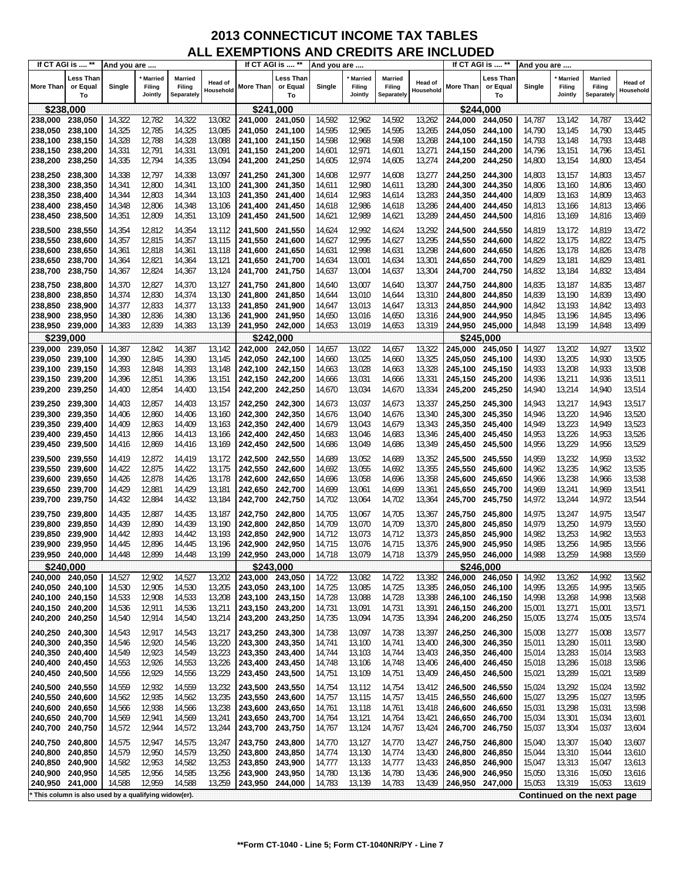# 2013 CONNECTICUT INCOME TAX TABLES
## ALL EXEMPTIONS AND CREDITS ARE INCLUDED

| If CT AGI is .... ** | | And you are .... | | | | If CT AGI is .... ** | | And you are .... | | | | If CT AGI is .... ** | | And you are .... | | | |
|---|---|---|---|---|---|---|---|---|---|---|---|---|---|---|---|---|---|
| More Than | Less Than or Equal To | Single | * Married Filing Jointly | Married Filing Separately | Head of Household | More Than | Less Than or Equal To | Single | * Married Filing Jointly | Married Filing Separately | Head of Household | More Than | Less Than or Equal To | Single | * Married Filing Jointly | Married Filing Separately | Head of Household |
| **$238,000** | | | | | | **$241,000** | | | | | | **$244,000** | | | | | |
| 238,000 | 238,050 | 14,322 | 12,782 | 14,322 | 13,082 | 241,000 | 241,050 | 14,592 | 12,962 | 14,592 | 13,262 | 244,000 | 244,050 | 14,787 | 13,142 | 14,787 | 13,442 |
| 238,050 | 238,100 | 14,325 | 12,785 | 14,325 | 13,085 | 241,050 | 241,100 | 14,595 | 12,965 | 14,595 | 13,265 | 244,050 | 244,100 | 14,790 | 13,145 | 14,790 | 13,445 |
| 238,100 | 238,150 | 14,328 | 12,788 | 14,328 | 13,088 | 241,100 | 241,150 | 14,598 | 12,968 | 14,598 | 13,268 | 244,100 | 244,150 | 14,793 | 13,148 | 14,793 | 13,448 |
| 238,150 | 238,200 | 14,331 | 12,791 | 14,331 | 13,091 | 241,150 | 241,200 | 14,601 | 12,971 | 14,601 | 13,271 | 244,150 | 244,200 | 14,796 | 13,151 | 14,796 | 13,451 |
| 238,200 | 238,250 | 14,335 | 12,794 | 14,335 | 13,094 | 241,200 | 241,250 | 14,605 | 12,974 | 14,605 | 13,274 | 244,200 | 244,250 | 14,800 | 13,154 | 14,800 | 13,454 |
| 238,250 | 238,300 | 14,338 | 12,797 | 14,338 | 13,097 | 241,250 | 241,300 | 14,608 | 12,977 | 14,608 | 13,277 | 244,250 | 244,300 | 14,803 | 13,157 | 14,803 | 13,457 |
| 238,300 | 238,350 | 14,341 | 12,800 | 14,341 | 13,100 | 241,300 | 241,350 | 14,611 | 12,980 | 14,611 | 13,280 | 244,300 | 244,350 | 14,806 | 13,160 | 14,806 | 13,460 |
| 238,350 | 238,400 | 14,344 | 12,803 | 14,344 | 13,103 | 241,350 | 241,400 | 14,614 | 12,983 | 14,614 | 13,283 | 244,350 | 244,400 | 14,809 | 13,163 | 14,809 | 13,463 |
| 238,400 | 238,450 | 14,348 | 12,806 | 14,348 | 13,106 | 241,400 | 241,450 | 14,618 | 12,986 | 14,618 | 13,286 | 244,400 | 244,450 | 14,813 | 13,166 | 14,813 | 13,466 |
| 238,450 | 238,500 | 14,351 | 12,809 | 14,351 | 13,109 | 241,450 | 241,500 | 14,621 | 12,989 | 14,621 | 13,289 | 244,450 | 244,500 | 14,816 | 13,169 | 14,816 | 13,469 |
| 238,500 | 238,550 | 14,354 | 12,812 | 14,354 | 13,112 | 241,500 | 241,550 | 14,624 | 12,992 | 14,624 | 13,292 | 244,500 | 244,550 | 14,819 | 13,172 | 14,819 | 13,472 |
| 238,550 | 238,600 | 14,357 | 12,815 | 14,357 | 13,115 | 241,550 | 241,600 | 14,627 | 12,995 | 14,627 | 13,295 | 244,550 | 244,600 | 14,822 | 13,175 | 14,822 | 13,475 |
| 238,600 | 238,650 | 14,361 | 12,818 | 14,361 | 13,118 | 241,600 | 241,650 | 14,631 | 12,998 | 14,631 | 13,298 | 244,600 | 244,650 | 14,826 | 13,178 | 14,826 | 13,478 |
| 238,650 | 238,700 | 14,364 | 12,821 | 14,364 | 13,121 | 241,650 | 241,700 | 14,634 | 13,001 | 14,634 | 13,301 | 244,650 | 244,700 | 14,829 | 13,181 | 14,829 | 13,481 |
| 238,700 | 238,750 | 14,367 | 12,824 | 14,367 | 13,124 | 241,700 | 241,750 | 14,637 | 13,004 | 14,637 | 13,304 | 244,700 | 244,750 | 14,832 | 13,184 | 14,832 | 13,484 |
| 238,750 | 238,800 | 14,370 | 12,827 | 14,370 | 13,127 | 241,750 | 241,800 | 14,640 | 13,007 | 14,640 | 13,307 | 244,750 | 244,800 | 14,835 | 13,187 | 14,835 | 13,487 |
| 238,800 | 238,850 | 14,374 | 12,830 | 14,374 | 13,130 | 241,800 | 241,850 | 14,644 | 13,010 | 14,644 | 13,310 | 244,800 | 244,850 | 14,839 | 13,190 | 14,839 | 13,490 |
| 238,850 | 238,900 | 14,377 | 12,833 | 14,377 | 13,133 | 241,850 | 241,900 | 14,647 | 13,013 | 14,647 | 13,313 | 244,850 | 244,900 | 14,842 | 13,193 | 14,842 | 13,493 |
| 238,900 | 238,950 | 14,380 | 12,836 | 14,380 | 13,136 | 241,900 | 241,950 | 14,650 | 13,016 | 14,650 | 13,316 | 244,900 | 244,950 | 14,845 | 13,196 | 14,845 | 13,496 |
| 238,950 | 239,000 | 14,383 | 12,839 | 14,383 | 13,139 | 241,950 | 242,000 | 14,653 | 13,019 | 14,653 | 13,319 | 244,950 | 245,000 | 14,848 | 13,199 | 14,848 | 13,499 |
| **$239,000** | | | | | | **$242,000** | | | | | | **$245,000** | | | | | |
| 239,000 | 239,050 | 14,387 | 12,842 | 14,387 | 13,142 | 242,000 | 242,050 | 14,657 | 13,022 | 14,657 | 13,322 | 245,000 | 245,050 | 14,927 | 13,202 | 14,927 | 13,502 |
| 239,050 | 239,100 | 14,390 | 12,845 | 14,390 | 13,145 | 242,050 | 242,100 | 14,660 | 13,025 | 14,660 | 13,325 | 245,050 | 245,100 | 14,930 | 13,205 | 14,930 | 13,505 |
| 239,100 | 239,150 | 14,393 | 12,848 | 14,393 | 13,148 | 242,100 | 242,150 | 14,663 | 13,028 | 14,663 | 13,328 | 245,100 | 245,150 | 14,933 | 13,208 | 14,933 | 13,508 |
| 239,150 | 239,200 | 14,396 | 12,851 | 14,396 | 13,151 | 242,150 | 242,200 | 14,666 | 13,031 | 14,666 | 13,331 | 245,150 | 245,200 | 14,936 | 13,211 | 14,936 | 13,511 |
| 239,200 | 239,250 | 14,400 | 12,854 | 14,400 | 13,154 | 242,200 | 242,250 | 14,670 | 13,034 | 14,670 | 13,334 | 245,200 | 245,250 | 14,940 | 13,214 | 14,940 | 13,514 |
| 239,250 | 239,300 | 14,403 | 12,857 | 14,403 | 13,157 | 242,250 | 242,300 | 14,673 | 13,037 | 14,673 | 13,337 | 245,250 | 245,300 | 14,943 | 13,217 | 14,943 | 13,517 |
| 239,300 | 239,350 | 14,406 | 12,860 | 14,406 | 13,160 | 242,300 | 242,350 | 14,676 | 13,040 | 14,676 | 13,340 | 245,300 | 245,350 | 14,946 | 13,220 | 14,946 | 13,520 |
| 239,350 | 239,400 | 14,409 | 12,863 | 14,409 | 13,163 | 242,350 | 242,400 | 14,679 | 13,043 | 14,679 | 13,343 | 245,350 | 245,400 | 14,949 | 13,223 | 14,949 | 13,523 |
| 239,400 | 239,450 | 14,413 | 12,866 | 14,413 | 13,166 | 242,400 | 242,450 | 14,683 | 13,046 | 14,683 | 13,346 | 245,400 | 245,450 | 14,953 | 13,226 | 14,953 | 13,526 |
| 239,450 | 239,500 | 14,416 | 12,869 | 14,416 | 13,169 | 242,450 | 242,500 | 14,686 | 13,049 | 14,686 | 13,349 | 245,450 | 245,500 | 14,956 | 13,229 | 14,956 | 13,529 |
| 239,500 | 239,550 | 14,419 | 12,872 | 14,419 | 13,172 | 242,500 | 242,550 | 14,689 | 13,052 | 14,689 | 13,352 | 245,500 | 245,550 | 14,959 | 13,232 | 14,959 | 13,532 |
| 239,550 | 239,600 | 14,422 | 12,875 | 14,422 | 13,175 | 242,550 | 242,600 | 14,692 | 13,055 | 14,692 | 13,355 | 245,550 | 245,600 | 14,962 | 13,235 | 14,962 | 13,535 |
| 239,600 | 239,650 | 14,426 | 12,878 | 14,426 | 13,178 | 242,600 | 242,650 | 14,696 | 13,058 | 14,696 | 13,358 | 245,600 | 245,650 | 14,966 | 13,238 | 14,966 | 13,538 |
| 239,650 | 239,700 | 14,429 | 12,881 | 14,429 | 13,181 | 242,650 | 242,700 | 14,699 | 13,061 | 14,699 | 13,361 | 245,650 | 245,700 | 14,969 | 13,241 | 14,969 | 13,541 |
| 239,700 | 239,750 | 14,432 | 12,884 | 14,432 | 13,184 | 242,700 | 242,750 | 14,702 | 13,064 | 14,702 | 13,364 | 245,700 | 245,750 | 14,972 | 13,244 | 14,972 | 13,544 |
| 239,750 | 239,800 | 14,435 | 12,887 | 14,435 | 13,187 | 242,750 | 242,800 | 14,705 | 13,067 | 14,705 | 13,367 | 245,750 | 245,800 | 14,975 | 13,247 | 14,975 | 13,547 |
| 239,800 | 239,850 | 14,439 | 12,890 | 14,439 | 13,190 | 242,800 | 242,850 | 14,709 | 13,070 | 14,709 | 13,370 | 245,800 | 245,850 | 14,979 | 13,250 | 14,979 | 13,550 |
| 239,850 | 239,900 | 14,442 | 12,893 | 14,442 | 13,193 | 242,850 | 242,900 | 14,712 | 13,073 | 14,712 | 13,373 | 245,850 | 245,900 | 14,982 | 13,253 | 14,982 | 13,553 |
| 239,900 | 239,950 | 14,445 | 12,896 | 14,445 | 13,196 | 242,900 | 242,950 | 14,715 | 13,076 | 14,715 | 13,376 | 245,900 | 245,950 | 14,985 | 13,256 | 14,985 | 13,556 |
| 239,950 | 240,000 | 14,448 | 12,899 | 14,448 | 13,199 | 242,950 | 243,000 | 14,718 | 13,079 | 14,718 | 13,379 | 245,950 | 246,000 | 14,988 | 13,259 | 14,988 | 13,559 |
| **$240,000** | | | | | | **$243,000** | | | | | | **$246,000** | | | | | |
| 240,000 | 240,050 | 14,527 | 12,902 | 14,527 | 13,202 | 243,000 | 243,050 | 14,722 | 13,082 | 14,722 | 13,382 | 246,000 | 246,050 | 14,992 | 13,262 | 14,992 | 13,562 |
| 240,050 | 240,100 | 14,530 | 12,905 | 14,530 | 13,205 | 243,050 | 243,100 | 14,725 | 13,085 | 14,725 | 13,385 | 246,050 | 246,100 | 14,995 | 13,265 | 14,995 | 13,565 |
| 240,100 | 240,150 | 14,533 | 12,908 | 14,533 | 13,208 | 243,100 | 243,150 | 14,728 | 13,088 | 14,728 | 13,388 | 246,100 | 246,150 | 14,998 | 13,268 | 14,998 | 13,568 |
| 240,150 | 240,200 | 14,536 | 12,911 | 14,536 | 13,211 | 243,150 | 243,200 | 14,731 | 13,091 | 14,731 | 13,391 | 246,150 | 246,200 | 15,001 | 13,271 | 15,001 | 13,571 |
| 240,200 | 240,250 | 14,540 | 12,914 | 14,540 | 13,214 | 243,200 | 243,250 | 14,735 | 13,094 | 14,735 | 13,394 | 246,200 | 246,250 | 15,005 | 13,274 | 15,005 | 13,574 |
| 240,250 | 240,300 | 14,543 | 12,917 | 14,543 | 13,217 | 243,250 | 243,300 | 14,738 | 13,097 | 14,738 | 13,397 | 246,250 | 246,300 | 15,008 | 13,277 | 15,008 | 13,577 |
| 240,300 | 240,350 | 14,546 | 12,920 | 14,546 | 13,220 | 243,300 | 243,350 | 14,741 | 13,100 | 14,741 | 13,400 | 246,300 | 246,350 | 15,011 | 13,280 | 15,011 | 13,580 |
| 240,350 | 240,400 | 14,549 | 12,923 | 14,549 | 13,223 | 243,350 | 243,400 | 14,744 | 13,103 | 14,744 | 13,403 | 246,350 | 246,400 | 15,014 | 13,283 | 15,014 | 13,583 |
| 240,400 | 240,450 | 14,553 | 12,926 | 14,553 | 13,226 | 243,400 | 243,450 | 14,748 | 13,106 | 14,748 | 13,406 | 246,400 | 246,450 | 15,018 | 13,286 | 15,018 | 13,586 |
| 240,450 | 240,500 | 14,556 | 12,929 | 14,556 | 13,229 | 243,450 | 243,500 | 14,751 | 13,109 | 14,751 | 13,409 | 246,450 | 246,500 | 15,021 | 13,289 | 15,021 | 13,589 |
| 240,500 | 240,550 | 14,559 | 12,932 | 14,559 | 13,232 | 243,500 | 243,550 | 14,754 | 13,112 | 14,754 | 13,412 | 246,500 | 246,550 | 15,024 | 13,292 | 15,024 | 13,592 |
| 240,550 | 240,600 | 14,562 | 12,935 | 14,562 | 13,235 | 243,550 | 243,600 | 14,757 | 13,115 | 14,757 | 13,415 | 246,550 | 246,600 | 15,027 | 13,295 | 15,027 | 13,595 |
| 240,600 | 240,650 | 14,566 | 12,938 | 14,566 | 13,238 | 243,600 | 243,650 | 14,761 | 13,118 | 14,761 | 13,418 | 246,600 | 246,650 | 15,031 | 13,298 | 15,031 | 13,598 |
| 240,650 | 240,700 | 14,569 | 12,941 | 14,569 | 13,241 | 243,650 | 243,700 | 14,764 | 13,121 | 14,764 | 13,421 | 246,650 | 246,700 | 15,034 | 13,301 | 15,034 | 13,601 |
| 240,700 | 240,750 | 14,572 | 12,944 | 14,572 | 13,244 | 243,700 | 243,750 | 14,767 | 13,124 | 14,767 | 13,424 | 246,700 | 246,750 | 15,037 | 13,304 | 15,037 | 13,604 |
| 240,750 | 240,800 | 14,575 | 12,947 | 14,575 | 13,247 | 243,750 | 243,800 | 14,770 | 13,127 | 14,770 | 13,427 | 246,750 | 246,800 | 15,040 | 13,307 | 15,040 | 13,607 |
| 240,800 | 240,850 | 14,579 | 12,950 | 14,579 | 13,250 | 243,800 | 243,850 | 14,774 | 13,130 | 14,774 | 13,430 | 246,800 | 246,850 | 15,044 | 13,310 | 15,044 | 13,610 |
| 240,850 | 240,900 | 14,582 | 12,953 | 14,582 | 13,253 | 243,850 | 243,900 | 14,777 | 13,133 | 14,777 | 13,433 | 246,850 | 246,900 | 15,047 | 13,313 | 15,047 | 13,613 |
| 240,900 | 240,950 | 14,585 | 12,956 | 14,585 | 13,256 | 243,900 | 243,950 | 14,780 | 13,136 | 14,780 | 13,436 | 246,900 | 246,950 | 15,050 | 13,316 | 15,050 | 13,616 |
| 240,950 | 241,000 | 14,588 | 12,959 | 14,588 | 13,259 | 243,950 | 244,000 | 14,783 | 13,139 | 14,783 | 13,439 | 246,950 | 247,000 | 15,053 | 13,319 | 15,053 | 13,619 |

\* This column is also used by a qualifying widow(er).

**Continued on the next page**

**\*\*Form CT-1040 - Line 5; Form CT-1040NR/PY - Line 7**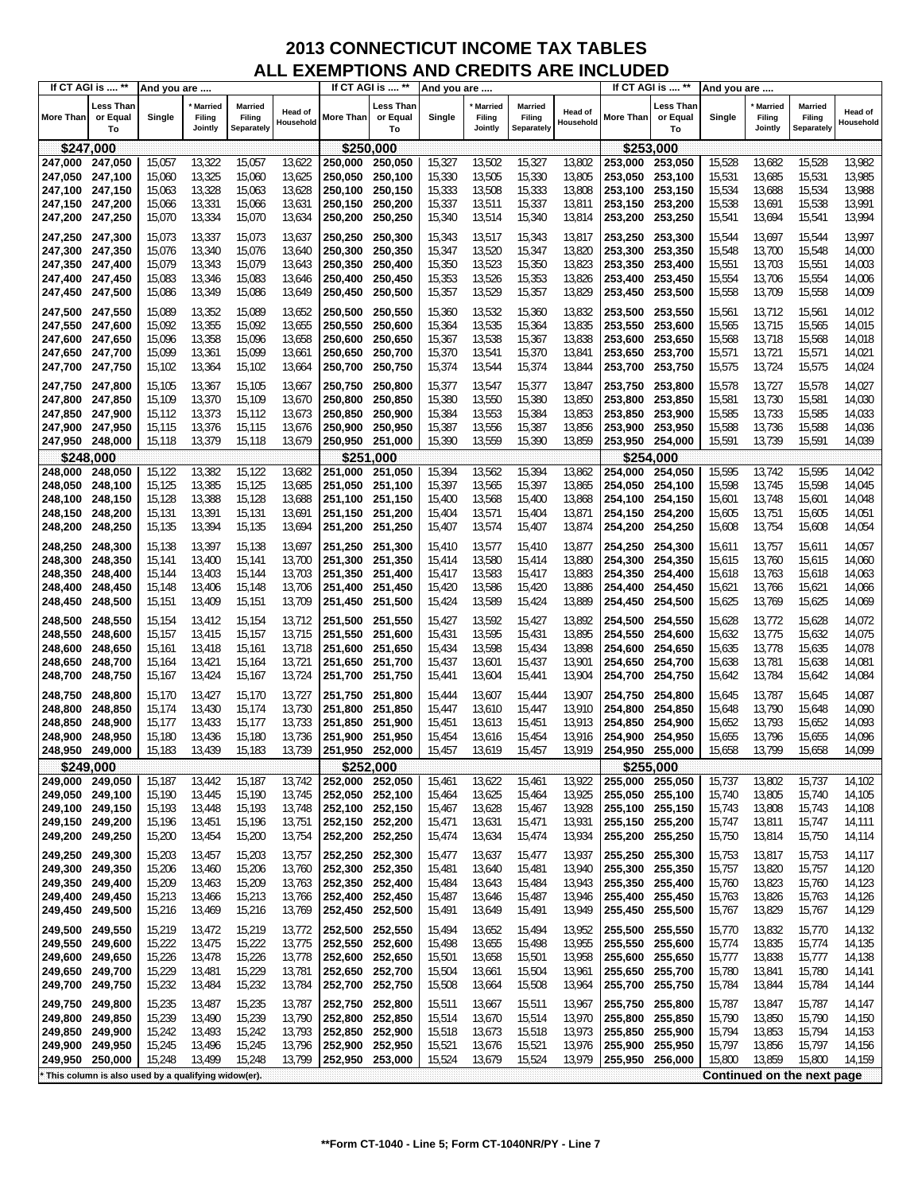# 2013 CONNECTICUT INCOME TAX TABLES
## ALL EXEMPTIONS AND CREDITS ARE INCLUDED

| If CT AGI is .... ** | | And you are .... | | | | If CT AGI is .... ** | | And you are .... | | | | If CT AGI is .... ** | | And you are .... | | | |
|---|---|---|---|---|---|---|---|---|---|---|---|---|---|---|---|---|---|
| More Than | Less Than or Equal To | Single | * Married Filing Jointly | Married Filing Separately | Head of Household | More Than | Less Than or Equal To | Single | * Married Filing Jointly | Married Filing Separately | Head of Household | More Than | Less Than or Equal To | Single | * Married Filing Jointly | Married Filing Separately | Head of Household |
| **$247,000** | | | | | | **$250,000** | | | | | | **$253,000** | | | | | |
| 247,000 | 247,050 | 15,057 | 13,322 | 15,057 | 13,622 | 250,000 | 250,050 | 15,327 | 13,502 | 15,327 | 13,802 | 253,000 | 253,050 | 15,528 | 13,682 | 15,528 | 13,982 |
| 247,050 | 247,100 | 15,060 | 13,325 | 15,060 | 13,625 | 250,050 | 250,100 | 15,330 | 13,505 | 15,330 | 13,805 | 253,050 | 253,100 | 15,531 | 13,685 | 15,531 | 13,985 |
| 247,100 | 247,150 | 15,063 | 13,328 | 15,063 | 13,628 | 250,100 | 250,150 | 15,333 | 13,508 | 15,333 | 13,808 | 253,100 | 253,150 | 15,534 | 13,688 | 15,534 | 13,988 |
| 247,150 | 247,200 | 15,066 | 13,331 | 15,066 | 13,631 | 250,150 | 250,200 | 15,337 | 13,511 | 15,337 | 13,811 | 253,150 | 253,200 | 15,538 | 13,691 | 15,538 | 13,991 |
| 247,200 | 247,250 | 15,070 | 13,334 | 15,070 | 13,634 | 250,200 | 250,250 | 15,340 | 13,514 | 15,340 | 13,814 | 253,200 | 253,250 | 15,541 | 13,694 | 15,541 | 13,994 |
| 247,250 | 247,300 | 15,073 | 13,337 | 15,073 | 13,637 | 250,250 | 250,300 | 15,343 | 13,517 | 15,343 | 13,817 | 253,250 | 253,300 | 15,544 | 13,697 | 15,544 | 13,997 |
| 247,300 | 247,350 | 15,076 | 13,340 | 15,076 | 13,640 | 250,300 | 250,350 | 15,347 | 13,520 | 15,347 | 13,820 | 253,300 | 253,350 | 15,548 | 13,700 | 15,548 | 14,000 |
| 247,350 | 247,400 | 15,079 | 13,343 | 15,079 | 13,643 | 250,350 | 250,400 | 15,350 | 13,523 | 15,350 | 13,823 | 253,350 | 253,400 | 15,551 | 13,703 | 15,551 | 14,003 |
| 247,400 | 247,450 | 15,083 | 13,346 | 15,083 | 13,646 | 250,400 | 250,450 | 15,353 | 13,526 | 15,353 | 13,826 | 253,400 | 253,450 | 15,554 | 13,706 | 15,554 | 14,006 |
| 247,450 | 247,500 | 15,086 | 13,349 | 15,086 | 13,649 | 250,450 | 250,500 | 15,357 | 13,529 | 15,357 | 13,829 | 253,450 | 253,500 | 15,558 | 13,709 | 15,558 | 14,009 |
| 247,500 | 247,550 | 15,089 | 13,352 | 15,089 | 13,652 | 250,500 | 250,550 | 15,360 | 13,532 | 15,360 | 13,832 | 253,500 | 253,550 | 15,561 | 13,712 | 15,561 | 14,012 |
| 247,550 | 247,600 | 15,092 | 13,355 | 15,092 | 13,655 | 250,550 | 250,600 | 15,364 | 13,535 | 15,364 | 13,835 | 253,550 | 253,600 | 15,565 | 13,715 | 15,565 | 14,015 |
| 247,600 | 247,650 | 15,096 | 13,358 | 15,096 | 13,658 | 250,600 | 250,650 | 15,367 | 13,538 | 15,367 | 13,838 | 253,600 | 253,650 | 15,568 | 13,718 | 15,568 | 14,018 |
| 247,650 | 247,700 | 15,099 | 13,361 | 15,099 | 13,661 | 250,650 | 250,700 | 15,370 | 13,541 | 15,370 | 13,841 | 253,650 | 253,700 | 15,571 | 13,721 | 15,571 | 14,021 |
| 247,700 | 247,750 | 15,102 | 13,364 | 15,102 | 13,664 | 250,700 | 250,750 | 15,374 | 13,544 | 15,374 | 13,844 | 253,700 | 253,750 | 15,575 | 13,724 | 15,575 | 14,024 |
| 247,750 | 247,800 | 15,105 | 13,367 | 15,105 | 13,667 | 250,750 | 250,800 | 15,377 | 13,547 | 15,377 | 13,847 | 253,750 | 253,800 | 15,578 | 13,727 | 15,578 | 14,027 |
| 247,800 | 247,850 | 15,109 | 13,370 | 15,109 | 13,670 | 250,800 | 250,850 | 15,380 | 13,550 | 15,380 | 13,850 | 253,800 | 253,850 | 15,581 | 13,730 | 15,581 | 14,030 |
| 247,850 | 247,900 | 15,112 | 13,373 | 15,112 | 13,673 | 250,850 | 250,900 | 15,384 | 13,553 | 15,384 | 13,853 | 253,850 | 253,900 | 15,585 | 13,733 | 15,585 | 14,033 |
| 247,900 | 247,950 | 15,115 | 13,376 | 15,115 | 13,676 | 250,900 | 250,950 | 15,387 | 13,556 | 15,387 | 13,856 | 253,900 | 253,950 | 15,588 | 13,736 | 15,588 | 14,036 |
| 247,950 | 248,000 | 15,118 | 13,379 | 15,118 | 13,679 | 250,950 | 251,000 | 15,390 | 13,559 | 15,390 | 13,859 | 253,950 | 254,000 | 15,591 | 13,739 | 15,591 | 14,039 |
| **$248,000** | | | | | | **$251,000** | | | | | | **$254,000** | | | | | |
| 248,000 | 248,050 | 15,122 | 13,382 | 15,122 | 13,682 | 251,000 | 251,050 | 15,394 | 13,562 | 15,394 | 13,862 | 254,000 | 254,050 | 15,595 | 13,742 | 15,595 | 14,042 |
| 248,050 | 248,100 | 15,125 | 13,385 | 15,125 | 13,685 | 251,050 | 251,100 | 15,397 | 13,565 | 15,397 | 13,865 | 254,050 | 254,100 | 15,598 | 13,745 | 15,598 | 14,045 |
| 248,100 | 248,150 | 15,128 | 13,388 | 15,128 | 13,688 | 251,100 | 251,150 | 15,400 | 13,568 | 15,400 | 13,868 | 254,100 | 254,150 | 15,601 | 13,748 | 15,601 | 14,048 |
| 248,150 | 248,200 | 15,131 | 13,391 | 15,131 | 13,691 | 251,150 | 251,200 | 15,404 | 13,571 | 15,404 | 13,871 | 254,150 | 254,200 | 15,605 | 13,751 | 15,605 | 14,051 |
| 248,200 | 248,250 | 15,135 | 13,394 | 15,135 | 13,694 | 251,200 | 251,250 | 15,407 | 13,574 | 15,407 | 13,874 | 254,200 | 254,250 | 15,608 | 13,754 | 15,608 | 14,054 |
| 248,250 | 248,300 | 15,138 | 13,397 | 15,138 | 13,697 | 251,250 | 251,300 | 15,410 | 13,577 | 15,410 | 13,877 | 254,250 | 254,300 | 15,611 | 13,757 | 15,611 | 14,057 |
| 248,300 | 248,350 | 15,141 | 13,400 | 15,141 | 13,700 | 251,300 | 251,350 | 15,414 | 13,580 | 15,414 | 13,880 | 254,300 | 254,350 | 15,615 | 13,760 | 15,615 | 14,060 |
| 248,350 | 248,400 | 15,144 | 13,403 | 15,144 | 13,703 | 251,350 | 251,400 | 15,417 | 13,583 | 15,417 | 13,883 | 254,350 | 254,400 | 15,618 | 13,763 | 15,618 | 14,063 |
| 248,400 | 248,450 | 15,148 | 13,406 | 15,148 | 13,706 | 251,400 | 251,450 | 15,420 | 13,586 | 15,420 | 13,886 | 254,400 | 254,450 | 15,621 | 13,766 | 15,621 | 14,066 |
| 248,450 | 248,500 | 15,151 | 13,409 | 15,151 | 13,709 | 251,450 | 251,500 | 15,424 | 13,589 | 15,424 | 13,889 | 254,450 | 254,500 | 15,625 | 13,769 | 15,625 | 14,069 |
| 248,500 | 248,550 | 15,154 | 13,412 | 15,154 | 13,712 | 251,500 | 251,550 | 15,427 | 13,592 | 15,427 | 13,892 | 254,500 | 254,550 | 15,628 | 13,772 | 15,628 | 14,072 |
| 248,550 | 248,600 | 15,157 | 13,415 | 15,157 | 13,715 | 251,550 | 251,600 | 15,431 | 13,595 | 15,431 | 13,895 | 254,550 | 254,600 | 15,632 | 13,775 | 15,632 | 14,075 |
| 248,600 | 248,650 | 15,161 | 13,418 | 15,161 | 13,718 | 251,600 | 251,650 | 15,434 | 13,598 | 15,434 | 13,898 | 254,600 | 254,650 | 15,635 | 13,778 | 15,635 | 14,078 |
| 248,650 | 248,700 | 15,164 | 13,421 | 15,164 | 13,721 | 251,650 | 251,700 | 15,437 | 13,601 | 15,437 | 13,901 | 254,650 | 254,700 | 15,638 | 13,781 | 15,638 | 14,081 |
| 248,700 | 248,750 | 15,167 | 13,424 | 15,167 | 13,724 | 251,700 | 251,750 | 15,441 | 13,604 | 15,441 | 13,904 | 254,700 | 254,750 | 15,642 | 13,784 | 15,642 | 14,084 |
| 248,750 | 248,800 | 15,170 | 13,427 | 15,170 | 13,727 | 251,750 | 251,800 | 15,444 | 13,607 | 15,444 | 13,907 | 254,750 | 254,800 | 15,645 | 13,787 | 15,645 | 14,087 |
| 248,800 | 248,850 | 15,174 | 13,430 | 15,174 | 13,730 | 251,800 | 251,850 | 15,447 | 13,610 | 15,447 | 13,910 | 254,800 | 254,850 | 15,648 | 13,790 | 15,648 | 14,090 |
| 248,850 | 248,900 | 15,177 | 13,433 | 15,177 | 13,733 | 251,850 | 251,900 | 15,451 | 13,613 | 15,451 | 13,913 | 254,850 | 254,900 | 15,652 | 13,793 | 15,652 | 14,093 |
| 248,900 | 248,950 | 15,180 | 13,436 | 15,180 | 13,736 | 251,900 | 251,950 | 15,454 | 13,616 | 15,454 | 13,916 | 254,900 | 254,950 | 15,655 | 13,796 | 15,655 | 14,096 |
| 248,950 | 249,000 | 15,183 | 13,439 | 15,183 | 13,739 | 251,950 | 252,000 | 15,457 | 13,619 | 15,457 | 13,919 | 254,950 | 255,000 | 15,658 | 13,799 | 15,658 | 14,099 |
| **$249,000** | | | | | | **$252,000** | | | | | | **$255,000** | | | | | |
| 249,000 | 249,050 | 15,187 | 13,442 | 15,187 | 13,742 | 252,000 | 252,050 | 15,461 | 13,622 | 15,461 | 13,922 | 255,000 | 255,050 | 15,737 | 13,802 | 15,737 | 14,102 |
| 249,050 | 249,100 | 15,190 | 13,445 | 15,190 | 13,745 | 252,050 | 252,100 | 15,464 | 13,625 | 15,464 | 13,925 | 255,050 | 255,100 | 15,740 | 13,805 | 15,740 | 14,105 |
| 249,100 | 249,150 | 15,193 | 13,448 | 15,193 | 13,748 | 252,100 | 252,150 | 15,467 | 13,628 | 15,467 | 13,928 | 255,100 | 255,150 | 15,743 | 13,808 | 15,743 | 14,108 |
| 249,150 | 249,200 | 15,196 | 13,451 | 15,196 | 13,751 | 252,150 | 252,200 | 15,471 | 13,631 | 15,471 | 13,931 | 255,150 | 255,200 | 15,747 | 13,811 | 15,747 | 14,111 |
| 249,200 | 249,250 | 15,200 | 13,454 | 15,200 | 13,754 | 252,200 | 252,250 | 15,474 | 13,634 | 15,474 | 13,934 | 255,200 | 255,250 | 15,750 | 13,814 | 15,750 | 14,114 |
| 249,250 | 249,300 | 15,203 | 13,457 | 15,203 | 13,757 | 252,250 | 252,300 | 15,477 | 13,637 | 15,477 | 13,937 | 255,250 | 255,300 | 15,753 | 13,817 | 15,753 | 14,117 |
| 249,300 | 249,350 | 15,206 | 13,460 | 15,206 | 13,760 | 252,300 | 252,350 | 15,481 | 13,640 | 15,481 | 13,940 | 255,300 | 255,350 | 15,757 | 13,820 | 15,757 | 14,120 |
| 249,350 | 249,400 | 15,209 | 13,463 | 15,209 | 13,763 | 252,350 | 252,400 | 15,484 | 13,643 | 15,484 | 13,943 | 255,350 | 255,400 | 15,760 | 13,823 | 15,760 | 14,123 |
| 249,400 | 249,450 | 15,213 | 13,466 | 15,213 | 13,766 | 252,400 | 252,450 | 15,487 | 13,646 | 15,487 | 13,946 | 255,400 | 255,450 | 15,763 | 13,826 | 15,763 | 14,126 |
| 249,450 | 249,500 | 15,216 | 13,469 | 15,216 | 13,769 | 252,450 | 252,500 | 15,491 | 13,649 | 15,491 | 13,949 | 255,450 | 255,500 | 15,767 | 13,829 | 15,767 | 14,129 |
| 249,500 | 249,550 | 15,219 | 13,472 | 15,219 | 13,772 | 252,500 | 252,550 | 15,494 | 13,652 | 15,494 | 13,952 | 255,500 | 255,550 | 15,770 | 13,832 | 15,770 | 14,132 |
| 249,550 | 249,600 | 15,222 | 13,475 | 15,222 | 13,775 | 252,550 | 252,600 | 15,498 | 13,655 | 15,498 | 13,955 | 255,550 | 255,600 | 15,774 | 13,835 | 15,774 | 14,135 |
| 249,600 | 249,650 | 15,226 | 13,478 | 15,226 | 13,778 | 252,600 | 252,650 | 15,501 | 13,658 | 15,501 | 13,958 | 255,600 | 255,650 | 15,777 | 13,838 | 15,777 | 14,138 |
| 249,650 | 249,700 | 15,229 | 13,481 | 15,229 | 13,781 | 252,650 | 252,700 | 15,504 | 13,661 | 15,504 | 13,961 | 255,650 | 255,700 | 15,780 | 13,841 | 15,780 | 14,141 |
| 249,700 | 249,750 | 15,232 | 13,484 | 15,232 | 13,784 | 252,700 | 252,750 | 15,508 | 13,664 | 15,508 | 13,964 | 255,700 | 255,750 | 15,784 | 13,844 | 15,784 | 14,144 |
| 249,750 | 249,800 | 15,235 | 13,487 | 15,235 | 13,787 | 252,750 | 252,800 | 15,511 | 13,667 | 15,511 | 13,967 | 255,750 | 255,800 | 15,787 | 13,847 | 15,787 | 14,147 |
| 249,800 | 249,850 | 15,239 | 13,490 | 15,239 | 13,790 | 252,800 | 252,850 | 15,514 | 13,670 | 15,514 | 13,970 | 255,800 | 255,850 | 15,790 | 13,850 | 15,790 | 14,150 |
| 249,850 | 249,900 | 15,242 | 13,493 | 15,242 | 13,793 | 252,850 | 252,900 | 15,518 | 13,673 | 15,518 | 13,973 | 255,850 | 255,900 | 15,794 | 13,853 | 15,794 | 14,153 |
| 249,900 | 249,950 | 15,245 | 13,496 | 15,245 | 13,796 | 252,900 | 252,950 | 15,521 | 13,676 | 15,521 | 13,976 | 255,900 | 255,950 | 15,797 | 13,856 | 15,797 | 14,156 |
| 249,950 | 250,000 | 15,248 | 13,499 | 15,248 | 13,799 | 252,950 | 253,000 | 15,524 | 13,679 | 15,524 | 13,979 | 255,950 | 256,000 | 15,800 | 13,859 | 15,800 | 14,159 |

* This column is also used by a qualifying widow(er).

**Continued on the next page**

**Form CT-1040 - Line 5; Form CT-1040NR/PY - Line 7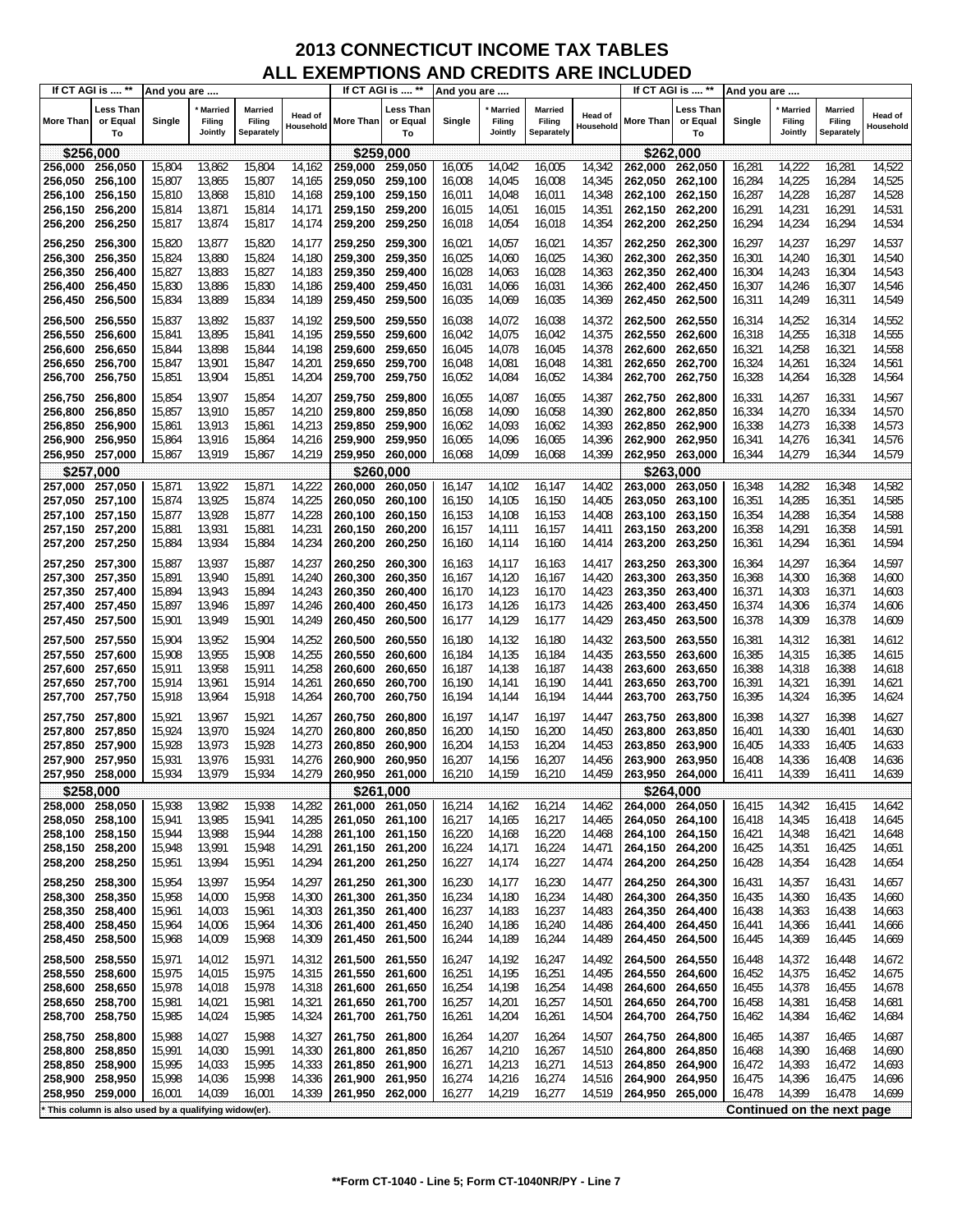# 2013 CONNECTICUT INCOME TAX TABLES
## ALL EXEMPTIONS AND CREDITS ARE INCLUDED

| If CT AGI is .... ** | | And you are .... | | | | If CT AGI is .... ** | | And you are .... | | | | If CT AGI is .... ** | | And you are .... | | | |
|---|---|---|---|---|---|---|---|---|---|---|---|---|---|---|---|---|---|
| More Than | Less Than or Equal To | Single | * Married Filing Jointly | Married Filing Separately | Head of Household | More Than | Less Than or Equal To | Single | * Married Filing Jointly | Married Filing Separately | Head of Household | More Than | Less Than or Equal To | Single | * Married Filing Jointly | Married Filing Separately | Head of Household |
| **$256,000** | | | | | | **$259,000** | | | | | | **$262,000** | | | | | |
| 256,000 | 256,050 | 15,804 | 13,862 | 15,804 | 14,162 | 259,000 | 259,050 | 16,005 | 14,042 | 16,005 | 14,342 | 262,000 | 262,050 | 16,281 | 14,222 | 16,281 | 14,522 |
| 256,050 | 256,100 | 15,807 | 13,865 | 15,807 | 14,165 | 259,050 | 259,100 | 16,008 | 14,045 | 16,008 | 14,345 | 262,050 | 262,100 | 16,284 | 14,225 | 16,284 | 14,525 |
| 256,100 | 256,150 | 15,810 | 13,868 | 15,810 | 14,168 | 259,100 | 259,150 | 16,011 | 14,048 | 16,011 | 14,348 | 262,100 | 262,150 | 16,287 | 14,228 | 16,287 | 14,528 |
| 256,150 | 256,200 | 15,814 | 13,871 | 15,814 | 14,171 | 259,150 | 259,200 | 16,015 | 14,051 | 16,015 | 14,351 | 262,150 | 262,200 | 16,291 | 14,231 | 16,291 | 14,531 |
| 256,200 | 256,250 | 15,817 | 13,874 | 15,817 | 14,174 | 259,200 | 259,250 | 16,018 | 14,054 | 16,018 | 14,354 | 262,200 | 262,250 | 16,294 | 14,234 | 16,294 | 14,534 |
| 256,250 | 256,300 | 15,820 | 13,877 | 15,820 | 14,177 | 259,250 | 259,300 | 16,021 | 14,057 | 16,021 | 14,357 | 262,250 | 262,300 | 16,297 | 14,237 | 16,297 | 14,537 |
| 256,300 | 256,350 | 15,824 | 13,880 | 15,824 | 14,180 | 259,300 | 259,350 | 16,025 | 14,060 | 16,025 | 14,360 | 262,300 | 262,350 | 16,301 | 14,240 | 16,301 | 14,540 |
| 256,350 | 256,400 | 15,827 | 13,883 | 15,827 | 14,183 | 259,350 | 259,400 | 16,028 | 14,063 | 16,028 | 14,363 | 262,350 | 262,400 | 16,304 | 14,243 | 16,304 | 14,543 |
| 256,400 | 256,450 | 15,830 | 13,886 | 15,830 | 14,186 | 259,400 | 259,450 | 16,031 | 14,066 | 16,031 | 14,366 | 262,400 | 262,450 | 16,307 | 14,246 | 16,307 | 14,546 |
| 256,450 | 256,500 | 15,834 | 13,889 | 15,834 | 14,189 | 259,450 | 259,500 | 16,035 | 14,069 | 16,035 | 14,369 | 262,450 | 262,500 | 16,311 | 14,249 | 16,311 | 14,549 |
| 256,500 | 256,550 | 15,837 | 13,892 | 15,837 | 14,192 | 259,500 | 259,550 | 16,038 | 14,072 | 16,038 | 14,372 | 262,500 | 262,550 | 16,314 | 14,252 | 16,314 | 14,552 |
| 256,550 | 256,600 | 15,841 | 13,895 | 15,841 | 14,195 | 259,550 | 259,600 | 16,042 | 14,075 | 16,042 | 14,375 | 262,550 | 262,600 | 16,318 | 14,255 | 16,318 | 14,555 |
| 256,600 | 256,650 | 15,844 | 13,898 | 15,844 | 14,198 | 259,600 | 259,650 | 16,045 | 14,078 | 16,045 | 14,378 | 262,600 | 262,650 | 16,321 | 14,258 | 16,321 | 14,558 |
| 256,650 | 256,700 | 15,847 | 13,901 | 15,847 | 14,201 | 259,650 | 259,700 | 16,048 | 14,081 | 16,048 | 14,381 | 262,650 | 262,700 | 16,324 | 14,261 | 16,324 | 14,561 |
| 256,700 | 256,750 | 15,851 | 13,904 | 15,851 | 14,204 | 259,700 | 259,750 | 16,052 | 14,084 | 16,052 | 14,384 | 262,700 | 262,750 | 16,328 | 14,264 | 16,328 | 14,564 |
| 256,750 | 256,800 | 15,854 | 13,907 | 15,854 | 14,207 | 259,750 | 259,800 | 16,055 | 14,087 | 16,055 | 14,387 | 262,750 | 262,800 | 16,331 | 14,267 | 16,331 | 14,567 |
| 256,800 | 256,850 | 15,857 | 13,910 | 15,857 | 14,210 | 259,800 | 259,850 | 16,058 | 14,090 | 16,058 | 14,390 | 262,800 | 262,850 | 16,334 | 14,270 | 16,334 | 14,570 |
| 256,850 | 256,900 | 15,861 | 13,913 | 15,861 | 14,213 | 259,850 | 259,900 | 16,062 | 14,093 | 16,062 | 14,393 | 262,850 | 262,900 | 16,338 | 14,273 | 16,338 | 14,573 |
| 256,900 | 256,950 | 15,864 | 13,916 | 15,864 | 14,216 | 259,900 | 259,950 | 16,065 | 14,096 | 16,065 | 14,396 | 262,900 | 262,950 | 16,341 | 14,276 | 16,341 | 14,576 |
| 256,950 | 257,000 | 15,867 | 13,919 | 15,867 | 14,219 | 259,950 | 260,000 | 16,068 | 14,099 | 16,068 | 14,399 | 262,950 | 263,000 | 16,344 | 14,279 | 16,344 | 14,579 |
| **$257,000** | | | | | | **$260,000** | | | | | | **$263,000** | | | | | |
| 257,000 | 257,050 | 15,871 | 13,922 | 15,871 | 14,222 | 260,000 | 260,050 | 16,147 | 14,102 | 16,147 | 14,402 | 263,000 | 263,050 | 16,348 | 14,282 | 16,348 | 14,582 |
| 257,050 | 257,100 | 15,874 | 13,925 | 15,874 | 14,225 | 260,050 | 260,100 | 16,150 | 14,105 | 16,150 | 14,405 | 263,050 | 263,100 | 16,351 | 14,285 | 16,351 | 14,585 |
| 257,100 | 257,150 | 15,877 | 13,928 | 15,877 | 14,228 | 260,100 | 260,150 | 16,153 | 14,108 | 16,153 | 14,408 | 263,100 | 263,150 | 16,354 | 14,288 | 16,354 | 14,588 |
| 257,150 | 257,200 | 15,881 | 13,931 | 15,881 | 14,231 | 260,150 | 260,200 | 16,157 | 14,111 | 16,157 | 14,411 | 263,150 | 263,200 | 16,358 | 14,291 | 16,358 | 14,591 |
| 257,200 | 257,250 | 15,884 | 13,934 | 15,884 | 14,234 | 260,200 | 260,250 | 16,160 | 14,114 | 16,160 | 14,414 | 263,200 | 263,250 | 16,361 | 14,294 | 16,361 | 14,594 |
| 257,250 | 257,300 | 15,887 | 13,937 | 15,887 | 14,237 | 260,250 | 260,300 | 16,163 | 14,117 | 16,163 | 14,417 | 263,250 | 263,300 | 16,364 | 14,297 | 16,364 | 14,597 |
| 257,300 | 257,350 | 15,891 | 13,940 | 15,891 | 14,240 | 260,300 | 260,350 | 16,167 | 14,120 | 16,167 | 14,420 | 263,300 | 263,350 | 16,368 | 14,300 | 16,368 | 14,600 |
| 257,350 | 257,400 | 15,894 | 13,943 | 15,894 | 14,243 | 260,350 | 260,400 | 16,170 | 14,123 | 16,170 | 14,423 | 263,350 | 263,400 | 16,371 | 14,303 | 16,371 | 14,603 |
| 257,400 | 257,450 | 15,897 | 13,946 | 15,897 | 14,246 | 260,400 | 260,450 | 16,173 | 14,126 | 16,173 | 14,426 | 263,400 | 263,450 | 16,374 | 14,306 | 16,374 | 14,606 |
| 257,450 | 257,500 | 15,901 | 13,949 | 15,901 | 14,249 | 260,450 | 260,500 | 16,177 | 14,129 | 16,177 | 14,429 | 263,450 | 263,500 | 16,378 | 14,309 | 16,378 | 14,609 |
| 257,500 | 257,550 | 15,904 | 13,952 | 15,904 | 14,252 | 260,500 | 260,550 | 16,180 | 14,132 | 16,180 | 14,432 | 263,500 | 263,550 | 16,381 | 14,312 | 16,381 | 14,612 |
| 257,550 | 257,600 | 15,908 | 13,955 | 15,908 | 14,255 | 260,550 | 260,600 | 16,184 | 14,135 | 16,184 | 14,435 | 263,550 | 263,600 | 16,385 | 14,315 | 16,385 | 14,615 |
| 257,600 | 257,650 | 15,911 | 13,958 | 15,911 | 14,258 | 260,600 | 260,650 | 16,187 | 14,138 | 16,187 | 14,438 | 263,600 | 263,650 | 16,388 | 14,318 | 16,388 | 14,618 |
| 257,650 | 257,700 | 15,914 | 13,961 | 15,914 | 14,261 | 260,650 | 260,700 | 16,190 | 14,141 | 16,190 | 14,441 | 263,650 | 263,700 | 16,391 | 14,321 | 16,391 | 14,621 |
| 257,700 | 257,750 | 15,918 | 13,964 | 15,918 | 14,264 | 260,700 | 260,750 | 16,194 | 14,144 | 16,194 | 14,444 | 263,700 | 263,750 | 16,395 | 14,324 | 16,395 | 14,624 |
| 257,750 | 257,800 | 15,921 | 13,967 | 15,921 | 14,267 | 260,750 | 260,800 | 16,197 | 14,147 | 16,197 | 14,447 | 263,750 | 263,800 | 16,398 | 14,327 | 16,398 | 14,627 |
| 257,800 | 257,850 | 15,924 | 13,970 | 15,924 | 14,270 | 260,800 | 260,850 | 16,200 | 14,150 | 16,200 | 14,450 | 263,800 | 263,850 | 16,401 | 14,330 | 16,401 | 14,630 |
| 257,850 | 257,900 | 15,928 | 13,973 | 15,928 | 14,273 | 260,850 | 260,900 | 16,204 | 14,153 | 16,204 | 14,453 | 263,850 | 263,900 | 16,405 | 14,333 | 16,405 | 14,633 |
| 257,900 | 257,950 | 15,931 | 13,976 | 15,931 | 14,276 | 260,900 | 260,950 | 16,207 | 14,156 | 16,207 | 14,456 | 263,900 | 263,950 | 16,408 | 14,336 | 16,408 | 14,636 |
| 257,950 | 258,000 | 15,934 | 13,979 | 15,934 | 14,279 | 260,950 | 261,000 | 16,210 | 14,159 | 16,210 | 14,459 | 263,950 | 264,000 | 16,411 | 14,339 | 16,411 | 14,639 |
| **$258,000** | | | | | | **$261,000** | | | | | | **$264,000** | | | | | |
| 258,000 | 258,050 | 15,938 | 13,982 | 15,938 | 14,282 | 261,000 | 261,050 | 16,214 | 14,162 | 16,214 | 14,462 | 264,000 | 264,050 | 16,415 | 14,342 | 16,415 | 14,642 |
| 258,050 | 258,100 | 15,941 | 13,985 | 15,941 | 14,285 | 261,050 | 261,100 | 16,217 | 14,165 | 16,217 | 14,465 | 264,050 | 264,100 | 16,418 | 14,345 | 16,418 | 14,645 |
| 258,100 | 258,150 | 15,944 | 13,988 | 15,944 | 14,288 | 261,100 | 261,150 | 16,220 | 14,168 | 16,220 | 14,468 | 264,100 | 264,150 | 16,421 | 14,348 | 16,421 | 14,648 |
| 258,150 | 258,200 | 15,948 | 13,991 | 15,948 | 14,291 | 261,150 | 261,200 | 16,224 | 14,171 | 16,224 | 14,471 | 264,150 | 264,200 | 16,425 | 14,351 | 16,425 | 14,651 |
| 258,200 | 258,250 | 15,951 | 13,994 | 15,951 | 14,294 | 261,200 | 261,250 | 16,227 | 14,174 | 16,227 | 14,474 | 264,200 | 264,250 | 16,428 | 14,354 | 16,428 | 14,654 |
| 258,250 | 258,300 | 15,954 | 13,997 | 15,954 | 14,297 | 261,250 | 261,300 | 16,230 | 14,177 | 16,230 | 14,477 | 264,250 | 264,300 | 16,431 | 14,357 | 16,431 | 14,657 |
| 258,300 | 258,350 | 15,958 | 14,000 | 15,958 | 14,300 | 261,300 | 261,350 | 16,234 | 14,180 | 16,234 | 14,480 | 264,300 | 264,350 | 16,435 | 14,360 | 16,435 | 14,660 |
| 258,350 | 258,400 | 15,961 | 14,003 | 15,961 | 14,303 | 261,350 | 261,400 | 16,237 | 14,183 | 16,237 | 14,483 | 264,350 | 264,400 | 16,438 | 14,363 | 16,438 | 14,663 |
| 258,400 | 258,450 | 15,964 | 14,006 | 15,964 | 14,306 | 261,400 | 261,450 | 16,240 | 14,186 | 16,240 | 14,486 | 264,400 | 264,450 | 16,441 | 14,366 | 16,441 | 14,666 |
| 258,450 | 258,500 | 15,968 | 14,009 | 15,968 | 14,309 | 261,450 | 261,500 | 16,244 | 14,189 | 16,244 | 14,489 | 264,450 | 264,500 | 16,445 | 14,369 | 16,445 | 14,669 |
| 258,500 | 258,550 | 15,971 | 14,012 | 15,971 | 14,312 | 261,500 | 261,550 | 16,247 | 14,192 | 16,247 | 14,492 | 264,500 | 264,550 | 16,448 | 14,372 | 16,448 | 14,672 |
| 258,550 | 258,600 | 15,975 | 14,015 | 15,975 | 14,315 | 261,550 | 261,600 | 16,251 | 14,195 | 16,251 | 14,495 | 264,550 | 264,600 | 16,452 | 14,375 | 16,452 | 14,675 |
| 258,600 | 258,650 | 15,978 | 14,018 | 15,978 | 14,318 | 261,600 | 261,650 | 16,254 | 14,198 | 16,254 | 14,498 | 264,600 | 264,650 | 16,455 | 14,378 | 16,455 | 14,678 |
| 258,650 | 258,700 | 15,981 | 14,021 | 15,981 | 14,321 | 261,650 | 261,700 | 16,257 | 14,201 | 16,257 | 14,501 | 264,650 | 264,700 | 16,458 | 14,381 | 16,458 | 14,681 |
| 258,700 | 258,750 | 15,985 | 14,024 | 15,985 | 14,324 | 261,700 | 261,750 | 16,261 | 14,204 | 16,261 | 14,504 | 264,700 | 264,750 | 16,462 | 14,384 | 16,462 | 14,684 |
| 258,750 | 258,800 | 15,988 | 14,027 | 15,988 | 14,327 | 261,750 | 261,800 | 16,264 | 14,207 | 16,264 | 14,507 | 264,750 | 264,800 | 16,465 | 14,387 | 16,465 | 14,687 |
| 258,800 | 258,850 | 15,991 | 14,030 | 15,991 | 14,330 | 261,800 | 261,850 | 16,267 | 14,210 | 16,267 | 14,510 | 264,800 | 264,850 | 16,468 | 14,390 | 16,468 | 14,690 |
| 258,850 | 258,900 | 15,995 | 14,033 | 15,995 | 14,333 | 261,850 | 261,900 | 16,271 | 14,213 | 16,271 | 14,513 | 264,850 | 264,900 | 16,472 | 14,393 | 16,472 | 14,693 |
| 258,900 | 258,950 | 15,998 | 14,036 | 15,998 | 14,336 | 261,900 | 261,950 | 16,274 | 14,216 | 16,274 | 14,516 | 264,900 | 264,950 | 16,475 | 14,396 | 16,475 | 14,696 |
| 258,950 | 259,000 | 16,001 | 14,039 | 16,001 | 14,339 | 261,950 | 262,000 | 16,277 | 14,219 | 16,277 | 14,519 | 264,950 | 265,000 | 16,478 | 14,399 | 16,478 | 14,699 |

* This column is also used by a qualifying widow(er).

**Continued on the next page**

**Form CT-1040 - Line 5; Form CT-1040NR/PY - Line 7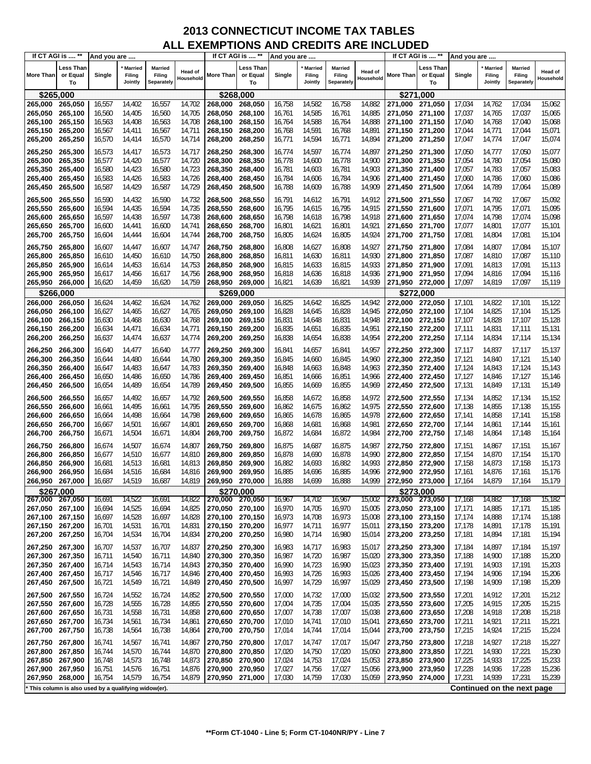# 2013 CONNECTICUT INCOME TAX TABLES
## ALL EXEMPTIONS AND CREDITS ARE INCLUDED

| If CT AGI is .... ** | | And you are .... | | | | If CT AGI is .... ** | | And you are .... | | | | If CT AGI is .... ** | | And you are .... | | | |
|---|---|---|---|---|---|---|---|---|---|---|---|---|---|---|---|---|---|
| More Than | Less Than or Equal To | Single | * Married Filing Jointly | Married Filing Separately | Head of Household | More Than | Less Than or Equal To | Single | * Married Filing Jointly | Married Filing Separately | Head of Household | More Than | Less Than or Equal To | Single | * Married Filing Jointly | Married Filing Separately | Head of Household |
| **$265,000** | | | | | | **$268,000** | | | | | | **$271,000** | | | | | |
| 265,000 | 265,050 | 16,557 | 14,402 | 16,557 | 14,702 | 268,000 | 268,050 | 16,758 | 14,582 | 16,758 | 14,882 | 271,000 | 271,050 | 17,034 | 14,762 | 17,034 | 15,062 |
| 265,050 | 265,100 | 16,560 | 14,405 | 16,560 | 14,705 | 268,050 | 268,100 | 16,761 | 14,585 | 16,761 | 14,885 | 271,050 | 271,100 | 17,037 | 14,765 | 17,037 | 15,065 |
| 265,100 | 265,150 | 16,563 | 14,408 | 16,563 | 14,708 | 268,100 | 268,150 | 16,764 | 14,588 | 16,764 | 14,888 | 271,100 | 271,150 | 17,040 | 14,768 | 17,040 | 15,068 |
| 265,150 | 265,200 | 16,567 | 14,411 | 16,567 | 14,711 | 268,150 | 268,200 | 16,768 | 14,591 | 16,768 | 14,891 | 271,150 | 271,200 | 17,044 | 14,771 | 17,044 | 15,071 |
| 265,200 | 265,250 | 16,570 | 14,414 | 16,570 | 14,714 | 268,200 | 268,250 | 16,771 | 14,594 | 16,771 | 14,894 | 271,200 | 271,250 | 17,047 | 14,774 | 17,047 | 15,074 |
| 265,250 | 265,300 | 16,573 | 14,417 | 16,573 | 14,717 | 268,250 | 268,300 | 16,774 | 14,597 | 16,774 | 14,897 | 271,250 | 271,300 | 17,050 | 14,777 | 17,050 | 15,077 |
| 265,300 | 265,350 | 16,577 | 14,420 | 16,577 | 14,720 | 268,300 | 268,350 | 16,778 | 14,600 | 16,778 | 14,900 | 271,300 | 271,350 | 17,054 | 14,780 | 17,054 | 15,080 |
| 265,350 | 265,400 | 16,580 | 14,423 | 16,580 | 14,723 | 268,350 | 268,400 | 16,781 | 14,603 | 16,781 | 14,903 | 271,350 | 271,400 | 17,057 | 14,783 | 17,057 | 15,083 |
| 265,400 | 265,450 | 16,583 | 14,426 | 16,583 | 14,726 | 268,400 | 268,450 | 16,784 | 14,606 | 16,784 | 14,906 | 271,400 | 271,450 | 17,060 | 14,786 | 17,060 | 15,086 |
| 265,450 | 265,500 | 16,587 | 14,429 | 16,587 | 14,729 | 268,450 | 268,500 | 16,788 | 14,609 | 16,788 | 14,909 | 271,450 | 271,500 | 17,064 | 14,789 | 17,064 | 15,089 |
| 265,500 | 265,550 | 16,590 | 14,432 | 16,590 | 14,732 | 268,500 | 268,550 | 16,791 | 14,612 | 16,791 | 14,912 | 271,500 | 271,550 | 17,067 | 14,792 | 17,067 | 15,092 |
| 265,550 | 265,600 | 16,594 | 14,435 | 16,594 | 14,735 | 268,550 | 268,600 | 16,795 | 14,615 | 16,795 | 14,915 | 271,550 | 271,600 | 17,071 | 14,795 | 17,071 | 15,095 |
| 265,600 | 265,650 | 16,597 | 14,438 | 16,597 | 14,738 | 268,600 | 268,650 | 16,798 | 14,618 | 16,798 | 14,918 | 271,600 | 271,650 | 17,074 | 14,798 | 17,074 | 15,098 |
| 265,650 | 265,700 | 16,600 | 14,441 | 16,600 | 14,741 | 268,650 | 268,700 | 16,801 | 14,621 | 16,801 | 14,921 | 271,650 | 271,700 | 17,077 | 14,801 | 17,077 | 15,101 |
| 265,700 | 265,750 | 16,604 | 14,444 | 16,604 | 14,744 | 268,700 | 268,750 | 16,805 | 14,624 | 16,805 | 14,924 | 271,700 | 271,750 | 17,081 | 14,804 | 17,081 | 15,104 |
| 265,750 | 265,800 | 16,607 | 14,447 | 16,607 | 14,747 | 268,750 | 268,800 | 16,808 | 14,627 | 16,808 | 14,927 | 271,750 | 271,800 | 17,084 | 14,807 | 17,084 | 15,107 |
| 265,800 | 265,850 | 16,610 | 14,450 | 16,610 | 14,750 | 268,800 | 268,850 | 16,811 | 14,630 | 16,811 | 14,930 | 271,800 | 271,850 | 17,087 | 14,810 | 17,087 | 15,110 |
| 265,850 | 265,900 | 16,614 | 14,453 | 16,614 | 14,753 | 268,850 | 268,900 | 16,815 | 14,633 | 16,815 | 14,933 | 271,850 | 271,900 | 17,091 | 14,813 | 17,091 | 15,113 |
| 265,900 | 265,950 | 16,617 | 14,456 | 16,617 | 14,756 | 268,900 | 268,950 | 16,818 | 14,636 | 16,818 | 14,936 | 271,900 | 271,950 | 17,094 | 14,816 | 17,094 | 15,116 |
| 265,950 | 266,000 | 16,620 | 14,459 | 16,620 | 14,759 | 268,950 | 269,000 | 16,821 | 14,639 | 16,821 | 14,939 | 271,950 | 272,000 | 17,097 | 14,819 | 17,097 | 15,119 |
| **$266,000** | | | | | | **$269,000** | | | | | | **$272,000** | | | | | |
| 266,000 | 266,050 | 16,624 | 14,462 | 16,624 | 14,762 | 269,000 | 269,050 | 16,825 | 14,642 | 16,825 | 14,942 | 272,000 | 272,050 | 17,101 | 14,822 | 17,101 | 15,122 |
| 266,050 | 266,100 | 16,627 | 14,465 | 16,627 | 14,765 | 269,050 | 269,100 | 16,828 | 14,645 | 16,828 | 14,945 | 272,050 | 272,100 | 17,104 | 14,825 | 17,104 | 15,125 |
| 266,100 | 266,150 | 16,630 | 14,468 | 16,630 | 14,768 | 269,100 | 269,150 | 16,831 | 14,648 | 16,831 | 14,948 | 272,100 | 272,150 | 17,107 | 14,828 | 17,107 | 15,128 |
| 266,150 | 266,200 | 16,634 | 14,471 | 16,634 | 14,771 | 269,150 | 269,200 | 16,835 | 14,651 | 16,835 | 14,951 | 272,150 | 272,200 | 17,111 | 14,831 | 17,111 | 15,131 |
| 266,200 | 266,250 | 16,637 | 14,474 | 16,637 | 14,774 | 269,200 | 269,250 | 16,838 | 14,654 | 16,838 | 14,954 | 272,200 | 272,250 | 17,114 | 14,834 | 17,114 | 15,134 |
| 266,250 | 266,300 | 16,640 | 14,477 | 16,640 | 14,777 | 269,250 | 269,300 | 16,841 | 14,657 | 16,841 | 14,957 | 272,250 | 272,300 | 17,117 | 14,837 | 17,117 | 15,137 |
| 266,300 | 266,350 | 16,644 | 14,480 | 16,644 | 14,780 | 269,300 | 269,350 | 16,845 | 14,660 | 16,845 | 14,960 | 272,300 | 272,350 | 17,121 | 14,840 | 17,121 | 15,140 |
| 266,350 | 266,400 | 16,647 | 14,483 | 16,647 | 14,783 | 269,350 | 269,400 | 16,848 | 14,663 | 16,848 | 14,963 | 272,350 | 272,400 | 17,124 | 14,843 | 17,124 | 15,143 |
| 266,400 | 266,450 | 16,650 | 14,486 | 16,650 | 14,786 | 269,400 | 269,450 | 16,851 | 14,666 | 16,851 | 14,966 | 272,400 | 272,450 | 17,127 | 14,846 | 17,127 | 15,146 |
| 266,450 | 266,500 | 16,654 | 14,489 | 16,654 | 14,789 | 269,450 | 269,500 | 16,855 | 14,669 | 16,855 | 14,969 | 272,450 | 272,500 | 17,131 | 14,849 | 17,131 | 15,149 |
| 266,500 | 266,550 | 16,657 | 14,492 | 16,657 | 14,792 | 269,500 | 269,550 | 16,858 | 14,672 | 16,858 | 14,972 | 272,500 | 272,550 | 17,134 | 14,852 | 17,134 | 15,152 |
| 266,550 | 266,600 | 16,661 | 14,495 | 16,661 | 14,795 | 269,550 | 269,600 | 16,862 | 14,675 | 16,862 | 14,975 | 272,550 | 272,600 | 17,138 | 14,855 | 17,138 | 15,155 |
| 266,600 | 266,650 | 16,664 | 14,498 | 16,664 | 14,798 | 269,600 | 269,650 | 16,865 | 14,678 | 16,865 | 14,978 | 272,600 | 272,650 | 17,141 | 14,858 | 17,141 | 15,158 |
| 266,650 | 266,700 | 16,667 | 14,501 | 16,667 | 14,801 | 269,650 | 269,700 | 16,868 | 14,681 | 16,868 | 14,981 | 272,650 | 272,700 | 17,144 | 14,861 | 17,144 | 15,161 |
| 266,700 | 266,750 | 16,671 | 14,504 | 16,671 | 14,804 | 269,700 | 269,750 | 16,872 | 14,684 | 16,872 | 14,984 | 272,700 | 272,750 | 17,148 | 14,864 | 17,148 | 15,164 |
| 266,750 | 266,800 | 16,674 | 14,507 | 16,674 | 14,807 | 269,750 | 269,800 | 16,875 | 14,687 | 16,875 | 14,987 | 272,750 | 272,800 | 17,151 | 14,867 | 17,151 | 15,167 |
| 266,800 | 266,850 | 16,677 | 14,510 | 16,677 | 14,810 | 269,800 | 269,850 | 16,878 | 14,690 | 16,878 | 14,990 | 272,800 | 272,850 | 17,154 | 14,870 | 17,154 | 15,170 |
| 266,850 | 266,900 | 16,681 | 14,513 | 16,681 | 14,813 | 269,850 | 269,900 | 16,882 | 14,693 | 16,882 | 14,993 | 272,850 | 272,900 | 17,158 | 14,873 | 17,158 | 15,173 |
| 266,900 | 266,950 | 16,684 | 14,516 | 16,684 | 14,816 | 269,900 | 269,950 | 16,885 | 14,696 | 16,885 | 14,996 | 272,900 | 272,950 | 17,161 | 14,876 | 17,161 | 15,176 |
| 266,950 | 267,000 | 16,687 | 14,519 | 16,687 | 14,819 | 269,950 | 270,000 | 16,888 | 14,699 | 16,888 | 14,999 | 272,950 | 273,000 | 17,164 | 14,879 | 17,164 | 15,179 |
| **$267,000** | | | | | | **$270,000** | | | | | | **$273,000** | | | | | |
| 267,000 | 267,050 | 16,691 | 14,522 | 16,691 | 14,822 | 270,000 | 270,050 | 16,967 | 14,702 | 16,967 | 15,002 | 273,000 | 273,050 | 17,168 | 14,882 | 17,168 | 15,182 |
| 267,050 | 267,100 | 16,694 | 14,525 | 16,694 | 14,825 | 270,050 | 270,100 | 16,970 | 14,705 | 16,970 | 15,005 | 273,050 | 273,100 | 17,171 | 14,885 | 17,171 | 15,185 |
| 267,100 | 267,150 | 16,697 | 14,528 | 16,697 | 14,828 | 270,100 | 270,150 | 16,973 | 14,708 | 16,973 | 15,008 | 273,100 | 273,150 | 17,174 | 14,888 | 17,174 | 15,188 |
| 267,150 | 267,200 | 16,701 | 14,531 | 16,701 | 14,831 | 270,150 | 270,200 | 16,977 | 14,711 | 16,977 | 15,011 | 273,150 | 273,200 | 17,178 | 14,891 | 17,178 | 15,191 |
| 267,200 | 267,250 | 16,704 | 14,534 | 16,704 | 14,834 | 270,200 | 270,250 | 16,980 | 14,714 | 16,980 | 15,014 | 273,200 | 273,250 | 17,181 | 14,894 | 17,181 | 15,194 |
| 267,250 | 267,300 | 16,707 | 14,537 | 16,707 | 14,837 | 270,250 | 270,300 | 16,983 | 14,717 | 16,983 | 15,017 | 273,250 | 273,300 | 17,184 | 14,897 | 17,184 | 15,197 |
| 267,300 | 267,350 | 16,711 | 14,540 | 16,711 | 14,840 | 270,300 | 270,350 | 16,987 | 14,720 | 16,987 | 15,020 | 273,300 | 273,350 | 17,188 | 14,900 | 17,188 | 15,200 |
| 267,350 | 267,400 | 16,714 | 14,543 | 16,714 | 14,843 | 270,350 | 270,400 | 16,990 | 14,723 | 16,990 | 15,023 | 273,350 | 273,400 | 17,191 | 14,903 | 17,191 | 15,203 |
| 267,400 | 267,450 | 16,717 | 14,546 | 16,717 | 14,846 | 270,400 | 270,450 | 16,993 | 14,726 | 16,993 | 15,026 | 273,400 | 273,450 | 17,194 | 14,906 | 17,194 | 15,206 |
| 267,450 | 267,500 | 16,721 | 14,549 | 16,721 | 14,849 | 270,450 | 270,500 | 16,997 | 14,729 | 16,997 | 15,029 | 273,450 | 273,500 | 17,198 | 14,909 | 17,198 | 15,209 |
| 267,500 | 267,550 | 16,724 | 14,552 | 16,724 | 14,852 | 270,500 | 270,550 | 17,000 | 14,732 | 17,000 | 15,032 | 273,500 | 273,550 | 17,201 | 14,912 | 17,201 | 15,212 |
| 267,550 | 267,600 | 16,728 | 14,555 | 16,728 | 14,855 | 270,550 | 270,600 | 17,004 | 14,735 | 17,004 | 15,035 | 273,550 | 273,600 | 17,205 | 14,915 | 17,205 | 15,215 |
| 267,600 | 267,650 | 16,731 | 14,558 | 16,731 | 14,858 | 270,600 | 270,650 | 17,007 | 14,738 | 17,007 | 15,038 | 273,600 | 273,650 | 17,208 | 14,918 | 17,208 | 15,218 |
| 267,650 | 267,700 | 16,734 | 14,561 | 16,734 | 14,861 | 270,650 | 270,700 | 17,010 | 14,741 | 17,010 | 15,041 | 273,650 | 273,700 | 17,211 | 14,921 | 17,211 | 15,221 |
| 267,700 | 267,750 | 16,738 | 14,564 | 16,738 | 14,864 | 270,700 | 270,750 | 17,014 | 14,744 | 17,014 | 15,044 | 273,700 | 273,750 | 17,215 | 14,924 | 17,215 | 15,224 |
| 267,750 | 267,800 | 16,741 | 14,567 | 16,741 | 14,867 | 270,750 | 270,800 | 17,017 | 14,747 | 17,017 | 15,047 | 273,750 | 273,800 | 17,218 | 14,927 | 17,218 | 15,227 |
| 267,800 | 267,850 | 16,744 | 14,570 | 16,744 | 14,870 | 270,800 | 270,850 | 17,020 | 14,750 | 17,020 | 15,050 | 273,800 | 273,850 | 17,221 | 14,930 | 17,221 | 15,230 |
| 267,850 | 267,900 | 16,748 | 14,573 | 16,748 | 14,873 | 270,850 | 270,900 | 17,024 | 14,753 | 17,024 | 15,053 | 273,850 | 273,900 | 17,225 | 14,933 | 17,225 | 15,233 |
| 267,900 | 267,950 | 16,751 | 14,576 | 16,751 | 14,876 | 270,900 | 270,950 | 17,027 | 14,756 | 17,027 | 15,056 | 273,900 | 273,950 | 17,228 | 14,936 | 17,228 | 15,236 |
| 267,950 | 268,000 | 16,754 | 14,579 | 16,754 | 14,879 | 270,950 | 271,000 | 17,030 | 14,759 | 17,030 | 15,059 | 273,950 | 274,000 | 17,231 | 14,939 | 17,231 | 15,239 |

* This column is also used by a qualifying widow(er).

**Continued on the next page**

**Form CT-1040 - Line 5; Form CT-1040NR/PY - Line 7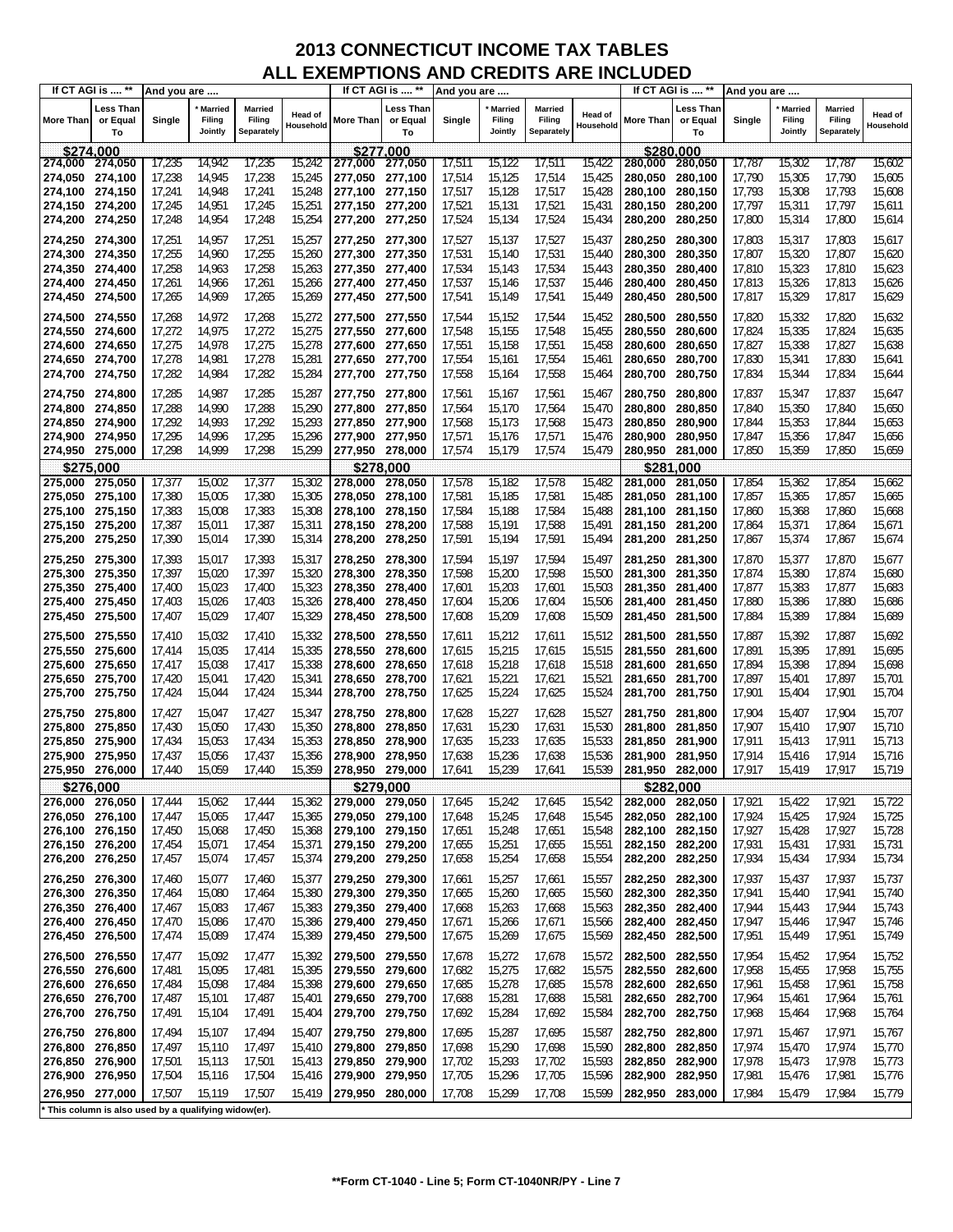# 2013 CONNECTICUT INCOME TAX TABLES
## ALL EXEMPTIONS AND CREDITS ARE INCLUDED

| If CT AGI is .... ** | | And you are .... | | | | If CT AGI is .... ** | | And you are .... | | | | If CT AGI is .... ** | | And you are .... | | | |
|---|---|---|---|---|---|---|---|---|---|---|---|---|---|---|---|---|---|
| More Than | Less Than or Equal To | Single | * Married Filing Jointly | Married Filing Separately | Head of Household | More Than | Less Than or Equal To | Single | * Married Filing Jointly | Married Filing Separately | Head of Household | More Than | Less Than or Equal To | Single | * Married Filing Jointly | Married Filing Separately | Head of Household |
| **$274,000** | | | | | | **$277,000** | | | | | | **$280,000** | | | | | |
| 274,000 | 274,050 | 17,235 | 14,942 | 17,235 | 15,242 | 277,000 | 277,050 | 17,511 | 15,122 | 17,511 | 15,422 | 280,000 | 280,050 | 17,787 | 15,302 | 17,787 | 15,602 |
| 274,050 | 274,100 | 17,238 | 14,945 | 17,238 | 15,245 | 277,050 | 277,100 | 17,514 | 15,125 | 17,514 | 15,425 | 280,050 | 280,100 | 17,790 | 15,305 | 17,790 | 15,605 |
| 274,100 | 274,150 | 17,241 | 14,948 | 17,241 | 15,248 | 277,100 | 277,150 | 17,517 | 15,128 | 17,517 | 15,428 | 280,100 | 280,150 | 17,793 | 15,308 | 17,793 | 15,608 |
| 274,150 | 274,200 | 17,245 | 14,951 | 17,245 | 15,251 | 277,150 | 277,200 | 17,521 | 15,131 | 17,521 | 15,431 | 280,150 | 280,200 | 17,797 | 15,311 | 17,797 | 15,611 |
| 274,200 | 274,250 | 17,248 | 14,954 | 17,248 | 15,254 | 277,200 | 277,250 | 17,524 | 15,134 | 17,524 | 15,434 | 280,200 | 280,250 | 17,800 | 15,314 | 17,800 | 15,614 |
| 274,250 | 274,300 | 17,251 | 14,957 | 17,251 | 15,257 | 277,250 | 277,300 | 17,527 | 15,137 | 17,527 | 15,437 | 280,250 | 280,300 | 17,803 | 15,317 | 17,803 | 15,617 |
| 274,300 | 274,350 | 17,255 | 14,960 | 17,255 | 15,260 | 277,300 | 277,350 | 17,531 | 15,140 | 17,531 | 15,440 | 280,300 | 280,350 | 17,807 | 15,320 | 17,807 | 15,620 |
| 274,350 | 274,400 | 17,258 | 14,963 | 17,258 | 15,263 | 277,350 | 277,400 | 17,534 | 15,143 | 17,534 | 15,443 | 280,350 | 280,400 | 17,810 | 15,323 | 17,810 | 15,623 |
| 274,400 | 274,450 | 17,261 | 14,966 | 17,261 | 15,266 | 277,400 | 277,450 | 17,537 | 15,146 | 17,537 | 15,446 | 280,400 | 280,450 | 17,813 | 15,326 | 17,813 | 15,626 |
| 274,450 | 274,500 | 17,265 | 14,969 | 17,265 | 15,269 | 277,450 | 277,500 | 17,541 | 15,149 | 17,541 | 15,449 | 280,450 | 280,500 | 17,817 | 15,329 | 17,817 | 15,629 |
| 274,500 | 274,550 | 17,268 | 14,972 | 17,268 | 15,272 | 277,500 | 277,550 | 17,544 | 15,152 | 17,544 | 15,452 | 280,500 | 280,550 | 17,820 | 15,332 | 17,820 | 15,632 |
| 274,550 | 274,600 | 17,272 | 14,975 | 17,272 | 15,275 | 277,550 | 277,600 | 17,548 | 15,155 | 17,548 | 15,455 | 280,550 | 280,600 | 17,824 | 15,335 | 17,824 | 15,635 |
| 274,600 | 274,650 | 17,275 | 14,978 | 17,275 | 15,278 | 277,600 | 277,650 | 17,551 | 15,158 | 17,551 | 15,458 | 280,600 | 280,650 | 17,827 | 15,338 | 17,827 | 15,638 |
| 274,650 | 274,700 | 17,278 | 14,981 | 17,278 | 15,281 | 277,650 | 277,700 | 17,554 | 15,161 | 17,554 | 15,461 | 280,650 | 280,700 | 17,830 | 15,341 | 17,830 | 15,641 |
| 274,700 | 274,750 | 17,282 | 14,984 | 17,282 | 15,284 | 277,700 | 277,750 | 17,558 | 15,164 | 17,558 | 15,464 | 280,700 | 280,750 | 17,834 | 15,344 | 17,834 | 15,644 |
| 274,750 | 274,800 | 17,285 | 14,987 | 17,285 | 15,287 | 277,750 | 277,800 | 17,561 | 15,167 | 17,561 | 15,467 | 280,750 | 280,800 | 17,837 | 15,347 | 17,837 | 15,647 |
| 274,800 | 274,850 | 17,288 | 14,990 | 17,288 | 15,290 | 277,800 | 277,850 | 17,564 | 15,170 | 17,564 | 15,470 | 280,800 | 280,850 | 17,840 | 15,350 | 17,840 | 15,650 |
| 274,850 | 274,900 | 17,292 | 14,993 | 17,292 | 15,293 | 277,850 | 277,900 | 17,568 | 15,173 | 17,568 | 15,473 | 280,850 | 280,900 | 17,844 | 15,353 | 17,844 | 15,653 |
| 274,900 | 274,950 | 17,295 | 14,996 | 17,295 | 15,296 | 277,900 | 277,950 | 17,571 | 15,176 | 17,571 | 15,476 | 280,900 | 280,950 | 17,847 | 15,356 | 17,847 | 15,656 |
| 274,950 | 275,000 | 17,298 | 14,999 | 17,298 | 15,299 | 277,950 | 278,000 | 17,574 | 15,179 | 17,574 | 15,479 | 280,950 | 281,000 | 17,850 | 15,359 | 17,850 | 15,659 |
| **$275,000** | | | | | | **$278,000** | | | | | | **$281,000** | | | | | |
| 275,000 | 275,050 | 17,377 | 15,002 | 17,377 | 15,302 | 278,000 | 278,050 | 17,578 | 15,182 | 17,578 | 15,482 | 281,000 | 281,050 | 17,854 | 15,362 | 17,854 | 15,662 |
| 275,050 | 275,100 | 17,380 | 15,005 | 17,380 | 15,305 | 278,050 | 278,100 | 17,581 | 15,185 | 17,581 | 15,485 | 281,050 | 281,100 | 17,857 | 15,365 | 17,857 | 15,665 |
| 275,100 | 275,150 | 17,383 | 15,008 | 17,383 | 15,308 | 278,100 | 278,150 | 17,584 | 15,188 | 17,584 | 15,488 | 281,100 | 281,150 | 17,860 | 15,368 | 17,860 | 15,668 |
| 275,150 | 275,200 | 17,387 | 15,011 | 17,387 | 15,311 | 278,150 | 278,200 | 17,588 | 15,191 | 17,588 | 15,491 | 281,150 | 281,200 | 17,864 | 15,371 | 17,864 | 15,671 |
| 275,200 | 275,250 | 17,390 | 15,014 | 17,390 | 15,314 | 278,200 | 278,250 | 17,591 | 15,194 | 17,591 | 15,494 | 281,200 | 281,250 | 17,867 | 15,374 | 17,867 | 15,674 |
| 275,250 | 275,300 | 17,393 | 15,017 | 17,393 | 15,317 | 278,250 | 278,300 | 17,594 | 15,197 | 17,594 | 15,497 | 281,250 | 281,300 | 17,870 | 15,377 | 17,870 | 15,677 |
| 275,300 | 275,350 | 17,397 | 15,020 | 17,397 | 15,320 | 278,300 | 278,350 | 17,598 | 15,200 | 17,598 | 15,500 | 281,300 | 281,350 | 17,874 | 15,380 | 17,874 | 15,680 |
| 275,350 | 275,400 | 17,400 | 15,023 | 17,400 | 15,323 | 278,350 | 278,400 | 17,601 | 15,203 | 17,601 | 15,503 | 281,350 | 281,400 | 17,877 | 15,383 | 17,877 | 15,683 |
| 275,400 | 275,450 | 17,403 | 15,026 | 17,403 | 15,326 | 278,400 | 278,450 | 17,604 | 15,206 | 17,604 | 15,506 | 281,400 | 281,450 | 17,880 | 15,386 | 17,880 | 15,686 |
| 275,450 | 275,500 | 17,407 | 15,029 | 17,407 | 15,329 | 278,450 | 278,500 | 17,608 | 15,209 | 17,608 | 15,509 | 281,450 | 281,500 | 17,884 | 15,389 | 17,884 | 15,689 |
| 275,500 | 275,550 | 17,410 | 15,032 | 17,410 | 15,332 | 278,500 | 278,550 | 17,611 | 15,212 | 17,611 | 15,512 | 281,500 | 281,550 | 17,887 | 15,392 | 17,887 | 15,692 |
| 275,550 | 275,600 | 17,414 | 15,035 | 17,414 | 15,335 | 278,550 | 278,600 | 17,615 | 15,215 | 17,615 | 15,515 | 281,550 | 281,600 | 17,891 | 15,395 | 17,891 | 15,695 |
| 275,600 | 275,650 | 17,417 | 15,038 | 17,417 | 15,338 | 278,600 | 278,650 | 17,618 | 15,218 | 17,618 | 15,518 | 281,600 | 281,650 | 17,894 | 15,398 | 17,894 | 15,698 |
| 275,650 | 275,700 | 17,420 | 15,041 | 17,420 | 15,341 | 278,650 | 278,700 | 17,621 | 15,221 | 17,621 | 15,521 | 281,650 | 281,700 | 17,897 | 15,401 | 17,897 | 15,701 |
| 275,700 | 275,750 | 17,424 | 15,044 | 17,424 | 15,344 | 278,700 | 278,750 | 17,625 | 15,224 | 17,625 | 15,524 | 281,700 | 281,750 | 17,901 | 15,404 | 17,901 | 15,704 |
| 275,750 | 275,800 | 17,427 | 15,047 | 17,427 | 15,347 | 278,750 | 278,800 | 17,628 | 15,227 | 17,628 | 15,527 | 281,750 | 281,800 | 17,904 | 15,407 | 17,904 | 15,707 |
| 275,800 | 275,850 | 17,430 | 15,050 | 17,430 | 15,350 | 278,800 | 278,850 | 17,631 | 15,230 | 17,631 | 15,530 | 281,800 | 281,850 | 17,907 | 15,410 | 17,907 | 15,710 |
| 275,850 | 275,900 | 17,434 | 15,053 | 17,434 | 15,353 | 278,850 | 278,900 | 17,635 | 15,233 | 17,635 | 15,533 | 281,850 | 281,900 | 17,911 | 15,413 | 17,911 | 15,713 |
| 275,900 | 275,950 | 17,437 | 15,056 | 17,437 | 15,356 | 278,900 | 278,950 | 17,638 | 15,236 | 17,638 | 15,536 | 281,900 | 281,950 | 17,914 | 15,416 | 17,914 | 15,716 |
| 275,950 | 276,000 | 17,440 | 15,059 | 17,440 | 15,359 | 278,950 | 279,000 | 17,641 | 15,239 | 17,641 | 15,539 | 281,950 | 282,000 | 17,917 | 15,419 | 17,917 | 15,719 |
| **$276,000** | | | | | | **$279,000** | | | | | | **$282,000** | | | | | |
| 276,000 | 276,050 | 17,444 | 15,062 | 17,444 | 15,362 | 279,000 | 279,050 | 17,645 | 15,242 | 17,645 | 15,542 | 282,000 | 282,050 | 17,921 | 15,422 | 17,921 | 15,722 |
| 276,050 | 276,100 | 17,447 | 15,065 | 17,447 | 15,365 | 279,050 | 279,100 | 17,648 | 15,245 | 17,648 | 15,545 | 282,050 | 282,100 | 17,924 | 15,425 | 17,924 | 15,725 |
| 276,100 | 276,150 | 17,450 | 15,068 | 17,450 | 15,368 | 279,100 | 279,150 | 17,651 | 15,248 | 17,651 | 15,548 | 282,100 | 282,150 | 17,927 | 15,428 | 17,927 | 15,728 |
| 276,150 | 276,200 | 17,454 | 15,071 | 17,454 | 15,371 | 279,150 | 279,200 | 17,655 | 15,251 | 17,655 | 15,551 | 282,150 | 282,200 | 17,931 | 15,431 | 17,931 | 15,731 |
| 276,200 | 276,250 | 17,457 | 15,074 | 17,457 | 15,374 | 279,200 | 279,250 | 17,658 | 15,254 | 17,658 | 15,554 | 282,200 | 282,250 | 17,934 | 15,434 | 17,934 | 15,734 |
| 276,250 | 276,300 | 17,460 | 15,077 | 17,460 | 15,377 | 279,250 | 279,300 | 17,661 | 15,257 | 17,661 | 15,557 | 282,250 | 282,300 | 17,937 | 15,437 | 17,937 | 15,737 |
| 276,300 | 276,350 | 17,464 | 15,080 | 17,464 | 15,380 | 279,300 | 279,350 | 17,665 | 15,260 | 17,665 | 15,560 | 282,300 | 282,350 | 17,941 | 15,440 | 17,941 | 15,740 |
| 276,350 | 276,400 | 17,467 | 15,083 | 17,467 | 15,383 | 279,350 | 279,400 | 17,668 | 15,263 | 17,668 | 15,563 | 282,350 | 282,400 | 17,944 | 15,443 | 17,944 | 15,743 |
| 276,400 | 276,450 | 17,470 | 15,086 | 17,470 | 15,386 | 279,400 | 279,450 | 17,671 | 15,266 | 17,671 | 15,566 | 282,400 | 282,450 | 17,947 | 15,446 | 17,947 | 15,746 |
| 276,450 | 276,500 | 17,474 | 15,089 | 17,474 | 15,389 | 279,450 | 279,500 | 17,675 | 15,269 | 17,675 | 15,569 | 282,450 | 282,500 | 17,951 | 15,449 | 17,951 | 15,749 |
| 276,500 | 276,550 | 17,477 | 15,092 | 17,477 | 15,392 | 279,500 | 279,550 | 17,678 | 15,272 | 17,678 | 15,572 | 282,500 | 282,550 | 17,954 | 15,452 | 17,954 | 15,752 |
| 276,550 | 276,600 | 17,481 | 15,095 | 17,481 | 15,395 | 279,550 | 279,600 | 17,682 | 15,275 | 17,682 | 15,575 | 282,550 | 282,600 | 17,958 | 15,455 | 17,958 | 15,755 |
| 276,600 | 276,650 | 17,484 | 15,098 | 17,484 | 15,398 | 279,600 | 279,650 | 17,685 | 15,278 | 17,685 | 15,578 | 282,600 | 282,650 | 17,961 | 15,458 | 17,961 | 15,758 |
| 276,650 | 276,700 | 17,487 | 15,101 | 17,487 | 15,401 | 279,650 | 279,700 | 17,688 | 15,281 | 17,688 | 15,581 | 282,650 | 282,700 | 17,964 | 15,461 | 17,964 | 15,761 |
| 276,700 | 276,750 | 17,491 | 15,104 | 17,491 | 15,404 | 279,700 | 279,750 | 17,692 | 15,284 | 17,692 | 15,584 | 282,700 | 282,750 | 17,968 | 15,464 | 17,968 | 15,764 |
| 276,750 | 276,800 | 17,494 | 15,107 | 17,494 | 15,407 | 279,750 | 279,800 | 17,695 | 15,287 | 17,695 | 15,587 | 282,750 | 282,800 | 17,971 | 15,467 | 17,971 | 15,767 |
| 276,800 | 276,850 | 17,497 | 15,110 | 17,497 | 15,410 | 279,800 | 279,850 | 17,698 | 15,290 | 17,698 | 15,590 | 282,800 | 282,850 | 17,974 | 15,470 | 17,974 | 15,770 |
| 276,850 | 276,900 | 17,501 | 15,113 | 17,501 | 15,413 | 279,850 | 279,900 | 17,702 | 15,293 | 17,702 | 15,593 | 282,850 | 282,900 | 17,978 | 15,473 | 17,978 | 15,773 |
| 276,900 | 276,950 | 17,504 | 15,116 | 17,504 | 15,416 | 279,900 | 279,950 | 17,705 | 15,296 | 17,705 | 15,596 | 282,900 | 282,950 | 17,981 | 15,476 | 17,981 | 15,776 |
| 276,950 | 277,000 | 17,507 | 15,119 | 17,507 | 15,419 | 279,950 | 280,000 | 17,708 | 15,299 | 17,708 | 15,599 | 282,950 | 283,000 | 17,984 | 15,479 | 17,984 | 15,779 |

\* This column is also used by a qualifying widow(er).

**\*\*Form CT-1040 - Line 5; Form CT-1040NR/PY - Line 7**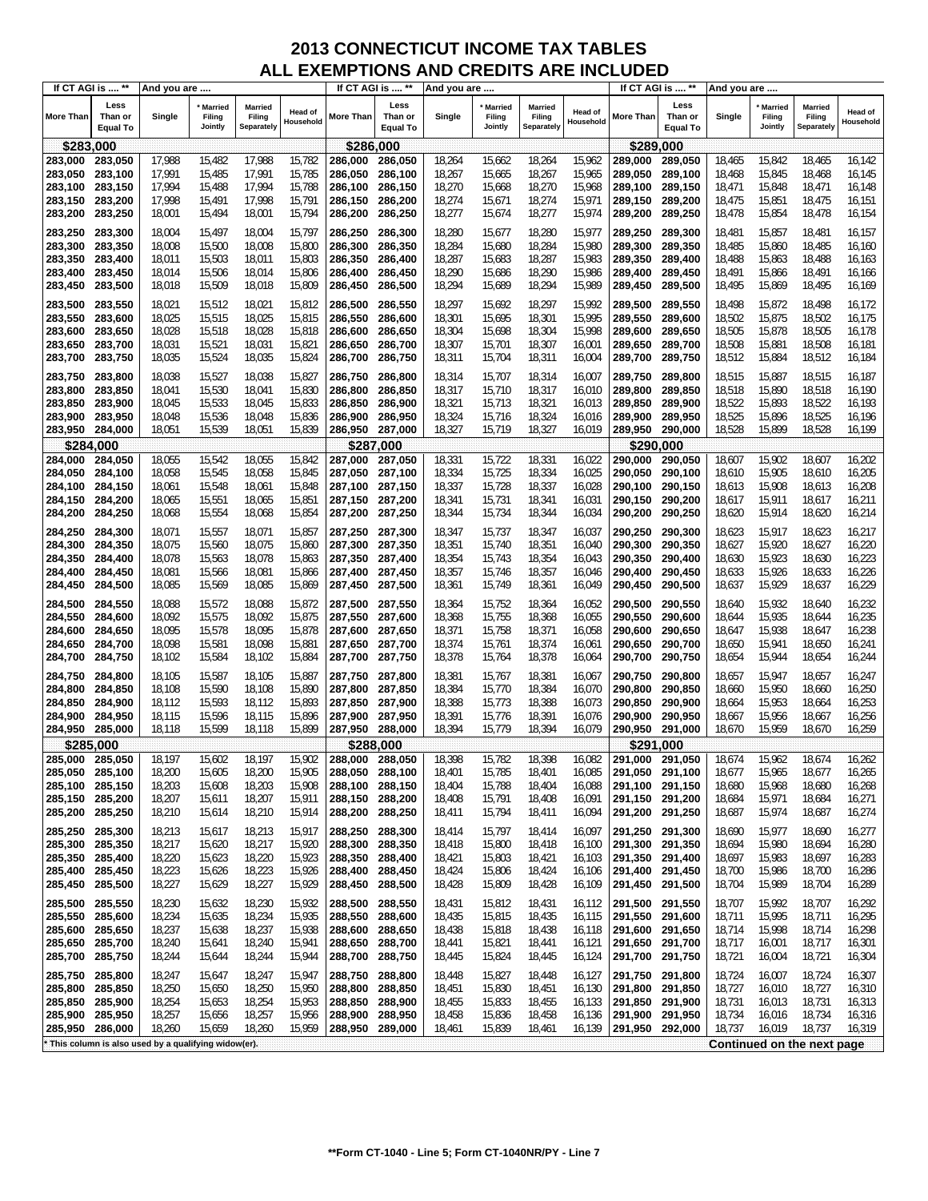# 2013 CONNECTICUT INCOME TAX TABLES
## ALL EXEMPTIONS AND CREDITS ARE INCLUDED

| If CT AGI is .... ** | | And you are .... | | | | If CT AGI is .... ** | | And you are .... | | | | If CT AGI is .... ** | | And you are .... | | | |
|---|---|---|---|---|---|---|---|---|---|---|---|---|---|---|---|---|---|
| More Than | Less Than or Equal To | Single | * Married Filing Jointly | Married Filing Separately | Head of Household | More Than | Less Than or Equal To | Single | * Married Filing Jointly | Married Filing Separately | Head of Household | More Than | Less Than or Equal To | Single | * Married Filing Jointly | Married Filing Separately | Head of Household |
| **$283,000** | | | | | | **$286,000** | | | | | | **$289,000** | | | | | |
| 283,000 | 283,050 | 17,988 | 15,482 | 17,988 | 15,782 | 286,000 | 286,050 | 18,264 | 15,662 | 18,264 | 15,962 | 289,000 | 289,050 | 18,465 | 15,842 | 18,465 | 16,142 |
| 283,050 | 283,100 | 17,991 | 15,485 | 17,991 | 15,785 | 286,050 | 286,100 | 18,267 | 15,665 | 18,267 | 15,965 | 289,050 | 289,100 | 18,468 | 15,845 | 18,468 | 16,145 |
| 283,100 | 283,150 | 17,994 | 15,488 | 17,994 | 15,788 | 286,100 | 286,150 | 18,270 | 15,668 | 18,270 | 15,968 | 289,100 | 289,150 | 18,471 | 15,848 | 18,471 | 16,148 |
| 283,150 | 283,200 | 17,998 | 15,491 | 17,998 | 15,791 | 286,150 | 286,200 | 18,274 | 15,671 | 18,274 | 15,971 | 289,150 | 289,200 | 18,475 | 15,851 | 18,475 | 16,151 |
| 283,200 | 283,250 | 18,001 | 15,494 | 18,001 | 15,794 | 286,200 | 286,250 | 18,277 | 15,674 | 18,277 | 15,974 | 289,200 | 289,250 | 18,478 | 15,854 | 18,478 | 16,154 |
| 283,250 | 283,300 | 18,004 | 15,497 | 18,004 | 15,797 | 286,250 | 286,300 | 18,280 | 15,677 | 18,280 | 15,977 | 289,250 | 289,300 | 18,481 | 15,857 | 18,481 | 16,157 |
| 283,300 | 283,350 | 18,008 | 15,500 | 18,008 | 15,800 | 286,300 | 286,350 | 18,284 | 15,680 | 18,284 | 15,980 | 289,300 | 289,350 | 18,485 | 15,860 | 18,485 | 16,160 |
| 283,350 | 283,400 | 18,011 | 15,503 | 18,011 | 15,803 | 286,350 | 286,400 | 18,287 | 15,683 | 18,287 | 15,983 | 289,350 | 289,400 | 18,488 | 15,863 | 18,488 | 16,163 |
| 283,400 | 283,450 | 18,014 | 15,506 | 18,014 | 15,806 | 286,400 | 286,450 | 18,290 | 15,686 | 18,290 | 15,986 | 289,400 | 289,450 | 18,491 | 15,866 | 18,491 | 16,166 |
| 283,450 | 283,500 | 18,018 | 15,509 | 18,018 | 15,809 | 286,450 | 286,500 | 18,294 | 15,689 | 18,294 | 15,989 | 289,450 | 289,500 | 18,495 | 15,869 | 18,495 | 16,169 |
| 283,500 | 283,550 | 18,021 | 15,512 | 18,021 | 15,812 | 286,500 | 286,550 | 18,297 | 15,692 | 18,297 | 15,992 | 289,500 | 289,550 | 18,498 | 15,872 | 18,498 | 16,172 |
| 283,550 | 283,600 | 18,025 | 15,515 | 18,025 | 15,815 | 286,550 | 286,600 | 18,301 | 15,695 | 18,301 | 15,995 | 289,550 | 289,600 | 18,502 | 15,875 | 18,502 | 16,175 |
| 283,600 | 283,650 | 18,028 | 15,518 | 18,028 | 15,818 | 286,600 | 286,650 | 18,304 | 15,698 | 18,304 | 15,998 | 289,600 | 289,650 | 18,505 | 15,878 | 18,505 | 16,178 |
| 283,650 | 283,700 | 18,031 | 15,521 | 18,031 | 15,821 | 286,650 | 286,700 | 18,307 | 15,701 | 18,307 | 16,001 | 289,650 | 289,700 | 18,508 | 15,881 | 18,508 | 16,181 |
| 283,700 | 283,750 | 18,035 | 15,524 | 18,035 | 15,824 | 286,700 | 286,750 | 18,311 | 15,704 | 18,311 | 16,004 | 289,700 | 289,750 | 18,512 | 15,884 | 18,512 | 16,184 |
| 283,750 | 283,800 | 18,038 | 15,527 | 18,038 | 15,827 | 286,750 | 286,800 | 18,314 | 15,707 | 18,314 | 16,007 | 289,750 | 289,800 | 18,515 | 15,887 | 18,515 | 16,187 |
| 283,800 | 283,850 | 18,041 | 15,530 | 18,041 | 15,830 | 286,800 | 286,850 | 18,317 | 15,710 | 18,317 | 16,010 | 289,800 | 289,850 | 18,518 | 15,890 | 18,518 | 16,190 |
| 283,850 | 283,900 | 18,045 | 15,533 | 18,045 | 15,833 | 286,850 | 286,900 | 18,321 | 15,713 | 18,321 | 16,013 | 289,850 | 289,900 | 18,522 | 15,893 | 18,522 | 16,193 |
| 283,900 | 283,950 | 18,048 | 15,536 | 18,048 | 15,836 | 286,900 | 286,950 | 18,324 | 15,716 | 18,324 | 16,016 | 289,900 | 289,950 | 18,525 | 15,896 | 18,525 | 16,196 |
| 283,950 | 284,000 | 18,051 | 15,539 | 18,051 | 15,839 | 286,950 | 287,000 | 18,327 | 15,719 | 18,327 | 16,019 | 289,950 | 290,000 | 18,528 | 15,899 | 18,528 | 16,199 |
| **$284,000** | | | | | | **$287,000** | | | | | | **$290,000** | | | | | |
| 284,000 | 284,050 | 18,055 | 15,542 | 18,055 | 15,842 | 287,000 | 287,050 | 18,331 | 15,722 | 18,331 | 16,022 | 290,000 | 290,050 | 18,607 | 15,902 | 18,607 | 16,202 |
| 284,050 | 284,100 | 18,058 | 15,545 | 18,058 | 15,845 | 287,050 | 287,100 | 18,334 | 15,725 | 18,334 | 16,025 | 290,050 | 290,100 | 18,610 | 15,905 | 18,610 | 16,205 |
| 284,100 | 284,150 | 18,061 | 15,548 | 18,061 | 15,848 | 287,100 | 287,150 | 18,337 | 15,728 | 18,337 | 16,028 | 290,100 | 290,150 | 18,613 | 15,908 | 18,613 | 16,208 |
| 284,150 | 284,200 | 18,065 | 15,551 | 18,065 | 15,851 | 287,150 | 287,200 | 18,341 | 15,731 | 18,341 | 16,031 | 290,150 | 290,200 | 18,617 | 15,911 | 18,617 | 16,211 |
| 284,200 | 284,250 | 18,068 | 15,554 | 18,068 | 15,854 | 287,200 | 287,250 | 18,344 | 15,734 | 18,344 | 16,034 | 290,200 | 290,250 | 18,620 | 15,914 | 18,620 | 16,214 |
| 284,250 | 284,300 | 18,071 | 15,557 | 18,071 | 15,857 | 287,250 | 287,300 | 18,347 | 15,737 | 18,347 | 16,037 | 290,250 | 290,300 | 18,623 | 15,917 | 18,623 | 16,217 |
| 284,300 | 284,350 | 18,075 | 15,560 | 18,075 | 15,860 | 287,300 | 287,350 | 18,351 | 15,740 | 18,351 | 16,040 | 290,300 | 290,350 | 18,627 | 15,920 | 18,627 | 16,220 |
| 284,350 | 284,400 | 18,078 | 15,563 | 18,078 | 15,863 | 287,350 | 287,400 | 18,354 | 15,743 | 18,354 | 16,043 | 290,350 | 290,400 | 18,630 | 15,923 | 18,630 | 16,223 |
| 284,400 | 284,450 | 18,081 | 15,566 | 18,081 | 15,866 | 287,400 | 287,450 | 18,357 | 15,746 | 18,357 | 16,046 | 290,400 | 290,450 | 18,633 | 15,926 | 18,633 | 16,226 |
| 284,450 | 284,500 | 18,085 | 15,569 | 18,085 | 15,869 | 287,450 | 287,500 | 18,361 | 15,749 | 18,361 | 16,049 | 290,450 | 290,500 | 18,637 | 15,929 | 18,637 | 16,229 |
| 284,500 | 284,550 | 18,088 | 15,572 | 18,088 | 15,872 | 287,500 | 287,550 | 18,364 | 15,752 | 18,364 | 16,052 | 290,500 | 290,550 | 18,640 | 15,932 | 18,640 | 16,232 |
| 284,550 | 284,600 | 18,092 | 15,575 | 18,092 | 15,875 | 287,550 | 287,600 | 18,368 | 15,755 | 18,368 | 16,055 | 290,550 | 290,600 | 18,644 | 15,935 | 18,644 | 16,235 |
| 284,600 | 284,650 | 18,095 | 15,578 | 18,095 | 15,878 | 287,600 | 287,650 | 18,371 | 15,758 | 18,371 | 16,058 | 290,600 | 290,650 | 18,647 | 15,938 | 18,647 | 16,238 |
| 284,650 | 284,700 | 18,098 | 15,581 | 18,098 | 15,881 | 287,650 | 287,700 | 18,374 | 15,761 | 18,374 | 16,061 | 290,650 | 290,700 | 18,650 | 15,941 | 18,650 | 16,241 |
| 284,700 | 284,750 | 18,102 | 15,584 | 18,102 | 15,884 | 287,700 | 287,750 | 18,378 | 15,764 | 18,378 | 16,064 | 290,700 | 290,750 | 18,654 | 15,944 | 18,654 | 16,244 |
| 284,750 | 284,800 | 18,105 | 15,587 | 18,105 | 15,887 | 287,750 | 287,800 | 18,381 | 15,767 | 18,381 | 16,067 | 290,750 | 290,800 | 18,657 | 15,947 | 18,657 | 16,247 |
| 284,800 | 284,850 | 18,108 | 15,590 | 18,108 | 15,890 | 287,800 | 287,850 | 18,384 | 15,770 | 18,384 | 16,070 | 290,800 | 290,850 | 18,660 | 15,950 | 18,660 | 16,250 |
| 284,850 | 284,900 | 18,112 | 15,593 | 18,112 | 15,893 | 287,850 | 287,900 | 18,388 | 15,773 | 18,388 | 16,073 | 290,850 | 290,900 | 18,664 | 15,953 | 18,664 | 16,253 |
| 284,900 | 284,950 | 18,115 | 15,596 | 18,115 | 15,896 | 287,900 | 287,950 | 18,391 | 15,776 | 18,391 | 16,076 | 290,900 | 290,950 | 18,667 | 15,956 | 18,667 | 16,256 |
| 284,950 | 285,000 | 18,118 | 15,599 | 18,118 | 15,899 | 287,950 | 288,000 | 18,394 | 15,779 | 18,394 | 16,079 | 290,950 | 291,000 | 18,670 | 15,959 | 18,670 | 16,259 |
| **$285,000** | | | | | | **$288,000** | | | | | | **$291,000** | | | | | |
| 285,000 | 285,050 | 18,197 | 15,602 | 18,197 | 15,902 | 288,000 | 288,050 | 18,398 | 15,782 | 18,398 | 16,082 | 291,000 | 291,050 | 18,674 | 15,962 | 18,674 | 16,262 |
| 285,050 | 285,100 | 18,200 | 15,605 | 18,200 | 15,905 | 288,050 | 288,100 | 18,401 | 15,785 | 18,401 | 16,085 | 291,050 | 291,100 | 18,677 | 15,965 | 18,677 | 16,265 |
| 285,100 | 285,150 | 18,203 | 15,608 | 18,203 | 15,908 | 288,100 | 288,150 | 18,404 | 15,788 | 18,404 | 16,088 | 291,100 | 291,150 | 18,680 | 15,968 | 18,680 | 16,268 |
| 285,150 | 285,200 | 18,207 | 15,611 | 18,207 | 15,911 | 288,150 | 288,200 | 18,408 | 15,791 | 18,408 | 16,091 | 291,150 | 291,200 | 18,684 | 15,971 | 18,684 | 16,271 |
| 285,200 | 285,250 | 18,210 | 15,614 | 18,210 | 15,914 | 288,200 | 288,250 | 18,411 | 15,794 | 18,411 | 16,094 | 291,200 | 291,250 | 18,687 | 15,974 | 18,687 | 16,274 |
| 285,250 | 285,300 | 18,213 | 15,617 | 18,213 | 15,917 | 288,250 | 288,300 | 18,414 | 15,797 | 18,414 | 16,097 | 291,250 | 291,300 | 18,690 | 15,977 | 18,690 | 16,277 |
| 285,300 | 285,350 | 18,217 | 15,620 | 18,217 | 15,920 | 288,300 | 288,350 | 18,418 | 15,800 | 18,418 | 16,100 | 291,300 | 291,350 | 18,694 | 15,980 | 18,694 | 16,280 |
| 285,350 | 285,400 | 18,220 | 15,623 | 18,220 | 15,923 | 288,350 | 288,400 | 18,421 | 15,803 | 18,421 | 16,103 | 291,350 | 291,400 | 18,697 | 15,983 | 18,697 | 16,283 |
| 285,400 | 285,450 | 18,223 | 15,626 | 18,223 | 15,926 | 288,400 | 288,450 | 18,424 | 15,806 | 18,424 | 16,106 | 291,400 | 291,450 | 18,700 | 15,986 | 18,700 | 16,286 |
| 285,450 | 285,500 | 18,227 | 15,629 | 18,227 | 15,929 | 288,450 | 288,500 | 18,428 | 15,809 | 18,428 | 16,109 | 291,450 | 291,500 | 18,704 | 15,989 | 18,704 | 16,289 |
| 285,500 | 285,550 | 18,230 | 15,632 | 18,230 | 15,932 | 288,500 | 288,550 | 18,431 | 15,812 | 18,431 | 16,112 | 291,500 | 291,550 | 18,707 | 15,992 | 18,707 | 16,292 |
| 285,550 | 285,600 | 18,234 | 15,635 | 18,234 | 15,935 | 288,550 | 288,600 | 18,435 | 15,815 | 18,435 | 16,115 | 291,550 | 291,600 | 18,711 | 15,995 | 18,711 | 16,295 |
| 285,600 | 285,650 | 18,237 | 15,638 | 18,237 | 15,938 | 288,600 | 288,650 | 18,438 | 15,818 | 18,438 | 16,118 | 291,600 | 291,650 | 18,714 | 15,998 | 18,714 | 16,298 |
| 285,650 | 285,700 | 18,240 | 15,641 | 18,240 | 15,941 | 288,650 | 288,700 | 18,441 | 15,821 | 18,441 | 16,121 | 291,650 | 291,700 | 18,717 | 16,001 | 18,717 | 16,301 |
| 285,700 | 285,750 | 18,244 | 15,644 | 18,244 | 15,944 | 288,700 | 288,750 | 18,445 | 15,824 | 18,445 | 16,124 | 291,700 | 291,750 | 18,721 | 16,004 | 18,721 | 16,304 |
| 285,750 | 285,800 | 18,247 | 15,647 | 18,247 | 15,947 | 288,750 | 288,800 | 18,448 | 15,827 | 18,448 | 16,127 | 291,750 | 291,800 | 18,724 | 16,007 | 18,724 | 16,307 |
| 285,800 | 285,850 | 18,250 | 15,650 | 18,250 | 15,950 | 288,800 | 288,850 | 18,451 | 15,830 | 18,451 | 16,130 | 291,800 | 291,850 | 18,727 | 16,010 | 18,727 | 16,310 |
| 285,850 | 285,900 | 18,254 | 15,653 | 18,254 | 15,953 | 288,850 | 288,900 | 18,455 | 15,833 | 18,455 | 16,133 | 291,850 | 291,900 | 18,731 | 16,013 | 18,731 | 16,313 |
| 285,900 | 285,950 | 18,257 | 15,656 | 18,257 | 15,956 | 288,900 | 288,950 | 18,458 | 15,836 | 18,458 | 16,136 | 291,900 | 291,950 | 18,734 | 16,016 | 18,734 | 16,316 |
| 285,950 | 286,000 | 18,260 | 15,659 | 18,260 | 15,959 | 288,950 | 289,000 | 18,461 | 15,839 | 18,461 | 16,139 | 291,950 | 292,000 | 18,737 | 16,019 | 18,737 | 16,319 |

\* This column is also used by a qualifying widow(er).

**Continued on the next page**

**Form CT-1040 - Line 5; Form CT-1040NR/PY - Line 7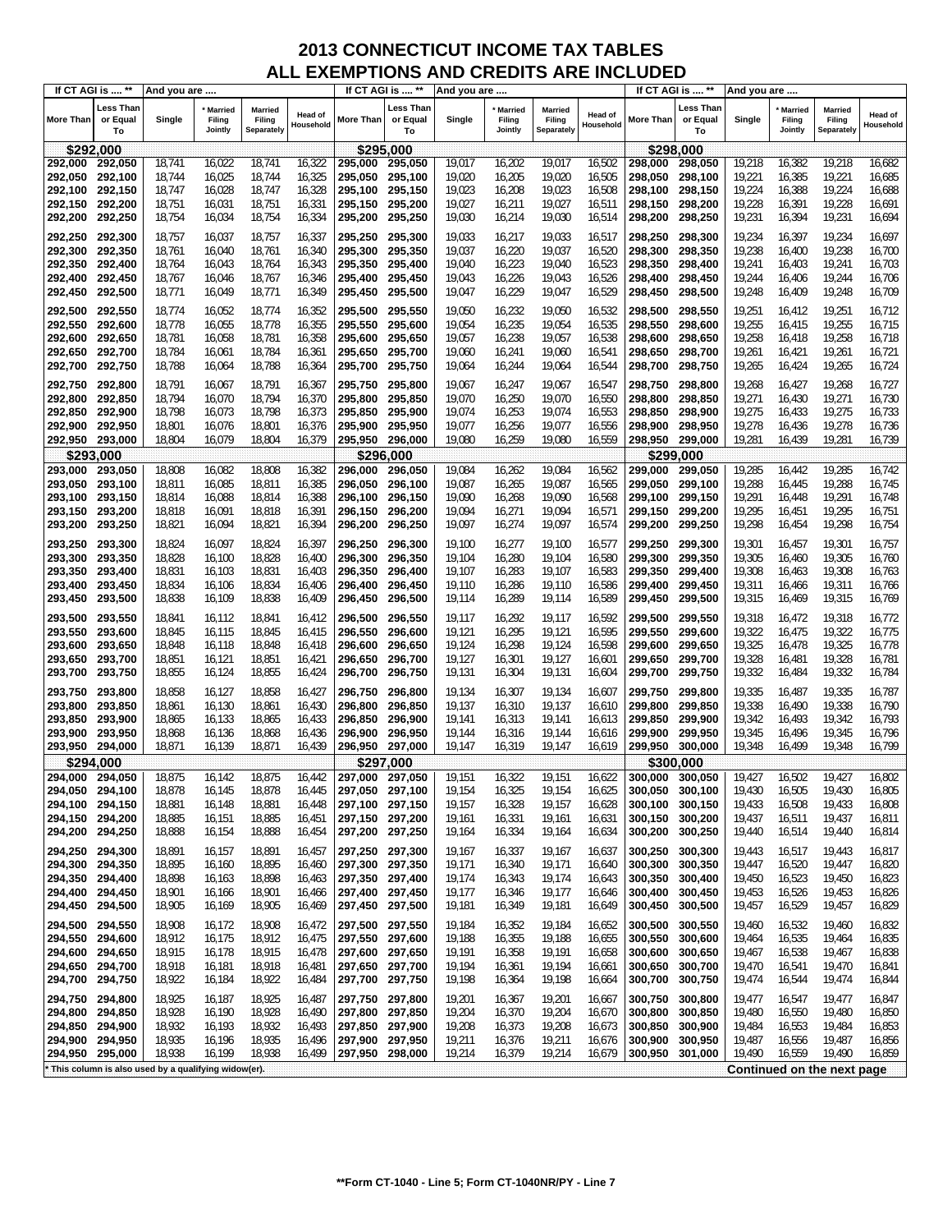# 2013 CONNECTICUT INCOME TAX TABLES
## ALL EXEMPTIONS AND CREDITS ARE INCLUDED

| If CT AGI is .... ** | | And you are .... | | | | If CT AGI is .... ** | | And you are .... | | | | If CT AGI is .... ** | | And you are .... | | | |
|---|---|---|---|---|---|---|---|---|---|---|---|---|---|---|---|---|---|
| More Than | Less Than or Equal To | Single | * Married Filing Jointly | Married Filing Separately | Head of Household | More Than | Less Than or Equal To | Single | * Married Filing Jointly | Married Filing Separately | Head of Household | More Than | Less Than or Equal To | Single | * Married Filing Jointly | Married Filing Separately | Head of Household |
| **$292,000** | | | | | | **$295,000** | | | | | | **$298,000** | | | | | |
| 292,000 | 292,050 | 18,741 | 16,022 | 18,741 | 16,322 | 295,000 | 295,050 | 19,017 | 16,202 | 19,017 | 16,502 | 298,000 | 298,050 | 19,218 | 16,382 | 19,218 | 16,682 |
| 292,050 | 292,100 | 18,744 | 16,025 | 18,744 | 16,325 | 295,050 | 295,100 | 19,020 | 16,205 | 19,020 | 16,505 | 298,050 | 298,100 | 19,221 | 16,385 | 19,221 | 16,685 |
| 292,100 | 292,150 | 18,747 | 16,028 | 18,747 | 16,328 | 295,100 | 295,150 | 19,023 | 16,208 | 19,023 | 16,508 | 298,100 | 298,150 | 19,224 | 16,388 | 19,224 | 16,688 |
| 292,150 | 292,200 | 18,751 | 16,031 | 18,751 | 16,331 | 295,150 | 295,200 | 19,027 | 16,211 | 19,027 | 16,511 | 298,150 | 298,200 | 19,228 | 16,391 | 19,228 | 16,691 |
| 292,200 | 292,250 | 18,754 | 16,034 | 18,754 | 16,334 | 295,200 | 295,250 | 19,030 | 16,214 | 19,030 | 16,514 | 298,200 | 298,250 | 19,231 | 16,394 | 19,231 | 16,694 |
| 292,250 | 292,300 | 18,757 | 16,037 | 18,757 | 16,337 | 295,250 | 295,300 | 19,033 | 16,217 | 19,033 | 16,517 | 298,250 | 298,300 | 19,234 | 16,397 | 19,234 | 16,697 |
| 292,300 | 292,350 | 18,761 | 16,040 | 18,761 | 16,340 | 295,300 | 295,350 | 19,037 | 16,220 | 19,037 | 16,520 | 298,300 | 298,350 | 19,238 | 16,400 | 19,238 | 16,700 |
| 292,350 | 292,400 | 18,764 | 16,043 | 18,764 | 16,343 | 295,350 | 295,400 | 19,040 | 16,223 | 19,040 | 16,523 | 298,350 | 298,400 | 19,241 | 16,403 | 19,241 | 16,703 |
| 292,400 | 292,450 | 18,767 | 16,046 | 18,767 | 16,346 | 295,400 | 295,450 | 19,043 | 16,226 | 19,043 | 16,526 | 298,400 | 298,450 | 19,244 | 16,406 | 19,244 | 16,706 |
| 292,450 | 292,500 | 18,771 | 16,049 | 18,771 | 16,349 | 295,450 | 295,500 | 19,047 | 16,229 | 19,047 | 16,529 | 298,450 | 298,500 | 19,248 | 16,409 | 19,248 | 16,709 |
| 292,500 | 292,550 | 18,774 | 16,052 | 18,774 | 16,352 | 295,500 | 295,550 | 19,050 | 16,232 | 19,050 | 16,532 | 298,500 | 298,550 | 19,251 | 16,412 | 19,251 | 16,712 |
| 292,550 | 292,600 | 18,778 | 16,055 | 18,778 | 16,355 | 295,550 | 295,600 | 19,054 | 16,235 | 19,054 | 16,535 | 298,550 | 298,600 | 19,255 | 16,415 | 19,255 | 16,715 |
| 292,600 | 292,650 | 18,781 | 16,058 | 18,781 | 16,358 | 295,600 | 295,650 | 19,057 | 16,238 | 19,057 | 16,538 | 298,600 | 298,650 | 19,258 | 16,418 | 19,258 | 16,718 |
| 292,650 | 292,700 | 18,784 | 16,061 | 18,784 | 16,361 | 295,650 | 295,700 | 19,060 | 16,241 | 19,060 | 16,541 | 298,650 | 298,700 | 19,261 | 16,421 | 19,261 | 16,721 |
| 292,700 | 292,750 | 18,788 | 16,064 | 18,788 | 16,364 | 295,700 | 295,750 | 19,064 | 16,244 | 19,064 | 16,544 | 298,700 | 298,750 | 19,265 | 16,424 | 19,265 | 16,724 |
| 292,750 | 292,800 | 18,791 | 16,067 | 18,791 | 16,367 | 295,750 | 295,800 | 19,067 | 16,247 | 19,067 | 16,547 | 298,750 | 298,800 | 19,268 | 16,427 | 19,268 | 16,727 |
| 292,800 | 292,850 | 18,794 | 16,070 | 18,794 | 16,370 | 295,800 | 295,850 | 19,070 | 16,250 | 19,070 | 16,550 | 298,800 | 298,850 | 19,271 | 16,430 | 19,271 | 16,730 |
| 292,850 | 292,900 | 18,798 | 16,073 | 18,798 | 16,373 | 295,850 | 295,900 | 19,074 | 16,253 | 19,074 | 16,553 | 298,850 | 298,900 | 19,275 | 16,433 | 19,275 | 16,733 |
| 292,900 | 292,950 | 18,801 | 16,076 | 18,801 | 16,376 | 295,900 | 295,950 | 19,077 | 16,256 | 19,077 | 16,556 | 298,900 | 298,950 | 19,278 | 16,436 | 19,278 | 16,736 |
| 292,950 | 293,000 | 18,804 | 16,079 | 18,804 | 16,379 | 295,950 | 296,000 | 19,080 | 16,259 | 19,080 | 16,559 | 298,950 | 299,000 | 19,281 | 16,439 | 19,281 | 16,739 |
| **$293,000** | | | | | | **$296,000** | | | | | | **$299,000** | | | | | |
| 293,000 | 293,050 | 18,808 | 16,082 | 18,808 | 16,382 | 296,000 | 296,050 | 19,084 | 16,262 | 19,084 | 16,562 | 299,000 | 299,050 | 19,285 | 16,442 | 19,285 | 16,742 |
| 293,050 | 293,100 | 18,811 | 16,085 | 18,811 | 16,385 | 296,050 | 296,100 | 19,087 | 16,265 | 19,087 | 16,565 | 299,050 | 299,100 | 19,288 | 16,445 | 19,288 | 16,745 |
| 293,100 | 293,150 | 18,814 | 16,088 | 18,814 | 16,388 | 296,100 | 296,150 | 19,090 | 16,268 | 19,090 | 16,568 | 299,100 | 299,150 | 19,291 | 16,448 | 19,291 | 16,748 |
| 293,150 | 293,200 | 18,818 | 16,091 | 18,818 | 16,391 | 296,150 | 296,200 | 19,094 | 16,271 | 19,094 | 16,571 | 299,150 | 299,200 | 19,295 | 16,451 | 19,295 | 16,751 |
| 293,200 | 293,250 | 18,821 | 16,094 | 18,821 | 16,394 | 296,200 | 296,250 | 19,097 | 16,274 | 19,097 | 16,574 | 299,200 | 299,250 | 19,298 | 16,454 | 19,298 | 16,754 |
| 293,250 | 293,300 | 18,824 | 16,097 | 18,824 | 16,397 | 296,250 | 296,300 | 19,100 | 16,277 | 19,100 | 16,577 | 299,250 | 299,300 | 19,301 | 16,457 | 19,301 | 16,757 |
| 293,300 | 293,350 | 18,828 | 16,100 | 18,828 | 16,400 | 296,300 | 296,350 | 19,104 | 16,280 | 19,104 | 16,580 | 299,300 | 299,350 | 19,305 | 16,460 | 19,305 | 16,760 |
| 293,350 | 293,400 | 18,831 | 16,103 | 18,831 | 16,403 | 296,350 | 296,400 | 19,107 | 16,283 | 19,107 | 16,583 | 299,350 | 299,400 | 19,308 | 16,463 | 19,308 | 16,763 |
| 293,400 | 293,450 | 18,834 | 16,106 | 18,834 | 16,406 | 296,400 | 296,450 | 19,110 | 16,286 | 19,110 | 16,586 | 299,400 | 299,450 | 19,311 | 16,466 | 19,311 | 16,766 |
| 293,450 | 293,500 | 18,838 | 16,109 | 18,838 | 16,409 | 296,450 | 296,500 | 19,114 | 16,289 | 19,114 | 16,589 | 299,450 | 299,500 | 19,315 | 16,469 | 19,315 | 16,769 |
| 293,500 | 293,550 | 18,841 | 16,112 | 18,841 | 16,412 | 296,500 | 296,550 | 19,117 | 16,292 | 19,117 | 16,592 | 299,500 | 299,550 | 19,318 | 16,472 | 19,318 | 16,772 |
| 293,550 | 293,600 | 18,845 | 16,115 | 18,845 | 16,415 | 296,550 | 296,600 | 19,121 | 16,295 | 19,121 | 16,595 | 299,550 | 299,600 | 19,322 | 16,475 | 19,322 | 16,775 |
| 293,600 | 293,650 | 18,848 | 16,118 | 18,848 | 16,418 | 296,600 | 296,650 | 19,124 | 16,298 | 19,124 | 16,598 | 299,600 | 299,650 | 19,325 | 16,478 | 19,325 | 16,778 |
| 293,650 | 293,700 | 18,851 | 16,121 | 18,851 | 16,421 | 296,650 | 296,700 | 19,127 | 16,301 | 19,127 | 16,601 | 299,650 | 299,700 | 19,328 | 16,481 | 19,328 | 16,781 |
| 293,700 | 293,750 | 18,855 | 16,124 | 18,855 | 16,424 | 296,700 | 296,750 | 19,131 | 16,304 | 19,131 | 16,604 | 299,700 | 299,750 | 19,332 | 16,484 | 19,332 | 16,784 |
| 293,750 | 293,800 | 18,858 | 16,127 | 18,858 | 16,427 | 296,750 | 296,800 | 19,134 | 16,307 | 19,134 | 16,607 | 299,750 | 299,800 | 19,335 | 16,487 | 19,335 | 16,787 |
| 293,800 | 293,850 | 18,861 | 16,130 | 18,861 | 16,430 | 296,800 | 296,850 | 19,137 | 16,310 | 19,137 | 16,610 | 299,800 | 299,850 | 19,338 | 16,490 | 19,338 | 16,790 |
| 293,850 | 293,900 | 18,865 | 16,133 | 18,865 | 16,433 | 296,850 | 296,900 | 19,141 | 16,313 | 19,141 | 16,613 | 299,850 | 299,900 | 19,342 | 16,493 | 19,342 | 16,793 |
| 293,900 | 293,950 | 18,868 | 16,136 | 18,868 | 16,436 | 296,900 | 296,950 | 19,144 | 16,316 | 19,144 | 16,616 | 299,900 | 299,950 | 19,345 | 16,496 | 19,345 | 16,796 |
| 293,950 | 294,000 | 18,871 | 16,139 | 18,871 | 16,439 | 296,950 | 297,000 | 19,147 | 16,319 | 19,147 | 16,619 | 299,950 | 300,000 | 19,348 | 16,499 | 19,348 | 16,799 |
| **$294,000** | | | | | | **$297,000** | | | | | | **$300,000** | | | | | |
| 294,000 | 294,050 | 18,875 | 16,142 | 18,875 | 16,442 | 297,000 | 297,050 | 19,151 | 16,322 | 19,151 | 16,622 | 300,000 | 300,050 | 19,427 | 16,502 | 19,427 | 16,802 |
| 294,050 | 294,100 | 18,878 | 16,145 | 18,878 | 16,445 | 297,050 | 297,100 | 19,154 | 16,325 | 19,154 | 16,625 | 300,050 | 300,100 | 19,430 | 16,505 | 19,430 | 16,805 |
| 294,100 | 294,150 | 18,881 | 16,148 | 18,881 | 16,448 | 297,100 | 297,150 | 19,157 | 16,328 | 19,157 | 16,628 | 300,100 | 300,150 | 19,433 | 16,508 | 19,433 | 16,808 |
| 294,150 | 294,200 | 18,885 | 16,151 | 18,885 | 16,451 | 297,150 | 297,200 | 19,161 | 16,331 | 19,161 | 16,631 | 300,150 | 300,200 | 19,437 | 16,511 | 19,437 | 16,811 |
| 294,200 | 294,250 | 18,888 | 16,154 | 18,888 | 16,454 | 297,200 | 297,250 | 19,164 | 16,334 | 19,164 | 16,634 | 300,200 | 300,250 | 19,440 | 16,514 | 19,440 | 16,814 |
| 294,250 | 294,300 | 18,891 | 16,157 | 18,891 | 16,457 | 297,250 | 297,300 | 19,167 | 16,337 | 19,167 | 16,637 | 300,250 | 300,300 | 19,443 | 16,517 | 19,443 | 16,817 |
| 294,300 | 294,350 | 18,895 | 16,160 | 18,895 | 16,460 | 297,300 | 297,350 | 19,171 | 16,340 | 19,171 | 16,640 | 300,300 | 300,350 | 19,447 | 16,520 | 19,447 | 16,820 |
| 294,350 | 294,400 | 18,898 | 16,163 | 18,898 | 16,463 | 297,350 | 297,400 | 19,174 | 16,343 | 19,174 | 16,643 | 300,350 | 300,400 | 19,450 | 16,523 | 19,450 | 16,823 |
| 294,400 | 294,450 | 18,901 | 16,166 | 18,901 | 16,466 | 297,400 | 297,450 | 19,177 | 16,346 | 19,177 | 16,646 | 300,400 | 300,450 | 19,453 | 16,526 | 19,453 | 16,826 |
| 294,450 | 294,500 | 18,905 | 16,169 | 18,905 | 16,469 | 297,450 | 297,500 | 19,181 | 16,349 | 19,181 | 16,649 | 300,450 | 300,500 | 19,457 | 16,529 | 19,457 | 16,829 |
| 294,500 | 294,550 | 18,908 | 16,172 | 18,908 | 16,472 | 297,500 | 297,550 | 19,184 | 16,352 | 19,184 | 16,652 | 300,500 | 300,550 | 19,460 | 16,532 | 19,460 | 16,832 |
| 294,550 | 294,600 | 18,912 | 16,175 | 18,912 | 16,475 | 297,550 | 297,600 | 19,188 | 16,355 | 19,188 | 16,655 | 300,550 | 300,600 | 19,464 | 16,535 | 19,464 | 16,835 |
| 294,600 | 294,650 | 18,915 | 16,178 | 18,915 | 16,478 | 297,600 | 297,650 | 19,191 | 16,358 | 19,191 | 16,658 | 300,600 | 300,650 | 19,467 | 16,538 | 19,467 | 16,838 |
| 294,650 | 294,700 | 18,918 | 16,181 | 18,918 | 16,481 | 297,650 | 297,700 | 19,194 | 16,361 | 19,194 | 16,661 | 300,650 | 300,700 | 19,470 | 16,541 | 19,470 | 16,841 |
| 294,700 | 294,750 | 18,922 | 16,184 | 18,922 | 16,484 | 297,700 | 297,750 | 19,198 | 16,364 | 19,198 | 16,664 | 300,700 | 300,750 | 19,474 | 16,544 | 19,474 | 16,844 |
| 294,750 | 294,800 | 18,925 | 16,187 | 18,925 | 16,487 | 297,750 | 297,800 | 19,201 | 16,367 | 19,201 | 16,667 | 300,750 | 300,800 | 19,477 | 16,547 | 19,477 | 16,847 |
| 294,800 | 294,850 | 18,928 | 16,190 | 18,928 | 16,490 | 297,800 | 297,850 | 19,204 | 16,370 | 19,204 | 16,670 | 300,800 | 300,850 | 19,480 | 16,550 | 19,480 | 16,850 |
| 294,850 | 294,900 | 18,932 | 16,193 | 18,932 | 16,493 | 297,850 | 297,900 | 19,208 | 16,373 | 19,208 | 16,673 | 300,850 | 300,900 | 19,484 | 16,553 | 19,484 | 16,853 |
| 294,900 | 294,950 | 18,935 | 16,196 | 18,935 | 16,496 | 297,900 | 297,950 | 19,211 | 16,376 | 19,211 | 16,676 | 300,900 | 300,950 | 19,487 | 16,556 | 19,487 | 16,856 |
| 294,950 | 295,000 | 18,938 | 16,199 | 18,938 | 16,499 | 297,950 | 298,000 | 19,214 | 16,379 | 19,214 | 16,679 | 300,950 | 301,000 | 19,490 | 16,559 | 19,490 | 16,859 |

\* This column is also used by a qualifying widow(er).

**Continued on the next page**

**Form CT-1040 - Line 5; Form CT-1040NR/PY - Line 7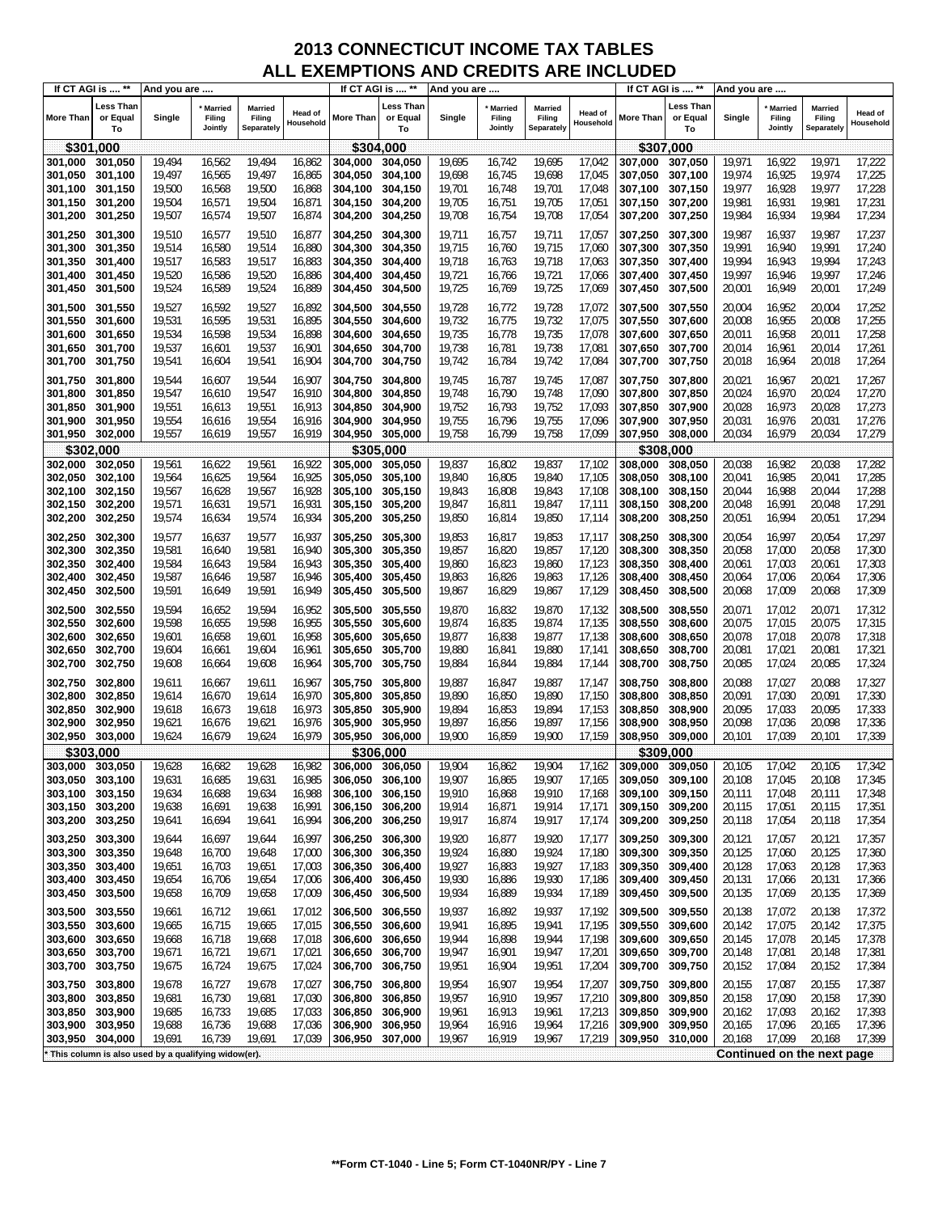# 2013 CONNECTICUT INCOME TAX TABLES
## ALL EXEMPTIONS AND CREDITS ARE INCLUDED

| If CT AGI is .... ** | | And you are .... | | | | If CT AGI is .... ** | | And you are .... | | | | If CT AGI is .... ** | | And you are .... | | | |
|---|---|---|---|---|---|---|---|---|---|---|---|---|---|---|---|---|---|
| More Than | Less Than or Equal To | Single | * Married Filing Jointly | Married Filing Separately | Head of Household | More Than | Less Than or Equal To | Single | * Married Filing Jointly | Married Filing Separately | Head of Household | More Than | Less Than or Equal To | Single | * Married Filing Jointly | Married Filing Separately | Head of Household |
| **$301,000** | | | | | | **$304,000** | | | | | | **$307,000** | | | | | |
| 301,000 | 301,050 | 19,494 | 16,562 | 19,494 | 16,862 | 304,000 | 304,050 | 19,695 | 16,742 | 19,695 | 17,042 | 307,000 | 307,050 | 19,971 | 16,922 | 19,971 | 17,222 |
| 301,050 | 301,100 | 19,497 | 16,565 | 19,497 | 16,865 | 304,050 | 304,100 | 19,698 | 16,745 | 19,698 | 17,045 | 307,050 | 307,100 | 19,974 | 16,925 | 19,974 | 17,225 |
| 301,100 | 301,150 | 19,500 | 16,568 | 19,500 | 16,868 | 304,100 | 304,150 | 19,701 | 16,748 | 19,701 | 17,048 | 307,100 | 307,150 | 19,977 | 16,928 | 19,977 | 17,228 |
| 301,150 | 301,200 | 19,504 | 16,571 | 19,504 | 16,871 | 304,150 | 304,200 | 19,705 | 16,751 | 19,705 | 17,051 | 307,150 | 307,200 | 19,981 | 16,931 | 19,981 | 17,231 |
| 301,200 | 301,250 | 19,507 | 16,574 | 19,507 | 16,874 | 304,200 | 304,250 | 19,708 | 16,754 | 19,708 | 17,054 | 307,200 | 307,250 | 19,984 | 16,934 | 19,984 | 17,234 |
| 301,250 | 301,300 | 19,510 | 16,577 | 19,510 | 16,877 | 304,250 | 304,300 | 19,711 | 16,757 | 19,711 | 17,057 | 307,250 | 307,300 | 19,987 | 16,937 | 19,987 | 17,237 |
| 301,300 | 301,350 | 19,514 | 16,580 | 19,514 | 16,880 | 304,300 | 304,350 | 19,715 | 16,760 | 19,715 | 17,060 | 307,300 | 307,350 | 19,991 | 16,940 | 19,991 | 17,240 |
| 301,350 | 301,400 | 19,517 | 16,583 | 19,517 | 16,883 | 304,350 | 304,400 | 19,718 | 16,763 | 19,718 | 17,063 | 307,350 | 307,400 | 19,994 | 16,943 | 19,994 | 17,243 |
| 301,400 | 301,450 | 19,520 | 16,586 | 19,520 | 16,886 | 304,400 | 304,450 | 19,721 | 16,766 | 19,721 | 17,066 | 307,400 | 307,450 | 19,997 | 16,946 | 19,997 | 17,246 |
| 301,450 | 301,500 | 19,524 | 16,589 | 19,524 | 16,889 | 304,450 | 304,500 | 19,725 | 16,769 | 19,725 | 17,069 | 307,450 | 307,500 | 20,001 | 16,949 | 20,001 | 17,249 |
| 301,500 | 301,550 | 19,527 | 16,592 | 19,527 | 16,892 | 304,500 | 304,550 | 19,728 | 16,772 | 19,728 | 17,072 | 307,500 | 307,550 | 20,004 | 16,952 | 20,004 | 17,252 |
| 301,550 | 301,600 | 19,531 | 16,595 | 19,531 | 16,895 | 304,550 | 304,600 | 19,732 | 16,775 | 19,732 | 17,075 | 307,550 | 307,600 | 20,008 | 16,955 | 20,008 | 17,255 |
| 301,600 | 301,650 | 19,534 | 16,598 | 19,534 | 16,898 | 304,600 | 304,650 | 19,735 | 16,778 | 19,735 | 17,078 | 307,600 | 307,650 | 20,011 | 16,958 | 20,011 | 17,258 |
| 301,650 | 301,700 | 19,537 | 16,601 | 19,537 | 16,901 | 304,650 | 304,700 | 19,738 | 16,781 | 19,738 | 17,081 | 307,650 | 307,700 | 20,014 | 16,961 | 20,014 | 17,261 |
| 301,700 | 301,750 | 19,541 | 16,604 | 19,541 | 16,904 | 304,700 | 304,750 | 19,742 | 16,784 | 19,742 | 17,084 | 307,700 | 307,750 | 20,018 | 16,964 | 20,018 | 17,264 |
| 301,750 | 301,800 | 19,544 | 16,607 | 19,544 | 16,907 | 304,750 | 304,800 | 19,745 | 16,787 | 19,745 | 17,087 | 307,750 | 307,800 | 20,021 | 16,967 | 20,021 | 17,267 |
| 301,800 | 301,850 | 19,547 | 16,610 | 19,547 | 16,910 | 304,800 | 304,850 | 19,748 | 16,790 | 19,748 | 17,090 | 307,800 | 307,850 | 20,024 | 16,970 | 20,024 | 17,270 |
| 301,850 | 301,900 | 19,551 | 16,613 | 19,551 | 16,913 | 304,850 | 304,900 | 19,752 | 16,793 | 19,752 | 17,093 | 307,850 | 307,900 | 20,028 | 16,973 | 20,028 | 17,273 |
| 301,900 | 301,950 | 19,554 | 16,616 | 19,554 | 16,916 | 304,900 | 304,950 | 19,755 | 16,796 | 19,755 | 17,096 | 307,900 | 307,950 | 20,031 | 16,976 | 20,031 | 17,276 |
| 301,950 | 302,000 | 19,557 | 16,619 | 19,557 | 16,919 | 304,950 | 305,000 | 19,758 | 16,799 | 19,758 | 17,099 | 307,950 | 308,000 | 20,034 | 16,979 | 20,034 | 17,279 |
| **$302,000** | | | | | | **$305,000** | | | | | | **$308,000** | | | | | |
| 302,000 | 302,050 | 19,561 | 16,622 | 19,561 | 16,922 | 305,000 | 305,050 | 19,837 | 16,802 | 19,837 | 17,102 | 308,000 | 308,050 | 20,038 | 16,982 | 20,038 | 17,282 |
| 302,050 | 302,100 | 19,564 | 16,625 | 19,564 | 16,925 | 305,050 | 305,100 | 19,840 | 16,805 | 19,840 | 17,105 | 308,050 | 308,100 | 20,041 | 16,985 | 20,041 | 17,285 |
| 302,100 | 302,150 | 19,567 | 16,628 | 19,567 | 16,928 | 305,100 | 305,150 | 19,843 | 16,808 | 19,843 | 17,108 | 308,100 | 308,150 | 20,044 | 16,988 | 20,044 | 17,288 |
| 302,150 | 302,200 | 19,571 | 16,631 | 19,571 | 16,931 | 305,150 | 305,200 | 19,847 | 16,811 | 19,847 | 17,111 | 308,150 | 308,200 | 20,048 | 16,991 | 20,048 | 17,291 |
| 302,200 | 302,250 | 19,574 | 16,634 | 19,574 | 16,934 | 305,200 | 305,250 | 19,850 | 16,814 | 19,850 | 17,114 | 308,200 | 308,250 | 20,051 | 16,994 | 20,051 | 17,294 |
| 302,250 | 302,300 | 19,577 | 16,637 | 19,577 | 16,937 | 305,250 | 305,300 | 19,853 | 16,817 | 19,853 | 17,117 | 308,250 | 308,300 | 20,054 | 16,997 | 20,054 | 17,297 |
| 302,300 | 302,350 | 19,581 | 16,640 | 19,581 | 16,940 | 305,300 | 305,350 | 19,857 | 16,820 | 19,857 | 17,120 | 308,300 | 308,350 | 20,058 | 17,000 | 20,058 | 17,300 |
| 302,350 | 302,400 | 19,584 | 16,643 | 19,584 | 16,943 | 305,350 | 305,400 | 19,860 | 16,823 | 19,860 | 17,123 | 308,350 | 308,400 | 20,061 | 17,003 | 20,061 | 17,303 |
| 302,400 | 302,450 | 19,587 | 16,646 | 19,587 | 16,946 | 305,400 | 305,450 | 19,863 | 16,826 | 19,863 | 17,126 | 308,400 | 308,450 | 20,064 | 17,006 | 20,064 | 17,306 |
| 302,450 | 302,500 | 19,591 | 16,649 | 19,591 | 16,949 | 305,450 | 305,500 | 19,867 | 16,829 | 19,867 | 17,129 | 308,450 | 308,500 | 20,068 | 17,009 | 20,068 | 17,309 |
| 302,500 | 302,550 | 19,594 | 16,652 | 19,594 | 16,952 | 305,500 | 305,550 | 19,870 | 16,832 | 19,870 | 17,132 | 308,500 | 308,550 | 20,071 | 17,012 | 20,071 | 17,312 |
| 302,550 | 302,600 | 19,598 | 16,655 | 19,598 | 16,955 | 305,550 | 305,600 | 19,874 | 16,835 | 19,874 | 17,135 | 308,550 | 308,600 | 20,075 | 17,015 | 20,075 | 17,315 |
| 302,600 | 302,650 | 19,601 | 16,658 | 19,601 | 16,958 | 305,600 | 305,650 | 19,877 | 16,838 | 19,877 | 17,138 | 308,600 | 308,650 | 20,078 | 17,018 | 20,078 | 17,318 |
| 302,650 | 302,700 | 19,604 | 16,661 | 19,604 | 16,961 | 305,650 | 305,700 | 19,880 | 16,841 | 19,880 | 17,141 | 308,650 | 308,700 | 20,081 | 17,021 | 20,081 | 17,321 |
| 302,700 | 302,750 | 19,608 | 16,664 | 19,608 | 16,964 | 305,700 | 305,750 | 19,884 | 16,844 | 19,884 | 17,144 | 308,700 | 308,750 | 20,085 | 17,024 | 20,085 | 17,324 |
| 302,750 | 302,800 | 19,611 | 16,667 | 19,611 | 16,967 | 305,750 | 305,800 | 19,887 | 16,847 | 19,887 | 17,147 | 308,750 | 308,800 | 20,088 | 17,027 | 20,088 | 17,327 |
| 302,800 | 302,850 | 19,614 | 16,670 | 19,614 | 16,970 | 305,800 | 305,850 | 19,890 | 16,850 | 19,890 | 17,150 | 308,800 | 308,850 | 20,091 | 17,030 | 20,091 | 17,330 |
| 302,850 | 302,900 | 19,618 | 16,673 | 19,618 | 16,973 | 305,850 | 305,900 | 19,894 | 16,853 | 19,894 | 17,153 | 308,850 | 308,900 | 20,095 | 17,033 | 20,095 | 17,333 |
| 302,900 | 302,950 | 19,621 | 16,676 | 19,621 | 16,976 | 305,900 | 305,950 | 19,897 | 16,856 | 19,897 | 17,156 | 308,900 | 308,950 | 20,098 | 17,036 | 20,098 | 17,336 |
| 302,950 | 303,000 | 19,624 | 16,679 | 19,624 | 16,979 | 305,950 | 306,000 | 19,900 | 16,859 | 19,900 | 17,159 | 308,950 | 309,000 | 20,101 | 17,039 | 20,101 | 17,339 |
| **$303,000** | | | | | | **$306,000** | | | | | | **$309,000** | | | | | |
| 303,000 | 303,050 | 19,628 | 16,682 | 19,628 | 16,982 | 306,000 | 306,050 | 19,904 | 16,862 | 19,904 | 17,162 | 309,000 | 309,050 | 20,105 | 17,042 | 20,105 | 17,342 |
| 303,050 | 303,100 | 19,631 | 16,685 | 19,631 | 16,985 | 306,050 | 306,100 | 19,907 | 16,865 | 19,907 | 17,165 | 309,050 | 309,100 | 20,108 | 17,045 | 20,108 | 17,345 |
| 303,100 | 303,150 | 19,634 | 16,688 | 19,634 | 16,988 | 306,100 | 306,150 | 19,910 | 16,868 | 19,910 | 17,168 | 309,100 | 309,150 | 20,111 | 17,048 | 20,111 | 17,348 |
| 303,150 | 303,200 | 19,638 | 16,691 | 19,638 | 16,991 | 306,150 | 306,200 | 19,914 | 16,871 | 19,914 | 17,171 | 309,150 | 309,200 | 20,115 | 17,051 | 20,115 | 17,351 |
| 303,200 | 303,250 | 19,641 | 16,694 | 19,641 | 16,994 | 306,200 | 306,250 | 19,917 | 16,874 | 19,917 | 17,174 | 309,200 | 309,250 | 20,118 | 17,054 | 20,118 | 17,354 |
| 303,250 | 303,300 | 19,644 | 16,697 | 19,644 | 16,997 | 306,250 | 306,300 | 19,920 | 16,877 | 19,920 | 17,177 | 309,250 | 309,300 | 20,121 | 17,057 | 20,121 | 17,357 |
| 303,300 | 303,350 | 19,648 | 16,700 | 19,648 | 17,000 | 306,300 | 306,350 | 19,924 | 16,880 | 19,924 | 17,180 | 309,300 | 309,350 | 20,125 | 17,060 | 20,125 | 17,360 |
| 303,350 | 303,400 | 19,651 | 16,703 | 19,651 | 17,003 | 306,350 | 306,400 | 19,927 | 16,883 | 19,927 | 17,183 | 309,350 | 309,400 | 20,128 | 17,063 | 20,128 | 17,363 |
| 303,400 | 303,450 | 19,654 | 16,706 | 19,654 | 17,006 | 306,400 | 306,450 | 19,930 | 16,886 | 19,930 | 17,186 | 309,400 | 309,450 | 20,131 | 17,066 | 20,131 | 17,366 |
| 303,450 | 303,500 | 19,658 | 16,709 | 19,658 | 17,009 | 306,450 | 306,500 | 19,934 | 16,889 | 19,934 | 17,189 | 309,450 | 309,500 | 20,135 | 17,069 | 20,135 | 17,369 |
| 303,500 | 303,550 | 19,661 | 16,712 | 19,661 | 17,012 | 306,500 | 306,550 | 19,937 | 16,892 | 19,937 | 17,192 | 309,500 | 309,550 | 20,138 | 17,072 | 20,138 | 17,372 |
| 303,550 | 303,600 | 19,665 | 16,715 | 19,665 | 17,015 | 306,550 | 306,600 | 19,941 | 16,895 | 19,941 | 17,195 | 309,550 | 309,600 | 20,142 | 17,075 | 20,142 | 17,375 |
| 303,600 | 303,650 | 19,668 | 16,718 | 19,668 | 17,018 | 306,600 | 306,650 | 19,944 | 16,898 | 19,944 | 17,198 | 309,600 | 309,650 | 20,145 | 17,078 | 20,145 | 17,378 |
| 303,650 | 303,700 | 19,671 | 16,721 | 19,671 | 17,021 | 306,650 | 306,700 | 19,947 | 16,901 | 19,947 | 17,201 | 309,650 | 309,700 | 20,148 | 17,081 | 20,148 | 17,381 |
| 303,700 | 303,750 | 19,675 | 16,724 | 19,675 | 17,024 | 306,700 | 306,750 | 19,951 | 16,904 | 19,951 | 17,204 | 309,700 | 309,750 | 20,152 | 17,084 | 20,152 | 17,384 |
| 303,750 | 303,800 | 19,678 | 16,727 | 19,678 | 17,027 | 306,750 | 306,800 | 19,954 | 16,907 | 19,954 | 17,207 | 309,750 | 309,800 | 20,155 | 17,087 | 20,155 | 17,387 |
| 303,800 | 303,850 | 19,681 | 16,730 | 19,681 | 17,030 | 306,800 | 306,850 | 19,957 | 16,910 | 19,957 | 17,210 | 309,800 | 309,850 | 20,158 | 17,090 | 20,158 | 17,390 |
| 303,850 | 303,900 | 19,685 | 16,733 | 19,685 | 17,033 | 306,850 | 306,900 | 19,961 | 16,913 | 19,961 | 17,213 | 309,850 | 309,900 | 20,162 | 17,093 | 20,162 | 17,393 |
| 303,900 | 303,950 | 19,688 | 16,736 | 19,688 | 17,036 | 306,900 | 306,950 | 19,964 | 16,916 | 19,964 | 17,216 | 309,900 | 309,950 | 20,165 | 17,096 | 20,165 | 17,396 |
| 303,950 | 304,000 | 19,691 | 16,739 | 19,691 | 17,039 | 306,950 | 307,000 | 19,967 | 16,919 | 19,967 | 17,219 | 309,950 | 310,000 | 20,168 | 17,099 | 20,168 | 17,399 |

\* This column is also used by a qualifying widow(er).

**Continued on the next page**

**Form CT-1040 - Line 5; Form CT-1040NR/PY - Line 7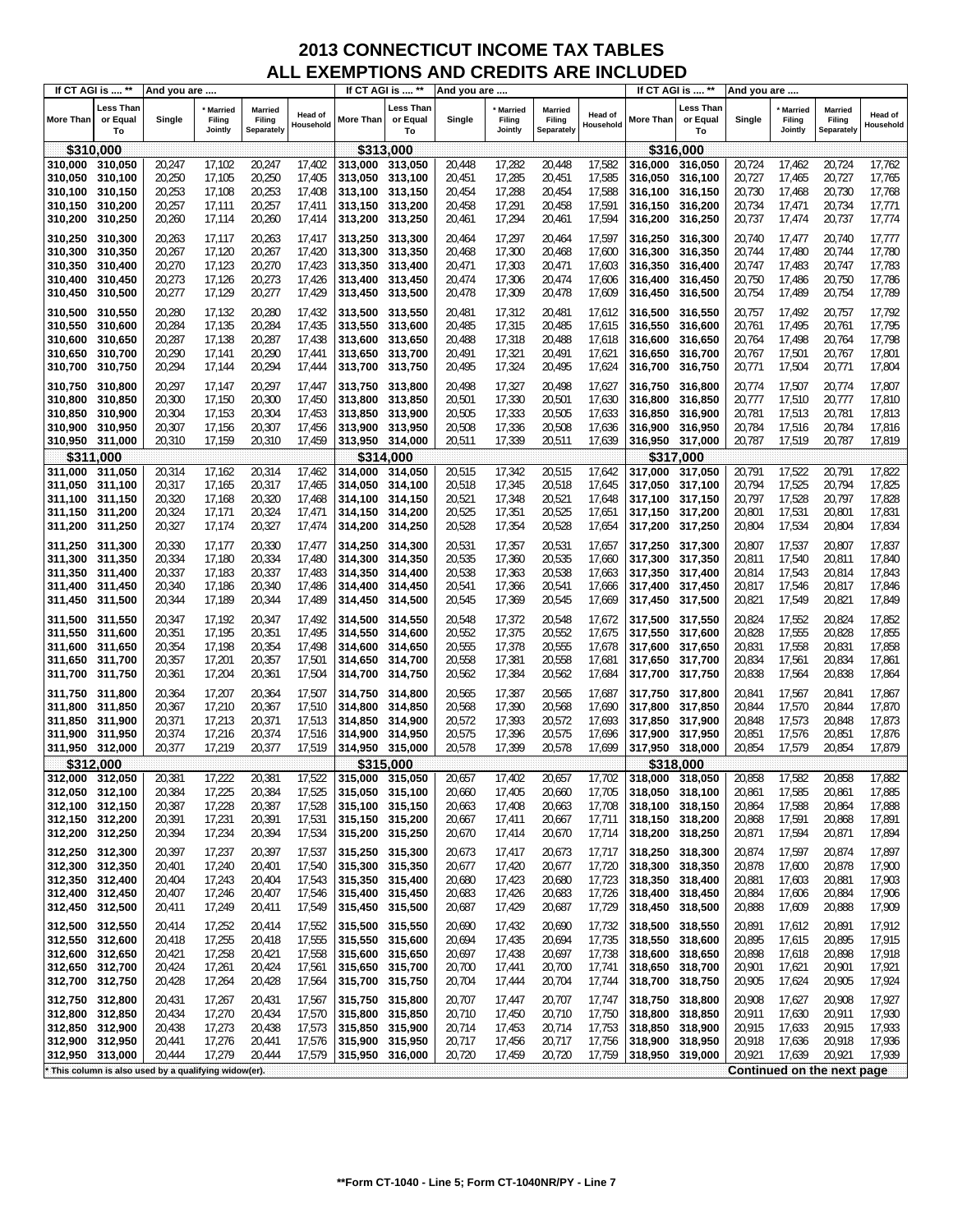# 2013 CONNECTICUT INCOME TAX TABLES
## ALL EXEMPTIONS AND CREDITS ARE INCLUDED

| If CT AGI is .... ** | | And you are .... | | | |
|---|---|---|---|---|---|
| More Than | Less Than or Equal To | Single | * Married Filing Jointly | Married Filing Separately | Head of Household |
| **$310,000** | | | | | |
| 310,000 | 310,050 | 20,247 | 17,102 | 20,247 | 17,402 |
| 310,050 | 310,100 | 20,250 | 17,105 | 20,250 | 17,405 |
| 310,100 | 310,150 | 20,253 | 17,108 | 20,253 | 17,408 |
| 310,150 | 310,200 | 20,257 | 17,111 | 20,257 | 17,411 |
| 310,200 | 310,250 | 20,260 | 17,114 | 20,260 | 17,414 |
| 310,250 | 310,300 | 20,263 | 17,117 | 20,263 | 17,417 |
| 310,300 | 310,350 | 20,267 | 17,120 | 20,267 | 17,420 |
| 310,350 | 310,400 | 20,270 | 17,123 | 20,270 | 17,423 |
| 310,400 | 310,450 | 20,273 | 17,126 | 20,273 | 17,426 |
| 310,450 | 310,500 | 20,277 | 17,129 | 20,277 | 17,429 |
| 310,500 | 310,550 | 20,280 | 17,132 | 20,280 | 17,432 |
| 310,550 | 310,600 | 20,284 | 17,135 | 20,284 | 17,435 |
| 310,600 | 310,650 | 20,287 | 17,138 | 20,287 | 17,438 |
| 310,650 | 310,700 | 20,290 | 17,141 | 20,290 | 17,441 |
| 310,700 | 310,750 | 20,294 | 17,144 | 20,294 | 17,444 |
| 310,750 | 310,800 | 20,297 | 17,147 | 20,297 | 17,447 |
| 310,800 | 310,850 | 20,300 | 17,150 | 20,300 | 17,450 |
| 310,850 | 310,900 | 20,304 | 17,153 | 20,304 | 17,453 |
| 310,900 | 310,950 | 20,307 | 17,156 | 20,307 | 17,456 |
| 310,950 | 311,000 | 20,310 | 17,159 | 20,310 | 17,459 |
| **$311,000** | | | | | |
| 311,000 | 311,050 | 20,314 | 17,162 | 20,314 | 17,462 |
| 311,050 | 311,100 | 20,317 | 17,165 | 20,317 | 17,465 |
| 311,100 | 311,150 | 20,320 | 17,168 | 20,320 | 17,468 |
| 311,150 | 311,200 | 20,324 | 17,171 | 20,324 | 17,471 |
| 311,200 | 311,250 | 20,327 | 17,174 | 20,327 | 17,474 |
| 311,250 | 311,300 | 20,330 | 17,177 | 20,330 | 17,477 |
| 311,300 | 311,350 | 20,334 | 17,180 | 20,334 | 17,480 |
| 311,350 | 311,400 | 20,337 | 17,183 | 20,337 | 17,483 |
| 311,400 | 311,450 | 20,340 | 17,186 | 20,340 | 17,486 |
| 311,450 | 311,500 | 20,344 | 17,189 | 20,344 | 17,489 |
| 311,500 | 311,550 | 20,347 | 17,192 | 20,347 | 17,492 |
| 311,550 | 311,600 | 20,351 | 17,195 | 20,351 | 17,495 |
| 311,600 | 311,650 | 20,354 | 17,198 | 20,354 | 17,498 |
| 311,650 | 311,700 | 20,357 | 17,201 | 20,357 | 17,501 |
| 311,700 | 311,750 | 20,361 | 17,204 | 20,361 | 17,504 |
| 311,750 | 311,800 | 20,364 | 17,207 | 20,364 | 17,507 |
| 311,800 | 311,850 | 20,367 | 17,210 | 20,367 | 17,510 |
| 311,850 | 311,900 | 20,371 | 17,213 | 20,371 | 17,513 |
| 311,900 | 311,950 | 20,374 | 17,216 | 20,374 | 17,516 |
| 311,950 | 312,000 | 20,377 | 17,219 | 20,377 | 17,519 |
| **$312,000** | | | | | |
| 312,000 | 312,050 | 20,381 | 17,222 | 20,381 | 17,522 |
| 312,050 | 312,100 | 20,384 | 17,225 | 20,384 | 17,525 |
| 312,100 | 312,150 | 20,387 | 17,228 | 20,387 | 17,528 |
| 312,150 | 312,200 | 20,391 | 17,231 | 20,391 | 17,531 |
| 312,200 | 312,250 | 20,394 | 17,234 | 20,394 | 17,534 |
| 312,250 | 312,300 | 20,397 | 17,237 | 20,397 | 17,537 |
| 312,300 | 312,350 | 20,401 | 17,240 | 20,401 | 17,540 |
| 312,350 | 312,400 | 20,404 | 17,243 | 20,404 | 17,543 |
| 312,400 | 312,450 | 20,407 | 17,246 | 20,407 | 17,546 |
| 312,450 | 312,500 | 20,411 | 17,249 | 20,411 | 17,549 |
| 312,500 | 312,550 | 20,414 | 17,252 | 20,414 | 17,552 |
| 312,550 | 312,600 | 20,418 | 17,255 | 20,418 | 17,555 |
| 312,600 | 312,650 | 20,421 | 17,258 | 20,421 | 17,558 |
| 312,650 | 312,700 | 20,424 | 17,261 | 20,424 | 17,561 |
| 312,700 | 312,750 | 20,428 | 17,264 | 20,428 | 17,564 |
| 312,750 | 312,800 | 20,431 | 17,267 | 20,431 | 17,567 |
| 312,800 | 312,850 | 20,434 | 17,270 | 20,434 | 17,570 |
| 312,850 | 312,900 | 20,438 | 17,273 | 20,438 | 17,573 |
| 312,900 | 312,950 | 20,441 | 17,276 | 20,441 | 17,576 |
| 312,950 | 313,000 | 20,444 | 17,279 | 20,444 | 17,579 |
| **$313,000** | | | | | |
| 313,000 | 313,050 | 20,448 | 17,282 | 20,448 | 17,582 |
| 313,050 | 313,100 | 20,451 | 17,285 | 20,451 | 17,585 |
| 313,100 | 313,150 | 20,454 | 17,288 | 20,454 | 17,588 |
| 313,150 | 313,200 | 20,458 | 17,291 | 20,458 | 17,591 |
| 313,200 | 313,250 | 20,461 | 17,294 | 20,461 | 17,594 |
| 313,250 | 313,300 | 20,464 | 17,297 | 20,464 | 17,597 |
| 313,300 | 313,350 | 20,468 | 17,300 | 20,468 | 17,600 |
| 313,350 | 313,400 | 20,471 | 17,303 | 20,471 | 17,603 |
| 313,400 | 313,450 | 20,474 | 17,306 | 20,474 | 17,606 |
| 313,450 | 313,500 | 20,478 | 17,309 | 20,478 | 17,609 |
| 313,500 | 313,550 | 20,481 | 17,312 | 20,481 | 17,612 |
| 313,550 | 313,600 | 20,485 | 17,315 | 20,485 | 17,615 |
| 313,600 | 313,650 | 20,488 | 17,318 | 20,488 | 17,618 |
| 313,650 | 313,700 | 20,491 | 17,321 | 20,491 | 17,621 |
| 313,700 | 313,750 | 20,495 | 17,324 | 20,495 | 17,624 |
| 313,750 | 313,800 | 20,498 | 17,327 | 20,498 | 17,627 |
| 313,800 | 313,850 | 20,501 | 17,330 | 20,501 | 17,630 |
| 313,850 | 313,900 | 20,505 | 17,333 | 20,505 | 17,633 |
| 313,900 | 313,950 | 20,508 | 17,336 | 20,508 | 17,636 |
| 313,950 | 314,000 | 20,511 | 17,339 | 20,511 | 17,639 |
| **$314,000** | | | | | |
| 314,000 | 314,050 | 20,515 | 17,342 | 20,515 | 17,642 |
| 314,050 | 314,100 | 20,518 | 17,345 | 20,518 | 17,645 |
| 314,100 | 314,150 | 20,521 | 17,348 | 20,521 | 17,648 |
| 314,150 | 314,200 | 20,525 | 17,351 | 20,525 | 17,651 |
| 314,200 | 314,250 | 20,528 | 17,354 | 20,528 | 17,654 |
| 314,250 | 314,300 | 20,531 | 17,357 | 20,531 | 17,657 |
| 314,300 | 314,350 | 20,535 | 17,360 | 20,535 | 17,660 |
| 314,350 | 314,400 | 20,538 | 17,363 | 20,538 | 17,663 |
| 314,400 | 314,450 | 20,541 | 17,366 | 20,541 | 17,666 |
| 314,450 | 314,500 | 20,545 | 17,369 | 20,545 | 17,669 |
| 314,500 | 314,550 | 20,548 | 17,372 | 20,548 | 17,672 |
| 314,550 | 314,600 | 20,552 | 17,375 | 20,552 | 17,675 |
| 314,600 | 314,650 | 20,555 | 17,378 | 20,555 | 17,678 |
| 314,650 | 314,700 | 20,558 | 17,381 | 20,558 | 17,681 |
| 314,700 | 314,750 | 20,562 | 17,384 | 20,562 | 17,684 |
| 314,750 | 314,800 | 20,565 | 17,387 | 20,565 | 17,687 |
| 314,800 | 314,850 | 20,568 | 17,390 | 20,568 | 17,690 |
| 314,850 | 314,900 | 20,572 | 17,393 | 20,572 | 17,693 |
| 314,900 | 314,950 | 20,575 | 17,396 | 20,575 | 17,696 |
| 314,950 | 315,000 | 20,578 | 17,399 | 20,578 | 17,699 |
| **$315,000** | | | | | |
| 315,000 | 315,050 | 20,657 | 17,402 | 20,657 | 17,702 |
| 315,050 | 315,100 | 20,660 | 17,405 | 20,660 | 17,705 |
| 315,100 | 315,150 | 20,663 | 17,408 | 20,663 | 17,708 |
| 315,150 | 315,200 | 20,667 | 17,411 | 20,667 | 17,711 |
| 315,200 | 315,250 | 20,670 | 17,414 | 20,670 | 17,714 |
| 315,250 | 315,300 | 20,673 | 17,417 | 20,673 | 17,717 |
| 315,300 | 315,350 | 20,677 | 17,420 | 20,677 | 17,720 |
| 315,350 | 315,400 | 20,680 | 17,423 | 20,680 | 17,723 |
| 315,400 | 315,450 | 20,683 | 17,426 | 20,683 | 17,726 |
| 315,450 | 315,500 | 20,687 | 17,429 | 20,687 | 17,729 |
| 315,500 | 315,550 | 20,690 | 17,432 | 20,690 | 17,732 |
| 315,550 | 315,600 | 20,694 | 17,435 | 20,694 | 17,735 |
| 315,600 | 315,650 | 20,697 | 17,438 | 20,697 | 17,738 |
| 315,650 | 315,700 | 20,700 | 17,441 | 20,700 | 17,741 |
| 315,700 | 315,750 | 20,704 | 17,444 | 20,704 | 17,744 |
| 315,750 | 315,800 | 20,707 | 17,447 | 20,707 | 17,747 |
| 315,800 | 315,850 | 20,710 | 17,450 | 20,710 | 17,750 |
| 315,850 | 315,900 | 20,714 | 17,453 | 20,714 | 17,753 |
| 315,900 | 315,950 | 20,717 | 17,456 | 20,717 | 17,756 |
| 315,950 | 316,000 | 20,720 | 17,459 | 20,720 | 17,759 |
| **$316,000** | | | | | |
| 316,000 | 316,050 | 20,724 | 17,462 | 20,724 | 17,762 |
| 316,050 | 316,100 | 20,727 | 17,465 | 20,727 | 17,765 |
| 316,100 | 316,150 | 20,730 | 17,468 | 20,730 | 17,768 |
| 316,150 | 316,200 | 20,734 | 17,471 | 20,734 | 17,771 |
| 316,200 | 316,250 | 20,737 | 17,474 | 20,737 | 17,774 |
| 316,250 | 316,300 | 20,740 | 17,477 | 20,740 | 17,777 |
| 316,300 | 316,350 | 20,744 | 17,480 | 20,744 | 17,780 |
| 316,350 | 316,400 | 20,747 | 17,483 | 20,747 | 17,783 |
| 316,400 | 316,450 | 20,750 | 17,486 | 20,750 | 17,786 |
| 316,450 | 316,500 | 20,754 | 17,489 | 20,754 | 17,789 |
| 316,500 | 316,550 | 20,757 | 17,492 | 20,757 | 17,792 |
| 316,550 | 316,600 | 20,761 | 17,495 | 20,761 | 17,795 |
| 316,600 | 316,650 | 20,764 | 17,498 | 20,764 | 17,798 |
| 316,650 | 316,700 | 20,767 | 17,501 | 20,767 | 17,801 |
| 316,700 | 316,750 | 20,771 | 17,504 | 20,771 | 17,804 |
| 316,750 | 316,800 | 20,774 | 17,507 | 20,774 | 17,807 |
| 316,800 | 316,850 | 20,777 | 17,510 | 20,777 | 17,810 |
| 316,850 | 316,900 | 20,781 | 17,513 | 20,781 | 17,813 |
| 316,900 | 316,950 | 20,784 | 17,516 | 20,784 | 17,816 |
| 316,950 | 317,000 | 20,787 | 17,519 | 20,787 | 17,819 |
| **$317,000** | | | | | |
| 317,000 | 317,050 | 20,791 | 17,522 | 20,791 | 17,822 |
| 317,050 | 317,100 | 20,794 | 17,525 | 20,794 | 17,825 |
| 317,100 | 317,150 | 20,797 | 17,528 | 20,797 | 17,828 |
| 317,150 | 317,200 | 20,801 | 17,531 | 20,801 | 17,831 |
| 317,200 | 317,250 | 20,804 | 17,534 | 20,804 | 17,834 |
| 317,250 | 317,300 | 20,807 | 17,537 | 20,807 | 17,837 |
| 317,300 | 317,350 | 20,811 | 17,540 | 20,811 | 17,840 |
| 317,350 | 317,400 | 20,814 | 17,543 | 20,814 | 17,843 |
| 317,400 | 317,450 | 20,817 | 17,546 | 20,817 | 17,846 |
| 317,450 | 317,500 | 20,821 | 17,549 | 20,821 | 17,849 |
| 317,500 | 317,550 | 20,824 | 17,552 | 20,824 | 17,852 |
| 317,550 | 317,600 | 20,828 | 17,555 | 20,828 | 17,855 |
| 317,600 | 317,650 | 20,831 | 17,558 | 20,831 | 17,858 |
| 317,650 | 317,700 | 20,834 | 17,561 | 20,834 | 17,861 |
| 317,700 | 317,750 | 20,838 | 17,564 | 20,838 | 17,864 |
| 317,750 | 317,800 | 20,841 | 17,567 | 20,841 | 17,867 |
| 317,800 | 317,850 | 20,844 | 17,570 | 20,844 | 17,870 |
| 317,850 | 317,900 | 20,848 | 17,573 | 20,848 | 17,873 |
| 317,900 | 317,950 | 20,851 | 17,576 | 20,851 | 17,876 |
| 317,950 | 318,000 | 20,854 | 17,579 | 20,854 | 17,879 |
| **$318,000** | | | | | |
| 318,000 | 318,050 | 20,858 | 17,582 | 20,858 | 17,882 |
| 318,050 | 318,100 | 20,861 | 17,585 | 20,861 | 17,885 |
| 318,100 | 318,150 | 20,864 | 17,588 | 20,864 | 17,888 |
| 318,150 | 318,200 | 20,868 | 17,591 | 20,868 | 17,891 |
| 318,200 | 318,250 | 20,871 | 17,594 | 20,871 | 17,894 |
| 318,250 | 318,300 | 20,874 | 17,597 | 20,874 | 17,897 |
| 318,300 | 318,350 | 20,878 | 17,600 | 20,878 | 17,900 |
| 318,350 | 318,400 | 20,881 | 17,603 | 20,881 | 17,903 |
| 318,400 | 318,450 | 20,884 | 17,606 | 20,884 | 17,906 |
| 318,450 | 318,500 | 20,888 | 17,609 | 20,888 | 17,909 |
| 318,500 | 318,550 | 20,891 | 17,612 | 20,891 | 17,912 |
| 318,550 | 318,600 | 20,895 | 17,615 | 20,895 | 17,915 |
| 318,600 | 318,650 | 20,898 | 17,618 | 20,898 | 17,918 |
| 318,650 | 318,700 | 20,901 | 17,621 | 20,901 | 17,921 |
| 318,700 | 318,750 | 20,905 | 17,624 | 20,905 | 17,924 |
| 318,750 | 318,800 | 20,908 | 17,627 | 20,908 | 17,927 |
| 318,800 | 318,850 | 20,911 | 17,630 | 20,911 | 17,930 |
| 318,850 | 318,900 | 20,915 | 17,633 | 20,915 | 17,933 |
| 318,900 | 318,950 | 20,918 | 17,636 | 20,918 | 17,936 |
| 318,950 | 319,000 | 20,921 | 17,639 | 20,921 | 17,939 |

\* This column is also used by a qualifying widow(er).

**Continued on the next page**

**Form CT-1040 - Line 5; Form CT-1040NR/PY - Line 7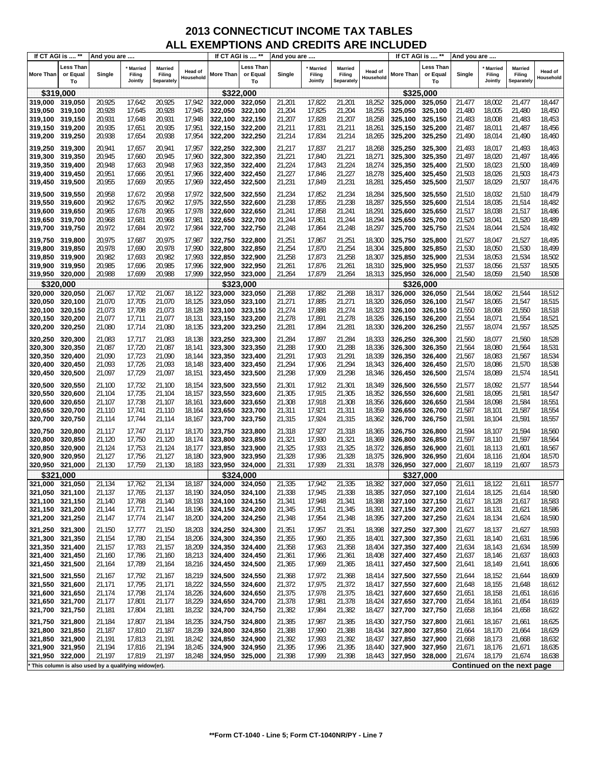# 2013 CONNECTICUT INCOME TAX TABLES
## ALL EXEMPTIONS AND CREDITS ARE INCLUDED

| More Than | Less Than or Equal To | Single | * Married Filing Jointly | Married Filing Separately | Head of Household |
|---|---|---|---|---|---|
| **$319,000** | | | | | |
| 319,000 | 319,050 | 20,925 | 17,642 | 20,925 | 17,942 |
| 319,050 | 319,100 | 20,928 | 17,645 | 20,928 | 17,945 |
| 319,100 | 319,150 | 20,931 | 17,648 | 20,931 | 17,948 |
| 319,150 | 319,200 | 20,935 | 17,651 | 20,935 | 17,951 |
| 319,200 | 319,250 | 20,938 | 17,654 | 20,938 | 17,954 |
| 319,250 | 319,300 | 20,941 | 17,657 | 20,941 | 17,957 |
| 319,300 | 319,350 | 20,945 | 17,660 | 20,945 | 17,960 |
| 319,350 | 319,400 | 20,948 | 17,663 | 20,948 | 17,963 |
| 319,400 | 319,450 | 20,951 | 17,666 | 20,951 | 17,966 |
| 319,450 | 319,500 | 20,955 | 17,669 | 20,955 | 17,969 |
| 319,500 | 319,550 | 20,958 | 17,672 | 20,958 | 17,972 |
| 319,550 | 319,600 | 20,962 | 17,675 | 20,962 | 17,975 |
| 319,600 | 319,650 | 20,965 | 17,678 | 20,965 | 17,978 |
| 319,650 | 319,700 | 20,968 | 17,681 | 20,968 | 17,981 |
| 319,700 | 319,750 | 20,972 | 17,684 | 20,972 | 17,984 |
| 319,750 | 319,800 | 20,975 | 17,687 | 20,975 | 17,987 |
| 319,800 | 319,850 | 20,978 | 17,690 | 20,978 | 17,990 |
| 319,850 | 319,900 | 20,982 | 17,693 | 20,982 | 17,993 |
| 319,900 | 319,950 | 20,985 | 17,696 | 20,985 | 17,996 |
| 319,950 | 320,000 | 20,988 | 17,699 | 20,988 | 17,999 |
| **$320,000** | | | | | |
| 320,000 | 320,050 | 21,067 | 17,702 | 21,067 | 18,122 |
| 320,050 | 320,100 | 21,070 | 17,705 | 21,070 | 18,125 |
| 320,100 | 320,150 | 21,073 | 17,708 | 21,073 | 18,128 |
| 320,150 | 320,200 | 21,077 | 17,711 | 21,077 | 18,131 |
| 320,200 | 320,250 | 21,080 | 17,714 | 21,080 | 18,135 |
| 320,250 | 320,300 | 21,083 | 17,717 | 21,083 | 18,138 |
| 320,300 | 320,350 | 21,087 | 17,720 | 21,087 | 18,141 |
| 320,350 | 320,400 | 21,090 | 17,723 | 21,090 | 18,144 |
| 320,400 | 320,450 | 21,093 | 17,726 | 21,093 | 18,148 |
| 320,450 | 320,500 | 21,097 | 17,729 | 21,097 | 18,151 |
| 320,500 | 320,550 | 21,100 | 17,732 | 21,100 | 18,154 |
| 320,550 | 320,600 | 21,104 | 17,735 | 21,104 | 18,157 |
| 320,600 | 320,650 | 21,107 | 17,738 | 21,107 | 18,161 |
| 320,650 | 320,700 | 21,110 | 17,741 | 21,110 | 18,164 |
| 320,700 | 320,750 | 21,114 | 17,744 | 21,114 | 18,167 |
| 320,750 | 320,800 | 21,117 | 17,747 | 21,117 | 18,170 |
| 320,800 | 320,850 | 21,120 | 17,750 | 21,120 | 18,174 |
| 320,850 | 320,900 | 21,124 | 17,753 | 21,124 | 18,177 |
| 320,900 | 320,950 | 21,127 | 17,756 | 21,127 | 18,180 |
| 320,950 | 321,000 | 21,130 | 17,759 | 21,130 | 18,183 |
| **$321,000** | | | | | |
| 321,000 | 321,050 | 21,134 | 17,762 | 21,134 | 18,187 |
| 321,050 | 321,100 | 21,137 | 17,765 | 21,137 | 18,190 |
| 321,100 | 321,150 | 21,140 | 17,768 | 21,140 | 18,193 |
| 321,150 | 321,200 | 21,144 | 17,771 | 21,144 | 18,196 |
| 321,200 | 321,250 | 21,147 | 17,774 | 21,147 | 18,200 |
| 321,250 | 321,300 | 21,150 | 17,777 | 21,150 | 18,203 |
| 321,300 | 321,350 | 21,154 | 17,780 | 21,154 | 18,206 |
| 321,350 | 321,400 | 21,157 | 17,783 | 21,157 | 18,209 |
| 321,400 | 321,450 | 21,160 | 17,786 | 21,160 | 18,213 |
| 321,450 | 321,500 | 21,164 | 17,789 | 21,164 | 18,216 |
| 321,500 | 321,550 | 21,167 | 17,792 | 21,167 | 18,219 |
| 321,550 | 321,600 | 21,171 | 17,795 | 21,171 | 18,222 |
| 321,600 | 321,650 | 21,174 | 17,798 | 21,174 | 18,226 |
| 321,650 | 321,700 | 21,177 | 17,801 | 21,177 | 18,229 |
| 321,700 | 321,750 | 21,181 | 17,804 | 21,181 | 18,232 |
| 321,750 | 321,800 | 21,184 | 17,807 | 21,184 | 18,235 |
| 321,800 | 321,850 | 21,187 | 17,810 | 21,187 | 18,239 |
| 321,850 | 321,900 | 21,191 | 17,813 | 21,191 | 18,242 |
| 321,900 | 321,950 | 21,194 | 17,816 | 21,194 | 18,245 |
| 321,950 | 322,000 | 21,197 | 17,819 | 21,197 | 18,248 |
| **$322,000** | | | | | |
| 322,000 | 322,050 | 21,201 | 17,822 | 21,201 | 18,252 |
| 322,050 | 322,100 | 21,204 | 17,825 | 21,204 | 18,255 |
| 322,100 | 322,150 | 21,207 | 17,828 | 21,207 | 18,258 |
| 322,150 | 322,200 | 21,211 | 17,831 | 21,211 | 18,261 |
| 322,200 | 322,250 | 21,214 | 17,834 | 21,214 | 18,265 |
| 322,250 | 322,300 | 21,217 | 17,837 | 21,217 | 18,268 |
| 322,300 | 322,350 | 21,221 | 17,840 | 21,221 | 18,271 |
| 322,350 | 322,400 | 21,224 | 17,843 | 21,224 | 18,274 |
| 322,400 | 322,450 | 21,227 | 17,846 | 21,227 | 18,278 |
| 322,450 | 322,500 | 21,231 | 17,849 | 21,231 | 18,281 |
| 322,500 | 322,550 | 21,234 | 17,852 | 21,234 | 18,284 |
| 322,550 | 322,600 | 21,238 | 17,855 | 21,238 | 18,287 |
| 322,600 | 322,650 | 21,241 | 17,858 | 21,241 | 18,291 |
| 322,650 | 322,700 | 21,244 | 17,861 | 21,244 | 18,294 |
| 322,700 | 322,750 | 21,248 | 17,864 | 21,248 | 18,297 |
| 322,750 | 322,800 | 21,251 | 17,867 | 21,251 | 18,300 |
| 322,800 | 322,850 | 21,254 | 17,870 | 21,254 | 18,304 |
| 322,850 | 322,900 | 21,258 | 17,873 | 21,258 | 18,307 |
| 322,900 | 322,950 | 21,261 | 17,876 | 21,261 | 18,310 |
| 322,950 | 323,000 | 21,264 | 17,879 | 21,264 | 18,313 |
| **$323,000** | | | | | |
| 323,000 | 323,050 | 21,268 | 17,882 | 21,268 | 18,317 |
| 323,050 | 323,100 | 21,271 | 17,885 | 21,271 | 18,320 |
| 323,100 | 323,150 | 21,274 | 17,888 | 21,274 | 18,323 |
| 323,150 | 323,200 | 21,278 | 17,891 | 21,278 | 18,326 |
| 323,200 | 323,250 | 21,281 | 17,894 | 21,281 | 18,330 |
| 323,250 | 323,300 | 21,284 | 17,897 | 21,284 | 18,333 |
| 323,300 | 323,350 | 21,288 | 17,900 | 21,288 | 18,336 |
| 323,350 | 323,400 | 21,291 | 17,903 | 21,291 | 18,339 |
| 323,400 | 323,450 | 21,294 | 17,906 | 21,294 | 18,343 |
| 323,450 | 323,500 | 21,298 | 17,909 | 21,298 | 18,346 |
| 323,500 | 323,550 | 21,301 | 17,912 | 21,301 | 18,349 |
| 323,550 | 323,600 | 21,305 | 17,915 | 21,305 | 18,352 |
| 323,600 | 323,650 | 21,308 | 17,918 | 21,308 | 18,356 |
| 323,650 | 323,700 | 21,311 | 17,921 | 21,311 | 18,359 |
| 323,700 | 323,750 | 21,315 | 17,924 | 21,315 | 18,362 |
| 323,750 | 323,800 | 21,318 | 17,927 | 21,318 | 18,365 |
| 323,800 | 323,850 | 21,321 | 17,930 | 21,321 | 18,369 |
| 323,850 | 323,900 | 21,325 | 17,933 | 21,325 | 18,372 |
| 323,900 | 323,950 | 21,328 | 17,936 | 21,328 | 18,375 |
| 323,950 | 324,000 | 21,331 | 17,939 | 21,331 | 18,378 |
| **$324,000** | | | | | |
| 324,000 | 324,050 | 21,335 | 17,942 | 21,335 | 18,382 |
| 324,050 | 324,100 | 21,338 | 17,945 | 21,338 | 18,385 |
| 324,100 | 324,150 | 21,341 | 17,948 | 21,341 | 18,388 |
| 324,150 | 324,200 | 21,345 | 17,951 | 21,345 | 18,391 |
| 324,200 | 324,250 | 21,348 | 17,954 | 21,348 | 18,395 |
| 324,250 | 324,300 | 21,351 | 17,957 | 21,351 | 18,398 |
| 324,300 | 324,350 | 21,355 | 17,960 | 21,355 | 18,401 |
| 324,350 | 324,400 | 21,358 | 17,963 | 21,358 | 18,404 |
| 324,400 | 324,450 | 21,361 | 17,966 | 21,361 | 18,408 |
| 324,450 | 324,500 | 21,365 | 17,969 | 21,365 | 18,411 |
| 324,500 | 324,550 | 21,368 | 17,972 | 21,368 | 18,414 |
| 324,550 | 324,600 | 21,372 | 17,975 | 21,372 | 18,417 |
| 324,600 | 324,650 | 21,375 | 17,978 | 21,375 | 18,421 |
| 324,650 | 324,700 | 21,378 | 17,981 | 21,378 | 18,424 |
| 324,700 | 324,750 | 21,382 | 17,984 | 21,382 | 18,427 |
| 324,750 | 324,800 | 21,385 | 17,987 | 21,385 | 18,430 |
| 324,800 | 324,850 | 21,388 | 17,990 | 21,388 | 18,434 |
| 324,850 | 324,900 | 21,392 | 17,993 | 21,392 | 18,437 |
| 324,900 | 324,950 | 21,395 | 17,996 | 21,395 | 18,440 |
| 324,950 | 325,000 | 21,398 | 17,999 | 21,398 | 18,443 |
| **$325,000** | | | | | |
| 325,000 | 325,050 | 21,477 | 18,002 | 21,477 | 18,447 |
| 325,050 | 325,100 | 21,480 | 18,005 | 21,480 | 18,450 |
| 325,100 | 325,150 | 21,483 | 18,008 | 21,483 | 18,453 |
| 325,150 | 325,200 | 21,487 | 18,011 | 21,487 | 18,456 |
| 325,200 | 325,250 | 21,490 | 18,014 | 21,490 | 18,460 |
| 325,250 | 325,300 | 21,493 | 18,017 | 21,493 | 18,463 |
| 325,300 | 325,350 | 21,497 | 18,020 | 21,497 | 18,466 |
| 325,350 | 325,400 | 21,500 | 18,023 | 21,500 | 18,469 |
| 325,400 | 325,450 | 21,503 | 18,026 | 21,503 | 18,473 |
| 325,450 | 325,500 | 21,507 | 18,029 | 21,507 | 18,476 |
| 325,500 | 325,550 | 21,510 | 18,032 | 21,510 | 18,479 |
| 325,550 | 325,600 | 21,514 | 18,035 | 21,514 | 18,482 |
| 325,600 | 325,650 | 21,517 | 18,038 | 21,517 | 18,486 |
| 325,650 | 325,700 | 21,520 | 18,041 | 21,520 | 18,489 |
| 325,700 | 325,750 | 21,524 | 18,044 | 21,524 | 18,492 |
| 325,750 | 325,800 | 21,527 | 18,047 | 21,527 | 18,495 |
| 325,800 | 325,850 | 21,530 | 18,050 | 21,530 | 18,499 |
| 325,850 | 325,900 | 21,534 | 18,053 | 21,534 | 18,502 |
| 325,900 | 325,950 | 21,537 | 18,056 | 21,537 | 18,505 |
| 325,950 | 326,000 | 21,540 | 18,059 | 21,540 | 18,508 |
| **$326,000** | | | | | |
| 326,000 | 326,050 | 21,544 | 18,062 | 21,544 | 18,512 |
| 326,050 | 326,100 | 21,547 | 18,065 | 21,547 | 18,515 |
| 326,100 | 326,150 | 21,550 | 18,068 | 21,550 | 18,518 |
| 326,150 | 326,200 | 21,554 | 18,071 | 21,554 | 18,521 |
| 326,200 | 326,250 | 21,557 | 18,074 | 21,557 | 18,525 |
| 326,250 | 326,300 | 21,560 | 18,077 | 21,560 | 18,528 |
| 326,300 | 326,350 | 21,564 | 18,080 | 21,564 | 18,531 |
| 326,350 | 326,400 | 21,567 | 18,083 | 21,567 | 18,534 |
| 326,400 | 326,450 | 21,570 | 18,086 | 21,570 | 18,538 |
| 326,450 | 326,500 | 21,574 | 18,089 | 21,574 | 18,541 |
| 326,500 | 326,550 | 21,577 | 18,092 | 21,577 | 18,544 |
| 326,550 | 326,600 | 21,581 | 18,095 | 21,581 | 18,547 |
| 326,600 | 326,650 | 21,584 | 18,098 | 21,584 | 18,551 |
| 326,650 | 326,700 | 21,587 | 18,101 | 21,587 | 18,554 |
| 326,700 | 326,750 | 21,591 | 18,104 | 21,591 | 18,557 |
| 326,750 | 326,800 | 21,594 | 18,107 | 21,594 | 18,560 |
| 326,800 | 326,850 | 21,597 | 18,110 | 21,597 | 18,564 |
| 326,850 | 326,900 | 21,601 | 18,113 | 21,601 | 18,567 |
| 326,900 | 326,950 | 21,604 | 18,116 | 21,604 | 18,570 |
| 326,950 | 327,000 | 21,607 | 18,119 | 21,607 | 18,573 |
| **$327,000** | | | | | |
| 327,000 | 327,050 | 21,611 | 18,122 | 21,611 | 18,577 |
| 327,050 | 327,100 | 21,614 | 18,125 | 21,614 | 18,580 |
| 327,100 | 327,150 | 21,617 | 18,128 | 21,617 | 18,583 |
| 327,150 | 327,200 | 21,621 | 18,131 | 21,621 | 18,586 |
| 327,200 | 327,250 | 21,624 | 18,134 | 21,624 | 18,590 |
| 327,250 | 327,300 | 21,627 | 18,137 | 21,627 | 18,593 |
| 327,300 | 327,350 | 21,631 | 18,140 | 21,631 | 18,596 |
| 327,350 | 327,400 | 21,634 | 18,143 | 21,634 | 18,599 |
| 327,400 | 327,450 | 21,637 | 18,146 | 21,637 | 18,603 |
| 327,450 | 327,500 | 21,641 | 18,149 | 21,641 | 18,606 |
| 327,500 | 327,550 | 21,644 | 18,152 | 21,644 | 18,609 |
| 327,550 | 327,600 | 21,648 | 18,155 | 21,648 | 18,612 |
| 327,600 | 327,650 | 21,651 | 18,158 | 21,651 | 18,616 |
| 327,650 | 327,700 | 21,654 | 18,161 | 21,654 | 18,619 |
| 327,700 | 327,750 | 21,658 | 18,164 | 21,658 | 18,622 |
| 327,750 | 327,800 | 21,661 | 18,167 | 21,661 | 18,625 |
| 327,800 | 327,850 | 21,664 | 18,170 | 21,664 | 18,629 |
| 327,850 | 327,900 | 21,668 | 18,173 | 21,668 | 18,632 |
| 327,900 | 327,950 | 21,671 | 18,176 | 21,671 | 18,635 |
| 327,950 | 328,000 | 21,674 | 18,179 | 21,674 | 18,638 |

If CT AGI is .... ** / And you are ....

* This column is also used by a qualifying widow(er).

**Continued on the next page**

**Form CT-1040 - Line 5; Form CT-1040NR/PY - Line 7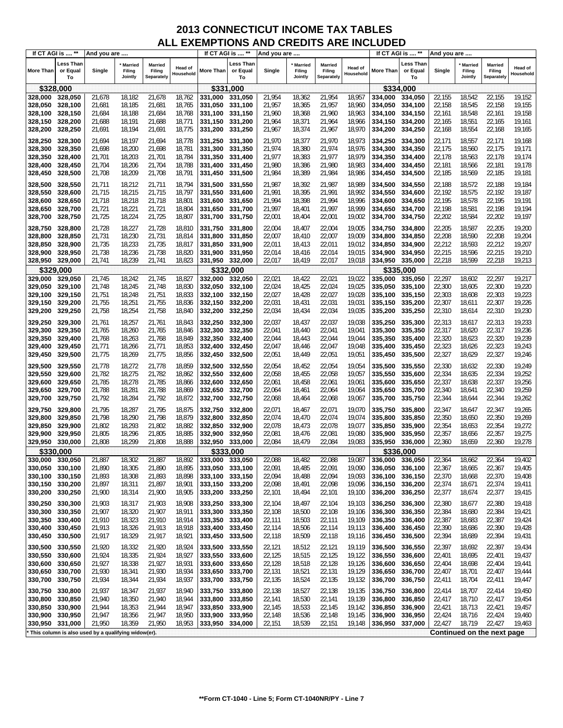# 2013 CONNECTICUT INCOME TAX TABLES
## ALL EXEMPTIONS AND CREDITS ARE INCLUDED

| If CT AGI is .... ** | | And you are .... | | | | If CT AGI is .... ** | | And you are .... | | | | If CT AGI is .... ** | | And you are .... | | | |
|---|---|---|---|---|---|---|---|---|---|---|---|---|---|---|---|---|---|
| More Than | Less Than or Equal To | Single | * Married Filing Jointly | Married Filing Separately | Head of Household | More Than | Less Than or Equal To | Single | * Married Filing Jointly | Married Filing Separately | Head of Household | More Than | Less Than or Equal To | Single | * Married Filing Jointly | Married Filing Separately | Head of Household |
| **$328,000** | | | | | | **$331,000** | | | | | | **$334,000** | | | | | |
| 328,000 | 328,050 | 21,678 | 18,182 | 21,678 | 18,762 | 331,000 | 331,050 | 21,954 | 18,362 | 21,954 | 18,957 | 334,000 | 334,050 | 22,155 | 18,542 | 22,155 | 19,152 |
| 328,050 | 328,100 | 21,681 | 18,185 | 21,681 | 18,765 | 331,050 | 331,100 | 21,957 | 18,365 | 21,957 | 18,960 | 334,050 | 334,100 | 22,158 | 18,545 | 22,158 | 19,155 |
| 328,100 | 328,150 | 21,684 | 18,188 | 21,684 | 18,768 | 331,100 | 331,150 | 21,960 | 18,368 | 21,960 | 18,963 | 334,100 | 334,150 | 22,161 | 18,548 | 22,161 | 19,158 |
| 328,150 | 328,200 | 21,688 | 18,191 | 21,688 | 18,771 | 331,150 | 331,200 | 21,964 | 18,371 | 21,964 | 18,966 | 334,150 | 334,200 | 22,165 | 18,551 | 22,165 | 19,161 |
| 328,200 | 328,250 | 21,691 | 18,194 | 21,691 | 18,775 | 331,200 | 331,250 | 21,967 | 18,374 | 21,967 | 18,970 | 334,200 | 334,250 | 22,168 | 18,554 | 22,168 | 19,165 |
| 328,250 | 328,300 | 21,694 | 18,197 | 21,694 | 18,778 | 331,250 | 331,300 | 21,970 | 18,377 | 21,970 | 18,973 | 334,250 | 334,300 | 22,171 | 18,557 | 22,171 | 19,168 |
| 328,300 | 328,350 | 21,698 | 18,200 | 21,698 | 18,781 | 331,300 | 331,350 | 21,974 | 18,380 | 21,974 | 18,976 | 334,300 | 334,350 | 22,175 | 18,560 | 22,175 | 19,171 |
| 328,350 | 328,400 | 21,701 | 18,203 | 21,701 | 18,784 | 331,350 | 331,400 | 21,977 | 18,383 | 21,977 | 18,979 | 334,350 | 334,400 | 22,178 | 18,563 | 22,178 | 19,174 |
| 328,400 | 328,450 | 21,704 | 18,206 | 21,704 | 18,788 | 331,400 | 331,450 | 21,980 | 18,386 | 21,980 | 18,983 | 334,400 | 334,450 | 22,181 | 18,566 | 22,181 | 19,178 |
| 328,450 | 328,500 | 21,708 | 18,209 | 21,708 | 18,791 | 331,450 | 331,500 | 21,984 | 18,389 | 21,984 | 18,986 | 334,450 | 334,500 | 22,185 | 18,569 | 22,185 | 19,181 |
| 328,500 | 328,550 | 21,711 | 18,212 | 21,711 | 18,794 | 331,500 | 331,550 | 21,987 | 18,392 | 21,987 | 18,989 | 334,500 | 334,550 | 22,188 | 18,572 | 22,188 | 19,184 |
| 328,550 | 328,600 | 21,715 | 18,215 | 21,715 | 18,797 | 331,550 | 331,600 | 21,991 | 18,395 | 21,991 | 18,992 | 334,550 | 334,600 | 22,192 | 18,575 | 22,192 | 19,187 |
| 328,600 | 328,650 | 21,718 | 18,218 | 21,718 | 18,801 | 331,600 | 331,650 | 21,994 | 18,398 | 21,994 | 18,996 | 334,600 | 334,650 | 22,195 | 18,578 | 22,195 | 19,191 |
| 328,650 | 328,700 | 21,721 | 18,221 | 21,721 | 18,804 | 331,650 | 331,700 | 21,997 | 18,401 | 21,997 | 18,999 | 334,650 | 334,700 | 22,198 | 18,581 | 22,198 | 19,194 |
| 328,700 | 328,750 | 21,725 | 18,224 | 21,725 | 18,807 | 331,700 | 331,750 | 22,001 | 18,404 | 22,001 | 19,002 | 334,700 | 334,750 | 22,202 | 18,584 | 22,202 | 19,197 |
| 328,750 | 328,800 | 21,728 | 18,227 | 21,728 | 18,810 | 331,750 | 331,800 | 22,004 | 18,407 | 22,004 | 19,005 | 334,750 | 334,800 | 22,205 | 18,587 | 22,205 | 19,200 |
| 328,800 | 328,850 | 21,731 | 18,230 | 21,731 | 18,814 | 331,800 | 331,850 | 22,007 | 18,410 | 22,007 | 19,009 | 334,800 | 334,850 | 22,208 | 18,590 | 22,208 | 19,204 |
| 328,850 | 328,900 | 21,735 | 18,233 | 21,735 | 18,817 | 331,850 | 331,900 | 22,011 | 18,413 | 22,011 | 19,012 | 334,850 | 334,900 | 22,212 | 18,593 | 22,212 | 19,207 |
| 328,900 | 328,950 | 21,738 | 18,236 | 21,738 | 18,820 | 331,900 | 331,950 | 22,014 | 18,416 | 22,014 | 19,015 | 334,900 | 334,950 | 22,215 | 18,596 | 22,215 | 19,210 |
| 328,950 | 329,000 | 21,741 | 18,239 | 21,741 | 18,823 | 331,950 | 332,000 | 22,017 | 18,419 | 22,017 | 19,018 | 334,950 | 335,000 | 22,218 | 18,599 | 22,218 | 19,213 |
| **$329,000** | | | | | | **$332,000** | | | | | | **$335,000** | | | | | |
| 329,000 | 329,050 | 21,745 | 18,242 | 21,745 | 18,827 | 332,000 | 332,050 | 22,021 | 18,422 | 22,021 | 19,022 | 335,000 | 335,050 | 22,297 | 18,602 | 22,297 | 19,217 |
| 329,050 | 329,100 | 21,748 | 18,245 | 21,748 | 18,830 | 332,050 | 332,100 | 22,024 | 18,425 | 22,024 | 19,025 | 335,050 | 335,100 | 22,300 | 18,605 | 22,300 | 19,220 |
| 329,100 | 329,150 | 21,751 | 18,248 | 21,751 | 18,833 | 332,100 | 332,150 | 22,027 | 18,428 | 22,027 | 19,028 | 335,100 | 335,150 | 22,303 | 18,608 | 22,303 | 19,223 |
| 329,150 | 329,200 | 21,755 | 18,251 | 21,755 | 18,836 | 332,150 | 332,200 | 22,031 | 18,431 | 22,031 | 19,031 | 335,150 | 335,200 | 22,307 | 18,611 | 22,307 | 19,226 |
| 329,200 | 329,250 | 21,758 | 18,254 | 21,758 | 18,840 | 332,200 | 332,250 | 22,034 | 18,434 | 22,034 | 19,035 | 335,200 | 335,250 | 22,310 | 18,614 | 22,310 | 19,230 |
| 329,250 | 329,300 | 21,761 | 18,257 | 21,761 | 18,843 | 332,250 | 332,300 | 22,037 | 18,437 | 22,037 | 19,038 | 335,250 | 335,300 | 22,313 | 18,617 | 22,313 | 19,233 |
| 329,300 | 329,350 | 21,765 | 18,260 | 21,765 | 18,846 | 332,300 | 332,350 | 22,041 | 18,440 | 22,041 | 19,041 | 335,300 | 335,350 | 22,317 | 18,620 | 22,317 | 19,236 |
| 329,350 | 329,400 | 21,768 | 18,263 | 21,768 | 18,849 | 332,350 | 332,400 | 22,044 | 18,443 | 22,044 | 19,044 | 335,350 | 335,400 | 22,320 | 18,623 | 22,320 | 19,239 |
| 329,400 | 329,450 | 21,771 | 18,266 | 21,771 | 18,853 | 332,400 | 332,450 | 22,047 | 18,446 | 22,047 | 19,048 | 335,400 | 335,450 | 22,323 | 18,626 | 22,323 | 19,243 |
| 329,450 | 329,500 | 21,775 | 18,269 | 21,775 | 18,856 | 332,450 | 332,500 | 22,051 | 18,449 | 22,051 | 19,051 | 335,450 | 335,500 | 22,327 | 18,629 | 22,327 | 19,246 |
| 329,500 | 329,550 | 21,778 | 18,272 | 21,778 | 18,859 | 332,500 | 332,550 | 22,054 | 18,452 | 22,054 | 19,054 | 335,500 | 335,550 | 22,330 | 18,632 | 22,330 | 19,249 |
| 329,550 | 329,600 | 21,782 | 18,275 | 21,782 | 18,862 | 332,550 | 332,600 | 22,058 | 18,455 | 22,058 | 19,057 | 335,550 | 335,600 | 22,334 | 18,635 | 22,334 | 19,252 |
| 329,600 | 329,650 | 21,785 | 18,278 | 21,785 | 18,866 | 332,600 | 332,650 | 22,061 | 18,458 | 22,061 | 19,061 | 335,600 | 335,650 | 22,337 | 18,638 | 22,337 | 19,256 |
| 329,650 | 329,700 | 21,788 | 18,281 | 21,788 | 18,869 | 332,650 | 332,700 | 22,064 | 18,461 | 22,064 | 19,064 | 335,650 | 335,700 | 22,340 | 18,641 | 22,340 | 19,259 |
| 329,700 | 329,750 | 21,792 | 18,284 | 21,792 | 18,872 | 332,700 | 332,750 | 22,068 | 18,464 | 22,068 | 19,067 | 335,700 | 335,750 | 22,344 | 18,644 | 22,344 | 19,262 |
| 329,750 | 329,800 | 21,795 | 18,287 | 21,795 | 18,875 | 332,750 | 332,800 | 22,071 | 18,467 | 22,071 | 19,070 | 335,750 | 335,800 | 22,347 | 18,647 | 22,347 | 19,265 |
| 329,800 | 329,850 | 21,798 | 18,290 | 21,798 | 18,879 | 332,800 | 332,850 | 22,074 | 18,470 | 22,074 | 19,074 | 335,800 | 335,850 | 22,350 | 18,650 | 22,350 | 19,269 |
| 329,850 | 329,900 | 21,802 | 18,293 | 21,802 | 18,882 | 332,850 | 332,900 | 22,078 | 18,473 | 22,078 | 19,077 | 335,850 | 335,900 | 22,354 | 18,653 | 22,354 | 19,272 |
| 329,900 | 329,950 | 21,805 | 18,296 | 21,805 | 18,885 | 332,900 | 332,950 | 22,081 | 18,476 | 22,081 | 19,080 | 335,900 | 335,950 | 22,357 | 18,656 | 22,357 | 19,275 |
| 329,950 | 330,000 | 21,808 | 18,299 | 21,808 | 18,888 | 332,950 | 333,000 | 22,084 | 18,479 | 22,084 | 19,083 | 335,950 | 336,000 | 22,360 | 18,659 | 22,360 | 19,278 |
| **$330,000** | | | | | | **$333,000** | | | | | | **$336,000** | | | | | |
| 330,000 | 330,050 | 21,887 | 18,302 | 21,887 | 18,892 | 333,000 | 333,050 | 22,088 | 18,482 | 22,088 | 19,087 | 336,000 | 336,050 | 22,364 | 18,662 | 22,364 | 19,402 |
| 330,050 | 330,100 | 21,890 | 18,305 | 21,890 | 18,895 | 333,050 | 333,100 | 22,091 | 18,485 | 22,091 | 19,090 | 336,050 | 336,100 | 22,367 | 18,665 | 22,367 | 19,405 |
| 330,100 | 330,150 | 21,893 | 18,308 | 21,893 | 18,898 | 333,100 | 333,150 | 22,094 | 18,488 | 22,094 | 19,093 | 336,100 | 336,150 | 22,370 | 18,668 | 22,370 | 19,408 |
| 330,150 | 330,200 | 21,897 | 18,311 | 21,897 | 18,901 | 333,150 | 333,200 | 22,098 | 18,491 | 22,098 | 19,096 | 336,150 | 336,200 | 22,374 | 18,671 | 22,374 | 19,411 |
| 330,200 | 330,250 | 21,900 | 18,314 | 21,900 | 18,905 | 333,200 | 333,250 | 22,101 | 18,494 | 22,101 | 19,100 | 336,200 | 336,250 | 22,377 | 18,674 | 22,377 | 19,415 |
| 330,250 | 330,300 | 21,903 | 18,317 | 21,903 | 18,908 | 333,250 | 333,300 | 22,104 | 18,497 | 22,104 | 19,103 | 336,250 | 336,300 | 22,380 | 18,677 | 22,380 | 19,418 |
| 330,300 | 330,350 | 21,907 | 18,320 | 21,907 | 18,911 | 333,300 | 333,350 | 22,108 | 18,500 | 22,108 | 19,106 | 336,300 | 336,350 | 22,384 | 18,680 | 22,384 | 19,421 |
| 330,350 | 330,400 | 21,910 | 18,323 | 21,910 | 18,914 | 333,350 | 333,400 | 22,111 | 18,503 | 22,111 | 19,109 | 336,350 | 336,400 | 22,387 | 18,683 | 22,387 | 19,424 |
| 330,400 | 330,450 | 21,913 | 18,326 | 21,913 | 18,918 | 333,400 | 333,450 | 22,114 | 18,506 | 22,114 | 19,113 | 336,400 | 336,450 | 22,390 | 18,686 | 22,390 | 19,428 |
| 330,450 | 330,500 | 21,917 | 18,329 | 21,917 | 18,921 | 333,450 | 333,500 | 22,118 | 18,509 | 22,118 | 19,116 | 336,450 | 336,500 | 22,394 | 18,689 | 22,394 | 19,431 |
| 330,500 | 330,550 | 21,920 | 18,332 | 21,920 | 18,924 | 333,500 | 333,550 | 22,121 | 18,512 | 22,121 | 19,119 | 336,500 | 336,550 | 22,397 | 18,692 | 22,397 | 19,434 |
| 330,550 | 330,600 | 21,924 | 18,335 | 21,924 | 18,927 | 333,550 | 333,600 | 22,125 | 18,515 | 22,125 | 19,122 | 336,550 | 336,600 | 22,401 | 18,695 | 22,401 | 19,437 |
| 330,600 | 330,650 | 21,927 | 18,338 | 21,927 | 18,931 | 333,600 | 333,650 | 22,128 | 18,518 | 22,128 | 19,126 | 336,600 | 336,650 | 22,404 | 18,698 | 22,404 | 19,441 |
| 330,650 | 330,700 | 21,930 | 18,341 | 21,930 | 18,934 | 333,650 | 333,700 | 22,131 | 18,521 | 22,131 | 19,129 | 336,650 | 336,700 | 22,407 | 18,701 | 22,407 | 19,444 |
| 330,700 | 330,750 | 21,934 | 18,344 | 21,934 | 18,937 | 333,700 | 333,750 | 22,135 | 18,524 | 22,135 | 19,132 | 336,700 | 336,750 | 22,411 | 18,704 | 22,411 | 19,447 |
| 330,750 | 330,800 | 21,937 | 18,347 | 21,937 | 18,940 | 333,750 | 333,800 | 22,138 | 18,527 | 22,138 | 19,135 | 336,750 | 336,800 | 22,414 | 18,707 | 22,414 | 19,450 |
| 330,800 | 330,850 | 21,940 | 18,350 | 21,940 | 18,944 | 333,800 | 333,850 | 22,141 | 18,530 | 22,141 | 19,139 | 336,800 | 336,850 | 22,417 | 18,710 | 22,417 | 19,454 |
| 330,850 | 330,900 | 21,944 | 18,353 | 21,944 | 18,947 | 333,850 | 333,900 | 22,145 | 18,533 | 22,145 | 19,142 | 336,850 | 336,900 | 22,421 | 18,713 | 22,421 | 19,457 |
| 330,900 | 330,950 | 21,947 | 18,356 | 21,947 | 18,950 | 333,900 | 333,950 | 22,148 | 18,536 | 22,148 | 19,145 | 336,900 | 336,950 | 22,424 | 18,716 | 22,424 | 19,460 |
| 330,950 | 331,000 | 21,950 | 18,359 | 21,950 | 18,953 | 333,950 | 334,000 | 22,151 | 18,539 | 22,151 | 19,148 | 336,950 | 337,000 | 22,427 | 18,719 | 22,427 | 19,463 |

\* This column is also used by a qualifying widow(er).

**Continued on the next page**

**Form CT-1040 - Line 5; Form CT-1040NR/PY - Line 7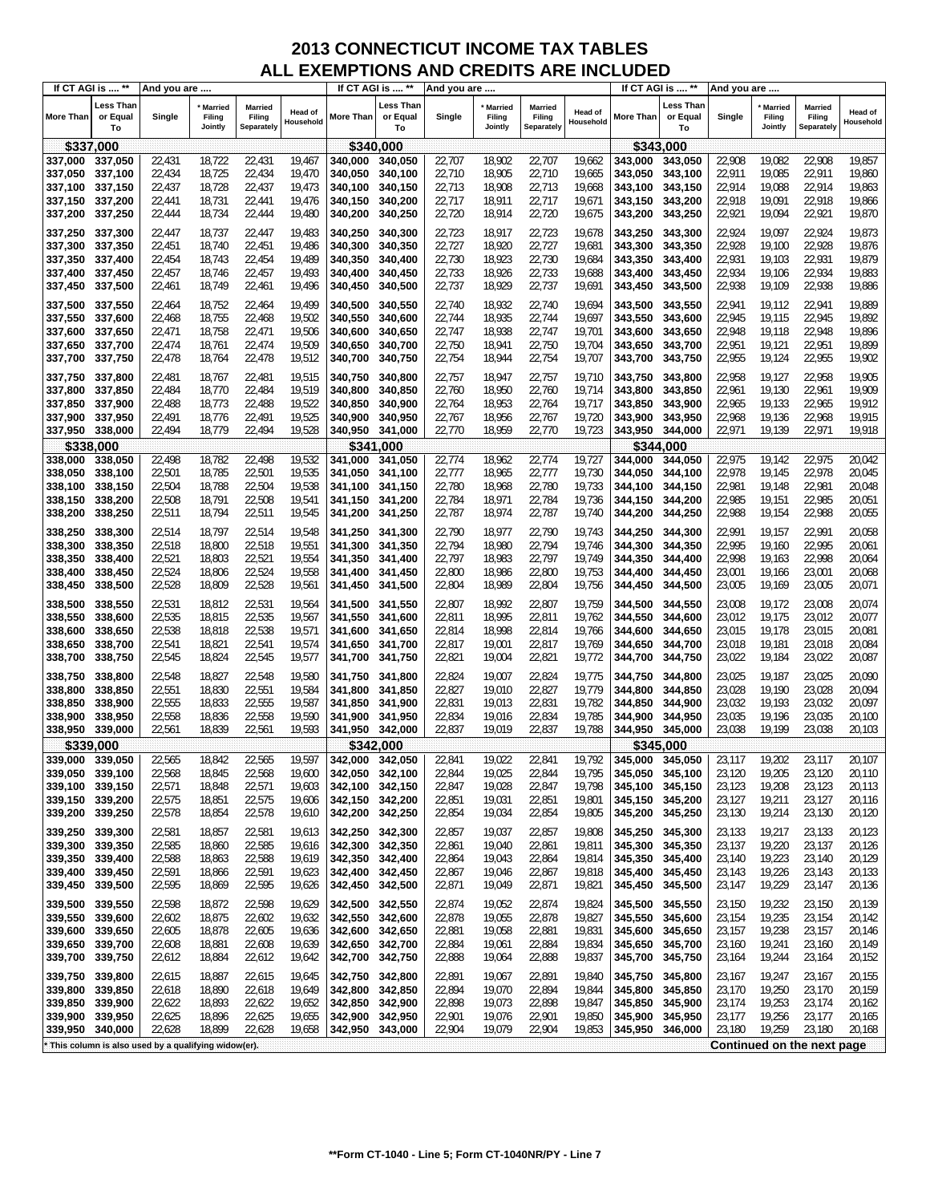# 2013 CONNECTICUT INCOME TAX TABLES
## ALL EXEMPTIONS AND CREDITS ARE INCLUDED

| More Than | Less Than or Equal To | Single | * Married Filing Jointly | Married Filing Separately | Head of Household | More Than | Less Than or Equal To | Single | * Married Filing Jointly | Married Filing Separately | Head of Household | More Than | Less Than or Equal To | Single | * Married Filing Jointly | Married Filing Separately | Head of Household |
|---|---|---|---|---|---|---|---|---|---|---|---|---|---|---|---|---|---|
| **$337,000** | | | | | | **$340,000** | | | | | | **$343,000** | | | | | |
| 337,000 | 337,050 | 22,431 | 18,722 | 22,431 | 19,467 | 340,000 | 340,050 | 22,707 | 18,902 | 22,707 | 19,662 | 343,000 | 343,050 | 22,908 | 19,082 | 22,908 | 19,857 |
| 337,050 | 337,100 | 22,434 | 18,725 | 22,434 | 19,470 | 340,050 | 340,100 | 22,710 | 18,905 | 22,710 | 19,665 | 343,050 | 343,100 | 22,911 | 19,085 | 22,911 | 19,860 |
| 337,100 | 337,150 | 22,437 | 18,728 | 22,437 | 19,473 | 340,100 | 340,150 | 22,713 | 18,908 | 22,713 | 19,668 | 343,100 | 343,150 | 22,914 | 19,088 | 22,914 | 19,863 |
| 337,150 | 337,200 | 22,441 | 18,731 | 22,441 | 19,476 | 340,150 | 340,200 | 22,717 | 18,911 | 22,717 | 19,671 | 343,150 | 343,200 | 22,918 | 19,091 | 22,918 | 19,866 |
| 337,200 | 337,250 | 22,444 | 18,734 | 22,444 | 19,480 | 340,200 | 340,250 | 22,720 | 18,914 | 22,720 | 19,675 | 343,200 | 343,250 | 22,921 | 19,094 | 22,921 | 19,870 |
| 337,250 | 337,300 | 22,447 | 18,737 | 22,447 | 19,483 | 340,250 | 340,300 | 22,723 | 18,917 | 22,723 | 19,678 | 343,250 | 343,300 | 22,924 | 19,097 | 22,924 | 19,873 |
| 337,300 | 337,350 | 22,451 | 18,740 | 22,451 | 19,486 | 340,300 | 340,350 | 22,727 | 18,920 | 22,727 | 19,681 | 343,300 | 343,350 | 22,928 | 19,100 | 22,928 | 19,876 |
| 337,350 | 337,400 | 22,454 | 18,743 | 22,454 | 19,489 | 340,350 | 340,400 | 22,730 | 18,923 | 22,730 | 19,684 | 343,350 | 343,400 | 22,931 | 19,103 | 22,931 | 19,879 |
| 337,400 | 337,450 | 22,457 | 18,746 | 22,457 | 19,493 | 340,400 | 340,450 | 22,733 | 18,926 | 22,733 | 19,688 | 343,400 | 343,450 | 22,934 | 19,106 | 22,934 | 19,883 |
| 337,450 | 337,500 | 22,461 | 18,749 | 22,461 | 19,496 | 340,450 | 340,500 | 22,737 | 18,929 | 22,737 | 19,691 | 343,450 | 343,500 | 22,938 | 19,109 | 22,938 | 19,886 |
| 337,500 | 337,550 | 22,464 | 18,752 | 22,464 | 19,499 | 340,500 | 340,550 | 22,740 | 18,932 | 22,740 | 19,694 | 343,500 | 343,550 | 22,941 | 19,112 | 22,941 | 19,889 |
| 337,550 | 337,600 | 22,468 | 18,755 | 22,468 | 19,502 | 340,550 | 340,600 | 22,744 | 18,935 | 22,744 | 19,697 | 343,550 | 343,600 | 22,945 | 19,115 | 22,945 | 19,892 |
| 337,600 | 337,650 | 22,471 | 18,758 | 22,471 | 19,506 | 340,600 | 340,650 | 22,747 | 18,938 | 22,747 | 19,701 | 343,600 | 343,650 | 22,948 | 19,118 | 22,948 | 19,896 |
| 337,650 | 337,700 | 22,474 | 18,761 | 22,474 | 19,509 | 340,650 | 340,700 | 22,750 | 18,941 | 22,750 | 19,704 | 343,650 | 343,700 | 22,951 | 19,121 | 22,951 | 19,899 |
| 337,700 | 337,750 | 22,478 | 18,764 | 22,478 | 19,512 | 340,700 | 340,750 | 22,754 | 18,944 | 22,754 | 19,707 | 343,700 | 343,750 | 22,955 | 19,124 | 22,955 | 19,902 |
| 337,750 | 337,800 | 22,481 | 18,767 | 22,481 | 19,515 | 340,750 | 340,800 | 22,757 | 18,947 | 22,757 | 19,710 | 343,750 | 343,800 | 22,958 | 19,127 | 22,958 | 19,905 |
| 337,800 | 337,850 | 22,484 | 18,770 | 22,484 | 19,519 | 340,800 | 340,850 | 22,760 | 18,950 | 22,760 | 19,714 | 343,800 | 343,850 | 22,961 | 19,130 | 22,961 | 19,909 |
| 337,850 | 337,900 | 22,488 | 18,773 | 22,488 | 19,522 | 340,850 | 340,900 | 22,764 | 18,953 | 22,764 | 19,717 | 343,850 | 343,900 | 22,965 | 19,133 | 22,965 | 19,912 |
| 337,900 | 337,950 | 22,491 | 18,776 | 22,491 | 19,525 | 340,900 | 340,950 | 22,767 | 18,956 | 22,767 | 19,720 | 343,900 | 343,950 | 22,968 | 19,136 | 22,968 | 19,915 |
| 337,950 | 338,000 | 22,494 | 18,779 | 22,494 | 19,528 | 340,950 | 341,000 | 22,770 | 18,959 | 22,770 | 19,723 | 343,950 | 344,000 | 22,971 | 19,139 | 22,971 | 19,918 |
| **$338,000** | | | | | | **$341,000** | | | | | | **$344,000** | | | | | |
| 338,000 | 338,050 | 22,498 | 18,782 | 22,498 | 19,532 | 341,000 | 341,050 | 22,774 | 18,962 | 22,774 | 19,727 | 344,000 | 344,050 | 22,975 | 19,142 | 22,975 | 20,042 |
| 338,050 | 338,100 | 22,501 | 18,785 | 22,501 | 19,535 | 341,050 | 341,100 | 22,777 | 18,965 | 22,777 | 19,730 | 344,050 | 344,100 | 22,978 | 19,145 | 22,978 | 20,045 |
| 338,100 | 338,150 | 22,504 | 18,788 | 22,504 | 19,538 | 341,100 | 341,150 | 22,780 | 18,968 | 22,780 | 19,733 | 344,100 | 344,150 | 22,981 | 19,148 | 22,981 | 20,048 |
| 338,150 | 338,200 | 22,508 | 18,791 | 22,508 | 19,541 | 341,150 | 341,200 | 22,784 | 18,971 | 22,784 | 19,736 | 344,150 | 344,200 | 22,985 | 19,151 | 22,985 | 20,051 |
| 338,200 | 338,250 | 22,511 | 18,794 | 22,511 | 19,545 | 341,200 | 341,250 | 22,787 | 18,974 | 22,787 | 19,740 | 344,200 | 344,250 | 22,988 | 19,154 | 22,988 | 20,055 |
| 338,250 | 338,300 | 22,514 | 18,797 | 22,514 | 19,548 | 341,250 | 341,300 | 22,790 | 18,977 | 22,790 | 19,743 | 344,250 | 344,300 | 22,991 | 19,157 | 22,991 | 20,058 |
| 338,300 | 338,350 | 22,518 | 18,800 | 22,518 | 19,551 | 341,300 | 341,350 | 22,794 | 18,980 | 22,794 | 19,746 | 344,300 | 344,350 | 22,995 | 19,160 | 22,995 | 20,061 |
| 338,350 | 338,400 | 22,521 | 18,803 | 22,521 | 19,554 | 341,350 | 341,400 | 22,797 | 18,983 | 22,797 | 19,749 | 344,350 | 344,400 | 22,998 | 19,163 | 22,998 | 20,064 |
| 338,400 | 338,450 | 22,524 | 18,806 | 22,524 | 19,558 | 341,400 | 341,450 | 22,800 | 18,986 | 22,800 | 19,753 | 344,400 | 344,450 | 23,001 | 19,166 | 23,001 | 20,068 |
| 338,450 | 338,500 | 22,528 | 18,809 | 22,528 | 19,561 | 341,450 | 341,500 | 22,804 | 18,989 | 22,804 | 19,756 | 344,450 | 344,500 | 23,005 | 19,169 | 23,005 | 20,071 |
| 338,500 | 338,550 | 22,531 | 18,812 | 22,531 | 19,564 | 341,500 | 341,550 | 22,807 | 18,992 | 22,807 | 19,759 | 344,500 | 344,550 | 23,008 | 19,172 | 23,008 | 20,074 |
| 338,550 | 338,600 | 22,535 | 18,815 | 22,535 | 19,567 | 341,550 | 341,600 | 22,811 | 18,995 | 22,811 | 19,762 | 344,550 | 344,600 | 23,012 | 19,175 | 23,012 | 20,077 |
| 338,600 | 338,650 | 22,538 | 18,818 | 22,538 | 19,571 | 341,600 | 341,650 | 22,814 | 18,998 | 22,814 | 19,766 | 344,600 | 344,650 | 23,015 | 19,178 | 23,015 | 20,081 |
| 338,650 | 338,700 | 22,541 | 18,821 | 22,541 | 19,574 | 341,650 | 341,700 | 22,817 | 19,001 | 22,817 | 19,769 | 344,650 | 344,700 | 23,018 | 19,181 | 23,018 | 20,084 |
| 338,700 | 338,750 | 22,545 | 18,824 | 22,545 | 19,577 | 341,700 | 341,750 | 22,821 | 19,004 | 22,821 | 19,772 | 344,700 | 344,750 | 23,022 | 19,184 | 23,022 | 20,087 |
| 338,750 | 338,800 | 22,548 | 18,827 | 22,548 | 19,580 | 341,750 | 341,800 | 22,824 | 19,007 | 22,824 | 19,775 | 344,750 | 344,800 | 23,025 | 19,187 | 23,025 | 20,090 |
| 338,800 | 338,850 | 22,551 | 18,830 | 22,551 | 19,584 | 341,800 | 341,850 | 22,827 | 19,010 | 22,827 | 19,779 | 344,800 | 344,850 | 23,028 | 19,190 | 23,028 | 20,094 |
| 338,850 | 338,900 | 22,555 | 18,833 | 22,555 | 19,587 | 341,850 | 341,900 | 22,831 | 19,013 | 22,831 | 19,782 | 344,850 | 344,900 | 23,032 | 19,193 | 23,032 | 20,097 |
| 338,900 | 338,950 | 22,558 | 18,836 | 22,558 | 19,590 | 341,900 | 341,950 | 22,834 | 19,016 | 22,834 | 19,785 | 344,900 | 344,950 | 23,035 | 19,196 | 23,035 | 20,100 |
| 338,950 | 339,000 | 22,561 | 18,839 | 22,561 | 19,593 | 341,950 | 342,000 | 22,837 | 19,019 | 22,837 | 19,788 | 344,950 | 345,000 | 23,038 | 19,199 | 23,038 | 20,103 |
| **$339,000** | | | | | | **$342,000** | | | | | | **$345,000** | | | | | |
| 339,000 | 339,050 | 22,565 | 18,842 | 22,565 | 19,597 | 342,000 | 342,050 | 22,841 | 19,022 | 22,841 | 19,792 | 345,000 | 345,050 | 23,117 | 19,202 | 23,117 | 20,107 |
| 339,050 | 339,100 | 22,568 | 18,845 | 22,568 | 19,600 | 342,050 | 342,100 | 22,844 | 19,025 | 22,844 | 19,795 | 345,050 | 345,100 | 23,120 | 19,205 | 23,120 | 20,110 |
| 339,100 | 339,150 | 22,571 | 18,848 | 22,571 | 19,603 | 342,100 | 342,150 | 22,847 | 19,028 | 22,847 | 19,798 | 345,100 | 345,150 | 23,123 | 19,208 | 23,123 | 20,113 |
| 339,150 | 339,200 | 22,575 | 18,851 | 22,575 | 19,606 | 342,150 | 342,200 | 22,851 | 19,031 | 22,851 | 19,801 | 345,150 | 345,200 | 23,127 | 19,211 | 23,127 | 20,116 |
| 339,200 | 339,250 | 22,578 | 18,854 | 22,578 | 19,610 | 342,200 | 342,250 | 22,854 | 19,034 | 22,854 | 19,805 | 345,200 | 345,250 | 23,130 | 19,214 | 23,130 | 20,120 |
| 339,250 | 339,300 | 22,581 | 18,857 | 22,581 | 19,613 | 342,250 | 342,300 | 22,857 | 19,037 | 22,857 | 19,808 | 345,250 | 345,300 | 23,133 | 19,217 | 23,133 | 20,123 |
| 339,300 | 339,350 | 22,585 | 18,860 | 22,585 | 19,616 | 342,300 | 342,350 | 22,861 | 19,040 | 22,861 | 19,811 | 345,300 | 345,350 | 23,137 | 19,220 | 23,137 | 20,126 |
| 339,350 | 339,400 | 22,588 | 18,863 | 22,588 | 19,619 | 342,350 | 342,400 | 22,864 | 19,043 | 22,864 | 19,814 | 345,350 | 345,400 | 23,140 | 19,223 | 23,140 | 20,129 |
| 339,400 | 339,450 | 22,591 | 18,866 | 22,591 | 19,623 | 342,400 | 342,450 | 22,867 | 19,046 | 22,867 | 19,818 | 345,400 | 345,450 | 23,143 | 19,226 | 23,143 | 20,133 |
| 339,450 | 339,500 | 22,595 | 18,869 | 22,595 | 19,626 | 342,450 | 342,500 | 22,871 | 19,049 | 22,871 | 19,821 | 345,450 | 345,500 | 23,147 | 19,229 | 23,147 | 20,136 |
| 339,500 | 339,550 | 22,598 | 18,872 | 22,598 | 19,629 | 342,500 | 342,550 | 22,874 | 19,052 | 22,874 | 19,824 | 345,500 | 345,550 | 23,150 | 19,232 | 23,150 | 20,139 |
| 339,550 | 339,600 | 22,602 | 18,875 | 22,602 | 19,632 | 342,550 | 342,600 | 22,878 | 19,055 | 22,878 | 19,827 | 345,550 | 345,600 | 23,154 | 19,235 | 23,154 | 20,142 |
| 339,600 | 339,650 | 22,605 | 18,878 | 22,605 | 19,636 | 342,600 | 342,650 | 22,881 | 19,058 | 22,881 | 19,831 | 345,600 | 345,650 | 23,157 | 19,238 | 23,157 | 20,146 |
| 339,650 | 339,700 | 22,608 | 18,881 | 22,608 | 19,639 | 342,650 | 342,700 | 22,884 | 19,061 | 22,884 | 19,834 | 345,650 | 345,700 | 23,160 | 19,241 | 23,160 | 20,149 |
| 339,700 | 339,750 | 22,612 | 18,884 | 22,612 | 19,642 | 342,700 | 342,750 | 22,888 | 19,064 | 22,888 | 19,837 | 345,700 | 345,750 | 23,164 | 19,244 | 23,164 | 20,152 |
| 339,750 | 339,800 | 22,615 | 18,887 | 22,615 | 19,645 | 342,750 | 342,800 | 22,891 | 19,067 | 22,891 | 19,840 | 345,750 | 345,800 | 23,167 | 19,247 | 23,167 | 20,155 |
| 339,800 | 339,850 | 22,618 | 18,890 | 22,618 | 19,649 | 342,800 | 342,850 | 22,894 | 19,070 | 22,894 | 19,844 | 345,800 | 345,850 | 23,170 | 19,250 | 23,170 | 20,159 |
| 339,850 | 339,900 | 22,622 | 18,893 | 22,622 | 19,652 | 342,850 | 342,900 | 22,898 | 19,073 | 22,898 | 19,847 | 345,850 | 345,900 | 23,174 | 19,253 | 23,174 | 20,162 |
| 339,900 | 339,950 | 22,625 | 18,896 | 22,625 | 19,655 | 342,900 | 342,950 | 22,901 | 19,076 | 22,901 | 19,850 | 345,900 | 345,950 | 23,177 | 19,256 | 23,177 | 20,165 |
| 339,950 | 340,000 | 22,628 | 18,899 | 22,628 | 19,658 | 342,950 | 343,000 | 22,904 | 19,079 | 22,904 | 19,853 | 345,950 | 346,000 | 23,180 | 19,259 | 23,180 | 20,168 |

Column headers: If CT AGI is .... ** (More Than / Less Than or Equal To); And you are ....

* This column is also used by a qualifying widow(er).

**Continued on the next page**

**Form CT-1040 - Line 5; Form CT-1040NR/PY - Line 7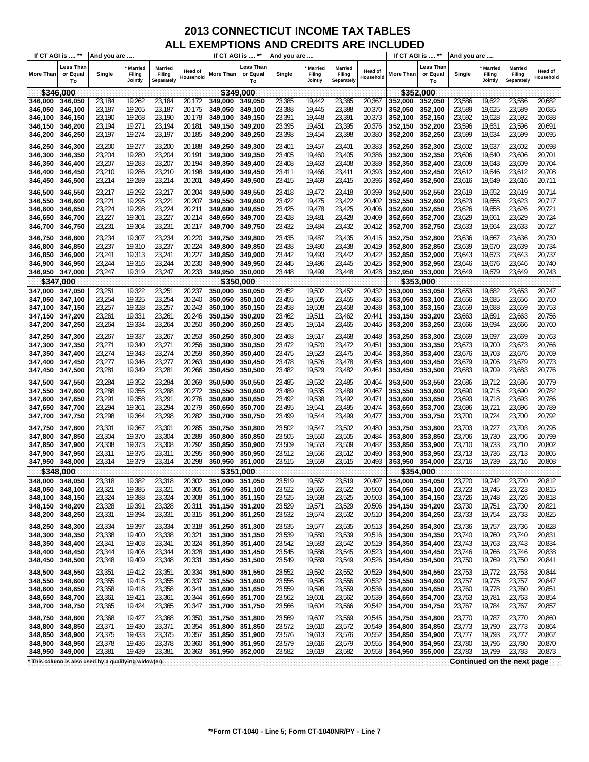# 2013 CONNECTICUT INCOME TAX TABLES
# ALL EXEMPTIONS AND CREDITS ARE INCLUDED

| If CT AGI is .... ** More Than | Less Than or Equal To | Single | * Married Filing Jointly | Married Filing Separately | Head of Household | If CT AGI is .... ** More Than | Less Than or Equal To | Single | * Married Filing Jointly | Married Filing Separately | Head of Household | If CT AGI is .... ** More Than | Less Than or Equal To | Single | * Married Filing Jointly | Married Filing Separately | Head of Household |
|---|---|---|---|---|---|---|---|---|---|---|---|---|---|---|---|---|---|
| **$346,000** | | | | | | **$349,000** | | | | | | **$352,000** | | | | | |
| 346,000 | 346,050 | 23,184 | 19,262 | 23,184 | 20,172 | 349,000 | 349,050 | 23,385 | 19,442 | 23,385 | 20,367 | 352,000 | 352,050 | 23,586 | 19,622 | 23,586 | 20,682 |
| 346,050 | 346,100 | 23,187 | 19,265 | 23,187 | 20,175 | 349,050 | 349,100 | 23,388 | 19,445 | 23,388 | 20,370 | 352,050 | 352,100 | 23,589 | 19,625 | 23,589 | 20,685 |
| 346,100 | 346,150 | 23,190 | 19,268 | 23,190 | 20,178 | 349,100 | 349,150 | 23,391 | 19,448 | 23,391 | 20,373 | 352,100 | 352,150 | 23,592 | 19,628 | 23,592 | 20,688 |
| 346,150 | 346,200 | 23,194 | 19,271 | 23,194 | 20,181 | 349,150 | 349,200 | 23,395 | 19,451 | 23,395 | 20,376 | 352,150 | 352,200 | 23,596 | 19,631 | 23,596 | 20,691 |
| 346,200 | 346,250 | 23,197 | 19,274 | 23,197 | 20,185 | 349,200 | 349,250 | 23,398 | 19,454 | 23,398 | 20,380 | 352,200 | 352,250 | 23,599 | 19,634 | 23,599 | 20,695 |
| 346,250 | 346,300 | 23,200 | 19,277 | 23,200 | 20,188 | 349,250 | 349,300 | 23,401 | 19,457 | 23,401 | 20,383 | 352,250 | 352,300 | 23,602 | 19,637 | 23,602 | 20,698 |
| 346,300 | 346,350 | 23,204 | 19,280 | 23,204 | 20,191 | 349,300 | 349,350 | 23,405 | 19,460 | 23,405 | 20,386 | 352,300 | 352,350 | 23,606 | 19,640 | 23,606 | 20,701 |
| 346,350 | 346,400 | 23,207 | 19,283 | 23,207 | 20,194 | 349,350 | 349,400 | 23,408 | 19,463 | 23,408 | 20,389 | 352,350 | 352,400 | 23,609 | 19,643 | 23,609 | 20,704 |
| 346,400 | 346,450 | 23,210 | 19,286 | 23,210 | 20,198 | 349,400 | 349,450 | 23,411 | 19,466 | 23,411 | 20,393 | 352,400 | 352,450 | 23,612 | 19,646 | 23,612 | 20,708 |
| 346,450 | 346,500 | 23,214 | 19,289 | 23,214 | 20,201 | 349,450 | 349,500 | 23,415 | 19,469 | 23,415 | 20,396 | 352,450 | 352,500 | 23,616 | 19,649 | 23,616 | 20,711 |
| 346,500 | 346,550 | 23,217 | 19,292 | 23,217 | 20,204 | 349,500 | 349,550 | 23,418 | 19,472 | 23,418 | 20,399 | 352,500 | 352,550 | 23,619 | 19,652 | 23,619 | 20,714 |
| 346,550 | 346,600 | 23,221 | 19,295 | 23,221 | 20,207 | 349,550 | 349,600 | 23,422 | 19,475 | 23,422 | 20,402 | 352,550 | 352,600 | 23,623 | 19,655 | 23,623 | 20,717 |
| 346,600 | 346,650 | 23,224 | 19,298 | 23,224 | 20,211 | 349,600 | 349,650 | 23,425 | 19,478 | 23,425 | 20,406 | 352,600 | 352,650 | 23,626 | 19,658 | 23,626 | 20,721 |
| 346,650 | 346,700 | 23,227 | 19,301 | 23,227 | 20,214 | 349,650 | 349,700 | 23,428 | 19,481 | 23,428 | 20,409 | 352,650 | 352,700 | 23,629 | 19,661 | 23,629 | 20,724 |
| 346,700 | 346,750 | 23,231 | 19,304 | 23,231 | 20,217 | 349,700 | 349,750 | 23,432 | 19,484 | 23,432 | 20,412 | 352,700 | 352,750 | 23,633 | 19,664 | 23,633 | 20,727 |
| 346,750 | 346,800 | 23,234 | 19,307 | 23,234 | 20,220 | 349,750 | 349,800 | 23,435 | 19,487 | 23,435 | 20,415 | 352,750 | 352,800 | 23,636 | 19,667 | 23,636 | 20,730 |
| 346,800 | 346,850 | 23,237 | 19,310 | 23,237 | 20,224 | 349,800 | 349,850 | 23,438 | 19,490 | 23,438 | 20,419 | 352,800 | 352,850 | 23,639 | 19,670 | 23,639 | 20,734 |
| 346,850 | 346,900 | 23,241 | 19,313 | 23,241 | 20,227 | 349,850 | 349,900 | 23,442 | 19,493 | 23,442 | 20,422 | 352,850 | 352,900 | 23,643 | 19,673 | 23,643 | 20,737 |
| 346,900 | 346,950 | 23,244 | 19,316 | 23,244 | 20,230 | 349,900 | 349,950 | 23,445 | 19,496 | 23,445 | 20,425 | 352,900 | 352,950 | 23,646 | 19,676 | 23,646 | 20,740 |
| 346,950 | 347,000 | 23,247 | 19,319 | 23,247 | 20,233 | 349,950 | 350,000 | 23,448 | 19,499 | 23,448 | 20,428 | 352,950 | 353,000 | 23,649 | 19,679 | 23,649 | 20,743 |
| **$347,000** | | | | | | **$350,000** | | | | | | **$353,000** | | | | | |
| 347,000 | 347,050 | 23,251 | 19,322 | 23,251 | 20,237 | 350,000 | 350,050 | 23,452 | 19,502 | 23,452 | 20,432 | 353,000 | 353,050 | 23,653 | 19,682 | 23,653 | 20,747 |
| 347,050 | 347,100 | 23,254 | 19,325 | 23,254 | 20,240 | 350,050 | 350,100 | 23,455 | 19,505 | 23,455 | 20,435 | 353,050 | 353,100 | 23,656 | 19,685 | 23,656 | 20,750 |
| 347,100 | 347,150 | 23,257 | 19,328 | 23,257 | 20,243 | 350,100 | 350,150 | 23,458 | 19,508 | 23,458 | 20,438 | 353,100 | 353,150 | 23,659 | 19,688 | 23,659 | 20,753 |
| 347,150 | 347,200 | 23,261 | 19,331 | 23,261 | 20,246 | 350,150 | 350,200 | 23,462 | 19,511 | 23,462 | 20,441 | 353,150 | 353,200 | 23,663 | 19,691 | 23,663 | 20,756 |
| 347,200 | 347,250 | 23,264 | 19,334 | 23,264 | 20,250 | 350,200 | 350,250 | 23,465 | 19,514 | 23,465 | 20,445 | 353,200 | 353,250 | 23,666 | 19,694 | 23,666 | 20,760 |
| 347,250 | 347,300 | 23,267 | 19,337 | 23,267 | 20,253 | 350,250 | 350,300 | 23,468 | 19,517 | 23,468 | 20,448 | 353,250 | 353,300 | 23,669 | 19,697 | 23,669 | 20,763 |
| 347,300 | 347,350 | 23,271 | 19,340 | 23,271 | 20,256 | 350,300 | 350,350 | 23,472 | 19,520 | 23,472 | 20,451 | 353,300 | 353,350 | 23,673 | 19,700 | 23,673 | 20,766 |
| 347,350 | 347,400 | 23,274 | 19,343 | 23,274 | 20,259 | 350,350 | 350,400 | 23,475 | 19,523 | 23,475 | 20,454 | 353,350 | 353,400 | 23,676 | 19,703 | 23,676 | 20,769 |
| 347,400 | 347,450 | 23,277 | 19,346 | 23,277 | 20,263 | 350,400 | 350,450 | 23,478 | 19,526 | 23,478 | 20,458 | 353,400 | 353,450 | 23,679 | 19,706 | 23,679 | 20,773 |
| 347,450 | 347,500 | 23,281 | 19,349 | 23,281 | 20,266 | 350,450 | 350,500 | 23,482 | 19,529 | 23,482 | 20,461 | 353,450 | 353,500 | 23,683 | 19,709 | 23,683 | 20,776 |
| 347,500 | 347,550 | 23,284 | 19,352 | 23,284 | 20,269 | 350,500 | 350,550 | 23,485 | 19,532 | 23,485 | 20,464 | 353,500 | 353,550 | 23,686 | 19,712 | 23,686 | 20,779 |
| 347,550 | 347,600 | 23,288 | 19,355 | 23,288 | 20,272 | 350,550 | 350,600 | 23,489 | 19,535 | 23,489 | 20,467 | 353,550 | 353,600 | 23,690 | 19,715 | 23,690 | 20,782 |
| 347,600 | 347,650 | 23,291 | 19,358 | 23,291 | 20,276 | 350,600 | 350,650 | 23,492 | 19,538 | 23,492 | 20,471 | 353,600 | 353,650 | 23,693 | 19,718 | 23,693 | 20,786 |
| 347,650 | 347,700 | 23,294 | 19,361 | 23,294 | 20,279 | 350,650 | 350,700 | 23,495 | 19,541 | 23,495 | 20,474 | 353,650 | 353,700 | 23,696 | 19,721 | 23,696 | 20,789 |
| 347,700 | 347,750 | 23,298 | 19,364 | 23,298 | 20,282 | 350,700 | 350,750 | 23,499 | 19,544 | 23,499 | 20,477 | 353,700 | 353,750 | 23,700 | 19,724 | 23,700 | 20,792 |
| 347,750 | 347,800 | 23,301 | 19,367 | 23,301 | 20,285 | 350,750 | 350,800 | 23,502 | 19,547 | 23,502 | 20,480 | 353,750 | 353,800 | 23,703 | 19,727 | 23,703 | 20,795 |
| 347,800 | 347,850 | 23,304 | 19,370 | 23,304 | 20,289 | 350,800 | 350,850 | 23,505 | 19,550 | 23,505 | 20,484 | 353,800 | 353,850 | 23,706 | 19,730 | 23,706 | 20,799 |
| 347,850 | 347,900 | 23,308 | 19,373 | 23,308 | 20,292 | 350,850 | 350,900 | 23,509 | 19,553 | 23,509 | 20,487 | 353,850 | 353,900 | 23,710 | 19,733 | 23,710 | 20,802 |
| 347,900 | 347,950 | 23,311 | 19,376 | 23,311 | 20,295 | 350,900 | 350,950 | 23,512 | 19,556 | 23,512 | 20,490 | 353,900 | 353,950 | 23,713 | 19,736 | 23,713 | 20,805 |
| 347,950 | 348,000 | 23,314 | 19,379 | 23,314 | 20,298 | 350,950 | 351,000 | 23,515 | 19,559 | 23,515 | 20,493 | 353,950 | 354,000 | 23,716 | 19,739 | 23,716 | 20,808 |
| **$348,000** | | | | | | **$351,000** | | | | | | **$354,000** | | | | | |
| 348,000 | 348,050 | 23,318 | 19,382 | 23,318 | 20,302 | 351,000 | 351,050 | 23,519 | 19,562 | 23,519 | 20,497 | 354,000 | 354,050 | 23,720 | 19,742 | 23,720 | 20,812 |
| 348,050 | 348,100 | 23,321 | 19,385 | 23,321 | 20,305 | 351,050 | 351,100 | 23,522 | 19,565 | 23,522 | 20,500 | 354,050 | 354,100 | 23,723 | 19,745 | 23,723 | 20,815 |
| 348,100 | 348,150 | 23,324 | 19,388 | 23,324 | 20,308 | 351,100 | 351,150 | 23,525 | 19,568 | 23,525 | 20,503 | 354,100 | 354,150 | 23,726 | 19,748 | 23,726 | 20,818 |
| 348,150 | 348,200 | 23,328 | 19,391 | 23,328 | 20,311 | 351,150 | 351,200 | 23,529 | 19,571 | 23,529 | 20,506 | 354,150 | 354,200 | 23,730 | 19,751 | 23,730 | 20,821 |
| 348,200 | 348,250 | 23,331 | 19,394 | 23,331 | 20,315 | 351,200 | 351,250 | 23,532 | 19,574 | 23,532 | 20,510 | 354,200 | 354,250 | 23,733 | 19,754 | 23,733 | 20,825 |
| 348,250 | 348,300 | 23,334 | 19,397 | 23,334 | 20,318 | 351,250 | 351,300 | 23,535 | 19,577 | 23,535 | 20,513 | 354,250 | 354,300 | 23,736 | 19,757 | 23,736 | 20,828 |
| 348,300 | 348,350 | 23,338 | 19,400 | 23,338 | 20,321 | 351,300 | 351,350 | 23,539 | 19,580 | 23,539 | 20,516 | 354,300 | 354,350 | 23,740 | 19,760 | 23,740 | 20,831 |
| 348,350 | 348,400 | 23,341 | 19,403 | 23,341 | 20,324 | 351,350 | 351,400 | 23,542 | 19,583 | 23,542 | 20,519 | 354,350 | 354,400 | 23,743 | 19,763 | 23,743 | 20,834 |
| 348,400 | 348,450 | 23,344 | 19,406 | 23,344 | 20,328 | 351,400 | 351,450 | 23,545 | 19,586 | 23,545 | 20,523 | 354,400 | 354,450 | 23,746 | 19,766 | 23,746 | 20,838 |
| 348,450 | 348,500 | 23,348 | 19,409 | 23,348 | 20,331 | 351,450 | 351,500 | 23,549 | 19,589 | 23,549 | 20,526 | 354,450 | 354,500 | 23,750 | 19,769 | 23,750 | 20,841 |
| 348,500 | 348,550 | 23,351 | 19,412 | 23,351 | 20,334 | 351,500 | 351,550 | 23,552 | 19,592 | 23,552 | 20,529 | 354,500 | 354,550 | 23,753 | 19,772 | 23,753 | 20,844 |
| 348,550 | 348,600 | 23,355 | 19,415 | 23,355 | 20,337 | 351,550 | 351,600 | 23,556 | 19,595 | 23,556 | 20,532 | 354,550 | 354,600 | 23,757 | 19,775 | 23,757 | 20,847 |
| 348,600 | 348,650 | 23,358 | 19,418 | 23,358 | 20,341 | 351,600 | 351,650 | 23,559 | 19,598 | 23,559 | 20,536 | 354,600 | 354,650 | 23,760 | 19,778 | 23,760 | 20,851 |
| 348,650 | 348,700 | 23,361 | 19,421 | 23,361 | 20,344 | 351,650 | 351,700 | 23,562 | 19,601 | 23,562 | 20,539 | 354,650 | 354,700 | 23,763 | 19,781 | 23,763 | 20,854 |
| 348,700 | 348,750 | 23,365 | 19,424 | 23,365 | 20,347 | 351,700 | 351,750 | 23,566 | 19,604 | 23,566 | 20,542 | 354,700 | 354,750 | 23,767 | 19,784 | 23,767 | 20,857 |
| 348,750 | 348,800 | 23,368 | 19,427 | 23,368 | 20,350 | 351,750 | 351,800 | 23,569 | 19,607 | 23,569 | 20,545 | 354,750 | 354,800 | 23,770 | 19,787 | 23,770 | 20,860 |
| 348,800 | 348,850 | 23,371 | 19,430 | 23,371 | 20,354 | 351,800 | 351,850 | 23,572 | 19,610 | 23,572 | 20,549 | 354,800 | 354,850 | 23,773 | 19,790 | 23,773 | 20,864 |
| 348,850 | 348,900 | 23,375 | 19,433 | 23,375 | 20,357 | 351,850 | 351,900 | 23,576 | 19,613 | 23,576 | 20,552 | 354,850 | 354,900 | 23,777 | 19,793 | 23,777 | 20,867 |
| 348,900 | 348,950 | 23,378 | 19,436 | 23,378 | 20,360 | 351,900 | 351,950 | 23,579 | 19,616 | 23,579 | 20,555 | 354,900 | 354,950 | 23,780 | 19,796 | 23,780 | 20,870 |
| 348,950 | 349,000 | 23,381 | 19,439 | 23,381 | 20,363 | 351,950 | 352,000 | 23,582 | 19,619 | 23,582 | 20,558 | 354,950 | 355,000 | 23,783 | 19,799 | 23,783 | 20,873 |

\* This column is also used by a qualifying widow(er).

**Continued on the next page**

**\*\*Form CT-1040 - Line 5; Form CT-1040NR/PY - Line 7**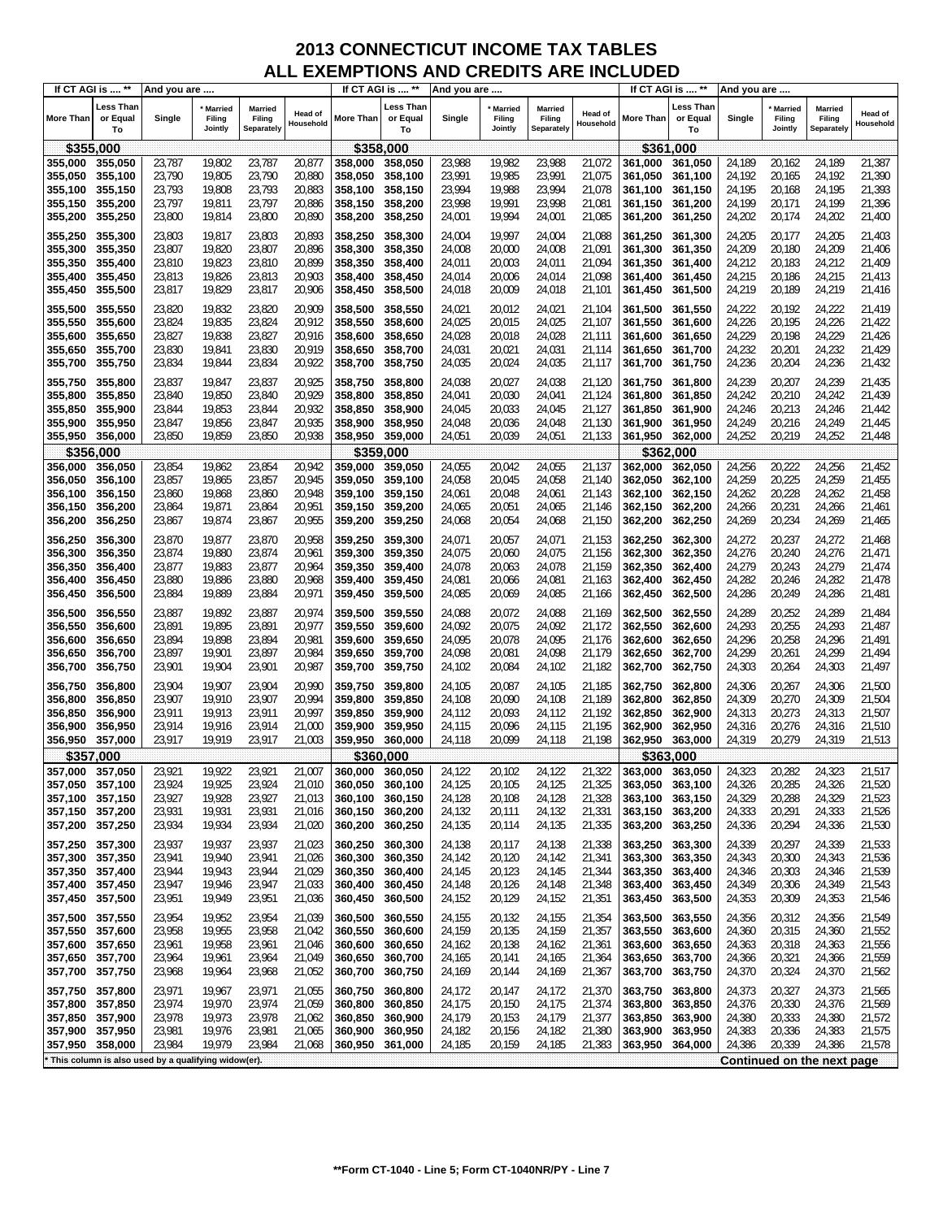# 2013 CONNECTICUT INCOME TAX TABLES
# ALL EXEMPTIONS AND CREDITS ARE INCLUDED

| If CT AGI is .... ** | | And you are .... | | | | If CT AGI is .... ** | | And you are .... | | | | If CT AGI is .... ** | | And you are .... | | | |
|---|---|---|---|---|---|---|---|---|---|---|---|---|---|---|---|---|---|
| More Than | Less Than or Equal To | Single | * Married Filing Jointly | Married Filing Separately | Head of Household | More Than | Less Than or Equal To | Single | * Married Filing Jointly | Married Filing Separately | Head of Household | More Than | Less Than or Equal To | Single | * Married Filing Jointly | Married Filing Separately | Head of Household |
| **$355,000** | | | | | | **$358,000** | | | | | | **$361,000** | | | | | |
| 355,000 | 355,050 | 23,787 | 19,802 | 23,787 | 20,877 | 358,000 | 358,050 | 23,988 | 19,982 | 23,988 | 21,072 | 361,000 | 361,050 | 24,189 | 20,162 | 24,189 | 21,387 |
| 355,050 | 355,100 | 23,790 | 19,805 | 23,790 | 20,880 | 358,050 | 358,100 | 23,991 | 19,985 | 23,991 | 21,075 | 361,050 | 361,100 | 24,192 | 20,165 | 24,192 | 21,390 |
| 355,100 | 355,150 | 23,793 | 19,808 | 23,793 | 20,883 | 358,100 | 358,150 | 23,994 | 19,988 | 23,994 | 21,078 | 361,100 | 361,150 | 24,195 | 20,168 | 24,195 | 21,393 |
| 355,150 | 355,200 | 23,797 | 19,811 | 23,797 | 20,886 | 358,150 | 358,200 | 23,998 | 19,991 | 23,998 | 21,081 | 361,150 | 361,200 | 24,199 | 20,171 | 24,199 | 21,396 |
| 355,200 | 355,250 | 23,800 | 19,814 | 23,800 | 20,890 | 358,200 | 358,250 | 24,001 | 19,994 | 24,001 | 21,085 | 361,200 | 361,250 | 24,202 | 20,174 | 24,202 | 21,400 |
| 355,250 | 355,300 | 23,803 | 19,817 | 23,803 | 20,893 | 358,250 | 358,300 | 24,004 | 19,997 | 24,004 | 21,088 | 361,250 | 361,300 | 24,205 | 20,177 | 24,205 | 21,403 |
| 355,300 | 355,350 | 23,807 | 19,820 | 23,807 | 20,896 | 358,300 | 358,350 | 24,008 | 20,000 | 24,008 | 21,091 | 361,300 | 361,350 | 24,209 | 20,180 | 24,209 | 21,406 |
| 355,350 | 355,400 | 23,810 | 19,823 | 23,810 | 20,899 | 358,350 | 358,400 | 24,011 | 20,003 | 24,011 | 21,094 | 361,350 | 361,400 | 24,212 | 20,183 | 24,212 | 21,409 |
| 355,400 | 355,450 | 23,813 | 19,826 | 23,813 | 20,903 | 358,400 | 358,450 | 24,014 | 20,006 | 24,014 | 21,098 | 361,400 | 361,450 | 24,215 | 20,186 | 24,215 | 21,413 |
| 355,450 | 355,500 | 23,817 | 19,829 | 23,817 | 20,906 | 358,450 | 358,500 | 24,018 | 20,009 | 24,018 | 21,101 | 361,450 | 361,500 | 24,219 | 20,189 | 24,219 | 21,416 |
| 355,500 | 355,550 | 23,820 | 19,832 | 23,820 | 20,909 | 358,500 | 358,550 | 24,021 | 20,012 | 24,021 | 21,104 | 361,500 | 361,550 | 24,222 | 20,192 | 24,222 | 21,419 |
| 355,550 | 355,600 | 23,824 | 19,835 | 23,824 | 20,912 | 358,550 | 358,600 | 24,025 | 20,015 | 24,025 | 21,107 | 361,550 | 361,600 | 24,226 | 20,195 | 24,226 | 21,422 |
| 355,600 | 355,650 | 23,827 | 19,838 | 23,827 | 20,916 | 358,600 | 358,650 | 24,028 | 20,018 | 24,028 | 21,111 | 361,600 | 361,650 | 24,229 | 20,198 | 24,229 | 21,426 |
| 355,650 | 355,700 | 23,830 | 19,841 | 23,830 | 20,919 | 358,650 | 358,700 | 24,031 | 20,021 | 24,031 | 21,114 | 361,650 | 361,700 | 24,232 | 20,201 | 24,232 | 21,429 |
| 355,700 | 355,750 | 23,834 | 19,844 | 23,834 | 20,922 | 358,700 | 358,750 | 24,035 | 20,024 | 24,035 | 21,117 | 361,700 | 361,750 | 24,236 | 20,204 | 24,236 | 21,432 |
| 355,750 | 355,800 | 23,837 | 19,847 | 23,837 | 20,925 | 358,750 | 358,800 | 24,038 | 20,027 | 24,038 | 21,120 | 361,750 | 361,800 | 24,239 | 20,207 | 24,239 | 21,435 |
| 355,800 | 355,850 | 23,840 | 19,850 | 23,840 | 20,929 | 358,800 | 358,850 | 24,041 | 20,030 | 24,041 | 21,124 | 361,800 | 361,850 | 24,242 | 20,210 | 24,242 | 21,439 |
| 355,850 | 355,900 | 23,844 | 19,853 | 23,844 | 20,932 | 358,850 | 358,900 | 24,045 | 20,033 | 24,045 | 21,127 | 361,850 | 361,900 | 24,246 | 20,213 | 24,246 | 21,442 |
| 355,900 | 355,950 | 23,847 | 19,856 | 23,847 | 20,935 | 358,900 | 358,950 | 24,048 | 20,036 | 24,048 | 21,130 | 361,900 | 361,950 | 24,249 | 20,216 | 24,249 | 21,445 |
| 355,950 | 356,000 | 23,850 | 19,859 | 23,850 | 20,938 | 358,950 | 359,000 | 24,051 | 20,039 | 24,051 | 21,133 | 361,950 | 362,000 | 24,252 | 20,219 | 24,252 | 21,448 |
| **$356,000** | | | | | | **$359,000** | | | | | | **$362,000** | | | | | |
| 356,000 | 356,050 | 23,854 | 19,862 | 23,854 | 20,942 | 359,000 | 359,050 | 24,055 | 20,042 | 24,055 | 21,137 | 362,000 | 362,050 | 24,256 | 20,222 | 24,256 | 21,452 |
| 356,050 | 356,100 | 23,857 | 19,865 | 23,857 | 20,945 | 359,050 | 359,100 | 24,058 | 20,045 | 24,058 | 21,140 | 362,050 | 362,100 | 24,259 | 20,225 | 24,259 | 21,455 |
| 356,100 | 356,150 | 23,860 | 19,868 | 23,860 | 20,948 | 359,100 | 359,150 | 24,061 | 20,048 | 24,061 | 21,143 | 362,100 | 362,150 | 24,262 | 20,228 | 24,262 | 21,458 |
| 356,150 | 356,200 | 23,864 | 19,871 | 23,864 | 20,951 | 359,150 | 359,200 | 24,065 | 20,051 | 24,065 | 21,146 | 362,150 | 362,200 | 24,266 | 20,231 | 24,266 | 21,461 |
| 356,200 | 356,250 | 23,867 | 19,874 | 23,867 | 20,955 | 359,200 | 359,250 | 24,068 | 20,054 | 24,068 | 21,150 | 362,200 | 362,250 | 24,269 | 20,234 | 24,269 | 21,465 |
| 356,250 | 356,300 | 23,870 | 19,877 | 23,870 | 20,958 | 359,250 | 359,300 | 24,071 | 20,057 | 24,071 | 21,153 | 362,250 | 362,300 | 24,272 | 20,237 | 24,272 | 21,468 |
| 356,300 | 356,350 | 23,874 | 19,880 | 23,874 | 20,961 | 359,300 | 359,350 | 24,075 | 20,060 | 24,075 | 21,156 | 362,300 | 362,350 | 24,276 | 20,240 | 24,276 | 21,471 |
| 356,350 | 356,400 | 23,877 | 19,883 | 23,877 | 20,964 | 359,350 | 359,400 | 24,078 | 20,063 | 24,078 | 21,159 | 362,350 | 362,400 | 24,279 | 20,243 | 24,279 | 21,474 |
| 356,400 | 356,450 | 23,880 | 19,886 | 23,880 | 20,968 | 359,400 | 359,450 | 24,081 | 20,066 | 24,081 | 21,163 | 362,400 | 362,450 | 24,282 | 20,246 | 24,282 | 21,478 |
| 356,450 | 356,500 | 23,884 | 19,889 | 23,884 | 20,971 | 359,450 | 359,500 | 24,085 | 20,069 | 24,085 | 21,166 | 362,450 | 362,500 | 24,286 | 20,249 | 24,286 | 21,481 |
| 356,500 | 356,550 | 23,887 | 19,892 | 23,887 | 20,974 | 359,500 | 359,550 | 24,088 | 20,072 | 24,088 | 21,169 | 362,500 | 362,550 | 24,289 | 20,252 | 24,289 | 21,484 |
| 356,550 | 356,600 | 23,891 | 19,895 | 23,891 | 20,977 | 359,550 | 359,600 | 24,092 | 20,075 | 24,092 | 21,172 | 362,550 | 362,600 | 24,293 | 20,255 | 24,293 | 21,487 |
| 356,600 | 356,650 | 23,894 | 19,898 | 23,894 | 20,981 | 359,600 | 359,650 | 24,095 | 20,078 | 24,095 | 21,176 | 362,600 | 362,650 | 24,296 | 20,258 | 24,296 | 21,491 |
| 356,650 | 356,700 | 23,897 | 19,901 | 23,897 | 20,984 | 359,650 | 359,700 | 24,098 | 20,081 | 24,098 | 21,179 | 362,650 | 362,700 | 24,299 | 20,261 | 24,299 | 21,494 |
| 356,700 | 356,750 | 23,901 | 19,904 | 23,901 | 20,987 | 359,700 | 359,750 | 24,102 | 20,084 | 24,102 | 21,182 | 362,700 | 362,750 | 24,303 | 20,264 | 24,303 | 21,497 |
| 356,750 | 356,800 | 23,904 | 19,907 | 23,904 | 20,990 | 359,750 | 359,800 | 24,105 | 20,087 | 24,105 | 21,185 | 362,750 | 362,800 | 24,306 | 20,267 | 24,306 | 21,500 |
| 356,800 | 356,850 | 23,907 | 19,910 | 23,907 | 20,994 | 359,800 | 359,850 | 24,108 | 20,090 | 24,108 | 21,189 | 362,800 | 362,850 | 24,309 | 20,270 | 24,309 | 21,504 |
| 356,850 | 356,900 | 23,911 | 19,913 | 23,911 | 20,997 | 359,850 | 359,900 | 24,112 | 20,093 | 24,112 | 21,192 | 362,850 | 362,900 | 24,313 | 20,273 | 24,313 | 21,507 |
| 356,900 | 356,950 | 23,914 | 19,916 | 23,914 | 21,000 | 359,900 | 359,950 | 24,115 | 20,096 | 24,115 | 21,195 | 362,900 | 362,950 | 24,316 | 20,276 | 24,316 | 21,510 |
| 356,950 | 357,000 | 23,917 | 19,919 | 23,917 | 21,003 | 359,950 | 360,000 | 24,118 | 20,099 | 24,118 | 21,198 | 362,950 | 363,000 | 24,319 | 20,279 | 24,319 | 21,513 |
| **$357,000** | | | | | | **$360,000** | | | | | | **$363,000** | | | | | |
| 357,000 | 357,050 | 23,921 | 19,922 | 23,921 | 21,007 | 360,000 | 360,050 | 24,122 | 20,102 | 24,122 | 21,322 | 363,000 | 363,050 | 24,323 | 20,282 | 24,323 | 21,517 |
| 357,050 | 357,100 | 23,924 | 19,925 | 23,924 | 21,010 | 360,050 | 360,100 | 24,125 | 20,105 | 24,125 | 21,325 | 363,050 | 363,100 | 24,326 | 20,285 | 24,326 | 21,520 |
| 357,100 | 357,150 | 23,927 | 19,928 | 23,927 | 21,013 | 360,100 | 360,150 | 24,128 | 20,108 | 24,128 | 21,328 | 363,100 | 363,150 | 24,329 | 20,288 | 24,329 | 21,523 |
| 357,150 | 357,200 | 23,931 | 19,931 | 23,931 | 21,016 | 360,150 | 360,200 | 24,132 | 20,111 | 24,132 | 21,331 | 363,150 | 363,200 | 24,333 | 20,291 | 24,333 | 21,526 |
| 357,200 | 357,250 | 23,934 | 19,934 | 23,934 | 21,020 | 360,200 | 360,250 | 24,135 | 20,114 | 24,135 | 21,335 | 363,200 | 363,250 | 24,336 | 20,294 | 24,336 | 21,530 |
| 357,250 | 357,300 | 23,937 | 19,937 | 23,937 | 21,023 | 360,250 | 360,300 | 24,138 | 20,117 | 24,138 | 21,338 | 363,250 | 363,300 | 24,339 | 20,297 | 24,339 | 21,533 |
| 357,300 | 357,350 | 23,941 | 19,940 | 23,941 | 21,026 | 360,300 | 360,350 | 24,142 | 20,120 | 24,142 | 21,341 | 363,300 | 363,350 | 24,343 | 20,300 | 24,343 | 21,536 |
| 357,350 | 357,400 | 23,944 | 19,943 | 23,944 | 21,029 | 360,350 | 360,400 | 24,145 | 20,123 | 24,145 | 21,344 | 363,350 | 363,400 | 24,346 | 20,303 | 24,346 | 21,539 |
| 357,400 | 357,450 | 23,947 | 19,946 | 23,947 | 21,033 | 360,400 | 360,450 | 24,148 | 20,126 | 24,148 | 21,348 | 363,400 | 363,450 | 24,349 | 20,306 | 24,349 | 21,543 |
| 357,450 | 357,500 | 23,951 | 19,949 | 23,951 | 21,036 | 360,450 | 360,500 | 24,152 | 20,129 | 24,152 | 21,351 | 363,450 | 363,500 | 24,353 | 20,309 | 24,353 | 21,546 |
| 357,500 | 357,550 | 23,954 | 19,952 | 23,954 | 21,039 | 360,500 | 360,550 | 24,155 | 20,132 | 24,155 | 21,354 | 363,500 | 363,550 | 24,356 | 20,312 | 24,356 | 21,549 |
| 357,550 | 357,600 | 23,958 | 19,955 | 23,958 | 21,042 | 360,550 | 360,600 | 24,159 | 20,135 | 24,159 | 21,357 | 363,550 | 363,600 | 24,360 | 20,315 | 24,360 | 21,552 |
| 357,600 | 357,650 | 23,961 | 19,958 | 23,961 | 21,046 | 360,600 | 360,650 | 24,162 | 20,138 | 24,162 | 21,361 | 363,600 | 363,650 | 24,363 | 20,318 | 24,363 | 21,556 |
| 357,650 | 357,700 | 23,964 | 19,961 | 23,964 | 21,049 | 360,650 | 360,700 | 24,165 | 20,141 | 24,165 | 21,364 | 363,650 | 363,700 | 24,366 | 20,321 | 24,366 | 21,559 |
| 357,700 | 357,750 | 23,968 | 19,964 | 23,968 | 21,052 | 360,700 | 360,750 | 24,169 | 20,144 | 24,169 | 21,367 | 363,700 | 363,750 | 24,370 | 20,324 | 24,370 | 21,562 |
| 357,750 | 357,800 | 23,971 | 19,967 | 23,971 | 21,055 | 360,750 | 360,800 | 24,172 | 20,147 | 24,172 | 21,370 | 363,750 | 363,800 | 24,373 | 20,327 | 24,373 | 21,565 |
| 357,800 | 357,850 | 23,974 | 19,970 | 23,974 | 21,059 | 360,800 | 360,850 | 24,175 | 20,150 | 24,175 | 21,374 | 363,800 | 363,850 | 24,376 | 20,330 | 24,376 | 21,569 |
| 357,850 | 357,900 | 23,978 | 19,973 | 23,978 | 21,062 | 360,850 | 360,900 | 24,179 | 20,153 | 24,179 | 21,377 | 363,850 | 363,900 | 24,380 | 20,333 | 24,380 | 21,572 |
| 357,900 | 357,950 | 23,981 | 19,976 | 23,981 | 21,065 | 360,900 | 360,950 | 24,182 | 20,156 | 24,182 | 21,380 | 363,900 | 363,950 | 24,383 | 20,336 | 24,383 | 21,575 |
| 357,950 | 358,000 | 23,984 | 19,979 | 23,984 | 21,068 | 360,950 | 361,000 | 24,185 | 20,159 | 24,185 | 21,383 | 363,950 | 364,000 | 24,386 | 20,339 | 24,386 | 21,578 |

* This column is also used by a qualifying widow(er).

**Continued on the next page**

**Form CT-1040 - Line 5; Form CT-1040NR/PY - Line 7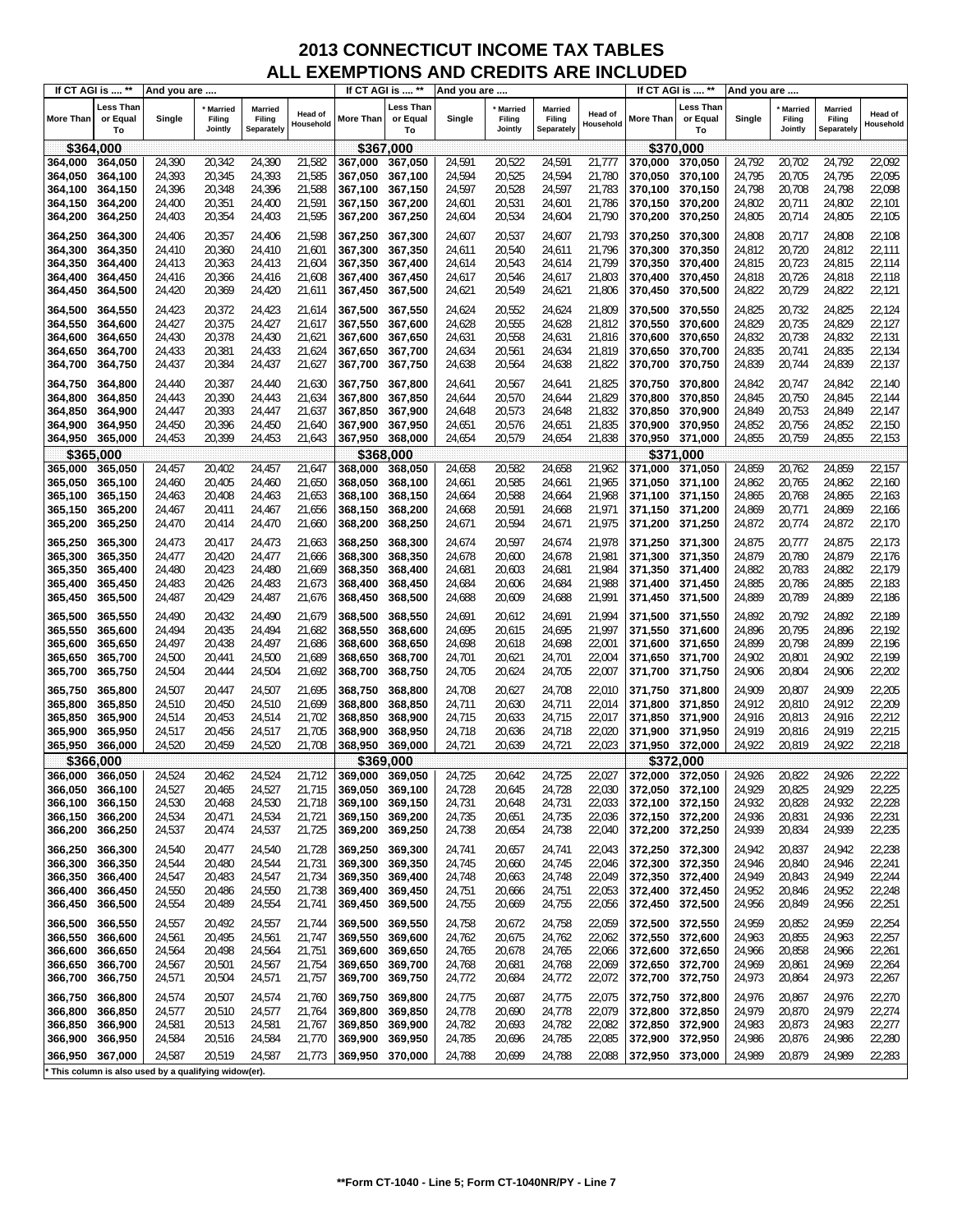# 2013 CONNECTICUT INCOME TAX TABLES
## ALL EXEMPTIONS AND CREDITS ARE INCLUDED

| If CT AGI is .... ** | | And you are .... | | | | If CT AGI is .... ** | | And you are .... | | | | If CT AGI is .... ** | | And you are .... | | | |
|---|---|---|---|---|---|---|---|---|---|---|---|---|---|---|---|---|---|
| More Than | Less Than or Equal To | Single | * Married Filing Jointly | Married Filing Separately | Head of Household | More Than | Less Than or Equal To | Single | * Married Filing Jointly | Married Filing Separately | Head of Household | More Than | Less Than or Equal To | Single | * Married Filing Jointly | Married Filing Separately | Head of Household |
| **$364,000** | | | | | | **$367,000** | | | | | | **$370,000** | | | | | |
| 364,000 | 364,050 | 24,390 | 20,342 | 24,390 | 21,582 | 367,000 | 367,050 | 24,591 | 20,522 | 24,591 | 21,777 | 370,000 | 370,050 | 24,792 | 20,702 | 24,792 | 22,092 |
| 364,050 | 364,100 | 24,393 | 20,345 | 24,393 | 21,585 | 367,050 | 367,100 | 24,594 | 20,525 | 24,594 | 21,780 | 370,050 | 370,100 | 24,795 | 20,705 | 24,795 | 22,095 |
| 364,100 | 364,150 | 24,396 | 20,348 | 24,396 | 21,588 | 367,100 | 367,150 | 24,597 | 20,528 | 24,597 | 21,783 | 370,100 | 370,150 | 24,798 | 20,708 | 24,798 | 22,098 |
| 364,150 | 364,200 | 24,400 | 20,351 | 24,400 | 21,591 | 367,150 | 367,200 | 24,601 | 20,531 | 24,601 | 21,786 | 370,150 | 370,200 | 24,802 | 20,711 | 24,802 | 22,101 |
| 364,200 | 364,250 | 24,403 | 20,354 | 24,403 | 21,595 | 367,200 | 367,250 | 24,604 | 20,534 | 24,604 | 21,790 | 370,200 | 370,250 | 24,805 | 20,714 | 24,805 | 22,105 |
| 364,250 | 364,300 | 24,406 | 20,357 | 24,406 | 21,598 | 367,250 | 367,300 | 24,607 | 20,537 | 24,607 | 21,793 | 370,250 | 370,300 | 24,808 | 20,717 | 24,808 | 22,108 |
| 364,300 | 364,350 | 24,410 | 20,360 | 24,410 | 21,601 | 367,300 | 367,350 | 24,611 | 20,540 | 24,611 | 21,796 | 370,300 | 370,350 | 24,812 | 20,720 | 24,812 | 22,111 |
| 364,350 | 364,400 | 24,413 | 20,363 | 24,413 | 21,604 | 367,350 | 367,400 | 24,614 | 20,543 | 24,614 | 21,799 | 370,350 | 370,400 | 24,815 | 20,723 | 24,815 | 22,114 |
| 364,400 | 364,450 | 24,416 | 20,366 | 24,416 | 21,608 | 367,400 | 367,450 | 24,617 | 20,546 | 24,617 | 21,803 | 370,400 | 370,450 | 24,818 | 20,726 | 24,818 | 22,118 |
| 364,450 | 364,500 | 24,420 | 20,369 | 24,420 | 21,611 | 367,450 | 367,500 | 24,621 | 20,549 | 24,621 | 21,806 | 370,450 | 370,500 | 24,822 | 20,729 | 24,822 | 22,121 |
| 364,500 | 364,550 | 24,423 | 20,372 | 24,423 | 21,614 | 367,500 | 367,550 | 24,624 | 20,552 | 24,624 | 21,809 | 370,500 | 370,550 | 24,825 | 20,732 | 24,825 | 22,124 |
| 364,550 | 364,600 | 24,427 | 20,375 | 24,427 | 21,617 | 367,550 | 367,600 | 24,628 | 20,555 | 24,628 | 21,812 | 370,550 | 370,600 | 24,829 | 20,735 | 24,829 | 22,127 |
| 364,600 | 364,650 | 24,430 | 20,378 | 24,430 | 21,621 | 367,600 | 367,650 | 24,631 | 20,558 | 24,631 | 21,816 | 370,600 | 370,650 | 24,832 | 20,738 | 24,832 | 22,131 |
| 364,650 | 364,700 | 24,433 | 20,381 | 24,433 | 21,624 | 367,650 | 367,700 | 24,634 | 20,561 | 24,634 | 21,819 | 370,650 | 370,700 | 24,835 | 20,741 | 24,835 | 22,134 |
| 364,700 | 364,750 | 24,437 | 20,384 | 24,437 | 21,627 | 367,700 | 367,750 | 24,638 | 20,564 | 24,638 | 21,822 | 370,700 | 370,750 | 24,839 | 20,744 | 24,839 | 22,137 |
| 364,750 | 364,800 | 24,440 | 20,387 | 24,440 | 21,630 | 367,750 | 367,800 | 24,641 | 20,567 | 24,641 | 21,825 | 370,750 | 370,800 | 24,842 | 20,747 | 24,842 | 22,140 |
| 364,800 | 364,850 | 24,443 | 20,390 | 24,443 | 21,634 | 367,800 | 367,850 | 24,644 | 20,570 | 24,644 | 21,829 | 370,800 | 370,850 | 24,845 | 20,750 | 24,845 | 22,144 |
| 364,850 | 364,900 | 24,447 | 20,393 | 24,447 | 21,637 | 367,850 | 367,900 | 24,648 | 20,573 | 24,648 | 21,832 | 370,850 | 370,900 | 24,849 | 20,753 | 24,849 | 22,147 |
| 364,900 | 364,950 | 24,450 | 20,396 | 24,450 | 21,640 | 367,900 | 367,950 | 24,651 | 20,576 | 24,651 | 21,835 | 370,900 | 370,950 | 24,852 | 20,756 | 24,852 | 22,150 |
| 364,950 | 365,000 | 24,453 | 20,399 | 24,453 | 21,643 | 367,950 | 368,000 | 24,654 | 20,579 | 24,654 | 21,838 | 370,950 | 371,000 | 24,855 | 20,759 | 24,855 | 22,153 |
| **$365,000** | | | | | | **$368,000** | | | | | | **$371,000** | | | | | |
| 365,000 | 365,050 | 24,457 | 20,402 | 24,457 | 21,647 | 368,000 | 368,050 | 24,658 | 20,582 | 24,658 | 21,962 | 371,000 | 371,050 | 24,859 | 20,762 | 24,859 | 22,157 |
| 365,050 | 365,100 | 24,460 | 20,405 | 24,460 | 21,650 | 368,050 | 368,100 | 24,661 | 20,585 | 24,661 | 21,965 | 371,050 | 371,100 | 24,862 | 20,765 | 24,862 | 22,160 |
| 365,100 | 365,150 | 24,463 | 20,408 | 24,463 | 21,653 | 368,100 | 368,150 | 24,664 | 20,588 | 24,664 | 21,968 | 371,100 | 371,150 | 24,865 | 20,768 | 24,865 | 22,163 |
| 365,150 | 365,200 | 24,467 | 20,411 | 24,467 | 21,656 | 368,150 | 368,200 | 24,668 | 20,591 | 24,668 | 21,971 | 371,150 | 371,200 | 24,869 | 20,771 | 24,869 | 22,166 |
| 365,200 | 365,250 | 24,470 | 20,414 | 24,470 | 21,660 | 368,200 | 368,250 | 24,671 | 20,594 | 24,671 | 21,975 | 371,200 | 371,250 | 24,872 | 20,774 | 24,872 | 22,170 |
| 365,250 | 365,300 | 24,473 | 20,417 | 24,473 | 21,663 | 368,250 | 368,300 | 24,674 | 20,597 | 24,674 | 21,978 | 371,250 | 371,300 | 24,875 | 20,777 | 24,875 | 22,173 |
| 365,300 | 365,350 | 24,477 | 20,420 | 24,477 | 21,666 | 368,300 | 368,350 | 24,678 | 20,600 | 24,678 | 21,981 | 371,300 | 371,350 | 24,879 | 20,780 | 24,879 | 22,176 |
| 365,350 | 365,400 | 24,480 | 20,423 | 24,480 | 21,669 | 368,350 | 368,400 | 24,681 | 20,603 | 24,681 | 21,984 | 371,350 | 371,400 | 24,882 | 20,783 | 24,882 | 22,179 |
| 365,400 | 365,450 | 24,483 | 20,426 | 24,483 | 21,673 | 368,400 | 368,450 | 24,684 | 20,606 | 24,684 | 21,988 | 371,400 | 371,450 | 24,885 | 20,786 | 24,885 | 22,183 |
| 365,450 | 365,500 | 24,487 | 20,429 | 24,487 | 21,676 | 368,450 | 368,500 | 24,688 | 20,609 | 24,688 | 21,991 | 371,450 | 371,500 | 24,889 | 20,789 | 24,889 | 22,186 |
| 365,500 | 365,550 | 24,490 | 20,432 | 24,490 | 21,679 | 368,500 | 368,550 | 24,691 | 20,612 | 24,691 | 21,994 | 371,500 | 371,550 | 24,892 | 20,792 | 24,892 | 22,189 |
| 365,550 | 365,600 | 24,494 | 20,435 | 24,494 | 21,682 | 368,550 | 368,600 | 24,695 | 20,615 | 24,695 | 21,997 | 371,550 | 371,600 | 24,896 | 20,795 | 24,896 | 22,192 |
| 365,600 | 365,650 | 24,497 | 20,438 | 24,497 | 21,686 | 368,600 | 368,650 | 24,698 | 20,618 | 24,698 | 22,001 | 371,600 | 371,650 | 24,899 | 20,798 | 24,899 | 22,196 |
| 365,650 | 365,700 | 24,500 | 20,441 | 24,500 | 21,689 | 368,650 | 368,700 | 24,701 | 20,621 | 24,701 | 22,004 | 371,650 | 371,700 | 24,902 | 20,801 | 24,902 | 22,199 |
| 365,700 | 365,750 | 24,504 | 20,444 | 24,504 | 21,692 | 368,700 | 368,750 | 24,705 | 20,624 | 24,705 | 22,007 | 371,700 | 371,750 | 24,906 | 20,804 | 24,906 | 22,202 |
| 365,750 | 365,800 | 24,507 | 20,447 | 24,507 | 21,695 | 368,750 | 368,800 | 24,708 | 20,627 | 24,708 | 22,010 | 371,750 | 371,800 | 24,909 | 20,807 | 24,909 | 22,205 |
| 365,800 | 365,850 | 24,510 | 20,450 | 24,510 | 21,699 | 368,800 | 368,850 | 24,711 | 20,630 | 24,711 | 22,014 | 371,800 | 371,850 | 24,912 | 20,810 | 24,912 | 22,209 |
| 365,850 | 365,900 | 24,514 | 20,453 | 24,514 | 21,702 | 368,850 | 368,900 | 24,715 | 20,633 | 24,715 | 22,017 | 371,850 | 371,900 | 24,916 | 20,813 | 24,916 | 22,212 |
| 365,900 | 365,950 | 24,517 | 20,456 | 24,517 | 21,705 | 368,900 | 368,950 | 24,718 | 20,636 | 24,718 | 22,020 | 371,900 | 371,950 | 24,919 | 20,816 | 24,919 | 22,215 |
| 365,950 | 366,000 | 24,520 | 20,459 | 24,520 | 21,708 | 368,950 | 369,000 | 24,721 | 20,639 | 24,721 | 22,023 | 371,950 | 372,000 | 24,922 | 20,819 | 24,922 | 22,218 |
| **$366,000** | | | | | | **$369,000** | | | | | | **$372,000** | | | | | |
| 366,000 | 366,050 | 24,524 | 20,462 | 24,524 | 21,712 | 369,000 | 369,050 | 24,725 | 20,642 | 24,725 | 22,027 | 372,000 | 372,050 | 24,926 | 20,822 | 24,926 | 22,222 |
| 366,050 | 366,100 | 24,527 | 20,465 | 24,527 | 21,715 | 369,050 | 369,100 | 24,728 | 20,645 | 24,728 | 22,030 | 372,050 | 372,100 | 24,929 | 20,825 | 24,929 | 22,225 |
| 366,100 | 366,150 | 24,530 | 20,468 | 24,530 | 21,718 | 369,100 | 369,150 | 24,731 | 20,648 | 24,731 | 22,033 | 372,100 | 372,150 | 24,932 | 20,828 | 24,932 | 22,228 |
| 366,150 | 366,200 | 24,534 | 20,471 | 24,534 | 21,721 | 369,150 | 369,200 | 24,735 | 20,651 | 24,735 | 22,036 | 372,150 | 372,200 | 24,936 | 20,831 | 24,936 | 22,231 |
| 366,200 | 366,250 | 24,537 | 20,474 | 24,537 | 21,725 | 369,200 | 369,250 | 24,738 | 20,654 | 24,738 | 22,040 | 372,200 | 372,250 | 24,939 | 20,834 | 24,939 | 22,235 |
| 366,250 | 366,300 | 24,540 | 20,477 | 24,540 | 21,728 | 369,250 | 369,300 | 24,741 | 20,657 | 24,741 | 22,043 | 372,250 | 372,300 | 24,942 | 20,837 | 24,942 | 22,238 |
| 366,300 | 366,350 | 24,544 | 20,480 | 24,544 | 21,731 | 369,300 | 369,350 | 24,745 | 20,660 | 24,745 | 22,046 | 372,300 | 372,350 | 24,946 | 20,840 | 24,946 | 22,241 |
| 366,350 | 366,400 | 24,547 | 20,483 | 24,547 | 21,734 | 369,350 | 369,400 | 24,748 | 20,663 | 24,748 | 22,049 | 372,350 | 372,400 | 24,949 | 20,843 | 24,949 | 22,244 |
| 366,400 | 366,450 | 24,550 | 20,486 | 24,550 | 21,738 | 369,400 | 369,450 | 24,751 | 20,666 | 24,751 | 22,053 | 372,400 | 372,450 | 24,952 | 20,846 | 24,952 | 22,248 |
| 366,450 | 366,500 | 24,554 | 20,489 | 24,554 | 21,741 | 369,450 | 369,500 | 24,755 | 20,669 | 24,755 | 22,056 | 372,450 | 372,500 | 24,956 | 20,849 | 24,956 | 22,251 |
| 366,500 | 366,550 | 24,557 | 20,492 | 24,557 | 21,744 | 369,500 | 369,550 | 24,758 | 20,672 | 24,758 | 22,059 | 372,500 | 372,550 | 24,959 | 20,852 | 24,959 | 22,254 |
| 366,550 | 366,600 | 24,561 | 20,495 | 24,561 | 21,747 | 369,550 | 369,600 | 24,762 | 20,675 | 24,762 | 22,062 | 372,550 | 372,600 | 24,963 | 20,855 | 24,963 | 22,257 |
| 366,600 | 366,650 | 24,564 | 20,498 | 24,564 | 21,751 | 369,600 | 369,650 | 24,765 | 20,678 | 24,765 | 22,066 | 372,600 | 372,650 | 24,966 | 20,858 | 24,966 | 22,261 |
| 366,650 | 366,700 | 24,567 | 20,501 | 24,567 | 21,754 | 369,650 | 369,700 | 24,768 | 20,681 | 24,768 | 22,069 | 372,650 | 372,700 | 24,969 | 20,861 | 24,969 | 22,264 |
| 366,700 | 366,750 | 24,571 | 20,504 | 24,571 | 21,757 | 369,700 | 369,750 | 24,772 | 20,684 | 24,772 | 22,072 | 372,700 | 372,750 | 24,973 | 20,864 | 24,973 | 22,267 |
| 366,750 | 366,800 | 24,574 | 20,507 | 24,574 | 21,760 | 369,750 | 369,800 | 24,775 | 20,687 | 24,775 | 22,075 | 372,750 | 372,800 | 24,976 | 20,867 | 24,976 | 22,270 |
| 366,800 | 366,850 | 24,577 | 20,510 | 24,577 | 21,764 | 369,800 | 369,850 | 24,778 | 20,690 | 24,778 | 22,079 | 372,800 | 372,850 | 24,979 | 20,870 | 24,979 | 22,274 |
| 366,850 | 366,900 | 24,581 | 20,513 | 24,581 | 21,767 | 369,850 | 369,900 | 24,782 | 20,693 | 24,782 | 22,082 | 372,850 | 372,900 | 24,983 | 20,873 | 24,983 | 22,277 |
| 366,900 | 366,950 | 24,584 | 20,516 | 24,584 | 21,770 | 369,900 | 369,950 | 24,785 | 20,696 | 24,785 | 22,085 | 372,900 | 372,950 | 24,986 | 20,876 | 24,986 | 22,280 |
| 366,950 | 367,000 | 24,587 | 20,519 | 24,587 | 21,773 | 369,950 | 370,000 | 24,788 | 20,699 | 24,788 | 22,088 | 372,950 | 373,000 | 24,989 | 20,879 | 24,989 | 22,283 |

* This column is also used by a qualifying widow(er).

**Form CT-1040 - Line 5; Form CT-1040NR/PY - Line 7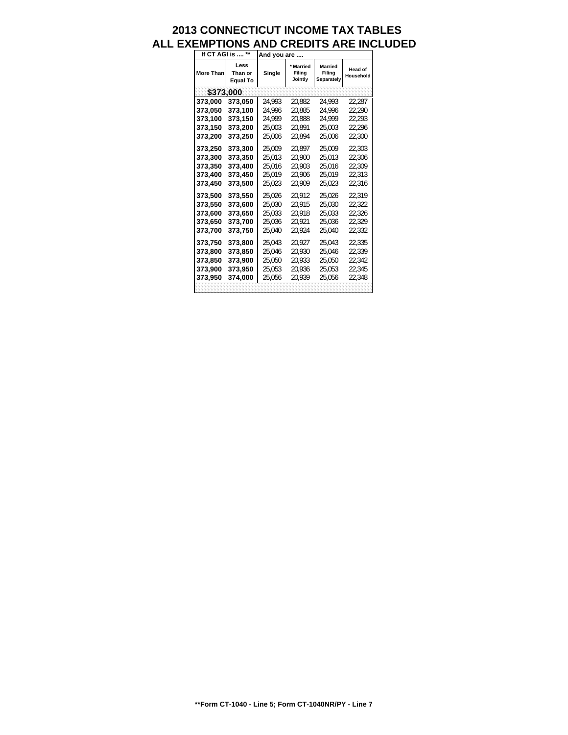# 2013 CONNECTICUT INCOME TAX TABLES
# ALL EXEMPTIONS AND CREDITS ARE INCLUDED

| If CT AGI is .... ** | | And you are .... | | | |
|---|---|---|---|---|---|
| More Than | Less Than or Equal To | Single | * Married Filing Jointly | Married Filing Separately | Head of Household |
| **$373,000** | | | | | |
| **373,000** | **373,050** | 24,993 | 20,882 | 24,993 | 22,287 |
| **373,050** | **373,100** | 24,996 | 20,885 | 24,996 | 22,290 |
| **373,100** | **373,150** | 24,999 | 20,888 | 24,999 | 22,293 |
| **373,150** | **373,200** | 25,003 | 20,891 | 25,003 | 22,296 |
| **373,200** | **373,250** | 25,006 | 20,894 | 25,006 | 22,300 |
| **373,250** | **373,300** | 25,009 | 20,897 | 25,009 | 22,303 |
| **373,300** | **373,350** | 25,013 | 20,900 | 25,013 | 22,306 |
| **373,350** | **373,400** | 25,016 | 20,903 | 25,016 | 22,309 |
| **373,400** | **373,450** | 25,019 | 20,906 | 25,019 | 22,313 |
| **373,450** | **373,500** | 25,023 | 20,909 | 25,023 | 22,316 |
| **373,500** | **373,550** | 25,026 | 20,912 | 25,026 | 22,319 |
| **373,550** | **373,600** | 25,030 | 20,915 | 25,030 | 22,322 |
| **373,600** | **373,650** | 25,033 | 20,918 | 25,033 | 22,326 |
| **373,650** | **373,700** | 25,036 | 20,921 | 25,036 | 22,329 |
| **373,700** | **373,750** | 25,040 | 20,924 | 25,040 | 22,332 |
| **373,750** | **373,800** | 25,043 | 20,927 | 25,043 | 22,335 |
| **373,800** | **373,850** | 25,046 | 20,930 | 25,046 | 22,339 |
| **373,850** | **373,900** | 25,050 | 20,933 | 25,050 | 22,342 |
| **373,900** | **373,950** | 25,053 | 20,936 | 25,053 | 22,345 |
| **373,950** | **374,000** | 25,056 | 20,939 | 25,056 | 22,348 |

**Form CT-1040 - Line 5; Form CT-1040NR/PY - Line 7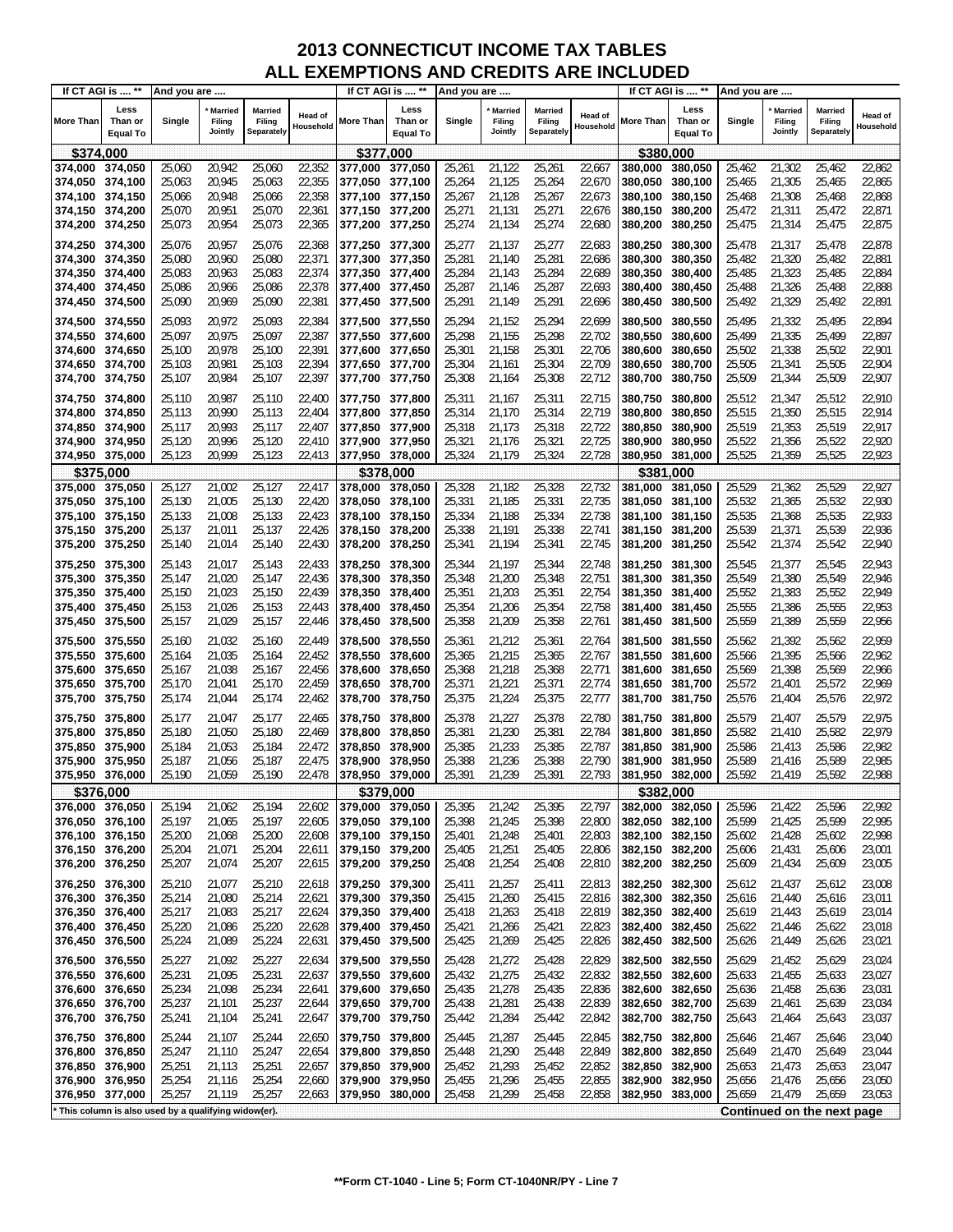# 2013 CONNECTICUT INCOME TAX TABLES
## ALL EXEMPTIONS AND CREDITS ARE INCLUDED

| If CT AGI is .... ** | | And you are .... | | | | If CT AGI is .... ** | | And you are .... | | | | If CT AGI is .... ** | | And you are .... | | | |
|---|---|---|---|---|---|---|---|---|---|---|---|---|---|---|---|---|---|
| More Than | Less Than or Equal To | Single | * Married Filing Jointly | Married Filing Separately | Head of Household | More Than | Less Than or Equal To | Single | * Married Filing Jointly | Married Filing Separately | Head of Household | More Than | Less Than or Equal To | Single | * Married Filing Jointly | Married Filing Separately | Head of Household |
| **$374,000** | | | | | | **$377,000** | | | | | | **$380,000** | | | | | |
| 374,000 | 374,050 | 25,060 | 20,942 | 25,060 | 22,352 | 377,000 | 377,050 | 25,261 | 21,122 | 25,261 | 22,667 | 380,000 | 380,050 | 25,462 | 21,302 | 25,462 | 22,862 |
| 374,050 | 374,100 | 25,063 | 20,945 | 25,063 | 22,355 | 377,050 | 377,100 | 25,264 | 21,125 | 25,264 | 22,670 | 380,050 | 380,100 | 25,465 | 21,305 | 25,465 | 22,865 |
| 374,100 | 374,150 | 25,066 | 20,948 | 25,066 | 22,358 | 377,100 | 377,150 | 25,267 | 21,128 | 25,267 | 22,673 | 380,100 | 380,150 | 25,468 | 21,308 | 25,468 | 22,868 |
| 374,150 | 374,200 | 25,070 | 20,951 | 25,070 | 22,361 | 377,150 | 377,200 | 25,271 | 21,131 | 25,271 | 22,676 | 380,150 | 380,200 | 25,472 | 21,311 | 25,472 | 22,871 |
| 374,200 | 374,250 | 25,073 | 20,954 | 25,073 | 22,365 | 377,200 | 377,250 | 25,274 | 21,134 | 25,274 | 22,680 | 380,200 | 380,250 | 25,475 | 21,314 | 25,475 | 22,875 |
| 374,250 | 374,300 | 25,076 | 20,957 | 25,076 | 22,368 | 377,250 | 377,300 | 25,277 | 21,137 | 25,277 | 22,683 | 380,250 | 380,300 | 25,478 | 21,317 | 25,478 | 22,878 |
| 374,300 | 374,350 | 25,080 | 20,960 | 25,080 | 22,371 | 377,300 | 377,350 | 25,281 | 21,140 | 25,281 | 22,686 | 380,300 | 380,350 | 25,482 | 21,320 | 25,482 | 22,881 |
| 374,350 | 374,400 | 25,083 | 20,963 | 25,083 | 22,374 | 377,350 | 377,400 | 25,284 | 21,143 | 25,284 | 22,689 | 380,350 | 380,400 | 25,485 | 21,323 | 25,485 | 22,884 |
| 374,400 | 374,450 | 25,086 | 20,966 | 25,086 | 22,378 | 377,400 | 377,450 | 25,287 | 21,146 | 25,287 | 22,693 | 380,400 | 380,450 | 25,488 | 21,326 | 25,488 | 22,888 |
| 374,450 | 374,500 | 25,090 | 20,969 | 25,090 | 22,381 | 377,450 | 377,500 | 25,291 | 21,149 | 25,291 | 22,696 | 380,450 | 380,500 | 25,492 | 21,329 | 25,492 | 22,891 |
| 374,500 | 374,550 | 25,093 | 20,972 | 25,093 | 22,384 | 377,500 | 377,550 | 25,294 | 21,152 | 25,294 | 22,699 | 380,500 | 380,550 | 25,495 | 21,332 | 25,495 | 22,894 |
| 374,550 | 374,600 | 25,097 | 20,975 | 25,097 | 22,387 | 377,550 | 377,600 | 25,298 | 21,155 | 25,298 | 22,702 | 380,550 | 380,600 | 25,499 | 21,335 | 25,499 | 22,897 |
| 374,600 | 374,650 | 25,100 | 20,978 | 25,100 | 22,391 | 377,600 | 377,650 | 25,301 | 21,158 | 25,301 | 22,706 | 380,600 | 380,650 | 25,502 | 21,338 | 25,502 | 22,901 |
| 374,650 | 374,700 | 25,103 | 20,981 | 25,103 | 22,394 | 377,650 | 377,700 | 25,304 | 21,161 | 25,304 | 22,709 | 380,650 | 380,700 | 25,505 | 21,341 | 25,505 | 22,904 |
| 374,700 | 374,750 | 25,107 | 20,984 | 25,107 | 22,397 | 377,700 | 377,750 | 25,308 | 21,164 | 25,308 | 22,712 | 380,700 | 380,750 | 25,509 | 21,344 | 25,509 | 22,907 |
| 374,750 | 374,800 | 25,110 | 20,987 | 25,110 | 22,400 | 377,750 | 377,800 | 25,311 | 21,167 | 25,311 | 22,715 | 380,750 | 380,800 | 25,512 | 21,347 | 25,512 | 22,910 |
| 374,800 | 374,850 | 25,113 | 20,990 | 25,113 | 22,404 | 377,800 | 377,850 | 25,314 | 21,170 | 25,314 | 22,719 | 380,800 | 380,850 | 25,515 | 21,350 | 25,515 | 22,914 |
| 374,850 | 374,900 | 25,117 | 20,993 | 25,117 | 22,407 | 377,850 | 377,900 | 25,318 | 21,173 | 25,318 | 22,722 | 380,850 | 380,900 | 25,519 | 21,353 | 25,519 | 22,917 |
| 374,900 | 374,950 | 25,120 | 20,996 | 25,120 | 22,410 | 377,900 | 377,950 | 25,321 | 21,176 | 25,321 | 22,725 | 380,900 | 380,950 | 25,522 | 21,356 | 25,522 | 22,920 |
| 374,950 | 375,000 | 25,123 | 20,999 | 25,123 | 22,413 | 377,950 | 378,000 | 25,324 | 21,179 | 25,324 | 22,728 | 380,950 | 381,000 | 25,525 | 21,359 | 25,525 | 22,923 |
| **$375,000** | | | | | | **$378,000** | | | | | | **$381,000** | | | | | |
| 375,000 | 375,050 | 25,127 | 21,002 | 25,127 | 22,417 | 378,000 | 378,050 | 25,328 | 21,182 | 25,328 | 22,732 | 381,000 | 381,050 | 25,529 | 21,362 | 25,529 | 22,927 |
| 375,050 | 375,100 | 25,130 | 21,005 | 25,130 | 22,420 | 378,050 | 378,100 | 25,331 | 21,185 | 25,331 | 22,735 | 381,050 | 381,100 | 25,532 | 21,365 | 25,532 | 22,930 |
| 375,100 | 375,150 | 25,133 | 21,008 | 25,133 | 22,423 | 378,100 | 378,150 | 25,334 | 21,188 | 25,334 | 22,738 | 381,100 | 381,150 | 25,535 | 21,368 | 25,535 | 22,933 |
| 375,150 | 375,200 | 25,137 | 21,011 | 25,137 | 22,426 | 378,150 | 378,200 | 25,338 | 21,191 | 25,338 | 22,741 | 381,150 | 381,200 | 25,539 | 21,371 | 25,539 | 22,936 |
| 375,200 | 375,250 | 25,140 | 21,014 | 25,140 | 22,430 | 378,200 | 378,250 | 25,341 | 21,194 | 25,341 | 22,745 | 381,200 | 381,250 | 25,542 | 21,374 | 25,542 | 22,940 |
| 375,250 | 375,300 | 25,143 | 21,017 | 25,143 | 22,433 | 378,250 | 378,300 | 25,344 | 21,197 | 25,344 | 22,748 | 381,250 | 381,300 | 25,545 | 21,377 | 25,545 | 22,943 |
| 375,300 | 375,350 | 25,147 | 21,020 | 25,147 | 22,436 | 378,300 | 378,350 | 25,348 | 21,200 | 25,348 | 22,751 | 381,300 | 381,350 | 25,549 | 21,380 | 25,549 | 22,946 |
| 375,350 | 375,400 | 25,150 | 21,023 | 25,150 | 22,439 | 378,350 | 378,400 | 25,351 | 21,203 | 25,351 | 22,754 | 381,350 | 381,400 | 25,552 | 21,383 | 25,552 | 22,949 |
| 375,400 | 375,450 | 25,153 | 21,026 | 25,153 | 22,443 | 378,400 | 378,450 | 25,354 | 21,206 | 25,354 | 22,758 | 381,400 | 381,450 | 25,555 | 21,386 | 25,555 | 22,953 |
| 375,450 | 375,500 | 25,157 | 21,029 | 25,157 | 22,446 | 378,450 | 378,500 | 25,358 | 21,209 | 25,358 | 22,761 | 381,450 | 381,500 | 25,559 | 21,389 | 25,559 | 22,956 |
| 375,500 | 375,550 | 25,160 | 21,032 | 25,160 | 22,449 | 378,500 | 378,550 | 25,361 | 21,212 | 25,361 | 22,764 | 381,500 | 381,550 | 25,562 | 21,392 | 25,562 | 22,959 |
| 375,550 | 375,600 | 25,164 | 21,035 | 25,164 | 22,452 | 378,550 | 378,600 | 25,365 | 21,215 | 25,365 | 22,767 | 381,550 | 381,600 | 25,566 | 21,395 | 25,566 | 22,962 |
| 375,600 | 375,650 | 25,167 | 21,038 | 25,167 | 22,456 | 378,600 | 378,650 | 25,368 | 21,218 | 25,368 | 22,771 | 381,600 | 381,650 | 25,569 | 21,398 | 25,569 | 22,966 |
| 375,650 | 375,700 | 25,170 | 21,041 | 25,170 | 22,459 | 378,650 | 378,700 | 25,371 | 21,221 | 25,371 | 22,774 | 381,650 | 381,700 | 25,572 | 21,401 | 25,572 | 22,969 |
| 375,700 | 375,750 | 25,174 | 21,044 | 25,174 | 22,462 | 378,700 | 378,750 | 25,375 | 21,224 | 25,375 | 22,777 | 381,700 | 381,750 | 25,576 | 21,404 | 25,576 | 22,972 |
| 375,750 | 375,800 | 25,177 | 21,047 | 25,177 | 22,465 | 378,750 | 378,800 | 25,378 | 21,227 | 25,378 | 22,780 | 381,750 | 381,800 | 25,579 | 21,407 | 25,579 | 22,975 |
| 375,800 | 375,850 | 25,180 | 21,050 | 25,180 | 22,469 | 378,800 | 378,850 | 25,381 | 21,230 | 25,381 | 22,784 | 381,800 | 381,850 | 25,582 | 21,410 | 25,582 | 22,979 |
| 375,850 | 375,900 | 25,184 | 21,053 | 25,184 | 22,472 | 378,850 | 378,900 | 25,385 | 21,233 | 25,385 | 22,787 | 381,850 | 381,900 | 25,586 | 21,413 | 25,586 | 22,982 |
| 375,900 | 375,950 | 25,187 | 21,056 | 25,187 | 22,475 | 378,900 | 378,950 | 25,388 | 21,236 | 25,388 | 22,790 | 381,900 | 381,950 | 25,589 | 21,416 | 25,589 | 22,985 |
| 375,950 | 376,000 | 25,190 | 21,059 | 25,190 | 22,478 | 378,950 | 379,000 | 25,391 | 21,239 | 25,391 | 22,793 | 381,950 | 382,000 | 25,592 | 21,419 | 25,592 | 22,988 |
| **$376,000** | | | | | | **$379,000** | | | | | | **$382,000** | | | | | |
| 376,000 | 376,050 | 25,194 | 21,062 | 25,194 | 22,602 | 379,000 | 379,050 | 25,395 | 21,242 | 25,395 | 22,797 | 382,000 | 382,050 | 25,596 | 21,422 | 25,596 | 22,992 |
| 376,050 | 376,100 | 25,197 | 21,065 | 25,197 | 22,605 | 379,050 | 379,100 | 25,398 | 21,245 | 25,398 | 22,800 | 382,050 | 382,100 | 25,599 | 21,425 | 25,599 | 22,995 |
| 376,100 | 376,150 | 25,200 | 21,068 | 25,200 | 22,608 | 379,100 | 379,150 | 25,401 | 21,248 | 25,401 | 22,803 | 382,100 | 382,150 | 25,602 | 21,428 | 25,602 | 22,998 |
| 376,150 | 376,200 | 25,204 | 21,071 | 25,204 | 22,611 | 379,150 | 379,200 | 25,405 | 21,251 | 25,405 | 22,806 | 382,150 | 382,200 | 25,606 | 21,431 | 25,606 | 23,001 |
| 376,200 | 376,250 | 25,207 | 21,074 | 25,207 | 22,615 | 379,200 | 379,250 | 25,408 | 21,254 | 25,408 | 22,810 | 382,200 | 382,250 | 25,609 | 21,434 | 25,609 | 23,005 |
| 376,250 | 376,300 | 25,210 | 21,077 | 25,210 | 22,618 | 379,250 | 379,300 | 25,411 | 21,257 | 25,411 | 22,813 | 382,250 | 382,300 | 25,612 | 21,437 | 25,612 | 23,008 |
| 376,300 | 376,350 | 25,214 | 21,080 | 25,214 | 22,621 | 379,300 | 379,350 | 25,415 | 21,260 | 25,415 | 22,816 | 382,300 | 382,350 | 25,616 | 21,440 | 25,616 | 23,011 |
| 376,350 | 376,400 | 25,217 | 21,083 | 25,217 | 22,624 | 379,350 | 379,400 | 25,418 | 21,263 | 25,418 | 22,819 | 382,350 | 382,400 | 25,619 | 21,443 | 25,619 | 23,014 |
| 376,400 | 376,450 | 25,220 | 21,086 | 25,220 | 22,628 | 379,400 | 379,450 | 25,421 | 21,266 | 25,421 | 22,823 | 382,400 | 382,450 | 25,622 | 21,446 | 25,622 | 23,018 |
| 376,450 | 376,500 | 25,224 | 21,089 | 25,224 | 22,631 | 379,450 | 379,500 | 25,425 | 21,269 | 25,425 | 22,826 | 382,450 | 382,500 | 25,626 | 21,449 | 25,626 | 23,021 |
| 376,500 | 376,550 | 25,227 | 21,092 | 25,227 | 22,634 | 379,500 | 379,550 | 25,428 | 21,272 | 25,428 | 22,829 | 382,500 | 382,550 | 25,629 | 21,452 | 25,629 | 23,024 |
| 376,550 | 376,600 | 25,231 | 21,095 | 25,231 | 22,637 | 379,550 | 379,600 | 25,432 | 21,275 | 25,432 | 22,832 | 382,550 | 382,600 | 25,633 | 21,455 | 25,633 | 23,027 |
| 376,600 | 376,650 | 25,234 | 21,098 | 25,234 | 22,641 | 379,600 | 379,650 | 25,435 | 21,278 | 25,435 | 22,836 | 382,600 | 382,650 | 25,636 | 21,458 | 25,636 | 23,031 |
| 376,650 | 376,700 | 25,237 | 21,101 | 25,237 | 22,644 | 379,650 | 379,700 | 25,438 | 21,281 | 25,438 | 22,839 | 382,650 | 382,700 | 25,639 | 21,461 | 25,639 | 23,034 |
| 376,700 | 376,750 | 25,241 | 21,104 | 25,241 | 22,647 | 379,700 | 379,750 | 25,442 | 21,284 | 25,442 | 22,842 | 382,700 | 382,750 | 25,643 | 21,464 | 25,643 | 23,037 |
| 376,750 | 376,800 | 25,244 | 21,107 | 25,244 | 22,650 | 379,750 | 379,800 | 25,445 | 21,287 | 25,445 | 22,845 | 382,750 | 382,800 | 25,646 | 21,467 | 25,646 | 23,040 |
| 376,800 | 376,850 | 25,247 | 21,110 | 25,247 | 22,654 | 379,800 | 379,850 | 25,448 | 21,290 | 25,448 | 22,849 | 382,800 | 382,850 | 25,649 | 21,470 | 25,649 | 23,044 |
| 376,850 | 376,900 | 25,251 | 21,113 | 25,251 | 22,657 | 379,850 | 379,900 | 25,452 | 21,293 | 25,452 | 22,852 | 382,850 | 382,900 | 25,653 | 21,473 | 25,653 | 23,047 |
| 376,900 | 376,950 | 25,254 | 21,116 | 25,254 | 22,660 | 379,900 | 379,950 | 25,455 | 21,296 | 25,455 | 22,855 | 382,900 | 382,950 | 25,656 | 21,476 | 25,656 | 23,050 |
| 376,950 | 377,000 | 25,257 | 21,119 | 25,257 | 22,663 | 379,950 | 380,000 | 25,458 | 21,299 | 25,458 | 22,858 | 382,950 | 383,000 | 25,659 | 21,479 | 25,659 | 23,053 |

* This column is also used by a qualifying widow(er).

**Continued on the next page**

**Form CT-1040 - Line 5; Form CT-1040NR/PY - Line 7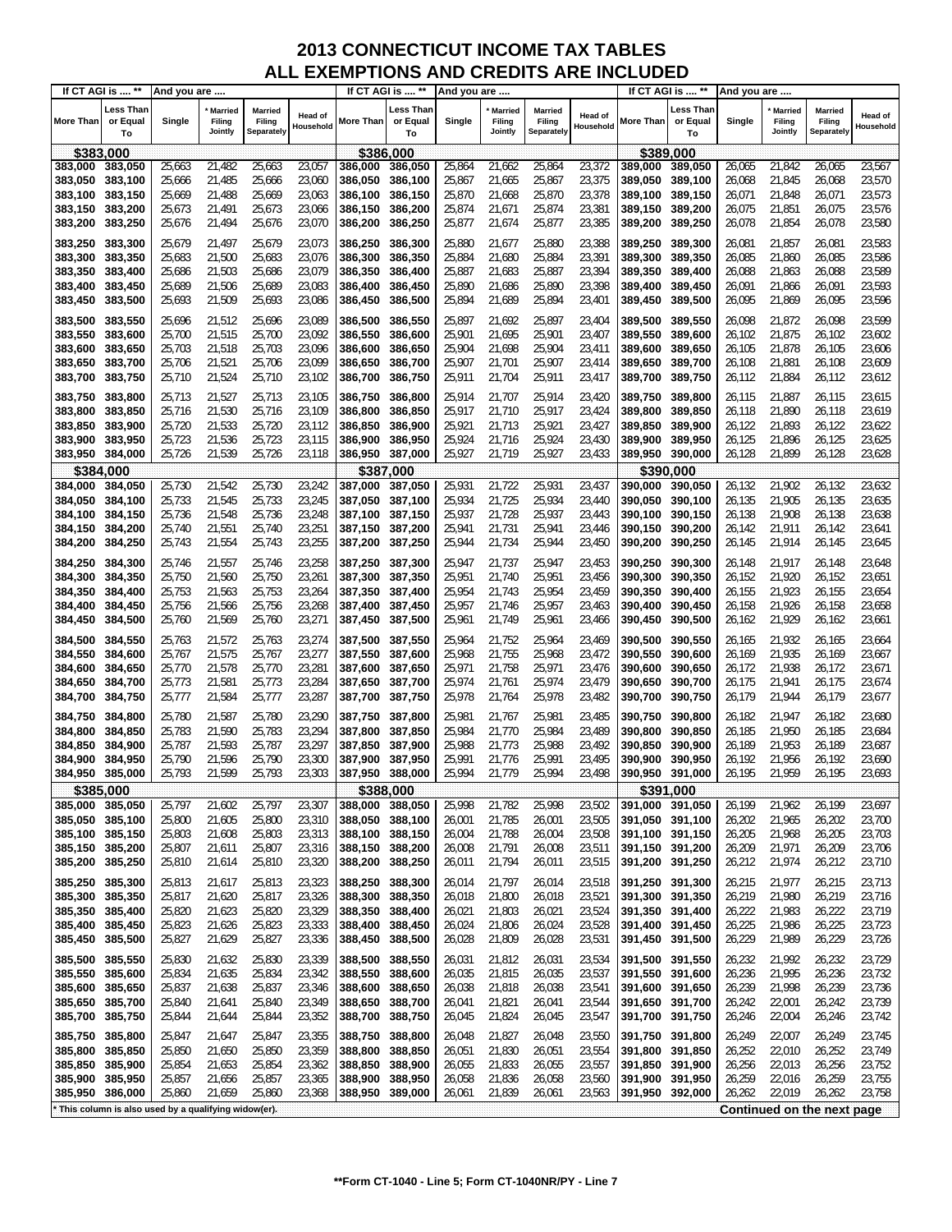# 2013 CONNECTICUT INCOME TAX TABLES
## ALL EXEMPTIONS AND CREDITS ARE INCLUDED

| If CT AGI is .... ** | | And you are .... | | | | If CT AGI is .... ** | | And you are .... | | | | If CT AGI is .... ** | | And you are .... | | | |
|---|---|---|---|---|---|---|---|---|---|---|---|---|---|---|---|---|---|
| More Than | Less Than or Equal To | Single | * Married Filing Jointly | Married Filing Separately | Head of Household | More Than | Less Than or Equal To | Single | * Married Filing Jointly | Married Filing Separately | Head of Household | More Than | Less Than or Equal To | Single | * Married Filing Jointly | Married Filing Separately | Head of Household |
| **$383,000** | | | | | | **$386,000** | | | | | | **$389,000** | | | | | |
| 383,000 | 383,050 | 25,663 | 21,482 | 25,663 | 23,057 | 386,000 | 386,050 | 25,864 | 21,662 | 25,864 | 23,372 | 389,000 | 389,050 | 26,065 | 21,842 | 26,065 | 23,567 |
| 383,050 | 383,100 | 25,666 | 21,485 | 25,666 | 23,060 | 386,050 | 386,100 | 25,867 | 21,665 | 25,867 | 23,375 | 389,050 | 389,100 | 26,068 | 21,845 | 26,068 | 23,570 |
| 383,100 | 383,150 | 25,669 | 21,488 | 25,669 | 23,063 | 386,100 | 386,150 | 25,870 | 21,668 | 25,870 | 23,378 | 389,100 | 389,150 | 26,071 | 21,848 | 26,071 | 23,573 |
| 383,150 | 383,200 | 25,673 | 21,491 | 25,673 | 23,066 | 386,150 | 386,200 | 25,874 | 21,671 | 25,874 | 23,381 | 389,150 | 389,200 | 26,075 | 21,851 | 26,075 | 23,576 |
| 383,200 | 383,250 | 25,676 | 21,494 | 25,676 | 23,070 | 386,200 | 386,250 | 25,877 | 21,674 | 25,877 | 23,385 | 389,200 | 389,250 | 26,078 | 21,854 | 26,078 | 23,580 |
| 383,250 | 383,300 | 25,679 | 21,497 | 25,679 | 23,073 | 386,250 | 386,300 | 25,880 | 21,677 | 25,880 | 23,388 | 389,250 | 389,300 | 26,081 | 21,857 | 26,081 | 23,583 |
| 383,300 | 383,350 | 25,683 | 21,500 | 25,683 | 23,076 | 386,300 | 386,350 | 25,884 | 21,680 | 25,884 | 23,391 | 389,300 | 389,350 | 26,085 | 21,860 | 26,085 | 23,586 |
| 383,350 | 383,400 | 25,686 | 21,503 | 25,686 | 23,079 | 386,350 | 386,400 | 25,887 | 21,683 | 25,887 | 23,394 | 389,350 | 389,400 | 26,088 | 21,863 | 26,088 | 23,589 |
| 383,400 | 383,450 | 25,689 | 21,506 | 25,689 | 23,083 | 386,400 | 386,450 | 25,890 | 21,686 | 25,890 | 23,398 | 389,400 | 389,450 | 26,091 | 21,866 | 26,091 | 23,593 |
| 383,450 | 383,500 | 25,693 | 21,509 | 25,693 | 23,086 | 386,450 | 386,500 | 25,894 | 21,689 | 25,894 | 23,401 | 389,450 | 389,500 | 26,095 | 21,869 | 26,095 | 23,596 |
| 383,500 | 383,550 | 25,696 | 21,512 | 25,696 | 23,089 | 386,500 | 386,550 | 25,897 | 21,692 | 25,897 | 23,404 | 389,500 | 389,550 | 26,098 | 21,872 | 26,098 | 23,599 |
| 383,550 | 383,600 | 25,700 | 21,515 | 25,700 | 23,092 | 386,550 | 386,600 | 25,901 | 21,695 | 25,901 | 23,407 | 389,550 | 389,600 | 26,102 | 21,875 | 26,102 | 23,602 |
| 383,600 | 383,650 | 25,703 | 21,518 | 25,703 | 23,096 | 386,600 | 386,650 | 25,904 | 21,698 | 25,904 | 23,411 | 389,600 | 389,650 | 26,105 | 21,878 | 26,105 | 23,606 |
| 383,650 | 383,700 | 25,706 | 21,521 | 25,706 | 23,099 | 386,650 | 386,700 | 25,907 | 21,701 | 25,907 | 23,414 | 389,650 | 389,700 | 26,108 | 21,881 | 26,108 | 23,609 |
| 383,700 | 383,750 | 25,710 | 21,524 | 25,710 | 23,102 | 386,700 | 386,750 | 25,911 | 21,704 | 25,911 | 23,417 | 389,700 | 389,750 | 26,112 | 21,884 | 26,112 | 23,612 |
| 383,750 | 383,800 | 25,713 | 21,527 | 25,713 | 23,105 | 386,750 | 386,800 | 25,914 | 21,707 | 25,914 | 23,420 | 389,750 | 389,800 | 26,115 | 21,887 | 26,115 | 23,615 |
| 383,800 | 383,850 | 25,716 | 21,530 | 25,716 | 23,109 | 386,800 | 386,850 | 25,917 | 21,710 | 25,917 | 23,424 | 389,800 | 389,850 | 26,118 | 21,890 | 26,118 | 23,619 |
| 383,850 | 383,900 | 25,720 | 21,533 | 25,720 | 23,112 | 386,850 | 386,900 | 25,921 | 21,713 | 25,921 | 23,427 | 389,850 | 389,900 | 26,122 | 21,893 | 26,122 | 23,622 |
| 383,900 | 383,950 | 25,723 | 21,536 | 25,723 | 23,115 | 386,900 | 386,950 | 25,924 | 21,716 | 25,924 | 23,430 | 389,900 | 389,950 | 26,125 | 21,896 | 26,125 | 23,625 |
| 383,950 | 384,000 | 25,726 | 21,539 | 25,726 | 23,118 | 386,950 | 387,000 | 25,927 | 21,719 | 25,927 | 23,433 | 389,950 | 390,000 | 26,128 | 21,899 | 26,128 | 23,628 |
| **$384,000** | | | | | | **$387,000** | | | | | | **$390,000** | | | | | |
| 384,000 | 384,050 | 25,730 | 21,542 | 25,730 | 23,242 | 387,000 | 387,050 | 25,931 | 21,722 | 25,931 | 23,437 | 390,000 | 390,050 | 26,132 | 21,902 | 26,132 | 23,632 |
| 384,050 | 384,100 | 25,733 | 21,545 | 25,733 | 23,245 | 387,050 | 387,100 | 25,934 | 21,725 | 25,934 | 23,440 | 390,050 | 390,100 | 26,135 | 21,905 | 26,135 | 23,635 |
| 384,100 | 384,150 | 25,736 | 21,548 | 25,736 | 23,248 | 387,100 | 387,150 | 25,937 | 21,728 | 25,937 | 23,443 | 390,100 | 390,150 | 26,138 | 21,908 | 26,138 | 23,638 |
| 384,150 | 384,200 | 25,740 | 21,551 | 25,740 | 23,251 | 387,150 | 387,200 | 25,941 | 21,731 | 25,941 | 23,446 | 390,150 | 390,200 | 26,142 | 21,911 | 26,142 | 23,641 |
| 384,200 | 384,250 | 25,743 | 21,554 | 25,743 | 23,255 | 387,200 | 387,250 | 25,944 | 21,734 | 25,944 | 23,450 | 390,200 | 390,250 | 26,145 | 21,914 | 26,145 | 23,645 |
| 384,250 | 384,300 | 25,746 | 21,557 | 25,746 | 23,258 | 387,250 | 387,300 | 25,947 | 21,737 | 25,947 | 23,453 | 390,250 | 390,300 | 26,148 | 21,917 | 26,148 | 23,648 |
| 384,300 | 384,350 | 25,750 | 21,560 | 25,750 | 23,261 | 387,300 | 387,350 | 25,951 | 21,740 | 25,951 | 23,456 | 390,300 | 390,350 | 26,152 | 21,920 | 26,152 | 23,651 |
| 384,350 | 384,400 | 25,753 | 21,563 | 25,753 | 23,264 | 387,350 | 387,400 | 25,954 | 21,743 | 25,954 | 23,459 | 390,350 | 390,400 | 26,155 | 21,923 | 26,155 | 23,654 |
| 384,400 | 384,450 | 25,756 | 21,566 | 25,756 | 23,268 | 387,400 | 387,450 | 25,957 | 21,746 | 25,957 | 23,463 | 390,400 | 390,450 | 26,158 | 21,926 | 26,158 | 23,658 |
| 384,450 | 384,500 | 25,760 | 21,569 | 25,760 | 23,271 | 387,450 | 387,500 | 25,961 | 21,749 | 25,961 | 23,466 | 390,450 | 390,500 | 26,162 | 21,929 | 26,162 | 23,661 |
| 384,500 | 384,550 | 25,763 | 21,572 | 25,763 | 23,274 | 387,500 | 387,550 | 25,964 | 21,752 | 25,964 | 23,469 | 390,500 | 390,550 | 26,165 | 21,932 | 26,165 | 23,664 |
| 384,550 | 384,600 | 25,767 | 21,575 | 25,767 | 23,277 | 387,550 | 387,600 | 25,968 | 21,755 | 25,968 | 23,472 | 390,550 | 390,600 | 26,169 | 21,935 | 26,169 | 23,667 |
| 384,600 | 384,650 | 25,770 | 21,578 | 25,770 | 23,281 | 387,600 | 387,650 | 25,971 | 21,758 | 25,971 | 23,476 | 390,600 | 390,650 | 26,172 | 21,938 | 26,172 | 23,671 |
| 384,650 | 384,700 | 25,773 | 21,581 | 25,773 | 23,284 | 387,650 | 387,700 | 25,974 | 21,761 | 25,974 | 23,479 | 390,650 | 390,700 | 26,175 | 21,941 | 26,175 | 23,674 |
| 384,700 | 384,750 | 25,777 | 21,584 | 25,777 | 23,287 | 387,700 | 387,750 | 25,978 | 21,764 | 25,978 | 23,482 | 390,700 | 390,750 | 26,179 | 21,944 | 26,179 | 23,677 |
| 384,750 | 384,800 | 25,780 | 21,587 | 25,780 | 23,290 | 387,750 | 387,800 | 25,981 | 21,767 | 25,981 | 23,485 | 390,750 | 390,800 | 26,182 | 21,947 | 26,182 | 23,680 |
| 384,800 | 384,850 | 25,783 | 21,590 | 25,783 | 23,294 | 387,800 | 387,850 | 25,984 | 21,770 | 25,984 | 23,489 | 390,800 | 390,850 | 26,185 | 21,950 | 26,185 | 23,684 |
| 384,850 | 384,900 | 25,787 | 21,593 | 25,787 | 23,297 | 387,850 | 387,900 | 25,988 | 21,773 | 25,988 | 23,492 | 390,850 | 390,900 | 26,189 | 21,953 | 26,189 | 23,687 |
| 384,900 | 384,950 | 25,790 | 21,596 | 25,790 | 23,300 | 387,900 | 387,950 | 25,991 | 21,776 | 25,991 | 23,495 | 390,900 | 390,950 | 26,192 | 21,956 | 26,192 | 23,690 |
| 384,950 | 385,000 | 25,793 | 21,599 | 25,793 | 23,303 | 387,950 | 388,000 | 25,994 | 21,779 | 25,994 | 23,498 | 390,950 | 391,000 | 26,195 | 21,959 | 26,195 | 23,693 |
| **$385,000** | | | | | | **$388,000** | | | | | | **$391,000** | | | | | |
| 385,000 | 385,050 | 25,797 | 21,602 | 25,797 | 23,307 | 388,000 | 388,050 | 25,998 | 21,782 | 25,998 | 23,502 | 391,000 | 391,050 | 26,199 | 21,962 | 26,199 | 23,697 |
| 385,050 | 385,100 | 25,800 | 21,605 | 25,800 | 23,310 | 388,050 | 388,100 | 26,001 | 21,785 | 26,001 | 23,505 | 391,050 | 391,100 | 26,202 | 21,965 | 26,202 | 23,700 |
| 385,100 | 385,150 | 25,803 | 21,608 | 25,803 | 23,313 | 388,100 | 388,150 | 26,004 | 21,788 | 26,004 | 23,508 | 391,100 | 391,150 | 26,205 | 21,968 | 26,205 | 23,703 |
| 385,150 | 385,200 | 25,807 | 21,611 | 25,807 | 23,316 | 388,150 | 388,200 | 26,008 | 21,791 | 26,008 | 23,511 | 391,150 | 391,200 | 26,209 | 21,971 | 26,209 | 23,706 |
| 385,200 | 385,250 | 25,810 | 21,614 | 25,810 | 23,320 | 388,200 | 388,250 | 26,011 | 21,794 | 26,011 | 23,515 | 391,200 | 391,250 | 26,212 | 21,974 | 26,212 | 23,710 |
| 385,250 | 385,300 | 25,813 | 21,617 | 25,813 | 23,323 | 388,250 | 388,300 | 26,014 | 21,797 | 26,014 | 23,518 | 391,250 | 391,300 | 26,215 | 21,977 | 26,215 | 23,713 |
| 385,300 | 385,350 | 25,817 | 21,620 | 25,817 | 23,326 | 388,300 | 388,350 | 26,018 | 21,800 | 26,018 | 23,521 | 391,300 | 391,350 | 26,219 | 21,980 | 26,219 | 23,716 |
| 385,350 | 385,400 | 25,820 | 21,623 | 25,820 | 23,329 | 388,350 | 388,400 | 26,021 | 21,803 | 26,021 | 23,524 | 391,350 | 391,400 | 26,222 | 21,983 | 26,222 | 23,719 |
| 385,400 | 385,450 | 25,823 | 21,626 | 25,823 | 23,333 | 388,400 | 388,450 | 26,024 | 21,806 | 26,024 | 23,528 | 391,400 | 391,450 | 26,225 | 21,986 | 26,225 | 23,723 |
| 385,450 | 385,500 | 25,827 | 21,629 | 25,827 | 23,336 | 388,450 | 388,500 | 26,028 | 21,809 | 26,028 | 23,531 | 391,450 | 391,500 | 26,229 | 21,989 | 26,229 | 23,726 |
| 385,500 | 385,550 | 25,830 | 21,632 | 25,830 | 23,339 | 388,500 | 388,550 | 26,031 | 21,812 | 26,031 | 23,534 | 391,500 | 391,550 | 26,232 | 21,992 | 26,232 | 23,729 |
| 385,550 | 385,600 | 25,834 | 21,635 | 25,834 | 23,342 | 388,550 | 388,600 | 26,035 | 21,815 | 26,035 | 23,537 | 391,550 | 391,600 | 26,236 | 21,995 | 26,236 | 23,732 |
| 385,600 | 385,650 | 25,837 | 21,638 | 25,837 | 23,346 | 388,600 | 388,650 | 26,038 | 21,818 | 26,038 | 23,541 | 391,600 | 391,650 | 26,239 | 21,998 | 26,239 | 23,736 |
| 385,650 | 385,700 | 25,840 | 21,641 | 25,840 | 23,349 | 388,650 | 388,700 | 26,041 | 21,821 | 26,041 | 23,544 | 391,650 | 391,700 | 26,242 | 22,001 | 26,242 | 23,739 |
| 385,700 | 385,750 | 25,844 | 21,644 | 25,844 | 23,352 | 388,700 | 388,750 | 26,045 | 21,824 | 26,045 | 23,547 | 391,700 | 391,750 | 26,246 | 22,004 | 26,246 | 23,742 |
| 385,750 | 385,800 | 25,847 | 21,647 | 25,847 | 23,355 | 388,750 | 388,800 | 26,048 | 21,827 | 26,048 | 23,550 | 391,750 | 391,800 | 26,249 | 22,007 | 26,249 | 23,745 |
| 385,800 | 385,850 | 25,850 | 21,650 | 25,850 | 23,359 | 388,800 | 388,850 | 26,051 | 21,830 | 26,051 | 23,554 | 391,800 | 391,850 | 26,252 | 22,010 | 26,252 | 23,749 |
| 385,850 | 385,900 | 25,854 | 21,653 | 25,854 | 23,362 | 388,850 | 388,900 | 26,055 | 21,833 | 26,055 | 23,557 | 391,850 | 391,900 | 26,256 | 22,013 | 26,256 | 23,752 |
| 385,900 | 385,950 | 25,857 | 21,656 | 25,857 | 23,365 | 388,900 | 388,950 | 26,058 | 21,836 | 26,058 | 23,560 | 391,900 | 391,950 | 26,259 | 22,016 | 26,259 | 23,755 |
| 385,950 | 386,000 | 25,860 | 21,659 | 25,860 | 23,368 | 388,950 | 389,000 | 26,061 | 21,839 | 26,061 | 23,563 | 391,950 | 392,000 | 26,262 | 22,019 | 26,262 | 23,758 |

\* This column is also used by a qualifying widow(er).

**Continued on the next page**

**Form CT-1040 - Line 5; Form CT-1040NR/PY - Line 7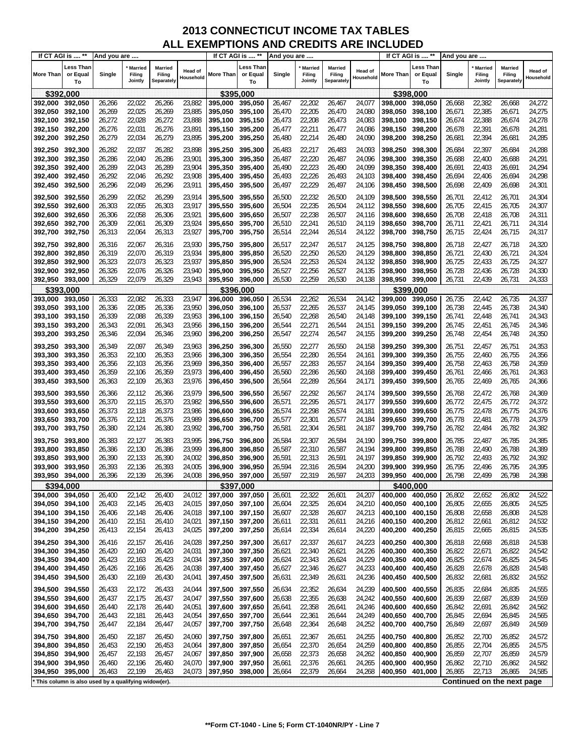# 2013 CONNECTICUT INCOME TAX TABLES
## ALL EXEMPTIONS AND CREDITS ARE INCLUDED

| If CT AGI is .... ** | | And you are .... | | | |
|---|---|---|---|---|---|
| More Than | Less Than or Equal To | Single | * Married Filing Jointly | Married Filing Separately | Head of Household |
| **$392,000** | | | | | |
| 392,000 | 392,050 | 26,266 | 22,022 | 26,266 | 23,882 |
| 392,050 | 392,100 | 26,269 | 22,025 | 26,269 | 23,885 |
| 392,100 | 392,150 | 26,272 | 22,028 | 26,272 | 23,888 |
| 392,150 | 392,200 | 26,276 | 22,031 | 26,276 | 23,891 |
| 392,200 | 392,250 | 26,279 | 22,034 | 26,279 | 23,895 |
| 392,250 | 392,300 | 26,282 | 22,037 | 26,282 | 23,898 |
| 392,300 | 392,350 | 26,286 | 22,040 | 26,286 | 23,901 |
| 392,350 | 392,400 | 26,289 | 22,043 | 26,289 | 23,904 |
| 392,400 | 392,450 | 26,292 | 22,046 | 26,292 | 23,908 |
| 392,450 | 392,500 | 26,296 | 22,049 | 26,296 | 23,911 |
| 392,500 | 392,550 | 26,299 | 22,052 | 26,299 | 23,914 |
| 392,550 | 392,600 | 26,303 | 22,055 | 26,303 | 23,917 |
| 392,600 | 392,650 | 26,306 | 22,058 | 26,306 | 23,921 |
| 392,650 | 392,700 | 26,309 | 22,061 | 26,309 | 23,924 |
| 392,700 | 392,750 | 26,313 | 22,064 | 26,313 | 23,927 |
| 392,750 | 392,800 | 26,316 | 22,067 | 26,316 | 23,930 |
| 392,800 | 392,850 | 26,319 | 22,070 | 26,319 | 23,934 |
| 392,850 | 392,900 | 26,323 | 22,073 | 26,323 | 23,937 |
| 392,900 | 392,950 | 26,326 | 22,076 | 26,326 | 23,940 |
| 392,950 | 393,000 | 26,329 | 22,079 | 26,329 | 23,943 |
| **$393,000** | | | | | |
| 393,000 | 393,050 | 26,333 | 22,082 | 26,333 | 23,947 |
| 393,050 | 393,100 | 26,336 | 22,085 | 26,336 | 23,950 |
| 393,100 | 393,150 | 26,339 | 22,088 | 26,339 | 23,953 |
| 393,150 | 393,200 | 26,343 | 22,091 | 26,343 | 23,956 |
| 393,200 | 393,250 | 26,346 | 22,094 | 26,346 | 23,960 |
| 393,250 | 393,300 | 26,349 | 22,097 | 26,349 | 23,963 |
| 393,300 | 393,350 | 26,353 | 22,100 | 26,353 | 23,966 |
| 393,350 | 393,400 | 26,356 | 22,103 | 26,356 | 23,969 |
| 393,400 | 393,450 | 26,359 | 22,106 | 26,359 | 23,973 |
| 393,450 | 393,500 | 26,363 | 22,109 | 26,363 | 23,976 |
| 393,500 | 393,550 | 26,366 | 22,112 | 26,366 | 23,979 |
| 393,550 | 393,600 | 26,370 | 22,115 | 26,370 | 23,982 |
| 393,600 | 393,650 | 26,373 | 22,118 | 26,373 | 23,986 |
| 393,650 | 393,700 | 26,376 | 22,121 | 26,376 | 23,989 |
| 393,700 | 393,750 | 26,380 | 22,124 | 26,380 | 23,992 |
| 393,750 | 393,800 | 26,383 | 22,127 | 26,383 | 23,995 |
| 393,800 | 393,850 | 26,386 | 22,130 | 26,386 | 23,999 |
| 393,850 | 393,900 | 26,390 | 22,133 | 26,390 | 24,002 |
| 393,900 | 393,950 | 26,393 | 22,136 | 26,393 | 24,005 |
| 393,950 | 394,000 | 26,396 | 22,139 | 26,396 | 24,008 |
| **$394,000** | | | | | |
| 394,000 | 394,050 | 26,400 | 22,142 | 26,400 | 24,012 |
| 394,050 | 394,100 | 26,403 | 22,145 | 26,403 | 24,015 |
| 394,100 | 394,150 | 26,406 | 22,148 | 26,406 | 24,018 |
| 394,150 | 394,200 | 26,410 | 22,151 | 26,410 | 24,021 |
| 394,200 | 394,250 | 26,413 | 22,154 | 26,413 | 24,025 |
| 394,250 | 394,300 | 26,416 | 22,157 | 26,416 | 24,028 |
| 394,300 | 394,350 | 26,420 | 22,160 | 26,420 | 24,031 |
| 394,350 | 394,400 | 26,423 | 22,163 | 26,423 | 24,034 |
| 394,400 | 394,450 | 26,426 | 22,166 | 26,426 | 24,038 |
| 394,450 | 394,500 | 26,430 | 22,169 | 26,430 | 24,041 |
| 394,500 | 394,550 | 26,433 | 22,172 | 26,433 | 24,044 |
| 394,550 | 394,600 | 26,437 | 22,175 | 26,437 | 24,047 |
| 394,600 | 394,650 | 26,440 | 22,178 | 26,440 | 24,051 |
| 394,650 | 394,700 | 26,443 | 22,181 | 26,443 | 24,054 |
| 394,700 | 394,750 | 26,447 | 22,184 | 26,447 | 24,057 |
| 394,750 | 394,800 | 26,450 | 22,187 | 26,450 | 24,060 |
| 394,800 | 394,850 | 26,453 | 22,190 | 26,453 | 24,064 |
| 394,850 | 394,900 | 26,457 | 22,193 | 26,457 | 24,067 |
| 394,900 | 394,950 | 26,460 | 22,196 | 26,460 | 24,070 |
| 394,950 | 395,000 | 26,463 | 22,199 | 26,463 | 24,073 |
| **$395,000** | | | | | |
| 395,000 | 395,050 | 26,467 | 22,202 | 26,467 | 24,077 |
| 395,050 | 395,100 | 26,470 | 22,205 | 26,470 | 24,080 |
| 395,100 | 395,150 | 26,473 | 22,208 | 26,473 | 24,083 |
| 395,150 | 395,200 | 26,477 | 22,211 | 26,477 | 24,086 |
| 395,200 | 395,250 | 26,480 | 22,214 | 26,480 | 24,090 |
| 395,250 | 395,300 | 26,483 | 22,217 | 26,483 | 24,093 |
| 395,300 | 395,350 | 26,487 | 22,220 | 26,487 | 24,096 |
| 395,350 | 395,400 | 26,490 | 22,223 | 26,490 | 24,099 |
| 395,400 | 395,450 | 26,493 | 22,226 | 26,493 | 24,103 |
| 395,450 | 395,500 | 26,497 | 22,229 | 26,497 | 24,106 |
| 395,500 | 395,550 | 26,500 | 22,232 | 26,500 | 24,109 |
| 395,550 | 395,600 | 26,504 | 22,235 | 26,504 | 24,112 |
| 395,600 | 395,650 | 26,507 | 22,238 | 26,507 | 24,116 |
| 395,650 | 395,700 | 26,510 | 22,241 | 26,510 | 24,119 |
| 395,700 | 395,750 | 26,514 | 22,244 | 26,514 | 24,122 |
| 395,750 | 395,800 | 26,517 | 22,247 | 26,517 | 24,125 |
| 395,800 | 395,850 | 26,520 | 22,250 | 26,520 | 24,129 |
| 395,850 | 395,900 | 26,524 | 22,253 | 26,524 | 24,132 |
| 395,900 | 395,950 | 26,527 | 22,256 | 26,527 | 24,135 |
| 395,950 | 396,000 | 26,530 | 22,259 | 26,530 | 24,138 |
| **$396,000** | | | | | |
| 396,000 | 396,050 | 26,534 | 22,262 | 26,534 | 24,142 |
| 396,050 | 396,100 | 26,537 | 22,265 | 26,537 | 24,145 |
| 396,100 | 396,150 | 26,540 | 22,268 | 26,540 | 24,148 |
| 396,150 | 396,200 | 26,544 | 22,271 | 26,544 | 24,151 |
| 396,200 | 396,250 | 26,547 | 22,274 | 26,547 | 24,155 |
| 396,250 | 396,300 | 26,550 | 22,277 | 26,550 | 24,158 |
| 396,300 | 396,350 | 26,554 | 22,280 | 26,554 | 24,161 |
| 396,350 | 396,400 | 26,557 | 22,283 | 26,557 | 24,164 |
| 396,400 | 396,450 | 26,560 | 22,286 | 26,560 | 24,168 |
| 396,450 | 396,500 | 26,564 | 22,289 | 26,564 | 24,171 |
| 396,500 | 396,550 | 26,567 | 22,292 | 26,567 | 24,174 |
| 396,550 | 396,600 | 26,571 | 22,295 | 26,571 | 24,177 |
| 396,600 | 396,650 | 26,574 | 22,298 | 26,574 | 24,181 |
| 396,650 | 396,700 | 26,577 | 22,301 | 26,577 | 24,184 |
| 396,700 | 396,750 | 26,581 | 22,304 | 26,581 | 24,187 |
| 396,750 | 396,800 | 26,584 | 22,307 | 26,584 | 24,190 |
| 396,800 | 396,850 | 26,587 | 22,310 | 26,587 | 24,194 |
| 396,850 | 396,900 | 26,591 | 22,313 | 26,591 | 24,197 |
| 396,900 | 396,950 | 26,594 | 22,316 | 26,594 | 24,200 |
| 396,950 | 397,000 | 26,597 | 22,319 | 26,597 | 24,203 |
| **$397,000** | | | | | |
| 397,000 | 397,050 | 26,601 | 22,322 | 26,601 | 24,207 |
| 397,050 | 397,100 | 26,604 | 22,325 | 26,604 | 24,210 |
| 397,100 | 397,150 | 26,607 | 22,328 | 26,607 | 24,213 |
| 397,150 | 397,200 | 26,611 | 22,331 | 26,611 | 24,216 |
| 397,200 | 397,250 | 26,614 | 22,334 | 26,614 | 24,220 |
| 397,250 | 397,300 | 26,617 | 22,337 | 26,617 | 24,223 |
| 397,300 | 397,350 | 26,621 | 22,340 | 26,621 | 24,226 |
| 397,350 | 397,400 | 26,624 | 22,343 | 26,624 | 24,229 |
| 397,400 | 397,450 | 26,627 | 22,346 | 26,627 | 24,233 |
| 397,450 | 397,500 | 26,631 | 22,349 | 26,631 | 24,236 |
| 397,500 | 397,550 | 26,634 | 22,352 | 26,634 | 24,239 |
| 397,550 | 397,600 | 26,638 | 22,355 | 26,638 | 24,242 |
| 397,600 | 397,650 | 26,641 | 22,358 | 26,641 | 24,246 |
| 397,650 | 397,700 | 26,644 | 22,361 | 26,644 | 24,249 |
| 397,700 | 397,750 | 26,648 | 22,364 | 26,648 | 24,252 |
| 397,750 | 397,800 | 26,651 | 22,367 | 26,651 | 24,255 |
| 397,800 | 397,850 | 26,654 | 22,370 | 26,654 | 24,259 |
| 397,850 | 397,900 | 26,658 | 22,373 | 26,658 | 24,262 |
| 397,900 | 397,950 | 26,661 | 22,376 | 26,661 | 24,265 |
| 397,950 | 398,000 | 26,664 | 22,379 | 26,664 | 24,268 |
| **$398,000** | | | | | |
| 398,000 | 398,050 | 26,668 | 22,382 | 26,668 | 24,272 |
| 398,050 | 398,100 | 26,671 | 22,385 | 26,671 | 24,275 |
| 398,100 | 398,150 | 26,674 | 22,388 | 26,674 | 24,278 |
| 398,150 | 398,200 | 26,678 | 22,391 | 26,678 | 24,281 |
| 398,200 | 398,250 | 26,681 | 22,394 | 26,681 | 24,285 |
| 398,250 | 398,300 | 26,684 | 22,397 | 26,684 | 24,288 |
| 398,300 | 398,350 | 26,688 | 22,400 | 26,688 | 24,291 |
| 398,350 | 398,400 | 26,691 | 22,403 | 26,691 | 24,294 |
| 398,400 | 398,450 | 26,694 | 22,406 | 26,694 | 24,298 |
| 398,450 | 398,500 | 26,698 | 22,409 | 26,698 | 24,301 |
| 398,500 | 398,550 | 26,701 | 22,412 | 26,701 | 24,304 |
| 398,550 | 398,600 | 26,705 | 22,415 | 26,705 | 24,307 |
| 398,600 | 398,650 | 26,708 | 22,418 | 26,708 | 24,311 |
| 398,650 | 398,700 | 26,711 | 22,421 | 26,711 | 24,314 |
| 398,700 | 398,750 | 26,715 | 22,424 | 26,715 | 24,317 |
| 398,750 | 398,800 | 26,718 | 22,427 | 26,718 | 24,320 |
| 398,800 | 398,850 | 26,721 | 22,430 | 26,721 | 24,324 |
| 398,850 | 398,900 | 26,725 | 22,433 | 26,725 | 24,327 |
| 398,900 | 398,950 | 26,728 | 22,436 | 26,728 | 24,330 |
| 398,950 | 399,000 | 26,731 | 22,439 | 26,731 | 24,333 |
| **$399,000** | | | | | |
| 399,000 | 399,050 | 26,735 | 22,442 | 26,735 | 24,337 |
| 399,050 | 399,100 | 26,738 | 22,445 | 26,738 | 24,340 |
| 399,100 | 399,150 | 26,741 | 22,448 | 26,741 | 24,343 |
| 399,150 | 399,200 | 26,745 | 22,451 | 26,745 | 24,346 |
| 399,200 | 399,250 | 26,748 | 22,454 | 26,748 | 24,350 |
| 399,250 | 399,300 | 26,751 | 22,457 | 26,751 | 24,353 |
| 399,300 | 399,350 | 26,755 | 22,460 | 26,755 | 24,356 |
| 399,350 | 399,400 | 26,758 | 22,463 | 26,758 | 24,359 |
| 399,400 | 399,450 | 26,761 | 22,466 | 26,761 | 24,363 |
| 399,450 | 399,500 | 26,765 | 22,469 | 26,765 | 24,366 |
| 399,500 | 399,550 | 26,768 | 22,472 | 26,768 | 24,369 |
| 399,550 | 399,600 | 26,772 | 22,475 | 26,772 | 24,372 |
| 399,600 | 399,650 | 26,775 | 22,478 | 26,775 | 24,376 |
| 399,650 | 399,700 | 26,778 | 22,481 | 26,778 | 24,379 |
| 399,700 | 399,750 | 26,782 | 22,484 | 26,782 | 24,382 |
| 399,750 | 399,800 | 26,785 | 22,487 | 26,785 | 24,385 |
| 399,800 | 399,850 | 26,788 | 22,490 | 26,788 | 24,389 |
| 399,850 | 399,900 | 26,792 | 22,493 | 26,792 | 24,392 |
| 399,900 | 399,950 | 26,795 | 22,496 | 26,795 | 24,395 |
| 399,950 | 400,000 | 26,798 | 22,499 | 26,798 | 24,398 |
| **$400,000** | | | | | |
| 400,000 | 400,050 | 26,802 | 22,652 | 26,802 | 24,522 |
| 400,050 | 400,100 | 26,805 | 22,655 | 26,805 | 24,525 |
| 400,100 | 400,150 | 26,808 | 22,658 | 26,808 | 24,528 |
| 400,150 | 400,200 | 26,812 | 22,661 | 26,812 | 24,532 |
| 400,200 | 400,250 | 26,815 | 22,665 | 26,815 | 24,535 |
| 400,250 | 400,300 | 26,818 | 22,668 | 26,818 | 24,538 |
| 400,300 | 400,350 | 26,822 | 22,671 | 26,822 | 24,542 |
| 400,350 | 400,400 | 26,825 | 22,674 | 26,825 | 24,545 |
| 400,400 | 400,450 | 26,828 | 22,678 | 26,828 | 24,548 |
| 400,450 | 400,500 | 26,832 | 22,681 | 26,832 | 24,552 |
| 400,500 | 400,550 | 26,835 | 22,684 | 26,835 | 24,555 |
| 400,550 | 400,600 | 26,839 | 22,687 | 26,839 | 24,559 |
| 400,600 | 400,650 | 26,842 | 22,691 | 26,842 | 24,562 |
| 400,650 | 400,700 | 26,845 | 22,694 | 26,845 | 24,565 |
| 400,700 | 400,750 | 26,849 | 22,697 | 26,849 | 24,569 |
| 400,750 | 400,800 | 26,852 | 22,700 | 26,852 | 24,572 |
| 400,800 | 400,850 | 26,855 | 22,704 | 26,855 | 24,575 |
| 400,850 | 400,900 | 26,859 | 22,707 | 26,859 | 24,579 |
| 400,900 | 400,950 | 26,862 | 22,710 | 26,862 | 24,582 |
| 400,950 | 401,000 | 26,865 | 22,713 | 26,865 | 24,585 |

\* This column is also used by a qualifying widow(er).

Continued on the next page

**Form CT-1040 - Line 5; Form CT-1040NR/PY - Line 7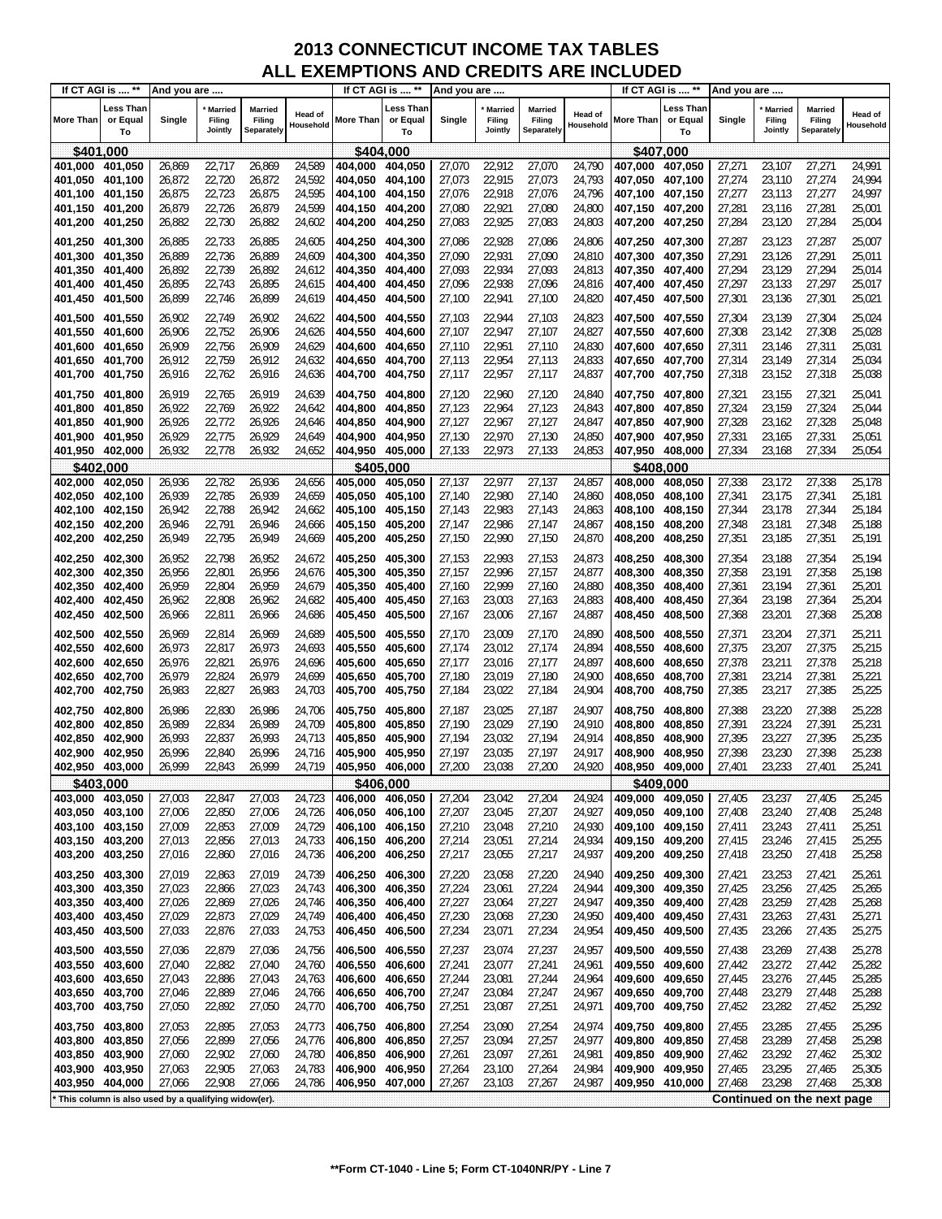# 2013 CONNECTICUT INCOME TAX TABLES
## ALL EXEMPTIONS AND CREDITS ARE INCLUDED

| If CT AGI is .... ** | | And you are .... | | | | If CT AGI is .... ** | | And you are .... | | | | If CT AGI is .... ** | | And you are .... | | | |
|---|---|---|---|---|---|---|---|---|---|---|---|---|---|---|---|---|---|
| More Than | Less Than or Equal To | Single | * Married Filing Jointly | Married Filing Separately | Head of Household | More Than | Less Than or Equal To | Single | * Married Filing Jointly | Married Filing Separately | Head of Household | More Than | Less Than or Equal To | Single | * Married Filing Jointly | Married Filing Separately | Head of Household |
| **$401,000** | | | | | | **$404,000** | | | | | | **$407,000** | | | | | |
| 401,000 | 401,050 | 26,869 | 22,717 | 26,869 | 24,589 | 404,000 | 404,050 | 27,070 | 22,912 | 27,070 | 24,790 | 407,000 | 407,050 | 27,271 | 23,107 | 27,271 | 24,991 |
| 401,050 | 401,100 | 26,872 | 22,720 | 26,872 | 24,592 | 404,050 | 404,100 | 27,073 | 22,915 | 27,073 | 24,793 | 407,050 | 407,100 | 27,274 | 23,110 | 27,274 | 24,994 |
| 401,100 | 401,150 | 26,875 | 22,723 | 26,875 | 24,595 | 404,100 | 404,150 | 27,076 | 22,918 | 27,076 | 24,796 | 407,100 | 407,150 | 27,277 | 23,113 | 27,277 | 24,997 |
| 401,150 | 401,200 | 26,879 | 22,726 | 26,879 | 24,599 | 404,150 | 404,200 | 27,080 | 22,921 | 27,080 | 24,800 | 407,150 | 407,200 | 27,281 | 23,116 | 27,281 | 25,001 |
| 401,200 | 401,250 | 26,882 | 22,730 | 26,882 | 24,602 | 404,200 | 404,250 | 27,083 | 22,925 | 27,083 | 24,803 | 407,200 | 407,250 | 27,284 | 23,120 | 27,284 | 25,004 |
| 401,250 | 401,300 | 26,885 | 22,733 | 26,885 | 24,605 | 404,250 | 404,300 | 27,086 | 22,928 | 27,086 | 24,806 | 407,250 | 407,300 | 27,287 | 23,123 | 27,287 | 25,007 |
| 401,300 | 401,350 | 26,889 | 22,736 | 26,889 | 24,609 | 404,300 | 404,350 | 27,090 | 22,931 | 27,090 | 24,810 | 407,300 | 407,350 | 27,291 | 23,126 | 27,291 | 25,011 |
| 401,350 | 401,400 | 26,892 | 22,739 | 26,892 | 24,612 | 404,350 | 404,400 | 27,093 | 22,934 | 27,093 | 24,813 | 407,350 | 407,400 | 27,294 | 23,129 | 27,294 | 25,014 |
| 401,400 | 401,450 | 26,895 | 22,743 | 26,895 | 24,615 | 404,400 | 404,450 | 27,096 | 22,938 | 27,096 | 24,816 | 407,400 | 407,450 | 27,297 | 23,133 | 27,297 | 25,017 |
| 401,450 | 401,500 | 26,899 | 22,746 | 26,899 | 24,619 | 404,450 | 404,500 | 27,100 | 22,941 | 27,100 | 24,820 | 407,450 | 407,500 | 27,301 | 23,136 | 27,301 | 25,021 |
| 401,500 | 401,550 | 26,902 | 22,749 | 26,902 | 24,622 | 404,500 | 404,550 | 27,103 | 22,944 | 27,103 | 24,823 | 407,500 | 407,550 | 27,304 | 23,139 | 27,304 | 25,024 |
| 401,550 | 401,600 | 26,906 | 22,752 | 26,906 | 24,626 | 404,550 | 404,600 | 27,107 | 22,947 | 27,107 | 24,827 | 407,550 | 407,600 | 27,308 | 23,142 | 27,308 | 25,028 |
| 401,600 | 401,650 | 26,909 | 22,756 | 26,909 | 24,629 | 404,600 | 404,650 | 27,110 | 22,951 | 27,110 | 24,830 | 407,600 | 407,650 | 27,311 | 23,146 | 27,311 | 25,031 |
| 401,650 | 401,700 | 26,912 | 22,759 | 26,912 | 24,632 | 404,650 | 404,700 | 27,113 | 22,954 | 27,113 | 24,833 | 407,650 | 407,700 | 27,314 | 23,149 | 27,314 | 25,034 |
| 401,700 | 401,750 | 26,916 | 22,762 | 26,916 | 24,636 | 404,700 | 404,750 | 27,117 | 22,957 | 27,117 | 24,837 | 407,700 | 407,750 | 27,318 | 23,152 | 27,318 | 25,038 |
| 401,750 | 401,800 | 26,919 | 22,765 | 26,919 | 24,639 | 404,750 | 404,800 | 27,120 | 22,960 | 27,120 | 24,840 | 407,750 | 407,800 | 27,321 | 23,155 | 27,321 | 25,041 |
| 401,800 | 401,850 | 26,922 | 22,769 | 26,922 | 24,642 | 404,800 | 404,850 | 27,123 | 22,964 | 27,123 | 24,843 | 407,800 | 407,850 | 27,324 | 23,159 | 27,324 | 25,044 |
| 401,850 | 401,900 | 26,926 | 22,772 | 26,926 | 24,646 | 404,850 | 404,900 | 27,127 | 22,967 | 27,127 | 24,847 | 407,850 | 407,900 | 27,328 | 23,162 | 27,328 | 25,048 |
| 401,900 | 401,950 | 26,929 | 22,775 | 26,929 | 24,649 | 404,900 | 404,950 | 27,130 | 22,970 | 27,130 | 24,850 | 407,900 | 407,950 | 27,331 | 23,165 | 27,331 | 25,051 |
| 401,950 | 402,000 | 26,932 | 22,778 | 26,932 | 24,652 | 404,950 | 405,000 | 27,133 | 22,973 | 27,133 | 24,853 | 407,950 | 408,000 | 27,334 | 23,168 | 27,334 | 25,054 |
| **$402,000** | | | | | | **$405,000** | | | | | | **$408,000** | | | | | |
| 402,000 | 402,050 | 26,936 | 22,782 | 26,936 | 24,656 | 405,000 | 405,050 | 27,137 | 22,977 | 27,137 | 24,857 | 408,000 | 408,050 | 27,338 | 23,172 | 27,338 | 25,178 |
| 402,050 | 402,100 | 26,939 | 22,785 | 26,939 | 24,659 | 405,050 | 405,100 | 27,140 | 22,980 | 27,140 | 24,860 | 408,050 | 408,100 | 27,341 | 23,175 | 27,341 | 25,181 |
| 402,100 | 402,150 | 26,942 | 22,788 | 26,942 | 24,662 | 405,100 | 405,150 | 27,143 | 22,983 | 27,143 | 24,863 | 408,100 | 408,150 | 27,344 | 23,178 | 27,344 | 25,184 |
| 402,150 | 402,200 | 26,946 | 22,791 | 26,946 | 24,666 | 405,150 | 405,200 | 27,147 | 22,986 | 27,147 | 24,867 | 408,150 | 408,200 | 27,348 | 23,181 | 27,348 | 25,188 |
| 402,200 | 402,250 | 26,949 | 22,795 | 26,949 | 24,669 | 405,200 | 405,250 | 27,150 | 22,990 | 27,150 | 24,870 | 408,200 | 408,250 | 27,351 | 23,185 | 27,351 | 25,191 |
| 402,250 | 402,300 | 26,952 | 22,798 | 26,952 | 24,672 | 405,250 | 405,300 | 27,153 | 22,993 | 27,153 | 24,873 | 408,250 | 408,300 | 27,354 | 23,188 | 27,354 | 25,194 |
| 402,300 | 402,350 | 26,956 | 22,801 | 26,956 | 24,676 | 405,300 | 405,350 | 27,157 | 22,996 | 27,157 | 24,877 | 408,300 | 408,350 | 27,358 | 23,191 | 27,358 | 25,198 |
| 402,350 | 402,400 | 26,959 | 22,804 | 26,959 | 24,679 | 405,350 | 405,400 | 27,160 | 22,999 | 27,160 | 24,880 | 408,350 | 408,400 | 27,361 | 23,194 | 27,361 | 25,201 |
| 402,400 | 402,450 | 26,962 | 22,808 | 26,962 | 24,682 | 405,400 | 405,450 | 27,163 | 23,003 | 27,163 | 24,883 | 408,400 | 408,450 | 27,364 | 23,198 | 27,364 | 25,204 |
| 402,450 | 402,500 | 26,966 | 22,811 | 26,966 | 24,686 | 405,450 | 405,500 | 27,167 | 23,006 | 27,167 | 24,887 | 408,450 | 408,500 | 27,368 | 23,201 | 27,368 | 25,208 |
| 402,500 | 402,550 | 26,969 | 22,814 | 26,969 | 24,689 | 405,500 | 405,550 | 27,170 | 23,009 | 27,170 | 24,890 | 408,500 | 408,550 | 27,371 | 23,204 | 27,371 | 25,211 |
| 402,550 | 402,600 | 26,973 | 22,817 | 26,973 | 24,693 | 405,550 | 405,600 | 27,174 | 23,012 | 27,174 | 24,894 | 408,550 | 408,600 | 27,375 | 23,207 | 27,375 | 25,215 |
| 402,600 | 402,650 | 26,976 | 22,821 | 26,976 | 24,696 | 405,600 | 405,650 | 27,177 | 23,016 | 27,177 | 24,897 | 408,600 | 408,650 | 27,378 | 23,211 | 27,378 | 25,218 |
| 402,650 | 402,700 | 26,979 | 22,824 | 26,979 | 24,699 | 405,650 | 405,700 | 27,180 | 23,019 | 27,180 | 24,900 | 408,650 | 408,700 | 27,381 | 23,214 | 27,381 | 25,221 |
| 402,700 | 402,750 | 26,983 | 22,827 | 26,983 | 24,703 | 405,700 | 405,750 | 27,184 | 23,022 | 27,184 | 24,904 | 408,700 | 408,750 | 27,385 | 23,217 | 27,385 | 25,225 |
| 402,750 | 402,800 | 26,986 | 22,830 | 26,986 | 24,706 | 405,750 | 405,800 | 27,187 | 23,025 | 27,187 | 24,907 | 408,750 | 408,800 | 27,388 | 23,220 | 27,388 | 25,228 |
| 402,800 | 402,850 | 26,989 | 22,834 | 26,989 | 24,709 | 405,800 | 405,850 | 27,190 | 23,029 | 27,190 | 24,910 | 408,800 | 408,850 | 27,391 | 23,224 | 27,391 | 25,231 |
| 402,850 | 402,900 | 26,993 | 22,837 | 26,993 | 24,713 | 405,850 | 405,900 | 27,194 | 23,032 | 27,194 | 24,914 | 408,850 | 408,900 | 27,395 | 23,227 | 27,395 | 25,235 |
| 402,900 | 402,950 | 26,996 | 22,840 | 26,996 | 24,716 | 405,900 | 405,950 | 27,197 | 23,035 | 27,197 | 24,917 | 408,900 | 408,950 | 27,398 | 23,230 | 27,398 | 25,238 |
| 402,950 | 403,000 | 26,999 | 22,843 | 26,999 | 24,719 | 405,950 | 406,000 | 27,200 | 23,038 | 27,200 | 24,920 | 408,950 | 409,000 | 27,401 | 23,233 | 27,401 | 25,241 |
| **$403,000** | | | | | | **$406,000** | | | | | | **$409,000** | | | | | |
| 403,000 | 403,050 | 27,003 | 22,847 | 27,003 | 24,723 | 406,000 | 406,050 | 27,204 | 23,042 | 27,204 | 24,924 | 409,000 | 409,050 | 27,405 | 23,237 | 27,405 | 25,245 |
| 403,050 | 403,100 | 27,006 | 22,850 | 27,006 | 24,726 | 406,050 | 406,100 | 27,207 | 23,045 | 27,207 | 24,927 | 409,050 | 409,100 | 27,408 | 23,240 | 27,408 | 25,248 |
| 403,100 | 403,150 | 27,009 | 22,853 | 27,009 | 24,729 | 406,100 | 406,150 | 27,210 | 23,048 | 27,210 | 24,930 | 409,100 | 409,150 | 27,411 | 23,243 | 27,411 | 25,251 |
| 403,150 | 403,200 | 27,013 | 22,856 | 27,013 | 24,733 | 406,150 | 406,200 | 27,214 | 23,051 | 27,214 | 24,934 | 409,150 | 409,200 | 27,415 | 23,246 | 27,415 | 25,255 |
| 403,200 | 403,250 | 27,016 | 22,860 | 27,016 | 24,736 | 406,200 | 406,250 | 27,217 | 23,055 | 27,217 | 24,937 | 409,200 | 409,250 | 27,418 | 23,250 | 27,418 | 25,258 |
| 403,250 | 403,300 | 27,019 | 22,863 | 27,019 | 24,739 | 406,250 | 406,300 | 27,220 | 23,058 | 27,220 | 24,940 | 409,250 | 409,300 | 27,421 | 23,253 | 27,421 | 25,261 |
| 403,300 | 403,350 | 27,023 | 22,866 | 27,023 | 24,743 | 406,300 | 406,350 | 27,224 | 23,061 | 27,224 | 24,944 | 409,300 | 409,350 | 27,425 | 23,256 | 27,425 | 25,265 |
| 403,350 | 403,400 | 27,026 | 22,869 | 27,026 | 24,746 | 406,350 | 406,400 | 27,227 | 23,064 | 27,227 | 24,947 | 409,350 | 409,400 | 27,428 | 23,259 | 27,428 | 25,268 |
| 403,400 | 403,450 | 27,029 | 22,873 | 27,029 | 24,749 | 406,400 | 406,450 | 27,230 | 23,068 | 27,230 | 24,950 | 409,400 | 409,450 | 27,431 | 23,263 | 27,431 | 25,271 |
| 403,450 | 403,500 | 27,033 | 22,876 | 27,033 | 24,753 | 406,450 | 406,500 | 27,234 | 23,071 | 27,234 | 24,954 | 409,450 | 409,500 | 27,435 | 23,266 | 27,435 | 25,275 |
| 403,500 | 403,550 | 27,036 | 22,879 | 27,036 | 24,756 | 406,500 | 406,550 | 27,237 | 23,074 | 27,237 | 24,957 | 409,500 | 409,550 | 27,438 | 23,269 | 27,438 | 25,278 |
| 403,550 | 403,600 | 27,040 | 22,882 | 27,040 | 24,760 | 406,550 | 406,600 | 27,241 | 23,077 | 27,241 | 24,961 | 409,550 | 409,600 | 27,442 | 23,272 | 27,442 | 25,282 |
| 403,600 | 403,650 | 27,043 | 22,886 | 27,043 | 24,763 | 406,600 | 406,650 | 27,244 | 23,081 | 27,244 | 24,964 | 409,600 | 409,650 | 27,445 | 23,276 | 27,445 | 25,285 |
| 403,650 | 403,700 | 27,046 | 22,889 | 27,046 | 24,766 | 406,650 | 406,700 | 27,247 | 23,084 | 27,247 | 24,967 | 409,650 | 409,700 | 27,448 | 23,279 | 27,448 | 25,288 |
| 403,700 | 403,750 | 27,050 | 22,892 | 27,050 | 24,770 | 406,700 | 406,750 | 27,251 | 23,087 | 27,251 | 24,971 | 409,700 | 409,750 | 27,452 | 23,282 | 27,452 | 25,292 |
| 403,750 | 403,800 | 27,053 | 22,895 | 27,053 | 24,773 | 406,750 | 406,800 | 27,254 | 23,090 | 27,254 | 24,974 | 409,750 | 409,800 | 27,455 | 23,285 | 27,455 | 25,295 |
| 403,800 | 403,850 | 27,056 | 22,899 | 27,056 | 24,776 | 406,800 | 406,850 | 27,257 | 23,094 | 27,257 | 24,977 | 409,800 | 409,850 | 27,458 | 23,289 | 27,458 | 25,298 |
| 403,850 | 403,900 | 27,060 | 22,902 | 27,060 | 24,780 | 406,850 | 406,900 | 27,261 | 23,097 | 27,261 | 24,981 | 409,850 | 409,900 | 27,462 | 23,292 | 27,462 | 25,302 |
| 403,900 | 403,950 | 27,063 | 22,905 | 27,063 | 24,783 | 406,900 | 406,950 | 27,264 | 23,100 | 27,264 | 24,984 | 409,900 | 409,950 | 27,465 | 23,295 | 27,465 | 25,305 |
| 403,950 | 404,000 | 27,066 | 22,908 | 27,066 | 24,786 | 406,950 | 407,000 | 27,267 | 23,103 | 27,267 | 24,987 | 409,950 | 410,000 | 27,468 | 23,298 | 27,468 | 25,308 |

\* This column is also used by a qualifying widow(er).

**Continued on the next page**

**\*\*Form CT-1040 - Line 5; Form CT-1040NR/PY - Line 7**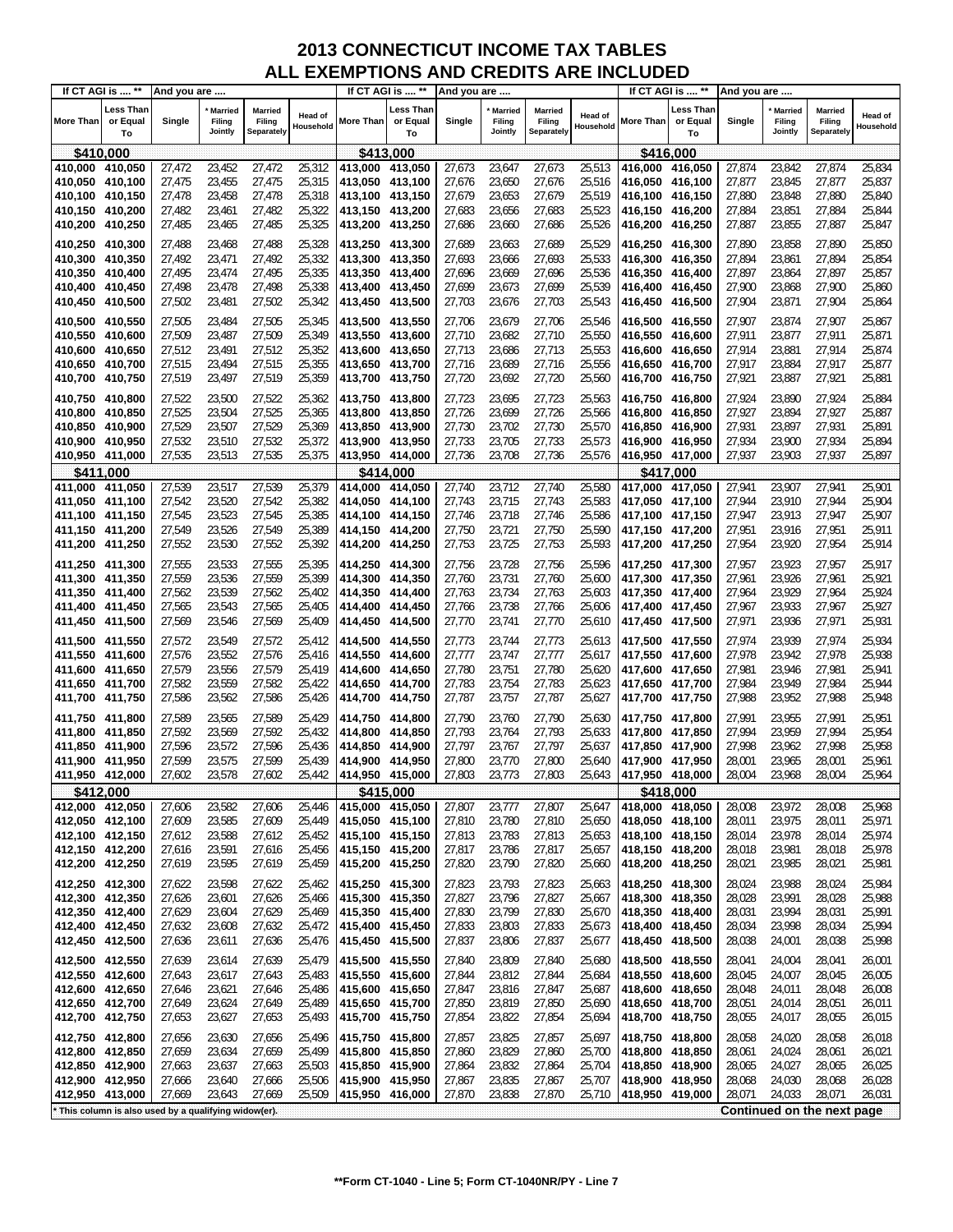# 2013 CONNECTICUT INCOME TAX TABLES
## ALL EXEMPTIONS AND CREDITS ARE INCLUDED

| If CT AGI is .... ** | | And you are .... | | | | If CT AGI is .... ** | | And you are .... | | | | If CT AGI is .... ** | | And you are .... | | | |
|---|---|---|---|---|---|---|---|---|---|---|---|---|---|---|---|---|---|
| More Than | Less Than or Equal To | Single | * Married Filing Jointly | Married Filing Separately | Head of Household | More Than | Less Than or Equal To | Single | * Married Filing Jointly | Married Filing Separately | Head of Household | More Than | Less Than or Equal To | Single | * Married Filing Jointly | Married Filing Separately | Head of Household |
| **$410,000** | | | | | | **$413,000** | | | | | | **$416,000** | | | | | |
| 410,000 | 410,050 | 27,472 | 23,452 | 27,472 | 25,312 | 413,000 | 413,050 | 27,673 | 23,647 | 27,673 | 25,513 | 416,000 | 416,050 | 27,874 | 23,842 | 27,874 | 25,834 |
| 410,050 | 410,100 | 27,475 | 23,455 | 27,475 | 25,315 | 413,050 | 413,100 | 27,676 | 23,650 | 27,676 | 25,516 | 416,050 | 416,100 | 27,877 | 23,845 | 27,877 | 25,837 |
| 410,100 | 410,150 | 27,478 | 23,458 | 27,478 | 25,318 | 413,100 | 413,150 | 27,679 | 23,653 | 27,679 | 25,519 | 416,100 | 416,150 | 27,880 | 23,848 | 27,880 | 25,840 |
| 410,150 | 410,200 | 27,482 | 23,461 | 27,482 | 25,322 | 413,150 | 413,200 | 27,683 | 23,656 | 27,683 | 25,523 | 416,150 | 416,200 | 27,884 | 23,851 | 27,884 | 25,844 |
| 410,200 | 410,250 | 27,485 | 23,465 | 27,485 | 25,325 | 413,200 | 413,250 | 27,686 | 23,660 | 27,686 | 25,526 | 416,200 | 416,250 | 27,887 | 23,855 | 27,887 | 25,847 |
| 410,250 | 410,300 | 27,488 | 23,468 | 27,488 | 25,328 | 413,250 | 413,300 | 27,689 | 23,663 | 27,689 | 25,529 | 416,250 | 416,300 | 27,890 | 23,858 | 27,890 | 25,850 |
| 410,300 | 410,350 | 27,492 | 23,471 | 27,492 | 25,332 | 413,300 | 413,350 | 27,693 | 23,666 | 27,693 | 25,533 | 416,300 | 416,350 | 27,894 | 23,861 | 27,894 | 25,854 |
| 410,350 | 410,400 | 27,495 | 23,474 | 27,495 | 25,335 | 413,350 | 413,400 | 27,696 | 23,669 | 27,696 | 25,536 | 416,350 | 416,400 | 27,897 | 23,864 | 27,897 | 25,857 |
| 410,400 | 410,450 | 27,498 | 23,478 | 27,498 | 25,338 | 413,400 | 413,450 | 27,699 | 23,673 | 27,699 | 25,539 | 416,400 | 416,450 | 27,900 | 23,868 | 27,900 | 25,860 |
| 410,450 | 410,500 | 27,502 | 23,481 | 27,502 | 25,342 | 413,450 | 413,500 | 27,703 | 23,676 | 27,703 | 25,543 | 416,450 | 416,500 | 27,904 | 23,871 | 27,904 | 25,864 |
| 410,500 | 410,550 | 27,505 | 23,484 | 27,505 | 25,345 | 413,500 | 413,550 | 27,706 | 23,679 | 27,706 | 25,546 | 416,500 | 416,550 | 27,907 | 23,874 | 27,907 | 25,867 |
| 410,550 | 410,600 | 27,509 | 23,487 | 27,509 | 25,349 | 413,550 | 413,600 | 27,710 | 23,682 | 27,710 | 25,550 | 416,550 | 416,600 | 27,911 | 23,877 | 27,911 | 25,871 |
| 410,600 | 410,650 | 27,512 | 23,491 | 27,512 | 25,352 | 413,600 | 413,650 | 27,713 | 23,686 | 27,713 | 25,553 | 416,600 | 416,650 | 27,914 | 23,881 | 27,914 | 25,874 |
| 410,650 | 410,700 | 27,515 | 23,494 | 27,515 | 25,355 | 413,650 | 413,700 | 27,716 | 23,689 | 27,716 | 25,556 | 416,650 | 416,700 | 27,917 | 23,884 | 27,917 | 25,877 |
| 410,700 | 410,750 | 27,519 | 23,497 | 27,519 | 25,359 | 413,700 | 413,750 | 27,720 | 23,692 | 27,720 | 25,560 | 416,700 | 416,750 | 27,921 | 23,887 | 27,921 | 25,881 |
| 410,750 | 410,800 | 27,522 | 23,500 | 27,522 | 25,362 | 413,750 | 413,800 | 27,723 | 23,695 | 27,723 | 25,563 | 416,750 | 416,800 | 27,924 | 23,890 | 27,924 | 25,884 |
| 410,800 | 410,850 | 27,525 | 23,504 | 27,525 | 25,365 | 413,800 | 413,850 | 27,726 | 23,699 | 27,726 | 25,566 | 416,800 | 416,850 | 27,927 | 23,894 | 27,927 | 25,887 |
| 410,850 | 410,900 | 27,529 | 23,507 | 27,529 | 25,369 | 413,850 | 413,900 | 27,730 | 23,702 | 27,730 | 25,570 | 416,850 | 416,900 | 27,931 | 23,897 | 27,931 | 25,891 |
| 410,900 | 410,950 | 27,532 | 23,510 | 27,532 | 25,372 | 413,900 | 413,950 | 27,733 | 23,705 | 27,733 | 25,573 | 416,900 | 416,950 | 27,934 | 23,900 | 27,934 | 25,894 |
| 410,950 | 411,000 | 27,535 | 23,513 | 27,535 | 25,375 | 413,950 | 414,000 | 27,736 | 23,708 | 27,736 | 25,576 | 416,950 | 417,000 | 27,937 | 23,903 | 27,937 | 25,897 |
| **$411,000** | | | | | | **$414,000** | | | | | | **$417,000** | | | | | |
| 411,000 | 411,050 | 27,539 | 23,517 | 27,539 | 25,379 | 414,000 | 414,050 | 27,740 | 23,712 | 27,740 | 25,580 | 417,000 | 417,050 | 27,941 | 23,907 | 27,941 | 25,901 |
| 411,050 | 411,100 | 27,542 | 23,520 | 27,542 | 25,382 | 414,050 | 414,100 | 27,743 | 23,715 | 27,743 | 25,583 | 417,050 | 417,100 | 27,944 | 23,910 | 27,944 | 25,904 |
| 411,100 | 411,150 | 27,545 | 23,523 | 27,545 | 25,385 | 414,100 | 414,150 | 27,746 | 23,718 | 27,746 | 25,586 | 417,100 | 417,150 | 27,947 | 23,913 | 27,947 | 25,907 |
| 411,150 | 411,200 | 27,549 | 23,526 | 27,549 | 25,389 | 414,150 | 414,200 | 27,750 | 23,721 | 27,750 | 25,590 | 417,150 | 417,200 | 27,951 | 23,916 | 27,951 | 25,911 |
| 411,200 | 411,250 | 27,552 | 23,530 | 27,552 | 25,392 | 414,200 | 414,250 | 27,753 | 23,725 | 27,753 | 25,593 | 417,200 | 417,250 | 27,954 | 23,920 | 27,954 | 25,914 |
| 411,250 | 411,300 | 27,555 | 23,533 | 27,555 | 25,395 | 414,250 | 414,300 | 27,756 | 23,728 | 27,756 | 25,596 | 417,250 | 417,300 | 27,957 | 23,923 | 27,957 | 25,917 |
| 411,300 | 411,350 | 27,559 | 23,536 | 27,559 | 25,399 | 414,300 | 414,350 | 27,760 | 23,731 | 27,760 | 25,600 | 417,300 | 417,350 | 27,961 | 23,926 | 27,961 | 25,921 |
| 411,350 | 411,400 | 27,562 | 23,539 | 27,562 | 25,402 | 414,350 | 414,400 | 27,763 | 23,734 | 27,763 | 25,603 | 417,350 | 417,400 | 27,964 | 23,929 | 27,964 | 25,924 |
| 411,400 | 411,450 | 27,565 | 23,543 | 27,565 | 25,405 | 414,400 | 414,450 | 27,766 | 23,738 | 27,766 | 25,606 | 417,400 | 417,450 | 27,967 | 23,933 | 27,967 | 25,927 |
| 411,450 | 411,500 | 27,569 | 23,546 | 27,569 | 25,409 | 414,450 | 414,500 | 27,770 | 23,741 | 27,770 | 25,610 | 417,450 | 417,500 | 27,971 | 23,936 | 27,971 | 25,931 |
| 411,500 | 411,550 | 27,572 | 23,549 | 27,572 | 25,412 | 414,500 | 414,550 | 27,773 | 23,744 | 27,773 | 25,613 | 417,500 | 417,550 | 27,974 | 23,939 | 27,974 | 25,934 |
| 411,550 | 411,600 | 27,576 | 23,552 | 27,576 | 25,416 | 414,550 | 414,600 | 27,777 | 23,747 | 27,777 | 25,617 | 417,550 | 417,600 | 27,978 | 23,942 | 27,978 | 25,938 |
| 411,600 | 411,650 | 27,579 | 23,556 | 27,579 | 25,419 | 414,600 | 414,650 | 27,780 | 23,751 | 27,780 | 25,620 | 417,600 | 417,650 | 27,981 | 23,946 | 27,981 | 25,941 |
| 411,650 | 411,700 | 27,582 | 23,559 | 27,582 | 25,422 | 414,650 | 414,700 | 27,783 | 23,754 | 27,783 | 25,623 | 417,650 | 417,700 | 27,984 | 23,949 | 27,984 | 25,944 |
| 411,700 | 411,750 | 27,586 | 23,562 | 27,586 | 25,426 | 414,700 | 414,750 | 27,787 | 23,757 | 27,787 | 25,627 | 417,700 | 417,750 | 27,988 | 23,952 | 27,988 | 25,948 |
| 411,750 | 411,800 | 27,589 | 23,565 | 27,589 | 25,429 | 414,750 | 414,800 | 27,790 | 23,760 | 27,790 | 25,630 | 417,750 | 417,800 | 27,991 | 23,955 | 27,991 | 25,951 |
| 411,800 | 411,850 | 27,592 | 23,569 | 27,592 | 25,432 | 414,800 | 414,850 | 27,793 | 23,764 | 27,793 | 25,633 | 417,800 | 417,850 | 27,994 | 23,959 | 27,994 | 25,954 |
| 411,850 | 411,900 | 27,596 | 23,572 | 27,596 | 25,436 | 414,850 | 414,900 | 27,797 | 23,767 | 27,797 | 25,637 | 417,850 | 417,900 | 27,998 | 23,962 | 27,998 | 25,958 |
| 411,900 | 411,950 | 27,599 | 23,575 | 27,599 | 25,439 | 414,900 | 414,950 | 27,800 | 23,770 | 27,800 | 25,640 | 417,900 | 417,950 | 28,001 | 23,965 | 28,001 | 25,961 |
| 411,950 | 412,000 | 27,602 | 23,578 | 27,602 | 25,442 | 414,950 | 415,000 | 27,803 | 23,773 | 27,803 | 25,643 | 417,950 | 418,000 | 28,004 | 23,968 | 28,004 | 25,964 |
| **$412,000** | | | | | | **$415,000** | | | | | | **$418,000** | | | | | |
| 412,000 | 412,050 | 27,606 | 23,582 | 27,606 | 25,446 | 415,000 | 415,050 | 27,807 | 23,777 | 27,807 | 25,647 | 418,000 | 418,050 | 28,008 | 23,972 | 28,008 | 25,968 |
| 412,050 | 412,100 | 27,609 | 23,585 | 27,609 | 25,449 | 415,050 | 415,100 | 27,810 | 23,780 | 27,810 | 25,650 | 418,050 | 418,100 | 28,011 | 23,975 | 28,011 | 25,971 |
| 412,100 | 412,150 | 27,612 | 23,588 | 27,612 | 25,452 | 415,100 | 415,150 | 27,813 | 23,783 | 27,813 | 25,653 | 418,100 | 418,150 | 28,014 | 23,978 | 28,014 | 25,974 |
| 412,150 | 412,200 | 27,616 | 23,591 | 27,616 | 25,456 | 415,150 | 415,200 | 27,817 | 23,786 | 27,817 | 25,657 | 418,150 | 418,200 | 28,018 | 23,981 | 28,018 | 25,978 |
| 412,200 | 412,250 | 27,619 | 23,595 | 27,619 | 25,459 | 415,200 | 415,250 | 27,820 | 23,790 | 27,820 | 25,660 | 418,200 | 418,250 | 28,021 | 23,985 | 28,021 | 25,981 |
| 412,250 | 412,300 | 27,622 | 23,598 | 27,622 | 25,462 | 415,250 | 415,300 | 27,823 | 23,793 | 27,823 | 25,663 | 418,250 | 418,300 | 28,024 | 23,988 | 28,024 | 25,984 |
| 412,300 | 412,350 | 27,626 | 23,601 | 27,626 | 25,466 | 415,300 | 415,350 | 27,827 | 23,796 | 27,827 | 25,667 | 418,300 | 418,350 | 28,028 | 23,991 | 28,028 | 25,988 |
| 412,350 | 412,400 | 27,629 | 23,604 | 27,629 | 25,469 | 415,350 | 415,400 | 27,830 | 23,799 | 27,830 | 25,670 | 418,350 | 418,400 | 28,031 | 23,994 | 28,031 | 25,991 |
| 412,400 | 412,450 | 27,632 | 23,608 | 27,632 | 25,472 | 415,400 | 415,450 | 27,833 | 23,803 | 27,833 | 25,673 | 418,400 | 418,450 | 28,034 | 23,998 | 28,034 | 25,994 |
| 412,450 | 412,500 | 27,636 | 23,611 | 27,636 | 25,476 | 415,450 | 415,500 | 27,837 | 23,806 | 27,837 | 25,677 | 418,450 | 418,500 | 28,038 | 24,001 | 28,038 | 25,998 |
| 412,500 | 412,550 | 27,639 | 23,614 | 27,639 | 25,479 | 415,500 | 415,550 | 27,840 | 23,809 | 27,840 | 25,680 | 418,500 | 418,550 | 28,041 | 24,004 | 28,041 | 26,001 |
| 412,550 | 412,600 | 27,643 | 23,617 | 27,643 | 25,483 | 415,550 | 415,600 | 27,844 | 23,812 | 27,844 | 25,684 | 418,550 | 418,600 | 28,045 | 24,007 | 28,045 | 26,005 |
| 412,600 | 412,650 | 27,646 | 23,621 | 27,646 | 25,486 | 415,600 | 415,650 | 27,847 | 23,816 | 27,847 | 25,687 | 418,600 | 418,650 | 28,048 | 24,011 | 28,048 | 26,008 |
| 412,650 | 412,700 | 27,649 | 23,624 | 27,649 | 25,489 | 415,650 | 415,700 | 27,850 | 23,819 | 27,850 | 25,690 | 418,650 | 418,700 | 28,051 | 24,014 | 28,051 | 26,011 |
| 412,700 | 412,750 | 27,653 | 23,627 | 27,653 | 25,493 | 415,700 | 415,750 | 27,854 | 23,822 | 27,854 | 25,694 | 418,700 | 418,750 | 28,055 | 24,017 | 28,055 | 26,015 |
| 412,750 | 412,800 | 27,656 | 23,630 | 27,656 | 25,496 | 415,750 | 415,800 | 27,857 | 23,825 | 27,857 | 25,697 | 418,750 | 418,800 | 28,058 | 24,020 | 28,058 | 26,018 |
| 412,800 | 412,850 | 27,659 | 23,634 | 27,659 | 25,499 | 415,800 | 415,850 | 27,860 | 23,829 | 27,860 | 25,700 | 418,800 | 418,850 | 28,061 | 24,024 | 28,061 | 26,021 |
| 412,850 | 412,900 | 27,663 | 23,637 | 27,663 | 25,503 | 415,850 | 415,900 | 27,864 | 23,832 | 27,864 | 25,704 | 418,850 | 418,900 | 28,065 | 24,027 | 28,065 | 26,025 |
| 412,900 | 412,950 | 27,666 | 23,640 | 27,666 | 25,506 | 415,900 | 415,950 | 27,867 | 23,835 | 27,867 | 25,707 | 418,900 | 418,950 | 28,068 | 24,030 | 28,068 | 26,028 |
| 412,950 | 413,000 | 27,669 | 23,643 | 27,669 | 25,509 | 415,950 | 416,000 | 27,870 | 23,838 | 27,870 | 25,710 | 418,950 | 419,000 | 28,071 | 24,033 | 28,071 | 26,031 |

\* This column is also used by a qualifying widow(er).

**Continued on the next page**

**\*\*Form CT-1040 - Line 5; Form CT-1040NR/PY - Line 7**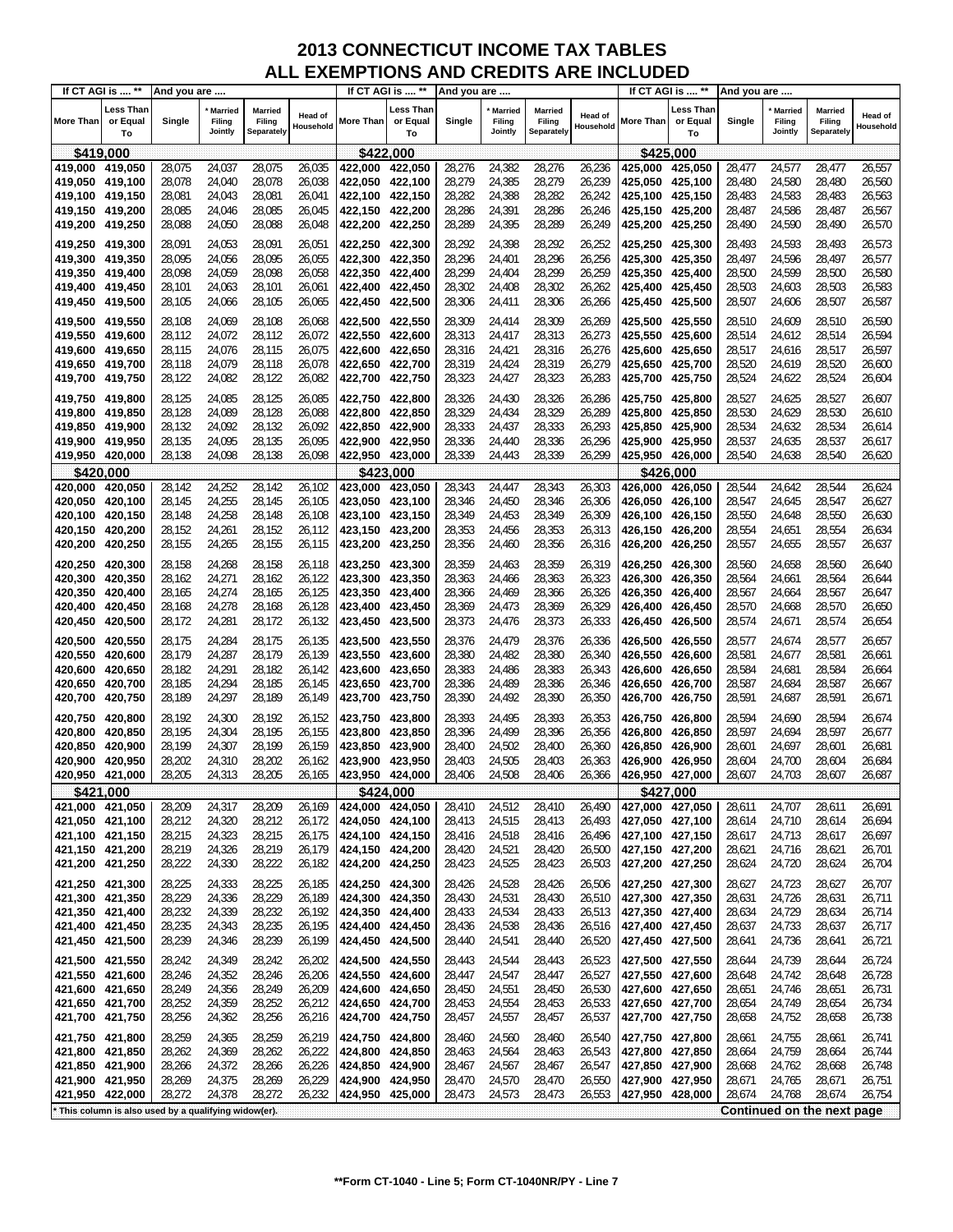# 2013 CONNECTICUT INCOME TAX TABLES
## ALL EXEMPTIONS AND CREDITS ARE INCLUDED

| If CT AGI is .... ** More Than | Less Than or Equal To | Single | * Married Filing Jointly | Married Filing Separately | Head of Household | If CT AGI is .... ** More Than | Less Than or Equal To | Single | * Married Filing Jointly | Married Filing Separately | Head of Household | If CT AGI is .... ** More Than | Less Than or Equal To | Single | * Married Filing Jointly | Married Filing Separately | Head of Household |
|---|---|---|---|---|---|---|---|---|---|---|---|---|---|---|---|---|---|
| **$419,000** | | | | | | **$422,000** | | | | | | **$425,000** | | | | | |
| 419,000 | 419,050 | 28,075 | 24,037 | 28,075 | 26,035 | 422,000 | 422,050 | 28,276 | 24,382 | 28,276 | 26,236 | 425,000 | 425,050 | 28,477 | 24,577 | 28,477 | 26,557 |
| 419,050 | 419,100 | 28,078 | 24,040 | 28,078 | 26,038 | 422,050 | 422,100 | 28,279 | 24,385 | 28,279 | 26,239 | 425,050 | 425,100 | 28,480 | 24,580 | 28,480 | 26,560 |
| 419,100 | 419,150 | 28,081 | 24,043 | 28,081 | 26,041 | 422,100 | 422,150 | 28,282 | 24,388 | 28,282 | 26,242 | 425,100 | 425,150 | 28,483 | 24,583 | 28,483 | 26,563 |
| 419,150 | 419,200 | 28,085 | 24,046 | 28,085 | 26,045 | 422,150 | 422,200 | 28,286 | 24,391 | 28,286 | 26,246 | 425,150 | 425,200 | 28,487 | 24,586 | 28,487 | 26,567 |
| 419,200 | 419,250 | 28,088 | 24,050 | 28,088 | 26,048 | 422,200 | 422,250 | 28,289 | 24,395 | 28,289 | 26,249 | 425,200 | 425,250 | 28,490 | 24,590 | 28,490 | 26,570 |
| 419,250 | 419,300 | 28,091 | 24,053 | 28,091 | 26,051 | 422,250 | 422,300 | 28,292 | 24,398 | 28,292 | 26,252 | 425,250 | 425,300 | 28,493 | 24,593 | 28,493 | 26,573 |
| 419,300 | 419,350 | 28,095 | 24,056 | 28,095 | 26,055 | 422,300 | 422,350 | 28,296 | 24,401 | 28,296 | 26,256 | 425,300 | 425,350 | 28,497 | 24,596 | 28,497 | 26,577 |
| 419,350 | 419,400 | 28,098 | 24,059 | 28,098 | 26,058 | 422,350 | 422,400 | 28,299 | 24,404 | 28,299 | 26,259 | 425,350 | 425,400 | 28,500 | 24,599 | 28,500 | 26,580 |
| 419,400 | 419,450 | 28,101 | 24,063 | 28,101 | 26,061 | 422,400 | 422,450 | 28,302 | 24,408 | 28,302 | 26,262 | 425,400 | 425,450 | 28,503 | 24,603 | 28,503 | 26,583 |
| 419,450 | 419,500 | 28,105 | 24,066 | 28,105 | 26,065 | 422,450 | 422,500 | 28,306 | 24,411 | 28,306 | 26,266 | 425,450 | 425,500 | 28,507 | 24,606 | 28,507 | 26,587 |
| 419,500 | 419,550 | 28,108 | 24,069 | 28,108 | 26,068 | 422,500 | 422,550 | 28,309 | 24,414 | 28,309 | 26,269 | 425,500 | 425,550 | 28,510 | 24,609 | 28,510 | 26,590 |
| 419,550 | 419,600 | 28,112 | 24,072 | 28,112 | 26,072 | 422,550 | 422,600 | 28,313 | 24,417 | 28,313 | 26,273 | 425,550 | 425,600 | 28,514 | 24,612 | 28,514 | 26,594 |
| 419,600 | 419,650 | 28,115 | 24,076 | 28,115 | 26,075 | 422,600 | 422,650 | 28,316 | 24,421 | 28,316 | 26,276 | 425,600 | 425,650 | 28,517 | 24,616 | 28,517 | 26,597 |
| 419,650 | 419,700 | 28,118 | 24,079 | 28,118 | 26,078 | 422,650 | 422,700 | 28,319 | 24,424 | 28,319 | 26,279 | 425,650 | 425,700 | 28,520 | 24,619 | 28,520 | 26,600 |
| 419,700 | 419,750 | 28,122 | 24,082 | 28,122 | 26,082 | 422,700 | 422,750 | 28,323 | 24,427 | 28,323 | 26,283 | 425,700 | 425,750 | 28,524 | 24,622 | 28,524 | 26,604 |
| 419,750 | 419,800 | 28,125 | 24,085 | 28,125 | 26,085 | 422,750 | 422,800 | 28,326 | 24,430 | 28,326 | 26,286 | 425,750 | 425,800 | 28,527 | 24,625 | 28,527 | 26,607 |
| 419,800 | 419,850 | 28,128 | 24,089 | 28,128 | 26,088 | 422,800 | 422,850 | 28,329 | 24,434 | 28,329 | 26,289 | 425,800 | 425,850 | 28,530 | 24,629 | 28,530 | 26,610 |
| 419,850 | 419,900 | 28,132 | 24,092 | 28,132 | 26,092 | 422,850 | 422,900 | 28,333 | 24,437 | 28,333 | 26,293 | 425,850 | 425,900 | 28,534 | 24,632 | 28,534 | 26,614 |
| 419,900 | 419,950 | 28,135 | 24,095 | 28,135 | 26,095 | 422,900 | 422,950 | 28,336 | 24,440 | 28,336 | 26,296 | 425,900 | 425,950 | 28,537 | 24,635 | 28,537 | 26,617 |
| 419,950 | 420,000 | 28,138 | 24,098 | 28,138 | 26,098 | 422,950 | 423,000 | 28,339 | 24,443 | 28,339 | 26,299 | 425,950 | 426,000 | 28,540 | 24,638 | 28,540 | 26,620 |
| **$420,000** | | | | | | **$423,000** | | | | | | **$426,000** | | | | | |
| 420,000 | 420,050 | 28,142 | 24,252 | 28,142 | 26,102 | 423,000 | 423,050 | 28,343 | 24,447 | 28,343 | 26,303 | 426,000 | 426,050 | 28,544 | 24,642 | 28,544 | 26,624 |
| 420,050 | 420,100 | 28,145 | 24,255 | 28,145 | 26,105 | 423,050 | 423,100 | 28,346 | 24,450 | 28,346 | 26,306 | 426,050 | 426,100 | 28,547 | 24,645 | 28,547 | 26,627 |
| 420,100 | 420,150 | 28,148 | 24,258 | 28,148 | 26,108 | 423,100 | 423,150 | 28,349 | 24,453 | 28,349 | 26,309 | 426,100 | 426,150 | 28,550 | 24,648 | 28,550 | 26,630 |
| 420,150 | 420,200 | 28,152 | 24,261 | 28,152 | 26,112 | 423,150 | 423,200 | 28,353 | 24,456 | 28,353 | 26,313 | 426,150 | 426,200 | 28,554 | 24,651 | 28,554 | 26,634 |
| 420,200 | 420,250 | 28,155 | 24,265 | 28,155 | 26,115 | 423,200 | 423,250 | 28,356 | 24,460 | 28,356 | 26,316 | 426,200 | 426,250 | 28,557 | 24,655 | 28,557 | 26,637 |
| 420,250 | 420,300 | 28,158 | 24,268 | 28,158 | 26,118 | 423,250 | 423,300 | 28,359 | 24,463 | 28,359 | 26,319 | 426,250 | 426,300 | 28,560 | 24,658 | 28,560 | 26,640 |
| 420,300 | 420,350 | 28,162 | 24,271 | 28,162 | 26,122 | 423,300 | 423,350 | 28,363 | 24,466 | 28,363 | 26,323 | 426,300 | 426,350 | 28,564 | 24,661 | 28,564 | 26,644 |
| 420,350 | 420,400 | 28,165 | 24,274 | 28,165 | 26,125 | 423,350 | 423,400 | 28,366 | 24,469 | 28,366 | 26,326 | 426,350 | 426,400 | 28,567 | 24,664 | 28,567 | 26,647 |
| 420,400 | 420,450 | 28,168 | 24,278 | 28,168 | 26,128 | 423,400 | 423,450 | 28,369 | 24,473 | 28,369 | 26,329 | 426,400 | 426,450 | 28,570 | 24,668 | 28,570 | 26,650 |
| 420,450 | 420,500 | 28,172 | 24,281 | 28,172 | 26,132 | 423,450 | 423,500 | 28,373 | 24,476 | 28,373 | 26,333 | 426,450 | 426,500 | 28,574 | 24,671 | 28,574 | 26,654 |
| 420,500 | 420,550 | 28,175 | 24,284 | 28,175 | 26,135 | 423,500 | 423,550 | 28,376 | 24,479 | 28,376 | 26,336 | 426,500 | 426,550 | 28,577 | 24,674 | 28,577 | 26,657 |
| 420,550 | 420,600 | 28,179 | 24,287 | 28,179 | 26,139 | 423,550 | 423,600 | 28,380 | 24,482 | 28,380 | 26,340 | 426,550 | 426,600 | 28,581 | 24,677 | 28,581 | 26,661 |
| 420,600 | 420,650 | 28,182 | 24,291 | 28,182 | 26,142 | 423,600 | 423,650 | 28,383 | 24,486 | 28,383 | 26,343 | 426,600 | 426,650 | 28,584 | 24,681 | 28,584 | 26,664 |
| 420,650 | 420,700 | 28,185 | 24,294 | 28,185 | 26,145 | 423,650 | 423,700 | 28,386 | 24,489 | 28,386 | 26,346 | 426,650 | 426,700 | 28,587 | 24,684 | 28,587 | 26,667 |
| 420,700 | 420,750 | 28,189 | 24,297 | 28,189 | 26,149 | 423,700 | 423,750 | 28,390 | 24,492 | 28,390 | 26,350 | 426,700 | 426,750 | 28,591 | 24,687 | 28,591 | 26,671 |
| 420,750 | 420,800 | 28,192 | 24,300 | 28,192 | 26,152 | 423,750 | 423,800 | 28,393 | 24,495 | 28,393 | 26,353 | 426,750 | 426,800 | 28,594 | 24,690 | 28,594 | 26,674 |
| 420,800 | 420,850 | 28,195 | 24,304 | 28,195 | 26,155 | 423,800 | 423,850 | 28,396 | 24,499 | 28,396 | 26,356 | 426,800 | 426,850 | 28,597 | 24,694 | 28,597 | 26,677 |
| 420,850 | 420,900 | 28,199 | 24,307 | 28,199 | 26,159 | 423,850 | 423,900 | 28,400 | 24,502 | 28,400 | 26,360 | 426,850 | 426,900 | 28,601 | 24,697 | 28,601 | 26,681 |
| 420,900 | 420,950 | 28,202 | 24,310 | 28,202 | 26,162 | 423,900 | 423,950 | 28,403 | 24,505 | 28,403 | 26,363 | 426,900 | 426,950 | 28,604 | 24,700 | 28,604 | 26,684 |
| 420,950 | 421,000 | 28,205 | 24,313 | 28,205 | 26,165 | 423,950 | 424,000 | 28,406 | 24,508 | 28,406 | 26,366 | 426,950 | 427,000 | 28,607 | 24,703 | 28,607 | 26,687 |
| **$421,000** | | | | | | **$424,000** | | | | | | **$427,000** | | | | | |
| 421,000 | 421,050 | 28,209 | 24,317 | 28,209 | 26,169 | 424,000 | 424,050 | 28,410 | 24,512 | 28,410 | 26,490 | 427,000 | 427,050 | 28,611 | 24,707 | 28,611 | 26,691 |
| 421,050 | 421,100 | 28,212 | 24,320 | 28,212 | 26,172 | 424,050 | 424,100 | 28,413 | 24,515 | 28,413 | 26,493 | 427,050 | 427,100 | 28,614 | 24,710 | 28,614 | 26,694 |
| 421,100 | 421,150 | 28,215 | 24,323 | 28,215 | 26,175 | 424,100 | 424,150 | 28,416 | 24,518 | 28,416 | 26,496 | 427,100 | 427,150 | 28,617 | 24,713 | 28,617 | 26,697 |
| 421,150 | 421,200 | 28,219 | 24,326 | 28,219 | 26,179 | 424,150 | 424,200 | 28,420 | 24,521 | 28,420 | 26,500 | 427,150 | 427,200 | 28,621 | 24,716 | 28,621 | 26,701 |
| 421,200 | 421,250 | 28,222 | 24,330 | 28,222 | 26,182 | 424,200 | 424,250 | 28,423 | 24,525 | 28,423 | 26,503 | 427,200 | 427,250 | 28,624 | 24,720 | 28,624 | 26,704 |
| 421,250 | 421,300 | 28,225 | 24,333 | 28,225 | 26,185 | 424,250 | 424,300 | 28,426 | 24,528 | 28,426 | 26,506 | 427,250 | 427,300 | 28,627 | 24,723 | 28,627 | 26,707 |
| 421,300 | 421,350 | 28,229 | 24,336 | 28,229 | 26,189 | 424,300 | 424,350 | 28,430 | 24,531 | 28,430 | 26,510 | 427,300 | 427,350 | 28,631 | 24,726 | 28,631 | 26,711 |
| 421,350 | 421,400 | 28,232 | 24,339 | 28,232 | 26,192 | 424,350 | 424,400 | 28,433 | 24,534 | 28,433 | 26,513 | 427,350 | 427,400 | 28,634 | 24,729 | 28,634 | 26,714 |
| 421,400 | 421,450 | 28,235 | 24,343 | 28,235 | 26,195 | 424,400 | 424,450 | 28,436 | 24,538 | 28,436 | 26,516 | 427,400 | 427,450 | 28,637 | 24,733 | 28,637 | 26,717 |
| 421,450 | 421,500 | 28,239 | 24,346 | 28,239 | 26,199 | 424,450 | 424,500 | 28,440 | 24,541 | 28,440 | 26,520 | 427,450 | 427,500 | 28,641 | 24,736 | 28,641 | 26,721 |
| 421,500 | 421,550 | 28,242 | 24,349 | 28,242 | 26,202 | 424,500 | 424,550 | 28,443 | 24,544 | 28,443 | 26,523 | 427,500 | 427,550 | 28,644 | 24,739 | 28,644 | 26,724 |
| 421,550 | 421,600 | 28,246 | 24,352 | 28,246 | 26,206 | 424,550 | 424,600 | 28,447 | 24,547 | 28,447 | 26,527 | 427,550 | 427,600 | 28,648 | 24,742 | 28,648 | 26,728 |
| 421,600 | 421,650 | 28,249 | 24,356 | 28,249 | 26,209 | 424,600 | 424,650 | 28,450 | 24,551 | 28,450 | 26,530 | 427,600 | 427,650 | 28,651 | 24,746 | 28,651 | 26,731 |
| 421,650 | 421,700 | 28,252 | 24,359 | 28,252 | 26,212 | 424,650 | 424,700 | 28,453 | 24,554 | 28,453 | 26,533 | 427,650 | 427,700 | 28,654 | 24,749 | 28,654 | 26,734 |
| 421,700 | 421,750 | 28,256 | 24,362 | 28,256 | 26,216 | 424,700 | 424,750 | 28,457 | 24,557 | 28,457 | 26,537 | 427,700 | 427,750 | 28,658 | 24,752 | 28,658 | 26,738 |
| 421,750 | 421,800 | 28,259 | 24,365 | 28,259 | 26,219 | 424,750 | 424,800 | 28,460 | 24,560 | 28,460 | 26,540 | 427,750 | 427,800 | 28,661 | 24,755 | 28,661 | 26,741 |
| 421,800 | 421,850 | 28,262 | 24,369 | 28,262 | 26,222 | 424,800 | 424,850 | 28,463 | 24,564 | 28,463 | 26,543 | 427,800 | 427,850 | 28,664 | 24,759 | 28,664 | 26,744 |
| 421,850 | 421,900 | 28,266 | 24,372 | 28,266 | 26,226 | 424,850 | 424,900 | 28,467 | 24,567 | 28,467 | 26,547 | 427,850 | 427,900 | 28,668 | 24,762 | 28,668 | 26,748 |
| 421,900 | 421,950 | 28,269 | 24,375 | 28,269 | 26,229 | 424,900 | 424,950 | 28,470 | 24,570 | 28,470 | 26,550 | 427,900 | 427,950 | 28,671 | 24,765 | 28,671 | 26,751 |
| 421,950 | 422,000 | 28,272 | 24,378 | 28,272 | 26,232 | 424,950 | 425,000 | 28,473 | 24,573 | 28,473 | 26,553 | 427,950 | 428,000 | 28,674 | 24,768 | 28,674 | 26,754 |

\* This column is also used by a qualifying widow(er).

**Continued on the next page**

**\*\*Form CT-1040 - Line 5; Form CT-1040NR/PY - Line 7**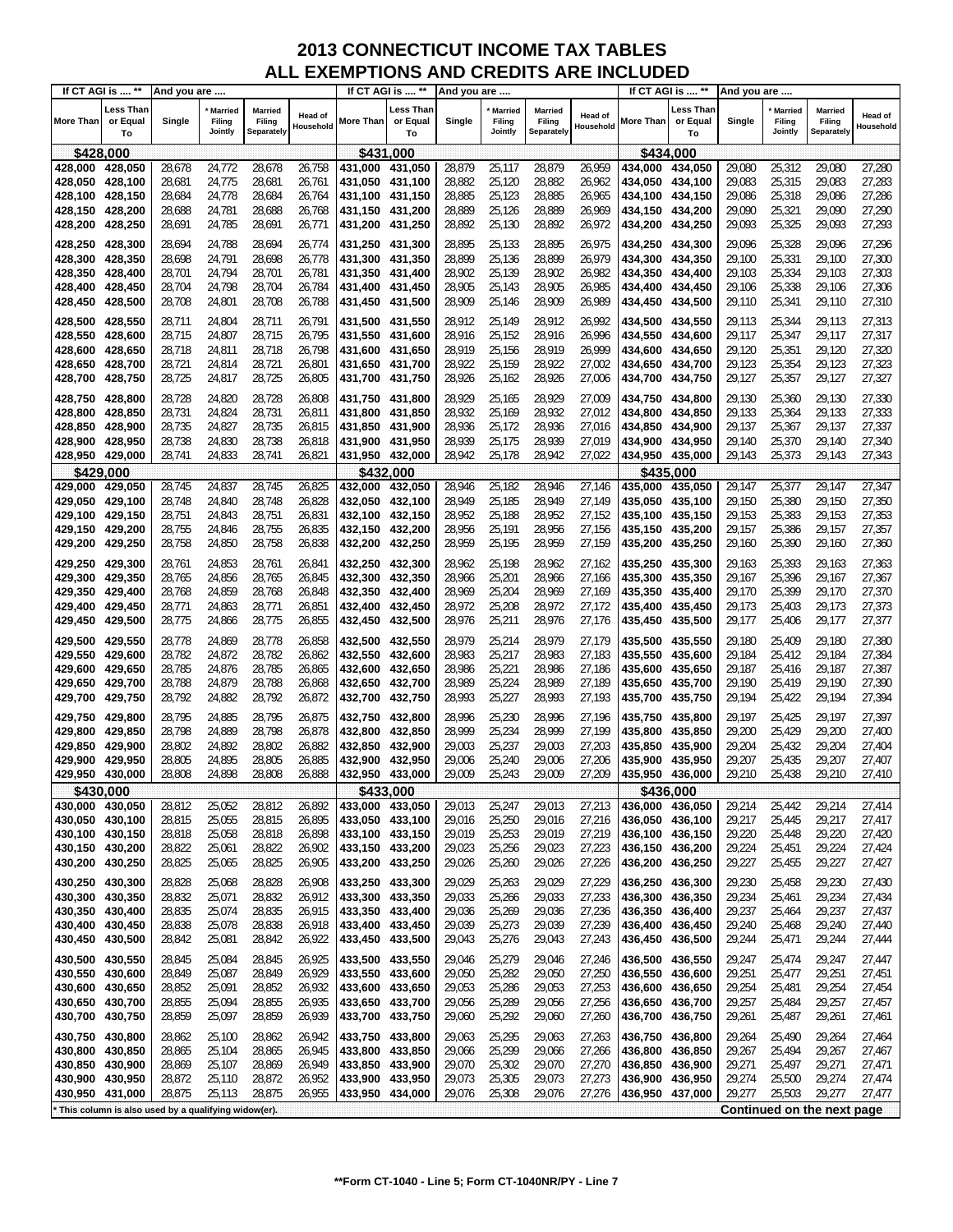# 2013 CONNECTICUT INCOME TAX TABLES
## ALL EXEMPTIONS AND CREDITS ARE INCLUDED

| If CT AGI is .... ** More Than | Less Than or Equal To | And you are .... Single | * Married Filing Jointly | Married Filing Separately | Head of Household |
|---|---|---|---|---|---|
| **$428,000** | | | | | |
| 428,000 | 428,050 | 28,678 | 24,772 | 28,678 | 26,758 |
| 428,050 | 428,100 | 28,681 | 24,775 | 28,681 | 26,761 |
| 428,100 | 428,150 | 28,684 | 24,778 | 28,684 | 26,764 |
| 428,150 | 428,200 | 28,688 | 24,781 | 28,688 | 26,768 |
| 428,200 | 428,250 | 28,691 | 24,785 | 28,691 | 26,771 |
| 428,250 | 428,300 | 28,694 | 24,788 | 28,694 | 26,774 |
| 428,300 | 428,350 | 28,698 | 24,791 | 28,698 | 26,778 |
| 428,350 | 428,400 | 28,701 | 24,794 | 28,701 | 26,781 |
| 428,400 | 428,450 | 28,704 | 24,798 | 28,704 | 26,784 |
| 428,450 | 428,500 | 28,708 | 24,801 | 28,708 | 26,788 |
| 428,500 | 428,550 | 28,711 | 24,804 | 28,711 | 26,791 |
| 428,550 | 428,600 | 28,715 | 24,807 | 28,715 | 26,795 |
| 428,600 | 428,650 | 28,718 | 24,811 | 28,718 | 26,798 |
| 428,650 | 428,700 | 28,721 | 24,814 | 28,721 | 26,801 |
| 428,700 | 428,750 | 28,725 | 24,817 | 28,725 | 26,805 |
| 428,750 | 428,800 | 28,728 | 24,820 | 28,728 | 26,808 |
| 428,800 | 428,850 | 28,731 | 24,824 | 28,731 | 26,811 |
| 428,850 | 428,900 | 28,735 | 24,827 | 28,735 | 26,815 |
| 428,900 | 428,950 | 28,738 | 24,830 | 28,738 | 26,818 |
| 428,950 | 429,000 | 28,741 | 24,833 | 28,741 | 26,821 |
| **$429,000** | | | | | |
| 429,000 | 429,050 | 28,745 | 24,837 | 28,745 | 26,825 |
| 429,050 | 429,100 | 28,748 | 24,840 | 28,748 | 26,828 |
| 429,100 | 429,150 | 28,751 | 24,843 | 28,751 | 26,831 |
| 429,150 | 429,200 | 28,755 | 24,846 | 28,755 | 26,835 |
| 429,200 | 429,250 | 28,758 | 24,850 | 28,758 | 26,838 |
| 429,250 | 429,300 | 28,761 | 24,853 | 28,761 | 26,841 |
| 429,300 | 429,350 | 28,765 | 24,856 | 28,765 | 26,845 |
| 429,350 | 429,400 | 28,768 | 24,859 | 28,768 | 26,848 |
| 429,400 | 429,450 | 28,771 | 24,863 | 28,771 | 26,851 |
| 429,450 | 429,500 | 28,775 | 24,866 | 28,775 | 26,855 |
| 429,500 | 429,550 | 28,778 | 24,869 | 28,778 | 26,858 |
| 429,550 | 429,600 | 28,782 | 24,872 | 28,782 | 26,862 |
| 429,600 | 429,650 | 28,785 | 24,876 | 28,785 | 26,865 |
| 429,650 | 429,700 | 28,788 | 24,879 | 28,788 | 26,868 |
| 429,700 | 429,750 | 28,792 | 24,882 | 28,792 | 26,872 |
| 429,750 | 429,800 | 28,795 | 24,885 | 28,795 | 26,875 |
| 429,800 | 429,850 | 28,798 | 24,889 | 28,798 | 26,878 |
| 429,850 | 429,900 | 28,802 | 24,892 | 28,802 | 26,882 |
| 429,900 | 429,950 | 28,805 | 24,895 | 28,805 | 26,885 |
| 429,950 | 430,000 | 28,808 | 24,898 | 28,808 | 26,888 |
| **$430,000** | | | | | |
| 430,000 | 430,050 | 28,812 | 25,052 | 28,812 | 26,892 |
| 430,050 | 430,100 | 28,815 | 25,055 | 28,815 | 26,895 |
| 430,100 | 430,150 | 28,818 | 25,058 | 28,818 | 26,898 |
| 430,150 | 430,200 | 28,822 | 25,061 | 28,822 | 26,902 |
| 430,200 | 430,250 | 28,825 | 25,065 | 28,825 | 26,905 |
| 430,250 | 430,300 | 28,828 | 25,068 | 28,828 | 26,908 |
| 430,300 | 430,350 | 28,832 | 25,071 | 28,832 | 26,912 |
| 430,350 | 430,400 | 28,835 | 25,074 | 28,835 | 26,915 |
| 430,400 | 430,450 | 28,838 | 25,078 | 28,838 | 26,918 |
| 430,450 | 430,500 | 28,842 | 25,081 | 28,842 | 26,922 |
| 430,500 | 430,550 | 28,845 | 25,084 | 28,845 | 26,925 |
| 430,550 | 430,600 | 28,849 | 25,087 | 28,849 | 26,929 |
| 430,600 | 430,650 | 28,852 | 25,091 | 28,852 | 26,932 |
| 430,650 | 430,700 | 28,855 | 25,094 | 28,855 | 26,935 |
| 430,700 | 430,750 | 28,859 | 25,097 | 28,859 | 26,939 |
| 430,750 | 430,800 | 28,862 | 25,100 | 28,862 | 26,942 |
| 430,800 | 430,850 | 28,865 | 25,104 | 28,865 | 26,945 |
| 430,850 | 430,900 | 28,869 | 25,107 | 28,869 | 26,949 |
| 430,900 | 430,950 | 28,872 | 25,110 | 28,872 | 26,952 |
| 430,950 | 431,000 | 28,875 | 25,113 | 28,875 | 26,955 |
| **$431,000** | | | | | |
| 431,000 | 431,050 | 28,879 | 25,117 | 28,879 | 26,959 |
| 431,050 | 431,100 | 28,882 | 25,120 | 28,882 | 26,962 |
| 431,100 | 431,150 | 28,885 | 25,123 | 28,885 | 26,965 |
| 431,150 | 431,200 | 28,889 | 25,126 | 28,889 | 26,969 |
| 431,200 | 431,250 | 28,892 | 25,130 | 28,892 | 26,972 |
| 431,250 | 431,300 | 28,895 | 25,133 | 28,895 | 26,975 |
| 431,300 | 431,350 | 28,899 | 25,136 | 28,899 | 26,979 |
| 431,350 | 431,400 | 28,902 | 25,139 | 28,902 | 26,982 |
| 431,400 | 431,450 | 28,905 | 25,143 | 28,905 | 26,985 |
| 431,450 | 431,500 | 28,909 | 25,146 | 28,909 | 26,989 |
| 431,500 | 431,550 | 28,912 | 25,149 | 28,912 | 26,992 |
| 431,550 | 431,600 | 28,916 | 25,152 | 28,916 | 26,996 |
| 431,600 | 431,650 | 28,919 | 25,156 | 28,919 | 26,999 |
| 431,650 | 431,700 | 28,922 | 25,159 | 28,922 | 27,002 |
| 431,700 | 431,750 | 28,926 | 25,162 | 28,926 | 27,006 |
| 431,750 | 431,800 | 28,929 | 25,165 | 28,929 | 27,009 |
| 431,800 | 431,850 | 28,932 | 25,169 | 28,932 | 27,012 |
| 431,850 | 431,900 | 28,936 | 25,172 | 28,936 | 27,016 |
| 431,900 | 431,950 | 28,939 | 25,175 | 28,939 | 27,019 |
| 431,950 | 432,000 | 28,942 | 25,178 | 28,942 | 27,022 |
| **$432,000** | | | | | |
| 432,000 | 432,050 | 28,946 | 25,182 | 28,946 | 27,146 |
| 432,050 | 432,100 | 28,949 | 25,185 | 28,949 | 27,149 |
| 432,100 | 432,150 | 28,952 | 25,188 | 28,952 | 27,152 |
| 432,150 | 432,200 | 28,956 | 25,191 | 28,956 | 27,156 |
| 432,200 | 432,250 | 28,959 | 25,195 | 28,959 | 27,159 |
| 432,250 | 432,300 | 28,962 | 25,198 | 28,962 | 27,162 |
| 432,300 | 432,350 | 28,966 | 25,201 | 28,966 | 27,166 |
| 432,350 | 432,400 | 28,969 | 25,204 | 28,969 | 27,169 |
| 432,400 | 432,450 | 28,972 | 25,208 | 28,972 | 27,172 |
| 432,450 | 432,500 | 28,976 | 25,211 | 28,976 | 27,176 |
| 432,500 | 432,550 | 28,979 | 25,214 | 28,979 | 27,179 |
| 432,550 | 432,600 | 28,983 | 25,217 | 28,983 | 27,183 |
| 432,600 | 432,650 | 28,986 | 25,221 | 28,986 | 27,186 |
| 432,650 | 432,700 | 28,989 | 25,224 | 28,989 | 27,189 |
| 432,700 | 432,750 | 28,993 | 25,227 | 28,993 | 27,193 |
| 432,750 | 432,800 | 28,996 | 25,230 | 28,996 | 27,196 |
| 432,800 | 432,850 | 28,999 | 25,234 | 28,999 | 27,199 |
| 432,850 | 432,900 | 29,003 | 25,237 | 29,003 | 27,203 |
| 432,900 | 432,950 | 29,006 | 25,240 | 29,006 | 27,206 |
| 432,950 | 433,000 | 29,009 | 25,243 | 29,009 | 27,209 |
| **$433,000** | | | | | |
| 433,000 | 433,050 | 29,013 | 25,247 | 29,013 | 27,213 |
| 433,050 | 433,100 | 29,016 | 25,250 | 29,016 | 27,216 |
| 433,100 | 433,150 | 29,019 | 25,253 | 29,019 | 27,219 |
| 433,150 | 433,200 | 29,023 | 25,256 | 29,023 | 27,223 |
| 433,200 | 433,250 | 29,026 | 25,260 | 29,026 | 27,226 |
| 433,250 | 433,300 | 29,029 | 25,263 | 29,029 | 27,229 |
| 433,300 | 433,350 | 29,033 | 25,266 | 29,033 | 27,233 |
| 433,350 | 433,400 | 29,036 | 25,269 | 29,036 | 27,236 |
| 433,400 | 433,450 | 29,039 | 25,273 | 29,039 | 27,239 |
| 433,450 | 433,500 | 29,043 | 25,276 | 29,043 | 27,243 |
| 433,500 | 433,550 | 29,046 | 25,279 | 29,046 | 27,246 |
| 433,550 | 433,600 | 29,050 | 25,282 | 29,050 | 27,250 |
| 433,600 | 433,650 | 29,053 | 25,286 | 29,053 | 27,253 |
| 433,650 | 433,700 | 29,056 | 25,289 | 29,056 | 27,256 |
| 433,700 | 433,750 | 29,060 | 25,292 | 29,060 | 27,260 |
| 433,750 | 433,800 | 29,063 | 25,295 | 29,063 | 27,263 |
| 433,800 | 433,850 | 29,066 | 25,299 | 29,066 | 27,266 |
| 433,850 | 433,900 | 29,070 | 25,302 | 29,070 | 27,270 |
| 433,900 | 433,950 | 29,073 | 25,305 | 29,073 | 27,273 |
| 433,950 | 434,000 | 29,076 | 25,308 | 29,076 | 27,276 |
| **$434,000** | | | | | |
| 434,000 | 434,050 | 29,080 | 25,312 | 29,080 | 27,280 |
| 434,050 | 434,100 | 29,083 | 25,315 | 29,083 | 27,283 |
| 434,100 | 434,150 | 29,086 | 25,318 | 29,086 | 27,286 |
| 434,150 | 434,200 | 29,090 | 25,321 | 29,090 | 27,290 |
| 434,200 | 434,250 | 29,093 | 25,325 | 29,093 | 27,293 |
| 434,250 | 434,300 | 29,096 | 25,328 | 29,096 | 27,296 |
| 434,300 | 434,350 | 29,100 | 25,331 | 29,100 | 27,300 |
| 434,350 | 434,400 | 29,103 | 25,334 | 29,103 | 27,303 |
| 434,400 | 434,450 | 29,106 | 25,338 | 29,106 | 27,306 |
| 434,450 | 434,500 | 29,110 | 25,341 | 29,110 | 27,310 |
| 434,500 | 434,550 | 29,113 | 25,344 | 29,113 | 27,313 |
| 434,550 | 434,600 | 29,117 | 25,347 | 29,117 | 27,317 |
| 434,600 | 434,650 | 29,120 | 25,351 | 29,120 | 27,320 |
| 434,650 | 434,700 | 29,123 | 25,354 | 29,123 | 27,323 |
| 434,700 | 434,750 | 29,127 | 25,357 | 29,127 | 27,327 |
| 434,750 | 434,800 | 29,130 | 25,360 | 29,130 | 27,330 |
| 434,800 | 434,850 | 29,133 | 25,364 | 29,133 | 27,333 |
| 434,850 | 434,900 | 29,137 | 25,367 | 29,137 | 27,337 |
| 434,900 | 434,950 | 29,140 | 25,370 | 29,140 | 27,340 |
| 434,950 | 435,000 | 29,143 | 25,373 | 29,143 | 27,343 |
| **$435,000** | | | | | |
| 435,000 | 435,050 | 29,147 | 25,377 | 29,147 | 27,347 |
| 435,050 | 435,100 | 29,150 | 25,380 | 29,150 | 27,350 |
| 435,100 | 435,150 | 29,153 | 25,383 | 29,153 | 27,353 |
| 435,150 | 435,200 | 29,157 | 25,386 | 29,157 | 27,357 |
| 435,200 | 435,250 | 29,160 | 25,390 | 29,160 | 27,360 |
| 435,250 | 435,300 | 29,163 | 25,393 | 29,163 | 27,363 |
| 435,300 | 435,350 | 29,167 | 25,396 | 29,167 | 27,367 |
| 435,350 | 435,400 | 29,170 | 25,399 | 29,170 | 27,370 |
| 435,400 | 435,450 | 29,173 | 25,403 | 29,173 | 27,373 |
| 435,450 | 435,500 | 29,177 | 25,406 | 29,177 | 27,377 |
| 435,500 | 435,550 | 29,180 | 25,409 | 29,180 | 27,380 |
| 435,550 | 435,600 | 29,184 | 25,412 | 29,184 | 27,384 |
| 435,600 | 435,650 | 29,187 | 25,416 | 29,187 | 27,387 |
| 435,650 | 435,700 | 29,190 | 25,419 | 29,190 | 27,390 |
| 435,700 | 435,750 | 29,194 | 25,422 | 29,194 | 27,394 |
| 435,750 | 435,800 | 29,197 | 25,425 | 29,197 | 27,397 |
| 435,800 | 435,850 | 29,200 | 25,429 | 29,200 | 27,400 |
| 435,850 | 435,900 | 29,204 | 25,432 | 29,204 | 27,404 |
| 435,900 | 435,950 | 29,207 | 25,435 | 29,207 | 27,407 |
| 435,950 | 436,000 | 29,210 | 25,438 | 29,210 | 27,410 |
| **$436,000** | | | | | |
| 436,000 | 436,050 | 29,214 | 25,442 | 29,214 | 27,414 |
| 436,050 | 436,100 | 29,217 | 25,445 | 29,217 | 27,417 |
| 436,100 | 436,150 | 29,220 | 25,448 | 29,220 | 27,420 |
| 436,150 | 436,200 | 29,224 | 25,451 | 29,224 | 27,424 |
| 436,200 | 436,250 | 29,227 | 25,455 | 29,227 | 27,427 |
| 436,250 | 436,300 | 29,230 | 25,458 | 29,230 | 27,430 |
| 436,300 | 436,350 | 29,234 | 25,461 | 29,234 | 27,434 |
| 436,350 | 436,400 | 29,237 | 25,464 | 29,237 | 27,437 |
| 436,400 | 436,450 | 29,240 | 25,468 | 29,240 | 27,440 |
| 436,450 | 436,500 | 29,244 | 25,471 | 29,244 | 27,444 |
| 436,500 | 436,550 | 29,247 | 25,474 | 29,247 | 27,447 |
| 436,550 | 436,600 | 29,251 | 25,477 | 29,251 | 27,451 |
| 436,600 | 436,650 | 29,254 | 25,481 | 29,254 | 27,454 |
| 436,650 | 436,700 | 29,257 | 25,484 | 29,257 | 27,457 |
| 436,700 | 436,750 | 29,261 | 25,487 | 29,261 | 27,461 |
| 436,750 | 436,800 | 29,264 | 25,490 | 29,264 | 27,464 |
| 436,800 | 436,850 | 29,267 | 25,494 | 29,267 | 27,467 |
| 436,850 | 436,900 | 29,271 | 25,497 | 29,271 | 27,471 |
| 436,900 | 436,950 | 29,274 | 25,500 | 29,274 | 27,474 |
| 436,950 | 437,000 | 29,277 | 25,503 | 29,277 | 27,477 |

* This column is also used by a qualifying widow(er).

**Continued on the next page**

**Form CT-1040 - Line 5; Form CT-1040NR/PY - Line 7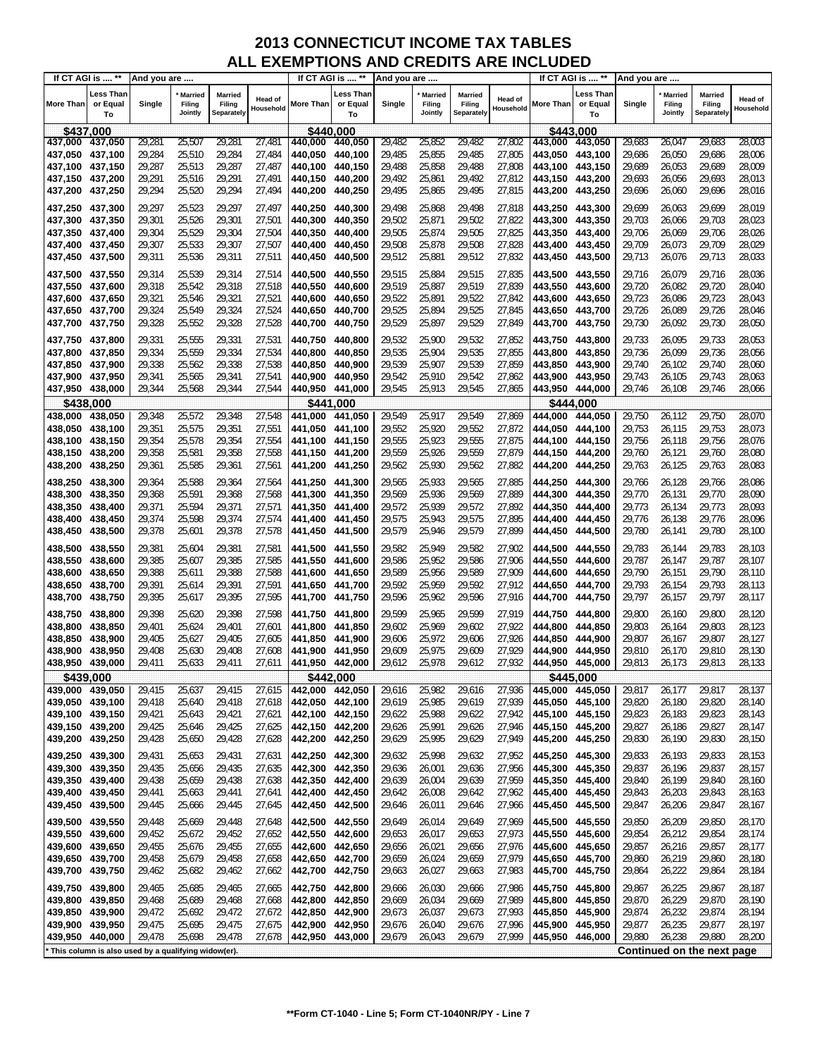# 2013 CONNECTICUT INCOME TAX TABLES
## ALL EXEMPTIONS AND CREDITS ARE INCLUDED

| If CT AGI is .... ** | | And you are .... | | | | If CT AGI is .... ** | | And you are .... | | | | If CT AGI is .... ** | | And you are .... | | | |
|---|---|---|---|---|---|---|---|---|---|---|---|---|---|---|---|---|---|
| More Than | Less Than or Equal To | Single | * Married Filing Jointly | Married Filing Separately | Head of Household | More Than | Less Than or Equal To | Single | * Married Filing Jointly | Married Filing Separately | Head of Household | More Than | Less Than or Equal To | Single | * Married Filing Jointly | Married Filing Separately | Head of Household |
| **$437,000** | | | | | | **$440,000** | | | | | | **$443,000** | | | | | |
| 437,000 | 437,050 | 29,281 | 25,507 | 29,281 | 27,481 | 440,000 | 440,050 | 29,482 | 25,852 | 29,482 | 27,802 | 443,000 | 443,050 | 29,683 | 26,047 | 29,683 | 28,003 |
| 437,050 | 437,100 | 29,284 | 25,510 | 29,284 | 27,484 | 440,050 | 440,100 | 29,485 | 25,855 | 29,485 | 27,805 | 443,050 | 443,100 | 29,686 | 26,050 | 29,686 | 28,006 |
| 437,100 | 437,150 | 29,287 | 25,513 | 29,287 | 27,487 | 440,100 | 440,150 | 29,488 | 25,858 | 29,488 | 27,808 | 443,100 | 443,150 | 29,689 | 26,053 | 29,689 | 28,009 |
| 437,150 | 437,200 | 29,291 | 25,516 | 29,291 | 27,491 | 440,150 | 440,200 | 29,492 | 25,861 | 29,492 | 27,812 | 443,150 | 443,200 | 29,693 | 26,056 | 29,693 | 28,013 |
| 437,200 | 437,250 | 29,294 | 25,520 | 29,294 | 27,494 | 440,200 | 440,250 | 29,495 | 25,865 | 29,495 | 27,815 | 443,200 | 443,250 | 29,696 | 26,060 | 29,696 | 28,016 |
| 437,250 | 437,300 | 29,297 | 25,523 | 29,297 | 27,497 | 440,250 | 440,300 | 29,498 | 25,868 | 29,498 | 27,818 | 443,250 | 443,300 | 29,699 | 26,063 | 29,699 | 28,019 |
| 437,300 | 437,350 | 29,301 | 25,526 | 29,301 | 27,501 | 440,300 | 440,350 | 29,502 | 25,871 | 29,502 | 27,822 | 443,300 | 443,350 | 29,703 | 26,066 | 29,703 | 28,023 |
| 437,350 | 437,400 | 29,304 | 25,529 | 29,304 | 27,504 | 440,350 | 440,400 | 29,505 | 25,874 | 29,505 | 27,825 | 443,350 | 443,400 | 29,706 | 26,069 | 29,706 | 28,026 |
| 437,400 | 437,450 | 29,307 | 25,533 | 29,307 | 27,507 | 440,400 | 440,450 | 29,508 | 25,878 | 29,508 | 27,828 | 443,400 | 443,450 | 29,709 | 26,073 | 29,709 | 28,029 |
| 437,450 | 437,500 | 29,311 | 25,536 | 29,311 | 27,511 | 440,450 | 440,500 | 29,512 | 25,881 | 29,512 | 27,832 | 443,450 | 443,500 | 29,713 | 26,076 | 29,713 | 28,033 |
| 437,500 | 437,550 | 29,314 | 25,539 | 29,314 | 27,514 | 440,500 | 440,550 | 29,515 | 25,884 | 29,515 | 27,835 | 443,500 | 443,550 | 29,716 | 26,079 | 29,716 | 28,036 |
| 437,550 | 437,600 | 29,318 | 25,542 | 29,318 | 27,518 | 440,550 | 440,600 | 29,519 | 25,887 | 29,519 | 27,839 | 443,550 | 443,600 | 29,720 | 26,082 | 29,720 | 28,040 |
| 437,600 | 437,650 | 29,321 | 25,546 | 29,321 | 27,521 | 440,600 | 440,650 | 29,522 | 25,891 | 29,522 | 27,842 | 443,600 | 443,650 | 29,723 | 26,086 | 29,723 | 28,043 |
| 437,650 | 437,700 | 29,324 | 25,549 | 29,324 | 27,524 | 440,650 | 440,700 | 29,525 | 25,894 | 29,525 | 27,845 | 443,650 | 443,700 | 29,726 | 26,089 | 29,726 | 28,046 |
| 437,700 | 437,750 | 29,328 | 25,552 | 29,328 | 27,528 | 440,700 | 440,750 | 29,529 | 25,897 | 29,529 | 27,849 | 443,700 | 443,750 | 29,730 | 26,092 | 29,730 | 28,050 |
| 437,750 | 437,800 | 29,331 | 25,555 | 29,331 | 27,531 | 440,750 | 440,800 | 29,532 | 25,900 | 29,532 | 27,852 | 443,750 | 443,800 | 29,733 | 26,095 | 29,733 | 28,053 |
| 437,800 | 437,850 | 29,334 | 25,559 | 29,334 | 27,534 | 440,800 | 440,850 | 29,535 | 25,904 | 29,535 | 27,855 | 443,800 | 443,850 | 29,736 | 26,099 | 29,736 | 28,056 |
| 437,850 | 437,900 | 29,338 | 25,562 | 29,338 | 27,538 | 440,850 | 440,900 | 29,539 | 25,907 | 29,539 | 27,859 | 443,850 | 443,900 | 29,740 | 26,102 | 29,740 | 28,060 |
| 437,900 | 437,950 | 29,341 | 25,565 | 29,341 | 27,541 | 440,900 | 440,950 | 29,542 | 25,910 | 29,542 | 27,862 | 443,900 | 443,950 | 29,743 | 26,105 | 29,743 | 28,063 |
| 437,950 | 438,000 | 29,344 | 25,568 | 29,344 | 27,544 | 440,950 | 441,000 | 29,545 | 25,913 | 29,545 | 27,865 | 443,950 | 444,000 | 29,746 | 26,108 | 29,746 | 28,066 |
| **$438,000** | | | | | | **$441,000** | | | | | | **$444,000** | | | | | |
| 438,000 | 438,050 | 29,348 | 25,572 | 29,348 | 27,548 | 441,000 | 441,050 | 29,549 | 25,917 | 29,549 | 27,869 | 444,000 | 444,050 | 29,750 | 26,112 | 29,750 | 28,070 |
| 438,050 | 438,100 | 29,351 | 25,575 | 29,351 | 27,551 | 441,050 | 441,100 | 29,552 | 25,920 | 29,552 | 27,872 | 444,050 | 444,100 | 29,753 | 26,115 | 29,753 | 28,073 |
| 438,100 | 438,150 | 29,354 | 25,578 | 29,354 | 27,554 | 441,100 | 441,150 | 29,555 | 25,923 | 29,555 | 27,875 | 444,100 | 444,150 | 29,756 | 26,118 | 29,756 | 28,076 |
| 438,150 | 438,200 | 29,358 | 25,581 | 29,358 | 27,558 | 441,150 | 441,200 | 29,559 | 25,926 | 29,559 | 27,879 | 444,150 | 444,200 | 29,760 | 26,121 | 29,760 | 28,080 |
| 438,200 | 438,250 | 29,361 | 25,585 | 29,361 | 27,561 | 441,200 | 441,250 | 29,562 | 25,930 | 29,562 | 27,882 | 444,200 | 444,250 | 29,763 | 26,125 | 29,763 | 28,083 |
| 438,250 | 438,300 | 29,364 | 25,588 | 29,364 | 27,564 | 441,250 | 441,300 | 29,565 | 25,933 | 29,565 | 27,885 | 444,250 | 444,300 | 29,766 | 26,128 | 29,766 | 28,086 |
| 438,300 | 438,350 | 29,368 | 25,591 | 29,368 | 27,568 | 441,300 | 441,350 | 29,569 | 25,936 | 29,569 | 27,889 | 444,300 | 444,350 | 29,770 | 26,131 | 29,770 | 28,090 |
| 438,350 | 438,400 | 29,371 | 25,594 | 29,371 | 27,571 | 441,350 | 441,400 | 29,572 | 25,939 | 29,572 | 27,892 | 444,350 | 444,400 | 29,773 | 26,134 | 29,773 | 28,093 |
| 438,400 | 438,450 | 29,374 | 25,598 | 29,374 | 27,574 | 441,400 | 441,450 | 29,575 | 25,943 | 29,575 | 27,895 | 444,400 | 444,450 | 29,776 | 26,138 | 29,776 | 28,096 |
| 438,450 | 438,500 | 29,378 | 25,601 | 29,378 | 27,578 | 441,450 | 441,500 | 29,579 | 25,946 | 29,579 | 27,899 | 444,450 | 444,500 | 29,780 | 26,141 | 29,780 | 28,100 |
| 438,500 | 438,550 | 29,381 | 25,604 | 29,381 | 27,581 | 441,500 | 441,550 | 29,582 | 25,949 | 29,582 | 27,902 | 444,500 | 444,550 | 29,783 | 26,144 | 29,783 | 28,103 |
| 438,550 | 438,600 | 29,385 | 25,607 | 29,385 | 27,585 | 441,550 | 441,600 | 29,586 | 25,952 | 29,586 | 27,906 | 444,550 | 444,600 | 29,787 | 26,147 | 29,787 | 28,107 |
| 438,600 | 438,650 | 29,388 | 25,611 | 29,388 | 27,588 | 441,600 | 441,650 | 29,589 | 25,956 | 29,589 | 27,909 | 444,600 | 444,650 | 29,790 | 26,151 | 29,790 | 28,110 |
| 438,650 | 438,700 | 29,391 | 25,614 | 29,391 | 27,591 | 441,650 | 441,700 | 29,592 | 25,959 | 29,592 | 27,912 | 444,650 | 444,700 | 29,793 | 26,154 | 29,793 | 28,113 |
| 438,700 | 438,750 | 29,395 | 25,617 | 29,395 | 27,595 | 441,700 | 441,750 | 29,596 | 25,962 | 29,596 | 27,916 | 444,700 | 444,750 | 29,797 | 26,157 | 29,797 | 28,117 |
| 438,750 | 438,800 | 29,398 | 25,620 | 29,398 | 27,598 | 441,750 | 441,800 | 29,599 | 25,965 | 29,599 | 27,919 | 444,750 | 444,800 | 29,800 | 26,160 | 29,800 | 28,120 |
| 438,800 | 438,850 | 29,401 | 25,624 | 29,401 | 27,601 | 441,800 | 441,850 | 29,602 | 25,969 | 29,602 | 27,922 | 444,800 | 444,850 | 29,803 | 26,164 | 29,803 | 28,123 |
| 438,850 | 438,900 | 29,405 | 25,627 | 29,405 | 27,605 | 441,850 | 441,900 | 29,606 | 25,972 | 29,606 | 27,926 | 444,850 | 444,900 | 29,807 | 26,167 | 29,807 | 28,127 |
| 438,900 | 438,950 | 29,408 | 25,630 | 29,408 | 27,608 | 441,900 | 441,950 | 29,609 | 25,975 | 29,609 | 27,929 | 444,900 | 444,950 | 29,810 | 26,170 | 29,810 | 28,130 |
| 438,950 | 439,000 | 29,411 | 25,633 | 29,411 | 27,611 | 441,950 | 442,000 | 29,612 | 25,978 | 29,612 | 27,932 | 444,950 | 445,000 | 29,813 | 26,173 | 29,813 | 28,133 |
| **$439,000** | | | | | | **$442,000** | | | | | | **$445,000** | | | | | |
| 439,000 | 439,050 | 29,415 | 25,637 | 29,415 | 27,615 | 442,000 | 442,050 | 29,616 | 25,982 | 29,616 | 27,936 | 445,000 | 445,050 | 29,817 | 26,177 | 29,817 | 28,137 |
| 439,050 | 439,100 | 29,418 | 25,640 | 29,418 | 27,618 | 442,050 | 442,100 | 29,619 | 25,985 | 29,619 | 27,939 | 445,050 | 445,100 | 29,820 | 26,180 | 29,820 | 28,140 |
| 439,100 | 439,150 | 29,421 | 25,643 | 29,421 | 27,621 | 442,100 | 442,150 | 29,622 | 25,988 | 29,622 | 27,942 | 445,100 | 445,150 | 29,823 | 26,183 | 29,823 | 28,143 |
| 439,150 | 439,200 | 29,425 | 25,646 | 29,425 | 27,625 | 442,150 | 442,200 | 29,626 | 25,991 | 29,626 | 27,946 | 445,150 | 445,200 | 29,827 | 26,186 | 29,827 | 28,147 |
| 439,200 | 439,250 | 29,428 | 25,650 | 29,428 | 27,628 | 442,200 | 442,250 | 29,629 | 25,995 | 29,629 | 27,949 | 445,200 | 445,250 | 29,830 | 26,190 | 29,830 | 28,150 |
| 439,250 | 439,300 | 29,431 | 25,653 | 29,431 | 27,631 | 442,250 | 442,300 | 29,632 | 25,998 | 29,632 | 27,952 | 445,250 | 445,300 | 29,833 | 26,193 | 29,833 | 28,153 |
| 439,300 | 439,350 | 29,435 | 25,656 | 29,435 | 27,635 | 442,300 | 442,350 | 29,636 | 26,001 | 29,636 | 27,956 | 445,300 | 445,350 | 29,837 | 26,196 | 29,837 | 28,157 |
| 439,350 | 439,400 | 29,438 | 25,659 | 29,438 | 27,638 | 442,350 | 442,400 | 29,639 | 26,004 | 29,639 | 27,959 | 445,350 | 445,400 | 29,840 | 26,199 | 29,840 | 28,160 |
| 439,400 | 439,450 | 29,441 | 25,663 | 29,441 | 27,641 | 442,400 | 442,450 | 29,642 | 26,008 | 29,642 | 27,962 | 445,400 | 445,450 | 29,843 | 26,203 | 29,843 | 28,163 |
| 439,450 | 439,500 | 29,445 | 25,666 | 29,445 | 27,645 | 442,450 | 442,500 | 29,646 | 26,011 | 29,646 | 27,966 | 445,450 | 445,500 | 29,847 | 26,206 | 29,847 | 28,167 |
| 439,500 | 439,550 | 29,448 | 25,669 | 29,448 | 27,648 | 442,500 | 442,550 | 29,649 | 26,014 | 29,649 | 27,969 | 445,500 | 445,550 | 29,850 | 26,209 | 29,850 | 28,170 |
| 439,550 | 439,600 | 29,452 | 25,672 | 29,452 | 27,652 | 442,550 | 442,600 | 29,653 | 26,017 | 29,653 | 27,973 | 445,550 | 445,600 | 29,854 | 26,212 | 29,854 | 28,174 |
| 439,600 | 439,650 | 29,455 | 25,676 | 29,455 | 27,655 | 442,600 | 442,650 | 29,656 | 26,021 | 29,656 | 27,976 | 445,600 | 445,650 | 29,857 | 26,216 | 29,857 | 28,177 |
| 439,650 | 439,700 | 29,458 | 25,679 | 29,458 | 27,658 | 442,650 | 442,700 | 29,659 | 26,024 | 29,659 | 27,979 | 445,650 | 445,700 | 29,860 | 26,219 | 29,860 | 28,180 |
| 439,700 | 439,750 | 29,462 | 25,682 | 29,462 | 27,662 | 442,700 | 442,750 | 29,663 | 26,027 | 29,663 | 27,983 | 445,700 | 445,750 | 29,864 | 26,222 | 29,864 | 28,184 |
| 439,750 | 439,800 | 29,465 | 25,685 | 29,465 | 27,665 | 442,750 | 442,800 | 29,666 | 26,030 | 29,666 | 27,986 | 445,750 | 445,800 | 29,867 | 26,225 | 29,867 | 28,187 |
| 439,800 | 439,850 | 29,468 | 25,689 | 29,468 | 27,668 | 442,800 | 442,850 | 29,669 | 26,034 | 29,669 | 27,989 | 445,800 | 445,850 | 29,870 | 26,229 | 29,870 | 28,190 |
| 439,850 | 439,900 | 29,472 | 25,692 | 29,472 | 27,672 | 442,850 | 442,900 | 29,673 | 26,037 | 29,673 | 27,993 | 445,850 | 445,900 | 29,874 | 26,232 | 29,874 | 28,194 |
| 439,900 | 439,950 | 29,475 | 25,695 | 29,475 | 27,675 | 442,900 | 442,950 | 29,676 | 26,040 | 29,676 | 27,996 | 445,900 | 445,950 | 29,877 | 26,235 | 29,877 | 28,197 |
| 439,950 | 440,000 | 29,478 | 25,698 | 29,478 | 27,678 | 442,950 | 443,000 | 29,679 | 26,043 | 29,679 | 27,999 | 445,950 | 446,000 | 29,880 | 26,238 | 29,880 | 28,200 |

\* This column is also used by a qualifying widow(er).

**Continued on the next page**

**Form CT-1040 - Line 5; Form CT-1040NR/PY - Line 7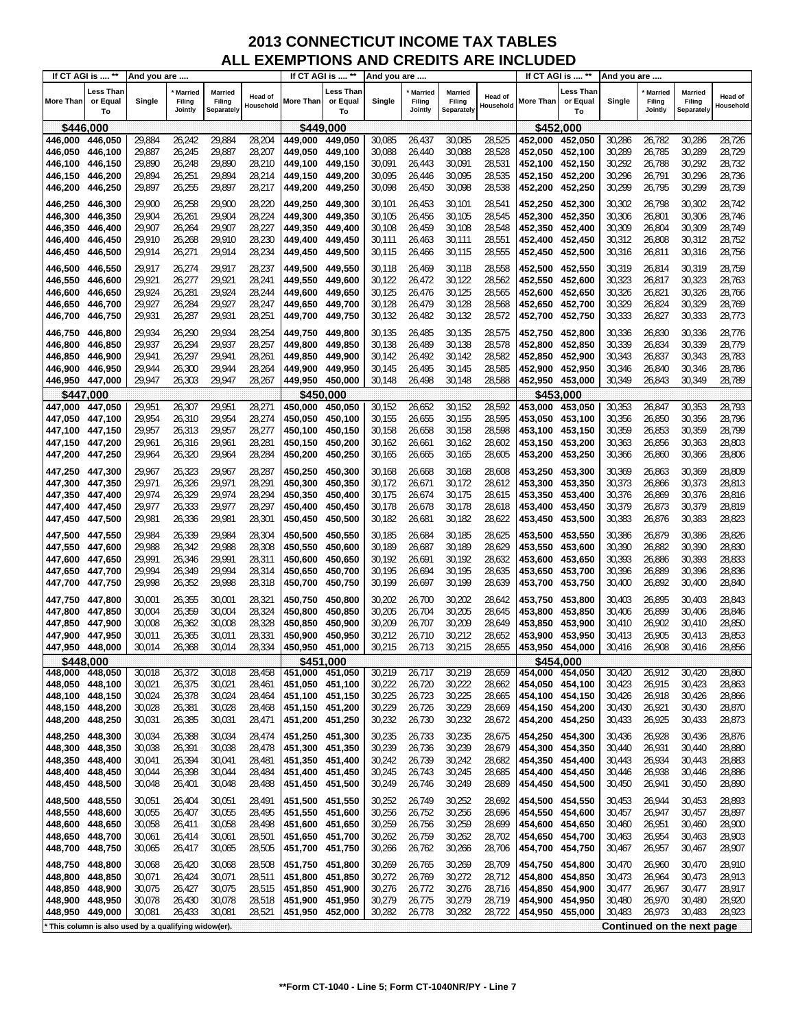# 2013 CONNECTICUT INCOME TAX TABLES
## ALL EXEMPTIONS AND CREDITS ARE INCLUDED

| If CT AGI is .... ** | | And you are .... | | | |
|---|---|---|---|---|---|
| More Than | Less Than or Equal To | Single | * Married Filing Jointly | Married Filing Separately | Head of Household |
| **$446,000** | | | | | |
| 446,000 | 446,050 | 29,884 | 26,242 | 29,884 | 28,204 |
| 446,050 | 446,100 | 29,887 | 26,245 | 29,887 | 28,207 |
| 446,100 | 446,150 | 29,890 | 26,248 | 29,890 | 28,210 |
| 446,150 | 446,200 | 29,894 | 26,251 | 29,894 | 28,214 |
| 446,200 | 446,250 | 29,897 | 26,255 | 29,897 | 28,217 |
| 446,250 | 446,300 | 29,900 | 26,258 | 29,900 | 28,220 |
| 446,300 | 446,350 | 29,904 | 26,261 | 29,904 | 28,224 |
| 446,350 | 446,400 | 29,907 | 26,264 | 29,907 | 28,227 |
| 446,400 | 446,450 | 29,910 | 26,268 | 29,910 | 28,230 |
| 446,450 | 446,500 | 29,914 | 26,271 | 29,914 | 28,234 |
| 446,500 | 446,550 | 29,917 | 26,274 | 29,917 | 28,237 |
| 446,550 | 446,600 | 29,921 | 26,277 | 29,921 | 28,241 |
| 446,600 | 446,650 | 29,924 | 26,281 | 29,924 | 28,244 |
| 446,650 | 446,700 | 29,927 | 26,284 | 29,927 | 28,247 |
| 446,700 | 446,750 | 29,931 | 26,287 | 29,931 | 28,251 |
| 446,750 | 446,800 | 29,934 | 26,290 | 29,934 | 28,254 |
| 446,800 | 446,850 | 29,937 | 26,294 | 29,937 | 28,257 |
| 446,850 | 446,900 | 29,941 | 26,297 | 29,941 | 28,261 |
| 446,900 | 446,950 | 29,944 | 26,300 | 29,944 | 28,264 |
| 446,950 | 447,000 | 29,947 | 26,303 | 29,947 | 28,267 |
| **$447,000** | | | | | |
| 447,000 | 447,050 | 29,951 | 26,307 | 29,951 | 28,271 |
| 447,050 | 447,100 | 29,954 | 26,310 | 29,954 | 28,274 |
| 447,100 | 447,150 | 29,957 | 26,313 | 29,957 | 28,277 |
| 447,150 | 447,200 | 29,961 | 26,316 | 29,961 | 28,281 |
| 447,200 | 447,250 | 29,964 | 26,320 | 29,964 | 28,284 |
| 447,250 | 447,300 | 29,967 | 26,323 | 29,967 | 28,287 |
| 447,300 | 447,350 | 29,971 | 26,326 | 29,971 | 28,291 |
| 447,350 | 447,400 | 29,974 | 26,329 | 29,974 | 28,294 |
| 447,400 | 447,450 | 29,977 | 26,333 | 29,977 | 28,297 |
| 447,450 | 447,500 | 29,981 | 26,336 | 29,981 | 28,301 |
| 447,500 | 447,550 | 29,984 | 26,339 | 29,984 | 28,304 |
| 447,550 | 447,600 | 29,988 | 26,342 | 29,988 | 28,308 |
| 447,600 | 447,650 | 29,991 | 26,346 | 29,991 | 28,311 |
| 447,650 | 447,700 | 29,994 | 26,349 | 29,994 | 28,314 |
| 447,700 | 447,750 | 29,998 | 26,352 | 29,998 | 28,318 |
| 447,750 | 447,800 | 30,001 | 26,355 | 30,001 | 28,321 |
| 447,800 | 447,850 | 30,004 | 26,359 | 30,004 | 28,324 |
| 447,850 | 447,900 | 30,008 | 26,362 | 30,008 | 28,328 |
| 447,900 | 447,950 | 30,011 | 26,365 | 30,011 | 28,331 |
| 447,950 | 448,000 | 30,014 | 26,368 | 30,014 | 28,334 |
| **$448,000** | | | | | |
| 448,000 | 448,050 | 30,018 | 26,372 | 30,018 | 28,458 |
| 448,050 | 448,100 | 30,021 | 26,375 | 30,021 | 28,461 |
| 448,100 | 448,150 | 30,024 | 26,378 | 30,024 | 28,464 |
| 448,150 | 448,200 | 30,028 | 26,381 | 30,028 | 28,468 |
| 448,200 | 448,250 | 30,031 | 26,385 | 30,031 | 28,471 |
| 448,250 | 448,300 | 30,034 | 26,388 | 30,034 | 28,474 |
| 448,300 | 448,350 | 30,038 | 26,391 | 30,038 | 28,478 |
| 448,350 | 448,400 | 30,041 | 26,394 | 30,041 | 28,481 |
| 448,400 | 448,450 | 30,044 | 26,398 | 30,044 | 28,484 |
| 448,450 | 448,500 | 30,048 | 26,401 | 30,048 | 28,488 |
| 448,500 | 448,550 | 30,051 | 26,404 | 30,051 | 28,491 |
| 448,550 | 448,600 | 30,055 | 26,407 | 30,055 | 28,495 |
| 448,600 | 448,650 | 30,058 | 26,411 | 30,058 | 28,498 |
| 448,650 | 448,700 | 30,061 | 26,414 | 30,061 | 28,501 |
| 448,700 | 448,750 | 30,065 | 26,417 | 30,065 | 28,505 |
| 448,750 | 448,800 | 30,068 | 26,420 | 30,068 | 28,508 |
| 448,800 | 448,850 | 30,071 | 26,424 | 30,071 | 28,511 |
| 448,850 | 448,900 | 30,075 | 26,427 | 30,075 | 28,515 |
| 448,900 | 448,950 | 30,078 | 26,430 | 30,078 | 28,518 |
| 448,950 | 449,000 | 30,081 | 26,433 | 30,081 | 28,521 |
| **$449,000** | | | | | |
| 449,000 | 449,050 | 30,085 | 26,437 | 30,085 | 28,525 |
| 449,050 | 449,100 | 30,088 | 26,440 | 30,088 | 28,528 |
| 449,100 | 449,150 | 30,091 | 26,443 | 30,091 | 28,531 |
| 449,150 | 449,200 | 30,095 | 26,446 | 30,095 | 28,535 |
| 449,200 | 449,250 | 30,098 | 26,450 | 30,098 | 28,538 |
| 449,250 | 449,300 | 30,101 | 26,453 | 30,101 | 28,541 |
| 449,300 | 449,350 | 30,105 | 26,456 | 30,105 | 28,545 |
| 449,350 | 449,400 | 30,108 | 26,459 | 30,108 | 28,548 |
| 449,400 | 449,450 | 30,111 | 26,463 | 30,111 | 28,551 |
| 449,450 | 449,500 | 30,115 | 26,466 | 30,115 | 28,555 |
| 449,500 | 449,550 | 30,118 | 26,469 | 30,118 | 28,558 |
| 449,550 | 449,600 | 30,122 | 26,472 | 30,122 | 28,562 |
| 449,600 | 449,650 | 30,125 | 26,476 | 30,125 | 28,565 |
| 449,650 | 449,700 | 30,128 | 26,479 | 30,128 | 28,568 |
| 449,700 | 449,750 | 30,132 | 26,482 | 30,132 | 28,572 |
| 449,750 | 449,800 | 30,135 | 26,485 | 30,135 | 28,575 |
| 449,800 | 449,850 | 30,138 | 26,489 | 30,138 | 28,578 |
| 449,850 | 449,900 | 30,142 | 26,492 | 30,142 | 28,582 |
| 449,900 | 449,950 | 30,145 | 26,495 | 30,145 | 28,585 |
| 449,950 | 450,000 | 30,148 | 26,498 | 30,148 | 28,588 |
| **$450,000** | | | | | |
| 450,000 | 450,050 | 30,152 | 26,652 | 30,152 | 28,592 |
| 450,050 | 450,100 | 30,155 | 26,655 | 30,155 | 28,595 |
| 450,100 | 450,150 | 30,158 | 26,658 | 30,158 | 28,598 |
| 450,150 | 450,200 | 30,162 | 26,661 | 30,162 | 28,602 |
| 450,200 | 450,250 | 30,165 | 26,665 | 30,165 | 28,605 |
| 450,250 | 450,300 | 30,168 | 26,668 | 30,168 | 28,608 |
| 450,300 | 450,350 | 30,172 | 26,671 | 30,172 | 28,612 |
| 450,350 | 450,400 | 30,175 | 26,674 | 30,175 | 28,615 |
| 450,400 | 450,450 | 30,178 | 26,678 | 30,178 | 28,618 |
| 450,450 | 450,500 | 30,182 | 26,681 | 30,182 | 28,622 |
| 450,500 | 450,550 | 30,185 | 26,684 | 30,185 | 28,625 |
| 450,550 | 450,600 | 30,189 | 26,687 | 30,189 | 28,629 |
| 450,600 | 450,650 | 30,192 | 26,691 | 30,192 | 28,632 |
| 450,650 | 450,700 | 30,195 | 26,694 | 30,195 | 28,635 |
| 450,700 | 450,750 | 30,199 | 26,697 | 30,199 | 28,639 |
| 450,750 | 450,800 | 30,202 | 26,700 | 30,202 | 28,642 |
| 450,800 | 450,850 | 30,205 | 26,704 | 30,205 | 28,645 |
| 450,850 | 450,900 | 30,209 | 26,707 | 30,209 | 28,649 |
| 450,900 | 450,950 | 30,212 | 26,710 | 30,212 | 28,652 |
| 450,950 | 451,000 | 30,215 | 26,713 | 30,215 | 28,655 |
| **$451,000** | | | | | |
| 451,000 | 451,050 | 30,219 | 26,717 | 30,219 | 28,659 |
| 451,050 | 451,100 | 30,222 | 26,720 | 30,222 | 28,662 |
| 451,100 | 451,150 | 30,225 | 26,723 | 30,225 | 28,665 |
| 451,150 | 451,200 | 30,229 | 26,726 | 30,229 | 28,669 |
| 451,200 | 451,250 | 30,232 | 26,730 | 30,232 | 28,672 |
| 451,250 | 451,300 | 30,235 | 26,733 | 30,235 | 28,675 |
| 451,300 | 451,350 | 30,239 | 26,736 | 30,239 | 28,679 |
| 451,350 | 451,400 | 30,242 | 26,739 | 30,242 | 28,682 |
| 451,400 | 451,450 | 30,245 | 26,743 | 30,245 | 28,685 |
| 451,450 | 451,500 | 30,249 | 26,746 | 30,249 | 28,689 |
| 451,500 | 451,550 | 30,252 | 26,749 | 30,252 | 28,692 |
| 451,550 | 451,600 | 30,256 | 26,752 | 30,256 | 28,696 |
| 451,600 | 451,650 | 30,259 | 26,756 | 30,259 | 28,699 |
| 451,650 | 451,700 | 30,262 | 26,759 | 30,262 | 28,702 |
| 451,700 | 451,750 | 30,266 | 26,762 | 30,266 | 28,706 |
| 451,750 | 451,800 | 30,269 | 26,765 | 30,269 | 28,709 |
| 451,800 | 451,850 | 30,272 | 26,769 | 30,272 | 28,712 |
| 451,850 | 451,900 | 30,276 | 26,772 | 30,276 | 28,716 |
| 451,900 | 451,950 | 30,279 | 26,775 | 30,279 | 28,719 |
| 451,950 | 452,000 | 30,282 | 26,778 | 30,282 | 28,722 |
| **$452,000** | | | | | |
| 452,000 | 452,050 | 30,286 | 26,782 | 30,286 | 28,726 |
| 452,050 | 452,100 | 30,289 | 26,785 | 30,289 | 28,729 |
| 452,100 | 452,150 | 30,292 | 26,788 | 30,292 | 28,732 |
| 452,150 | 452,200 | 30,296 | 26,791 | 30,296 | 28,736 |
| 452,200 | 452,250 | 30,299 | 26,795 | 30,299 | 28,739 |
| 452,250 | 452,300 | 30,302 | 26,798 | 30,302 | 28,742 |
| 452,300 | 452,350 | 30,306 | 26,801 | 30,306 | 28,746 |
| 452,350 | 452,400 | 30,309 | 26,804 | 30,309 | 28,749 |
| 452,400 | 452,450 | 30,312 | 26,808 | 30,312 | 28,752 |
| 452,450 | 452,500 | 30,316 | 26,811 | 30,316 | 28,756 |
| 452,500 | 452,550 | 30,319 | 26,814 | 30,319 | 28,759 |
| 452,550 | 452,600 | 30,323 | 26,817 | 30,323 | 28,763 |
| 452,600 | 452,650 | 30,326 | 26,821 | 30,326 | 28,766 |
| 452,650 | 452,700 | 30,329 | 26,824 | 30,329 | 28,769 |
| 452,700 | 452,750 | 30,333 | 26,827 | 30,333 | 28,773 |
| 452,750 | 452,800 | 30,336 | 26,830 | 30,336 | 28,776 |
| 452,800 | 452,850 | 30,339 | 26,834 | 30,339 | 28,779 |
| 452,850 | 452,900 | 30,343 | 26,837 | 30,343 | 28,783 |
| 452,900 | 452,950 | 30,346 | 26,840 | 30,346 | 28,786 |
| 452,950 | 453,000 | 30,349 | 26,843 | 30,349 | 28,789 |
| **$453,000** | | | | | |
| 453,000 | 453,050 | 30,353 | 26,847 | 30,353 | 28,793 |
| 453,050 | 453,100 | 30,356 | 26,850 | 30,356 | 28,796 |
| 453,100 | 453,150 | 30,359 | 26,853 | 30,359 | 28,799 |
| 453,150 | 453,200 | 30,363 | 26,856 | 30,363 | 28,803 |
| 453,200 | 453,250 | 30,366 | 26,860 | 30,366 | 28,806 |
| 453,250 | 453,300 | 30,369 | 26,863 | 30,369 | 28,809 |
| 453,300 | 453,350 | 30,373 | 26,866 | 30,373 | 28,813 |
| 453,350 | 453,400 | 30,376 | 26,869 | 30,376 | 28,816 |
| 453,400 | 453,450 | 30,379 | 26,873 | 30,379 | 28,819 |
| 453,450 | 453,500 | 30,383 | 26,876 | 30,383 | 28,823 |
| 453,500 | 453,550 | 30,386 | 26,879 | 30,386 | 28,826 |
| 453,550 | 453,600 | 30,390 | 26,882 | 30,390 | 28,830 |
| 453,600 | 453,650 | 30,393 | 26,886 | 30,393 | 28,833 |
| 453,650 | 453,700 | 30,396 | 26,889 | 30,396 | 28,836 |
| 453,700 | 453,750 | 30,400 | 26,892 | 30,400 | 28,840 |
| 453,750 | 453,800 | 30,403 | 26,895 | 30,403 | 28,843 |
| 453,800 | 453,850 | 30,406 | 26,899 | 30,406 | 28,846 |
| 453,850 | 453,900 | 30,410 | 26,902 | 30,410 | 28,850 |
| 453,900 | 453,950 | 30,413 | 26,905 | 30,413 | 28,853 |
| 453,950 | 454,000 | 30,416 | 26,908 | 30,416 | 28,856 |
| **$454,000** | | | | | |
| 454,000 | 454,050 | 30,420 | 26,912 | 30,420 | 28,860 |
| 454,050 | 454,100 | 30,423 | 26,915 | 30,423 | 28,863 |
| 454,100 | 454,150 | 30,426 | 26,918 | 30,426 | 28,866 |
| 454,150 | 454,200 | 30,430 | 26,921 | 30,430 | 28,870 |
| 454,200 | 454,250 | 30,433 | 26,925 | 30,433 | 28,873 |
| 454,250 | 454,300 | 30,436 | 26,928 | 30,436 | 28,876 |
| 454,300 | 454,350 | 30,440 | 26,931 | 30,440 | 28,880 |
| 454,350 | 454,400 | 30,443 | 26,934 | 30,443 | 28,883 |
| 454,400 | 454,450 | 30,446 | 26,938 | 30,446 | 28,886 |
| 454,450 | 454,500 | 30,450 | 26,941 | 30,450 | 28,890 |
| 454,500 | 454,550 | 30,453 | 26,944 | 30,453 | 28,893 |
| 454,550 | 454,600 | 30,457 | 26,947 | 30,457 | 28,897 |
| 454,600 | 454,650 | 30,460 | 26,951 | 30,460 | 28,900 |
| 454,650 | 454,700 | 30,463 | 26,954 | 30,463 | 28,903 |
| 454,700 | 454,750 | 30,467 | 26,957 | 30,467 | 28,907 |
| 454,750 | 454,800 | 30,470 | 26,960 | 30,470 | 28,910 |
| 454,800 | 454,850 | 30,473 | 26,964 | 30,473 | 28,913 |
| 454,850 | 454,900 | 30,477 | 26,967 | 30,477 | 28,917 |
| 454,900 | 454,950 | 30,480 | 26,970 | 30,480 | 28,920 |
| 454,950 | 455,000 | 30,483 | 26,973 | 30,483 | 28,923 |

* This column is also used by a qualifying widow(er).

**Continued on the next page**

**Form CT-1040 - Line 5; Form CT-1040NR/PY - Line 7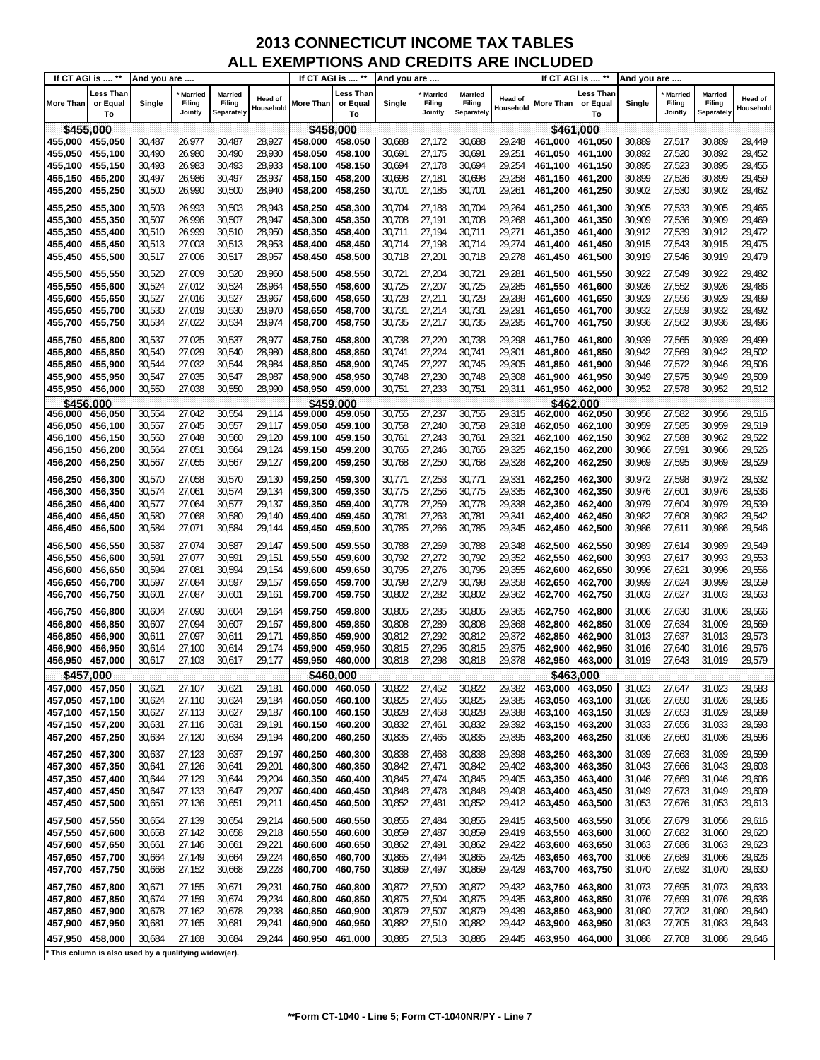# 2013 CONNECTICUT INCOME TAX TABLES
## ALL EXEMPTIONS AND CREDITS ARE INCLUDED

| If CT AGI is .... ** | | And you are .... | | | | If CT AGI is .... ** | | And you are .... | | | | If CT AGI is .... ** | | And you are .... | | | |
|---|---|---|---|---|---|---|---|---|---|---|---|---|---|---|---|---|---|
| More Than | Less Than or Equal To | Single | * Married Filing Jointly | Married Filing Separately | Head of Household | More Than | Less Than or Equal To | Single | * Married Filing Jointly | Married Filing Separately | Head of Household | More Than | Less Than or Equal To | Single | * Married Filing Jointly | Married Filing Separately | Head of Household |
| **$455,000** | | | | | | **$458,000** | | | | | | **$461,000** | | | | | |
| 455,000 | 455,050 | 30,487 | 26,977 | 30,487 | 28,927 | 458,000 | 458,050 | 30,688 | 27,172 | 30,688 | 29,248 | 461,000 | 461,050 | 30,889 | 27,517 | 30,889 | 29,449 |
| 455,050 | 455,100 | 30,490 | 26,980 | 30,490 | 28,930 | 458,050 | 458,100 | 30,691 | 27,175 | 30,691 | 29,251 | 461,050 | 461,100 | 30,892 | 27,520 | 30,892 | 29,452 |
| 455,100 | 455,150 | 30,493 | 26,983 | 30,493 | 28,933 | 458,100 | 458,150 | 30,694 | 27,178 | 30,694 | 29,254 | 461,100 | 461,150 | 30,895 | 27,523 | 30,895 | 29,455 |
| 455,150 | 455,200 | 30,497 | 26,986 | 30,497 | 28,937 | 458,150 | 458,200 | 30,698 | 27,181 | 30,698 | 29,258 | 461,150 | 461,200 | 30,899 | 27,526 | 30,899 | 29,459 |
| 455,200 | 455,250 | 30,500 | 26,990 | 30,500 | 28,940 | 458,200 | 458,250 | 30,701 | 27,185 | 30,701 | 29,261 | 461,200 | 461,250 | 30,902 | 27,530 | 30,902 | 29,462 |
| 455,250 | 455,300 | 30,503 | 26,993 | 30,503 | 28,943 | 458,250 | 458,300 | 30,704 | 27,188 | 30,704 | 29,264 | 461,250 | 461,300 | 30,905 | 27,533 | 30,905 | 29,465 |
| 455,300 | 455,350 | 30,507 | 26,996 | 30,507 | 28,947 | 458,300 | 458,350 | 30,708 | 27,191 | 30,708 | 29,268 | 461,300 | 461,350 | 30,909 | 27,536 | 30,909 | 29,469 |
| 455,350 | 455,400 | 30,510 | 26,999 | 30,510 | 28,950 | 458,350 | 458,400 | 30,711 | 27,194 | 30,711 | 29,271 | 461,350 | 461,400 | 30,912 | 27,539 | 30,912 | 29,472 |
| 455,400 | 455,450 | 30,513 | 27,003 | 30,513 | 28,953 | 458,400 | 458,450 | 30,714 | 27,198 | 30,714 | 29,274 | 461,400 | 461,450 | 30,915 | 27,543 | 30,915 | 29,475 |
| 455,450 | 455,500 | 30,517 | 27,006 | 30,517 | 28,957 | 458,450 | 458,500 | 30,718 | 27,201 | 30,718 | 29,278 | 461,450 | 461,500 | 30,919 | 27,546 | 30,919 | 29,479 |
| 455,500 | 455,550 | 30,520 | 27,009 | 30,520 | 28,960 | 458,500 | 458,550 | 30,721 | 27,204 | 30,721 | 29,281 | 461,500 | 461,550 | 30,922 | 27,549 | 30,922 | 29,482 |
| 455,550 | 455,600 | 30,524 | 27,012 | 30,524 | 28,964 | 458,550 | 458,600 | 30,725 | 27,207 | 30,725 | 29,285 | 461,550 | 461,600 | 30,926 | 27,552 | 30,926 | 29,486 |
| 455,600 | 455,650 | 30,527 | 27,016 | 30,527 | 28,967 | 458,600 | 458,650 | 30,728 | 27,211 | 30,728 | 29,288 | 461,600 | 461,650 | 30,929 | 27,556 | 30,929 | 29,489 |
| 455,650 | 455,700 | 30,530 | 27,019 | 30,530 | 28,970 | 458,650 | 458,700 | 30,731 | 27,214 | 30,731 | 29,291 | 461,650 | 461,700 | 30,932 | 27,559 | 30,932 | 29,492 |
| 455,700 | 455,750 | 30,534 | 27,022 | 30,534 | 28,974 | 458,700 | 458,750 | 30,735 | 27,217 | 30,735 | 29,295 | 461,700 | 461,750 | 30,936 | 27,562 | 30,936 | 29,496 |
| 455,750 | 455,800 | 30,537 | 27,025 | 30,537 | 28,977 | 458,750 | 458,800 | 30,738 | 27,220 | 30,738 | 29,298 | 461,750 | 461,800 | 30,939 | 27,565 | 30,939 | 29,499 |
| 455,800 | 455,850 | 30,540 | 27,029 | 30,540 | 28,980 | 458,800 | 458,850 | 30,741 | 27,224 | 30,741 | 29,301 | 461,800 | 461,850 | 30,942 | 27,569 | 30,942 | 29,502 |
| 455,850 | 455,900 | 30,544 | 27,032 | 30,544 | 28,984 | 458,850 | 458,900 | 30,745 | 27,227 | 30,745 | 29,305 | 461,850 | 461,900 | 30,946 | 27,572 | 30,946 | 29,506 |
| 455,900 | 455,950 | 30,547 | 27,035 | 30,547 | 28,987 | 458,900 | 458,950 | 30,748 | 27,230 | 30,748 | 29,308 | 461,900 | 461,950 | 30,949 | 27,575 | 30,949 | 29,509 |
| 455,950 | 456,000 | 30,550 | 27,038 | 30,550 | 28,990 | 458,950 | 459,000 | 30,751 | 27,233 | 30,751 | 29,311 | 461,950 | 462,000 | 30,952 | 27,578 | 30,952 | 29,512 |
| **$456,000** | | | | | | **$459,000** | | | | | | **$462,000** | | | | | |
| 456,000 | 456,050 | 30,554 | 27,042 | 30,554 | 29,114 | 459,000 | 459,050 | 30,755 | 27,237 | 30,755 | 29,315 | 462,000 | 462,050 | 30,956 | 27,582 | 30,956 | 29,516 |
| 456,050 | 456,100 | 30,557 | 27,045 | 30,557 | 29,117 | 459,050 | 459,100 | 30,758 | 27,240 | 30,758 | 29,318 | 462,050 | 462,100 | 30,959 | 27,585 | 30,959 | 29,519 |
| 456,100 | 456,150 | 30,560 | 27,048 | 30,560 | 29,120 | 459,100 | 459,150 | 30,761 | 27,243 | 30,761 | 29,321 | 462,100 | 462,150 | 30,962 | 27,588 | 30,962 | 29,522 |
| 456,150 | 456,200 | 30,564 | 27,051 | 30,564 | 29,124 | 459,150 | 459,200 | 30,765 | 27,246 | 30,765 | 29,325 | 462,150 | 462,200 | 30,966 | 27,591 | 30,966 | 29,526 |
| 456,200 | 456,250 | 30,567 | 27,055 | 30,567 | 29,127 | 459,200 | 459,250 | 30,768 | 27,250 | 30,768 | 29,328 | 462,200 | 462,250 | 30,969 | 27,595 | 30,969 | 29,529 |
| 456,250 | 456,300 | 30,570 | 27,058 | 30,570 | 29,130 | 459,250 | 459,300 | 30,771 | 27,253 | 30,771 | 29,331 | 462,250 | 462,300 | 30,972 | 27,598 | 30,972 | 29,532 |
| 456,300 | 456,350 | 30,574 | 27,061 | 30,574 | 29,134 | 459,300 | 459,350 | 30,775 | 27,256 | 30,775 | 29,335 | 462,300 | 462,350 | 30,976 | 27,601 | 30,976 | 29,536 |
| 456,350 | 456,400 | 30,577 | 27,064 | 30,577 | 29,137 | 459,350 | 459,400 | 30,778 | 27,259 | 30,778 | 29,338 | 462,350 | 462,400 | 30,979 | 27,604 | 30,979 | 29,539 |
| 456,400 | 456,450 | 30,580 | 27,068 | 30,580 | 29,140 | 459,400 | 459,450 | 30,781 | 27,263 | 30,781 | 29,341 | 462,400 | 462,450 | 30,982 | 27,608 | 30,982 | 29,542 |
| 456,450 | 456,500 | 30,584 | 27,071 | 30,584 | 29,144 | 459,450 | 459,500 | 30,785 | 27,266 | 30,785 | 29,345 | 462,450 | 462,500 | 30,986 | 27,611 | 30,986 | 29,546 |
| 456,500 | 456,550 | 30,587 | 27,074 | 30,587 | 29,147 | 459,500 | 459,550 | 30,788 | 27,269 | 30,788 | 29,348 | 462,500 | 462,550 | 30,989 | 27,614 | 30,989 | 29,549 |
| 456,550 | 456,600 | 30,591 | 27,077 | 30,591 | 29,151 | 459,550 | 459,600 | 30,792 | 27,272 | 30,792 | 29,352 | 462,550 | 462,600 | 30,993 | 27,617 | 30,993 | 29,553 |
| 456,600 | 456,650 | 30,594 | 27,081 | 30,594 | 29,154 | 459,600 | 459,650 | 30,795 | 27,276 | 30,795 | 29,355 | 462,600 | 462,650 | 30,996 | 27,621 | 30,996 | 29,556 |
| 456,650 | 456,700 | 30,597 | 27,084 | 30,597 | 29,157 | 459,650 | 459,700 | 30,798 | 27,279 | 30,798 | 29,358 | 462,650 | 462,700 | 30,999 | 27,624 | 30,999 | 29,559 |
| 456,700 | 456,750 | 30,601 | 27,087 | 30,601 | 29,161 | 459,700 | 459,750 | 30,802 | 27,282 | 30,802 | 29,362 | 462,700 | 462,750 | 31,003 | 27,627 | 31,003 | 29,563 |
| 456,750 | 456,800 | 30,604 | 27,090 | 30,604 | 29,164 | 459,750 | 459,800 | 30,805 | 27,285 | 30,805 | 29,365 | 462,750 | 462,800 | 31,006 | 27,630 | 31,006 | 29,566 |
| 456,800 | 456,850 | 30,607 | 27,094 | 30,607 | 29,167 | 459,800 | 459,850 | 30,808 | 27,289 | 30,808 | 29,368 | 462,800 | 462,850 | 31,009 | 27,634 | 31,009 | 29,569 |
| 456,850 | 456,900 | 30,611 | 27,097 | 30,611 | 29,171 | 459,850 | 459,900 | 30,812 | 27,292 | 30,812 | 29,372 | 462,850 | 462,900 | 31,013 | 27,637 | 31,013 | 29,573 |
| 456,900 | 456,950 | 30,614 | 27,100 | 30,614 | 29,174 | 459,900 | 459,950 | 30,815 | 27,295 | 30,815 | 29,375 | 462,900 | 462,950 | 31,016 | 27,640 | 31,016 | 29,576 |
| 456,950 | 457,000 | 30,617 | 27,103 | 30,617 | 29,177 | 459,950 | 460,000 | 30,818 | 27,298 | 30,818 | 29,378 | 462,950 | 463,000 | 31,019 | 27,643 | 31,019 | 29,579 |
| **$457,000** | | | | | | **$460,000** | | | | | | **$463,000** | | | | | |
| 457,000 | 457,050 | 30,621 | 27,107 | 30,621 | 29,181 | 460,000 | 460,050 | 30,822 | 27,452 | 30,822 | 29,382 | 463,000 | 463,050 | 31,023 | 27,647 | 31,023 | 29,583 |
| 457,050 | 457,100 | 30,624 | 27,110 | 30,624 | 29,184 | 460,050 | 460,100 | 30,825 | 27,455 | 30,825 | 29,385 | 463,050 | 463,100 | 31,026 | 27,650 | 31,026 | 29,586 |
| 457,100 | 457,150 | 30,627 | 27,113 | 30,627 | 29,187 | 460,100 | 460,150 | 30,828 | 27,458 | 30,828 | 29,388 | 463,100 | 463,150 | 31,029 | 27,653 | 31,029 | 29,589 |
| 457,150 | 457,200 | 30,631 | 27,116 | 30,631 | 29,191 | 460,150 | 460,200 | 30,832 | 27,461 | 30,832 | 29,392 | 463,150 | 463,200 | 31,033 | 27,656 | 31,033 | 29,593 |
| 457,200 | 457,250 | 30,634 | 27,120 | 30,634 | 29,194 | 460,200 | 460,250 | 30,835 | 27,465 | 30,835 | 29,395 | 463,200 | 463,250 | 31,036 | 27,660 | 31,036 | 29,596 |
| 457,250 | 457,300 | 30,637 | 27,123 | 30,637 | 29,197 | 460,250 | 460,300 | 30,838 | 27,468 | 30,838 | 29,398 | 463,250 | 463,300 | 31,039 | 27,663 | 31,039 | 29,599 |
| 457,300 | 457,350 | 30,641 | 27,126 | 30,641 | 29,201 | 460,300 | 460,350 | 30,842 | 27,471 | 30,842 | 29,402 | 463,300 | 463,350 | 31,043 | 27,666 | 31,043 | 29,603 |
| 457,350 | 457,400 | 30,644 | 27,129 | 30,644 | 29,204 | 460,350 | 460,400 | 30,845 | 27,474 | 30,845 | 29,405 | 463,350 | 463,400 | 31,046 | 27,669 | 31,046 | 29,606 |
| 457,400 | 457,450 | 30,647 | 27,133 | 30,647 | 29,207 | 460,400 | 460,450 | 30,848 | 27,478 | 30,848 | 29,408 | 463,400 | 463,450 | 31,049 | 27,673 | 31,049 | 29,609 |
| 457,450 | 457,500 | 30,651 | 27,136 | 30,651 | 29,211 | 460,450 | 460,500 | 30,852 | 27,481 | 30,852 | 29,412 | 463,450 | 463,500 | 31,053 | 27,676 | 31,053 | 29,613 |
| 457,500 | 457,550 | 30,654 | 27,139 | 30,654 | 29,214 | 460,500 | 460,550 | 30,855 | 27,484 | 30,855 | 29,415 | 463,500 | 463,550 | 31,056 | 27,679 | 31,056 | 29,616 |
| 457,550 | 457,600 | 30,658 | 27,142 | 30,658 | 29,218 | 460,550 | 460,600 | 30,859 | 27,487 | 30,859 | 29,419 | 463,550 | 463,600 | 31,060 | 27,682 | 31,060 | 29,620 |
| 457,600 | 457,650 | 30,661 | 27,146 | 30,661 | 29,221 | 460,600 | 460,650 | 30,862 | 27,491 | 30,862 | 29,422 | 463,600 | 463,650 | 31,063 | 27,686 | 31,063 | 29,623 |
| 457,650 | 457,700 | 30,664 | 27,149 | 30,664 | 29,224 | 460,650 | 460,700 | 30,865 | 27,494 | 30,865 | 29,425 | 463,650 | 463,700 | 31,066 | 27,689 | 31,066 | 29,626 |
| 457,700 | 457,750 | 30,668 | 27,152 | 30,668 | 29,228 | 460,700 | 460,750 | 30,869 | 27,497 | 30,869 | 29,429 | 463,700 | 463,750 | 31,070 | 27,692 | 31,070 | 29,630 |
| 457,750 | 457,800 | 30,671 | 27,155 | 30,671 | 29,231 | 460,750 | 460,800 | 30,872 | 27,500 | 30,872 | 29,432 | 463,750 | 463,800 | 31,073 | 27,695 | 31,073 | 29,633 |
| 457,800 | 457,850 | 30,674 | 27,159 | 30,674 | 29,234 | 460,800 | 460,850 | 30,875 | 27,504 | 30,875 | 29,435 | 463,800 | 463,850 | 31,076 | 27,699 | 31,076 | 29,636 |
| 457,850 | 457,900 | 30,678 | 27,162 | 30,678 | 29,238 | 460,850 | 460,900 | 30,879 | 27,507 | 30,879 | 29,439 | 463,850 | 463,900 | 31,080 | 27,702 | 31,080 | 29,640 |
| 457,900 | 457,950 | 30,681 | 27,165 | 30,681 | 29,241 | 460,900 | 460,950 | 30,882 | 27,510 | 30,882 | 29,442 | 463,900 | 463,950 | 31,083 | 27,705 | 31,083 | 29,643 |
| 457,950 | 458,000 | 30,684 | 27,168 | 30,684 | 29,244 | 460,950 | 461,000 | 30,885 | 27,513 | 30,885 | 29,445 | 463,950 | 464,000 | 31,086 | 27,708 | 31,086 | 29,646 |

* This column is also used by a qualifying widow(er).

**Form CT-1040 - Line 5; Form CT-1040NR/PY - Line 7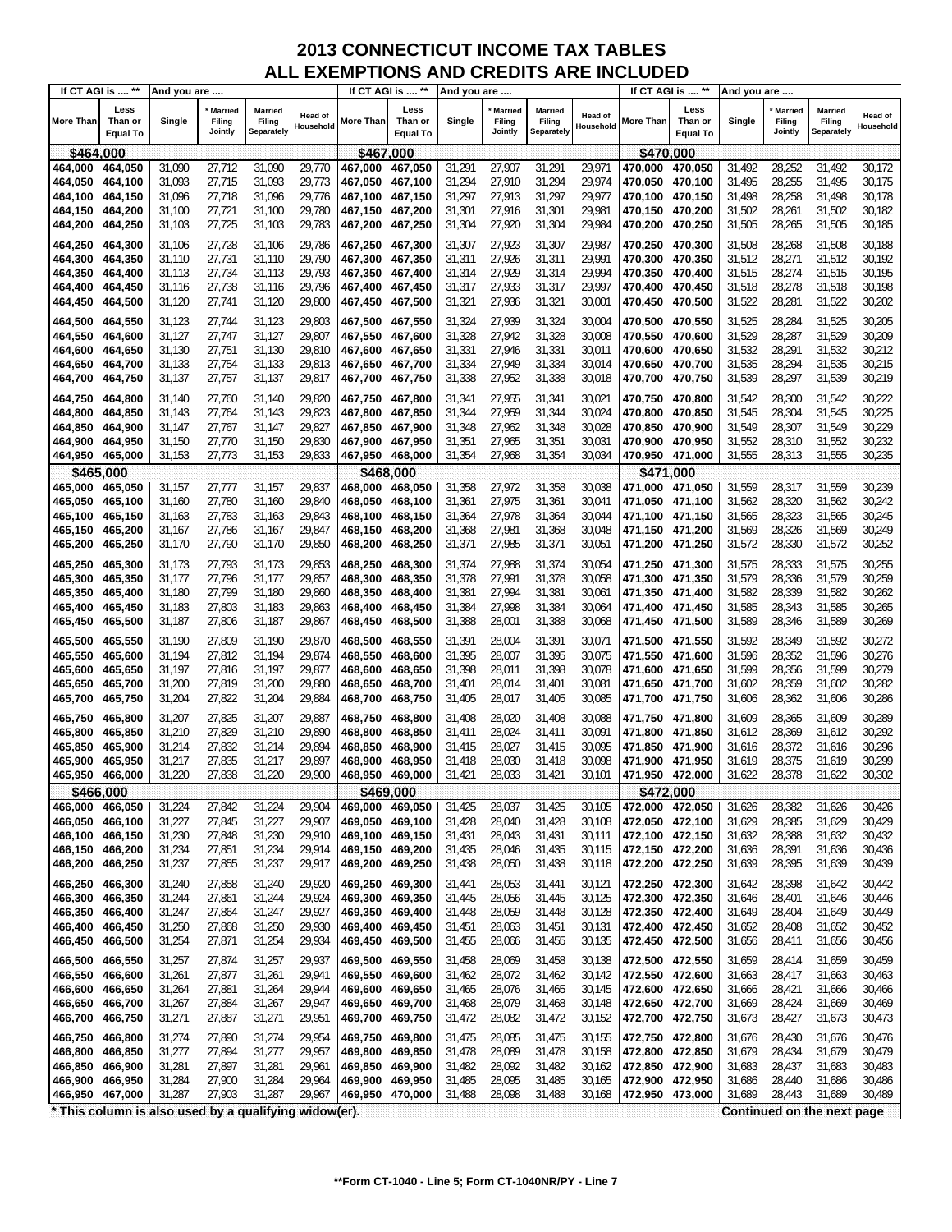# 2013 CONNECTICUT INCOME TAX TABLES
## ALL EXEMPTIONS AND CREDITS ARE INCLUDED

| If CT AGI is .... ** | | And you are .... | | | | If CT AGI is .... ** | | And you are .... | | | | If CT AGI is .... ** | | And you are .... | | | |
|---|---|---|---|---|---|---|---|---|---|---|---|---|---|---|---|---|---|
| More Than | Less Than or Equal To | Single | * Married Filing Jointly | Married Filing Separately | Head of Household | More Than | Less Than or Equal To | Single | * Married Filing Jointly | Married Filing Separately | Head of Household | More Than | Less Than or Equal To | Single | * Married Filing Jointly | Married Filing Separately | Head of Household |
| **$464,000** | | | | | | **$467,000** | | | | | | **$470,000** | | | | | |
| 464,000 | 464,050 | 31,090 | 27,712 | 31,090 | 29,770 | 467,000 | 467,050 | 31,291 | 27,907 | 31,291 | 29,971 | 470,000 | 470,050 | 31,492 | 28,252 | 31,492 | 30,172 |
| 464,050 | 464,100 | 31,093 | 27,715 | 31,093 | 29,773 | 467,050 | 467,100 | 31,294 | 27,910 | 31,294 | 29,974 | 470,050 | 470,100 | 31,495 | 28,255 | 31,495 | 30,175 |
| 464,100 | 464,150 | 31,096 | 27,718 | 31,096 | 29,776 | 467,100 | 467,150 | 31,297 | 27,913 | 31,297 | 29,977 | 470,100 | 470,150 | 31,498 | 28,258 | 31,498 | 30,178 |
| 464,150 | 464,200 | 31,100 | 27,721 | 31,100 | 29,780 | 467,150 | 467,200 | 31,301 | 27,916 | 31,301 | 29,981 | 470,150 | 470,200 | 31,502 | 28,261 | 31,502 | 30,182 |
| 464,200 | 464,250 | 31,103 | 27,725 | 31,103 | 29,783 | 467,200 | 467,250 | 31,304 | 27,920 | 31,304 | 29,984 | 470,200 | 470,250 | 31,505 | 28,265 | 31,505 | 30,185 |
| 464,250 | 464,300 | 31,106 | 27,728 | 31,106 | 29,786 | 467,250 | 467,300 | 31,307 | 27,923 | 31,307 | 29,987 | 470,250 | 470,300 | 31,508 | 28,268 | 31,508 | 30,188 |
| 464,300 | 464,350 | 31,110 | 27,731 | 31,110 | 29,790 | 467,300 | 467,350 | 31,311 | 27,926 | 31,311 | 29,991 | 470,300 | 470,350 | 31,512 | 28,271 | 31,512 | 30,192 |
| 464,350 | 464,400 | 31,113 | 27,734 | 31,113 | 29,793 | 467,350 | 467,400 | 31,314 | 27,929 | 31,314 | 29,994 | 470,350 | 470,400 | 31,515 | 28,274 | 31,515 | 30,195 |
| 464,400 | 464,450 | 31,116 | 27,738 | 31,116 | 29,796 | 467,400 | 467,450 | 31,317 | 27,933 | 31,317 | 29,997 | 470,400 | 470,450 | 31,518 | 28,278 | 31,518 | 30,198 |
| 464,450 | 464,500 | 31,120 | 27,741 | 31,120 | 29,800 | 467,450 | 467,500 | 31,321 | 27,936 | 31,321 | 30,001 | 470,450 | 470,500 | 31,522 | 28,281 | 31,522 | 30,202 |
| 464,500 | 464,550 | 31,123 | 27,744 | 31,123 | 29,803 | 467,500 | 467,550 | 31,324 | 27,939 | 31,324 | 30,004 | 470,500 | 470,550 | 31,525 | 28,284 | 31,525 | 30,205 |
| 464,550 | 464,600 | 31,127 | 27,747 | 31,127 | 29,807 | 467,550 | 467,600 | 31,328 | 27,942 | 31,328 | 30,008 | 470,550 | 470,600 | 31,529 | 28,287 | 31,529 | 30,209 |
| 464,600 | 464,650 | 31,130 | 27,751 | 31,130 | 29,810 | 467,600 | 467,650 | 31,331 | 27,946 | 31,331 | 30,011 | 470,600 | 470,650 | 31,532 | 28,291 | 31,532 | 30,212 |
| 464,650 | 464,700 | 31,133 | 27,754 | 31,133 | 29,813 | 467,650 | 467,700 | 31,334 | 27,949 | 31,334 | 30,014 | 470,650 | 470,700 | 31,535 | 28,294 | 31,535 | 30,215 |
| 464,700 | 464,750 | 31,137 | 27,757 | 31,137 | 29,817 | 467,700 | 467,750 | 31,338 | 27,952 | 31,338 | 30,018 | 470,700 | 470,750 | 31,539 | 28,297 | 31,539 | 30,219 |
| 464,750 | 464,800 | 31,140 | 27,760 | 31,140 | 29,820 | 467,750 | 467,800 | 31,341 | 27,955 | 31,341 | 30,021 | 470,750 | 470,800 | 31,542 | 28,300 | 31,542 | 30,222 |
| 464,800 | 464,850 | 31,143 | 27,764 | 31,143 | 29,823 | 467,800 | 467,850 | 31,344 | 27,959 | 31,344 | 30,024 | 470,800 | 470,850 | 31,545 | 28,304 | 31,545 | 30,225 |
| 464,850 | 464,900 | 31,147 | 27,767 | 31,147 | 29,827 | 467,850 | 467,900 | 31,348 | 27,962 | 31,348 | 30,028 | 470,850 | 470,900 | 31,549 | 28,307 | 31,549 | 30,229 |
| 464,900 | 464,950 | 31,150 | 27,770 | 31,150 | 29,830 | 467,900 | 467,950 | 31,351 | 27,965 | 31,351 | 30,031 | 470,900 | 470,950 | 31,552 | 28,310 | 31,552 | 30,232 |
| 464,950 | 465,000 | 31,153 | 27,773 | 31,153 | 29,833 | 467,950 | 468,000 | 31,354 | 27,968 | 31,354 | 30,034 | 470,950 | 471,000 | 31,555 | 28,313 | 31,555 | 30,235 |
| **$465,000** | | | | | | **$468,000** | | | | | | **$471,000** | | | | | |
| 465,000 | 465,050 | 31,157 | 27,777 | 31,157 | 29,837 | 468,000 | 468,050 | 31,358 | 27,972 | 31,358 | 30,038 | 471,000 | 471,050 | 31,559 | 28,317 | 31,559 | 30,239 |
| 465,050 | 465,100 | 31,160 | 27,780 | 31,160 | 29,840 | 468,050 | 468,100 | 31,361 | 27,975 | 31,361 | 30,041 | 471,050 | 471,100 | 31,562 | 28,320 | 31,562 | 30,242 |
| 465,100 | 465,150 | 31,163 | 27,783 | 31,163 | 29,843 | 468,100 | 468,150 | 31,364 | 27,978 | 31,364 | 30,044 | 471,100 | 471,150 | 31,565 | 28,323 | 31,565 | 30,245 |
| 465,150 | 465,200 | 31,167 | 27,786 | 31,167 | 29,847 | 468,150 | 468,200 | 31,368 | 27,981 | 31,368 | 30,048 | 471,150 | 471,200 | 31,569 | 28,326 | 31,569 | 30,249 |
| 465,200 | 465,250 | 31,170 | 27,790 | 31,170 | 29,850 | 468,200 | 468,250 | 31,371 | 27,985 | 31,371 | 30,051 | 471,200 | 471,250 | 31,572 | 28,330 | 31,572 | 30,252 |
| 465,250 | 465,300 | 31,173 | 27,793 | 31,173 | 29,853 | 468,250 | 468,300 | 31,374 | 27,988 | 31,374 | 30,054 | 471,250 | 471,300 | 31,575 | 28,333 | 31,575 | 30,255 |
| 465,300 | 465,350 | 31,177 | 27,796 | 31,177 | 29,857 | 468,300 | 468,350 | 31,378 | 27,991 | 31,378 | 30,058 | 471,300 | 471,350 | 31,579 | 28,336 | 31,579 | 30,259 |
| 465,350 | 465,400 | 31,180 | 27,799 | 31,180 | 29,860 | 468,350 | 468,400 | 31,381 | 27,994 | 31,381 | 30,061 | 471,350 | 471,400 | 31,582 | 28,339 | 31,582 | 30,262 |
| 465,400 | 465,450 | 31,183 | 27,803 | 31,183 | 29,863 | 468,400 | 468,450 | 31,384 | 27,998 | 31,384 | 30,064 | 471,400 | 471,450 | 31,585 | 28,343 | 31,585 | 30,265 |
| 465,450 | 465,500 | 31,187 | 27,806 | 31,187 | 29,867 | 468,450 | 468,500 | 31,388 | 28,001 | 31,388 | 30,068 | 471,450 | 471,500 | 31,589 | 28,346 | 31,589 | 30,269 |
| 465,500 | 465,550 | 31,190 | 27,809 | 31,190 | 29,870 | 468,500 | 468,550 | 31,391 | 28,004 | 31,391 | 30,071 | 471,500 | 471,550 | 31,592 | 28,349 | 31,592 | 30,272 |
| 465,550 | 465,600 | 31,194 | 27,812 | 31,194 | 29,874 | 468,550 | 468,600 | 31,395 | 28,007 | 31,395 | 30,075 | 471,550 | 471,600 | 31,596 | 28,352 | 31,596 | 30,276 |
| 465,600 | 465,650 | 31,197 | 27,816 | 31,197 | 29,877 | 468,600 | 468,650 | 31,398 | 28,011 | 31,398 | 30,078 | 471,600 | 471,650 | 31,599 | 28,356 | 31,599 | 30,279 |
| 465,650 | 465,700 | 31,200 | 27,819 | 31,200 | 29,880 | 468,650 | 468,700 | 31,401 | 28,014 | 31,401 | 30,081 | 471,650 | 471,700 | 31,602 | 28,359 | 31,602 | 30,282 |
| 465,700 | 465,750 | 31,204 | 27,822 | 31,204 | 29,884 | 468,700 | 468,750 | 31,405 | 28,017 | 31,405 | 30,085 | 471,700 | 471,750 | 31,606 | 28,362 | 31,606 | 30,286 |
| 465,750 | 465,800 | 31,207 | 27,825 | 31,207 | 29,887 | 468,750 | 468,800 | 31,408 | 28,020 | 31,408 | 30,088 | 471,750 | 471,800 | 31,609 | 28,365 | 31,609 | 30,289 |
| 465,800 | 465,850 | 31,210 | 27,829 | 31,210 | 29,890 | 468,800 | 468,850 | 31,411 | 28,024 | 31,411 | 30,091 | 471,800 | 471,850 | 31,612 | 28,369 | 31,612 | 30,292 |
| 465,850 | 465,900 | 31,214 | 27,832 | 31,214 | 29,894 | 468,850 | 468,900 | 31,415 | 28,027 | 31,415 | 30,095 | 471,850 | 471,900 | 31,616 | 28,372 | 31,616 | 30,296 |
| 465,900 | 465,950 | 31,217 | 27,835 | 31,217 | 29,897 | 468,900 | 468,950 | 31,418 | 28,030 | 31,418 | 30,098 | 471,900 | 471,950 | 31,619 | 28,375 | 31,619 | 30,299 |
| 465,950 | 466,000 | 31,220 | 27,838 | 31,220 | 29,900 | 468,950 | 469,000 | 31,421 | 28,033 | 31,421 | 30,101 | 471,950 | 472,000 | 31,622 | 28,378 | 31,622 | 30,302 |
| **$466,000** | | | | | | **$469,000** | | | | | | **$472,000** | | | | | |
| 466,000 | 466,050 | 31,224 | 27,842 | 31,224 | 29,904 | 469,000 | 469,050 | 31,425 | 28,037 | 31,425 | 30,105 | 472,000 | 472,050 | 31,626 | 28,382 | 31,626 | 30,426 |
| 466,050 | 466,100 | 31,227 | 27,845 | 31,227 | 29,907 | 469,050 | 469,100 | 31,428 | 28,040 | 31,428 | 30,108 | 472,050 | 472,100 | 31,629 | 28,385 | 31,629 | 30,429 |
| 466,100 | 466,150 | 31,230 | 27,848 | 31,230 | 29,910 | 469,100 | 469,150 | 31,431 | 28,043 | 31,431 | 30,111 | 472,100 | 472,150 | 31,632 | 28,388 | 31,632 | 30,432 |
| 466,150 | 466,200 | 31,234 | 27,851 | 31,234 | 29,914 | 469,150 | 469,200 | 31,435 | 28,046 | 31,435 | 30,115 | 472,150 | 472,200 | 31,636 | 28,391 | 31,636 | 30,436 |
| 466,200 | 466,250 | 31,237 | 27,855 | 31,237 | 29,917 | 469,200 | 469,250 | 31,438 | 28,050 | 31,438 | 30,118 | 472,200 | 472,250 | 31,639 | 28,395 | 31,639 | 30,439 |
| 466,250 | 466,300 | 31,240 | 27,858 | 31,240 | 29,920 | 469,250 | 469,300 | 31,441 | 28,053 | 31,441 | 30,121 | 472,250 | 472,300 | 31,642 | 28,398 | 31,642 | 30,442 |
| 466,300 | 466,350 | 31,244 | 27,861 | 31,244 | 29,924 | 469,300 | 469,350 | 31,445 | 28,056 | 31,445 | 30,125 | 472,300 | 472,350 | 31,646 | 28,401 | 31,646 | 30,446 |
| 466,350 | 466,400 | 31,247 | 27,864 | 31,247 | 29,927 | 469,350 | 469,400 | 31,448 | 28,059 | 31,448 | 30,128 | 472,350 | 472,400 | 31,649 | 28,404 | 31,649 | 30,449 |
| 466,400 | 466,450 | 31,250 | 27,868 | 31,250 | 29,930 | 469,400 | 469,450 | 31,451 | 28,063 | 31,451 | 30,131 | 472,400 | 472,450 | 31,652 | 28,408 | 31,652 | 30,452 |
| 466,450 | 466,500 | 31,254 | 27,871 | 31,254 | 29,934 | 469,450 | 469,500 | 31,455 | 28,066 | 31,455 | 30,135 | 472,450 | 472,500 | 31,656 | 28,411 | 31,656 | 30,456 |
| 466,500 | 466,550 | 31,257 | 27,874 | 31,257 | 29,937 | 469,500 | 469,550 | 31,458 | 28,069 | 31,458 | 30,138 | 472,500 | 472,550 | 31,659 | 28,414 | 31,659 | 30,459 |
| 466,550 | 466,600 | 31,261 | 27,877 | 31,261 | 29,941 | 469,550 | 469,600 | 31,462 | 28,072 | 31,462 | 30,142 | 472,550 | 472,600 | 31,663 | 28,417 | 31,663 | 30,463 |
| 466,600 | 466,650 | 31,264 | 27,881 | 31,264 | 29,944 | 469,600 | 469,650 | 31,465 | 28,076 | 31,465 | 30,145 | 472,600 | 472,650 | 31,666 | 28,421 | 31,666 | 30,466 |
| 466,650 | 466,700 | 31,267 | 27,884 | 31,267 | 29,947 | 469,650 | 469,700 | 31,468 | 28,079 | 31,468 | 30,148 | 472,650 | 472,700 | 31,669 | 28,424 | 31,669 | 30,469 |
| 466,700 | 466,750 | 31,271 | 27,887 | 31,271 | 29,951 | 469,700 | 469,750 | 31,472 | 28,082 | 31,472 | 30,152 | 472,700 | 472,750 | 31,673 | 28,427 | 31,673 | 30,473 |
| 466,750 | 466,800 | 31,274 | 27,890 | 31,274 | 29,954 | 469,750 | 469,800 | 31,475 | 28,085 | 31,475 | 30,155 | 472,750 | 472,800 | 31,676 | 28,430 | 31,676 | 30,476 |
| 466,800 | 466,850 | 31,277 | 27,894 | 31,277 | 29,957 | 469,800 | 469,850 | 31,478 | 28,089 | 31,478 | 30,158 | 472,800 | 472,850 | 31,679 | 28,434 | 31,679 | 30,479 |
| 466,850 | 466,900 | 31,281 | 27,897 | 31,281 | 29,961 | 469,850 | 469,900 | 31,482 | 28,092 | 31,482 | 30,162 | 472,850 | 472,900 | 31,683 | 28,437 | 31,683 | 30,483 |
| 466,900 | 466,950 | 31,284 | 27,900 | 31,284 | 29,964 | 469,900 | 469,950 | 31,485 | 28,095 | 31,485 | 30,165 | 472,900 | 472,950 | 31,686 | 28,440 | 31,686 | 30,486 |
| 466,950 | 467,000 | 31,287 | 27,903 | 31,287 | 29,967 | 469,950 | 470,000 | 31,488 | 28,098 | 31,488 | 30,168 | 472,950 | 473,000 | 31,689 | 28,443 | 31,689 | 30,489 |

\* This column is also used by a qualifying widow(er).

Continued on the next page

**Form CT-1040 - Line 5; Form CT-1040NR/PY - Line 7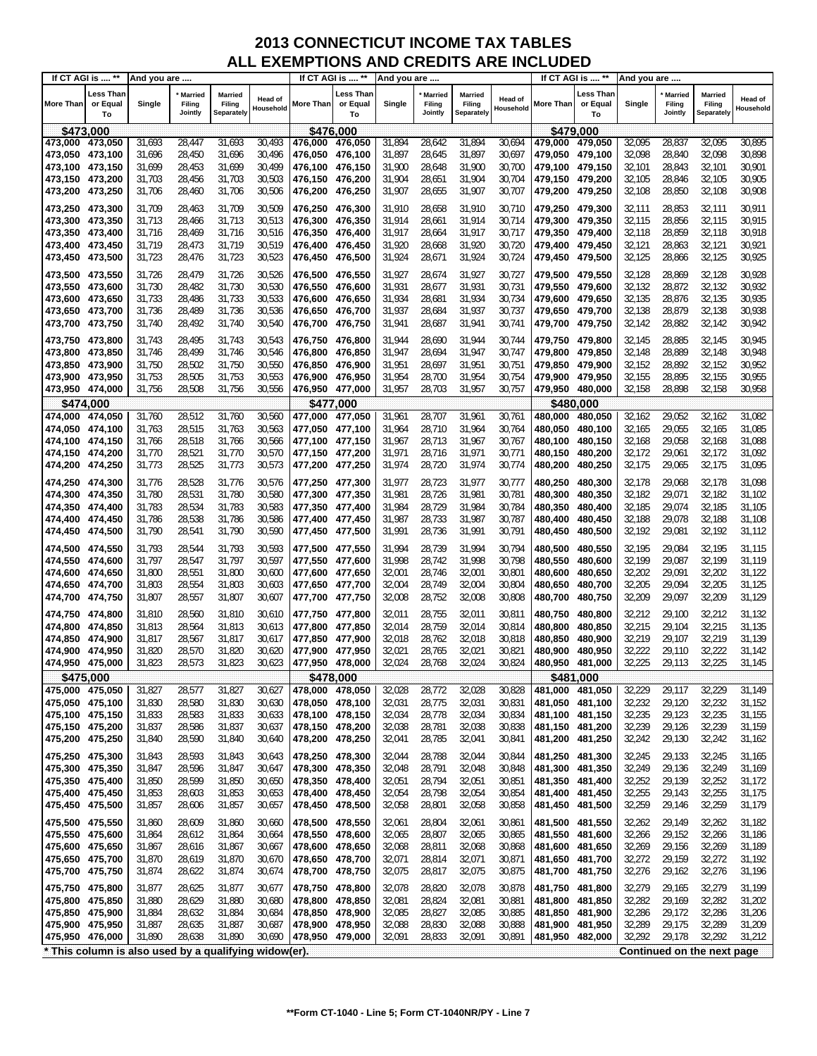# 2013 CONNECTICUT INCOME TAX TABLES
## ALL EXEMPTIONS AND CREDITS ARE INCLUDED

| If CT AGI is .... ** | | And you are .... | | | | If CT AGI is .... ** | | And you are .... | | | | If CT AGI is .... ** | | And you are .... | | | |
|---|---|---|---|---|---|---|---|---|---|---|---|---|---|---|---|---|---|
| More Than | Less Than or Equal To | Single | * Married Filing Jointly | Married Filing Separately | Head of Household | More Than | Less Than or Equal To | Single | * Married Filing Jointly | Married Filing Separately | Head of Household | More Than | Less Than or Equal To | Single | * Married Filing Jointly | Married Filing Separately | Head of Household |
| **$473,000** | | | | | | **$476,000** | | | | | | **$479,000** | | | | | |
| 473,000 | 473,050 | 31,693 | 28,447 | 31,693 | 30,493 | 476,000 | 476,050 | 31,894 | 28,642 | 31,894 | 30,694 | 479,000 | 479,050 | 32,095 | 28,837 | 32,095 | 30,895 |
| 473,050 | 473,100 | 31,696 | 28,450 | 31,696 | 30,496 | 476,050 | 476,100 | 31,897 | 28,645 | 31,897 | 30,697 | 479,050 | 479,100 | 32,098 | 28,840 | 32,098 | 30,898 |
| 473,100 | 473,150 | 31,699 | 28,453 | 31,699 | 30,499 | 476,100 | 476,150 | 31,900 | 28,648 | 31,900 | 30,700 | 479,100 | 479,150 | 32,101 | 28,843 | 32,101 | 30,901 |
| 473,150 | 473,200 | 31,703 | 28,456 | 31,703 | 30,503 | 476,150 | 476,200 | 31,904 | 28,651 | 31,904 | 30,704 | 479,150 | 479,200 | 32,105 | 28,846 | 32,105 | 30,905 |
| 473,200 | 473,250 | 31,706 | 28,460 | 31,706 | 30,506 | 476,200 | 476,250 | 31,907 | 28,655 | 31,907 | 30,707 | 479,200 | 479,250 | 32,108 | 28,850 | 32,108 | 30,908 |
| 473,250 | 473,300 | 31,709 | 28,463 | 31,709 | 30,509 | 476,250 | 476,300 | 31,910 | 28,658 | 31,910 | 30,710 | 479,250 | 479,300 | 32,111 | 28,853 | 32,111 | 30,911 |
| 473,300 | 473,350 | 31,713 | 28,466 | 31,713 | 30,513 | 476,300 | 476,350 | 31,914 | 28,661 | 31,914 | 30,714 | 479,300 | 479,350 | 32,115 | 28,856 | 32,115 | 30,915 |
| 473,350 | 473,400 | 31,716 | 28,469 | 31,716 | 30,516 | 476,350 | 476,400 | 31,917 | 28,664 | 31,917 | 30,717 | 479,350 | 479,400 | 32,118 | 28,859 | 32,118 | 30,918 |
| 473,400 | 473,450 | 31,719 | 28,473 | 31,719 | 30,519 | 476,400 | 476,450 | 31,920 | 28,668 | 31,920 | 30,720 | 479,400 | 479,450 | 32,121 | 28,863 | 32,121 | 30,921 |
| 473,450 | 473,500 | 31,723 | 28,476 | 31,723 | 30,523 | 476,450 | 476,500 | 31,924 | 28,671 | 31,924 | 30,724 | 479,450 | 479,500 | 32,125 | 28,866 | 32,125 | 30,925 |
| 473,500 | 473,550 | 31,726 | 28,479 | 31,726 | 30,526 | 476,500 | 476,550 | 31,927 | 28,674 | 31,927 | 30,727 | 479,500 | 479,550 | 32,128 | 28,869 | 32,128 | 30,928 |
| 473,550 | 473,600 | 31,730 | 28,482 | 31,730 | 30,530 | 476,550 | 476,600 | 31,931 | 28,677 | 31,931 | 30,731 | 479,550 | 479,600 | 32,132 | 28,872 | 32,132 | 30,932 |
| 473,600 | 473,650 | 31,733 | 28,486 | 31,733 | 30,533 | 476,600 | 476,650 | 31,934 | 28,681 | 31,934 | 30,734 | 479,600 | 479,650 | 32,135 | 28,876 | 32,135 | 30,935 |
| 473,650 | 473,700 | 31,736 | 28,489 | 31,736 | 30,536 | 476,650 | 476,700 | 31,937 | 28,684 | 31,937 | 30,737 | 479,650 | 479,700 | 32,138 | 28,879 | 32,138 | 30,938 |
| 473,700 | 473,750 | 31,740 | 28,492 | 31,740 | 30,540 | 476,700 | 476,750 | 31,941 | 28,687 | 31,941 | 30,741 | 479,700 | 479,750 | 32,142 | 28,882 | 32,142 | 30,942 |
| 473,750 | 473,800 | 31,743 | 28,495 | 31,743 | 30,543 | 476,750 | 476,800 | 31,944 | 28,690 | 31,944 | 30,744 | 479,750 | 479,800 | 32,145 | 28,885 | 32,145 | 30,945 |
| 473,800 | 473,850 | 31,746 | 28,499 | 31,746 | 30,546 | 476,800 | 476,850 | 31,947 | 28,694 | 31,947 | 30,747 | 479,800 | 479,850 | 32,148 | 28,889 | 32,148 | 30,948 |
| 473,850 | 473,900 | 31,750 | 28,502 | 31,750 | 30,550 | 476,850 | 476,900 | 31,951 | 28,697 | 31,951 | 30,751 | 479,850 | 479,900 | 32,152 | 28,892 | 32,152 | 30,952 |
| 473,900 | 473,950 | 31,753 | 28,505 | 31,753 | 30,553 | 476,900 | 476,950 | 31,954 | 28,700 | 31,954 | 30,754 | 479,900 | 479,950 | 32,155 | 28,895 | 32,155 | 30,955 |
| 473,950 | 474,000 | 31,756 | 28,508 | 31,756 | 30,556 | 476,950 | 477,000 | 31,957 | 28,703 | 31,957 | 30,757 | 479,950 | 480,000 | 32,158 | 28,898 | 32,158 | 30,958 |
| **$474,000** | | | | | | **$477,000** | | | | | | **$480,000** | | | | | |
| 474,000 | 474,050 | 31,760 | 28,512 | 31,760 | 30,560 | 477,000 | 477,050 | 31,961 | 28,707 | 31,961 | 30,761 | 480,000 | 480,050 | 32,162 | 29,052 | 32,162 | 31,082 |
| 474,050 | 474,100 | 31,763 | 28,515 | 31,763 | 30,563 | 477,050 | 477,100 | 31,964 | 28,710 | 31,964 | 30,764 | 480,050 | 480,100 | 32,165 | 29,055 | 32,165 | 31,085 |
| 474,100 | 474,150 | 31,766 | 28,518 | 31,766 | 30,566 | 477,100 | 477,150 | 31,967 | 28,713 | 31,967 | 30,767 | 480,100 | 480,150 | 32,168 | 29,058 | 32,168 | 31,088 |
| 474,150 | 474,200 | 31,770 | 28,521 | 31,770 | 30,570 | 477,150 | 477,200 | 31,971 | 28,716 | 31,971 | 30,771 | 480,150 | 480,200 | 32,172 | 29,061 | 32,172 | 31,092 |
| 474,200 | 474,250 | 31,773 | 28,525 | 31,773 | 30,573 | 477,200 | 477,250 | 31,974 | 28,720 | 31,974 | 30,774 | 480,200 | 480,250 | 32,175 | 29,065 | 32,175 | 31,095 |
| 474,250 | 474,300 | 31,776 | 28,528 | 31,776 | 30,576 | 477,250 | 477,300 | 31,977 | 28,723 | 31,977 | 30,777 | 480,250 | 480,300 | 32,178 | 29,068 | 32,178 | 31,098 |
| 474,300 | 474,350 | 31,780 | 28,531 | 31,780 | 30,580 | 477,300 | 477,350 | 31,981 | 28,726 | 31,981 | 30,781 | 480,300 | 480,350 | 32,182 | 29,071 | 32,182 | 31,102 |
| 474,350 | 474,400 | 31,783 | 28,534 | 31,783 | 30,583 | 477,350 | 477,400 | 31,984 | 28,729 | 31,984 | 30,784 | 480,350 | 480,400 | 32,185 | 29,074 | 32,185 | 31,105 |
| 474,400 | 474,450 | 31,786 | 28,538 | 31,786 | 30,586 | 477,400 | 477,450 | 31,987 | 28,733 | 31,987 | 30,787 | 480,400 | 480,450 | 32,188 | 29,078 | 32,188 | 31,108 |
| 474,450 | 474,500 | 31,790 | 28,541 | 31,790 | 30,590 | 477,450 | 477,500 | 31,991 | 28,736 | 31,991 | 30,791 | 480,450 | 480,500 | 32,192 | 29,081 | 32,192 | 31,112 |
| 474,500 | 474,550 | 31,793 | 28,544 | 31,793 | 30,593 | 477,500 | 477,550 | 31,994 | 28,739 | 31,994 | 30,794 | 480,500 | 480,550 | 32,195 | 29,084 | 32,195 | 31,115 |
| 474,550 | 474,600 | 31,797 | 28,547 | 31,797 | 30,597 | 477,550 | 477,600 | 31,998 | 28,742 | 31,998 | 30,798 | 480,550 | 480,600 | 32,199 | 29,087 | 32,199 | 31,119 |
| 474,600 | 474,650 | 31,800 | 28,551 | 31,800 | 30,600 | 477,600 | 477,650 | 32,001 | 28,746 | 32,001 | 30,801 | 480,600 | 480,650 | 32,202 | 29,091 | 32,202 | 31,122 |
| 474,650 | 474,700 | 31,803 | 28,554 | 31,803 | 30,603 | 477,650 | 477,700 | 32,004 | 28,749 | 32,004 | 30,804 | 480,650 | 480,700 | 32,205 | 29,094 | 32,205 | 31,125 |
| 474,700 | 474,750 | 31,807 | 28,557 | 31,807 | 30,607 | 477,700 | 477,750 | 32,008 | 28,752 | 32,008 | 30,808 | 480,700 | 480,750 | 32,209 | 29,097 | 32,209 | 31,129 |
| 474,750 | 474,800 | 31,810 | 28,560 | 31,810 | 30,610 | 477,750 | 477,800 | 32,011 | 28,755 | 32,011 | 30,811 | 480,750 | 480,800 | 32,212 | 29,100 | 32,212 | 31,132 |
| 474,800 | 474,850 | 31,813 | 28,564 | 31,813 | 30,613 | 477,800 | 477,850 | 32,014 | 28,759 | 32,014 | 30,814 | 480,800 | 480,850 | 32,215 | 29,104 | 32,215 | 31,135 |
| 474,850 | 474,900 | 31,817 | 28,567 | 31,817 | 30,617 | 477,850 | 477,900 | 32,018 | 28,762 | 32,018 | 30,818 | 480,850 | 480,900 | 32,219 | 29,107 | 32,219 | 31,139 |
| 474,900 | 474,950 | 31,820 | 28,570 | 31,820 | 30,620 | 477,900 | 477,950 | 32,021 | 28,765 | 32,021 | 30,821 | 480,900 | 480,950 | 32,222 | 29,110 | 32,222 | 31,142 |
| 474,950 | 475,000 | 31,823 | 28,573 | 31,823 | 30,623 | 477,950 | 478,000 | 32,024 | 28,768 | 32,024 | 30,824 | 480,950 | 481,000 | 32,225 | 29,113 | 32,225 | 31,145 |
| **$475,000** | | | | | | **$478,000** | | | | | | **$481,000** | | | | | |
| 475,000 | 475,050 | 31,827 | 28,577 | 31,827 | 30,627 | 478,000 | 478,050 | 32,028 | 28,772 | 32,028 | 30,828 | 481,000 | 481,050 | 32,229 | 29,117 | 32,229 | 31,149 |
| 475,050 | 475,100 | 31,830 | 28,580 | 31,830 | 30,630 | 478,050 | 478,100 | 32,031 | 28,775 | 32,031 | 30,831 | 481,050 | 481,100 | 32,232 | 29,120 | 32,232 | 31,152 |
| 475,100 | 475,150 | 31,833 | 28,583 | 31,833 | 30,633 | 478,100 | 478,150 | 32,034 | 28,778 | 32,034 | 30,834 | 481,100 | 481,150 | 32,235 | 29,123 | 32,235 | 31,155 |
| 475,150 | 475,200 | 31,837 | 28,586 | 31,837 | 30,637 | 478,150 | 478,200 | 32,038 | 28,781 | 32,038 | 30,838 | 481,150 | 481,200 | 32,239 | 29,126 | 32,239 | 31,159 |
| 475,200 | 475,250 | 31,840 | 28,590 | 31,840 | 30,640 | 478,200 | 478,250 | 32,041 | 28,785 | 32,041 | 30,841 | 481,200 | 481,250 | 32,242 | 29,130 | 32,242 | 31,162 |
| 475,250 | 475,300 | 31,843 | 28,593 | 31,843 | 30,643 | 478,250 | 478,300 | 32,044 | 28,788 | 32,044 | 30,844 | 481,250 | 481,300 | 32,245 | 29,133 | 32,245 | 31,165 |
| 475,300 | 475,350 | 31,847 | 28,596 | 31,847 | 30,647 | 478,300 | 478,350 | 32,048 | 28,791 | 32,048 | 30,848 | 481,300 | 481,350 | 32,249 | 29,136 | 32,249 | 31,169 |
| 475,350 | 475,400 | 31,850 | 28,599 | 31,850 | 30,650 | 478,350 | 478,400 | 32,051 | 28,794 | 32,051 | 30,851 | 481,350 | 481,400 | 32,252 | 29,139 | 32,252 | 31,172 |
| 475,400 | 475,450 | 31,853 | 28,603 | 31,853 | 30,653 | 478,400 | 478,450 | 32,054 | 28,798 | 32,054 | 30,854 | 481,400 | 481,450 | 32,255 | 29,143 | 32,255 | 31,175 |
| 475,450 | 475,500 | 31,857 | 28,606 | 31,857 | 30,657 | 478,450 | 478,500 | 32,058 | 28,801 | 32,058 | 30,858 | 481,450 | 481,500 | 32,259 | 29,146 | 32,259 | 31,179 |
| 475,500 | 475,550 | 31,860 | 28,609 | 31,860 | 30,660 | 478,500 | 478,550 | 32,061 | 28,804 | 32,061 | 30,861 | 481,500 | 481,550 | 32,262 | 29,149 | 32,262 | 31,182 |
| 475,550 | 475,600 | 31,864 | 28,612 | 31,864 | 30,664 | 478,550 | 478,600 | 32,065 | 28,807 | 32,065 | 30,865 | 481,550 | 481,600 | 32,266 | 29,152 | 32,266 | 31,186 |
| 475,600 | 475,650 | 31,867 | 28,616 | 31,867 | 30,667 | 478,600 | 478,650 | 32,068 | 28,811 | 32,068 | 30,868 | 481,600 | 481,650 | 32,269 | 29,156 | 32,269 | 31,189 |
| 475,650 | 475,700 | 31,870 | 28,619 | 31,870 | 30,670 | 478,650 | 478,700 | 32,071 | 28,814 | 32,071 | 30,871 | 481,650 | 481,700 | 32,272 | 29,159 | 32,272 | 31,192 |
| 475,700 | 475,750 | 31,874 | 28,622 | 31,874 | 30,674 | 478,700 | 478,750 | 32,075 | 28,817 | 32,075 | 30,875 | 481,700 | 481,750 | 32,276 | 29,162 | 32,276 | 31,196 |
| 475,750 | 475,800 | 31,877 | 28,625 | 31,877 | 30,677 | 478,750 | 478,800 | 32,078 | 28,820 | 32,078 | 30,878 | 481,750 | 481,800 | 32,279 | 29,165 | 32,279 | 31,199 |
| 475,800 | 475,850 | 31,880 | 28,629 | 31,880 | 30,680 | 478,800 | 478,850 | 32,081 | 28,824 | 32,081 | 30,881 | 481,800 | 481,850 | 32,282 | 29,169 | 32,282 | 31,202 |
| 475,850 | 475,900 | 31,884 | 28,632 | 31,884 | 30,684 | 478,850 | 478,900 | 32,085 | 28,827 | 32,085 | 30,885 | 481,850 | 481,900 | 32,286 | 29,172 | 32,286 | 31,206 |
| 475,900 | 475,950 | 31,887 | 28,635 | 31,887 | 30,687 | 478,900 | 478,950 | 32,088 | 28,830 | 32,088 | 30,888 | 481,900 | 481,950 | 32,289 | 29,175 | 32,289 | 31,209 |
| 475,950 | 476,000 | 31,890 | 28,638 | 31,890 | 30,690 | 478,950 | 479,000 | 32,091 | 28,833 | 32,091 | 30,891 | 481,950 | 482,000 | 32,292 | 29,178 | 32,292 | 31,212 |

\* This column is also used by a qualifying widow(er).

**Continued on the next page**

**\*\*Form CT-1040 - Line 5; Form CT-1040NR/PY - Line 7**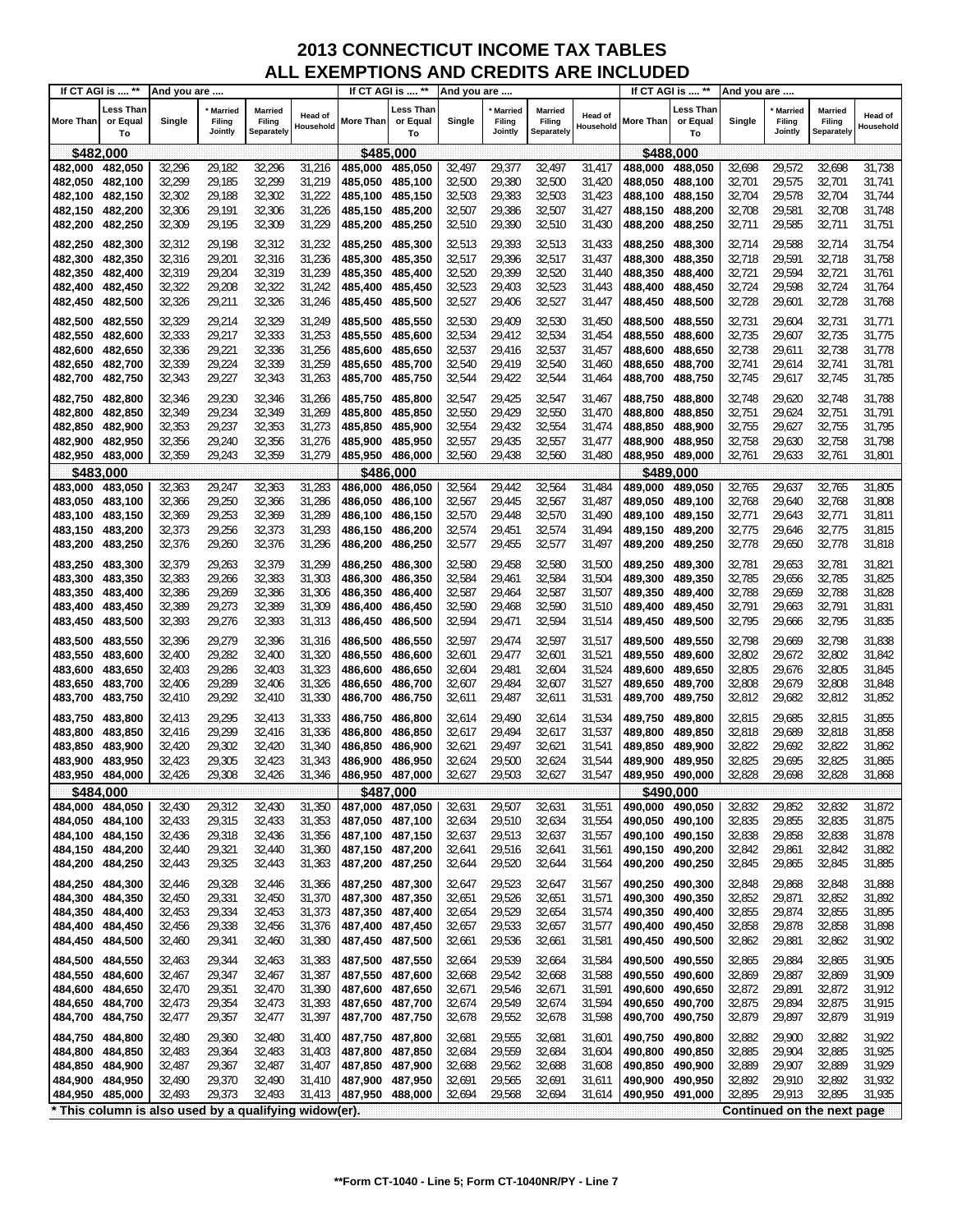# 2013 CONNECTICUT INCOME TAX TABLES
# ALL EXEMPTIONS AND CREDITS ARE INCLUDED

| If CT AGI is .... ** | | And you are .... | | | | If CT AGI is .... ** | | And you are .... | | | | If CT AGI is .... ** | | And you are .... | | | |
|---|---|---|---|---|---|---|---|---|---|---|---|---|---|---|---|---|---|
| More Than | Less Than or Equal To | Single | * Married Filing Jointly | Married Filing Separately | Head of Household | More Than | Less Than or Equal To | Single | * Married Filing Jointly | Married Filing Separately | Head of Household | More Than | Less Than or Equal To | Single | * Married Filing Jointly | Married Filing Separately | Head of Household |
| $482,000 | | | | | | $485,000 | | | | | | $488,000 | | | | | |
| 482,000 | 482,050 | 32,296 | 29,182 | 32,296 | 31,216 | 485,000 | 485,050 | 32,497 | 29,377 | 32,497 | 31,417 | 488,000 | 488,050 | 32,698 | 29,572 | 32,698 | 31,738 |
| 482,050 | 482,100 | 32,299 | 29,185 | 32,299 | 31,219 | 485,050 | 485,100 | 32,500 | 29,380 | 32,500 | 31,420 | 488,050 | 488,100 | 32,701 | 29,575 | 32,701 | 31,741 |
| 482,100 | 482,150 | 32,302 | 29,188 | 32,302 | 31,222 | 485,100 | 485,150 | 32,503 | 29,383 | 32,503 | 31,423 | 488,100 | 488,150 | 32,704 | 29,578 | 32,704 | 31,744 |
| 482,150 | 482,200 | 32,306 | 29,191 | 32,306 | 31,226 | 485,150 | 485,200 | 32,507 | 29,386 | 32,507 | 31,427 | 488,150 | 488,200 | 32,708 | 29,581 | 32,708 | 31,748 |
| 482,200 | 482,250 | 32,309 | 29,195 | 32,309 | 31,229 | 485,200 | 485,250 | 32,510 | 29,390 | 32,510 | 31,430 | 488,200 | 488,250 | 32,711 | 29,585 | 32,711 | 31,751 |
| 482,250 | 482,300 | 32,312 | 29,198 | 32,312 | 31,232 | 485,250 | 485,300 | 32,513 | 29,393 | 32,513 | 31,433 | 488,250 | 488,300 | 32,714 | 29,588 | 32,714 | 31,754 |
| 482,300 | 482,350 | 32,316 | 29,201 | 32,316 | 31,236 | 485,300 | 485,350 | 32,517 | 29,396 | 32,517 | 31,437 | 488,300 | 488,350 | 32,718 | 29,591 | 32,718 | 31,758 |
| 482,350 | 482,400 | 32,319 | 29,204 | 32,319 | 31,239 | 485,350 | 485,400 | 32,520 | 29,399 | 32,520 | 31,440 | 488,350 | 488,400 | 32,721 | 29,594 | 32,721 | 31,761 |
| 482,400 | 482,450 | 32,322 | 29,208 | 32,322 | 31,242 | 485,400 | 485,450 | 32,523 | 29,403 | 32,523 | 31,443 | 488,400 | 488,450 | 32,724 | 29,598 | 32,724 | 31,764 |
| 482,450 | 482,500 | 32,326 | 29,211 | 32,326 | 31,246 | 485,450 | 485,500 | 32,527 | 29,406 | 32,527 | 31,447 | 488,450 | 488,500 | 32,728 | 29,601 | 32,728 | 31,768 |
| 482,500 | 482,550 | 32,329 | 29,214 | 32,329 | 31,249 | 485,500 | 485,550 | 32,530 | 29,409 | 32,530 | 31,450 | 488,500 | 488,550 | 32,731 | 29,604 | 32,731 | 31,771 |
| 482,550 | 482,600 | 32,333 | 29,217 | 32,333 | 31,253 | 485,550 | 485,600 | 32,534 | 29,412 | 32,534 | 31,454 | 488,550 | 488,600 | 32,735 | 29,607 | 32,735 | 31,775 |
| 482,600 | 482,650 | 32,336 | 29,221 | 32,336 | 31,256 | 485,600 | 485,650 | 32,537 | 29,416 | 32,537 | 31,457 | 488,600 | 488,650 | 32,738 | 29,611 | 32,738 | 31,778 |
| 482,650 | 482,700 | 32,339 | 29,224 | 32,339 | 31,259 | 485,650 | 485,700 | 32,540 | 29,419 | 32,540 | 31,460 | 488,650 | 488,700 | 32,741 | 29,614 | 32,741 | 31,781 |
| 482,700 | 482,750 | 32,343 | 29,227 | 32,343 | 31,263 | 485,700 | 485,750 | 32,544 | 29,422 | 32,544 | 31,464 | 488,700 | 488,750 | 32,745 | 29,617 | 32,745 | 31,785 |
| 482,750 | 482,800 | 32,346 | 29,230 | 32,346 | 31,266 | 485,750 | 485,800 | 32,547 | 29,425 | 32,547 | 31,467 | 488,750 | 488,800 | 32,748 | 29,620 | 32,748 | 31,788 |
| 482,800 | 482,850 | 32,349 | 29,234 | 32,349 | 31,269 | 485,800 | 485,850 | 32,550 | 29,429 | 32,550 | 31,470 | 488,800 | 488,850 | 32,751 | 29,624 | 32,751 | 31,791 |
| 482,850 | 482,900 | 32,353 | 29,237 | 32,353 | 31,273 | 485,850 | 485,900 | 32,554 | 29,432 | 32,554 | 31,474 | 488,850 | 488,900 | 32,755 | 29,627 | 32,755 | 31,795 |
| 482,900 | 482,950 | 32,356 | 29,240 | 32,356 | 31,276 | 485,900 | 485,950 | 32,557 | 29,435 | 32,557 | 31,477 | 488,900 | 488,950 | 32,758 | 29,630 | 32,758 | 31,798 |
| 482,950 | 483,000 | 32,359 | 29,243 | 32,359 | 31,279 | 485,950 | 486,000 | 32,560 | 29,438 | 32,560 | 31,480 | 488,950 | 489,000 | 32,761 | 29,633 | 32,761 | 31,801 |
| $483,000 | | | | | | $486,000 | | | | | | $489,000 | | | | | |
| 483,000 | 483,050 | 32,363 | 29,247 | 32,363 | 31,283 | 486,000 | 486,050 | 32,564 | 29,442 | 32,564 | 31,484 | 489,000 | 489,050 | 32,765 | 29,637 | 32,765 | 31,805 |
| 483,050 | 483,100 | 32,366 | 29,250 | 32,366 | 31,286 | 486,050 | 486,100 | 32,567 | 29,445 | 32,567 | 31,487 | 489,050 | 489,100 | 32,768 | 29,640 | 32,768 | 31,808 |
| 483,100 | 483,150 | 32,369 | 29,253 | 32,369 | 31,289 | 486,100 | 486,150 | 32,570 | 29,448 | 32,570 | 31,490 | 489,100 | 489,150 | 32,771 | 29,643 | 32,771 | 31,811 |
| 483,150 | 483,200 | 32,373 | 29,256 | 32,373 | 31,293 | 486,150 | 486,200 | 32,574 | 29,451 | 32,574 | 31,494 | 489,150 | 489,200 | 32,775 | 29,646 | 32,775 | 31,815 |
| 483,200 | 483,250 | 32,376 | 29,260 | 32,376 | 31,296 | 486,200 | 486,250 | 32,577 | 29,455 | 32,577 | 31,497 | 489,200 | 489,250 | 32,778 | 29,650 | 32,778 | 31,818 |
| 483,250 | 483,300 | 32,379 | 29,263 | 32,379 | 31,299 | 486,250 | 486,300 | 32,580 | 29,458 | 32,580 | 31,500 | 489,250 | 489,300 | 32,781 | 29,653 | 32,781 | 31,821 |
| 483,300 | 483,350 | 32,383 | 29,266 | 32,383 | 31,303 | 486,300 | 486,350 | 32,584 | 29,461 | 32,584 | 31,504 | 489,300 | 489,350 | 32,785 | 29,656 | 32,785 | 31,825 |
| 483,350 | 483,400 | 32,386 | 29,269 | 32,386 | 31,306 | 486,350 | 486,400 | 32,587 | 29,464 | 32,587 | 31,507 | 489,350 | 489,400 | 32,788 | 29,659 | 32,788 | 31,828 |
| 483,400 | 483,450 | 32,389 | 29,273 | 32,389 | 31,309 | 486,400 | 486,450 | 32,590 | 29,468 | 32,590 | 31,510 | 489,400 | 489,450 | 32,791 | 29,663 | 32,791 | 31,831 |
| 483,450 | 483,500 | 32,393 | 29,276 | 32,393 | 31,313 | 486,450 | 486,500 | 32,594 | 29,471 | 32,594 | 31,514 | 489,450 | 489,500 | 32,795 | 29,666 | 32,795 | 31,835 |
| 483,500 | 483,550 | 32,396 | 29,279 | 32,396 | 31,316 | 486,500 | 486,550 | 32,597 | 29,474 | 32,597 | 31,517 | 489,500 | 489,550 | 32,798 | 29,669 | 32,798 | 31,838 |
| 483,550 | 483,600 | 32,400 | 29,282 | 32,400 | 31,320 | 486,550 | 486,600 | 32,601 | 29,477 | 32,601 | 31,521 | 489,550 | 489,600 | 32,802 | 29,672 | 32,802 | 31,842 |
| 483,600 | 483,650 | 32,403 | 29,286 | 32,403 | 31,323 | 486,600 | 486,650 | 32,604 | 29,481 | 32,604 | 31,524 | 489,600 | 489,650 | 32,805 | 29,676 | 32,805 | 31,845 |
| 483,650 | 483,700 | 32,406 | 29,289 | 32,406 | 31,326 | 486,650 | 486,700 | 32,607 | 29,484 | 32,607 | 31,527 | 489,650 | 489,700 | 32,808 | 29,679 | 32,808 | 31,848 |
| 483,700 | 483,750 | 32,410 | 29,292 | 32,410 | 31,330 | 486,700 | 486,750 | 32,611 | 29,487 | 32,611 | 31,531 | 489,700 | 489,750 | 32,812 | 29,682 | 32,812 | 31,852 |
| 483,750 | 483,800 | 32,413 | 29,295 | 32,413 | 31,333 | 486,750 | 486,800 | 32,614 | 29,490 | 32,614 | 31,534 | 489,750 | 489,800 | 32,815 | 29,685 | 32,815 | 31,855 |
| 483,800 | 483,850 | 32,416 | 29,299 | 32,416 | 31,336 | 486,800 | 486,850 | 32,617 | 29,494 | 32,617 | 31,537 | 489,800 | 489,850 | 32,818 | 29,689 | 32,818 | 31,858 |
| 483,850 | 483,900 | 32,420 | 29,302 | 32,420 | 31,340 | 486,850 | 486,900 | 32,621 | 29,497 | 32,621 | 31,541 | 489,850 | 489,900 | 32,822 | 29,692 | 32,822 | 31,862 |
| 483,900 | 483,950 | 32,423 | 29,305 | 32,423 | 31,343 | 486,900 | 486,950 | 32,624 | 29,500 | 32,624 | 31,544 | 489,900 | 489,950 | 32,825 | 29,695 | 32,825 | 31,865 |
| 483,950 | 484,000 | 32,426 | 29,308 | 32,426 | 31,346 | 486,950 | 487,000 | 32,627 | 29,503 | 32,627 | 31,547 | 489,950 | 490,000 | 32,828 | 29,698 | 32,828 | 31,868 |
| $484,000 | | | | | | $487,000 | | | | | | $490,000 | | | | | |
| 484,000 | 484,050 | 32,430 | 29,312 | 32,430 | 31,350 | 487,000 | 487,050 | 32,631 | 29,507 | 32,631 | 31,551 | 490,000 | 490,050 | 32,832 | 29,852 | 32,832 | 31,872 |
| 484,050 | 484,100 | 32,433 | 29,315 | 32,433 | 31,353 | 487,050 | 487,100 | 32,634 | 29,510 | 32,634 | 31,554 | 490,050 | 490,100 | 32,835 | 29,855 | 32,835 | 31,875 |
| 484,100 | 484,150 | 32,436 | 29,318 | 32,436 | 31,356 | 487,100 | 487,150 | 32,637 | 29,513 | 32,637 | 31,557 | 490,100 | 490,150 | 32,838 | 29,858 | 32,838 | 31,878 |
| 484,150 | 484,200 | 32,440 | 29,321 | 32,440 | 31,360 | 487,150 | 487,200 | 32,641 | 29,516 | 32,641 | 31,561 | 490,150 | 490,200 | 32,842 | 29,861 | 32,842 | 31,882 |
| 484,200 | 484,250 | 32,443 | 29,325 | 32,443 | 31,363 | 487,200 | 487,250 | 32,644 | 29,520 | 32,644 | 31,564 | 490,200 | 490,250 | 32,845 | 29,865 | 32,845 | 31,885 |
| 484,250 | 484,300 | 32,446 | 29,328 | 32,446 | 31,366 | 487,250 | 487,300 | 32,647 | 29,523 | 32,647 | 31,567 | 490,250 | 490,300 | 32,848 | 29,868 | 32,848 | 31,888 |
| 484,300 | 484,350 | 32,450 | 29,331 | 32,450 | 31,370 | 487,300 | 487,350 | 32,651 | 29,526 | 32,651 | 31,571 | 490,300 | 490,350 | 32,852 | 29,871 | 32,852 | 31,892 |
| 484,350 | 484,400 | 32,453 | 29,334 | 32,453 | 31,373 | 487,350 | 487,400 | 32,654 | 29,529 | 32,654 | 31,574 | 490,350 | 490,400 | 32,855 | 29,874 | 32,855 | 31,895 |
| 484,400 | 484,450 | 32,456 | 29,338 | 32,456 | 31,376 | 487,400 | 487,450 | 32,657 | 29,533 | 32,657 | 31,577 | 490,400 | 490,450 | 32,858 | 29,878 | 32,858 | 31,898 |
| 484,450 | 484,500 | 32,460 | 29,341 | 32,460 | 31,380 | 487,450 | 487,500 | 32,661 | 29,536 | 32,661 | 31,581 | 490,450 | 490,500 | 32,862 | 29,881 | 32,862 | 31,902 |
| 484,500 | 484,550 | 32,463 | 29,344 | 32,463 | 31,383 | 487,500 | 487,550 | 32,664 | 29,539 | 32,664 | 31,584 | 490,500 | 490,550 | 32,865 | 29,884 | 32,865 | 31,905 |
| 484,550 | 484,600 | 32,467 | 29,347 | 32,467 | 31,387 | 487,550 | 487,600 | 32,668 | 29,542 | 32,668 | 31,588 | 490,550 | 490,600 | 32,869 | 29,887 | 32,869 | 31,909 |
| 484,600 | 484,650 | 32,470 | 29,351 | 32,470 | 31,390 | 487,600 | 487,650 | 32,671 | 29,546 | 32,671 | 31,591 | 490,600 | 490,650 | 32,872 | 29,891 | 32,872 | 31,912 |
| 484,650 | 484,700 | 32,473 | 29,354 | 32,473 | 31,393 | 487,650 | 487,700 | 32,674 | 29,549 | 32,674 | 31,594 | 490,650 | 490,700 | 32,875 | 29,894 | 32,875 | 31,915 |
| 484,700 | 484,750 | 32,477 | 29,357 | 32,477 | 31,397 | 487,700 | 487,750 | 32,678 | 29,552 | 32,678 | 31,598 | 490,700 | 490,750 | 32,879 | 29,897 | 32,879 | 31,919 |
| 484,750 | 484,800 | 32,480 | 29,360 | 32,480 | 31,400 | 487,750 | 487,800 | 32,681 | 29,555 | 32,681 | 31,601 | 490,750 | 490,800 | 32,882 | 29,900 | 32,882 | 31,922 |
| 484,800 | 484,850 | 32,483 | 29,364 | 32,483 | 31,403 | 487,800 | 487,850 | 32,684 | 29,559 | 32,684 | 31,604 | 490,800 | 490,850 | 32,885 | 29,904 | 32,885 | 31,925 |
| 484,850 | 484,900 | 32,487 | 29,367 | 32,487 | 31,407 | 487,850 | 487,900 | 32,688 | 29,562 | 32,688 | 31,608 | 490,850 | 490,900 | 32,889 | 29,907 | 32,889 | 31,929 |
| 484,900 | 484,950 | 32,490 | 29,370 | 32,490 | 31,410 | 487,900 | 487,950 | 32,691 | 29,565 | 32,691 | 31,611 | 490,900 | 490,950 | 32,892 | 29,910 | 32,892 | 31,932 |
| 484,950 | 485,000 | 32,493 | 29,373 | 32,493 | 31,413 | 487,950 | 488,000 | 32,694 | 29,568 | 32,694 | 31,614 | 490,950 | 491,000 | 32,895 | 29,913 | 32,895 | 31,935 |

\* This column is also used by a qualifying widow(er).

Continued on the next page

**Form CT-1040 - Line 5; Form CT-1040NR/PY - Line 7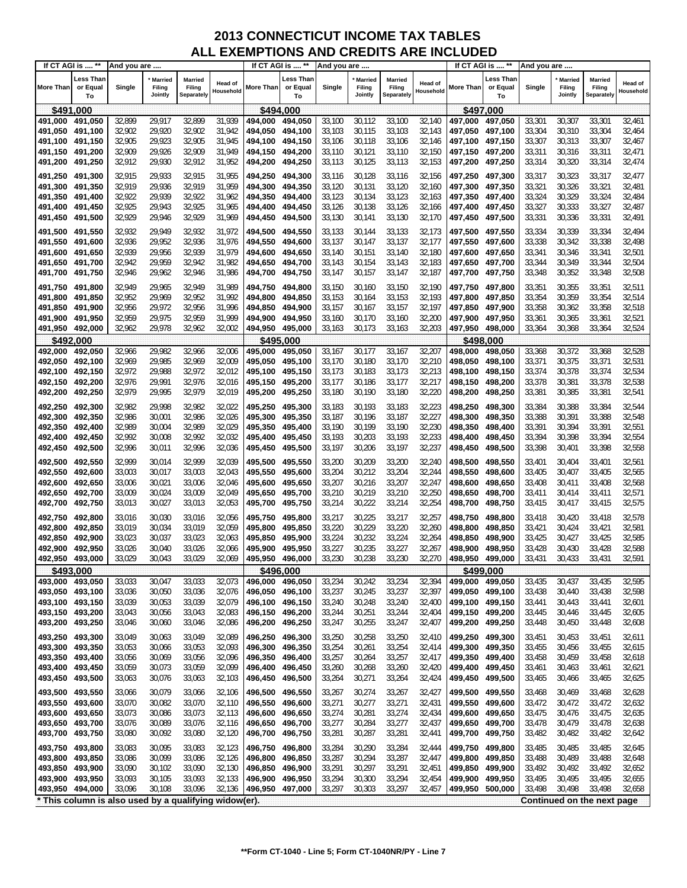# 2013 CONNECTICUT INCOME TAX TABLES
## ALL EXEMPTIONS AND CREDITS ARE INCLUDED

| If CT AGI is .... ** | | And you are .... | | | | If CT AGI is .... ** | | And you are .... | | | | If CT AGI is .... ** | | And you are .... | | | |
|---|---|---|---|---|---|---|---|---|---|---|---|---|---|---|---|---|---|
| More Than | Less Than or Equal To | Single | * Married Filing Jointly | Married Filing Separately | Head of Household | More Than | Less Than or Equal To | Single | * Married Filing Jointly | Married Filing Separately | Head of Household | More Than | Less Than or Equal To | Single | * Married Filing Jointly | Married Filing Separately | Head of Household |
| **$491,000** | | | | | | **$494,000** | | | | | | **$497,000** | | | | | |
| 491,000 | 491,050 | 32,899 | 29,917 | 32,899 | 31,939 | 494,000 | 494,050 | 33,100 | 30,112 | 33,100 | 32,140 | 497,000 | 497,050 | 33,301 | 30,307 | 33,301 | 32,461 |
| 491,050 | 491,100 | 32,902 | 29,920 | 32,902 | 31,942 | 494,050 | 494,100 | 33,103 | 30,115 | 33,103 | 32,143 | 497,050 | 497,100 | 33,304 | 30,310 | 33,304 | 32,464 |
| 491,100 | 491,150 | 32,905 | 29,923 | 32,905 | 31,945 | 494,100 | 494,150 | 33,106 | 30,118 | 33,106 | 32,146 | 497,100 | 497,150 | 33,307 | 30,313 | 33,307 | 32,467 |
| 491,150 | 491,200 | 32,909 | 29,926 | 32,909 | 31,949 | 494,150 | 494,200 | 33,110 | 30,121 | 33,110 | 32,150 | 497,150 | 497,200 | 33,311 | 30,316 | 33,311 | 32,471 |
| 491,200 | 491,250 | 32,912 | 29,930 | 32,912 | 31,952 | 494,200 | 494,250 | 33,113 | 30,125 | 33,113 | 32,153 | 497,200 | 497,250 | 33,314 | 30,320 | 33,314 | 32,474 |
| 491,250 | 491,300 | 32,915 | 29,933 | 32,915 | 31,955 | 494,250 | 494,300 | 33,116 | 30,128 | 33,116 | 32,156 | 497,250 | 497,300 | 33,317 | 30,323 | 33,317 | 32,477 |
| 491,300 | 491,350 | 32,919 | 29,936 | 32,919 | 31,959 | 494,300 | 494,350 | 33,120 | 30,131 | 33,120 | 32,160 | 497,300 | 497,350 | 33,321 | 30,326 | 33,321 | 32,481 |
| 491,350 | 491,400 | 32,922 | 29,939 | 32,922 | 31,962 | 494,350 | 494,400 | 33,123 | 30,134 | 33,123 | 32,163 | 497,350 | 497,400 | 33,324 | 30,329 | 33,324 | 32,484 |
| 491,400 | 491,450 | 32,925 | 29,943 | 32,925 | 31,965 | 494,400 | 494,450 | 33,126 | 30,138 | 33,126 | 32,166 | 497,400 | 497,450 | 33,327 | 30,333 | 33,327 | 32,487 |
| 491,450 | 491,500 | 32,929 | 29,946 | 32,929 | 31,969 | 494,450 | 494,500 | 33,130 | 30,141 | 33,130 | 32,170 | 497,450 | 497,500 | 33,331 | 30,336 | 33,331 | 32,491 |
| 491,500 | 491,550 | 32,932 | 29,949 | 32,932 | 31,972 | 494,500 | 494,550 | 33,133 | 30,144 | 33,133 | 32,173 | 497,500 | 497,550 | 33,334 | 30,339 | 33,334 | 32,494 |
| 491,550 | 491,600 | 32,936 | 29,952 | 32,936 | 31,976 | 494,550 | 494,600 | 33,137 | 30,147 | 33,137 | 32,177 | 497,550 | 497,600 | 33,338 | 30,342 | 33,338 | 32,498 |
| 491,600 | 491,650 | 32,939 | 29,956 | 32,939 | 31,979 | 494,600 | 494,650 | 33,140 | 30,151 | 33,140 | 32,180 | 497,600 | 497,650 | 33,341 | 30,346 | 33,341 | 32,501 |
| 491,650 | 491,700 | 32,942 | 29,959 | 32,942 | 31,982 | 494,650 | 494,700 | 33,143 | 30,154 | 33,143 | 32,183 | 497,650 | 497,700 | 33,344 | 30,349 | 33,344 | 32,504 |
| 491,700 | 491,750 | 32,946 | 29,962 | 32,946 | 31,986 | 494,700 | 494,750 | 33,147 | 30,157 | 33,147 | 32,187 | 497,700 | 497,750 | 33,348 | 30,352 | 33,348 | 32,508 |
| 491,750 | 491,800 | 32,949 | 29,965 | 32,949 | 31,989 | 494,750 | 494,800 | 33,150 | 30,160 | 33,150 | 32,190 | 497,750 | 497,800 | 33,351 | 30,355 | 33,351 | 32,511 |
| 491,800 | 491,850 | 32,952 | 29,969 | 32,952 | 31,992 | 494,800 | 494,850 | 33,153 | 30,164 | 33,153 | 32,193 | 497,800 | 497,850 | 33,354 | 30,359 | 33,354 | 32,514 |
| 491,850 | 491,900 | 32,956 | 29,972 | 32,956 | 31,996 | 494,850 | 494,900 | 33,157 | 30,167 | 33,157 | 32,197 | 497,850 | 497,900 | 33,358 | 30,362 | 33,358 | 32,518 |
| 491,900 | 491,950 | 32,959 | 29,975 | 32,959 | 31,999 | 494,900 | 494,950 | 33,160 | 30,170 | 33,160 | 32,200 | 497,900 | 497,950 | 33,361 | 30,365 | 33,361 | 32,521 |
| 491,950 | 492,000 | 32,962 | 29,978 | 32,962 | 32,002 | 494,950 | 495,000 | 33,163 | 30,173 | 33,163 | 32,203 | 497,950 | 498,000 | 33,364 | 30,368 | 33,364 | 32,524 |
| **$492,000** | | | | | | **$495,000** | | | | | | **$498,000** | | | | | |
| 492,000 | 492,050 | 32,966 | 29,982 | 32,966 | 32,006 | 495,000 | 495,050 | 33,167 | 30,177 | 33,167 | 32,207 | 498,000 | 498,050 | 33,368 | 30,372 | 33,368 | 32,528 |
| 492,050 | 492,100 | 32,969 | 29,985 | 32,969 | 32,009 | 495,050 | 495,100 | 33,170 | 30,180 | 33,170 | 32,210 | 498,050 | 498,100 | 33,371 | 30,375 | 33,371 | 32,531 |
| 492,100 | 492,150 | 32,972 | 29,988 | 32,972 | 32,012 | 495,100 | 495,150 | 33,173 | 30,183 | 33,173 | 32,213 | 498,100 | 498,150 | 33,374 | 30,378 | 33,374 | 32,534 |
| 492,150 | 492,200 | 32,976 | 29,991 | 32,976 | 32,016 | 495,150 | 495,200 | 33,177 | 30,186 | 33,177 | 32,217 | 498,150 | 498,200 | 33,378 | 30,381 | 33,378 | 32,538 |
| 492,200 | 492,250 | 32,979 | 29,995 | 32,979 | 32,019 | 495,200 | 495,250 | 33,180 | 30,190 | 33,180 | 32,220 | 498,200 | 498,250 | 33,381 | 30,385 | 33,381 | 32,541 |
| 492,250 | 492,300 | 32,982 | 29,998 | 32,982 | 32,022 | 495,250 | 495,300 | 33,183 | 30,193 | 33,183 | 32,223 | 498,250 | 498,300 | 33,384 | 30,388 | 33,384 | 32,544 |
| 492,300 | 492,350 | 32,986 | 30,001 | 32,986 | 32,026 | 495,300 | 495,350 | 33,187 | 30,196 | 33,187 | 32,227 | 498,300 | 498,350 | 33,388 | 30,391 | 33,388 | 32,548 |
| 492,350 | 492,400 | 32,989 | 30,004 | 32,989 | 32,029 | 495,350 | 495,400 | 33,190 | 30,199 | 33,190 | 32,230 | 498,350 | 498,400 | 33,391 | 30,394 | 33,391 | 32,551 |
| 492,400 | 492,450 | 32,992 | 30,008 | 32,992 | 32,032 | 495,400 | 495,450 | 33,193 | 30,203 | 33,193 | 32,233 | 498,400 | 498,450 | 33,394 | 30,398 | 33,394 | 32,554 |
| 492,450 | 492,500 | 32,996 | 30,011 | 32,996 | 32,036 | 495,450 | 495,500 | 33,197 | 30,206 | 33,197 | 32,237 | 498,450 | 498,500 | 33,398 | 30,401 | 33,398 | 32,558 |
| 492,500 | 492,550 | 32,999 | 30,014 | 32,999 | 32,039 | 495,500 | 495,550 | 33,200 | 30,209 | 33,200 | 32,240 | 498,500 | 498,550 | 33,401 | 30,404 | 33,401 | 32,561 |
| 492,550 | 492,600 | 33,003 | 30,017 | 33,003 | 32,043 | 495,550 | 495,600 | 33,204 | 30,212 | 33,204 | 32,244 | 498,550 | 498,600 | 33,405 | 30,407 | 33,405 | 32,565 |
| 492,600 | 492,650 | 33,006 | 30,021 | 33,006 | 32,046 | 495,600 | 495,650 | 33,207 | 30,216 | 33,207 | 32,247 | 498,600 | 498,650 | 33,408 | 30,411 | 33,408 | 32,568 |
| 492,650 | 492,700 | 33,009 | 30,024 | 33,009 | 32,049 | 495,650 | 495,700 | 33,210 | 30,219 | 33,210 | 32,250 | 498,650 | 498,700 | 33,411 | 30,414 | 33,411 | 32,571 |
| 492,700 | 492,750 | 33,013 | 30,027 | 33,013 | 32,053 | 495,700 | 495,750 | 33,214 | 30,222 | 33,214 | 32,254 | 498,700 | 498,750 | 33,415 | 30,417 | 33,415 | 32,575 |
| 492,750 | 492,800 | 33,016 | 30,030 | 33,016 | 32,056 | 495,750 | 495,800 | 33,217 | 30,225 | 33,217 | 32,257 | 498,750 | 498,800 | 33,418 | 30,420 | 33,418 | 32,578 |
| 492,800 | 492,850 | 33,019 | 30,034 | 33,019 | 32,059 | 495,800 | 495,850 | 33,220 | 30,229 | 33,220 | 32,260 | 498,800 | 498,850 | 33,421 | 30,424 | 33,421 | 32,581 |
| 492,850 | 492,900 | 33,023 | 30,037 | 33,023 | 32,063 | 495,850 | 495,900 | 33,224 | 30,232 | 33,224 | 32,264 | 498,850 | 498,900 | 33,425 | 30,427 | 33,425 | 32,585 |
| 492,900 | 492,950 | 33,026 | 30,040 | 33,026 | 32,066 | 495,900 | 495,950 | 33,227 | 30,235 | 33,227 | 32,267 | 498,900 | 498,950 | 33,428 | 30,430 | 33,428 | 32,588 |
| 492,950 | 493,000 | 33,029 | 30,043 | 33,029 | 32,069 | 495,950 | 496,000 | 33,230 | 30,238 | 33,230 | 32,270 | 498,950 | 499,000 | 33,431 | 30,433 | 33,431 | 32,591 |
| **$493,000** | | | | | | **$496,000** | | | | | | **$499,000** | | | | | |
| 493,000 | 493,050 | 33,033 | 30,047 | 33,033 | 32,073 | 496,000 | 496,050 | 33,234 | 30,242 | 33,234 | 32,394 | 499,000 | 499,050 | 33,435 | 30,437 | 33,435 | 32,595 |
| 493,050 | 493,100 | 33,036 | 30,050 | 33,036 | 32,076 | 496,050 | 496,100 | 33,237 | 30,245 | 33,237 | 32,397 | 499,050 | 499,100 | 33,438 | 30,440 | 33,438 | 32,598 |
| 493,100 | 493,150 | 33,039 | 30,053 | 33,039 | 32,079 | 496,100 | 496,150 | 33,240 | 30,248 | 33,240 | 32,400 | 499,100 | 499,150 | 33,441 | 30,443 | 33,441 | 32,601 |
| 493,150 | 493,200 | 33,043 | 30,056 | 33,043 | 32,083 | 496,150 | 496,200 | 33,244 | 30,251 | 33,244 | 32,404 | 499,150 | 499,200 | 33,445 | 30,446 | 33,445 | 32,605 |
| 493,200 | 493,250 | 33,046 | 30,060 | 33,046 | 32,086 | 496,200 | 496,250 | 33,247 | 30,255 | 33,247 | 32,407 | 499,200 | 499,250 | 33,448 | 30,450 | 33,448 | 32,608 |
| 493,250 | 493,300 | 33,049 | 30,063 | 33,049 | 32,089 | 496,250 | 496,300 | 33,250 | 30,258 | 33,250 | 32,410 | 499,250 | 499,300 | 33,451 | 30,453 | 33,451 | 32,611 |
| 493,300 | 493,350 | 33,053 | 30,066 | 33,053 | 32,093 | 496,300 | 496,350 | 33,254 | 30,261 | 33,254 | 32,414 | 499,300 | 499,350 | 33,455 | 30,456 | 33,455 | 32,615 |
| 493,350 | 493,400 | 33,056 | 30,069 | 33,056 | 32,096 | 496,350 | 496,400 | 33,257 | 30,264 | 33,257 | 32,417 | 499,350 | 499,400 | 33,458 | 30,459 | 33,458 | 32,618 |
| 493,400 | 493,450 | 33,059 | 30,073 | 33,059 | 32,099 | 496,400 | 496,450 | 33,260 | 30,268 | 33,260 | 32,420 | 499,400 | 499,450 | 33,461 | 30,463 | 33,461 | 32,621 |
| 493,450 | 493,500 | 33,063 | 30,076 | 33,063 | 32,103 | 496,450 | 496,500 | 33,264 | 30,271 | 33,264 | 32,424 | 499,450 | 499,500 | 33,465 | 30,466 | 33,465 | 32,625 |
| 493,500 | 493,550 | 33,066 | 30,079 | 33,066 | 32,106 | 496,500 | 496,550 | 33,267 | 30,274 | 33,267 | 32,427 | 499,500 | 499,550 | 33,468 | 30,469 | 33,468 | 32,628 |
| 493,550 | 493,600 | 33,070 | 30,082 | 33,070 | 32,110 | 496,550 | 496,600 | 33,271 | 30,277 | 33,271 | 32,431 | 499,550 | 499,600 | 33,472 | 30,472 | 33,472 | 32,632 |
| 493,600 | 493,650 | 33,073 | 30,086 | 33,073 | 32,113 | 496,600 | 496,650 | 33,274 | 30,281 | 33,274 | 32,434 | 499,600 | 499,650 | 33,475 | 30,476 | 33,475 | 32,635 |
| 493,650 | 493,700 | 33,076 | 30,089 | 33,076 | 32,116 | 496,650 | 496,700 | 33,277 | 30,284 | 33,277 | 32,437 | 499,650 | 499,700 | 33,478 | 30,479 | 33,478 | 32,638 |
| 493,700 | 493,750 | 33,080 | 30,092 | 33,080 | 32,120 | 496,700 | 496,750 | 33,281 | 30,287 | 33,281 | 32,441 | 499,700 | 499,750 | 33,482 | 30,482 | 33,482 | 32,642 |
| 493,750 | 493,800 | 33,083 | 30,095 | 33,083 | 32,123 | 496,750 | 496,800 | 33,284 | 30,290 | 33,284 | 32,444 | 499,750 | 499,800 | 33,485 | 30,485 | 33,485 | 32,645 |
| 493,800 | 493,850 | 33,086 | 30,099 | 33,086 | 32,126 | 496,800 | 496,850 | 33,287 | 30,294 | 33,287 | 32,447 | 499,800 | 499,850 | 33,488 | 30,489 | 33,488 | 32,648 |
| 493,850 | 493,900 | 33,090 | 30,102 | 33,090 | 32,130 | 496,850 | 496,900 | 33,291 | 30,297 | 33,291 | 32,451 | 499,850 | 499,900 | 33,492 | 30,492 | 33,492 | 32,652 |
| 493,900 | 493,950 | 33,093 | 30,105 | 33,093 | 32,133 | 496,900 | 496,950 | 33,294 | 30,300 | 33,294 | 32,454 | 499,900 | 499,950 | 33,495 | 30,495 | 33,495 | 32,655 |
| 493,950 | 494,000 | 33,096 | 30,108 | 33,096 | 32,136 | 496,950 | 497,000 | 33,297 | 30,303 | 33,297 | 32,457 | 499,950 | 500,000 | 33,498 | 30,498 | 33,498 | 32,658 |

\* This column is also used by a qualifying widow(er).

**Continued on the next page**

**Form CT-1040 - Line 5; Form CT-1040NR/PY - Line 7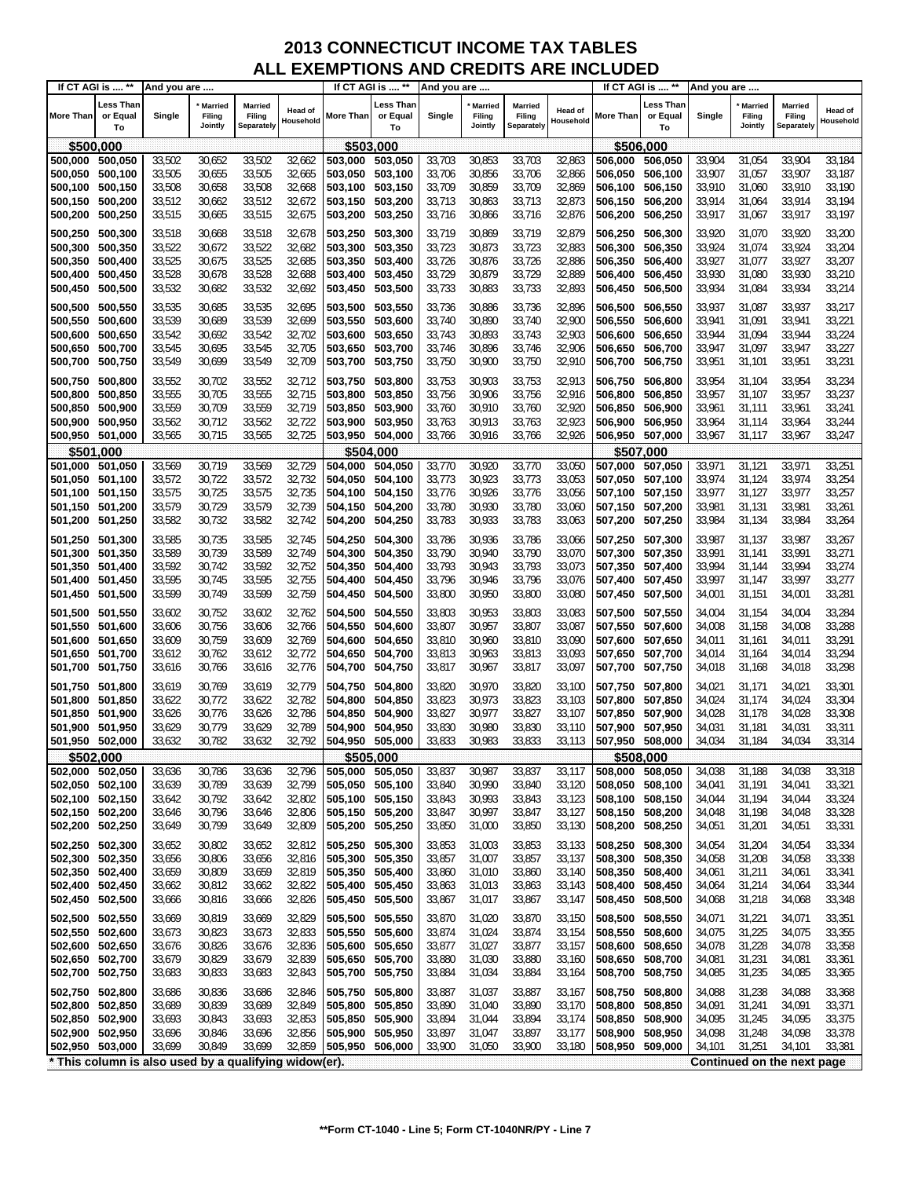# 2013 CONNECTICUT INCOME TAX TABLES
## ALL EXEMPTIONS AND CREDITS ARE INCLUDED

| If CT AGI is .... ** | | And you are .... | | | | If CT AGI is .... ** | | And you are .... | | | | If CT AGI is .... ** | | And you are .... | | | |
|---|---|---|---|---|---|---|---|---|---|---|---|---|---|---|---|---|---|
| More Than | Less Than or Equal To | Single | * Married Filing Jointly | Married Filing Separately | Head of Household | More Than | Less Than or Equal To | Single | * Married Filing Jointly | Married Filing Separately | Head of Household | More Than | Less Than or Equal To | Single | * Married Filing Jointly | Married Filing Separately | Head of Household |
| **$500,000** | | | | | | **$503,000** | | | | | | **$506,000** | | | | | |
| 500,000 | 500,050 | 33,502 | 30,652 | 33,502 | 32,662 | 503,000 | 503,050 | 33,703 | 30,853 | 33,703 | 32,863 | 506,000 | 506,050 | 33,904 | 31,054 | 33,904 | 33,184 |
| 500,050 | 500,100 | 33,505 | 30,655 | 33,505 | 32,665 | 503,050 | 503,100 | 33,706 | 30,856 | 33,706 | 32,866 | 506,050 | 506,100 | 33,907 | 31,057 | 33,907 | 33,187 |
| 500,100 | 500,150 | 33,508 | 30,658 | 33,508 | 32,668 | 503,100 | 503,150 | 33,709 | 30,859 | 33,709 | 32,869 | 506,100 | 506,150 | 33,910 | 31,060 | 33,910 | 33,190 |
| 500,150 | 500,200 | 33,512 | 30,662 | 33,512 | 32,672 | 503,150 | 503,200 | 33,713 | 30,863 | 33,713 | 32,873 | 506,150 | 506,200 | 33,914 | 31,064 | 33,914 | 33,194 |
| 500,200 | 500,250 | 33,515 | 30,665 | 33,515 | 32,675 | 503,200 | 503,250 | 33,716 | 30,866 | 33,716 | 32,876 | 506,200 | 506,250 | 33,917 | 31,067 | 33,917 | 33,197 |
| 500,250 | 500,300 | 33,518 | 30,668 | 33,518 | 32,678 | 503,250 | 503,300 | 33,719 | 30,869 | 33,719 | 32,879 | 506,250 | 506,300 | 33,920 | 31,070 | 33,920 | 33,200 |
| 500,300 | 500,350 | 33,522 | 30,672 | 33,522 | 32,682 | 503,300 | 503,350 | 33,723 | 30,873 | 33,723 | 32,883 | 506,300 | 506,350 | 33,924 | 31,074 | 33,924 | 33,204 |
| 500,350 | 500,400 | 33,525 | 30,675 | 33,525 | 32,685 | 503,350 | 503,400 | 33,726 | 30,876 | 33,726 | 32,886 | 506,350 | 506,400 | 33,927 | 31,077 | 33,927 | 33,207 |
| 500,400 | 500,450 | 33,528 | 30,678 | 33,528 | 32,688 | 503,400 | 503,450 | 33,729 | 30,879 | 33,729 | 32,889 | 506,400 | 506,450 | 33,930 | 31,080 | 33,930 | 33,210 |
| 500,450 | 500,500 | 33,532 | 30,682 | 33,532 | 32,692 | 503,450 | 503,500 | 33,733 | 30,883 | 33,733 | 32,893 | 506,450 | 506,500 | 33,934 | 31,084 | 33,934 | 33,214 |
| 500,500 | 500,550 | 33,535 | 30,685 | 33,535 | 32,695 | 503,500 | 503,550 | 33,736 | 30,886 | 33,736 | 32,896 | 506,500 | 506,550 | 33,937 | 31,087 | 33,937 | 33,217 |
| 500,550 | 500,600 | 33,539 | 30,689 | 33,539 | 32,699 | 503,550 | 503,600 | 33,740 | 30,890 | 33,740 | 32,900 | 506,550 | 506,600 | 33,941 | 31,091 | 33,941 | 33,221 |
| 500,600 | 500,650 | 33,542 | 30,692 | 33,542 | 32,702 | 503,600 | 503,650 | 33,743 | 30,893 | 33,743 | 32,903 | 506,600 | 506,650 | 33,944 | 31,094 | 33,944 | 33,224 |
| 500,650 | 500,700 | 33,545 | 30,695 | 33,545 | 32,705 | 503,650 | 503,700 | 33,746 | 30,896 | 33,746 | 32,906 | 506,650 | 506,700 | 33,947 | 31,097 | 33,947 | 33,227 |
| 500,700 | 500,750 | 33,549 | 30,699 | 33,549 | 32,709 | 503,700 | 503,750 | 33,750 | 30,900 | 33,750 | 32,910 | 506,700 | 506,750 | 33,951 | 31,101 | 33,951 | 33,231 |
| 500,750 | 500,800 | 33,552 | 30,702 | 33,552 | 32,712 | 503,750 | 503,800 | 33,753 | 30,903 | 33,753 | 32,913 | 506,750 | 506,800 | 33,954 | 31,104 | 33,954 | 33,234 |
| 500,800 | 500,850 | 33,555 | 30,705 | 33,555 | 32,715 | 503,800 | 503,850 | 33,756 | 30,906 | 33,756 | 32,916 | 506,800 | 506,850 | 33,957 | 31,107 | 33,957 | 33,237 |
| 500,850 | 500,900 | 33,559 | 30,709 | 33,559 | 32,719 | 503,850 | 503,900 | 33,760 | 30,910 | 33,760 | 32,920 | 506,850 | 506,900 | 33,961 | 31,111 | 33,961 | 33,241 |
| 500,900 | 500,950 | 33,562 | 30,712 | 33,562 | 32,722 | 503,900 | 503,950 | 33,763 | 30,913 | 33,763 | 32,923 | 506,900 | 506,950 | 33,964 | 31,114 | 33,964 | 33,244 |
| 500,950 | 501,000 | 33,565 | 30,715 | 33,565 | 32,725 | 503,950 | 504,000 | 33,766 | 30,916 | 33,766 | 32,926 | 506,950 | 507,000 | 33,967 | 31,117 | 33,967 | 33,247 |
| **$501,000** | | | | | | **$504,000** | | | | | | **$507,000** | | | | | |
| 501,000 | 501,050 | 33,569 | 30,719 | 33,569 | 32,729 | 504,000 | 504,050 | 33,770 | 30,920 | 33,770 | 33,050 | 507,000 | 507,050 | 33,971 | 31,121 | 33,971 | 33,251 |
| 501,050 | 501,100 | 33,572 | 30,722 | 33,572 | 32,732 | 504,050 | 504,100 | 33,773 | 30,923 | 33,773 | 33,053 | 507,050 | 507,100 | 33,974 | 31,124 | 33,974 | 33,254 |
| 501,100 | 501,150 | 33,575 | 30,725 | 33,575 | 32,735 | 504,100 | 504,150 | 33,776 | 30,926 | 33,776 | 33,056 | 507,100 | 507,150 | 33,977 | 31,127 | 33,977 | 33,257 |
| 501,150 | 501,200 | 33,579 | 30,729 | 33,579 | 32,739 | 504,150 | 504,200 | 33,780 | 30,930 | 33,780 | 33,060 | 507,150 | 507,200 | 33,981 | 31,131 | 33,981 | 33,261 |
| 501,200 | 501,250 | 33,582 | 30,732 | 33,582 | 32,742 | 504,200 | 504,250 | 33,783 | 30,933 | 33,783 | 33,063 | 507,200 | 507,250 | 33,984 | 31,134 | 33,984 | 33,264 |
| 501,250 | 501,300 | 33,585 | 30,735 | 33,585 | 32,745 | 504,250 | 504,300 | 33,786 | 30,936 | 33,786 | 33,066 | 507,250 | 507,300 | 33,987 | 31,137 | 33,987 | 33,267 |
| 501,300 | 501,350 | 33,589 | 30,739 | 33,589 | 32,749 | 504,300 | 504,350 | 33,790 | 30,940 | 33,790 | 33,070 | 507,300 | 507,350 | 33,991 | 31,141 | 33,991 | 33,271 |
| 501,350 | 501,400 | 33,592 | 30,742 | 33,592 | 32,752 | 504,350 | 504,400 | 33,793 | 30,943 | 33,793 | 33,073 | 507,350 | 507,400 | 33,994 | 31,144 | 33,994 | 33,274 |
| 501,400 | 501,450 | 33,595 | 30,745 | 33,595 | 32,755 | 504,400 | 504,450 | 33,796 | 30,946 | 33,796 | 33,076 | 507,400 | 507,450 | 33,997 | 31,147 | 33,997 | 33,277 |
| 501,450 | 501,500 | 33,599 | 30,749 | 33,599 | 32,759 | 504,450 | 504,500 | 33,800 | 30,950 | 33,800 | 33,080 | 507,450 | 507,500 | 34,001 | 31,151 | 34,001 | 33,281 |
| 501,500 | 501,550 | 33,602 | 30,752 | 33,602 | 32,762 | 504,500 | 504,550 | 33,803 | 30,953 | 33,803 | 33,083 | 507,500 | 507,550 | 34,004 | 31,154 | 34,004 | 33,284 |
| 501,550 | 501,600 | 33,606 | 30,756 | 33,606 | 32,766 | 504,550 | 504,600 | 33,807 | 30,957 | 33,807 | 33,087 | 507,550 | 507,600 | 34,008 | 31,158 | 34,008 | 33,288 |
| 501,600 | 501,650 | 33,609 | 30,759 | 33,609 | 32,769 | 504,600 | 504,650 | 33,810 | 30,960 | 33,810 | 33,090 | 507,600 | 507,650 | 34,011 | 31,161 | 34,011 | 33,291 |
| 501,650 | 501,700 | 33,612 | 30,762 | 33,612 | 32,772 | 504,650 | 504,700 | 33,813 | 30,963 | 33,813 | 33,093 | 507,650 | 507,700 | 34,014 | 31,164 | 34,014 | 33,294 |
| 501,700 | 501,750 | 33,616 | 30,766 | 33,616 | 32,776 | 504,700 | 504,750 | 33,817 | 30,967 | 33,817 | 33,097 | 507,700 | 507,750 | 34,018 | 31,168 | 34,018 | 33,298 |
| 501,750 | 501,800 | 33,619 | 30,769 | 33,619 | 32,779 | 504,750 | 504,800 | 33,820 | 30,970 | 33,820 | 33,100 | 507,750 | 507,800 | 34,021 | 31,171 | 34,021 | 33,301 |
| 501,800 | 501,850 | 33,622 | 30,772 | 33,622 | 32,782 | 504,800 | 504,850 | 33,823 | 30,973 | 33,823 | 33,103 | 507,800 | 507,850 | 34,024 | 31,174 | 34,024 | 33,304 |
| 501,850 | 501,900 | 33,626 | 30,776 | 33,626 | 32,786 | 504,850 | 504,900 | 33,827 | 30,977 | 33,827 | 33,107 | 507,850 | 507,900 | 34,028 | 31,178 | 34,028 | 33,308 |
| 501,900 | 501,950 | 33,629 | 30,779 | 33,629 | 32,789 | 504,900 | 504,950 | 33,830 | 30,980 | 33,830 | 33,110 | 507,900 | 507,950 | 34,031 | 31,181 | 34,031 | 33,311 |
| 501,950 | 502,000 | 33,632 | 30,782 | 33,632 | 32,792 | 504,950 | 505,000 | 33,833 | 30,983 | 33,833 | 33,113 | 507,950 | 508,000 | 34,034 | 31,184 | 34,034 | 33,314 |
| **$502,000** | | | | | | **$505,000** | | | | | | **$508,000** | | | | | |
| 502,000 | 502,050 | 33,636 | 30,786 | 33,636 | 32,796 | 505,000 | 505,050 | 33,837 | 30,987 | 33,837 | 33,117 | 508,000 | 508,050 | 34,038 | 31,188 | 34,038 | 33,318 |
| 502,050 | 502,100 | 33,639 | 30,789 | 33,639 | 32,799 | 505,050 | 505,100 | 33,840 | 30,990 | 33,840 | 33,120 | 508,050 | 508,100 | 34,041 | 31,191 | 34,041 | 33,321 |
| 502,100 | 502,150 | 33,642 | 30,792 | 33,642 | 32,802 | 505,100 | 505,150 | 33,843 | 30,993 | 33,843 | 33,123 | 508,100 | 508,150 | 34,044 | 31,194 | 34,044 | 33,324 |
| 502,150 | 502,200 | 33,646 | 30,796 | 33,646 | 32,806 | 505,150 | 505,200 | 33,847 | 30,997 | 33,847 | 33,127 | 508,150 | 508,200 | 34,048 | 31,198 | 34,048 | 33,328 |
| 502,200 | 502,250 | 33,649 | 30,799 | 33,649 | 32,809 | 505,200 | 505,250 | 33,850 | 31,000 | 33,850 | 33,130 | 508,200 | 508,250 | 34,051 | 31,201 | 34,051 | 33,331 |
| 502,250 | 502,300 | 33,652 | 30,802 | 33,652 | 32,812 | 505,250 | 505,300 | 33,853 | 31,003 | 33,853 | 33,133 | 508,250 | 508,300 | 34,054 | 31,204 | 34,054 | 33,334 |
| 502,300 | 502,350 | 33,656 | 30,806 | 33,656 | 32,816 | 505,300 | 505,350 | 33,857 | 31,007 | 33,857 | 33,137 | 508,300 | 508,350 | 34,058 | 31,208 | 34,058 | 33,338 |
| 502,350 | 502,400 | 33,659 | 30,809 | 33,659 | 32,819 | 505,350 | 505,400 | 33,860 | 31,010 | 33,860 | 33,140 | 508,350 | 508,400 | 34,061 | 31,211 | 34,061 | 33,341 |
| 502,400 | 502,450 | 33,662 | 30,812 | 33,662 | 32,822 | 505,400 | 505,450 | 33,863 | 31,013 | 33,863 | 33,143 | 508,400 | 508,450 | 34,064 | 31,214 | 34,064 | 33,344 |
| 502,450 | 502,500 | 33,666 | 30,816 | 33,666 | 32,826 | 505,450 | 505,500 | 33,867 | 31,017 | 33,867 | 33,147 | 508,450 | 508,500 | 34,068 | 31,218 | 34,068 | 33,348 |
| 502,500 | 502,550 | 33,669 | 30,819 | 33,669 | 32,829 | 505,500 | 505,550 | 33,870 | 31,020 | 33,870 | 33,150 | 508,500 | 508,550 | 34,071 | 31,221 | 34,071 | 33,351 |
| 502,550 | 502,600 | 33,673 | 30,823 | 33,673 | 32,833 | 505,550 | 505,600 | 33,874 | 31,024 | 33,874 | 33,154 | 508,550 | 508,600 | 34,075 | 31,225 | 34,075 | 33,355 |
| 502,600 | 502,650 | 33,676 | 30,826 | 33,676 | 32,836 | 505,600 | 505,650 | 33,877 | 31,027 | 33,877 | 33,157 | 508,600 | 508,650 | 34,078 | 31,228 | 34,078 | 33,358 |
| 502,650 | 502,700 | 33,679 | 30,829 | 33,679 | 32,839 | 505,650 | 505,700 | 33,880 | 31,030 | 33,880 | 33,160 | 508,650 | 508,700 | 34,081 | 31,231 | 34,081 | 33,361 |
| 502,700 | 502,750 | 33,683 | 30,833 | 33,683 | 32,843 | 505,700 | 505,750 | 33,884 | 31,034 | 33,884 | 33,164 | 508,700 | 508,750 | 34,085 | 31,235 | 34,085 | 33,365 |
| 502,750 | 502,800 | 33,686 | 30,836 | 33,686 | 32,846 | 505,750 | 505,800 | 33,887 | 31,037 | 33,887 | 33,167 | 508,750 | 508,800 | 34,088 | 31,238 | 34,088 | 33,368 |
| 502,800 | 502,850 | 33,689 | 30,839 | 33,689 | 32,849 | 505,800 | 505,850 | 33,890 | 31,040 | 33,890 | 33,170 | 508,800 | 508,850 | 34,091 | 31,241 | 34,091 | 33,371 |
| 502,850 | 502,900 | 33,693 | 30,843 | 33,693 | 32,853 | 505,850 | 505,900 | 33,894 | 31,044 | 33,894 | 33,174 | 508,850 | 508,900 | 34,095 | 31,245 | 34,095 | 33,375 |
| 502,900 | 502,950 | 33,696 | 30,846 | 33,696 | 32,856 | 505,900 | 505,950 | 33,897 | 31,047 | 33,897 | 33,177 | 508,900 | 508,950 | 34,098 | 31,248 | 34,098 | 33,378 |
| 502,950 | 503,000 | 33,699 | 30,849 | 33,699 | 32,859 | 505,950 | 506,000 | 33,900 | 31,050 | 33,900 | 33,180 | 508,950 | 509,000 | 34,101 | 31,251 | 34,101 | 33,381 |

* This column is also used by a qualifying widow(er).

Continued on the next page

**Form CT-1040 - Line 5; Form CT-1040NR/PY - Line 7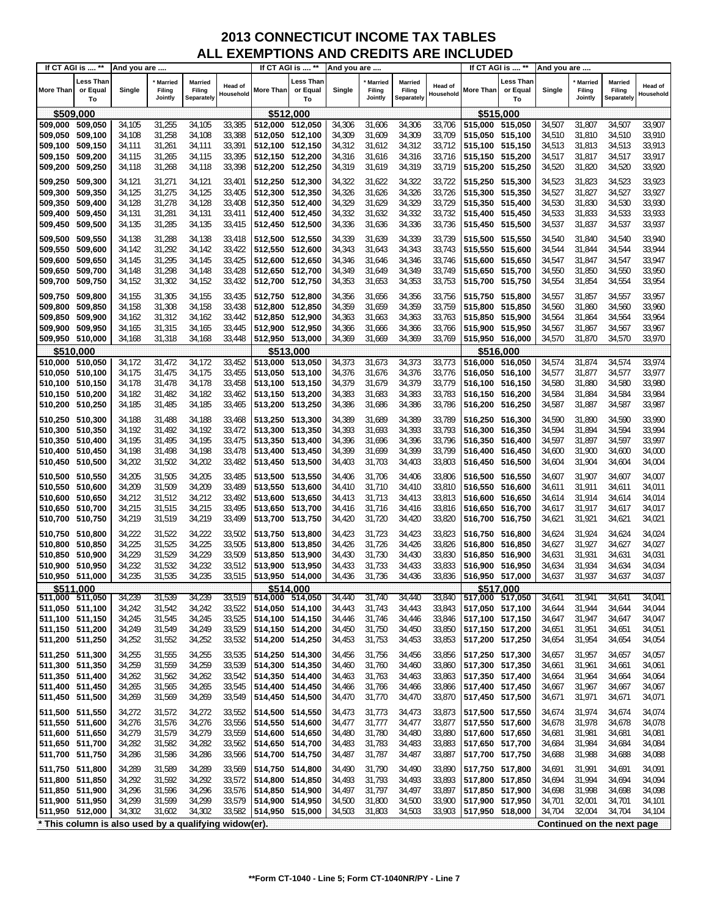# 2013 CONNECTICUT INCOME TAX TABLES
## ALL EXEMPTIONS AND CREDITS ARE INCLUDED

| If CT AGI is .... ** | | And you are .... | | | | If CT AGI is .... ** | | And you are .... | | | | If CT AGI is .... ** | | And you are .... | | | |
|---|---|---|---|---|---|---|---|---|---|---|---|---|---|---|---|---|---|
| More Than | Less Than or Equal To | Single | * Married Filing Jointly | Married Filing Separately | Head of Household | More Than | Less Than or Equal To | Single | * Married Filing Jointly | Married Filing Separately | Head of Household | More Than | Less Than or Equal To | Single | * Married Filing Jointly | Married Filing Separately | Head of Household |
| **$509,000** | | | | | | **$512,000** | | | | | | **$515,000** | | | | | |
| 509,000 | 509,050 | 34,105 | 31,255 | 34,105 | 33,385 | 512,000 | 512,050 | 34,306 | 31,606 | 34,306 | 33,706 | 515,000 | 515,050 | 34,507 | 31,807 | 34,507 | 33,907 |
| 509,050 | 509,100 | 34,108 | 31,258 | 34,108 | 33,388 | 512,050 | 512,100 | 34,309 | 31,609 | 34,309 | 33,709 | 515,050 | 515,100 | 34,510 | 31,810 | 34,510 | 33,910 |
| 509,100 | 509,150 | 34,111 | 31,261 | 34,111 | 33,391 | 512,100 | 512,150 | 34,312 | 31,612 | 34,312 | 33,712 | 515,100 | 515,150 | 34,513 | 31,813 | 34,513 | 33,913 |
| 509,150 | 509,200 | 34,115 | 31,265 | 34,115 | 33,395 | 512,150 | 512,200 | 34,316 | 31,616 | 34,316 | 33,716 | 515,150 | 515,200 | 34,517 | 31,817 | 34,517 | 33,917 |
| 509,200 | 509,250 | 34,118 | 31,268 | 34,118 | 33,398 | 512,200 | 512,250 | 34,319 | 31,619 | 34,319 | 33,719 | 515,200 | 515,250 | 34,520 | 31,820 | 34,520 | 33,920 |
| 509,250 | 509,300 | 34,121 | 31,271 | 34,121 | 33,401 | 512,250 | 512,300 | 34,322 | 31,622 | 34,322 | 33,722 | 515,250 | 515,300 | 34,523 | 31,823 | 34,523 | 33,923 |
| 509,300 | 509,350 | 34,125 | 31,275 | 34,125 | 33,405 | 512,300 | 512,350 | 34,326 | 31,626 | 34,326 | 33,726 | 515,300 | 515,350 | 34,527 | 31,827 | 34,527 | 33,927 |
| 509,350 | 509,400 | 34,128 | 31,278 | 34,128 | 33,408 | 512,350 | 512,400 | 34,329 | 31,629 | 34,329 | 33,729 | 515,350 | 515,400 | 34,530 | 31,830 | 34,530 | 33,930 |
| 509,400 | 509,450 | 34,131 | 31,281 | 34,131 | 33,411 | 512,400 | 512,450 | 34,332 | 31,632 | 34,332 | 33,732 | 515,400 | 515,450 | 34,533 | 31,833 | 34,533 | 33,933 |
| 509,450 | 509,500 | 34,135 | 31,285 | 34,135 | 33,415 | 512,450 | 512,500 | 34,336 | 31,636 | 34,336 | 33,736 | 515,450 | 515,500 | 34,537 | 31,837 | 34,537 | 33,937 |
| 509,500 | 509,550 | 34,138 | 31,288 | 34,138 | 33,418 | 512,500 | 512,550 | 34,339 | 31,639 | 34,339 | 33,739 | 515,500 | 515,550 | 34,540 | 31,840 | 34,540 | 33,940 |
| 509,550 | 509,600 | 34,142 | 31,292 | 34,142 | 33,422 | 512,550 | 512,600 | 34,343 | 31,643 | 34,343 | 33,743 | 515,550 | 515,600 | 34,544 | 31,844 | 34,544 | 33,944 |
| 509,600 | 509,650 | 34,145 | 31,295 | 34,145 | 33,425 | 512,600 | 512,650 | 34,346 | 31,646 | 34,346 | 33,746 | 515,600 | 515,650 | 34,547 | 31,847 | 34,547 | 33,947 |
| 509,650 | 509,700 | 34,148 | 31,298 | 34,148 | 33,428 | 512,650 | 512,700 | 34,349 | 31,649 | 34,349 | 33,749 | 515,650 | 515,700 | 34,550 | 31,850 | 34,550 | 33,950 |
| 509,700 | 509,750 | 34,152 | 31,302 | 34,152 | 33,432 | 512,700 | 512,750 | 34,353 | 31,653 | 34,353 | 33,753 | 515,700 | 515,750 | 34,554 | 31,854 | 34,554 | 33,954 |
| 509,750 | 509,800 | 34,155 | 31,305 | 34,155 | 33,435 | 512,750 | 512,800 | 34,356 | 31,656 | 34,356 | 33,756 | 515,750 | 515,800 | 34,557 | 31,857 | 34,557 | 33,957 |
| 509,800 | 509,850 | 34,158 | 31,308 | 34,158 | 33,438 | 512,800 | 512,850 | 34,359 | 31,659 | 34,359 | 33,759 | 515,800 | 515,850 | 34,560 | 31,860 | 34,560 | 33,960 |
| 509,850 | 509,900 | 34,162 | 31,312 | 34,162 | 33,442 | 512,850 | 512,900 | 34,363 | 31,663 | 34,363 | 33,763 | 515,850 | 515,900 | 34,564 | 31,864 | 34,564 | 33,964 |
| 509,900 | 509,950 | 34,165 | 31,315 | 34,165 | 33,445 | 512,900 | 512,950 | 34,366 | 31,666 | 34,366 | 33,766 | 515,900 | 515,950 | 34,567 | 31,867 | 34,567 | 33,967 |
| 509,950 | 510,000 | 34,168 | 31,318 | 34,168 | 33,448 | 512,950 | 513,000 | 34,369 | 31,669 | 34,369 | 33,769 | 515,950 | 516,000 | 34,570 | 31,870 | 34,570 | 33,970 |
| **$510,000** | | | | | | **$513,000** | | | | | | **$516,000** | | | | | |
| 510,000 | 510,050 | 34,172 | 31,472 | 34,172 | 33,452 | 513,000 | 513,050 | 34,373 | 31,673 | 34,373 | 33,773 | 516,000 | 516,050 | 34,574 | 31,874 | 34,574 | 33,974 |
| 510,050 | 510,100 | 34,175 | 31,475 | 34,175 | 33,455 | 513,050 | 513,100 | 34,376 | 31,676 | 34,376 | 33,776 | 516,050 | 516,100 | 34,577 | 31,877 | 34,577 | 33,977 |
| 510,100 | 510,150 | 34,178 | 31,478 | 34,178 | 33,458 | 513,100 | 513,150 | 34,379 | 31,679 | 34,379 | 33,779 | 516,100 | 516,150 | 34,580 | 31,880 | 34,580 | 33,980 |
| 510,150 | 510,200 | 34,182 | 31,482 | 34,182 | 33,462 | 513,150 | 513,200 | 34,383 | 31,683 | 34,383 | 33,783 | 516,150 | 516,200 | 34,584 | 31,884 | 34,584 | 33,984 |
| 510,200 | 510,250 | 34,185 | 31,485 | 34,185 | 33,465 | 513,200 | 513,250 | 34,386 | 31,686 | 34,386 | 33,786 | 516,200 | 516,250 | 34,587 | 31,887 | 34,587 | 33,987 |
| 510,250 | 510,300 | 34,188 | 31,488 | 34,188 | 33,468 | 513,250 | 513,300 | 34,389 | 31,689 | 34,389 | 33,789 | 516,250 | 516,300 | 34,590 | 31,890 | 34,590 | 33,990 |
| 510,300 | 510,350 | 34,192 | 31,492 | 34,192 | 33,472 | 513,300 | 513,350 | 34,393 | 31,693 | 34,393 | 33,793 | 516,300 | 516,350 | 34,594 | 31,894 | 34,594 | 33,994 |
| 510,350 | 510,400 | 34,195 | 31,495 | 34,195 | 33,475 | 513,350 | 513,400 | 34,396 | 31,696 | 34,396 | 33,796 | 516,350 | 516,400 | 34,597 | 31,897 | 34,597 | 33,997 |
| 510,400 | 510,450 | 34,198 | 31,498 | 34,198 | 33,478 | 513,400 | 513,450 | 34,399 | 31,699 | 34,399 | 33,799 | 516,400 | 516,450 | 34,600 | 31,900 | 34,600 | 34,000 |
| 510,450 | 510,500 | 34,202 | 31,502 | 34,202 | 33,482 | 513,450 | 513,500 | 34,403 | 31,703 | 34,403 | 33,803 | 516,450 | 516,500 | 34,604 | 31,904 | 34,604 | 34,004 |
| 510,500 | 510,550 | 34,205 | 31,505 | 34,205 | 33,485 | 513,500 | 513,550 | 34,406 | 31,706 | 34,406 | 33,806 | 516,500 | 516,550 | 34,607 | 31,907 | 34,607 | 34,007 |
| 510,550 | 510,600 | 34,209 | 31,509 | 34,209 | 33,489 | 513,550 | 513,600 | 34,410 | 31,710 | 34,410 | 33,810 | 516,550 | 516,600 | 34,611 | 31,911 | 34,611 | 34,011 |
| 510,600 | 510,650 | 34,212 | 31,512 | 34,212 | 33,492 | 513,600 | 513,650 | 34,413 | 31,713 | 34,413 | 33,813 | 516,600 | 516,650 | 34,614 | 31,914 | 34,614 | 34,014 |
| 510,650 | 510,700 | 34,215 | 31,515 | 34,215 | 33,495 | 513,650 | 513,700 | 34,416 | 31,716 | 34,416 | 33,816 | 516,650 | 516,700 | 34,617 | 31,917 | 34,617 | 34,017 |
| 510,700 | 510,750 | 34,219 | 31,519 | 34,219 | 33,499 | 513,700 | 513,750 | 34,420 | 31,720 | 34,420 | 33,820 | 516,700 | 516,750 | 34,621 | 31,921 | 34,621 | 34,021 |
| 510,750 | 510,800 | 34,222 | 31,522 | 34,222 | 33,502 | 513,750 | 513,800 | 34,423 | 31,723 | 34,423 | 33,823 | 516,750 | 516,800 | 34,624 | 31,924 | 34,624 | 34,024 |
| 510,800 | 510,850 | 34,225 | 31,525 | 34,225 | 33,505 | 513,800 | 513,850 | 34,426 | 31,726 | 34,426 | 33,826 | 516,800 | 516,850 | 34,627 | 31,927 | 34,627 | 34,027 |
| 510,850 | 510,900 | 34,229 | 31,529 | 34,229 | 33,509 | 513,850 | 513,900 | 34,430 | 31,730 | 34,430 | 33,830 | 516,850 | 516,900 | 34,631 | 31,931 | 34,631 | 34,031 |
| 510,900 | 510,950 | 34,232 | 31,532 | 34,232 | 33,512 | 513,900 | 513,950 | 34,433 | 31,733 | 34,433 | 33,833 | 516,900 | 516,950 | 34,634 | 31,934 | 34,634 | 34,034 |
| 510,950 | 511,000 | 34,235 | 31,535 | 34,235 | 33,515 | 513,950 | 514,000 | 34,436 | 31,736 | 34,436 | 33,836 | 516,950 | 517,000 | 34,637 | 31,937 | 34,637 | 34,037 |
| **$511,000** | | | | | | **$514,000** | | | | | | **$517,000** | | | | | |
| 511,000 | 511,050 | 34,239 | 31,539 | 34,239 | 33,519 | 514,000 | 514,050 | 34,440 | 31,740 | 34,440 | 33,840 | 517,000 | 517,050 | 34,641 | 31,941 | 34,641 | 34,041 |
| 511,050 | 511,100 | 34,242 | 31,542 | 34,242 | 33,522 | 514,050 | 514,100 | 34,443 | 31,743 | 34,443 | 33,843 | 517,050 | 517,100 | 34,644 | 31,944 | 34,644 | 34,044 |
| 511,100 | 511,150 | 34,245 | 31,545 | 34,245 | 33,525 | 514,100 | 514,150 | 34,446 | 31,746 | 34,446 | 33,846 | 517,100 | 517,150 | 34,647 | 31,947 | 34,647 | 34,047 |
| 511,150 | 511,200 | 34,249 | 31,549 | 34,249 | 33,529 | 514,150 | 514,200 | 34,450 | 31,750 | 34,450 | 33,850 | 517,150 | 517,200 | 34,651 | 31,951 | 34,651 | 34,051 |
| 511,200 | 511,250 | 34,252 | 31,552 | 34,252 | 33,532 | 514,200 | 514,250 | 34,453 | 31,753 | 34,453 | 33,853 | 517,200 | 517,250 | 34,654 | 31,954 | 34,654 | 34,054 |
| 511,250 | 511,300 | 34,255 | 31,555 | 34,255 | 33,535 | 514,250 | 514,300 | 34,456 | 31,756 | 34,456 | 33,856 | 517,250 | 517,300 | 34,657 | 31,957 | 34,657 | 34,057 |
| 511,300 | 511,350 | 34,259 | 31,559 | 34,259 | 33,539 | 514,300 | 514,350 | 34,460 | 31,760 | 34,460 | 33,860 | 517,300 | 517,350 | 34,661 | 31,961 | 34,661 | 34,061 |
| 511,350 | 511,400 | 34,262 | 31,562 | 34,262 | 33,542 | 514,350 | 514,400 | 34,463 | 31,763 | 34,463 | 33,863 | 517,350 | 517,400 | 34,664 | 31,964 | 34,664 | 34,064 |
| 511,400 | 511,450 | 34,265 | 31,565 | 34,265 | 33,545 | 514,400 | 514,450 | 34,466 | 31,766 | 34,466 | 33,866 | 517,400 | 517,450 | 34,667 | 31,967 | 34,667 | 34,067 |
| 511,450 | 511,500 | 34,269 | 31,569 | 34,269 | 33,549 | 514,450 | 514,500 | 34,470 | 31,770 | 34,470 | 33,870 | 517,450 | 517,500 | 34,671 | 31,971 | 34,671 | 34,071 |
| 511,500 | 511,550 | 34,272 | 31,572 | 34,272 | 33,552 | 514,500 | 514,550 | 34,473 | 31,773 | 34,473 | 33,873 | 517,500 | 517,550 | 34,674 | 31,974 | 34,674 | 34,074 |
| 511,550 | 511,600 | 34,276 | 31,576 | 34,276 | 33,556 | 514,550 | 514,600 | 34,477 | 31,777 | 34,477 | 33,877 | 517,550 | 517,600 | 34,678 | 31,978 | 34,678 | 34,078 |
| 511,600 | 511,650 | 34,279 | 31,579 | 34,279 | 33,559 | 514,600 | 514,650 | 34,480 | 31,780 | 34,480 | 33,880 | 517,600 | 517,650 | 34,681 | 31,981 | 34,681 | 34,081 |
| 511,650 | 511,700 | 34,282 | 31,582 | 34,282 | 33,562 | 514,650 | 514,700 | 34,483 | 31,783 | 34,483 | 33,883 | 517,650 | 517,700 | 34,684 | 31,984 | 34,684 | 34,084 |
| 511,700 | 511,750 | 34,286 | 31,586 | 34,286 | 33,566 | 514,700 | 514,750 | 34,487 | 31,787 | 34,487 | 33,887 | 517,700 | 517,750 | 34,688 | 31,988 | 34,688 | 34,088 |
| 511,750 | 511,800 | 34,289 | 31,589 | 34,289 | 33,569 | 514,750 | 514,800 | 34,490 | 31,790 | 34,490 | 33,890 | 517,750 | 517,800 | 34,691 | 31,991 | 34,691 | 34,091 |
| 511,800 | 511,850 | 34,292 | 31,592 | 34,292 | 33,572 | 514,800 | 514,850 | 34,493 | 31,793 | 34,493 | 33,893 | 517,800 | 517,850 | 34,694 | 31,994 | 34,694 | 34,094 |
| 511,850 | 511,900 | 34,296 | 31,596 | 34,296 | 33,576 | 514,850 | 514,900 | 34,497 | 31,797 | 34,497 | 33,897 | 517,850 | 517,900 | 34,698 | 31,998 | 34,698 | 34,098 |
| 511,900 | 511,950 | 34,299 | 31,599 | 34,299 | 33,579 | 514,900 | 514,950 | 34,500 | 31,800 | 34,500 | 33,900 | 517,900 | 517,950 | 34,701 | 32,001 | 34,701 | 34,101 |
| 511,950 | 512,000 | 34,302 | 31,602 | 34,302 | 33,582 | 514,950 | 515,000 | 34,503 | 31,803 | 34,503 | 33,903 | 517,950 | 518,000 | 34,704 | 32,004 | 34,704 | 34,104 |

* This column is also used by a qualifying widow(er).

Continued on the next page

**Form CT-1040 - Line 5; Form CT-1040NR/PY - Line 7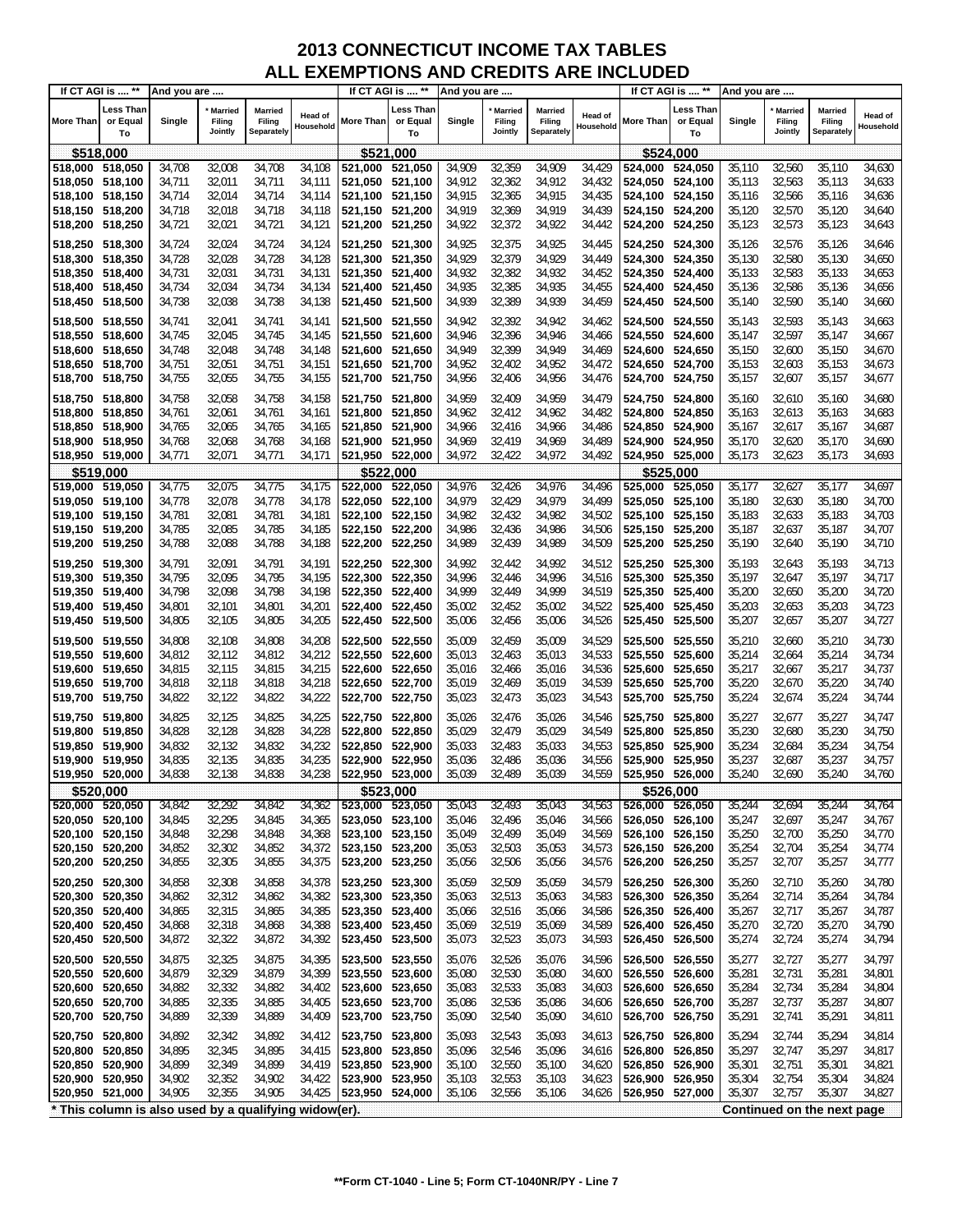# 2013 CONNECTICUT INCOME TAX TABLES
## ALL EXEMPTIONS AND CREDITS ARE INCLUDED

| If CT AGI is .... ** | | And you are .... | | | | If CT AGI is .... ** | | And you are .... | | | | If CT AGI is .... ** | | And you are .... | | | |
|---|---|---|---|---|---|---|---|---|---|---|---|---|---|---|---|---|---|
| More Than | Less Than or Equal To | Single | * Married Filing Jointly | Married Filing Separately | Head of Household | More Than | Less Than or Equal To | Single | * Married Filing Jointly | Married Filing Separately | Head of Household | More Than | Less Than or Equal To | Single | * Married Filing Jointly | Married Filing Separately | Head of Household |
| **$518,000** | | | | | | **$521,000** | | | | | | **$524,000** | | | | | |
| 518,000 | 518,050 | 34,708 | 32,008 | 34,708 | 34,108 | 521,000 | 521,050 | 34,909 | 32,359 | 34,909 | 34,429 | 524,000 | 524,050 | 35,110 | 32,560 | 35,110 | 34,630 |
| 518,050 | 518,100 | 34,711 | 32,011 | 34,711 | 34,111 | 521,050 | 521,100 | 34,912 | 32,362 | 34,912 | 34,432 | 524,050 | 524,100 | 35,113 | 32,563 | 35,113 | 34,633 |
| 518,100 | 518,150 | 34,714 | 32,014 | 34,714 | 34,114 | 521,100 | 521,150 | 34,915 | 32,365 | 34,915 | 34,435 | 524,100 | 524,150 | 35,116 | 32,566 | 35,116 | 34,636 |
| 518,150 | 518,200 | 34,718 | 32,018 | 34,718 | 34,118 | 521,150 | 521,200 | 34,919 | 32,369 | 34,919 | 34,439 | 524,150 | 524,200 | 35,120 | 32,570 | 35,120 | 34,640 |
| 518,200 | 518,250 | 34,721 | 32,021 | 34,721 | 34,121 | 521,200 | 521,250 | 34,922 | 32,372 | 34,922 | 34,442 | 524,200 | 524,250 | 35,123 | 32,573 | 35,123 | 34,643 |
| 518,250 | 518,300 | 34,724 | 32,024 | 34,724 | 34,124 | 521,250 | 521,300 | 34,925 | 32,375 | 34,925 | 34,445 | 524,250 | 524,300 | 35,126 | 32,576 | 35,126 | 34,646 |
| 518,300 | 518,350 | 34,728 | 32,028 | 34,728 | 34,128 | 521,300 | 521,350 | 34,929 | 32,379 | 34,929 | 34,449 | 524,300 | 524,350 | 35,130 | 32,580 | 35,130 | 34,650 |
| 518,350 | 518,400 | 34,731 | 32,031 | 34,731 | 34,131 | 521,350 | 521,400 | 34,932 | 32,382 | 34,932 | 34,452 | 524,350 | 524,400 | 35,133 | 32,583 | 35,133 | 34,653 |
| 518,400 | 518,450 | 34,734 | 32,034 | 34,734 | 34,134 | 521,400 | 521,450 | 34,935 | 32,385 | 34,935 | 34,455 | 524,400 | 524,450 | 35,136 | 32,586 | 35,136 | 34,656 |
| 518,450 | 518,500 | 34,738 | 32,038 | 34,738 | 34,138 | 521,450 | 521,500 | 34,939 | 32,389 | 34,939 | 34,459 | 524,450 | 524,500 | 35,140 | 32,590 | 35,140 | 34,660 |
| 518,500 | 518,550 | 34,741 | 32,041 | 34,741 | 34,141 | 521,500 | 521,550 | 34,942 | 32,392 | 34,942 | 34,462 | 524,500 | 524,550 | 35,143 | 32,593 | 35,143 | 34,663 |
| 518,550 | 518,600 | 34,745 | 32,045 | 34,745 | 34,145 | 521,550 | 521,600 | 34,946 | 32,396 | 34,946 | 34,466 | 524,550 | 524,600 | 35,147 | 32,597 | 35,147 | 34,667 |
| 518,600 | 518,650 | 34,748 | 32,048 | 34,748 | 34,148 | 521,600 | 521,650 | 34,949 | 32,399 | 34,949 | 34,469 | 524,600 | 524,650 | 35,150 | 32,600 | 35,150 | 34,670 |
| 518,650 | 518,700 | 34,751 | 32,051 | 34,751 | 34,151 | 521,650 | 521,700 | 34,952 | 32,402 | 34,952 | 34,472 | 524,650 | 524,700 | 35,153 | 32,603 | 35,153 | 34,673 |
| 518,700 | 518,750 | 34,755 | 32,055 | 34,755 | 34,155 | 521,700 | 521,750 | 34,956 | 32,406 | 34,956 | 34,476 | 524,700 | 524,750 | 35,157 | 32,607 | 35,157 | 34,677 |
| 518,750 | 518,800 | 34,758 | 32,058 | 34,758 | 34,158 | 521,750 | 521,800 | 34,959 | 32,409 | 34,959 | 34,479 | 524,750 | 524,800 | 35,160 | 32,610 | 35,160 | 34,680 |
| 518,800 | 518,850 | 34,761 | 32,061 | 34,761 | 34,161 | 521,800 | 521,850 | 34,962 | 32,412 | 34,962 | 34,482 | 524,800 | 524,850 | 35,163 | 32,613 | 35,163 | 34,683 |
| 518,850 | 518,900 | 34,765 | 32,065 | 34,765 | 34,165 | 521,850 | 521,900 | 34,966 | 32,416 | 34,966 | 34,486 | 524,850 | 524,900 | 35,167 | 32,617 | 35,167 | 34,687 |
| 518,900 | 518,950 | 34,768 | 32,068 | 34,768 | 34,168 | 521,900 | 521,950 | 34,969 | 32,419 | 34,969 | 34,489 | 524,900 | 524,950 | 35,170 | 32,620 | 35,170 | 34,690 |
| 518,950 | 519,000 | 34,771 | 32,071 | 34,771 | 34,171 | 521,950 | 522,000 | 34,972 | 32,422 | 34,972 | 34,492 | 524,950 | 525,000 | 35,173 | 32,623 | 35,173 | 34,693 |
| **$519,000** | | | | | | **$522,000** | | | | | | **$525,000** | | | | | |
| 519,000 | 519,050 | 34,775 | 32,075 | 34,775 | 34,175 | 522,000 | 522,050 | 34,976 | 32,426 | 34,976 | 34,496 | 525,000 | 525,050 | 35,177 | 32,627 | 35,177 | 34,697 |
| 519,050 | 519,100 | 34,778 | 32,078 | 34,778 | 34,178 | 522,050 | 522,100 | 34,979 | 32,429 | 34,979 | 34,499 | 525,050 | 525,100 | 35,180 | 32,630 | 35,180 | 34,700 |
| 519,100 | 519,150 | 34,781 | 32,081 | 34,781 | 34,181 | 522,100 | 522,150 | 34,982 | 32,432 | 34,982 | 34,502 | 525,100 | 525,150 | 35,183 | 32,633 | 35,183 | 34,703 |
| 519,150 | 519,200 | 34,785 | 32,085 | 34,785 | 34,185 | 522,150 | 522,200 | 34,986 | 32,436 | 34,986 | 34,506 | 525,150 | 525,200 | 35,187 | 32,637 | 35,187 | 34,707 |
| 519,200 | 519,250 | 34,788 | 32,088 | 34,788 | 34,188 | 522,200 | 522,250 | 34,989 | 32,439 | 34,989 | 34,509 | 525,200 | 525,250 | 35,190 | 32,640 | 35,190 | 34,710 |
| 519,250 | 519,300 | 34,791 | 32,091 | 34,791 | 34,191 | 522,250 | 522,300 | 34,992 | 32,442 | 34,992 | 34,512 | 525,250 | 525,300 | 35,193 | 32,643 | 35,193 | 34,713 |
| 519,300 | 519,350 | 34,795 | 32,095 | 34,795 | 34,195 | 522,300 | 522,350 | 34,996 | 32,446 | 34,996 | 34,516 | 525,300 | 525,350 | 35,197 | 32,647 | 35,197 | 34,717 |
| 519,350 | 519,400 | 34,798 | 32,098 | 34,798 | 34,198 | 522,350 | 522,400 | 34,999 | 32,449 | 34,999 | 34,519 | 525,350 | 525,400 | 35,200 | 32,650 | 35,200 | 34,720 |
| 519,400 | 519,450 | 34,801 | 32,101 | 34,801 | 34,201 | 522,400 | 522,450 | 35,002 | 32,452 | 35,002 | 34,522 | 525,400 | 525,450 | 35,203 | 32,653 | 35,203 | 34,723 |
| 519,450 | 519,500 | 34,805 | 32,105 | 34,805 | 34,205 | 522,450 | 522,500 | 35,006 | 32,456 | 35,006 | 34,526 | 525,450 | 525,500 | 35,207 | 32,657 | 35,207 | 34,727 |
| 519,500 | 519,550 | 34,808 | 32,108 | 34,808 | 34,208 | 522,500 | 522,550 | 35,009 | 32,459 | 35,009 | 34,529 | 525,500 | 525,550 | 35,210 | 32,660 | 35,210 | 34,730 |
| 519,550 | 519,600 | 34,812 | 32,112 | 34,812 | 34,212 | 522,550 | 522,600 | 35,013 | 32,463 | 35,013 | 34,533 | 525,550 | 525,600 | 35,214 | 32,664 | 35,214 | 34,734 |
| 519,600 | 519,650 | 34,815 | 32,115 | 34,815 | 34,215 | 522,600 | 522,650 | 35,016 | 32,466 | 35,016 | 34,536 | 525,600 | 525,650 | 35,217 | 32,667 | 35,217 | 34,737 |
| 519,650 | 519,700 | 34,818 | 32,118 | 34,818 | 34,218 | 522,650 | 522,700 | 35,019 | 32,469 | 35,019 | 34,539 | 525,650 | 525,700 | 35,220 | 32,670 | 35,220 | 34,740 |
| 519,700 | 519,750 | 34,822 | 32,122 | 34,822 | 34,222 | 522,700 | 522,750 | 35,023 | 32,473 | 35,023 | 34,543 | 525,700 | 525,750 | 35,224 | 32,674 | 35,224 | 34,744 |
| 519,750 | 519,800 | 34,825 | 32,125 | 34,825 | 34,225 | 522,750 | 522,800 | 35,026 | 32,476 | 35,026 | 34,546 | 525,750 | 525,800 | 35,227 | 32,677 | 35,227 | 34,747 |
| 519,800 | 519,850 | 34,828 | 32,128 | 34,828 | 34,228 | 522,800 | 522,850 | 35,029 | 32,479 | 35,029 | 34,549 | 525,800 | 525,850 | 35,230 | 32,680 | 35,230 | 34,750 |
| 519,850 | 519,900 | 34,832 | 32,132 | 34,832 | 34,232 | 522,850 | 522,900 | 35,033 | 32,483 | 35,033 | 34,553 | 525,850 | 525,900 | 35,234 | 32,684 | 35,234 | 34,754 |
| 519,900 | 519,950 | 34,835 | 32,135 | 34,835 | 34,235 | 522,900 | 522,950 | 35,036 | 32,486 | 35,036 | 34,556 | 525,900 | 525,950 | 35,237 | 32,687 | 35,237 | 34,757 |
| 519,950 | 520,000 | 34,838 | 32,138 | 34,838 | 34,238 | 522,950 | 523,000 | 35,039 | 32,489 | 35,039 | 34,559 | 525,950 | 526,000 | 35,240 | 32,690 | 35,240 | 34,760 |
| **$520,000** | | | | | | **$523,000** | | | | | | **$526,000** | | | | | |
| 520,000 | 520,050 | 34,842 | 32,292 | 34,842 | 34,362 | 523,000 | 523,050 | 35,043 | 32,493 | 35,043 | 34,563 | 526,000 | 526,050 | 35,244 | 32,694 | 35,244 | 34,764 |
| 520,050 | 520,100 | 34,845 | 32,295 | 34,845 | 34,365 | 523,050 | 523,100 | 35,046 | 32,496 | 35,046 | 34,566 | 526,050 | 526,100 | 35,247 | 32,697 | 35,247 | 34,767 |
| 520,100 | 520,150 | 34,848 | 32,298 | 34,848 | 34,368 | 523,100 | 523,150 | 35,049 | 32,499 | 35,049 | 34,569 | 526,100 | 526,150 | 35,250 | 32,700 | 35,250 | 34,770 |
| 520,150 | 520,200 | 34,852 | 32,302 | 34,852 | 34,372 | 523,150 | 523,200 | 35,053 | 32,503 | 35,053 | 34,573 | 526,150 | 526,200 | 35,254 | 32,704 | 35,254 | 34,774 |
| 520,200 | 520,250 | 34,855 | 32,305 | 34,855 | 34,375 | 523,200 | 523,250 | 35,056 | 32,506 | 35,056 | 34,576 | 526,200 | 526,250 | 35,257 | 32,707 | 35,257 | 34,777 |
| 520,250 | 520,300 | 34,858 | 32,308 | 34,858 | 34,378 | 523,250 | 523,300 | 35,059 | 32,509 | 35,059 | 34,579 | 526,250 | 526,300 | 35,260 | 32,710 | 35,260 | 34,780 |
| 520,300 | 520,350 | 34,862 | 32,312 | 34,862 | 34,382 | 523,300 | 523,350 | 35,063 | 32,513 | 35,063 | 34,583 | 526,300 | 526,350 | 35,264 | 32,714 | 35,264 | 34,784 |
| 520,350 | 520,400 | 34,865 | 32,315 | 34,865 | 34,385 | 523,350 | 523,400 | 35,066 | 32,516 | 35,066 | 34,586 | 526,350 | 526,400 | 35,267 | 32,717 | 35,267 | 34,787 |
| 520,400 | 520,450 | 34,868 | 32,318 | 34,868 | 34,388 | 523,400 | 523,450 | 35,069 | 32,519 | 35,069 | 34,589 | 526,400 | 526,450 | 35,270 | 32,720 | 35,270 | 34,790 |
| 520,450 | 520,500 | 34,872 | 32,322 | 34,872 | 34,392 | 523,450 | 523,500 | 35,073 | 32,523 | 35,073 | 34,593 | 526,450 | 526,500 | 35,274 | 32,724 | 35,274 | 34,794 |
| 520,500 | 520,550 | 34,875 | 32,325 | 34,875 | 34,395 | 523,500 | 523,550 | 35,076 | 32,526 | 35,076 | 34,596 | 526,500 | 526,550 | 35,277 | 32,727 | 35,277 | 34,797 |
| 520,550 | 520,600 | 34,879 | 32,329 | 34,879 | 34,399 | 523,550 | 523,600 | 35,080 | 32,530 | 35,080 | 34,600 | 526,550 | 526,600 | 35,281 | 32,731 | 35,281 | 34,801 |
| 520,600 | 520,650 | 34,882 | 32,332 | 34,882 | 34,402 | 523,600 | 523,650 | 35,083 | 32,533 | 35,083 | 34,603 | 526,600 | 526,650 | 35,284 | 32,734 | 35,284 | 34,804 |
| 520,650 | 520,700 | 34,885 | 32,335 | 34,885 | 34,405 | 523,650 | 523,700 | 35,086 | 32,536 | 35,086 | 34,606 | 526,650 | 526,700 | 35,287 | 32,737 | 35,287 | 34,807 |
| 520,700 | 520,750 | 34,889 | 32,339 | 34,889 | 34,409 | 523,700 | 523,750 | 35,090 | 32,540 | 35,090 | 34,610 | 526,700 | 526,750 | 35,291 | 32,741 | 35,291 | 34,811 |
| 520,750 | 520,800 | 34,892 | 32,342 | 34,892 | 34,412 | 523,750 | 523,800 | 35,093 | 32,543 | 35,093 | 34,613 | 526,750 | 526,800 | 35,294 | 32,744 | 35,294 | 34,814 |
| 520,800 | 520,850 | 34,895 | 32,345 | 34,895 | 34,415 | 523,800 | 523,850 | 35,096 | 32,546 | 35,096 | 34,616 | 526,800 | 526,850 | 35,297 | 32,747 | 35,297 | 34,817 |
| 520,850 | 520,900 | 34,899 | 32,349 | 34,899 | 34,419 | 523,850 | 523,900 | 35,100 | 32,550 | 35,100 | 34,620 | 526,850 | 526,900 | 35,301 | 32,751 | 35,301 | 34,821 |
| 520,900 | 520,950 | 34,902 | 32,352 | 34,902 | 34,422 | 523,900 | 523,950 | 35,103 | 32,553 | 35,103 | 34,623 | 526,900 | 526,950 | 35,304 | 32,754 | 35,304 | 34,824 |
| 520,950 | 521,000 | 34,905 | 32,355 | 34,905 | 34,425 | 523,950 | 524,000 | 35,106 | 32,556 | 35,106 | 34,626 | 526,950 | 527,000 | 35,307 | 32,757 | 35,307 | 34,827 |

**\* This column is also used by a qualifying widow(er).**

**Continued on the next page**

**\*\*Form CT-1040 - Line 5; Form CT-1040NR/PY - Line 7**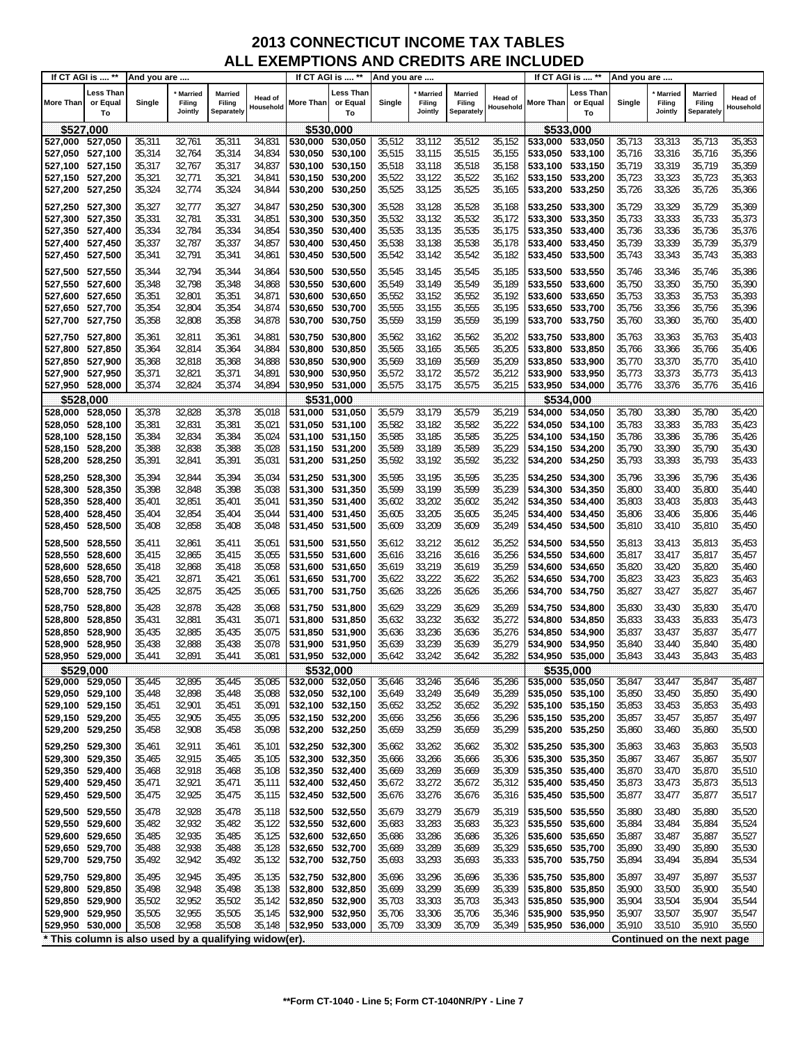# 2013 CONNECTICUT INCOME TAX TABLES
## ALL EXEMPTIONS AND CREDITS ARE INCLUDED

| More Than | Less Than or Equal To | Single | * Married Filing Jointly | Married Filing Separately | Head of Household |
|---|---|---|---|---|---|
| **$527,000** | | | | | |
| 527,000 | 527,050 | 35,311 | 32,761 | 35,311 | 34,831 |
| 527,050 | 527,100 | 35,314 | 32,764 | 35,314 | 34,834 |
| 527,100 | 527,150 | 35,317 | 32,767 | 35,317 | 34,837 |
| 527,150 | 527,200 | 35,321 | 32,771 | 35,321 | 34,841 |
| 527,200 | 527,250 | 35,324 | 32,774 | 35,324 | 34,844 |
| 527,250 | 527,300 | 35,327 | 32,777 | 35,327 | 34,847 |
| 527,300 | 527,350 | 35,331 | 32,781 | 35,331 | 34,851 |
| 527,350 | 527,400 | 35,334 | 32,784 | 35,334 | 34,854 |
| 527,400 | 527,450 | 35,337 | 32,787 | 35,337 | 34,857 |
| 527,450 | 527,500 | 35,341 | 32,791 | 35,341 | 34,861 |
| 527,500 | 527,550 | 35,344 | 32,794 | 35,344 | 34,864 |
| 527,550 | 527,600 | 35,348 | 32,798 | 35,348 | 34,868 |
| 527,600 | 527,650 | 35,351 | 32,801 | 35,351 | 34,871 |
| 527,650 | 527,700 | 35,354 | 32,804 | 35,354 | 34,874 |
| 527,700 | 527,750 | 35,358 | 32,808 | 35,358 | 34,878 |
| 527,750 | 527,800 | 35,361 | 32,811 | 35,361 | 34,881 |
| 527,800 | 527,850 | 35,364 | 32,814 | 35,364 | 34,884 |
| 527,850 | 527,900 | 35,368 | 32,818 | 35,368 | 34,888 |
| 527,900 | 527,950 | 35,371 | 32,821 | 35,371 | 34,891 |
| 527,950 | 528,000 | 35,374 | 32,824 | 35,374 | 34,894 |
| **$528,000** | | | | | |
| 528,000 | 528,050 | 35,378 | 32,828 | 35,378 | 35,018 |
| 528,050 | 528,100 | 35,381 | 32,831 | 35,381 | 35,021 |
| 528,100 | 528,150 | 35,384 | 32,834 | 35,384 | 35,024 |
| 528,150 | 528,200 | 35,388 | 32,838 | 35,388 | 35,028 |
| 528,200 | 528,250 | 35,391 | 32,841 | 35,391 | 35,031 |
| 528,250 | 528,300 | 35,394 | 32,844 | 35,394 | 35,034 |
| 528,300 | 528,350 | 35,398 | 32,848 | 35,398 | 35,038 |
| 528,350 | 528,400 | 35,401 | 32,851 | 35,401 | 35,041 |
| 528,400 | 528,450 | 35,404 | 32,854 | 35,404 | 35,044 |
| 528,450 | 528,500 | 35,408 | 32,858 | 35,408 | 35,048 |
| 528,500 | 528,550 | 35,411 | 32,861 | 35,411 | 35,051 |
| 528,550 | 528,600 | 35,415 | 32,865 | 35,415 | 35,055 |
| 528,600 | 528,650 | 35,418 | 32,868 | 35,418 | 35,058 |
| 528,650 | 528,700 | 35,421 | 32,871 | 35,421 | 35,061 |
| 528,700 | 528,750 | 35,425 | 32,875 | 35,425 | 35,065 |
| 528,750 | 528,800 | 35,428 | 32,878 | 35,428 | 35,068 |
| 528,800 | 528,850 | 35,431 | 32,881 | 35,431 | 35,071 |
| 528,850 | 528,900 | 35,435 | 32,885 | 35,435 | 35,075 |
| 528,900 | 528,950 | 35,438 | 32,888 | 35,438 | 35,078 |
| 528,950 | 529,000 | 35,441 | 32,891 | 35,441 | 35,081 |
| **$529,000** | | | | | |
| 529,000 | 529,050 | 35,445 | 32,895 | 35,445 | 35,085 |
| 529,050 | 529,100 | 35,448 | 32,898 | 35,448 | 35,088 |
| 529,100 | 529,150 | 35,451 | 32,901 | 35,451 | 35,091 |
| 529,150 | 529,200 | 35,455 | 32,905 | 35,455 | 35,095 |
| 529,200 | 529,250 | 35,458 | 32,908 | 35,458 | 35,098 |
| 529,250 | 529,300 | 35,461 | 32,911 | 35,461 | 35,101 |
| 529,300 | 529,350 | 35,465 | 32,915 | 35,465 | 35,105 |
| 529,350 | 529,400 | 35,468 | 32,918 | 35,468 | 35,108 |
| 529,400 | 529,450 | 35,471 | 32,921 | 35,471 | 35,111 |
| 529,450 | 529,500 | 35,475 | 32,925 | 35,475 | 35,115 |
| 529,500 | 529,550 | 35,478 | 32,928 | 35,478 | 35,118 |
| 529,550 | 529,600 | 35,482 | 32,932 | 35,482 | 35,122 |
| 529,600 | 529,650 | 35,485 | 32,935 | 35,485 | 35,125 |
| 529,650 | 529,700 | 35,488 | 32,938 | 35,488 | 35,128 |
| 529,700 | 529,750 | 35,492 | 32,942 | 35,492 | 35,132 |
| 529,750 | 529,800 | 35,495 | 32,945 | 35,495 | 35,135 |
| 529,800 | 529,850 | 35,498 | 32,948 | 35,498 | 35,138 |
| 529,850 | 529,900 | 35,502 | 32,952 | 35,502 | 35,142 |
| 529,900 | 529,950 | 35,505 | 32,955 | 35,505 | 35,145 |
| 529,950 | 530,000 | 35,508 | 32,958 | 35,508 | 35,148 |
| **$530,000** | | | | | |
| 530,000 | 530,050 | 35,512 | 33,112 | 35,512 | 35,152 |
| 530,050 | 530,100 | 35,515 | 33,115 | 35,515 | 35,155 |
| 530,100 | 530,150 | 35,518 | 33,118 | 35,518 | 35,158 |
| 530,150 | 530,200 | 35,522 | 33,122 | 35,522 | 35,162 |
| 530,200 | 530,250 | 35,525 | 33,125 | 35,525 | 35,165 |
| 530,250 | 530,300 | 35,528 | 33,128 | 35,528 | 35,168 |
| 530,300 | 530,350 | 35,532 | 33,132 | 35,532 | 35,172 |
| 530,350 | 530,400 | 35,535 | 33,135 | 35,535 | 35,175 |
| 530,400 | 530,450 | 35,538 | 33,138 | 35,538 | 35,178 |
| 530,450 | 530,500 | 35,542 | 33,142 | 35,542 | 35,182 |
| 530,500 | 530,550 | 35,545 | 33,145 | 35,545 | 35,185 |
| 530,550 | 530,600 | 35,549 | 33,149 | 35,549 | 35,189 |
| 530,600 | 530,650 | 35,552 | 33,152 | 35,552 | 35,192 |
| 530,650 | 530,700 | 35,555 | 33,155 | 35,555 | 35,195 |
| 530,700 | 530,750 | 35,559 | 33,159 | 35,559 | 35,199 |
| 530,750 | 530,800 | 35,562 | 33,162 | 35,562 | 35,202 |
| 530,800 | 530,850 | 35,565 | 33,165 | 35,565 | 35,205 |
| 530,850 | 530,900 | 35,569 | 33,169 | 35,569 | 35,209 |
| 530,900 | 530,950 | 35,572 | 33,172 | 35,572 | 35,212 |
| 530,950 | 531,000 | 35,575 | 33,175 | 35,575 | 35,215 |
| **$531,000** | | | | | |
| 531,000 | 531,050 | 35,579 | 33,179 | 35,579 | 35,219 |
| 531,050 | 531,100 | 35,582 | 33,182 | 35,582 | 35,222 |
| 531,100 | 531,150 | 35,585 | 33,185 | 35,585 | 35,225 |
| 531,150 | 531,200 | 35,589 | 33,189 | 35,589 | 35,229 |
| 531,200 | 531,250 | 35,592 | 33,192 | 35,592 | 35,232 |
| 531,250 | 531,300 | 35,595 | 33,195 | 35,595 | 35,235 |
| 531,300 | 531,350 | 35,599 | 33,199 | 35,599 | 35,239 |
| 531,350 | 531,400 | 35,602 | 33,202 | 35,602 | 35,242 |
| 531,400 | 531,450 | 35,605 | 33,205 | 35,605 | 35,245 |
| 531,450 | 531,500 | 35,609 | 33,209 | 35,609 | 35,249 |
| 531,500 | 531,550 | 35,612 | 33,212 | 35,612 | 35,252 |
| 531,550 | 531,600 | 35,616 | 33,216 | 35,616 | 35,256 |
| 531,600 | 531,650 | 35,619 | 33,219 | 35,619 | 35,259 |
| 531,650 | 531,700 | 35,622 | 33,222 | 35,622 | 35,262 |
| 531,700 | 531,750 | 35,626 | 33,226 | 35,626 | 35,266 |
| 531,750 | 531,800 | 35,629 | 33,229 | 35,629 | 35,269 |
| 531,800 | 531,850 | 35,632 | 33,232 | 35,632 | 35,272 |
| 531,850 | 531,900 | 35,636 | 33,236 | 35,636 | 35,276 |
| 531,900 | 531,950 | 35,639 | 33,239 | 35,639 | 35,279 |
| 531,950 | 532,000 | 35,642 | 33,242 | 35,642 | 35,282 |
| **$532,000** | | | | | |
| 532,000 | 532,050 | 35,646 | 33,246 | 35,646 | 35,286 |
| 532,050 | 532,100 | 35,649 | 33,249 | 35,649 | 35,289 |
| 532,100 | 532,150 | 35,652 | 33,252 | 35,652 | 35,292 |
| 532,150 | 532,200 | 35,656 | 33,256 | 35,656 | 35,296 |
| 532,200 | 532,250 | 35,659 | 33,259 | 35,659 | 35,299 |
| 532,250 | 532,300 | 35,662 | 33,262 | 35,662 | 35,302 |
| 532,300 | 532,350 | 35,666 | 33,266 | 35,666 | 35,306 |
| 532,350 | 532,400 | 35,669 | 33,269 | 35,669 | 35,309 |
| 532,400 | 532,450 | 35,672 | 33,272 | 35,672 | 35,312 |
| 532,450 | 532,500 | 35,676 | 33,276 | 35,676 | 35,316 |
| 532,500 | 532,550 | 35,679 | 33,279 | 35,679 | 35,319 |
| 532,550 | 532,600 | 35,683 | 33,283 | 35,683 | 35,323 |
| 532,600 | 532,650 | 35,686 | 33,286 | 35,686 | 35,326 |
| 532,650 | 532,700 | 35,689 | 33,289 | 35,689 | 35,329 |
| 532,700 | 532,750 | 35,693 | 33,293 | 35,693 | 35,333 |
| 532,750 | 532,800 | 35,696 | 33,296 | 35,696 | 35,336 |
| 532,800 | 532,850 | 35,699 | 33,299 | 35,699 | 35,339 |
| 532,850 | 532,900 | 35,703 | 33,303 | 35,703 | 35,343 |
| 532,900 | 532,950 | 35,706 | 33,306 | 35,706 | 35,346 |
| 532,950 | 533,000 | 35,709 | 33,309 | 35,709 | 35,349 |
| **$533,000** | | | | | |
| 533,000 | 533,050 | 35,713 | 33,313 | 35,713 | 35,353 |
| 533,050 | 533,100 | 35,716 | 33,316 | 35,716 | 35,356 |
| 533,100 | 533,150 | 35,719 | 33,319 | 35,719 | 35,359 |
| 533,150 | 533,200 | 35,723 | 33,323 | 35,723 | 35,363 |
| 533,200 | 533,250 | 35,726 | 33,326 | 35,726 | 35,366 |
| 533,250 | 533,300 | 35,729 | 33,329 | 35,729 | 35,369 |
| 533,300 | 533,350 | 35,733 | 33,333 | 35,733 | 35,373 |
| 533,350 | 533,400 | 35,736 | 33,336 | 35,736 | 35,376 |
| 533,400 | 533,450 | 35,739 | 33,339 | 35,739 | 35,379 |
| 533,450 | 533,500 | 35,743 | 33,343 | 35,743 | 35,383 |
| 533,500 | 533,550 | 35,746 | 33,346 | 35,746 | 35,386 |
| 533,550 | 533,600 | 35,750 | 33,350 | 35,750 | 35,390 |
| 533,600 | 533,650 | 35,753 | 33,353 | 35,753 | 35,393 |
| 533,650 | 533,700 | 35,756 | 33,356 | 35,756 | 35,396 |
| 533,700 | 533,750 | 35,760 | 33,360 | 35,760 | 35,400 |
| 533,750 | 533,800 | 35,763 | 33,363 | 35,763 | 35,403 |
| 533,800 | 533,850 | 35,766 | 33,366 | 35,766 | 35,406 |
| 533,850 | 533,900 | 35,770 | 33,370 | 35,770 | 35,410 |
| 533,900 | 533,950 | 35,773 | 33,373 | 35,773 | 35,413 |
| 533,950 | 534,000 | 35,776 | 33,376 | 35,776 | 35,416 |
| **$534,000** | | | | | |
| 534,000 | 534,050 | 35,780 | 33,380 | 35,780 | 35,420 |
| 534,050 | 534,100 | 35,783 | 33,383 | 35,783 | 35,423 |
| 534,100 | 534,150 | 35,786 | 33,386 | 35,786 | 35,426 |
| 534,150 | 534,200 | 35,790 | 33,390 | 35,790 | 35,430 |
| 534,200 | 534,250 | 35,793 | 33,393 | 35,793 | 35,433 |
| 534,250 | 534,300 | 35,796 | 33,396 | 35,796 | 35,436 |
| 534,300 | 534,350 | 35,800 | 33,400 | 35,800 | 35,440 |
| 534,350 | 534,400 | 35,803 | 33,403 | 35,803 | 35,443 |
| 534,400 | 534,450 | 35,806 | 33,406 | 35,806 | 35,446 |
| 534,450 | 534,500 | 35,810 | 33,410 | 35,810 | 35,450 |
| 534,500 | 534,550 | 35,813 | 33,413 | 35,813 | 35,453 |
| 534,550 | 534,600 | 35,817 | 33,417 | 35,817 | 35,457 |
| 534,600 | 534,650 | 35,820 | 33,420 | 35,820 | 35,460 |
| 534,650 | 534,700 | 35,823 | 33,423 | 35,823 | 35,463 |
| 534,700 | 534,750 | 35,827 | 33,427 | 35,827 | 35,467 |
| 534,750 | 534,800 | 35,830 | 33,430 | 35,830 | 35,470 |
| 534,800 | 534,850 | 35,833 | 33,433 | 35,833 | 35,473 |
| 534,850 | 534,900 | 35,837 | 33,437 | 35,837 | 35,477 |
| 534,900 | 534,950 | 35,840 | 33,440 | 35,840 | 35,480 |
| 534,950 | 535,000 | 35,843 | 33,443 | 35,843 | 35,483 |
| **$535,000** | | | | | |
| 535,000 | 535,050 | 35,847 | 33,447 | 35,847 | 35,487 |
| 535,050 | 535,100 | 35,850 | 33,450 | 35,850 | 35,490 |
| 535,100 | 535,150 | 35,853 | 33,453 | 35,853 | 35,493 |
| 535,150 | 535,200 | 35,857 | 33,457 | 35,857 | 35,497 |
| 535,200 | 535,250 | 35,860 | 33,460 | 35,860 | 35,500 |
| 535,250 | 535,300 | 35,863 | 33,463 | 35,863 | 35,503 |
| 535,300 | 535,350 | 35,867 | 33,467 | 35,867 | 35,507 |
| 535,350 | 535,400 | 35,870 | 33,470 | 35,870 | 35,510 |
| 535,400 | 535,450 | 35,873 | 33,473 | 35,873 | 35,513 |
| 535,450 | 535,500 | 35,877 | 33,477 | 35,877 | 35,517 |
| 535,500 | 535,550 | 35,880 | 33,480 | 35,880 | 35,520 |
| 535,550 | 535,600 | 35,884 | 33,484 | 35,884 | 35,524 |
| 535,600 | 535,650 | 35,887 | 33,487 | 35,887 | 35,527 |
| 535,650 | 535,700 | 35,890 | 33,490 | 35,890 | 35,530 |
| 535,700 | 535,750 | 35,894 | 33,494 | 35,894 | 35,534 |
| 535,750 | 535,800 | 35,897 | 33,497 | 35,897 | 35,537 |
| 535,800 | 535,850 | 35,900 | 33,500 | 35,900 | 35,540 |
| 535,850 | 535,900 | 35,904 | 33,504 | 35,904 | 35,544 |
| 535,900 | 535,950 | 35,907 | 33,507 | 35,907 | 35,547 |
| 535,950 | 536,000 | 35,910 | 33,510 | 35,910 | 35,550 |

Column headings: "If CT AGI is .... **" (More Than; Less Than or Equal To) and "And you are ...." (Single; Married Filing Jointly; Married Filing Separately; Head of Household).

\* This column is also used by a qualifying widow(er).

Continued on the next page

**Form CT-1040 - Line 5; Form CT-1040NR/PY - Line 7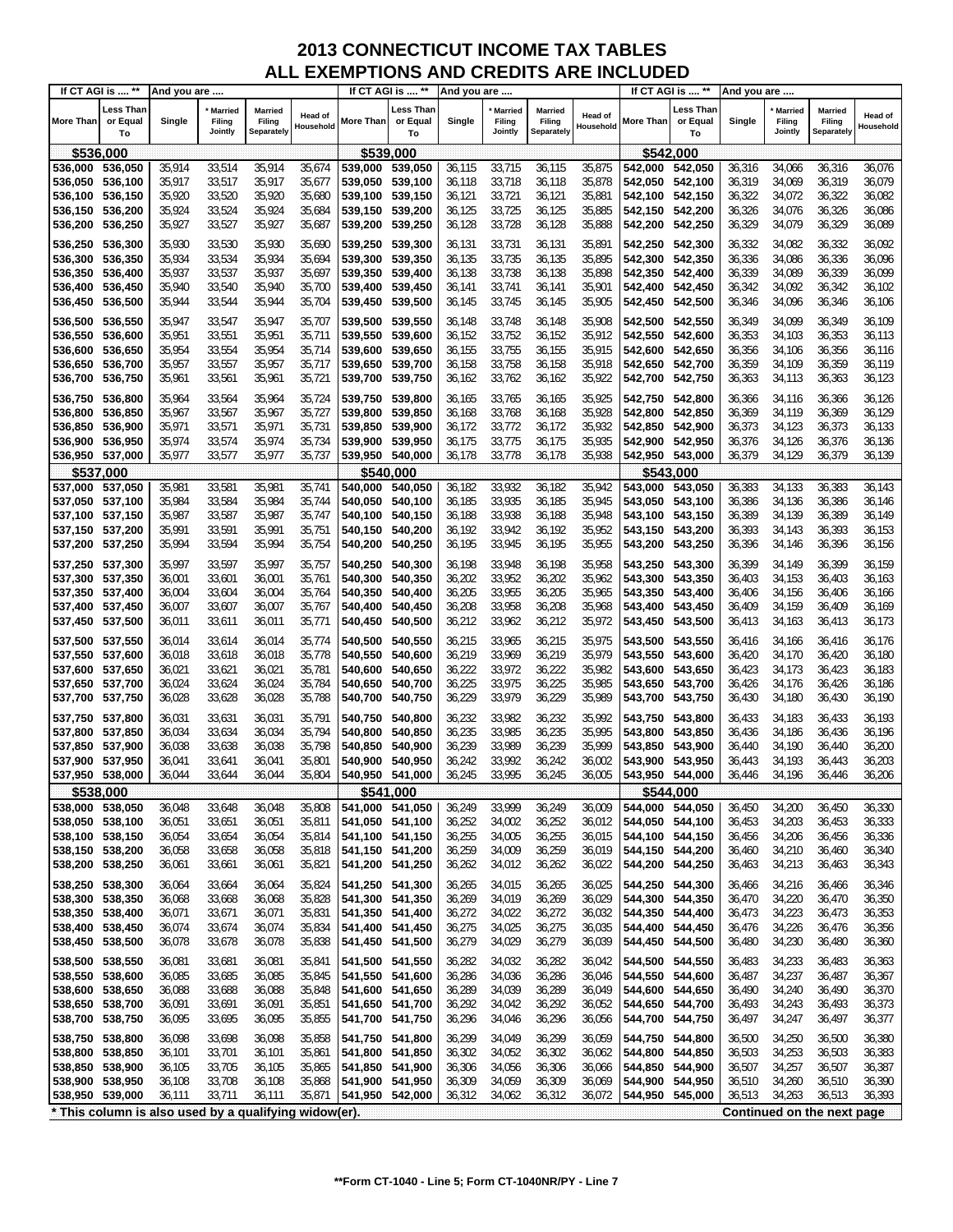# 2013 CONNECTICUT INCOME TAX TABLES
## ALL EXEMPTIONS AND CREDITS ARE INCLUDED

| If CT AGI is .... ** More Than | Less Than or Equal To | And you are .... Single | * Married Filing Jointly | Married Filing Separately | Head of Household |
|---|---|---|---|---|---|
| **$536,000** | | | | | |
| 536,000 | 536,050 | 35,914 | 33,514 | 35,914 | 35,674 |
| 536,050 | 536,100 | 35,917 | 33,517 | 35,917 | 35,677 |
| 536,100 | 536,150 | 35,920 | 33,520 | 35,920 | 35,680 |
| 536,150 | 536,200 | 35,924 | 33,524 | 35,924 | 35,684 |
| 536,200 | 536,250 | 35,927 | 33,527 | 35,927 | 35,687 |
| 536,250 | 536,300 | 35,930 | 33,530 | 35,930 | 35,690 |
| 536,300 | 536,350 | 35,934 | 33,534 | 35,934 | 35,694 |
| 536,350 | 536,400 | 35,937 | 33,537 | 35,937 | 35,697 |
| 536,400 | 536,450 | 35,940 | 33,540 | 35,940 | 35,700 |
| 536,450 | 536,500 | 35,944 | 33,544 | 35,944 | 35,704 |
| 536,500 | 536,550 | 35,947 | 33,547 | 35,947 | 35,707 |
| 536,550 | 536,600 | 35,951 | 33,551 | 35,951 | 35,711 |
| 536,600 | 536,650 | 35,954 | 33,554 | 35,954 | 35,714 |
| 536,650 | 536,700 | 35,957 | 33,557 | 35,957 | 35,717 |
| 536,700 | 536,750 | 35,961 | 33,561 | 35,961 | 35,721 |
| 536,750 | 536,800 | 35,964 | 33,564 | 35,964 | 35,724 |
| 536,800 | 536,850 | 35,967 | 33,567 | 35,967 | 35,727 |
| 536,850 | 536,900 | 35,971 | 33,571 | 35,971 | 35,731 |
| 536,900 | 536,950 | 35,974 | 33,574 | 35,974 | 35,734 |
| 536,950 | 537,000 | 35,977 | 33,577 | 35,977 | 35,737 |
| **$537,000** | | | | | |
| 537,000 | 537,050 | 35,981 | 33,581 | 35,981 | 35,741 |
| 537,050 | 537,100 | 35,984 | 33,584 | 35,984 | 35,744 |
| 537,100 | 537,150 | 35,987 | 33,587 | 35,987 | 35,747 |
| 537,150 | 537,200 | 35,991 | 33,591 | 35,991 | 35,751 |
| 537,200 | 537,250 | 35,994 | 33,594 | 35,994 | 35,754 |
| 537,250 | 537,300 | 35,997 | 33,597 | 35,997 | 35,757 |
| 537,300 | 537,350 | 36,001 | 33,601 | 36,001 | 35,761 |
| 537,350 | 537,400 | 36,004 | 33,604 | 36,004 | 35,764 |
| 537,400 | 537,450 | 36,007 | 33,607 | 36,007 | 35,767 |
| 537,450 | 537,500 | 36,011 | 33,611 | 36,011 | 35,771 |
| 537,500 | 537,550 | 36,014 | 33,614 | 36,014 | 35,774 |
| 537,550 | 537,600 | 36,018 | 33,618 | 36,018 | 35,778 |
| 537,600 | 537,650 | 36,021 | 33,621 | 36,021 | 35,781 |
| 537,650 | 537,700 | 36,024 | 33,624 | 36,024 | 35,784 |
| 537,700 | 537,750 | 36,028 | 33,628 | 36,028 | 35,788 |
| 537,750 | 537,800 | 36,031 | 33,631 | 36,031 | 35,791 |
| 537,800 | 537,850 | 36,034 | 33,634 | 36,034 | 35,794 |
| 537,850 | 537,900 | 36,038 | 33,638 | 36,038 | 35,798 |
| 537,900 | 537,950 | 36,041 | 33,641 | 36,041 | 35,801 |
| 537,950 | 538,000 | 36,044 | 33,644 | 36,044 | 35,804 |
| **$538,000** | | | | | |
| 538,000 | 538,050 | 36,048 | 33,648 | 36,048 | 35,808 |
| 538,050 | 538,100 | 36,051 | 33,651 | 36,051 | 35,811 |
| 538,100 | 538,150 | 36,054 | 33,654 | 36,054 | 35,814 |
| 538,150 | 538,200 | 36,058 | 33,658 | 36,058 | 35,818 |
| 538,200 | 538,250 | 36,061 | 33,661 | 36,061 | 35,821 |
| 538,250 | 538,300 | 36,064 | 33,664 | 36,064 | 35,824 |
| 538,300 | 538,350 | 36,068 | 33,668 | 36,068 | 35,828 |
| 538,350 | 538,400 | 36,071 | 33,671 | 36,071 | 35,831 |
| 538,400 | 538,450 | 36,074 | 33,674 | 36,074 | 35,834 |
| 538,450 | 538,500 | 36,078 | 33,678 | 36,078 | 35,838 |
| 538,500 | 538,550 | 36,081 | 33,681 | 36,081 | 35,841 |
| 538,550 | 538,600 | 36,085 | 33,685 | 36,085 | 35,845 |
| 538,600 | 538,650 | 36,088 | 33,688 | 36,088 | 35,848 |
| 538,650 | 538,700 | 36,091 | 33,691 | 36,091 | 35,851 |
| 538,700 | 538,750 | 36,095 | 33,695 | 36,095 | 35,855 |
| 538,750 | 538,800 | 36,098 | 33,698 | 36,098 | 35,858 |
| 538,800 | 538,850 | 36,101 | 33,701 | 36,101 | 35,861 |
| 538,850 | 538,900 | 36,105 | 33,705 | 36,105 | 35,865 |
| 538,900 | 538,950 | 36,108 | 33,708 | 36,108 | 35,868 |
| 538,950 | 539,000 | 36,111 | 33,711 | 36,111 | 35,871 |
| **$539,000** | | | | | |
| 539,000 | 539,050 | 36,115 | 33,715 | 36,115 | 35,875 |
| 539,050 | 539,100 | 36,118 | 33,718 | 36,118 | 35,878 |
| 539,100 | 539,150 | 36,121 | 33,721 | 36,121 | 35,881 |
| 539,150 | 539,200 | 36,125 | 33,725 | 36,125 | 35,885 |
| 539,200 | 539,250 | 36,128 | 33,728 | 36,128 | 35,888 |
| 539,250 | 539,300 | 36,131 | 33,731 | 36,131 | 35,891 |
| 539,300 | 539,350 | 36,135 | 33,735 | 36,135 | 35,895 |
| 539,350 | 539,400 | 36,138 | 33,738 | 36,138 | 35,898 |
| 539,400 | 539,450 | 36,141 | 33,741 | 36,141 | 35,901 |
| 539,450 | 539,500 | 36,145 | 33,745 | 36,145 | 35,905 |
| 539,500 | 539,550 | 36,148 | 33,748 | 36,148 | 35,908 |
| 539,550 | 539,600 | 36,152 | 33,752 | 36,152 | 35,912 |
| 539,600 | 539,650 | 36,155 | 33,755 | 36,155 | 35,915 |
| 539,650 | 539,700 | 36,158 | 33,758 | 36,158 | 35,918 |
| 539,700 | 539,750 | 36,162 | 33,762 | 36,162 | 35,922 |
| 539,750 | 539,800 | 36,165 | 33,765 | 36,165 | 35,925 |
| 539,800 | 539,850 | 36,168 | 33,768 | 36,168 | 35,928 |
| 539,850 | 539,900 | 36,172 | 33,772 | 36,172 | 35,932 |
| 539,900 | 539,950 | 36,175 | 33,775 | 36,175 | 35,935 |
| 539,950 | 540,000 | 36,178 | 33,778 | 36,178 | 35,938 |
| **$540,000** | | | | | |
| 540,000 | 540,050 | 36,182 | 33,932 | 36,182 | 35,942 |
| 540,050 | 540,100 | 36,185 | 33,935 | 36,185 | 35,945 |
| 540,100 | 540,150 | 36,188 | 33,938 | 36,188 | 35,948 |
| 540,150 | 540,200 | 36,192 | 33,942 | 36,192 | 35,952 |
| 540,200 | 540,250 | 36,195 | 33,945 | 36,195 | 35,955 |
| 540,250 | 540,300 | 36,198 | 33,948 | 36,198 | 35,958 |
| 540,300 | 540,350 | 36,202 | 33,952 | 36,202 | 35,962 |
| 540,350 | 540,400 | 36,205 | 33,955 | 36,205 | 35,965 |
| 540,400 | 540,450 | 36,208 | 33,958 | 36,208 | 35,968 |
| 540,450 | 540,500 | 36,212 | 33,962 | 36,212 | 35,972 |
| 540,500 | 540,550 | 36,215 | 33,965 | 36,215 | 35,975 |
| 540,550 | 540,600 | 36,219 | 33,969 | 36,219 | 35,979 |
| 540,600 | 540,650 | 36,222 | 33,972 | 36,222 | 35,982 |
| 540,650 | 540,700 | 36,225 | 33,975 | 36,225 | 35,985 |
| 540,700 | 540,750 | 36,229 | 33,979 | 36,229 | 35,989 |
| 540,750 | 540,800 | 36,232 | 33,982 | 36,232 | 35,992 |
| 540,800 | 540,850 | 36,235 | 33,985 | 36,235 | 35,995 |
| 540,850 | 540,900 | 36,239 | 33,989 | 36,239 | 35,999 |
| 540,900 | 540,950 | 36,242 | 33,992 | 36,242 | 36,002 |
| 540,950 | 541,000 | 36,245 | 33,995 | 36,245 | 36,005 |
| **$541,000** | | | | | |
| 541,000 | 541,050 | 36,249 | 33,999 | 36,249 | 36,009 |
| 541,050 | 541,100 | 36,252 | 34,002 | 36,252 | 36,012 |
| 541,100 | 541,150 | 36,255 | 34,005 | 36,255 | 36,015 |
| 541,150 | 541,200 | 36,259 | 34,009 | 36,259 | 36,019 |
| 541,200 | 541,250 | 36,262 | 34,012 | 36,262 | 36,022 |
| 541,250 | 541,300 | 36,265 | 34,015 | 36,265 | 36,025 |
| 541,300 | 541,350 | 36,269 | 34,019 | 36,269 | 36,029 |
| 541,350 | 541,400 | 36,272 | 34,022 | 36,272 | 36,032 |
| 541,400 | 541,450 | 36,275 | 34,025 | 36,275 | 36,035 |
| 541,450 | 541,500 | 36,279 | 34,029 | 36,279 | 36,039 |
| 541,500 | 541,550 | 36,282 | 34,032 | 36,282 | 36,042 |
| 541,550 | 541,600 | 36,286 | 34,036 | 36,286 | 36,046 |
| 541,600 | 541,650 | 36,289 | 34,039 | 36,289 | 36,049 |
| 541,650 | 541,700 | 36,292 | 34,042 | 36,292 | 36,052 |
| 541,700 | 541,750 | 36,296 | 34,046 | 36,296 | 36,056 |
| 541,750 | 541,800 | 36,299 | 34,049 | 36,299 | 36,059 |
| 541,800 | 541,850 | 36,302 | 34,052 | 36,302 | 36,062 |
| 541,850 | 541,900 | 36,306 | 34,056 | 36,306 | 36,066 |
| 541,900 | 541,950 | 36,309 | 34,059 | 36,309 | 36,069 |
| 541,950 | 542,000 | 36,312 | 34,062 | 36,312 | 36,072 |
| **$542,000** | | | | | |
| 542,000 | 542,050 | 36,316 | 34,066 | 36,316 | 36,076 |
| 542,050 | 542,100 | 36,319 | 34,069 | 36,319 | 36,079 |
| 542,100 | 542,150 | 36,322 | 34,072 | 36,322 | 36,082 |
| 542,150 | 542,200 | 36,326 | 34,076 | 36,326 | 36,086 |
| 542,200 | 542,250 | 36,329 | 34,079 | 36,329 | 36,089 |
| 542,250 | 542,300 | 36,332 | 34,082 | 36,332 | 36,092 |
| 542,300 | 542,350 | 36,336 | 34,086 | 36,336 | 36,096 |
| 542,350 | 542,400 | 36,339 | 34,089 | 36,339 | 36,099 |
| 542,400 | 542,450 | 36,342 | 34,092 | 36,342 | 36,102 |
| 542,450 | 542,500 | 36,346 | 34,096 | 36,346 | 36,106 |
| 542,500 | 542,550 | 36,349 | 34,099 | 36,349 | 36,109 |
| 542,550 | 542,600 | 36,353 | 34,103 | 36,353 | 36,113 |
| 542,600 | 542,650 | 36,356 | 34,106 | 36,356 | 36,116 |
| 542,650 | 542,700 | 36,359 | 34,109 | 36,359 | 36,119 |
| 542,700 | 542,750 | 36,363 | 34,113 | 36,363 | 36,123 |
| 542,750 | 542,800 | 36,366 | 34,116 | 36,366 | 36,126 |
| 542,800 | 542,850 | 36,369 | 34,119 | 36,369 | 36,129 |
| 542,850 | 542,900 | 36,373 | 34,123 | 36,373 | 36,133 |
| 542,900 | 542,950 | 36,376 | 34,126 | 36,376 | 36,136 |
| 542,950 | 543,000 | 36,379 | 34,129 | 36,379 | 36,139 |
| **$543,000** | | | | | |
| 543,000 | 543,050 | 36,383 | 34,133 | 36,383 | 36,143 |
| 543,050 | 543,100 | 36,386 | 34,136 | 36,386 | 36,146 |
| 543,100 | 543,150 | 36,389 | 34,139 | 36,389 | 36,149 |
| 543,150 | 543,200 | 36,393 | 34,143 | 36,393 | 36,153 |
| 543,200 | 543,250 | 36,396 | 34,146 | 36,396 | 36,156 |
| 543,250 | 543,300 | 36,399 | 34,149 | 36,399 | 36,159 |
| 543,300 | 543,350 | 36,403 | 34,153 | 36,403 | 36,163 |
| 543,350 | 543,400 | 36,406 | 34,156 | 36,406 | 36,166 |
| 543,400 | 543,450 | 36,409 | 34,159 | 36,409 | 36,169 |
| 543,450 | 543,500 | 36,413 | 34,163 | 36,413 | 36,173 |
| 543,500 | 543,550 | 36,416 | 34,166 | 36,416 | 36,176 |
| 543,550 | 543,600 | 36,420 | 34,170 | 36,420 | 36,180 |
| 543,600 | 543,650 | 36,423 | 34,173 | 36,423 | 36,183 |
| 543,650 | 543,700 | 36,426 | 34,176 | 36,426 | 36,186 |
| 543,700 | 543,750 | 36,430 | 34,180 | 36,430 | 36,190 |
| 543,750 | 543,800 | 36,433 | 34,183 | 36,433 | 36,193 |
| 543,800 | 543,850 | 36,436 | 34,186 | 36,436 | 36,196 |
| 543,850 | 543,900 | 36,440 | 34,190 | 36,440 | 36,200 |
| 543,900 | 543,950 | 36,443 | 34,193 | 36,443 | 36,203 |
| 543,950 | 544,000 | 36,446 | 34,196 | 36,446 | 36,206 |
| **$544,000** | | | | | |
| 544,000 | 544,050 | 36,450 | 34,200 | 36,450 | 36,330 |
| 544,050 | 544,100 | 36,453 | 34,203 | 36,453 | 36,333 |
| 544,100 | 544,150 | 36,456 | 34,206 | 36,456 | 36,336 |
| 544,150 | 544,200 | 36,460 | 34,210 | 36,460 | 36,340 |
| 544,200 | 544,250 | 36,463 | 34,213 | 36,463 | 36,343 |
| 544,250 | 544,300 | 36,466 | 34,216 | 36,466 | 36,346 |
| 544,300 | 544,350 | 36,470 | 34,220 | 36,470 | 36,350 |
| 544,350 | 544,400 | 36,473 | 34,223 | 36,473 | 36,353 |
| 544,400 | 544,450 | 36,476 | 34,226 | 36,476 | 36,356 |
| 544,450 | 544,500 | 36,480 | 34,230 | 36,480 | 36,360 |
| 544,500 | 544,550 | 36,483 | 34,233 | 36,483 | 36,363 |
| 544,550 | 544,600 | 36,487 | 34,237 | 36,487 | 36,367 |
| 544,600 | 544,650 | 36,490 | 34,240 | 36,490 | 36,370 |
| 544,650 | 544,700 | 36,493 | 34,243 | 36,493 | 36,373 |
| 544,700 | 544,750 | 36,497 | 34,247 | 36,497 | 36,377 |
| 544,750 | 544,800 | 36,500 | 34,250 | 36,500 | 36,380 |
| 544,800 | 544,850 | 36,503 | 34,253 | 36,503 | 36,383 |
| 544,850 | 544,900 | 36,507 | 34,257 | 36,507 | 36,387 |
| 544,900 | 544,950 | 36,510 | 34,260 | 36,510 | 36,390 |
| 544,950 | 545,000 | 36,513 | 34,263 | 36,513 | 36,393 |

\* This column is also used by a qualifying widow(er).

Continued on the next page

**Form CT-1040 - Line 5; Form CT-1040NR/PY - Line 7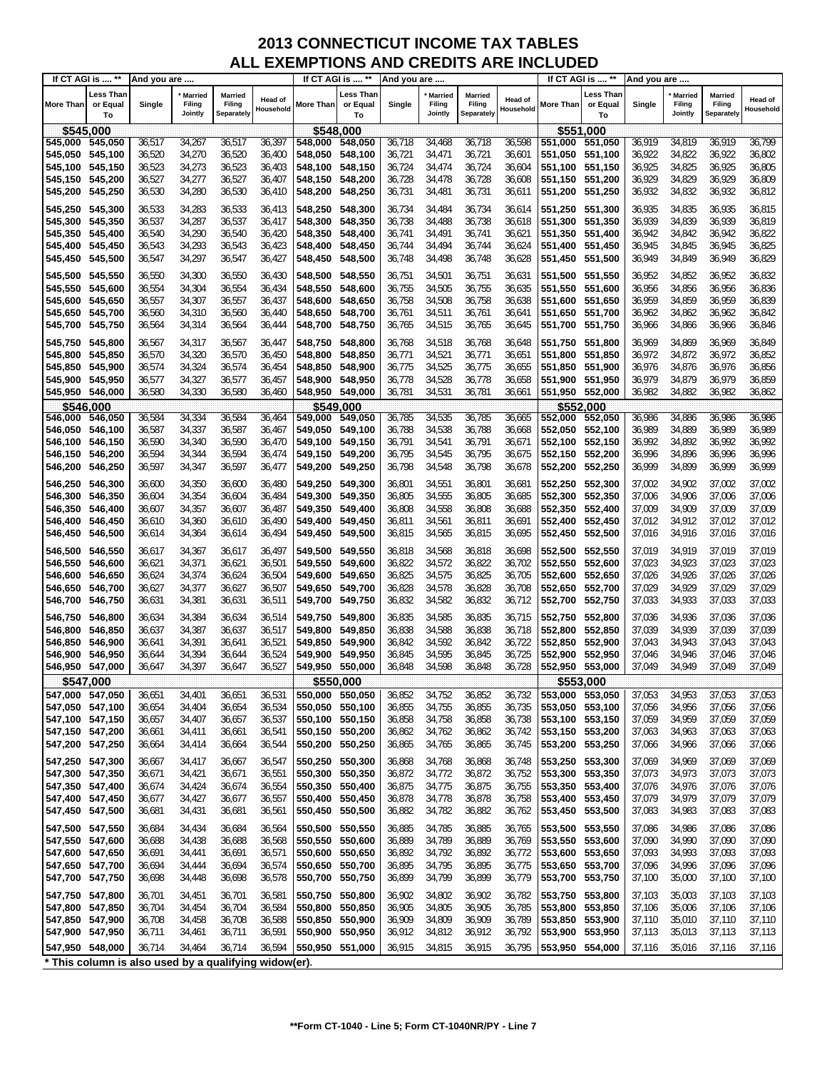# 2013 CONNECTICUT INCOME TAX TABLES
## ALL EXEMPTIONS AND CREDITS ARE INCLUDED

| If CT AGI is .... ** | | And you are .... | | | | If CT AGI is .... ** | | And you are .... | | | | If CT AGI is .... ** | | And you are .... | | | |
|---|---|---|---|---|---|---|---|---|---|---|---|---|---|---|---|---|---|
| More Than | Less Than or Equal To | Single | * Married Filing Jointly | Married Filing Separately | Head of Household | More Than | Less Than or Equal To | Single | * Married Filing Jointly | Married Filing Separately | Head of Household | More Than | Less Than or Equal To | Single | * Married Filing Jointly | Married Filing Separately | Head of Household |
| **$545,000** | | | | | | **$548,000** | | | | | | **$551,000** | | | | | |
| 545,000 | 545,050 | 36,517 | 34,267 | 36,517 | 36,397 | 548,000 | 548,050 | 36,718 | 34,468 | 36,718 | 36,598 | 551,000 | 551,050 | 36,919 | 34,819 | 36,919 | 36,799 |
| 545,050 | 545,100 | 36,520 | 34,270 | 36,520 | 36,400 | 548,050 | 548,100 | 36,721 | 34,471 | 36,721 | 36,601 | 551,050 | 551,100 | 36,922 | 34,822 | 36,922 | 36,802 |
| 545,100 | 545,150 | 36,523 | 34,273 | 36,523 | 36,403 | 548,100 | 548,150 | 36,724 | 34,474 | 36,724 | 36,604 | 551,100 | 551,150 | 36,925 | 34,825 | 36,925 | 36,805 |
| 545,150 | 545,200 | 36,527 | 34,277 | 36,527 | 36,407 | 548,150 | 548,200 | 36,728 | 34,478 | 36,728 | 36,608 | 551,150 | 551,200 | 36,929 | 34,829 | 36,929 | 36,809 |
| 545,200 | 545,250 | 36,530 | 34,280 | 36,530 | 36,410 | 548,200 | 548,250 | 36,731 | 34,481 | 36,731 | 36,611 | 551,200 | 551,250 | 36,932 | 34,832 | 36,932 | 36,812 |
| 545,250 | 545,300 | 36,533 | 34,283 | 36,533 | 36,413 | 548,250 | 548,300 | 36,734 | 34,484 | 36,734 | 36,614 | 551,250 | 551,300 | 36,935 | 34,835 | 36,935 | 36,815 |
| 545,300 | 545,350 | 36,537 | 34,287 | 36,537 | 36,417 | 548,300 | 548,350 | 36,738 | 34,488 | 36,738 | 36,618 | 551,300 | 551,350 | 36,939 | 34,839 | 36,939 | 36,819 |
| 545,350 | 545,400 | 36,540 | 34,290 | 36,540 | 36,420 | 548,350 | 548,400 | 36,741 | 34,491 | 36,741 | 36,621 | 551,350 | 551,400 | 36,942 | 34,842 | 36,942 | 36,822 |
| 545,400 | 545,450 | 36,543 | 34,293 | 36,543 | 36,423 | 548,400 | 548,450 | 36,744 | 34,494 | 36,744 | 36,624 | 551,400 | 551,450 | 36,945 | 34,845 | 36,945 | 36,825 |
| 545,450 | 545,500 | 36,547 | 34,297 | 36,547 | 36,427 | 548,450 | 548,500 | 36,748 | 34,498 | 36,748 | 36,628 | 551,450 | 551,500 | 36,949 | 34,849 | 36,949 | 36,829 |
| 545,500 | 545,550 | 36,550 | 34,300 | 36,550 | 36,430 | 548,500 | 548,550 | 36,751 | 34,501 | 36,751 | 36,631 | 551,500 | 551,550 | 36,952 | 34,852 | 36,952 | 36,832 |
| 545,550 | 545,600 | 36,554 | 34,304 | 36,554 | 36,434 | 548,550 | 548,600 | 36,755 | 34,505 | 36,755 | 36,635 | 551,550 | 551,600 | 36,956 | 34,856 | 36,956 | 36,836 |
| 545,600 | 545,650 | 36,557 | 34,307 | 36,557 | 36,437 | 548,600 | 548,650 | 36,758 | 34,508 | 36,758 | 36,638 | 551,600 | 551,650 | 36,959 | 34,859 | 36,959 | 36,839 |
| 545,650 | 545,700 | 36,560 | 34,310 | 36,560 | 36,440 | 548,650 | 548,700 | 36,761 | 34,511 | 36,761 | 36,641 | 551,650 | 551,700 | 36,962 | 34,862 | 36,962 | 36,842 |
| 545,700 | 545,750 | 36,564 | 34,314 | 36,564 | 36,444 | 548,700 | 548,750 | 36,765 | 34,515 | 36,765 | 36,645 | 551,700 | 551,750 | 36,966 | 34,866 | 36,966 | 36,846 |
| 545,750 | 545,800 | 36,567 | 34,317 | 36,567 | 36,447 | 548,750 | 548,800 | 36,768 | 34,518 | 36,768 | 36,648 | 551,750 | 551,800 | 36,969 | 34,869 | 36,969 | 36,849 |
| 545,800 | 545,850 | 36,570 | 34,320 | 36,570 | 36,450 | 548,800 | 548,850 | 36,771 | 34,521 | 36,771 | 36,651 | 551,800 | 551,850 | 36,972 | 34,872 | 36,972 | 36,852 |
| 545,850 | 545,900 | 36,574 | 34,324 | 36,574 | 36,454 | 548,850 | 548,900 | 36,775 | 34,525 | 36,775 | 36,655 | 551,850 | 551,900 | 36,976 | 34,876 | 36,976 | 36,856 |
| 545,900 | 545,950 | 36,577 | 34,327 | 36,577 | 36,457 | 548,900 | 548,950 | 36,778 | 34,528 | 36,778 | 36,658 | 551,900 | 551,950 | 36,979 | 34,879 | 36,979 | 36,859 |
| 545,950 | 546,000 | 36,580 | 34,330 | 36,580 | 36,460 | 548,950 | 549,000 | 36,781 | 34,531 | 36,781 | 36,661 | 551,950 | 552,000 | 36,982 | 34,882 | 36,982 | 36,862 |
| **$546,000** | | | | | | **$549,000** | | | | | | **$552,000** | | | | | |
| 546,000 | 546,050 | 36,584 | 34,334 | 36,584 | 36,464 | 549,000 | 549,050 | 36,785 | 34,535 | 36,785 | 36,665 | 552,000 | 552,050 | 36,986 | 34,886 | 36,986 | 36,986 |
| 546,050 | 546,100 | 36,587 | 34,337 | 36,587 | 36,467 | 549,050 | 549,100 | 36,788 | 34,538 | 36,788 | 36,668 | 552,050 | 552,100 | 36,989 | 34,889 | 36,989 | 36,989 |
| 546,100 | 546,150 | 36,590 | 34,340 | 36,590 | 36,470 | 549,100 | 549,150 | 36,791 | 34,541 | 36,791 | 36,671 | 552,100 | 552,150 | 36,992 | 34,892 | 36,992 | 36,992 |
| 546,150 | 546,200 | 36,594 | 34,344 | 36,594 | 36,474 | 549,150 | 549,200 | 36,795 | 34,545 | 36,795 | 36,675 | 552,150 | 552,200 | 36,996 | 34,896 | 36,996 | 36,996 |
| 546,200 | 546,250 | 36,597 | 34,347 | 36,597 | 36,477 | 549,200 | 549,250 | 36,798 | 34,548 | 36,798 | 36,678 | 552,200 | 552,250 | 36,999 | 34,899 | 36,999 | 36,999 |
| 546,250 | 546,300 | 36,600 | 34,350 | 36,600 | 36,480 | 549,250 | 549,300 | 36,801 | 34,551 | 36,801 | 36,681 | 552,250 | 552,300 | 37,002 | 34,902 | 37,002 | 37,002 |
| 546,300 | 546,350 | 36,604 | 34,354 | 36,604 | 36,484 | 549,300 | 549,350 | 36,805 | 34,555 | 36,805 | 36,685 | 552,300 | 552,350 | 37,006 | 34,906 | 37,006 | 37,006 |
| 546,350 | 546,400 | 36,607 | 34,357 | 36,607 | 36,487 | 549,350 | 549,400 | 36,808 | 34,558 | 36,808 | 36,688 | 552,350 | 552,400 | 37,009 | 34,909 | 37,009 | 37,009 |
| 546,400 | 546,450 | 36,610 | 34,360 | 36,610 | 36,490 | 549,400 | 549,450 | 36,811 | 34,561 | 36,811 | 36,691 | 552,400 | 552,450 | 37,012 | 34,912 | 37,012 | 37,012 |
| 546,450 | 546,500 | 36,614 | 34,364 | 36,614 | 36,494 | 549,450 | 549,500 | 36,815 | 34,565 | 36,815 | 36,695 | 552,450 | 552,500 | 37,016 | 34,916 | 37,016 | 37,016 |
| 546,500 | 546,550 | 36,617 | 34,367 | 36,617 | 36,497 | 549,500 | 549,550 | 36,818 | 34,568 | 36,818 | 36,698 | 552,500 | 552,550 | 37,019 | 34,919 | 37,019 | 37,019 |
| 546,550 | 546,600 | 36,621 | 34,371 | 36,621 | 36,501 | 549,550 | 549,600 | 36,822 | 34,572 | 36,822 | 36,702 | 552,550 | 552,600 | 37,023 | 34,923 | 37,023 | 37,023 |
| 546,600 | 546,650 | 36,624 | 34,374 | 36,624 | 36,504 | 549,600 | 549,650 | 36,825 | 34,575 | 36,825 | 36,705 | 552,600 | 552,650 | 37,026 | 34,926 | 37,026 | 37,026 |
| 546,650 | 546,700 | 36,627 | 34,377 | 36,627 | 36,507 | 549,650 | 549,700 | 36,828 | 34,578 | 36,828 | 36,708 | 552,650 | 552,700 | 37,029 | 34,929 | 37,029 | 37,029 |
| 546,700 | 546,750 | 36,631 | 34,381 | 36,631 | 36,511 | 549,700 | 549,750 | 36,832 | 34,582 | 36,832 | 36,712 | 552,700 | 552,750 | 37,033 | 34,933 | 37,033 | 37,033 |
| 546,750 | 546,800 | 36,634 | 34,384 | 36,634 | 36,514 | 549,750 | 549,800 | 36,835 | 34,585 | 36,835 | 36,715 | 552,750 | 552,800 | 37,036 | 34,936 | 37,036 | 37,036 |
| 546,800 | 546,850 | 36,637 | 34,387 | 36,637 | 36,517 | 549,800 | 549,850 | 36,838 | 34,588 | 36,838 | 36,718 | 552,800 | 552,850 | 37,039 | 34,939 | 37,039 | 37,039 |
| 546,850 | 546,900 | 36,641 | 34,391 | 36,641 | 36,521 | 549,850 | 549,900 | 36,842 | 34,592 | 36,842 | 36,722 | 552,850 | 552,900 | 37,043 | 34,943 | 37,043 | 37,043 |
| 546,900 | 546,950 | 36,644 | 34,394 | 36,644 | 36,524 | 549,900 | 549,950 | 36,845 | 34,595 | 36,845 | 36,725 | 552,900 | 552,950 | 37,046 | 34,946 | 37,046 | 37,046 |
| 546,950 | 547,000 | 36,647 | 34,397 | 36,647 | 36,527 | 549,950 | 550,000 | 36,848 | 34,598 | 36,848 | 36,728 | 552,950 | 553,000 | 37,049 | 34,949 | 37,049 | 37,049 |
| **$547,000** | | | | | | **$550,000** | | | | | | **$553,000** | | | | | |
| 547,000 | 547,050 | 36,651 | 34,401 | 36,651 | 36,531 | 550,000 | 550,050 | 36,852 | 34,752 | 36,852 | 36,732 | 553,000 | 553,050 | 37,053 | 34,953 | 37,053 | 37,053 |
| 547,050 | 547,100 | 36,654 | 34,404 | 36,654 | 36,534 | 550,050 | 550,100 | 36,855 | 34,755 | 36,855 | 36,735 | 553,050 | 553,100 | 37,056 | 34,956 | 37,056 | 37,056 |
| 547,100 | 547,150 | 36,657 | 34,407 | 36,657 | 36,537 | 550,100 | 550,150 | 36,858 | 34,758 | 36,858 | 36,738 | 553,100 | 553,150 | 37,059 | 34,959 | 37,059 | 37,059 |
| 547,150 | 547,200 | 36,661 | 34,411 | 36,661 | 36,541 | 550,150 | 550,200 | 36,862 | 34,762 | 36,862 | 36,742 | 553,150 | 553,200 | 37,063 | 34,963 | 37,063 | 37,063 |
| 547,200 | 547,250 | 36,664 | 34,414 | 36,664 | 36,544 | 550,200 | 550,250 | 36,865 | 34,765 | 36,865 | 36,745 | 553,200 | 553,250 | 37,066 | 34,966 | 37,066 | 37,066 |
| 547,250 | 547,300 | 36,667 | 34,417 | 36,667 | 36,547 | 550,250 | 550,300 | 36,868 | 34,768 | 36,868 | 36,748 | 553,250 | 553,300 | 37,069 | 34,969 | 37,069 | 37,069 |
| 547,300 | 547,350 | 36,671 | 34,421 | 36,671 | 36,551 | 550,300 | 550,350 | 36,872 | 34,772 | 36,872 | 36,752 | 553,300 | 553,350 | 37,073 | 34,973 | 37,073 | 37,073 |
| 547,350 | 547,400 | 36,674 | 34,424 | 36,674 | 36,554 | 550,350 | 550,400 | 36,875 | 34,775 | 36,875 | 36,755 | 553,350 | 553,400 | 37,076 | 34,976 | 37,076 | 37,076 |
| 547,400 | 547,450 | 36,677 | 34,427 | 36,677 | 36,557 | 550,400 | 550,450 | 36,878 | 34,778 | 36,878 | 36,758 | 553,400 | 553,450 | 37,079 | 34,979 | 37,079 | 37,079 |
| 547,450 | 547,500 | 36,681 | 34,431 | 36,681 | 36,561 | 550,450 | 550,500 | 36,882 | 34,782 | 36,882 | 36,762 | 553,450 | 553,500 | 37,083 | 34,983 | 37,083 | 37,083 |
| 547,500 | 547,550 | 36,684 | 34,434 | 36,684 | 36,564 | 550,500 | 550,550 | 36,885 | 34,785 | 36,885 | 36,765 | 553,500 | 553,550 | 37,086 | 34,986 | 37,086 | 37,086 |
| 547,550 | 547,600 | 36,688 | 34,438 | 36,688 | 36,568 | 550,550 | 550,600 | 36,889 | 34,789 | 36,889 | 36,769 | 553,550 | 553,600 | 37,090 | 34,990 | 37,090 | 37,090 |
| 547,600 | 547,650 | 36,691 | 34,441 | 36,691 | 36,571 | 550,600 | 550,650 | 36,892 | 34,792 | 36,892 | 36,772 | 553,600 | 553,650 | 37,093 | 34,993 | 37,093 | 37,093 |
| 547,650 | 547,700 | 36,694 | 34,444 | 36,694 | 36,574 | 550,650 | 550,700 | 36,895 | 34,795 | 36,895 | 36,775 | 553,650 | 553,700 | 37,096 | 34,996 | 37,096 | 37,096 |
| 547,700 | 547,750 | 36,698 | 34,448 | 36,698 | 36,578 | 550,700 | 550,750 | 36,899 | 34,799 | 36,899 | 36,779 | 553,700 | 553,750 | 37,100 | 35,000 | 37,100 | 37,100 |
| 547,750 | 547,800 | 36,701 | 34,451 | 36,701 | 36,581 | 550,750 | 550,800 | 36,902 | 34,802 | 36,902 | 36,782 | 553,750 | 553,800 | 37,103 | 35,003 | 37,103 | 37,103 |
| 547,800 | 547,850 | 36,704 | 34,454 | 36,704 | 36,584 | 550,800 | 550,850 | 36,905 | 34,805 | 36,905 | 36,785 | 553,800 | 553,850 | 37,106 | 35,006 | 37,106 | 37,106 |
| 547,850 | 547,900 | 36,708 | 34,458 | 36,708 | 36,588 | 550,850 | 550,900 | 36,909 | 34,809 | 36,909 | 36,789 | 553,850 | 553,900 | 37,110 | 35,010 | 37,110 | 37,110 |
| 547,900 | 547,950 | 36,711 | 34,461 | 36,711 | 36,591 | 550,900 | 550,950 | 36,912 | 34,812 | 36,912 | 36,792 | 553,900 | 553,950 | 37,113 | 35,013 | 37,113 | 37,113 |
| 547,950 | 548,000 | 36,714 | 34,464 | 36,714 | 36,594 | 550,950 | 551,000 | 36,915 | 34,815 | 36,915 | 36,795 | 553,950 | 554,000 | 37,116 | 35,016 | 37,116 | 37,116 |

**\* This column is also used by a qualifying widow(er).**

**\*\*Form CT-1040 - Line 5; Form CT-1040NR/PY - Line 7**